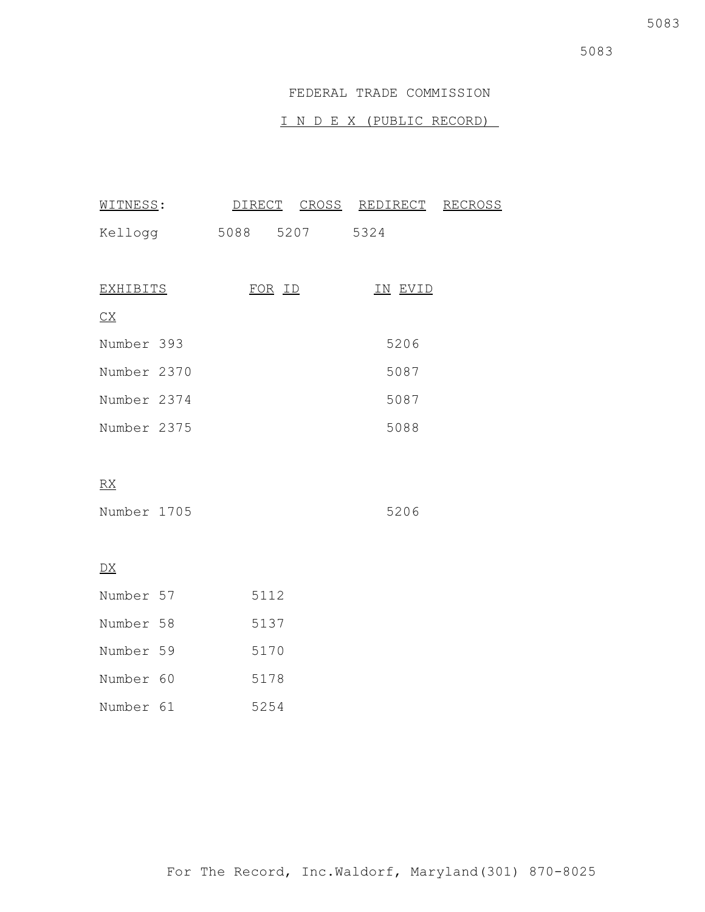# FEDERAL TRADE COMMISSION

## I N D E X (PUBLIC RECORD)

| WITNESS: | DIRECT | CROSS | REDIRECT | RECROSS |
|---|---|---|---|---|
| Kellogg | 5088 | 5207 | 5324 | |

| EXHIBITS | FOR ID | IN EVID |
|---|---|---|
| CX | | |
| Number 393 | | 5206 |
| Number 2370 | | 5087 |
| Number 2374 | | 5087 |
| Number 2375 | | 5088 |
| RX | | |
| Number 1705 | | 5206 |
| DX | | |
| Number 57 | 5112 | |
| Number 58 | 5137 | |
| Number 59 | 5170 | |
| Number 60 | 5178 | |
| Number 61 | 5254 | |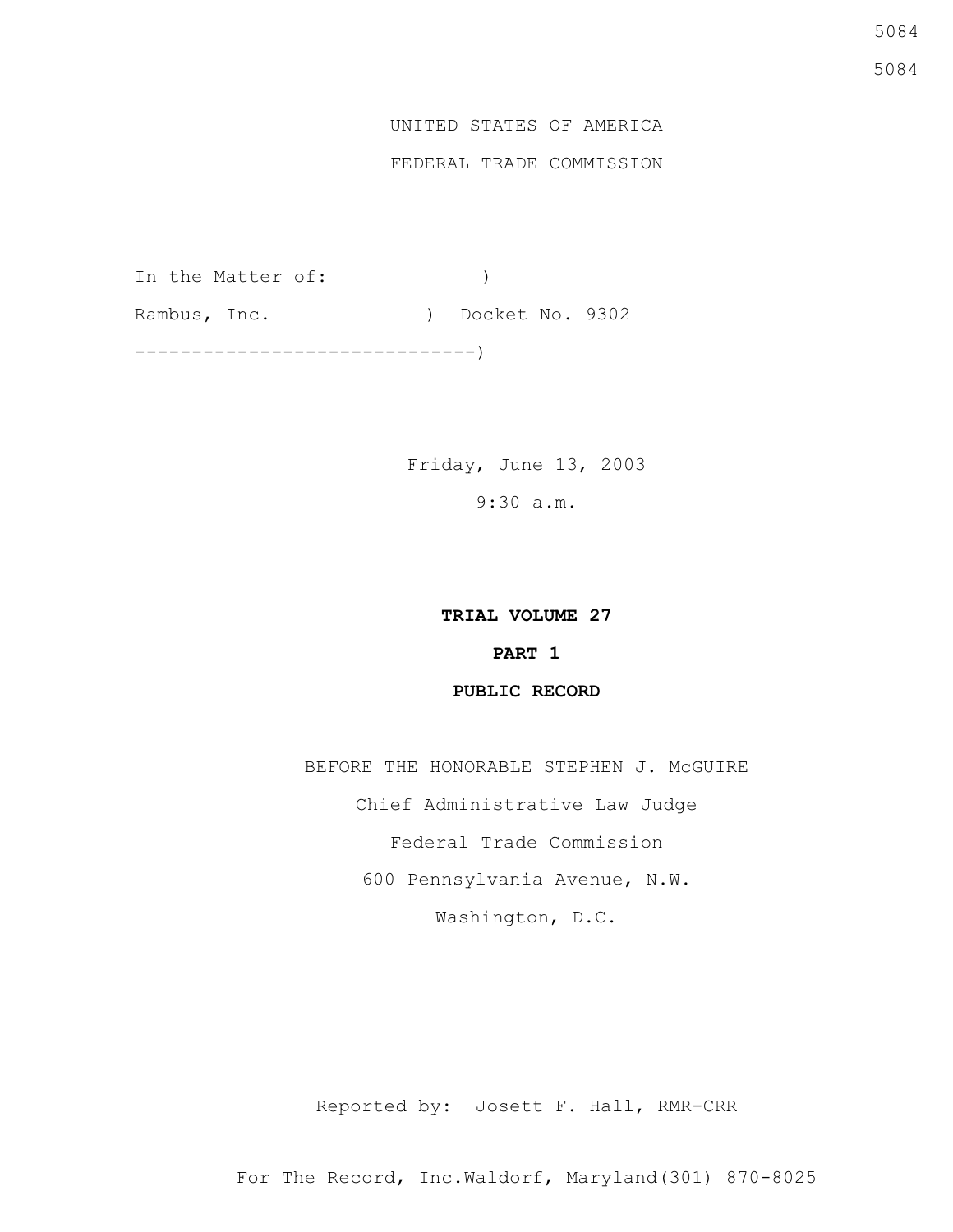UNITED STATES OF AMERICA

FEDERAL TRADE COMMISSION

In the Matter of: )

Rambus, Inc. ) Docket No. 9302

------------------------------)

Friday, June 13, 2003

9:30 a.m.

**TRIAL VOLUME 27**

**PART 1**

**PUBLIC RECORD**

BEFORE THE HONORABLE STEPHEN J. McGUIRE

Chief Administrative Law Judge

Federal Trade Commission

600 Pennsylvania Avenue, N.W.

Washington, D.C.

Reported by: Josett F. Hall, RMR-CRR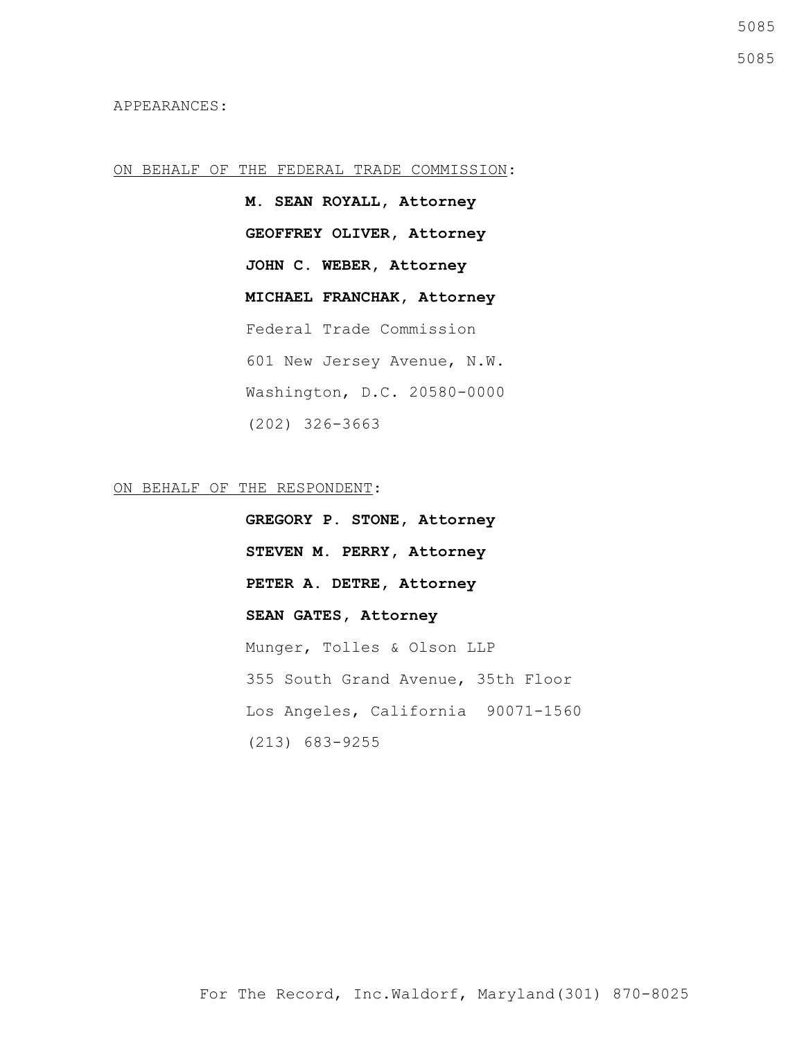APPEARANCES:

ON BEHALF OF THE FEDERAL TRADE COMMISSION:

**M. SEAN ROYALL, Attorney**

**GEOFFREY OLIVER, Attorney**

**JOHN C. WEBER, Attorney**

**MICHAEL FRANCHAK, Attorney**

Federal Trade Commission

601 New Jersey Avenue, N.W.

Washington, D.C. 20580-0000

(202) 326-3663

ON BEHALF OF THE RESPONDENT:

**GREGORY P. STONE, Attorney**

**STEVEN M. PERRY, Attorney**

**PETER A. DETRE, Attorney**

**SEAN GATES, Attorney**

Munger, Tolles & Olson LLP

355 South Grand Avenue, 35th Floor

Los Angeles, California 90071-1560

(213) 683-9255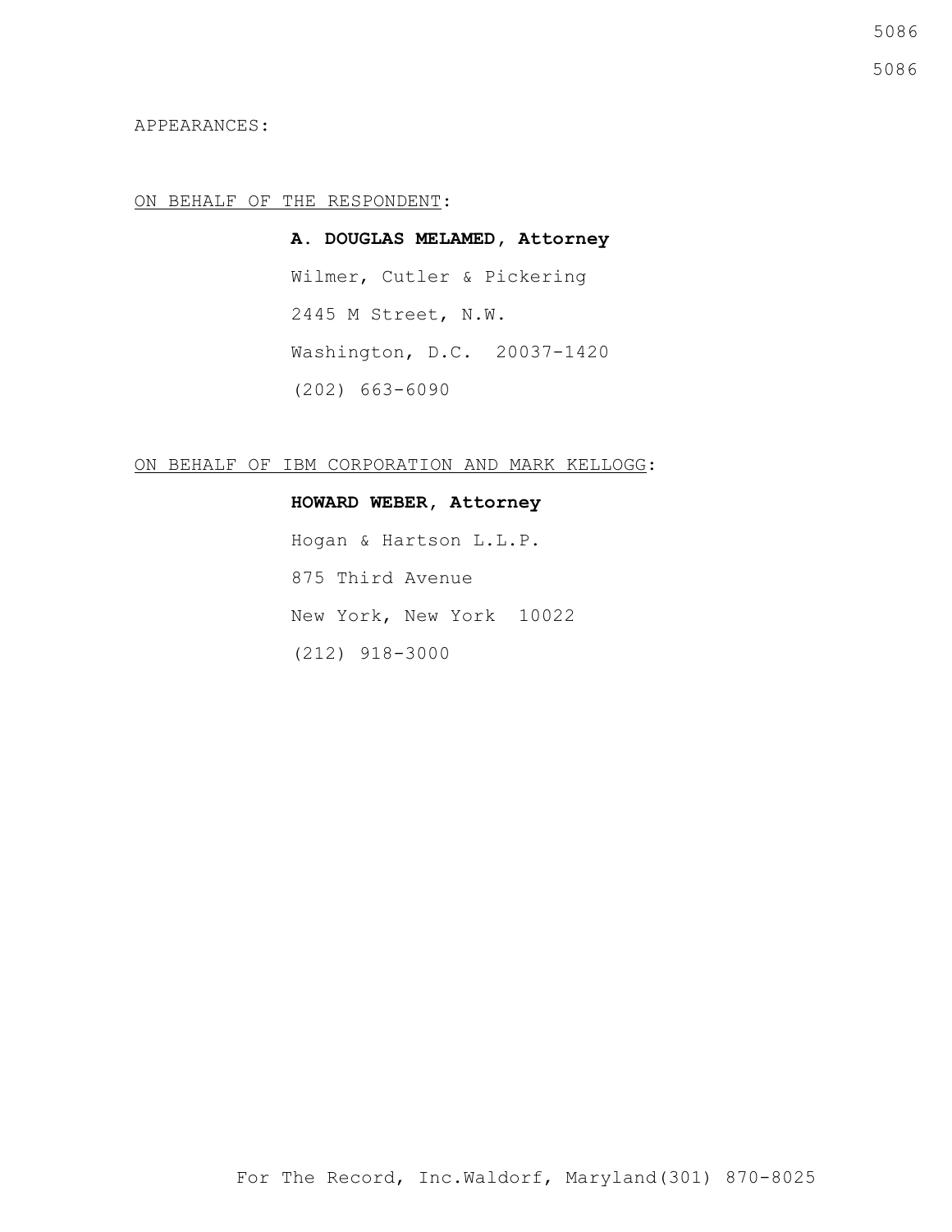APPEARANCES:

ON BEHALF OF THE RESPONDENT:

**A. DOUGLAS MELAMED, Attorney**

Wilmer, Cutler & Pickering

2445 M Street, N.W.

Washington, D.C. 20037-1420

(202) 663-6090

ON BEHALF OF IBM CORPORATION AND MARK KELLOGG:

**HOWARD WEBER, Attorney**

Hogan & Hartson L.L.P.

875 Third Avenue

New York, New York 10022

(212) 918-3000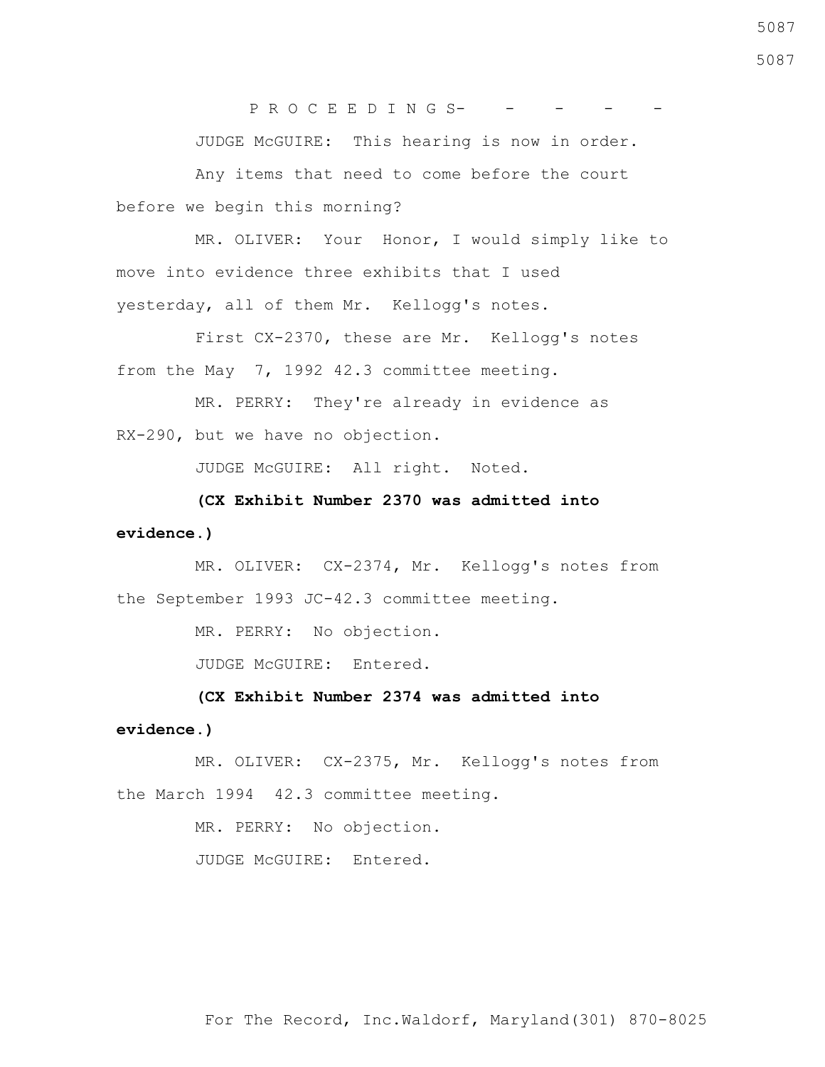P R O C E E D I N G S- - - - -

JUDGE McGUIRE: This hearing is now in order.

Any items that need to come before the court before we begin this morning?

MR. OLIVER: Your Honor, I would simply like to move into evidence three exhibits that I used yesterday, all of them Mr. Kellogg's notes.

First CX-2370, these are Mr. Kellogg's notes from the May 7, 1992 42.3 committee meeting.

MR. PERRY: They're already in evidence as RX-290, but we have no objection.

JUDGE McGUIRE: All right. Noted.

**(CX Exhibit Number 2370 was admitted into evidence.)**

MR. OLIVER: CX-2374, Mr. Kellogg's notes from the September 1993 JC-42.3 committee meeting.

MR. PERRY: No objection.

JUDGE McGUIRE: Entered.

**(CX Exhibit Number 2374 was admitted into evidence.)**

MR. OLIVER: CX-2375, Mr. Kellogg's notes from the March 1994 42.3 committee meeting.

MR. PERRY: No objection.

JUDGE McGUIRE: Entered.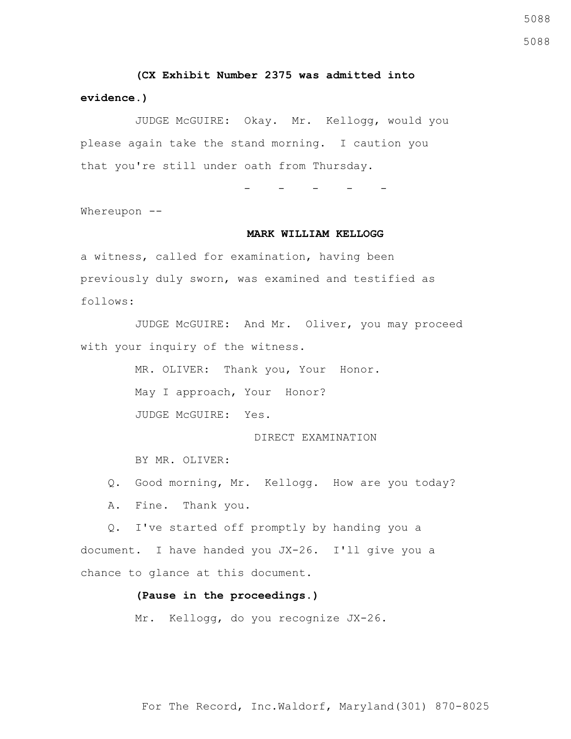**(CX Exhibit Number 2375 was admitted into evidence.)**

JUDGE McGUIRE: Okay. Mr. Kellogg, would you please again take the stand morning. I caution you that you're still under oath from Thursday.

\- - - - -

Whereupon --

**MARK WILLIAM KELLOGG**

a witness, called for examination, having been previously duly sworn, was examined and testified as follows:

JUDGE McGUIRE: And Mr. Oliver, you may proceed with your inquiry of the witness.

MR. OLIVER: Thank you, Your Honor.

May I approach, Your Honor?

JUDGE McGUIRE: Yes.

DIRECT EXAMINATION

BY MR. OLIVER:

Q. Good morning, Mr. Kellogg. How are you today?

A. Fine. Thank you.

Q. I've started off promptly by handing you a document. I have handed you JX-26. I'll give you a chance to glance at this document.

**(Pause in the proceedings.)**

Mr. Kellogg, do you recognize JX-26.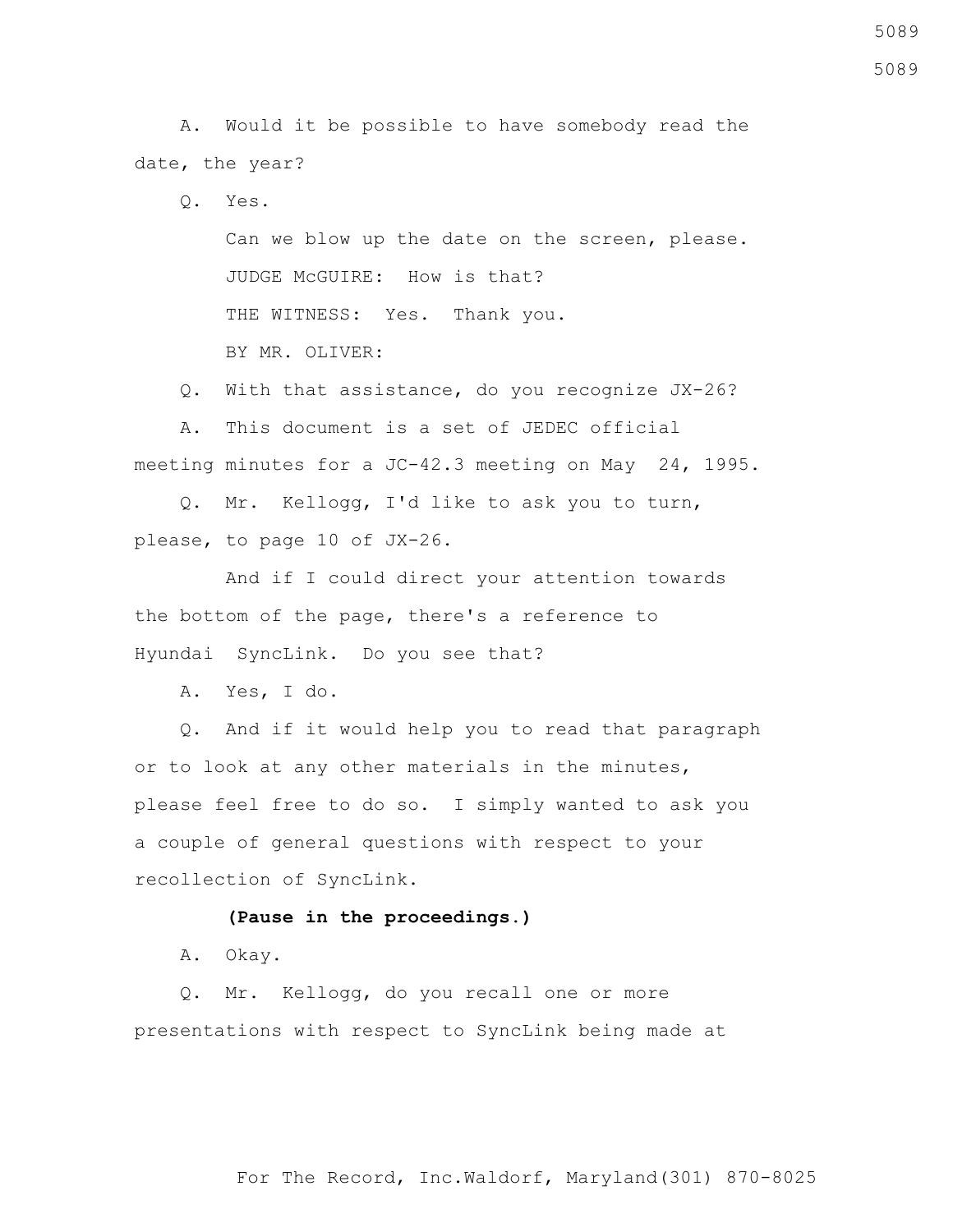A. Would it be possible to have somebody read the date, the year?

Q. Yes.

Can we blow up the date on the screen, please.

JUDGE McGUIRE: How is that?

THE WITNESS: Yes. Thank you.

BY MR. OLIVER:

Q. With that assistance, do you recognize JX-26?

A. This document is a set of JEDEC official meeting minutes for a JC-42.3 meeting on May 24, 1995.

Q. Mr. Kellogg, I'd like to ask you to turn, please, to page 10 of JX-26.

And if I could direct your attention towards the bottom of the page, there's a reference to Hyundai SyncLink. Do you see that?

A. Yes, I do.

Q. And if it would help you to read that paragraph or to look at any other materials in the minutes, please feel free to do so. I simply wanted to ask you a couple of general questions with respect to your recollection of SyncLink.

**(Pause in the proceedings.)**

A. Okay.

Q. Mr. Kellogg, do you recall one or more presentations with respect to SyncLink being made at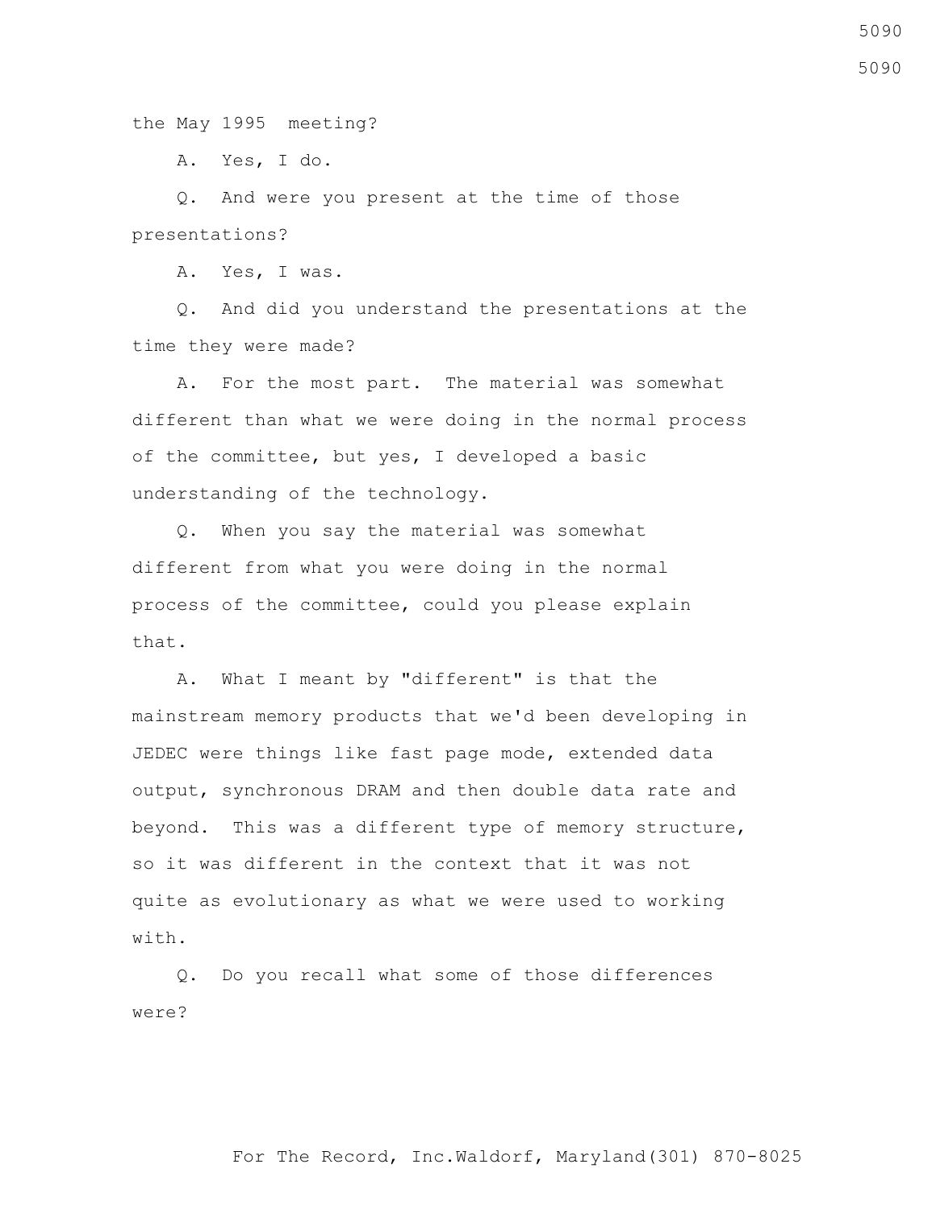the May 1995 meeting?

A. Yes, I do.

Q. And were you present at the time of those presentations?

A. Yes, I was.

Q. And did you understand the presentations at the time they were made?

A. For the most part. The material was somewhat different than what we were doing in the normal process of the committee, but yes, I developed a basic understanding of the technology.

Q. When you say the material was somewhat different from what you were doing in the normal process of the committee, could you please explain that.

A. What I meant by "different" is that the mainstream memory products that we'd been developing in JEDEC were things like fast page mode, extended data output, synchronous DRAM and then double data rate and beyond. This was a different type of memory structure, so it was different in the context that it was not quite as evolutionary as what we were used to working with.

Q. Do you recall what some of those differences were?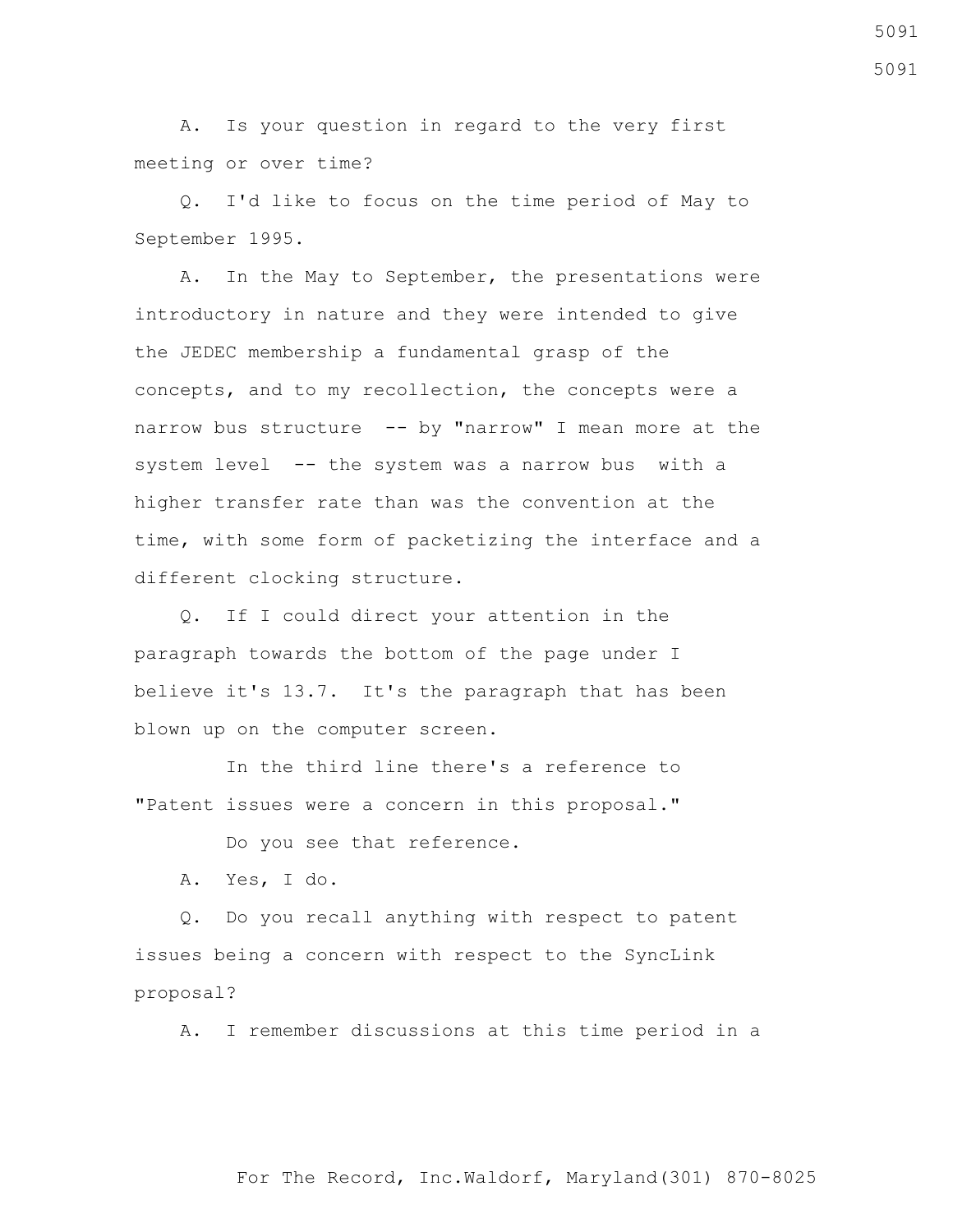A. Is your question in regard to the very first meeting or over time?

Q. I'd like to focus on the time period of May to September 1995.

A. In the May to September, the presentations were introductory in nature and they were intended to give the JEDEC membership a fundamental grasp of the concepts, and to my recollection, the concepts were a narrow bus structure -- by "narrow" I mean more at the system level -- the system was a narrow bus with a higher transfer rate than was the convention at the time, with some form of packetizing the interface and a different clocking structure.

Q. If I could direct your attention in the paragraph towards the bottom of the page under I believe it's 13.7. It's the paragraph that has been blown up on the computer screen.

In the third line there's a reference to "Patent issues were a concern in this proposal."

Do you see that reference.

A. Yes, I do.

Q. Do you recall anything with respect to patent issues being a concern with respect to the SyncLink proposal?

A. I remember discussions at this time period in a

For The Record, Inc.Waldorf, Maryland(301) 870-8025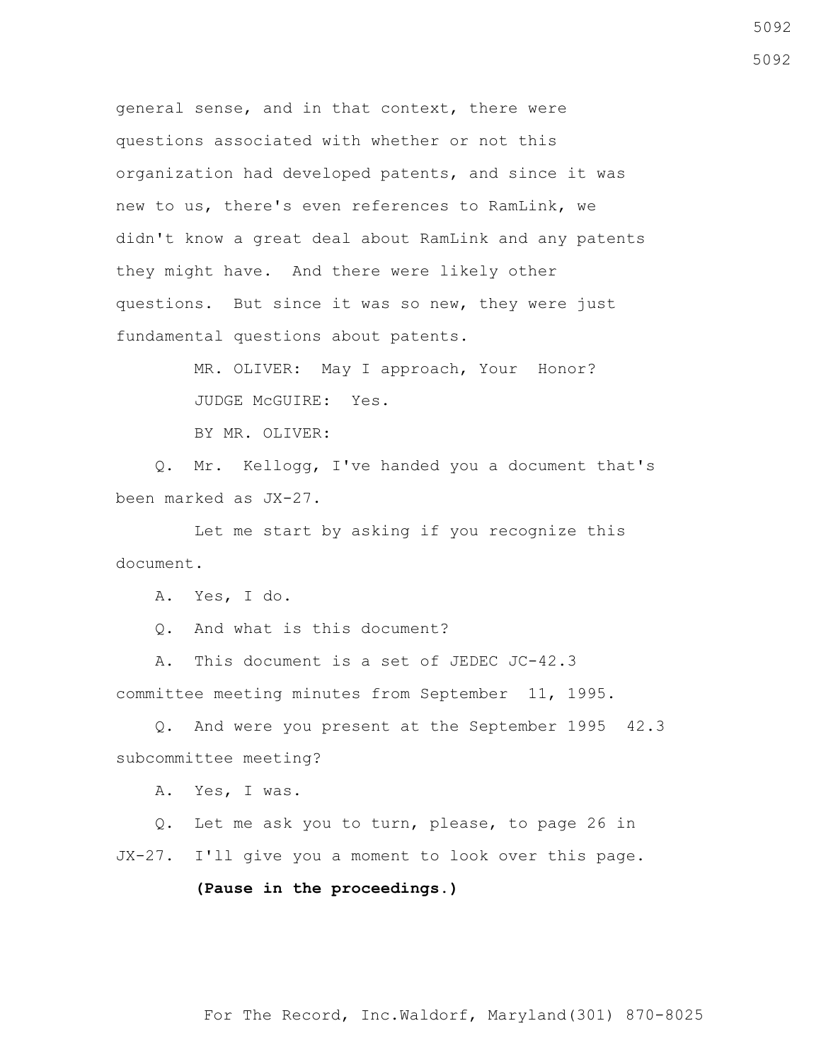general sense, and in that context, there were questions associated with whether or not this organization had developed patents, and since it was new to us, there's even references to RamLink, we didn't know a great deal about RamLink and any patents they might have. And there were likely other questions. But since it was so new, they were just fundamental questions about patents.

MR. OLIVER: May I approach, Your Honor?

JUDGE McGUIRE: Yes.

BY MR. OLIVER:

Q. Mr. Kellogg, I've handed you a document that's been marked as JX-27.

Let me start by asking if you recognize this document.

A. Yes, I do.

Q. And what is this document?

A. This document is a set of JEDEC JC-42.3 committee meeting minutes from September 11, 1995.

Q. And were you present at the September 1995 42.3 subcommittee meeting?

A. Yes, I was.

Q. Let me ask you to turn, please, to page 26 in JX-27. I'll give you a moment to look over this page.

**(Pause in the proceedings.)**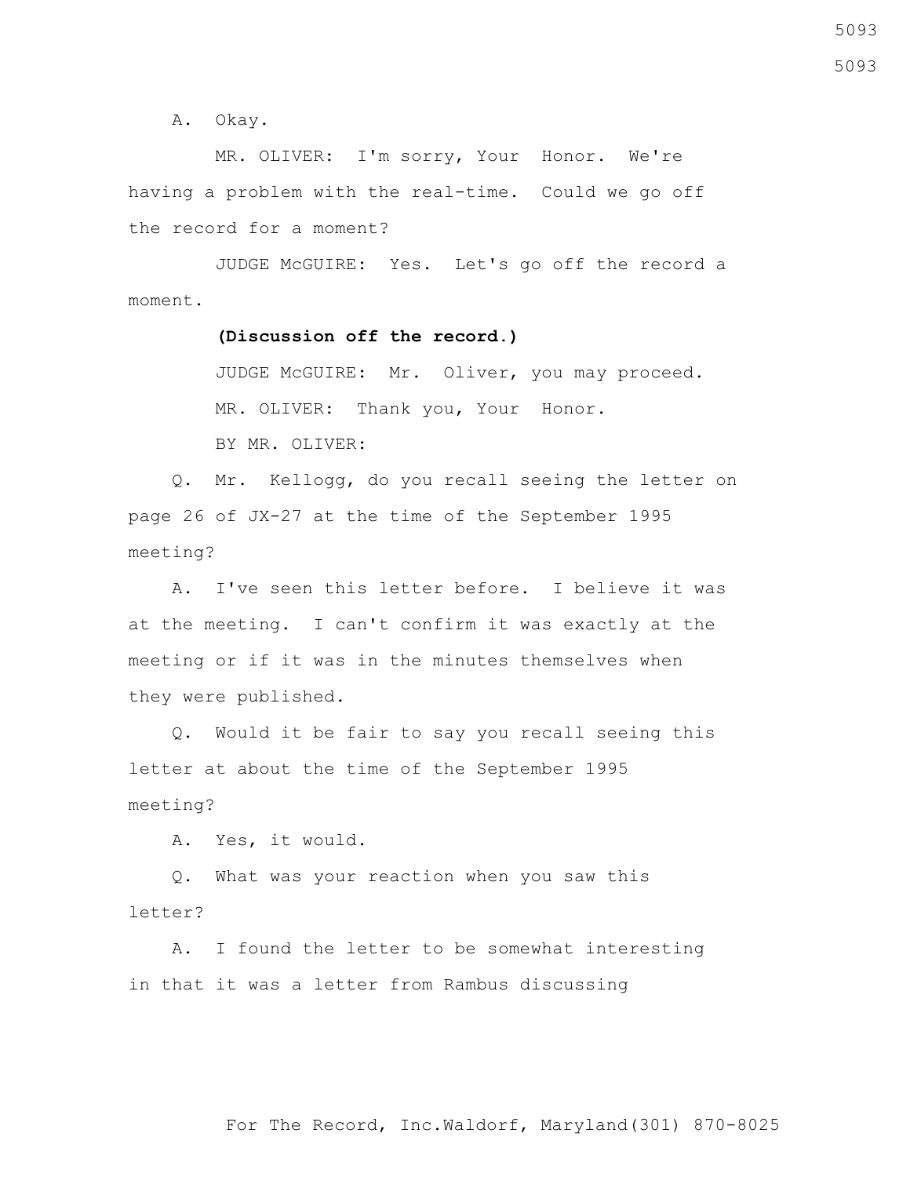A. Okay.

MR. OLIVER: I'm sorry, Your Honor. We're having a problem with the real-time. Could we go off the record for a moment?

JUDGE McGUIRE: Yes. Let's go off the record a moment.

**(Discussion off the record.)**

JUDGE McGUIRE: Mr. Oliver, you may proceed.

MR. OLIVER: Thank you, Your Honor.

BY MR. OLIVER:

Q. Mr. Kellogg, do you recall seeing the letter on page 26 of JX-27 at the time of the September 1995 meeting?

A. I've seen this letter before. I believe it was at the meeting. I can't confirm it was exactly at the meeting or if it was in the minutes themselves when they were published.

Q. Would it be fair to say you recall seeing this letter at about the time of the September 1995 meeting?

A. Yes, it would.

Q. What was your reaction when you saw this letter?

A. I found the letter to be somewhat interesting in that it was a letter from Rambus discussing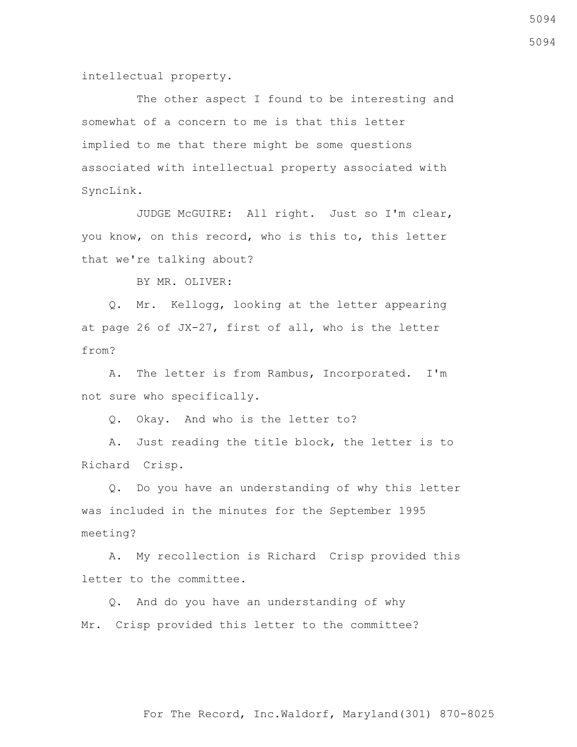intellectual property.

The other aspect I found to be interesting and somewhat of a concern to me is that this letter implied to me that there might be some questions associated with intellectual property associated with SyncLink.

JUDGE McGUIRE: All right. Just so I'm clear, you know, on this record, who is this to, this letter that we're talking about?

BY MR. OLIVER:

Q. Mr. Kellogg, looking at the letter appearing at page 26 of JX-27, first of all, who is the letter from?

A. The letter is from Rambus, Incorporated. I'm not sure who specifically.

Q. Okay. And who is the letter to?

A. Just reading the title block, the letter is to Richard Crisp.

Q. Do you have an understanding of why this letter was included in the minutes for the September 1995 meeting?

A. My recollection is Richard Crisp provided this letter to the committee.

Q. And do you have an understanding of why Mr. Crisp provided this letter to the committee?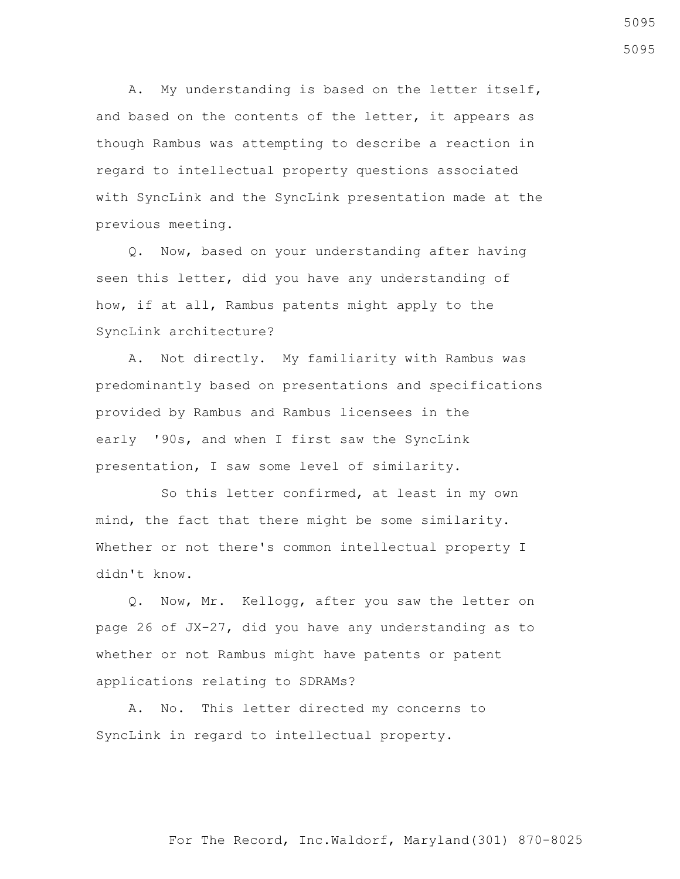A. My understanding is based on the letter itself, and based on the contents of the letter, it appears as though Rambus was attempting to describe a reaction in regard to intellectual property questions associated with SyncLink and the SyncLink presentation made at the previous meeting.

Q. Now, based on your understanding after having seen this letter, did you have any understanding of how, if at all, Rambus patents might apply to the SyncLink architecture?

A. Not directly. My familiarity with Rambus was predominantly based on presentations and specifications provided by Rambus and Rambus licensees in the early '90s, and when I first saw the SyncLink presentation, I saw some level of similarity.

So this letter confirmed, at least in my own mind, the fact that there might be some similarity. Whether or not there's common intellectual property I didn't know.

Q. Now, Mr. Kellogg, after you saw the letter on page 26 of JX-27, did you have any understanding as to whether or not Rambus might have patents or patent applications relating to SDRAMs?

A. No. This letter directed my concerns to SyncLink in regard to intellectual property.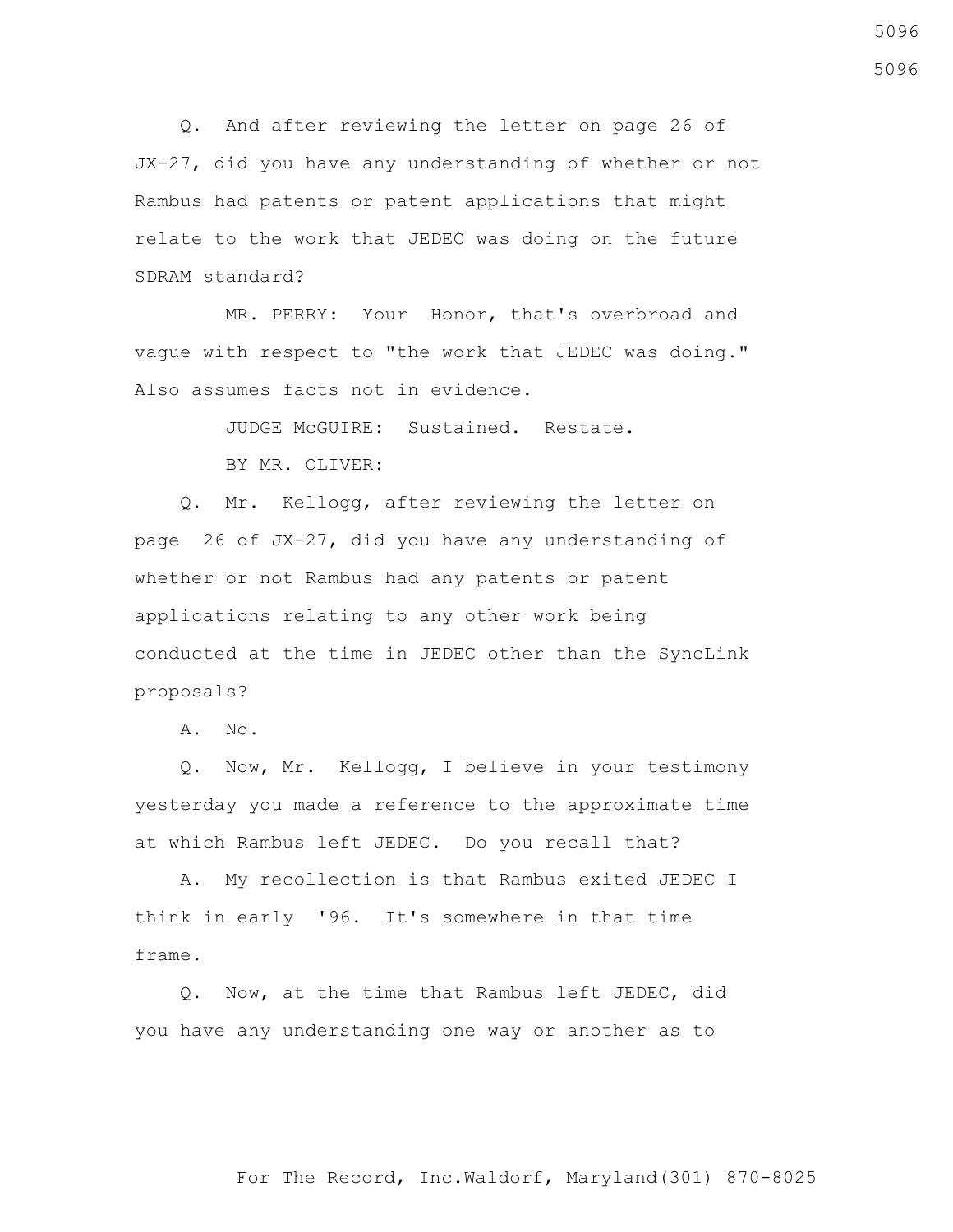Q. And after reviewing the letter on page 26 of JX-27, did you have any understanding of whether or not Rambus had patents or patent applications that might relate to the work that JEDEC was doing on the future SDRAM standard?

MR. PERRY: Your Honor, that's overbroad and vague with respect to "the work that JEDEC was doing." Also assumes facts not in evidence.

JUDGE McGUIRE: Sustained. Restate.

BY MR. OLIVER:

Q. Mr. Kellogg, after reviewing the letter on page 26 of JX-27, did you have any understanding of whether or not Rambus had any patents or patent applications relating to any other work being conducted at the time in JEDEC other than the SyncLink proposals?

A. No.

Q. Now, Mr. Kellogg, I believe in your testimony yesterday you made a reference to the approximate time at which Rambus left JEDEC. Do you recall that?

A. My recollection is that Rambus exited JEDEC I think in early '96. It's somewhere in that time frame.

Q. Now, at the time that Rambus left JEDEC, did you have any understanding one way or another as to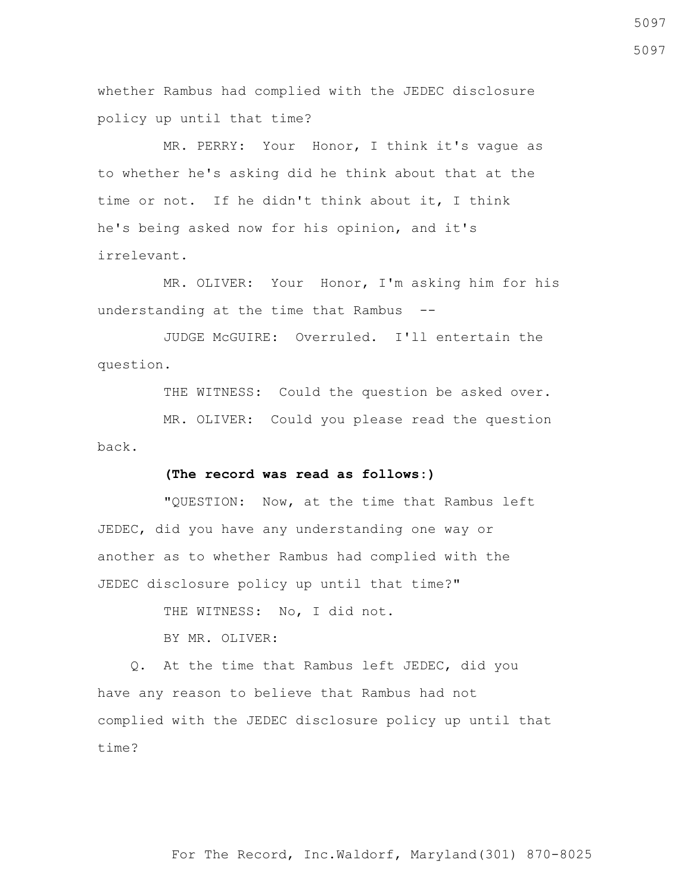whether Rambus had complied with the JEDEC disclosure policy up until that time?

MR. PERRY: Your Honor, I think it's vague as to whether he's asking did he think about that at the time or not. If he didn't think about it, I think he's being asked now for his opinion, and it's irrelevant.

MR. OLIVER: Your Honor, I'm asking him for his understanding at the time that Rambus --

JUDGE McGUIRE: Overruled. I'll entertain the question.

THE WITNESS: Could the question be asked over.

MR. OLIVER: Could you please read the question back.

**(The record was read as follows:)**

"QUESTION: Now, at the time that Rambus left JEDEC, did you have any understanding one way or another as to whether Rambus had complied with the JEDEC disclosure policy up until that time?"

THE WITNESS: No, I did not.

BY MR. OLIVER:

Q. At the time that Rambus left JEDEC, did you have any reason to believe that Rambus had not complied with the JEDEC disclosure policy up until that time?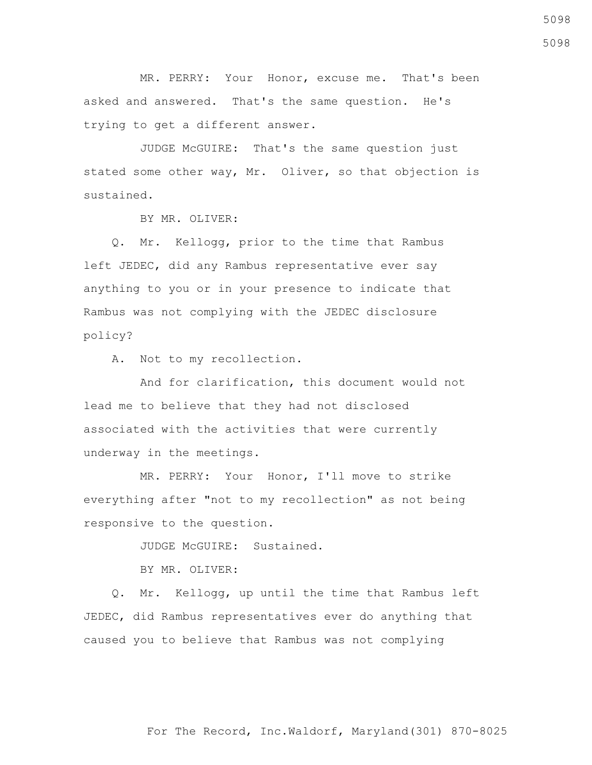MR. PERRY: Your Honor, excuse me. That's been asked and answered. That's the same question. He's trying to get a different answer.

JUDGE McGUIRE: That's the same question just stated some other way, Mr. Oliver, so that objection is sustained.

BY MR. OLIVER:

Q. Mr. Kellogg, prior to the time that Rambus left JEDEC, did any Rambus representative ever say anything to you or in your presence to indicate that Rambus was not complying with the JEDEC disclosure policy?

A. Not to my recollection.

And for clarification, this document would not lead me to believe that they had not disclosed associated with the activities that were currently underway in the meetings.

MR. PERRY: Your Honor, I'll move to strike everything after "not to my recollection" as not being responsive to the question.

JUDGE McGUIRE: Sustained.

BY MR. OLIVER:

Q. Mr. Kellogg, up until the time that Rambus left JEDEC, did Rambus representatives ever do anything that caused you to believe that Rambus was not complying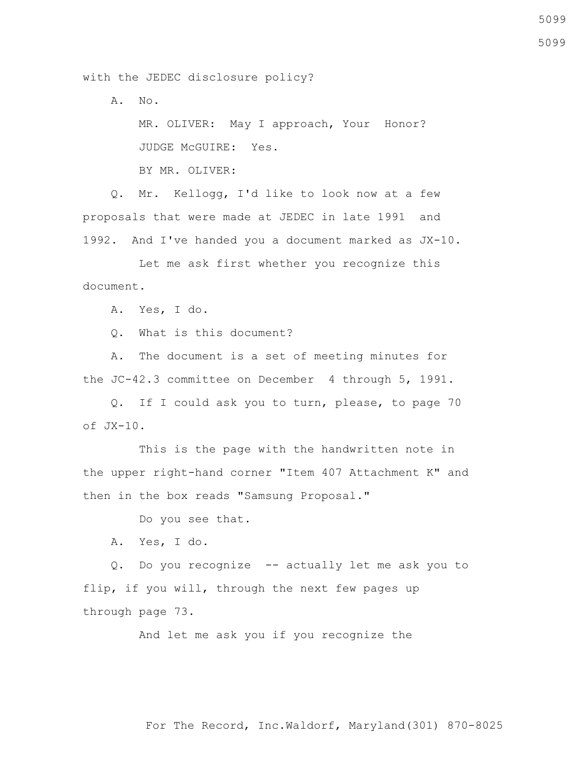with the JEDEC disclosure policy?

A. No.

MR. OLIVER: May I approach, Your Honor?

JUDGE McGUIRE: Yes.

BY MR. OLIVER:

Q. Mr. Kellogg, I'd like to look now at a few proposals that were made at JEDEC in late 1991 and 1992. And I've handed you a document marked as JX-10.

Let me ask first whether you recognize this document.

A. Yes, I do.

Q. What is this document?

A. The document is a set of meeting minutes for the JC-42.3 committee on December 4 through 5, 1991.

Q. If I could ask you to turn, please, to page 70 of JX-10.

This is the page with the handwritten note in the upper right-hand corner "Item 407 Attachment K" and then in the box reads "Samsung Proposal."

Do you see that.

A. Yes, I do.

Q. Do you recognize -- actually let me ask you to flip, if you will, through the next few pages up through page 73.

And let me ask you if you recognize the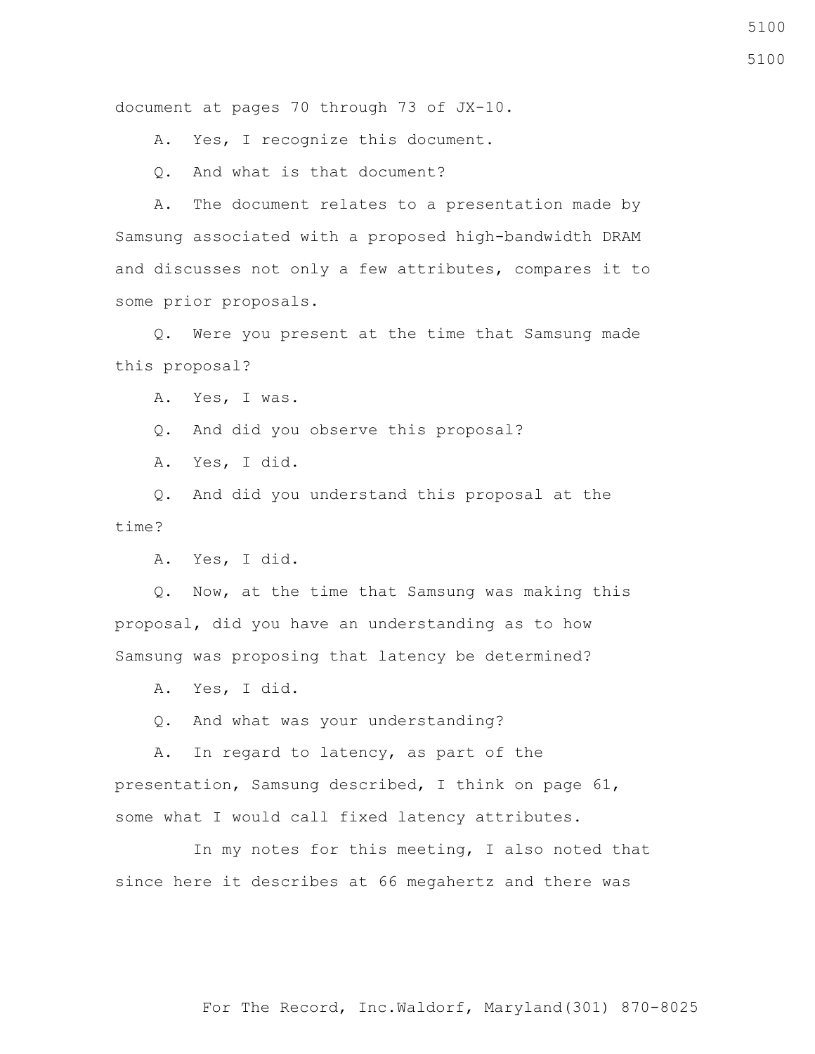document at pages 70 through 73 of JX-10.

A. Yes, I recognize this document.

Q. And what is that document?

A. The document relates to a presentation made by Samsung associated with a proposed high-bandwidth DRAM and discusses not only a few attributes, compares it to some prior proposals.

Q. Were you present at the time that Samsung made this proposal?

A. Yes, I was.

Q. And did you observe this proposal?

A. Yes, I did.

Q. And did you understand this proposal at the time?

A. Yes, I did.

Q. Now, at the time that Samsung was making this proposal, did you have an understanding as to how Samsung was proposing that latency be determined?

A. Yes, I did.

Q. And what was your understanding?

A. In regard to latency, as part of the presentation, Samsung described, I think on page 61, some what I would call fixed latency attributes.

In my notes for this meeting, I also noted that since here it describes at 66 megahertz and there was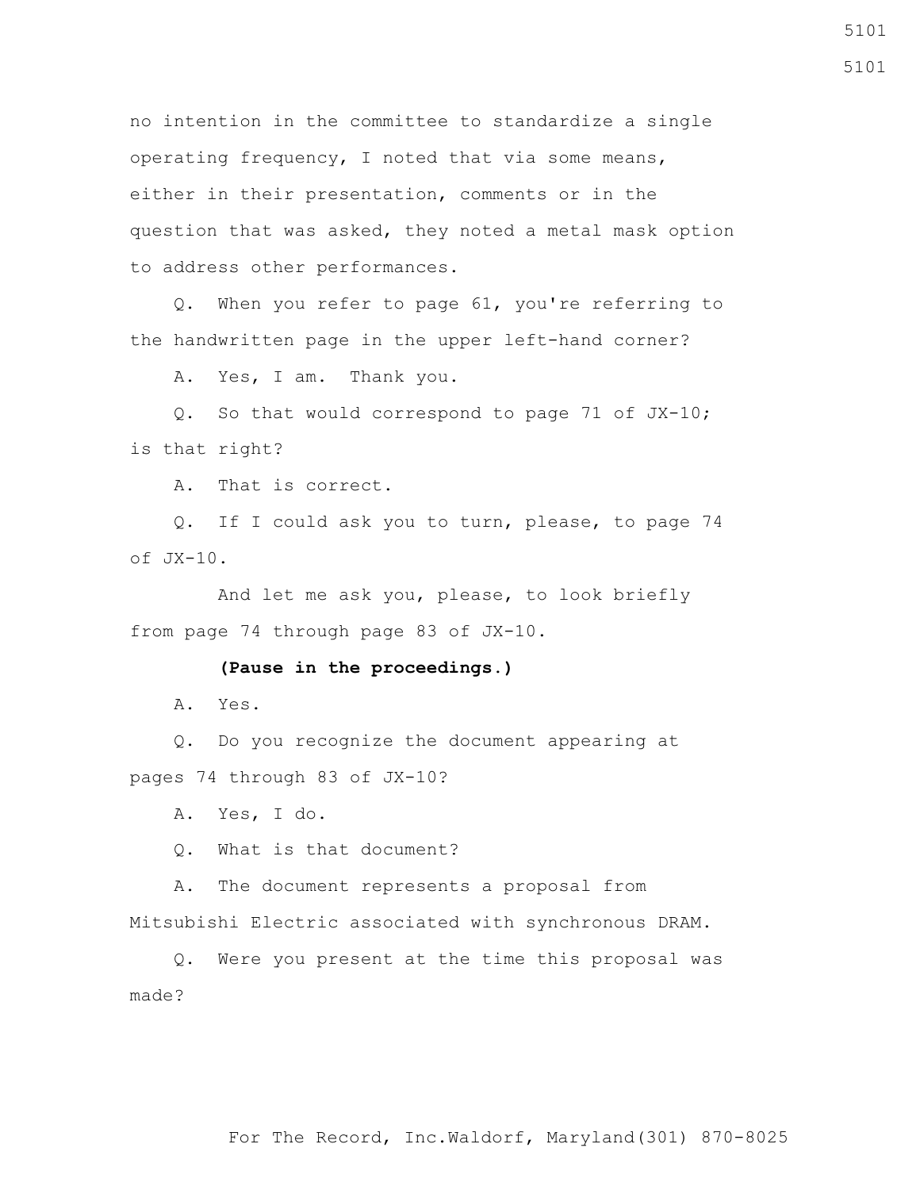no intention in the committee to standardize a single operating frequency, I noted that via some means, either in their presentation, comments or in the question that was asked, they noted a metal mask option to address other performances.

Q. When you refer to page 61, you're referring to the handwritten page in the upper left-hand corner?

A. Yes, I am. Thank you.

Q. So that would correspond to page 71 of JX-10; is that right?

A. That is correct.

Q. If I could ask you to turn, please, to page 74 of JX-10.

And let me ask you, please, to look briefly from page 74 through page 83 of JX-10.

**(Pause in the proceedings.)**

A. Yes.

Q. Do you recognize the document appearing at pages 74 through 83 of JX-10?

A. Yes, I do.

Q. What is that document?

A. The document represents a proposal from Mitsubishi Electric associated with synchronous DRAM.

Q. Were you present at the time this proposal was made?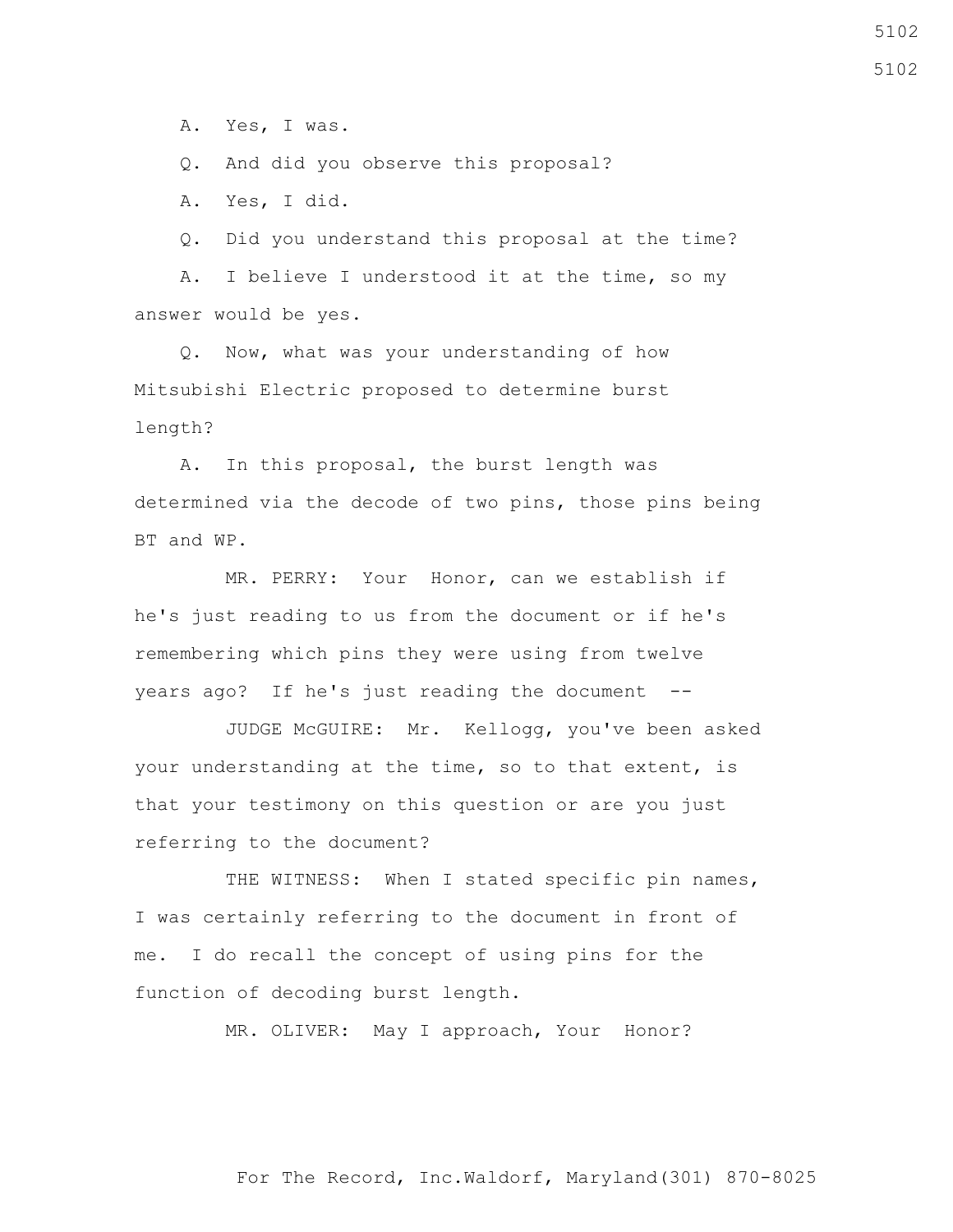A. Yes, I was.

Q. And did you observe this proposal?

A. Yes, I did.

Q. Did you understand this proposal at the time?

A. I believe I understood it at the time, so my answer would be yes.

Q. Now, what was your understanding of how Mitsubishi Electric proposed to determine burst length?

A. In this proposal, the burst length was determined via the decode of two pins, those pins being BT and WP.

MR. PERRY: Your Honor, can we establish if he's just reading to us from the document or if he's remembering which pins they were using from twelve years ago? If he's just reading the document --

JUDGE McGUIRE: Mr. Kellogg, you've been asked your understanding at the time, so to that extent, is that your testimony on this question or are you just referring to the document?

THE WITNESS: When I stated specific pin names, I was certainly referring to the document in front of me. I do recall the concept of using pins for the function of decoding burst length.

MR. OLIVER: May I approach, Your Honor?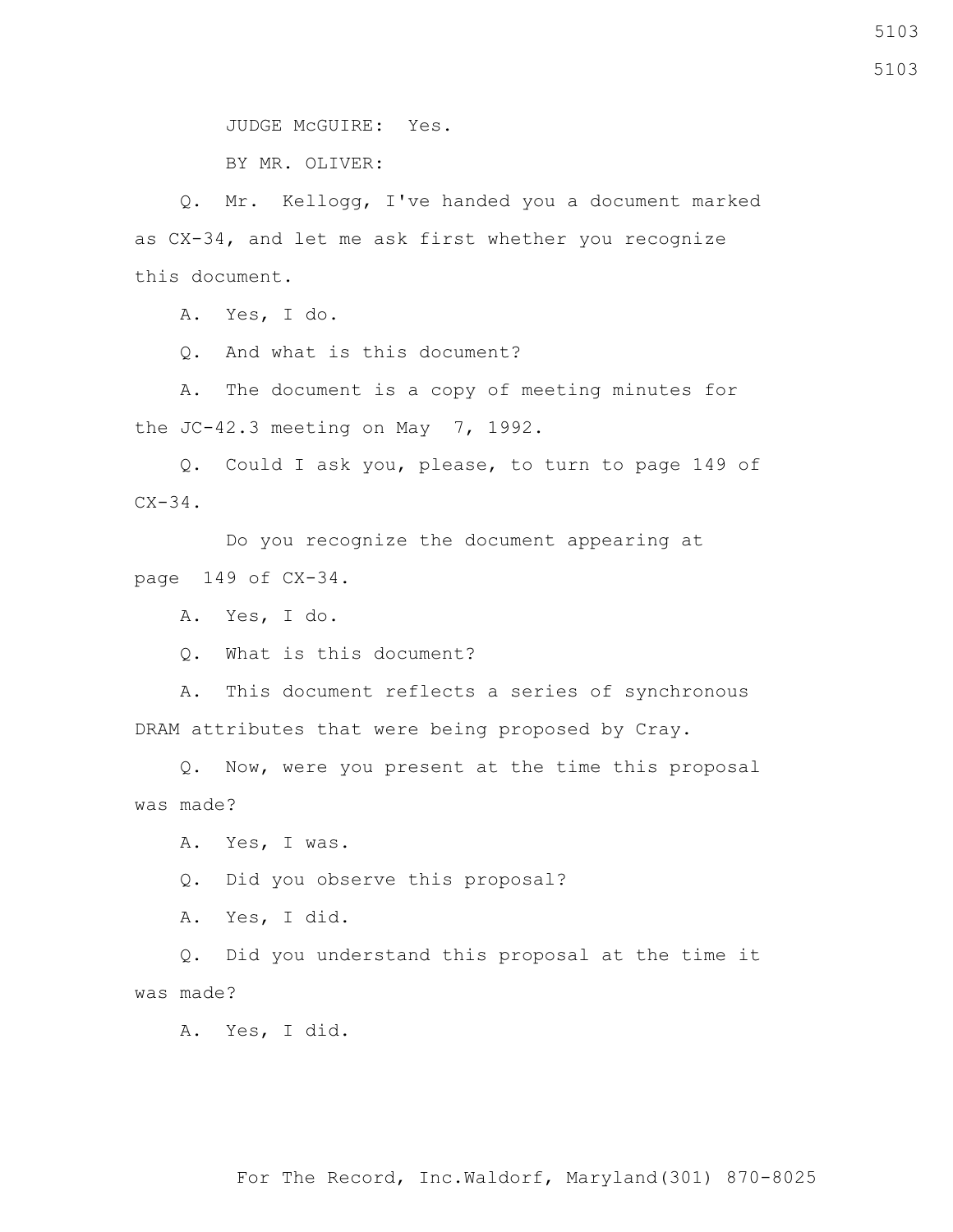JUDGE McGUIRE: Yes.

BY MR. OLIVER:

Q. Mr. Kellogg, I've handed you a document marked as CX-34, and let me ask first whether you recognize this document.

A. Yes, I do.

Q. And what is this document?

A. The document is a copy of meeting minutes for the JC-42.3 meeting on May 7, 1992.

Q. Could I ask you, please, to turn to page 149 of CX-34.

Do you recognize the document appearing at page 149 of CX-34.

A. Yes, I do.

Q. What is this document?

A. This document reflects a series of synchronous DRAM attributes that were being proposed by Cray.

Q. Now, were you present at the time this proposal was made?

A. Yes, I was.

Q. Did you observe this proposal?

A. Yes, I did.

Q. Did you understand this proposal at the time it was made?

A. Yes, I did.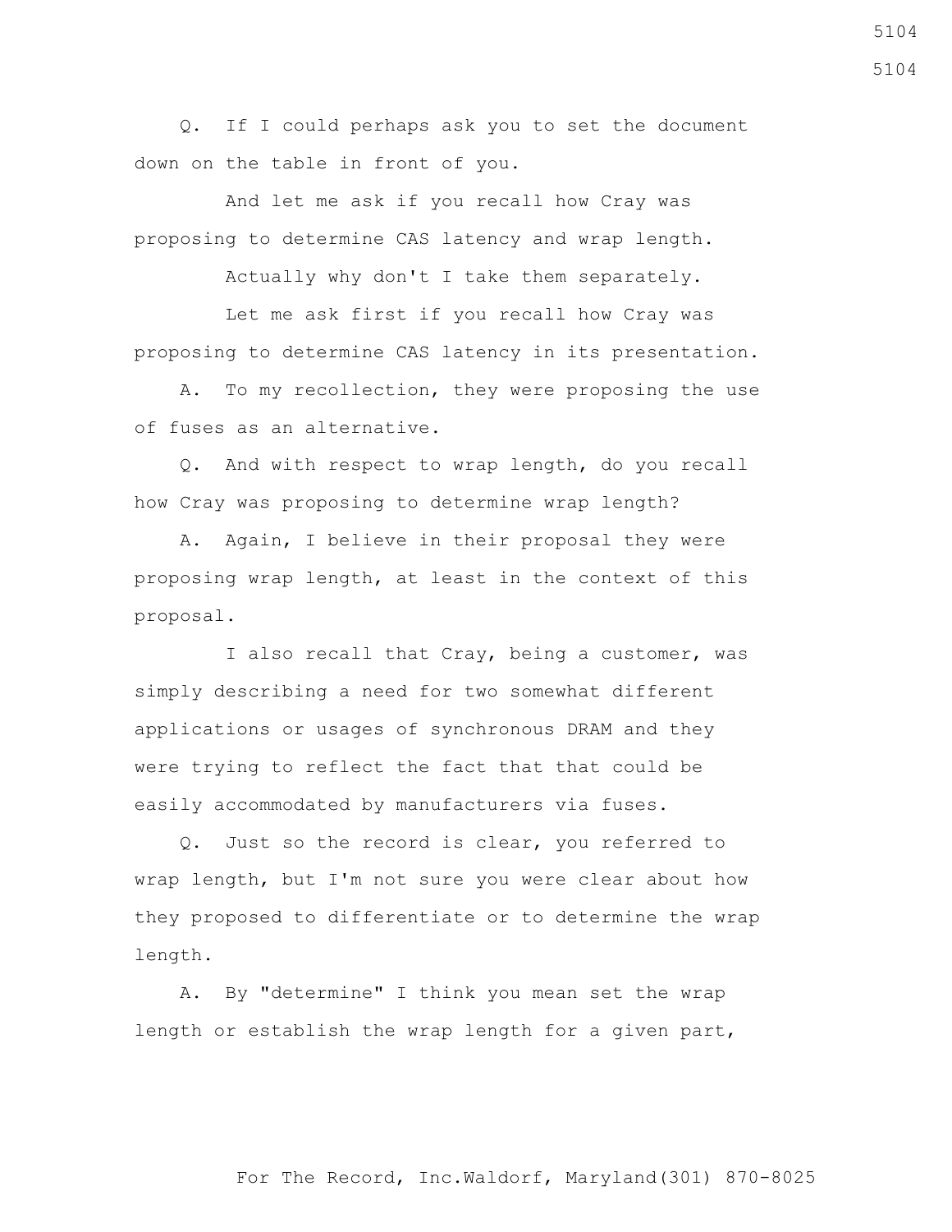Q. If I could perhaps ask you to set the document down on the table in front of you.

And let me ask if you recall how Cray was proposing to determine CAS latency and wrap length.

Actually why don't I take them separately.

Let me ask first if you recall how Cray was proposing to determine CAS latency in its presentation.

A. To my recollection, they were proposing the use of fuses as an alternative.

Q. And with respect to wrap length, do you recall how Cray was proposing to determine wrap length?

A. Again, I believe in their proposal they were proposing wrap length, at least in the context of this proposal.

I also recall that Cray, being a customer, was simply describing a need for two somewhat different applications or usages of synchronous DRAM and they were trying to reflect the fact that that could be easily accommodated by manufacturers via fuses.

Q. Just so the record is clear, you referred to wrap length, but I'm not sure you were clear about how they proposed to differentiate or to determine the wrap length.

A. By "determine" I think you mean set the wrap length or establish the wrap length for a given part,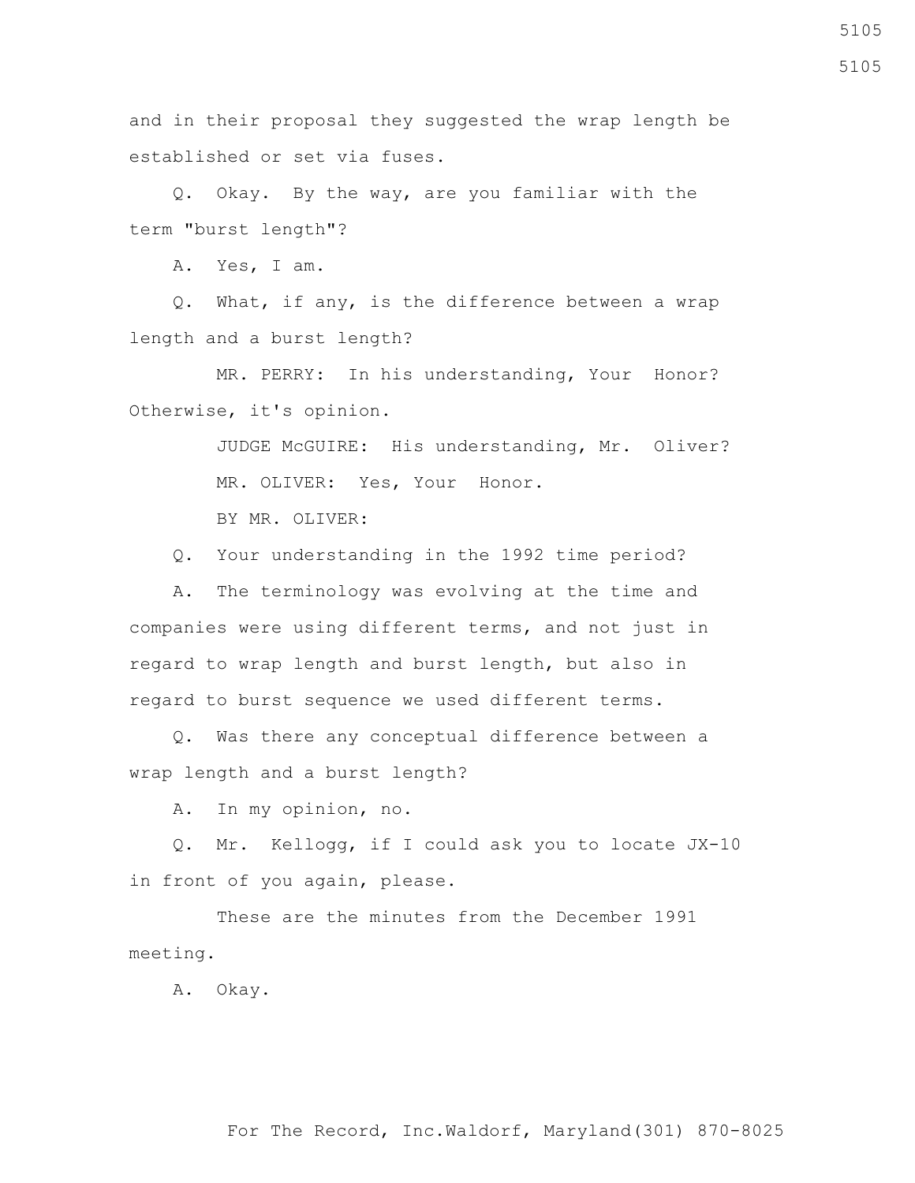and in their proposal they suggested the wrap length be established or set via fuses.

Q. Okay. By the way, are you familiar with the term "burst length"?

A. Yes, I am.

Q. What, if any, is the difference between a wrap length and a burst length?

MR. PERRY: In his understanding, Your Honor? Otherwise, it's opinion.

JUDGE McGUIRE: His understanding, Mr. Oliver?

MR. OLIVER: Yes, Your Honor.

BY MR. OLIVER:

Q. Your understanding in the 1992 time period?

A. The terminology was evolving at the time and companies were using different terms, and not just in regard to wrap length and burst length, but also in regard to burst sequence we used different terms.

Q. Was there any conceptual difference between a wrap length and a burst length?

A. In my opinion, no.

Q. Mr. Kellogg, if I could ask you to locate JX-10 in front of you again, please.

These are the minutes from the December 1991 meeting.

A. Okay.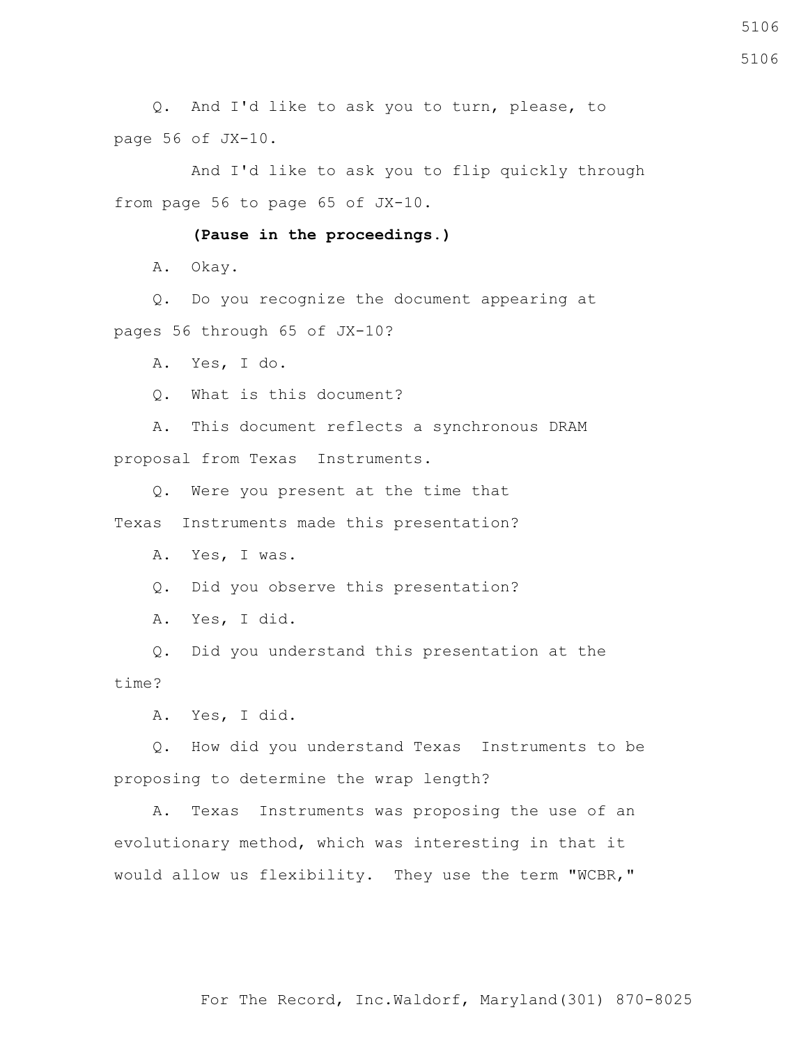Q. And I'd like to ask you to turn, please, to page 56 of JX-10.

And I'd like to ask you to flip quickly through from page 56 to page 65 of JX-10.

**(Pause in the proceedings.)**

A. Okay.

Q. Do you recognize the document appearing at pages 56 through 65 of JX-10?

A. Yes, I do.

Q. What is this document?

A. This document reflects a synchronous DRAM proposal from Texas Instruments.

Q. Were you present at the time that Texas Instruments made this presentation?

A. Yes, I was.

Q. Did you observe this presentation?

A. Yes, I did.

Q. Did you understand this presentation at the time?

A. Yes, I did.

Q. How did you understand Texas Instruments to be proposing to determine the wrap length?

A. Texas Instruments was proposing the use of an evolutionary method, which was interesting in that it would allow us flexibility. They use the term "WCBR,"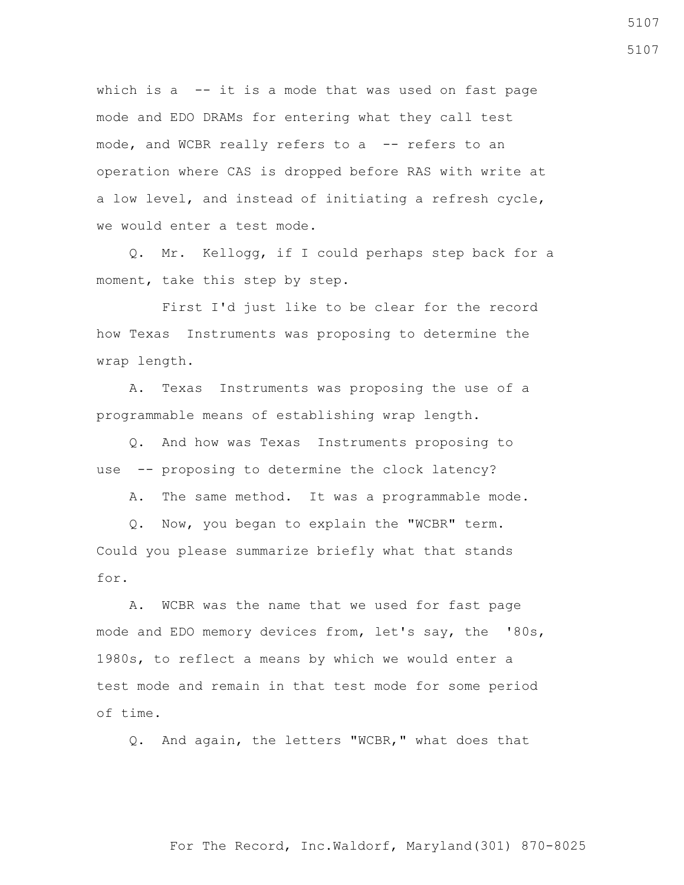which is a -- it is a mode that was used on fast page mode and EDO DRAMs for entering what they call test mode, and WCBR really refers to a -- refers to an operation where CAS is dropped before RAS with write at a low level, and instead of initiating a refresh cycle, we would enter a test mode.

Q. Mr. Kellogg, if I could perhaps step back for a moment, take this step by step.

First I'd just like to be clear for the record how Texas Instruments was proposing to determine the wrap length.

A. Texas Instruments was proposing the use of a programmable means of establishing wrap length.

Q. And how was Texas Instruments proposing to use -- proposing to determine the clock latency?

A. The same method. It was a programmable mode.

Q. Now, you began to explain the "WCBR" term. Could you please summarize briefly what that stands for.

A. WCBR was the name that we used for fast page mode and EDO memory devices from, let's say, the '80s, 1980s, to reflect a means by which we would enter a test mode and remain in that test mode for some period of time.

Q. And again, the letters "WCBR," what does that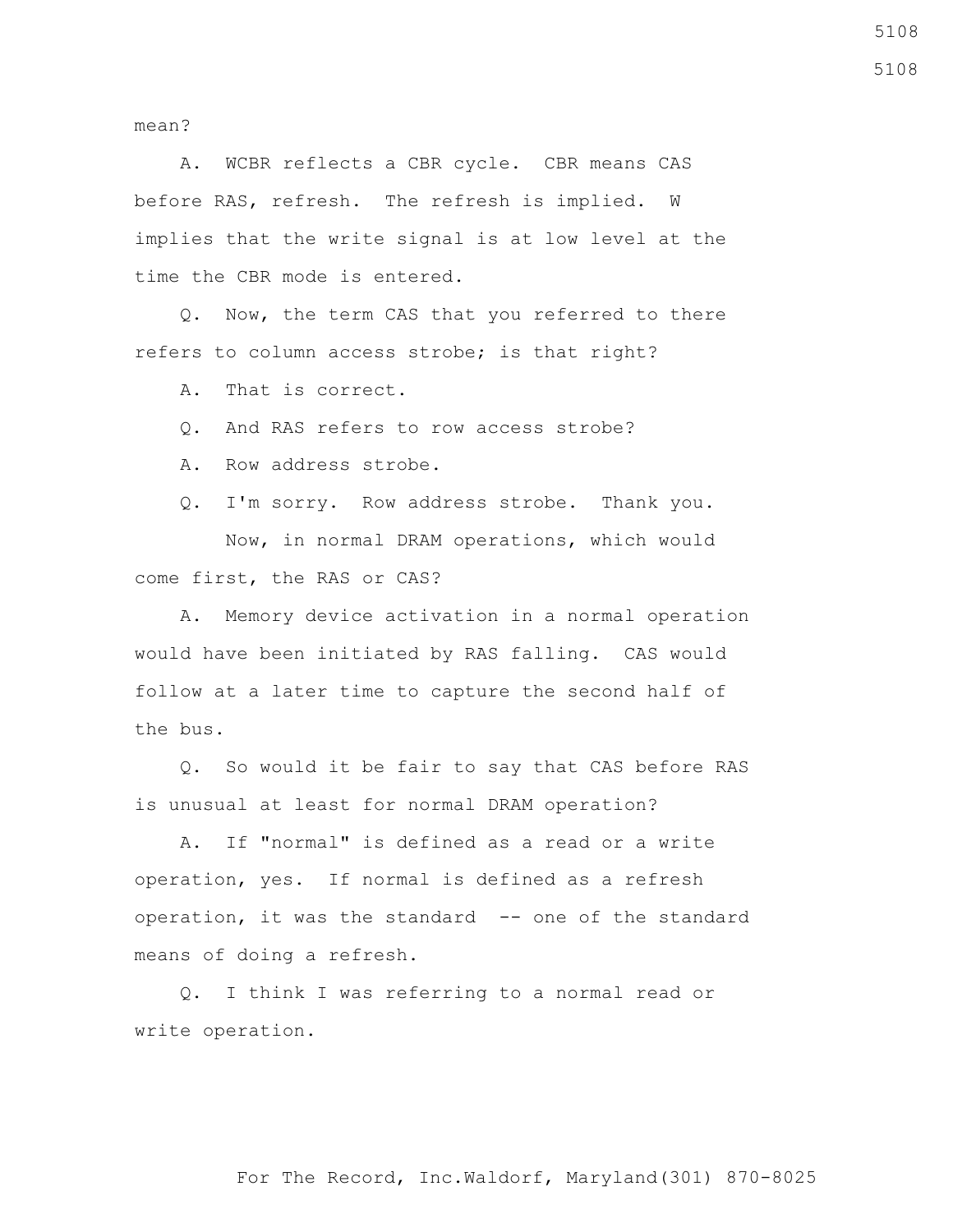mean?

A. WCBR reflects a CBR cycle. CBR means CAS before RAS, refresh. The refresh is implied. W implies that the write signal is at low level at the time the CBR mode is entered.

Q. Now, the term CAS that you referred to there refers to column access strobe; is that right?

A. That is correct.

Q. And RAS refers to row access strobe?

A. Row address strobe.

Q. I'm sorry. Row address strobe. Thank you.

Now, in normal DRAM operations, which would come first, the RAS or CAS?

A. Memory device activation in a normal operation would have been initiated by RAS falling. CAS would follow at a later time to capture the second half of the bus.

Q. So would it be fair to say that CAS before RAS is unusual at least for normal DRAM operation?

A. If "normal" is defined as a read or a write operation, yes. If normal is defined as a refresh operation, it was the standard -- one of the standard means of doing a refresh.

Q. I think I was referring to a normal read or write operation.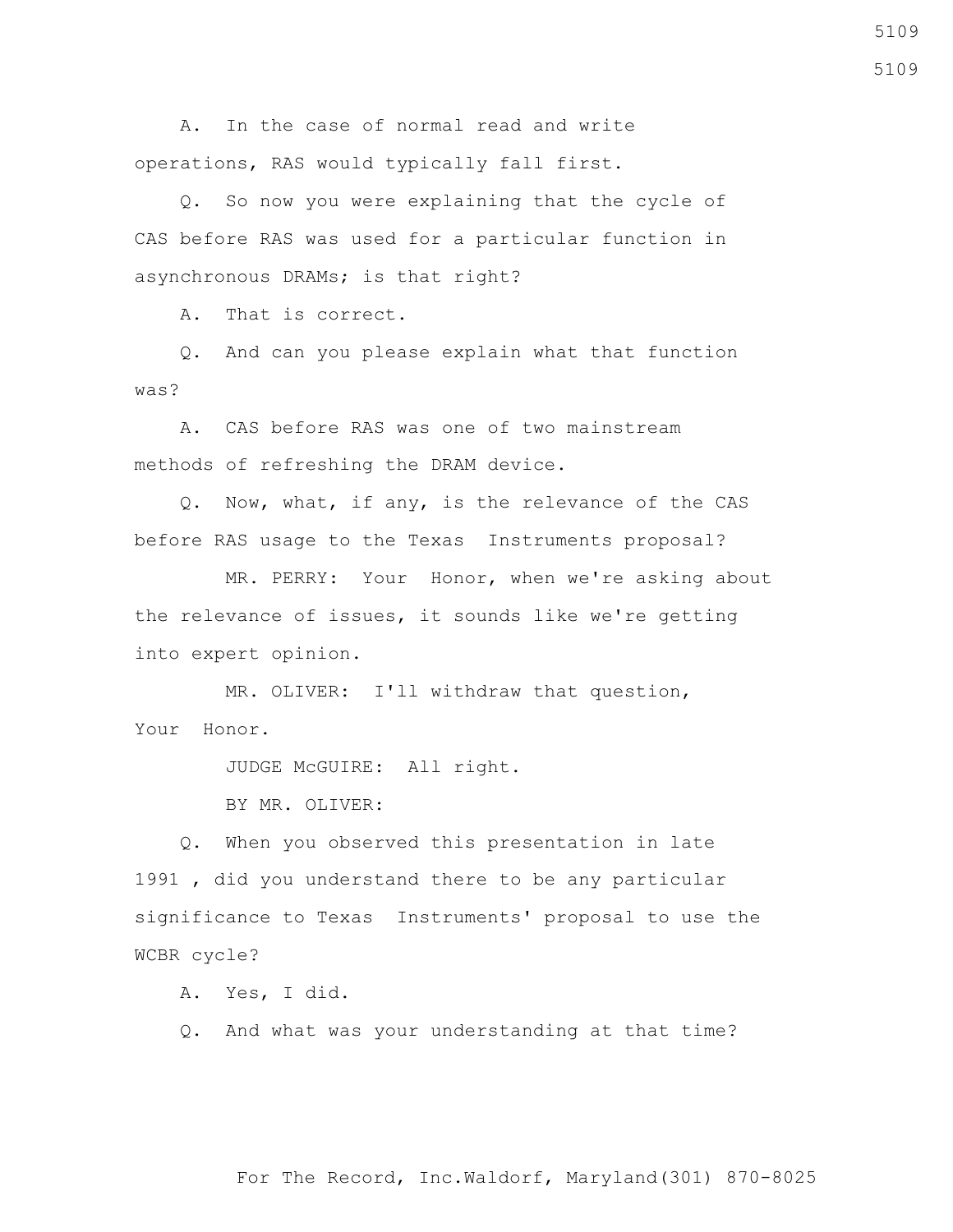A. In the case of normal read and write operations, RAS would typically fall first.

Q. So now you were explaining that the cycle of CAS before RAS was used for a particular function in asynchronous DRAMs; is that right?

A. That is correct.

Q. And can you please explain what that function was?

A. CAS before RAS was one of two mainstream methods of refreshing the DRAM device.

Q. Now, what, if any, is the relevance of the CAS before RAS usage to the Texas Instruments proposal?

MR. PERRY: Your Honor, when we're asking about the relevance of issues, it sounds like we're getting into expert opinion.

MR. OLIVER: I'll withdraw that question, Your Honor.

JUDGE McGUIRE: All right.

BY MR. OLIVER:

Q. When you observed this presentation in late 1991 , did you understand there to be any particular significance to Texas Instruments' proposal to use the WCBR cycle?

A. Yes, I did.

Q. And what was your understanding at that time?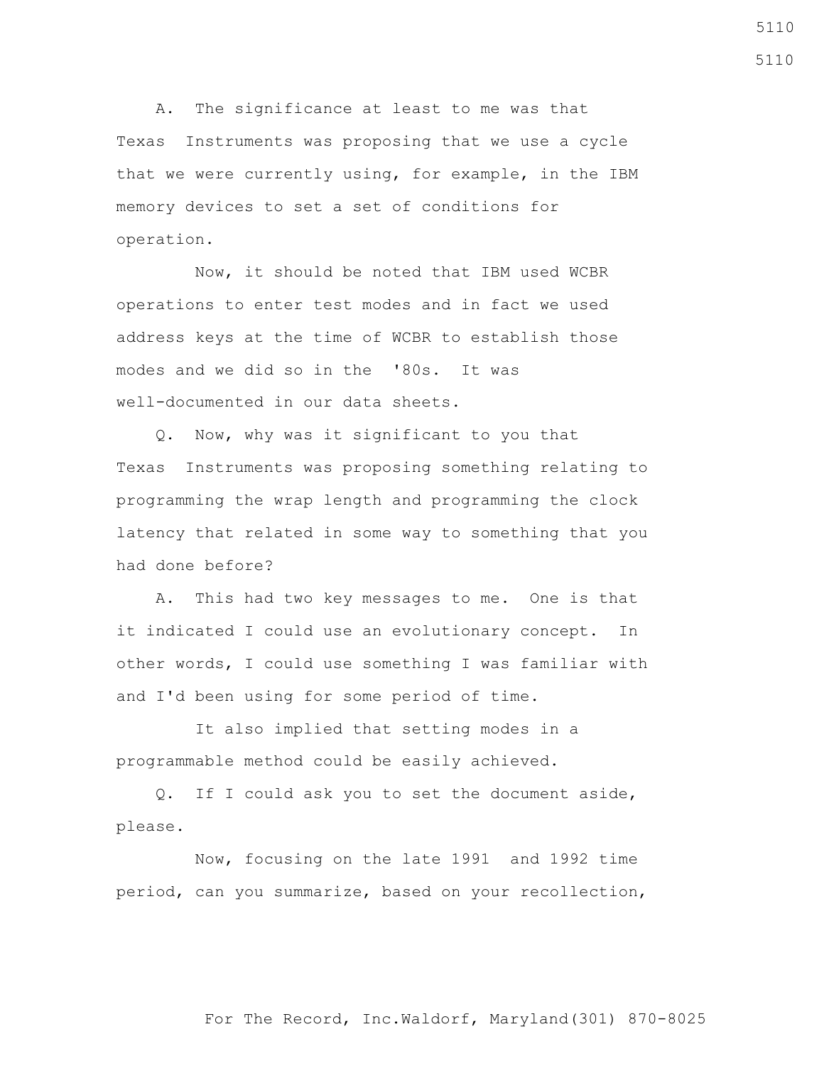A. The significance at least to me was that Texas Instruments was proposing that we use a cycle that we were currently using, for example, in the IBM memory devices to set a set of conditions for operation.

Now, it should be noted that IBM used WCBR operations to enter test modes and in fact we used address keys at the time of WCBR to establish those modes and we did so in the '80s. It was well-documented in our data sheets.

Q. Now, why was it significant to you that Texas Instruments was proposing something relating to programming the wrap length and programming the clock latency that related in some way to something that you had done before?

A. This had two key messages to me. One is that it indicated I could use an evolutionary concept. In other words, I could use something I was familiar with and I'd been using for some period of time.

It also implied that setting modes in a programmable method could be easily achieved.

Q. If I could ask you to set the document aside, please.

Now, focusing on the late 1991 and 1992 time period, can you summarize, based on your recollection,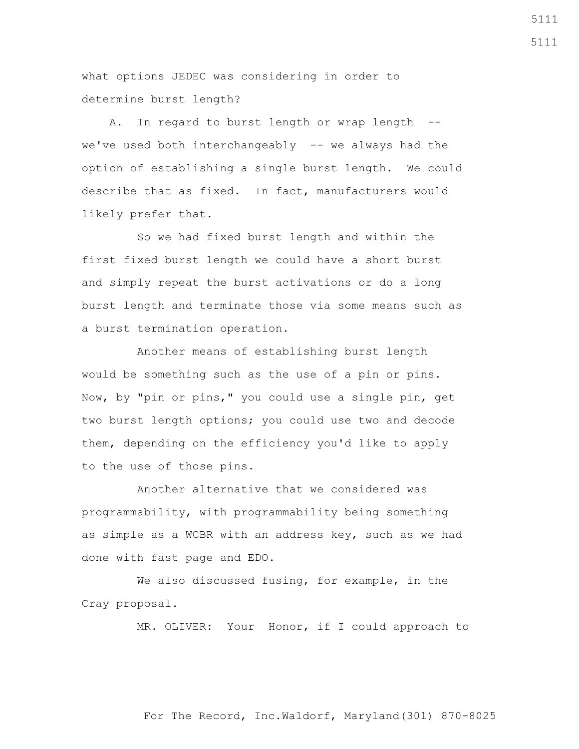what options JEDEC was considering in order to determine burst length?

A. In regard to burst length or wrap length -- we've used both interchangeably -- we always had the option of establishing a single burst length. We could describe that as fixed. In fact, manufacturers would likely prefer that.

So we had fixed burst length and within the first fixed burst length we could have a short burst and simply repeat the burst activations or do a long burst length and terminate those via some means such as a burst termination operation.

Another means of establishing burst length would be something such as the use of a pin or pins. Now, by "pin or pins," you could use a single pin, get two burst length options; you could use two and decode them, depending on the efficiency you'd like to apply to the use of those pins.

Another alternative that we considered was programmability, with programmability being something as simple as a WCBR with an address key, such as we had done with fast page and EDO.

We also discussed fusing, for example, in the Cray proposal.

MR. OLIVER: Your Honor, if I could approach to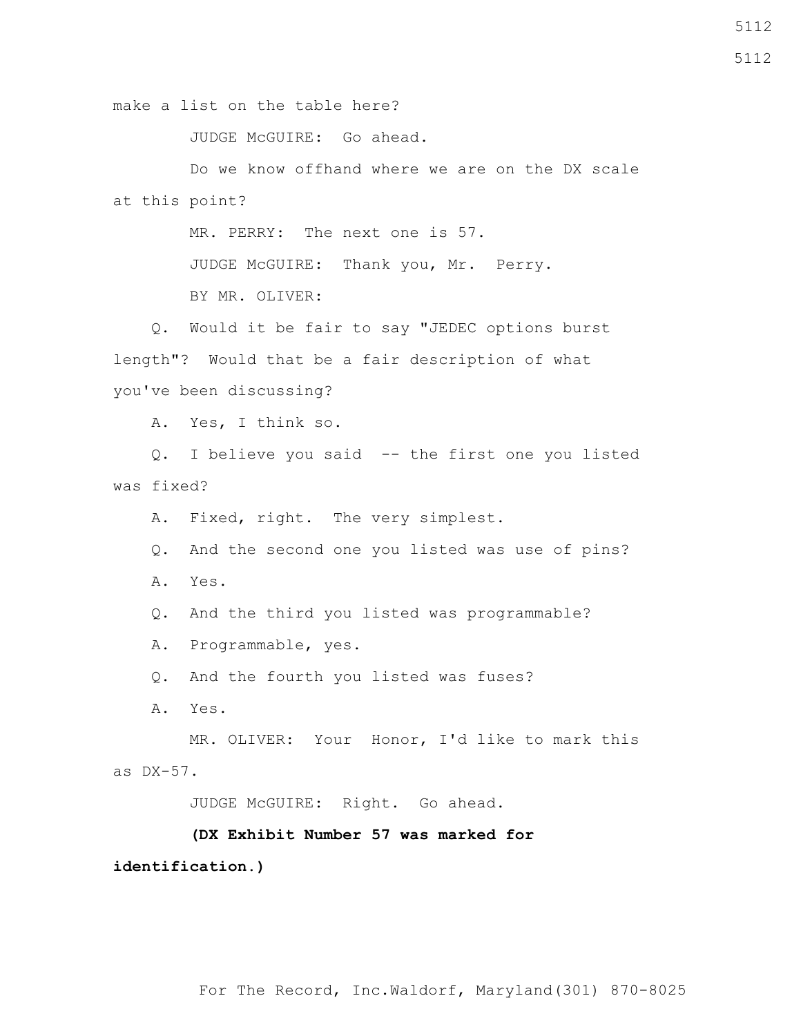make a list on the table here?

JUDGE McGUIRE: Go ahead.

Do we know offhand where we are on the DX scale at this point?

MR. PERRY: The next one is 57.

JUDGE McGUIRE: Thank you, Mr. Perry.

BY MR. OLIVER:

Q. Would it be fair to say "JEDEC options burst length"? Would that be a fair description of what you've been discussing?

A. Yes, I think so.

Q. I believe you said -- the first one you listed was fixed?

A. Fixed, right. The very simplest.

Q. And the second one you listed was use of pins?

A. Yes.

Q. And the third you listed was programmable?

A. Programmable, yes.

Q. And the fourth you listed was fuses?

A. Yes.

MR. OLIVER: Your Honor, I'd like to mark this as DX-57.

JUDGE McGUIRE: Right. Go ahead.

**(DX Exhibit Number 57 was marked for identification.)**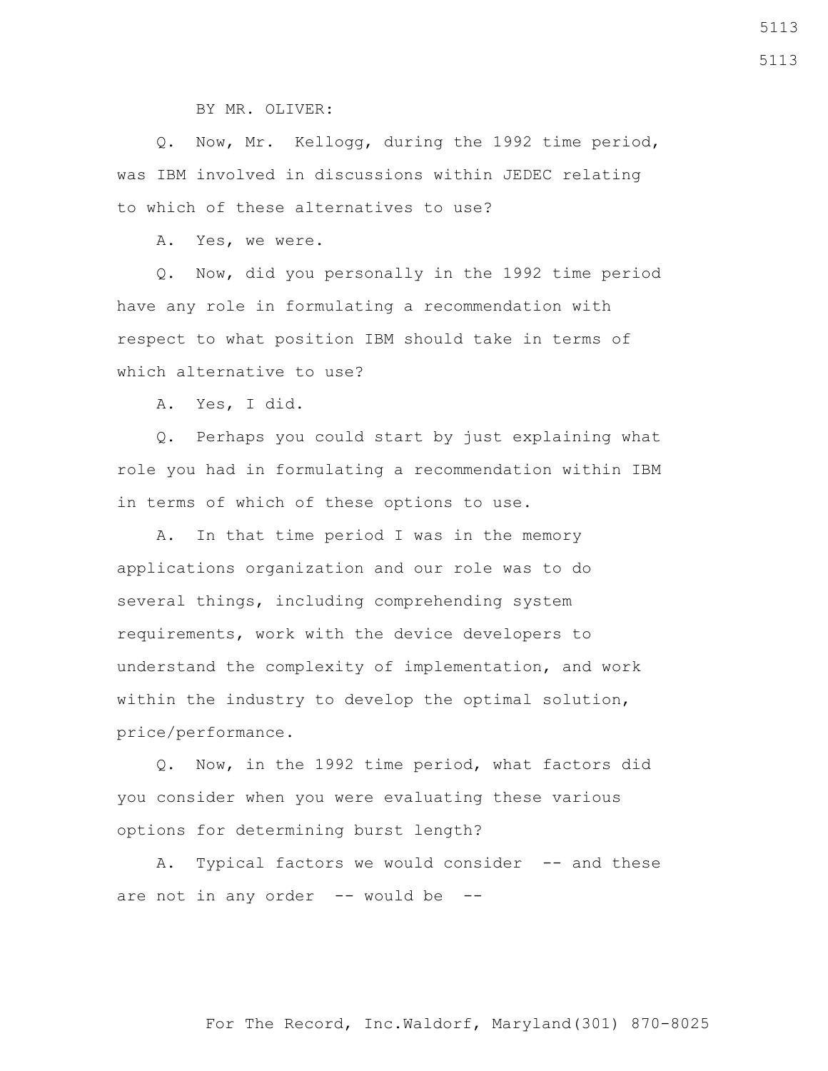BY MR. OLIVER:

Q. Now, Mr. Kellogg, during the 1992 time period, was IBM involved in discussions within JEDEC relating to which of these alternatives to use?

A. Yes, we were.

Q. Now, did you personally in the 1992 time period have any role in formulating a recommendation with respect to what position IBM should take in terms of which alternative to use?

A. Yes, I did.

Q. Perhaps you could start by just explaining what role you had in formulating a recommendation within IBM in terms of which of these options to use.

A. In that time period I was in the memory applications organization and our role was to do several things, including comprehending system requirements, work with the device developers to understand the complexity of implementation, and work within the industry to develop the optimal solution, price/performance.

Q. Now, in the 1992 time period, what factors did you consider when you were evaluating these various options for determining burst length?

A. Typical factors we would consider -- and these are not in any order -- would be --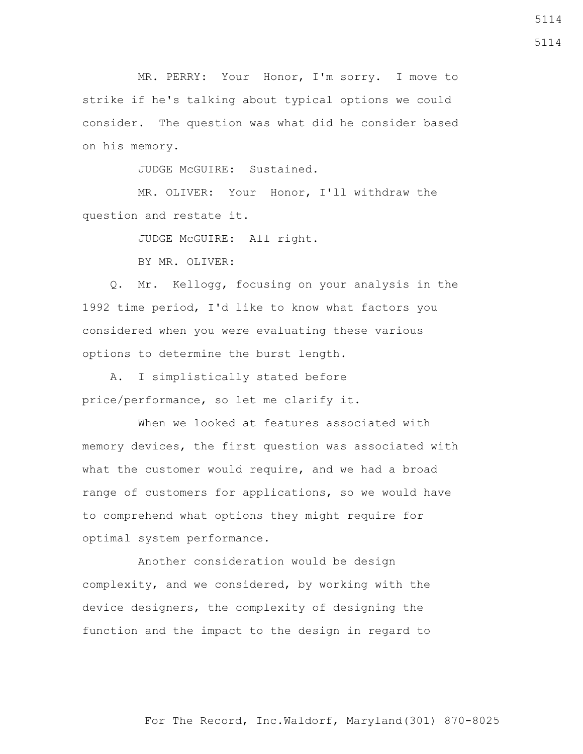MR. PERRY: Your Honor, I'm sorry. I move to strike if he's talking about typical options we could consider. The question was what did he consider based on his memory.

JUDGE McGUIRE: Sustained.

MR. OLIVER: Your Honor, I'll withdraw the question and restate it.

JUDGE McGUIRE: All right.

BY MR. OLIVER:

Q. Mr. Kellogg, focusing on your analysis in the 1992 time period, I'd like to know what factors you considered when you were evaluating these various options to determine the burst length.

A. I simplistically stated before price/performance, so let me clarify it.

When we looked at features associated with memory devices, the first question was associated with what the customer would require, and we had a broad range of customers for applications, so we would have to comprehend what options they might require for optimal system performance.

Another consideration would be design complexity, and we considered, by working with the device designers, the complexity of designing the function and the impact to the design in regard to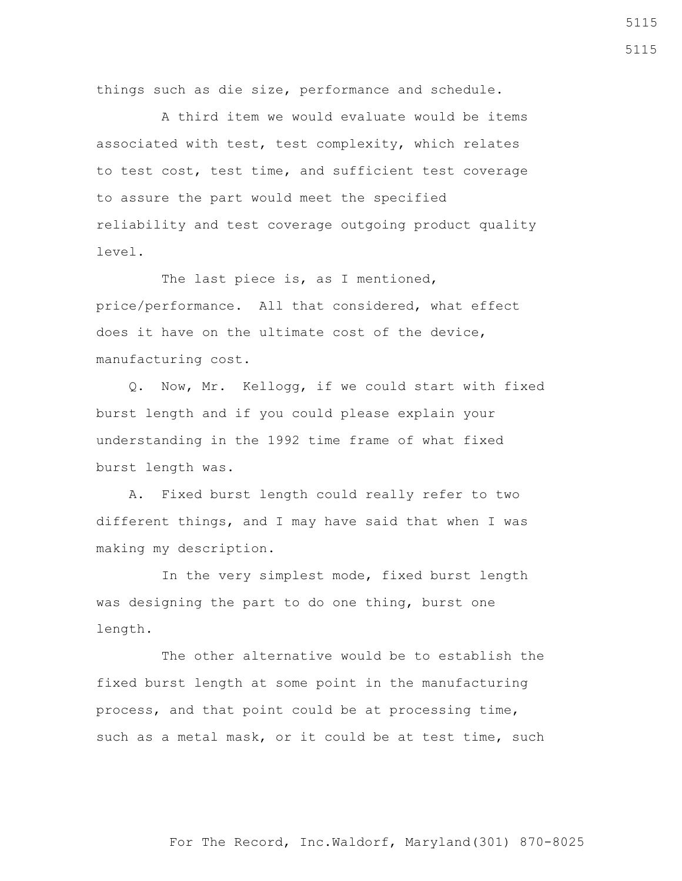things such as die size, performance and schedule.

A third item we would evaluate would be items associated with test, test complexity, which relates to test cost, test time, and sufficient test coverage to assure the part would meet the specified reliability and test coverage outgoing product quality level.

The last piece is, as I mentioned, price/performance. All that considered, what effect does it have on the ultimate cost of the device, manufacturing cost.

Q. Now, Mr. Kellogg, if we could start with fixed burst length and if you could please explain your understanding in the 1992 time frame of what fixed burst length was.

A. Fixed burst length could really refer to two different things, and I may have said that when I was making my description.

In the very simplest mode, fixed burst length was designing the part to do one thing, burst one length.

The other alternative would be to establish the fixed burst length at some point in the manufacturing process, and that point could be at processing time, such as a metal mask, or it could be at test time, such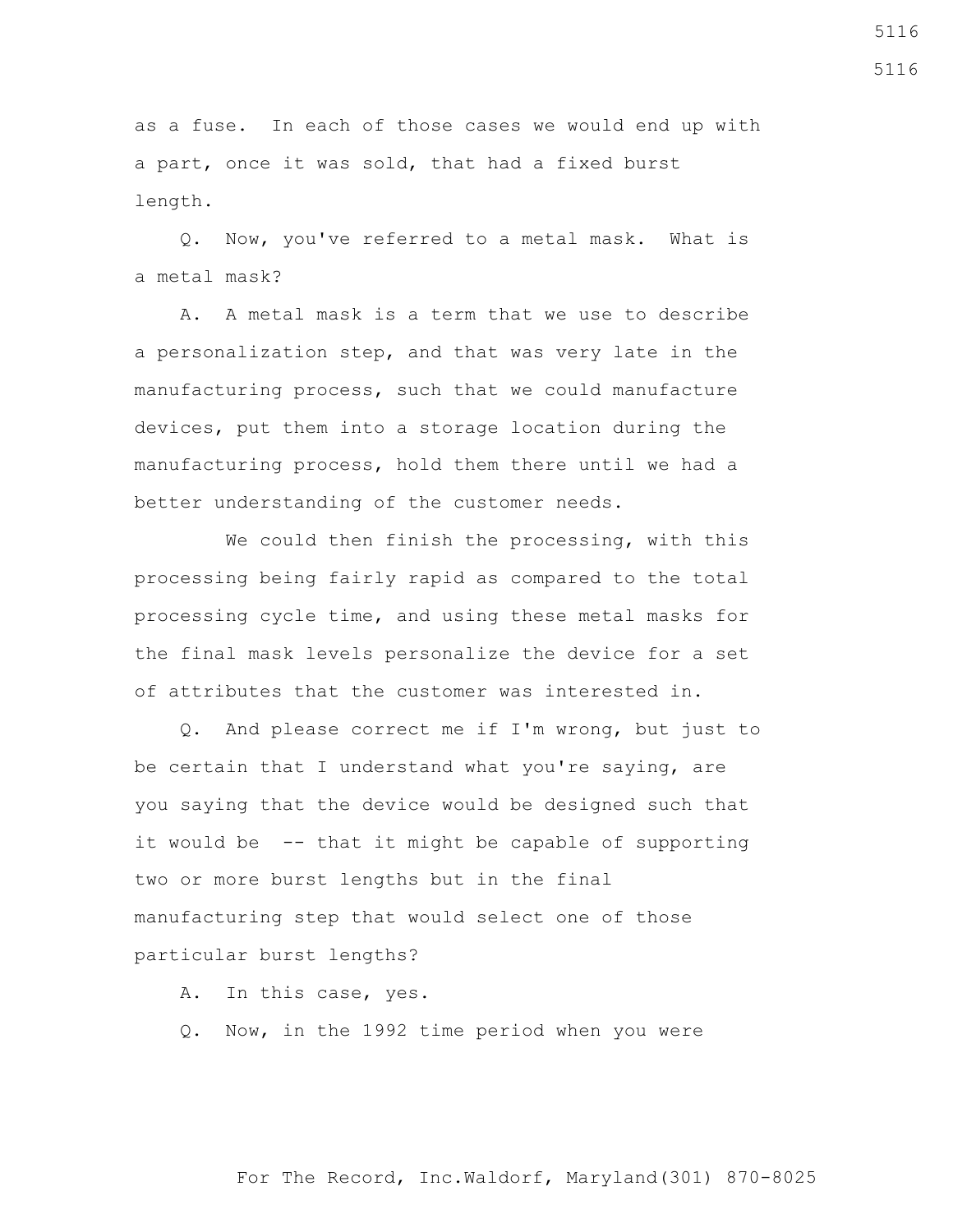as a fuse. In each of those cases we would end up with a part, once it was sold, that had a fixed burst length.

Q. Now, you've referred to a metal mask. What is a metal mask?

A. A metal mask is a term that we use to describe a personalization step, and that was very late in the manufacturing process, such that we could manufacture devices, put them into a storage location during the manufacturing process, hold them there until we had a better understanding of the customer needs.

We could then finish the processing, with this processing being fairly rapid as compared to the total processing cycle time, and using these metal masks for the final mask levels personalize the device for a set of attributes that the customer was interested in.

Q. And please correct me if I'm wrong, but just to be certain that I understand what you're saying, are you saying that the device would be designed such that it would be -- that it might be capable of supporting two or more burst lengths but in the final manufacturing step that would select one of those particular burst lengths?

A. In this case, yes.

Q. Now, in the 1992 time period when you were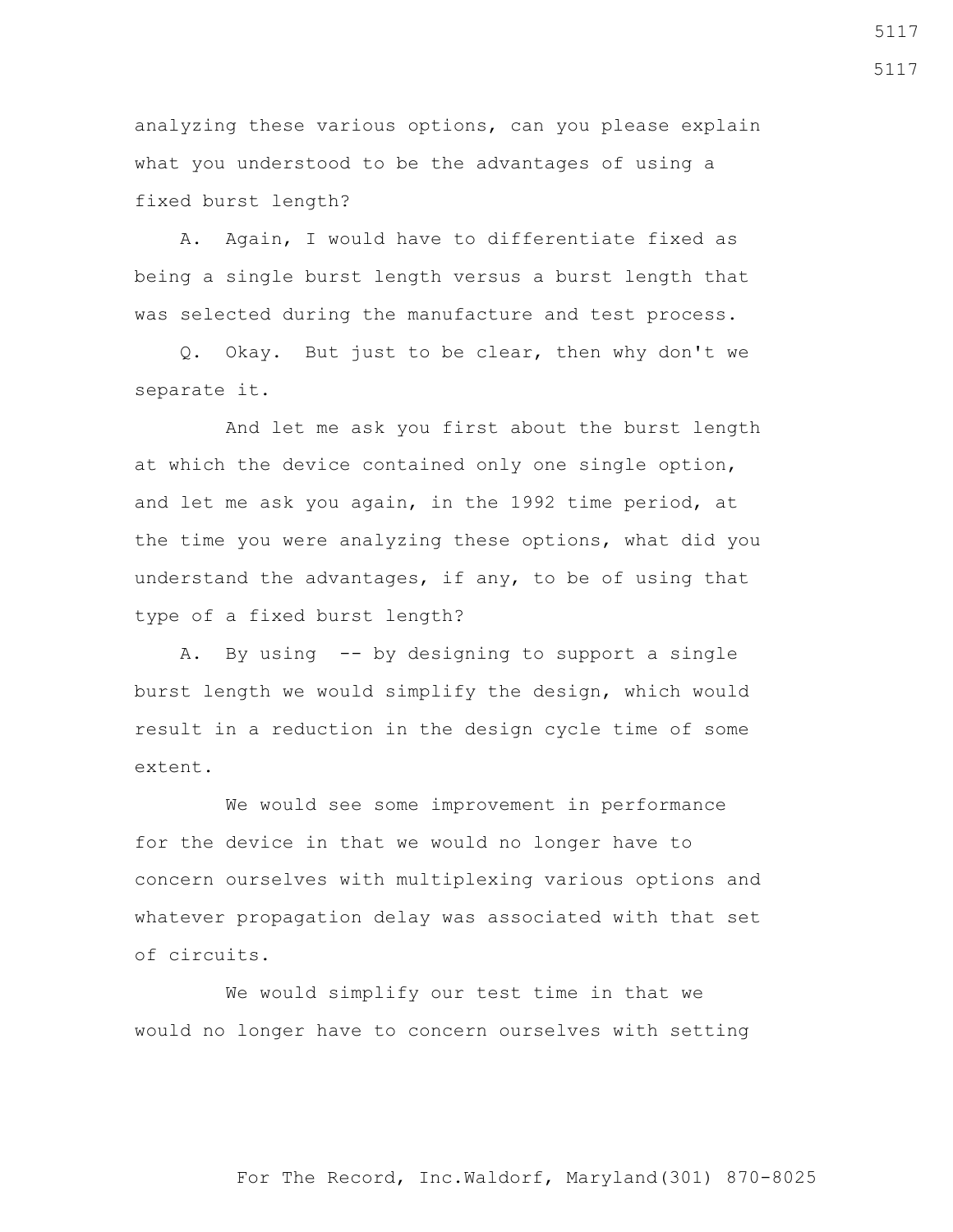analyzing these various options, can you please explain what you understood to be the advantages of using a fixed burst length?

A. Again, I would have to differentiate fixed as being a single burst length versus a burst length that was selected during the manufacture and test process.

Q. Okay. But just to be clear, then why don't we separate it.

And let me ask you first about the burst length at which the device contained only one single option, and let me ask you again, in the 1992 time period, at the time you were analyzing these options, what did you understand the advantages, if any, to be of using that type of a fixed burst length?

A. By using -- by designing to support a single burst length we would simplify the design, which would result in a reduction in the design cycle time of some extent.

We would see some improvement in performance for the device in that we would no longer have to concern ourselves with multiplexing various options and whatever propagation delay was associated with that set of circuits.

We would simplify our test time in that we would no longer have to concern ourselves with setting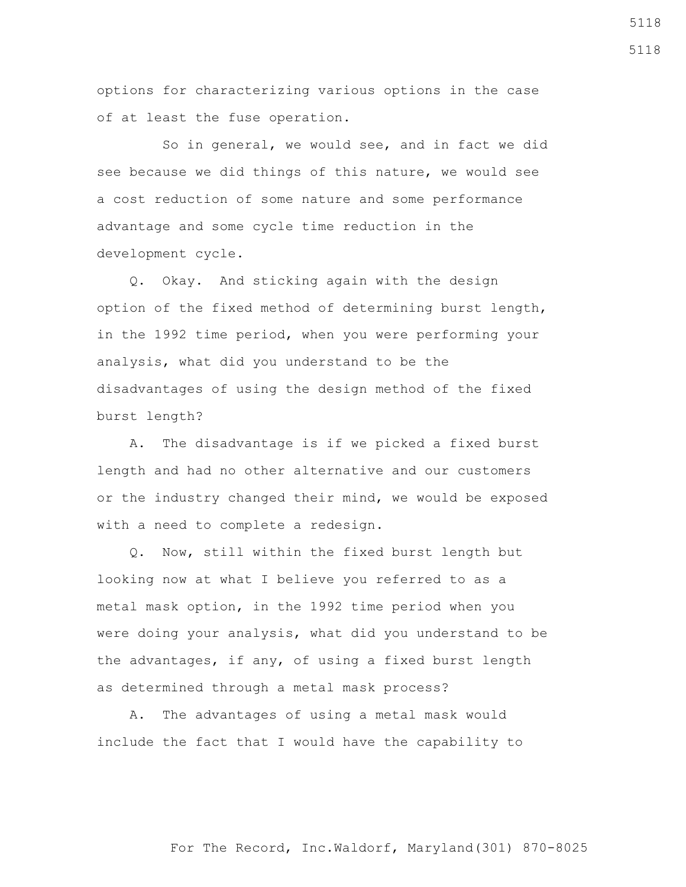options for characterizing various options in the case of at least the fuse operation.

So in general, we would see, and in fact we did see because we did things of this nature, we would see a cost reduction of some nature and some performance advantage and some cycle time reduction in the development cycle.

Q. Okay. And sticking again with the design option of the fixed method of determining burst length, in the 1992 time period, when you were performing your analysis, what did you understand to be the disadvantages of using the design method of the fixed burst length?

A. The disadvantage is if we picked a fixed burst length and had no other alternative and our customers or the industry changed their mind, we would be exposed with a need to complete a redesign.

Q. Now, still within the fixed burst length but looking now at what I believe you referred to as a metal mask option, in the 1992 time period when you were doing your analysis, what did you understand to be the advantages, if any, of using a fixed burst length as determined through a metal mask process?

A. The advantages of using a metal mask would include the fact that I would have the capability to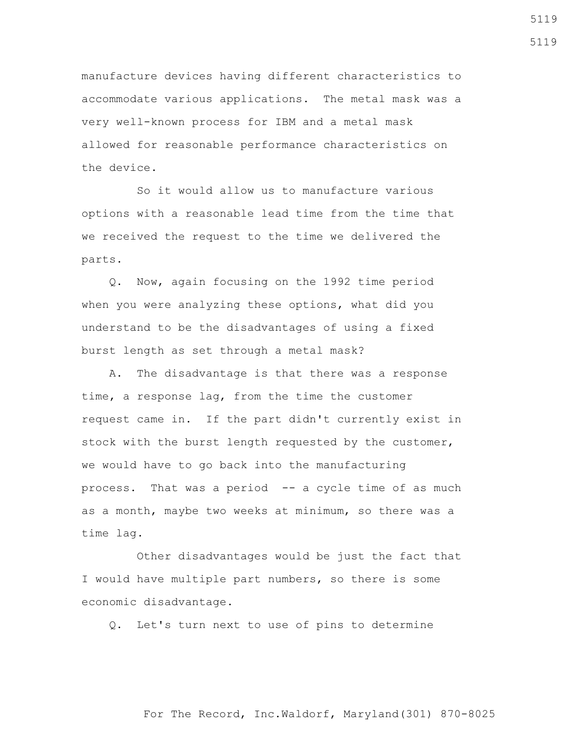manufacture devices having different characteristics to accommodate various applications. The metal mask was a very well-known process for IBM and a metal mask allowed for reasonable performance characteristics on the device.

So it would allow us to manufacture various options with a reasonable lead time from the time that we received the request to the time we delivered the parts.

Q. Now, again focusing on the 1992 time period when you were analyzing these options, what did you understand to be the disadvantages of using a fixed burst length as set through a metal mask?

A. The disadvantage is that there was a response time, a response lag, from the time the customer request came in. If the part didn't currently exist in stock with the burst length requested by the customer, we would have to go back into the manufacturing process. That was a period -- a cycle time of as much as a month, maybe two weeks at minimum, so there was a time lag.

Other disadvantages would be just the fact that I would have multiple part numbers, so there is some economic disadvantage.

Q. Let's turn next to use of pins to determine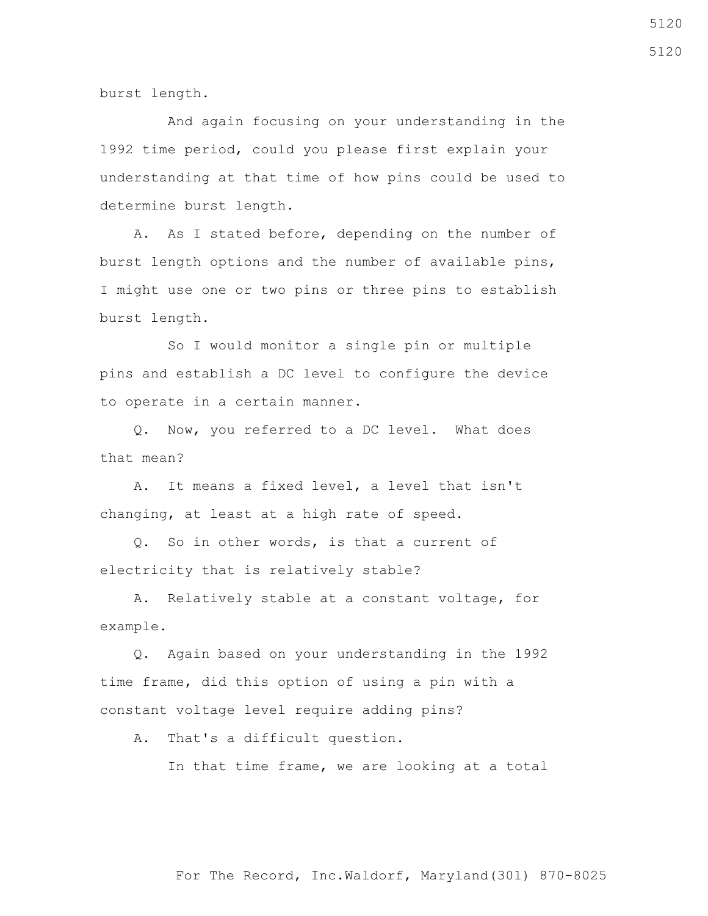burst length.

And again focusing on your understanding in the 1992 time period, could you please first explain your understanding at that time of how pins could be used to determine burst length.

A. As I stated before, depending on the number of burst length options and the number of available pins, I might use one or two pins or three pins to establish burst length.

So I would monitor a single pin or multiple pins and establish a DC level to configure the device to operate in a certain manner.

Q. Now, you referred to a DC level. What does that mean?

A. It means a fixed level, a level that isn't changing, at least at a high rate of speed.

Q. So in other words, is that a current of electricity that is relatively stable?

A. Relatively stable at a constant voltage, for example.

Q. Again based on your understanding in the 1992 time frame, did this option of using a pin with a constant voltage level require adding pins?

A. That's a difficult question.

In that time frame, we are looking at a total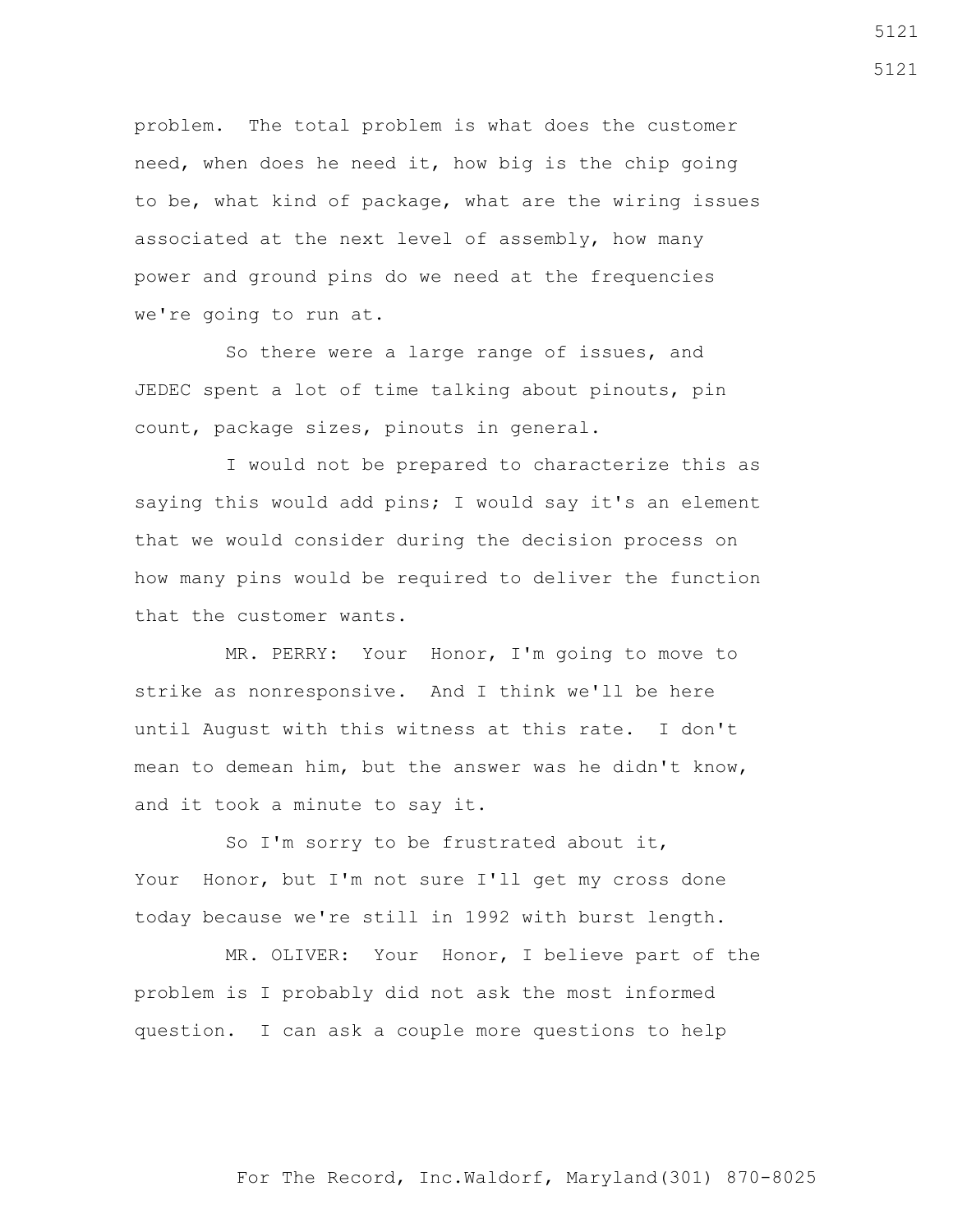problem. The total problem is what does the customer need, when does he need it, how big is the chip going to be, what kind of package, what are the wiring issues associated at the next level of assembly, how many power and ground pins do we need at the frequencies we're going to run at.

So there were a large range of issues, and JEDEC spent a lot of time talking about pinouts, pin count, package sizes, pinouts in general.

I would not be prepared to characterize this as saying this would add pins; I would say it's an element that we would consider during the decision process on how many pins would be required to deliver the function that the customer wants.

MR. PERRY: Your Honor, I'm going to move to strike as nonresponsive. And I think we'll be here until August with this witness at this rate. I don't mean to demean him, but the answer was he didn't know, and it took a minute to say it.

So I'm sorry to be frustrated about it, Your Honor, but I'm not sure I'll get my cross done today because we're still in 1992 with burst length.

MR. OLIVER: Your Honor, I believe part of the problem is I probably did not ask the most informed question. I can ask a couple more questions to help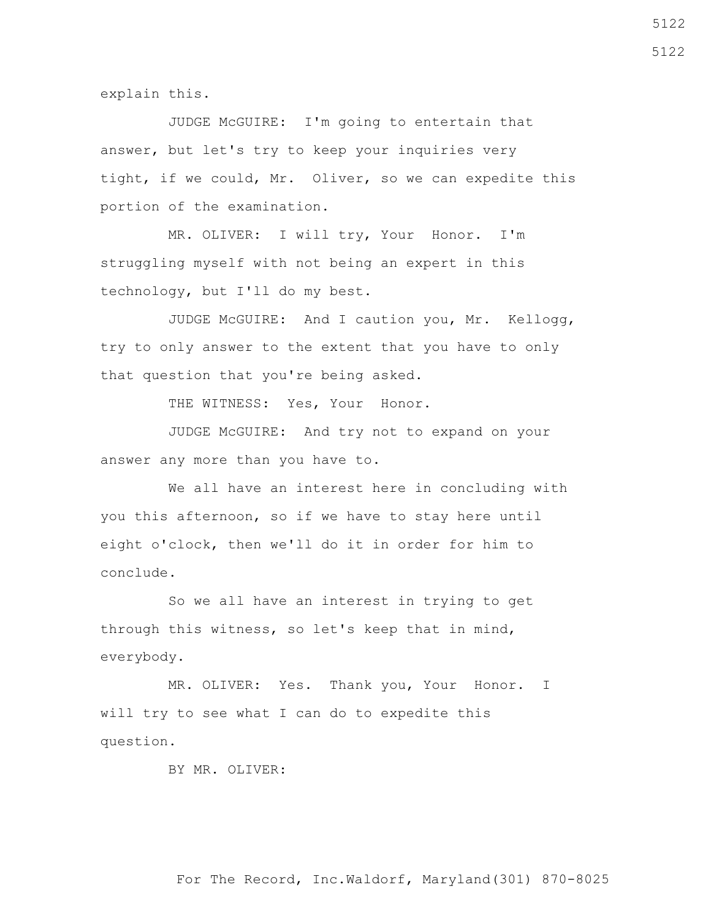explain this.

JUDGE McGUIRE: I'm going to entertain that answer, but let's try to keep your inquiries very tight, if we could, Mr. Oliver, so we can expedite this portion of the examination.

MR. OLIVER: I will try, Your Honor. I'm struggling myself with not being an expert in this technology, but I'll do my best.

JUDGE McGUIRE: And I caution you, Mr. Kellogg, try to only answer to the extent that you have to only that question that you're being asked.

THE WITNESS: Yes, Your Honor.

JUDGE McGUIRE: And try not to expand on your answer any more than you have to.

We all have an interest here in concluding with you this afternoon, so if we have to stay here until eight o'clock, then we'll do it in order for him to conclude.

So we all have an interest in trying to get through this witness, so let's keep that in mind, everybody.

MR. OLIVER: Yes. Thank you, Your Honor. I will try to see what I can do to expedite this question.

BY MR. OLIVER: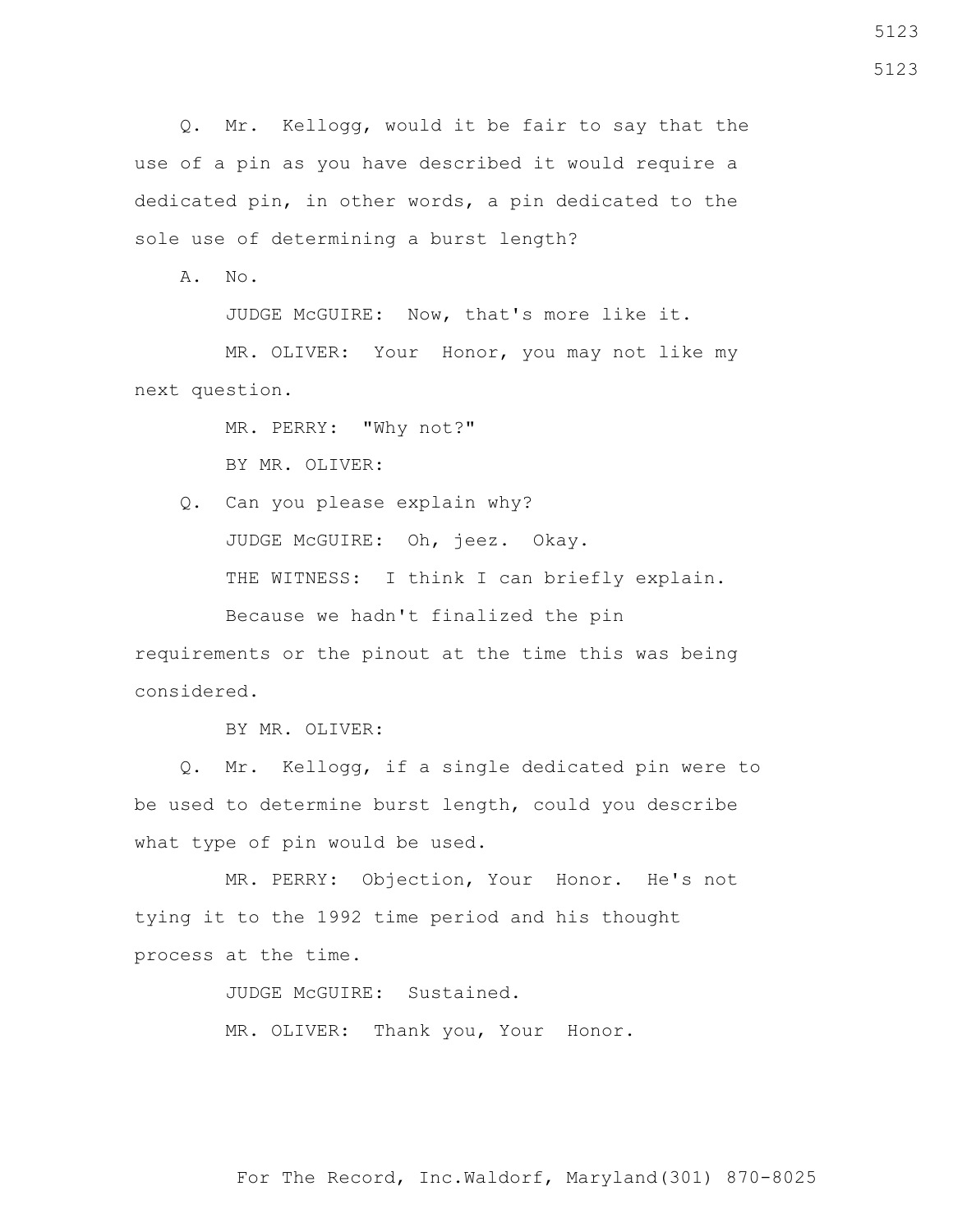Q. Mr. Kellogg, would it be fair to say that the use of a pin as you have described it would require a dedicated pin, in other words, a pin dedicated to the sole use of determining a burst length?

A. No.

JUDGE McGUIRE: Now, that's more like it.

MR. OLIVER: Your Honor, you may not like my next question.

MR. PERRY: "Why not?"

BY MR. OLIVER:

Q. Can you please explain why?

JUDGE McGUIRE: Oh, jeez. Okay.

THE WITNESS: I think I can briefly explain.

Because we hadn't finalized the pin requirements or the pinout at the time this was being considered.

BY MR. OLIVER:

Q. Mr. Kellogg, if a single dedicated pin were to be used to determine burst length, could you describe what type of pin would be used.

MR. PERRY: Objection, Your Honor. He's not tying it to the 1992 time period and his thought process at the time.

JUDGE McGUIRE: Sustained.

MR. OLIVER: Thank you, Your Honor.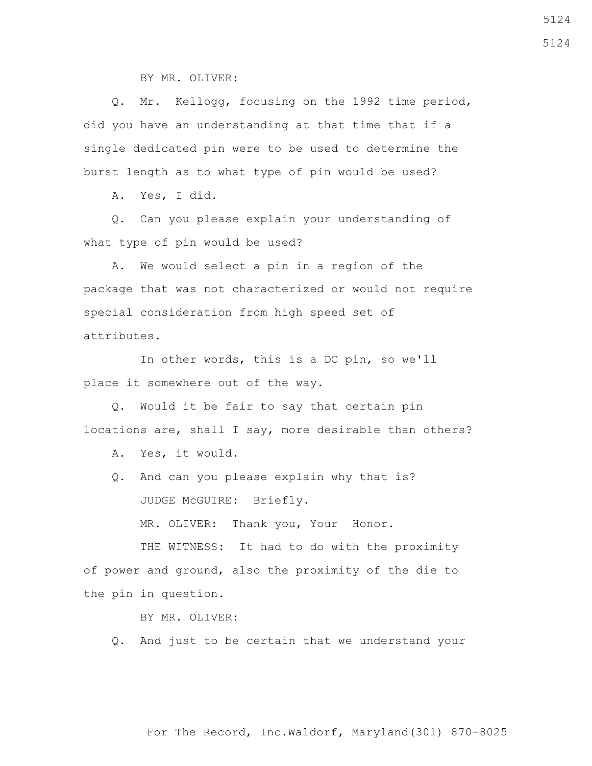BY MR. OLIVER:

Q. Mr. Kellogg, focusing on the 1992 time period, did you have an understanding at that time that if a single dedicated pin were to be used to determine the burst length as to what type of pin would be used?

A. Yes, I did.

Q. Can you please explain your understanding of what type of pin would be used?

A. We would select a pin in a region of the package that was not characterized or would not require special consideration from high speed set of attributes.

In other words, this is a DC pin, so we'll place it somewhere out of the way.

Q. Would it be fair to say that certain pin locations are, shall I say, more desirable than others?

A. Yes, it would.

Q. And can you please explain why that is?

JUDGE McGUIRE: Briefly.

MR. OLIVER: Thank you, Your Honor.

THE WITNESS: It had to do with the proximity of power and ground, also the proximity of the die to the pin in question.

BY MR. OLIVER:

Q. And just to be certain that we understand your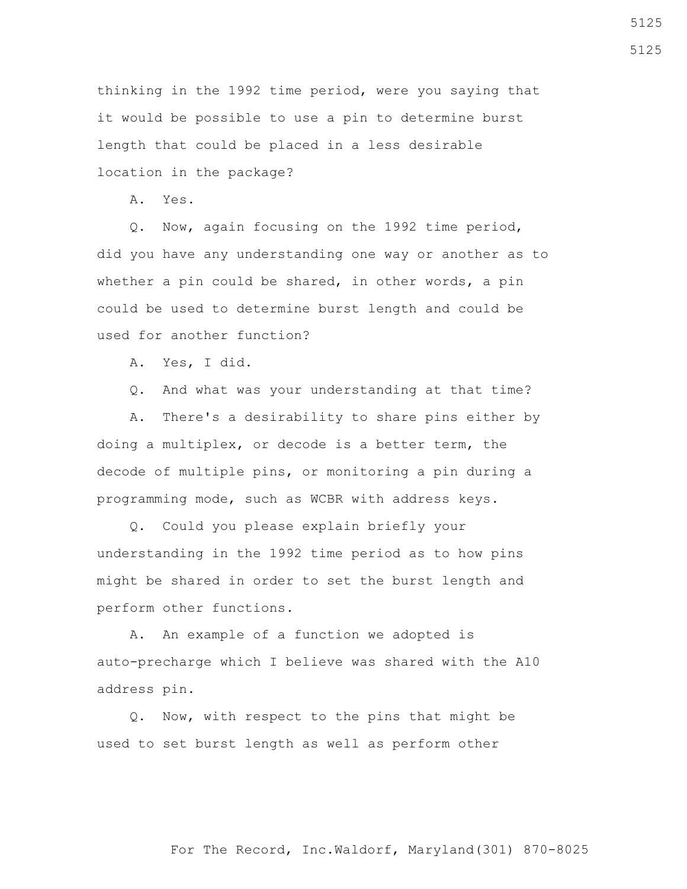thinking in the 1992 time period, were you saying that it would be possible to use a pin to determine burst length that could be placed in a less desirable location in the package?

A. Yes.

Q. Now, again focusing on the 1992 time period, did you have any understanding one way or another as to whether a pin could be shared, in other words, a pin could be used to determine burst length and could be used for another function?

A. Yes, I did.

Q. And what was your understanding at that time?

A. There's a desirability to share pins either by doing a multiplex, or decode is a better term, the decode of multiple pins, or monitoring a pin during a programming mode, such as WCBR with address keys.

Q. Could you please explain briefly your understanding in the 1992 time period as to how pins might be shared in order to set the burst length and perform other functions.

A. An example of a function we adopted is auto-precharge which I believe was shared with the A10 address pin.

Q. Now, with respect to the pins that might be used to set burst length as well as perform other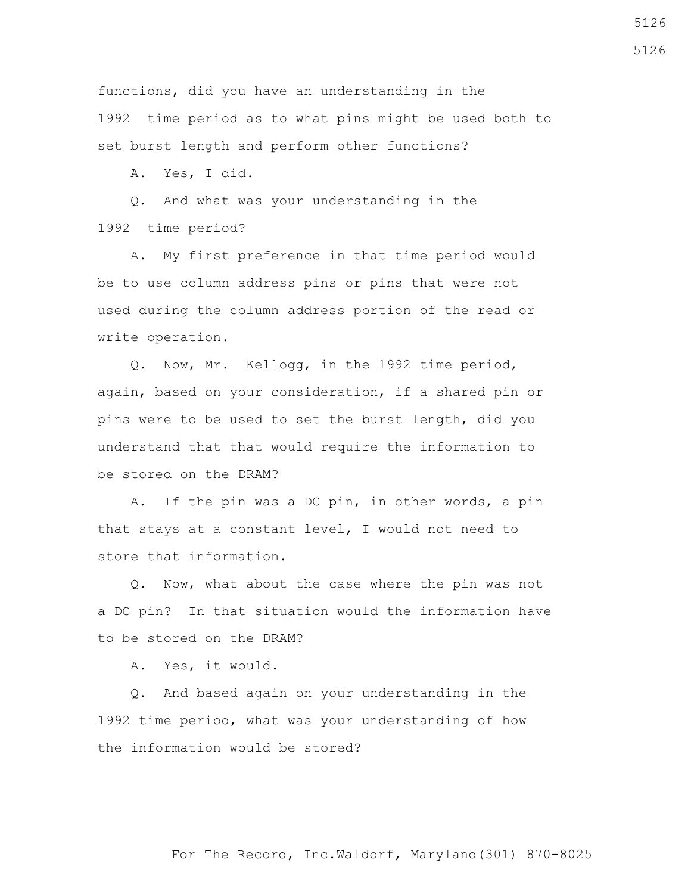functions, did you have an understanding in the 1992 time period as to what pins might be used both to set burst length and perform other functions?

A. Yes, I did.

Q. And what was your understanding in the 1992 time period?

A. My first preference in that time period would be to use column address pins or pins that were not used during the column address portion of the read or write operation.

Q. Now, Mr. Kellogg, in the 1992 time period, again, based on your consideration, if a shared pin or pins were to be used to set the burst length, did you understand that that would require the information to be stored on the DRAM?

A. If the pin was a DC pin, in other words, a pin that stays at a constant level, I would not need to store that information.

Q. Now, what about the case where the pin was not a DC pin? In that situation would the information have to be stored on the DRAM?

A. Yes, it would.

Q. And based again on your understanding in the 1992 time period, what was your understanding of how the information would be stored?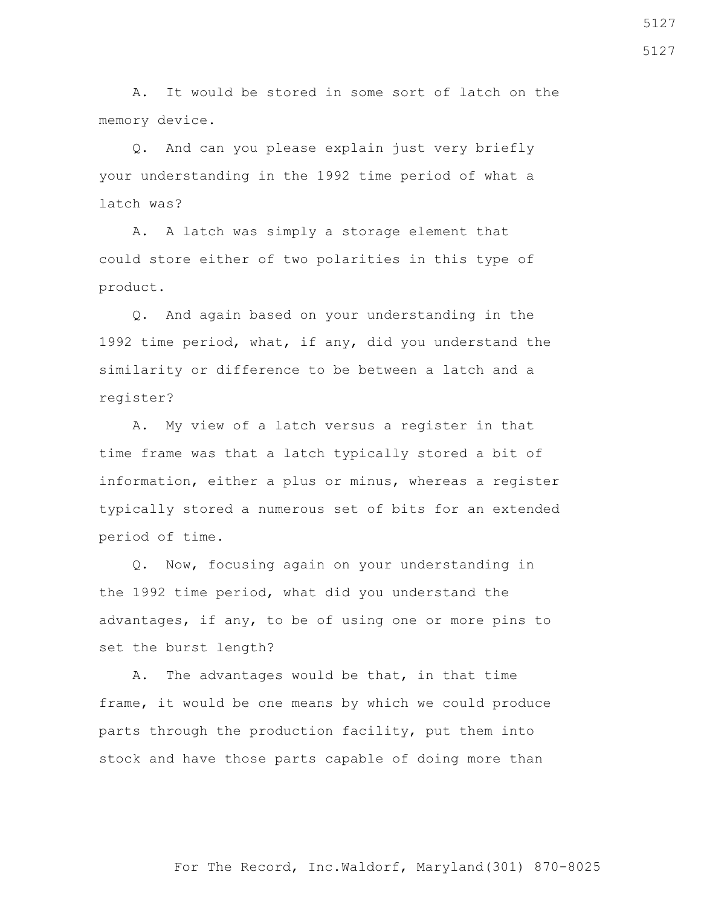A. It would be stored in some sort of latch on the memory device.

Q. And can you please explain just very briefly your understanding in the 1992 time period of what a latch was?

A. A latch was simply a storage element that could store either of two polarities in this type of product.

Q. And again based on your understanding in the 1992 time period, what, if any, did you understand the similarity or difference to be between a latch and a register?

A. My view of a latch versus a register in that time frame was that a latch typically stored a bit of information, either a plus or minus, whereas a register typically stored a numerous set of bits for an extended period of time.

Q. Now, focusing again on your understanding in the 1992 time period, what did you understand the advantages, if any, to be of using one or more pins to set the burst length?

A. The advantages would be that, in that time frame, it would be one means by which we could produce parts through the production facility, put them into stock and have those parts capable of doing more than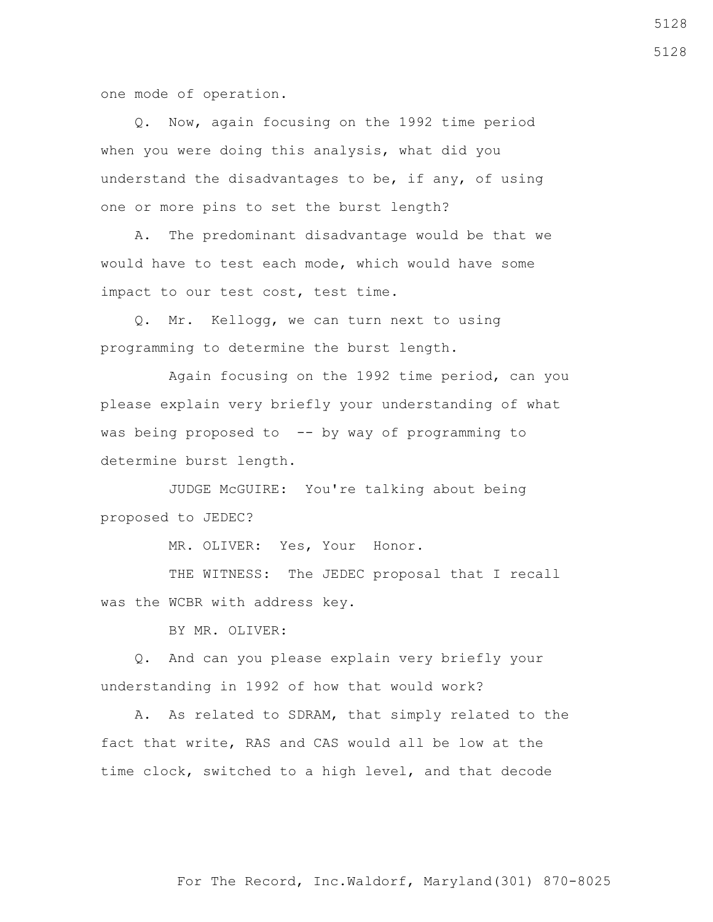one mode of operation.

Q. Now, again focusing on the 1992 time period when you were doing this analysis, what did you understand the disadvantages to be, if any, of using one or more pins to set the burst length?

A. The predominant disadvantage would be that we would have to test each mode, which would have some impact to our test cost, test time.

Q. Mr. Kellogg, we can turn next to using programming to determine the burst length.

Again focusing on the 1992 time period, can you please explain very briefly your understanding of what was being proposed to -- by way of programming to determine burst length.

JUDGE McGUIRE: You're talking about being proposed to JEDEC?

MR. OLIVER: Yes, Your Honor.

THE WITNESS: The JEDEC proposal that I recall was the WCBR with address key.

BY MR. OLIVER:

Q. And can you please explain very briefly your understanding in 1992 of how that would work?

A. As related to SDRAM, that simply related to the fact that write, RAS and CAS would all be low at the time clock, switched to a high level, and that decode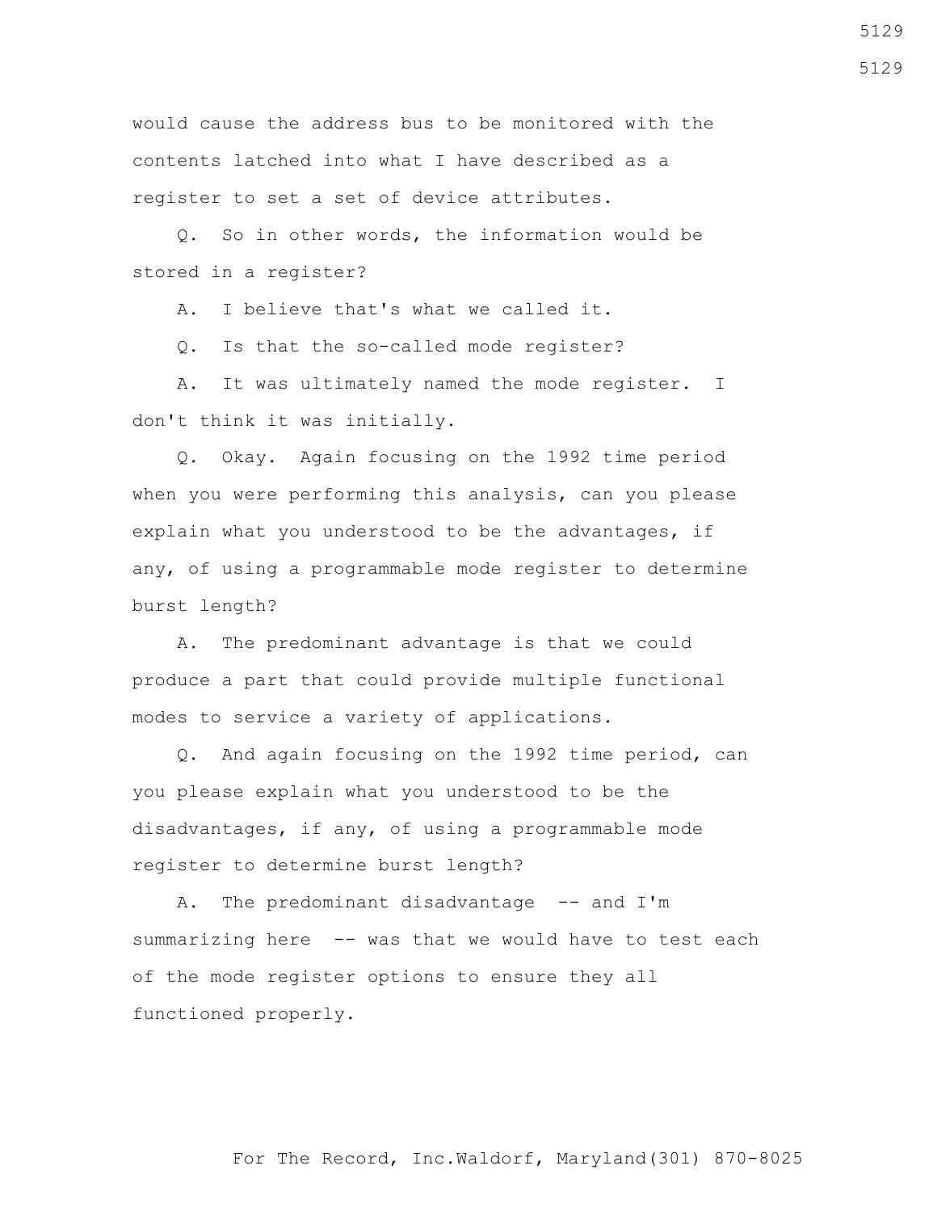would cause the address bus to be monitored with the contents latched into what I have described as a register to set a set of device attributes.

Q. So in other words, the information would be stored in a register?

A. I believe that's what we called it.

Q. Is that the so-called mode register?

A. It was ultimately named the mode register. I don't think it was initially.

Q. Okay. Again focusing on the 1992 time period when you were performing this analysis, can you please explain what you understood to be the advantages, if any, of using a programmable mode register to determine burst length?

A. The predominant advantage is that we could produce a part that could provide multiple functional modes to service a variety of applications.

Q. And again focusing on the 1992 time period, can you please explain what you understood to be the disadvantages, if any, of using a programmable mode register to determine burst length?

A. The predominant disadvantage -- and I'm summarizing here -- was that we would have to test each of the mode register options to ensure they all functioned properly.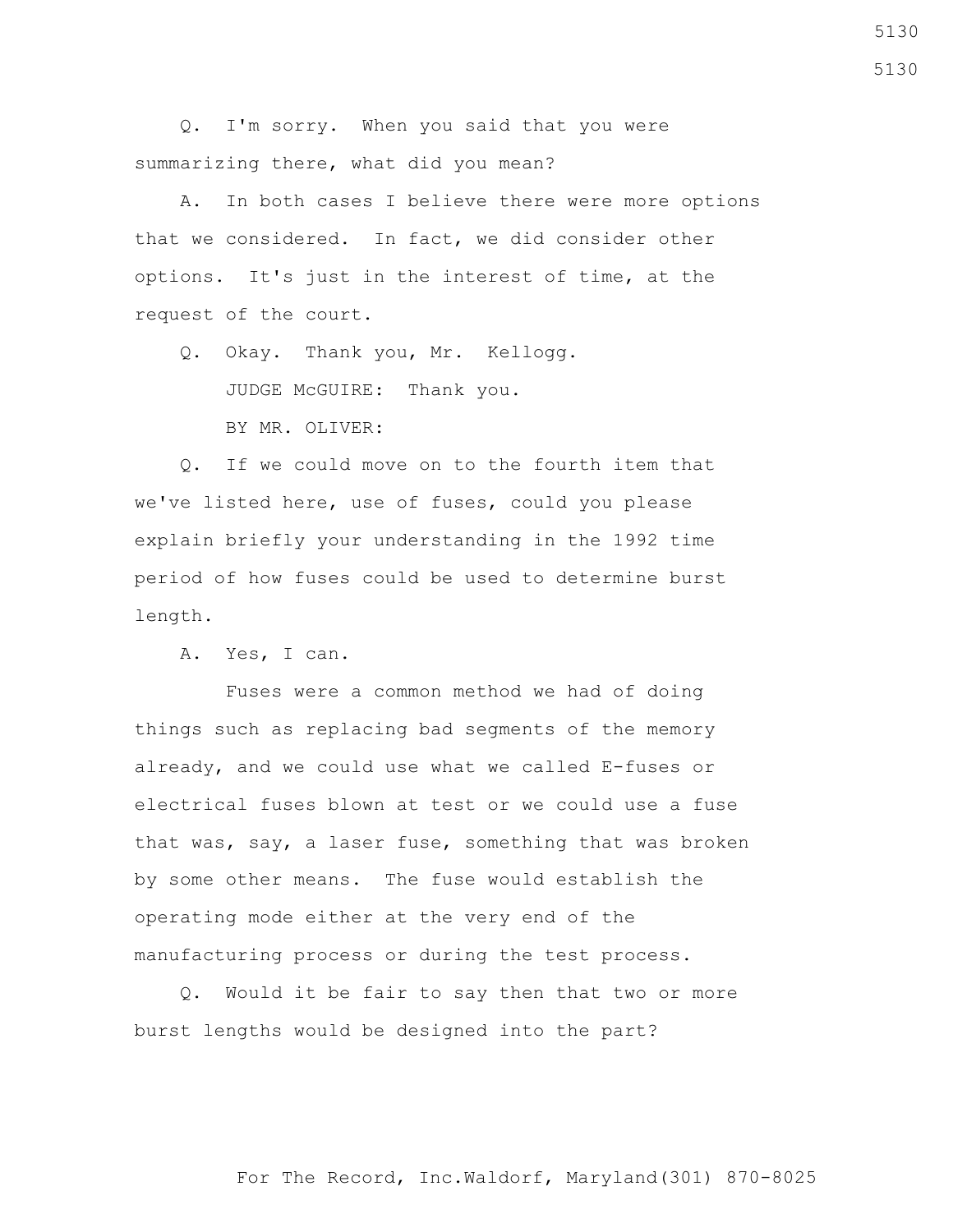Q. I'm sorry. When you said that you were summarizing there, what did you mean?

A. In both cases I believe there were more options that we considered. In fact, we did consider other options. It's just in the interest of time, at the request of the court.

Q. Okay. Thank you, Mr. Kellogg.

JUDGE McGUIRE: Thank you.

BY MR. OLIVER:

Q. If we could move on to the fourth item that we've listed here, use of fuses, could you please explain briefly your understanding in the 1992 time period of how fuses could be used to determine burst length.

A. Yes, I can.

Fuses were a common method we had of doing things such as replacing bad segments of the memory already, and we could use what we called E-fuses or electrical fuses blown at test or we could use a fuse that was, say, a laser fuse, something that was broken by some other means. The fuse would establish the operating mode either at the very end of the manufacturing process or during the test process.

Q. Would it be fair to say then that two or more burst lengths would be designed into the part?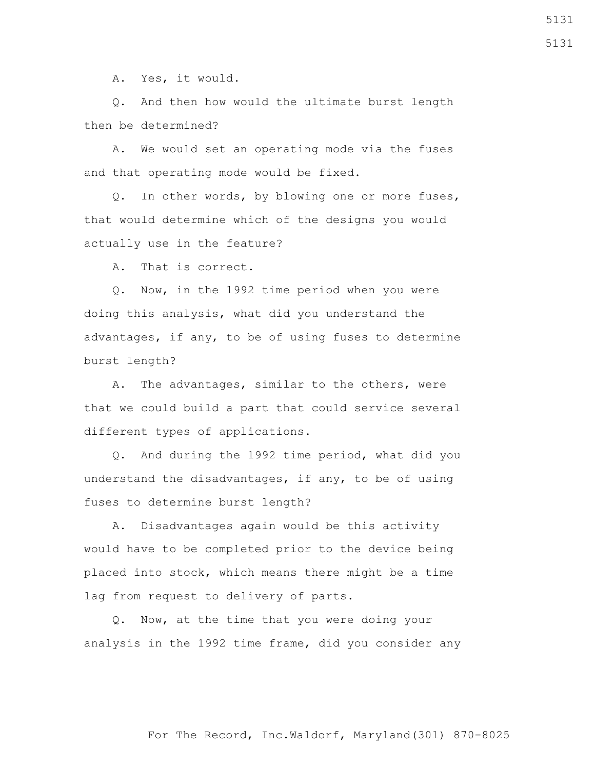A. Yes, it would.

Q. And then how would the ultimate burst length then be determined?

A. We would set an operating mode via the fuses and that operating mode would be fixed.

Q. In other words, by blowing one or more fuses, that would determine which of the designs you would actually use in the feature?

A. That is correct.

Q. Now, in the 1992 time period when you were doing this analysis, what did you understand the advantages, if any, to be of using fuses to determine burst length?

A. The advantages, similar to the others, were that we could build a part that could service several different types of applications.

Q. And during the 1992 time period, what did you understand the disadvantages, if any, to be of using fuses to determine burst length?

A. Disadvantages again would be this activity would have to be completed prior to the device being placed into stock, which means there might be a time lag from request to delivery of parts.

Q. Now, at the time that you were doing your analysis in the 1992 time frame, did you consider any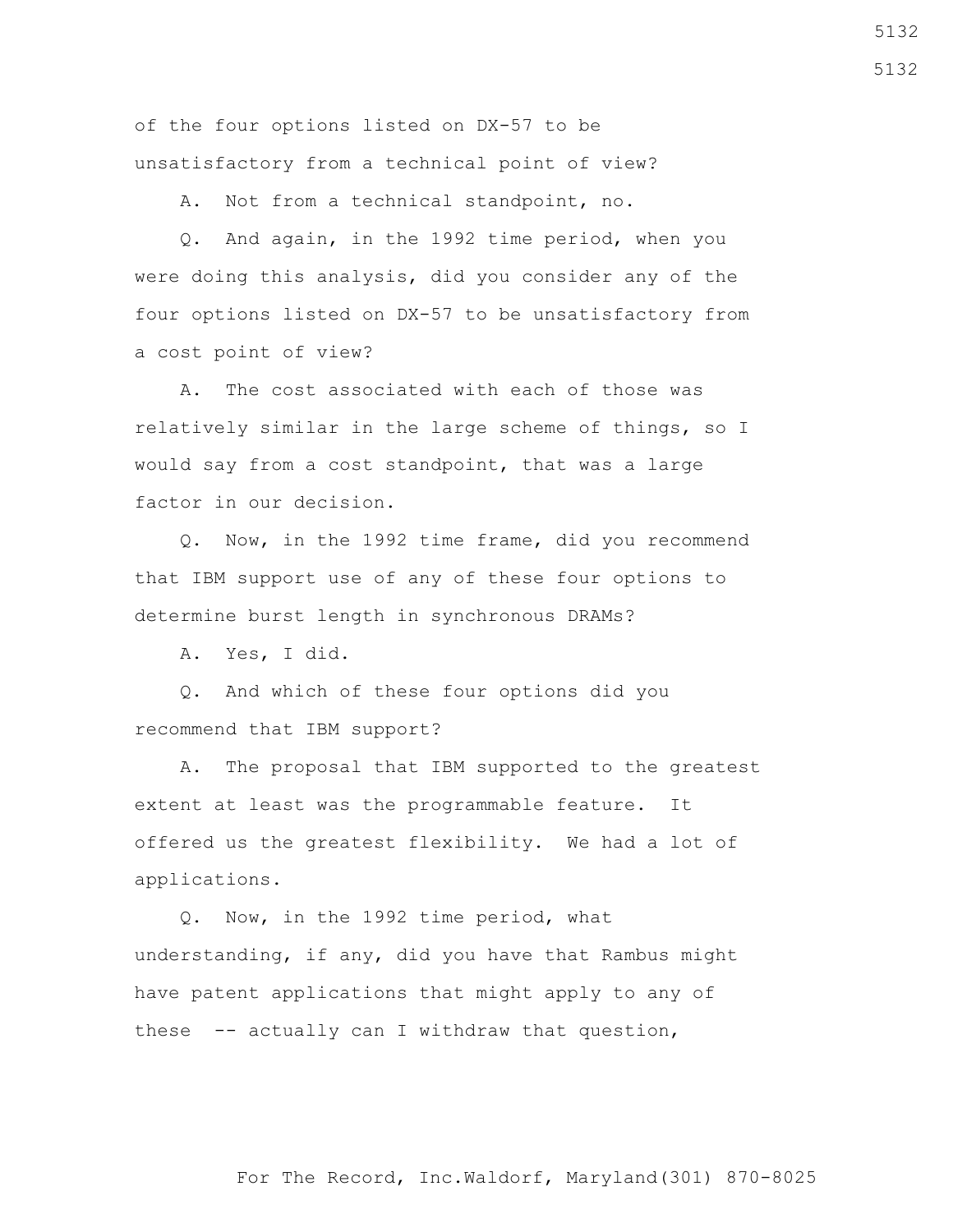of the four options listed on DX-57 to be unsatisfactory from a technical point of view?

A. Not from a technical standpoint, no.

Q. And again, in the 1992 time period, when you were doing this analysis, did you consider any of the four options listed on DX-57 to be unsatisfactory from a cost point of view?

A. The cost associated with each of those was relatively similar in the large scheme of things, so I would say from a cost standpoint, that was a large factor in our decision.

Q. Now, in the 1992 time frame, did you recommend that IBM support use of any of these four options to determine burst length in synchronous DRAMs?

A. Yes, I did.

Q. And which of these four options did you recommend that IBM support?

A. The proposal that IBM supported to the greatest extent at least was the programmable feature. It offered us the greatest flexibility. We had a lot of applications.

Q. Now, in the 1992 time period, what understanding, if any, did you have that Rambus might have patent applications that might apply to any of these -- actually can I withdraw that question,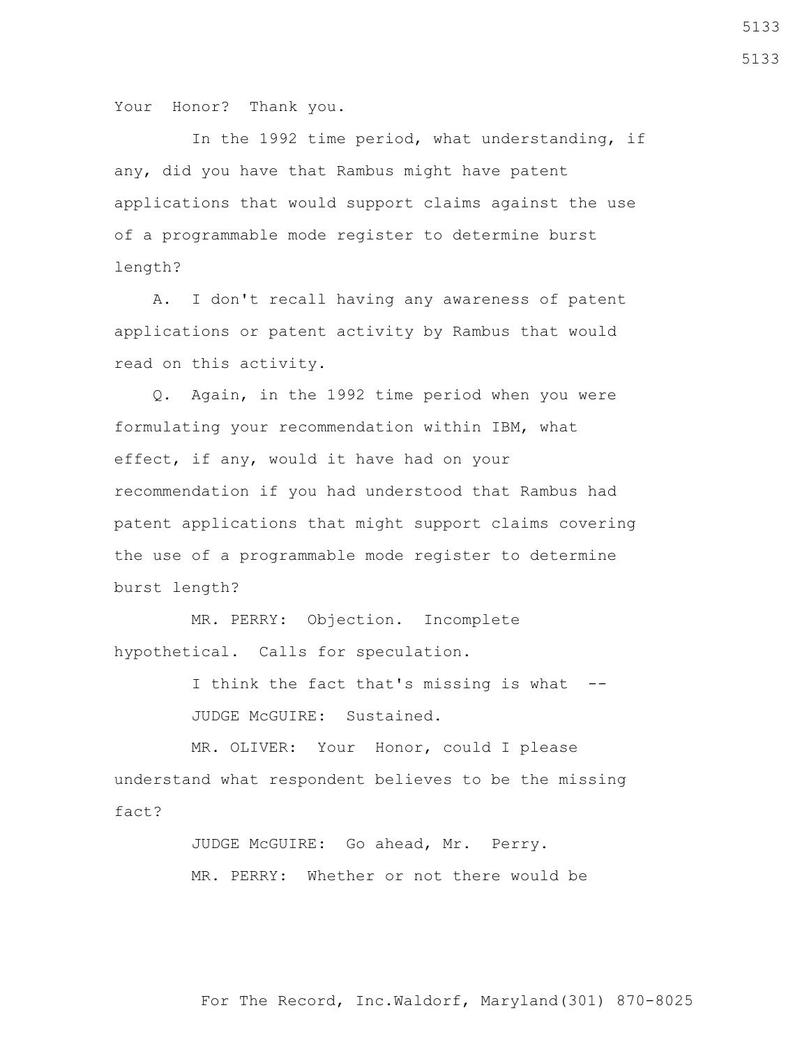Your Honor? Thank you.

In the 1992 time period, what understanding, if any, did you have that Rambus might have patent applications that would support claims against the use of a programmable mode register to determine burst length?

A. I don't recall having any awareness of patent applications or patent activity by Rambus that would read on this activity.

Q. Again, in the 1992 time period when you were formulating your recommendation within IBM, what effect, if any, would it have had on your recommendation if you had understood that Rambus had patent applications that might support claims covering the use of a programmable mode register to determine burst length?

MR. PERRY: Objection. Incomplete hypothetical. Calls for speculation.

I think the fact that's missing is what --

JUDGE McGUIRE: Sustained.

MR. OLIVER: Your Honor, could I please understand what respondent believes to be the missing fact?

JUDGE McGUIRE: Go ahead, Mr. Perry.

MR. PERRY: Whether or not there would be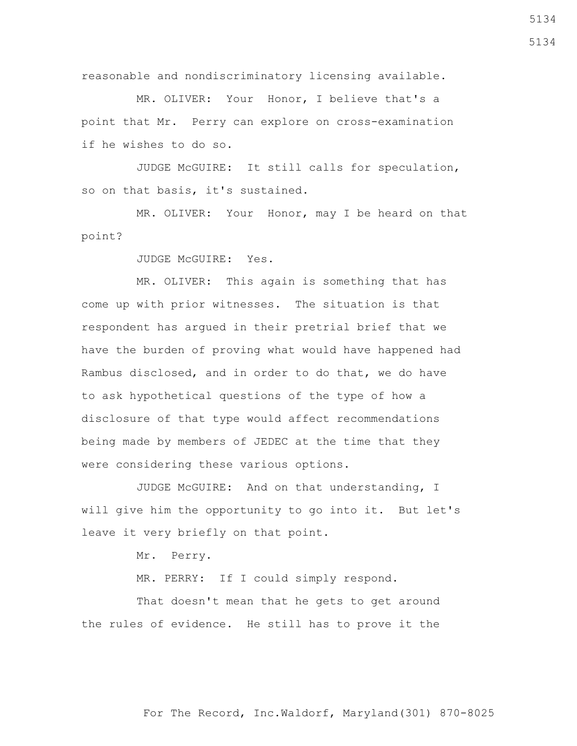reasonable and nondiscriminatory licensing available.

MR. OLIVER: Your Honor, I believe that's a point that Mr. Perry can explore on cross-examination if he wishes to do so.

JUDGE McGUIRE: It still calls for speculation, so on that basis, it's sustained.

MR. OLIVER: Your Honor, may I be heard on that point?

JUDGE McGUIRE: Yes.

MR. OLIVER: This again is something that has come up with prior witnesses. The situation is that respondent has argued in their pretrial brief that we have the burden of proving what would have happened had Rambus disclosed, and in order to do that, we do have to ask hypothetical questions of the type of how a disclosure of that type would affect recommendations being made by members of JEDEC at the time that they were considering these various options.

JUDGE McGUIRE: And on that understanding, I will give him the opportunity to go into it. But let's leave it very briefly on that point.

Mr. Perry.

MR. PERRY: If I could simply respond.

That doesn't mean that he gets to get around the rules of evidence. He still has to prove it the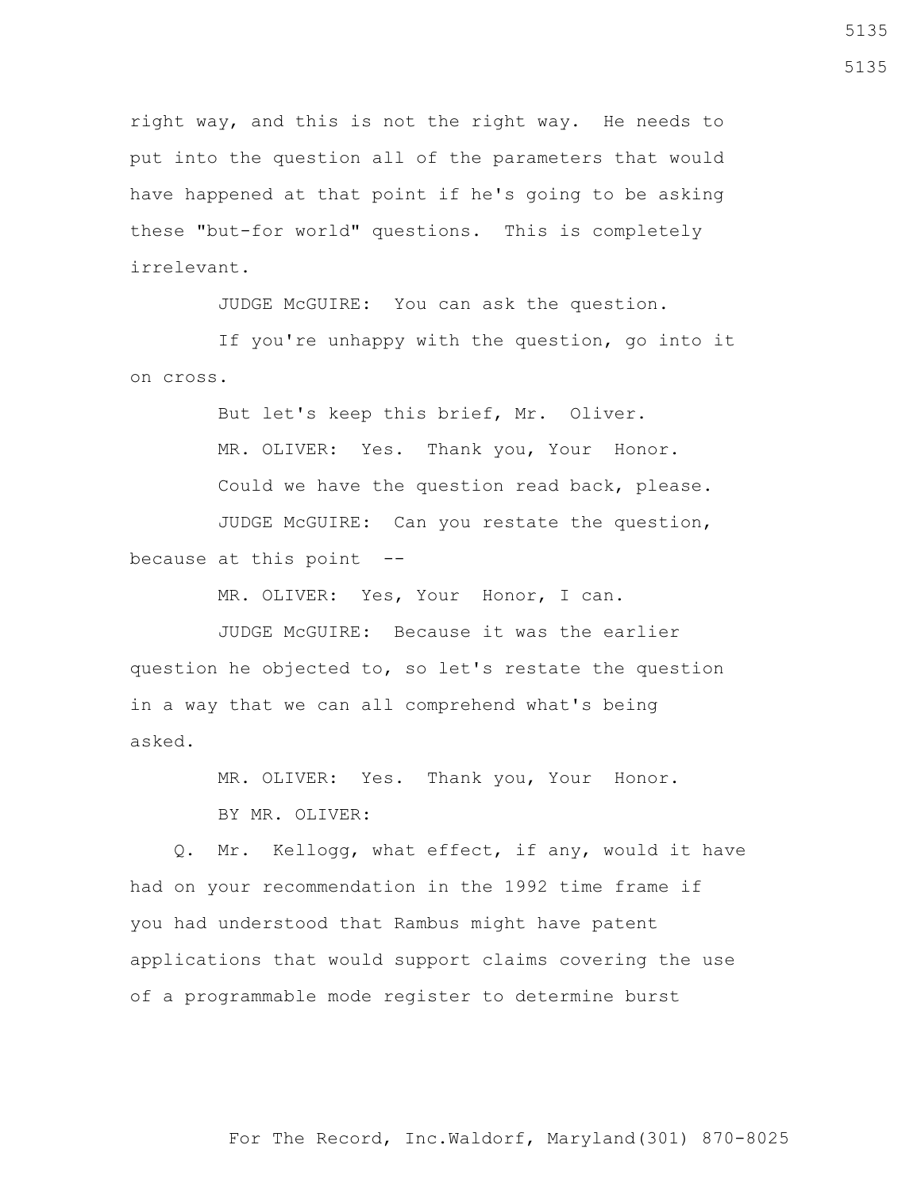right way, and this is not the right way. He needs to put into the question all of the parameters that would have happened at that point if he's going to be asking these "but-for world" questions. This is completely irrelevant.

JUDGE McGUIRE: You can ask the question.

If you're unhappy with the question, go into it on cross.

But let's keep this brief, Mr. Oliver.

MR. OLIVER: Yes. Thank you, Your Honor.

Could we have the question read back, please.

JUDGE McGUIRE: Can you restate the question, because at this point --

MR. OLIVER: Yes, Your Honor, I can.

JUDGE McGUIRE: Because it was the earlier question he objected to, so let's restate the question in a way that we can all comprehend what's being asked.

MR. OLIVER: Yes. Thank you, Your Honor.

BY MR. OLIVER:

Q. Mr. Kellogg, what effect, if any, would it have had on your recommendation in the 1992 time frame if you had understood that Rambus might have patent applications that would support claims covering the use of a programmable mode register to determine burst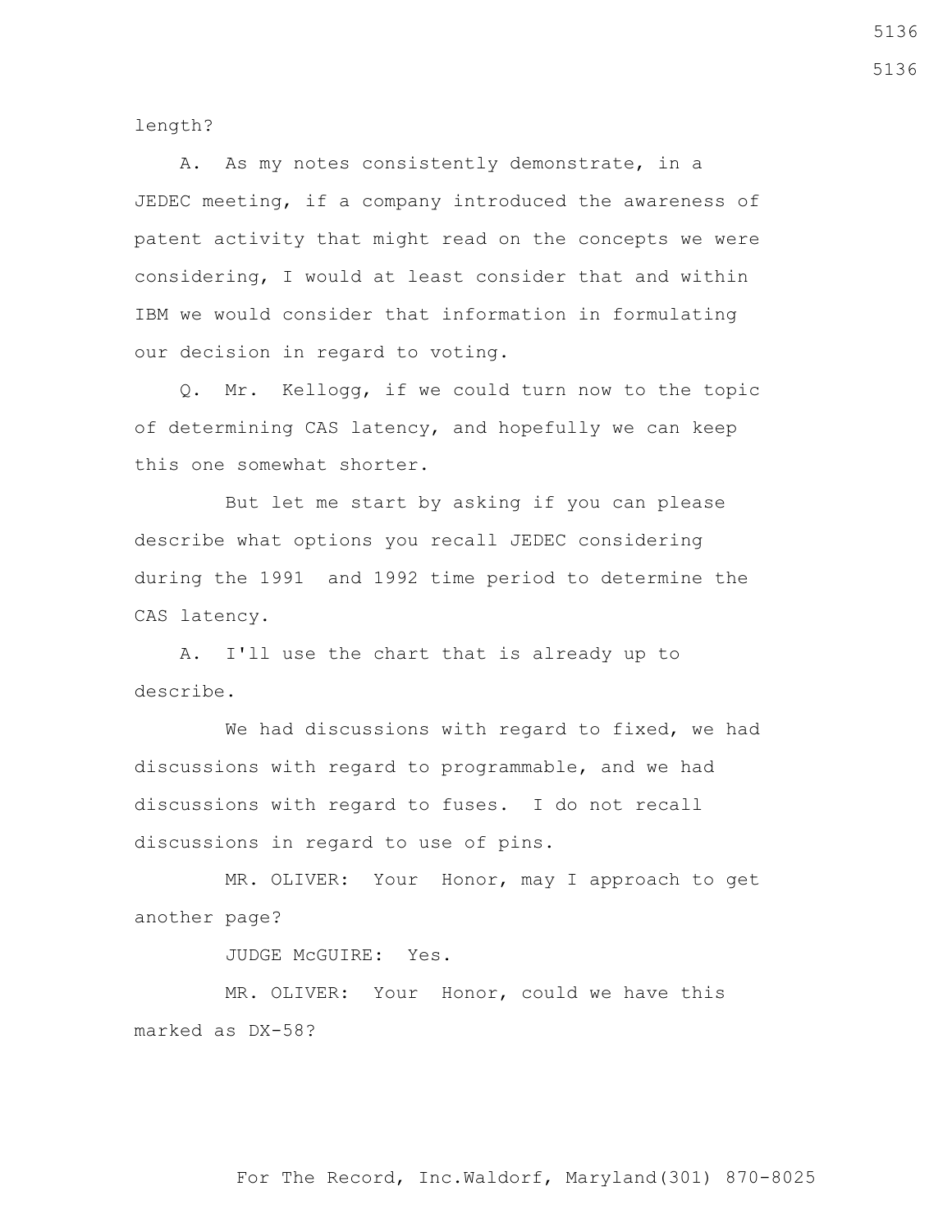length?

A. As my notes consistently demonstrate, in a JEDEC meeting, if a company introduced the awareness of patent activity that might read on the concepts we were considering, I would at least consider that and within IBM we would consider that information in formulating our decision in regard to voting.

Q. Mr. Kellogg, if we could turn now to the topic of determining CAS latency, and hopefully we can keep this one somewhat shorter.

But let me start by asking if you can please describe what options you recall JEDEC considering during the 1991 and 1992 time period to determine the CAS latency.

A. I'll use the chart that is already up to describe.

We had discussions with regard to fixed, we had discussions with regard to programmable, and we had discussions with regard to fuses. I do not recall discussions in regard to use of pins.

MR. OLIVER: Your Honor, may I approach to get another page?

JUDGE McGUIRE: Yes.

MR. OLIVER: Your Honor, could we have this marked as DX-58?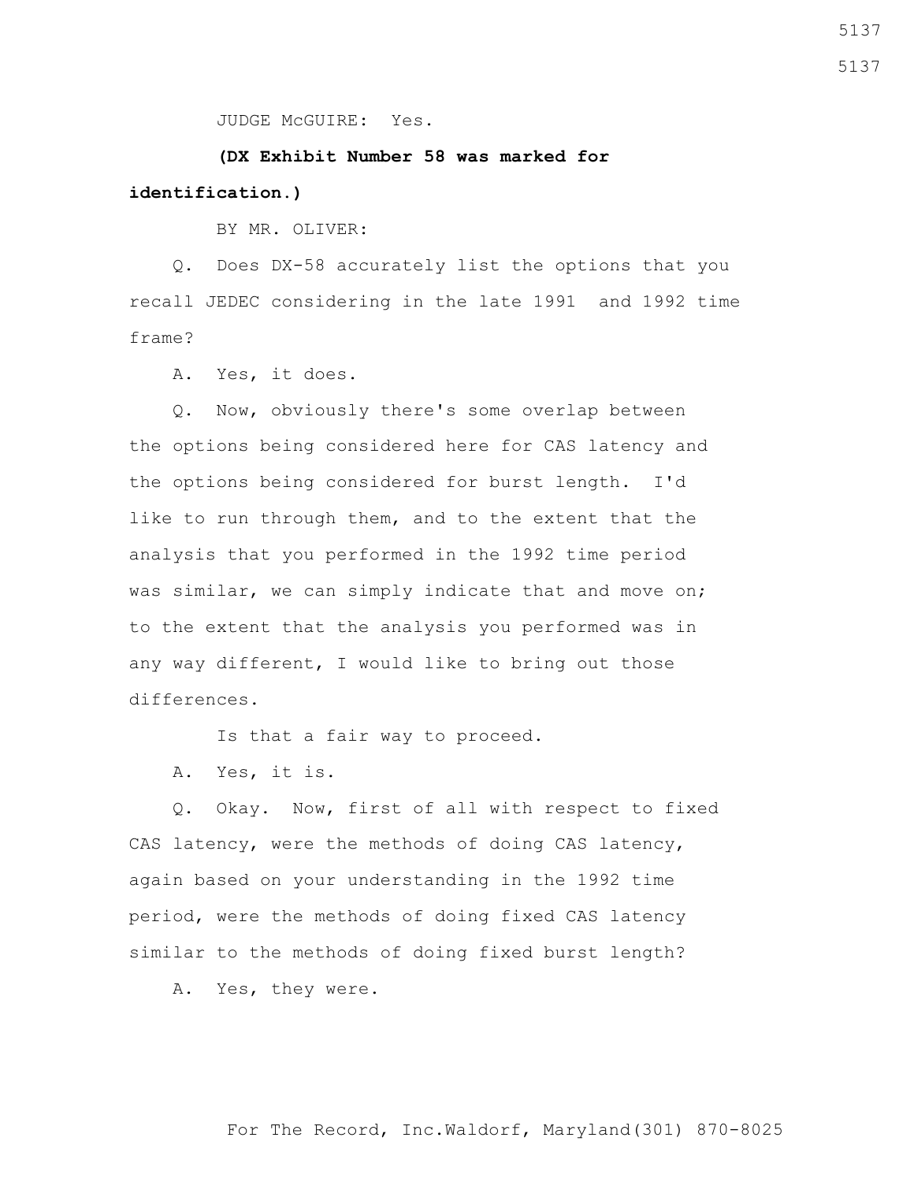JUDGE McGUIRE: Yes.

**(DX Exhibit Number 58 was marked for identification.)**

BY MR. OLIVER:

Q. Does DX-58 accurately list the options that you recall JEDEC considering in the late 1991 and 1992 time frame?

A. Yes, it does.

Q. Now, obviously there's some overlap between the options being considered here for CAS latency and the options being considered for burst length. I'd like to run through them, and to the extent that the analysis that you performed in the 1992 time period was similar, we can simply indicate that and move on; to the extent that the analysis you performed was in any way different, I would like to bring out those differences.

Is that a fair way to proceed.

A. Yes, it is.

Q. Okay. Now, first of all with respect to fixed CAS latency, were the methods of doing CAS latency, again based on your understanding in the 1992 time period, were the methods of doing fixed CAS latency similar to the methods of doing fixed burst length?

A. Yes, they were.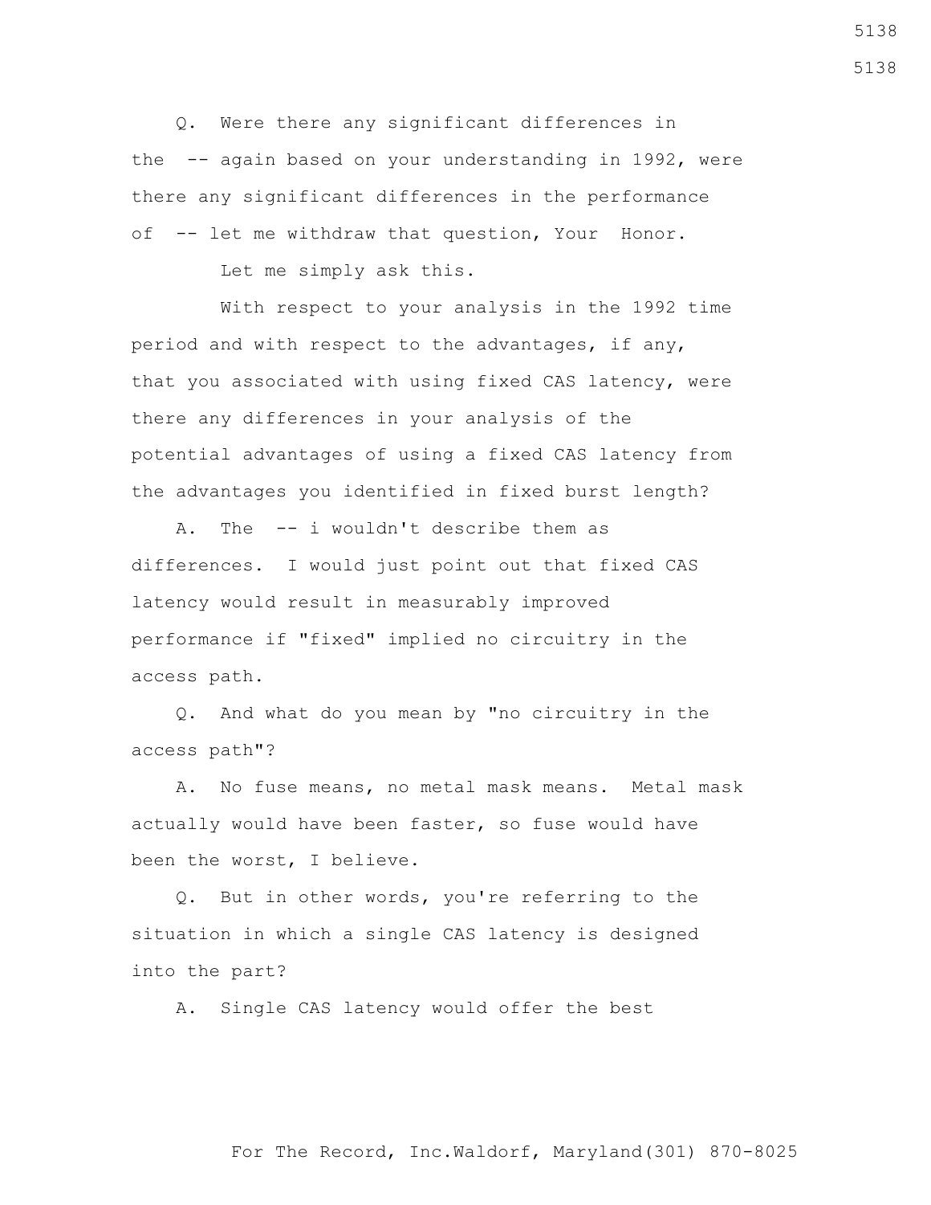Q. Were there any significant differences in the -- again based on your understanding in 1992, were there any significant differences in the performance of -- let me withdraw that question, Your Honor.

Let me simply ask this.

With respect to your analysis in the 1992 time period and with respect to the advantages, if any, that you associated with using fixed CAS latency, were there any differences in your analysis of the potential advantages of using a fixed CAS latency from the advantages you identified in fixed burst length?

A. The -- i wouldn't describe them as differences. I would just point out that fixed CAS latency would result in measurably improved performance if "fixed" implied no circuitry in the access path.

Q. And what do you mean by "no circuitry in the access path"?

A. No fuse means, no metal mask means. Metal mask actually would have been faster, so fuse would have been the worst, I believe.

Q. But in other words, you're referring to the situation in which a single CAS latency is designed into the part?

A. Single CAS latency would offer the best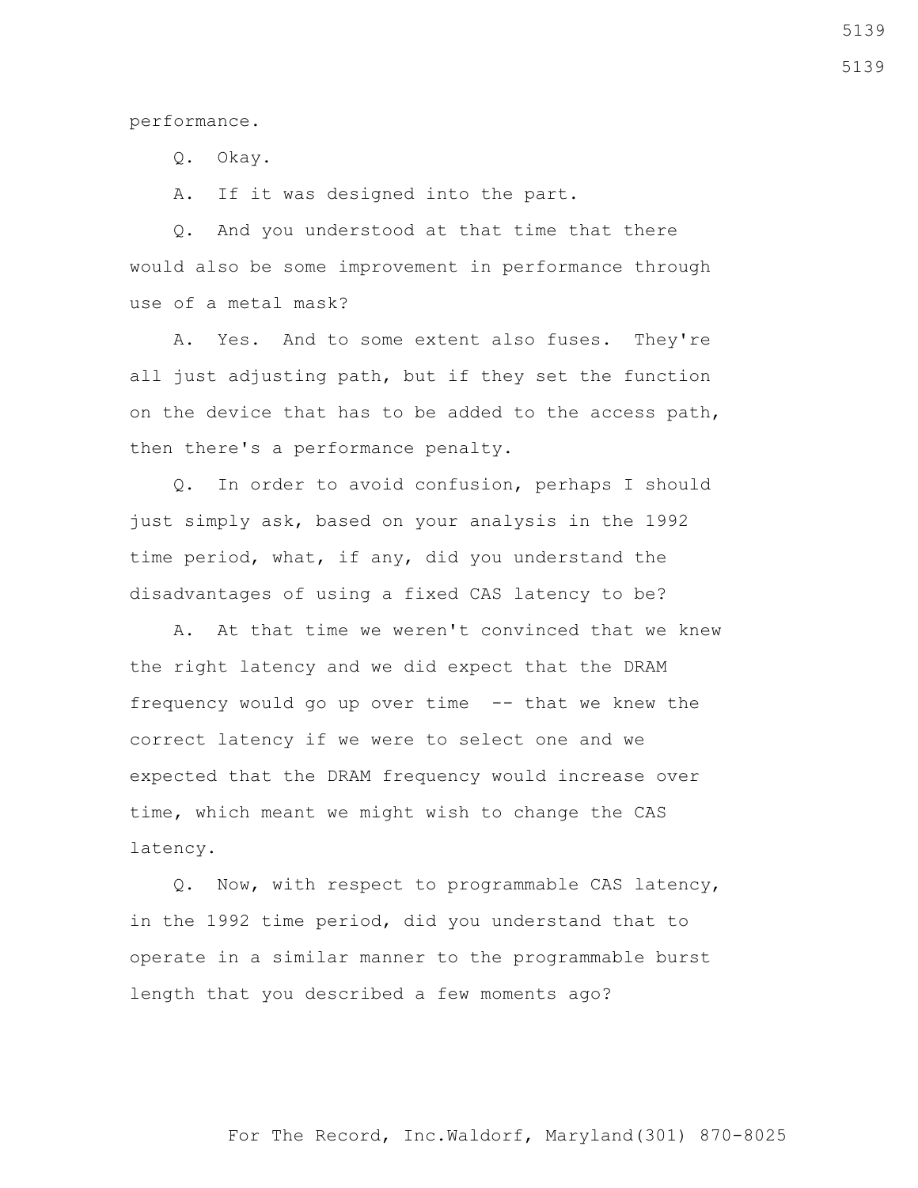performance.

Q. Okay.

A. If it was designed into the part.

Q. And you understood at that time that there would also be some improvement in performance through use of a metal mask?

A. Yes. And to some extent also fuses. They're all just adjusting path, but if they set the function on the device that has to be added to the access path, then there's a performance penalty.

Q. In order to avoid confusion, perhaps I should just simply ask, based on your analysis in the 1992 time period, what, if any, did you understand the disadvantages of using a fixed CAS latency to be?

A. At that time we weren't convinced that we knew the right latency and we did expect that the DRAM frequency would go up over time -- that we knew the correct latency if we were to select one and we expected that the DRAM frequency would increase over time, which meant we might wish to change the CAS latency.

Q. Now, with respect to programmable CAS latency, in the 1992 time period, did you understand that to operate in a similar manner to the programmable burst length that you described a few moments ago?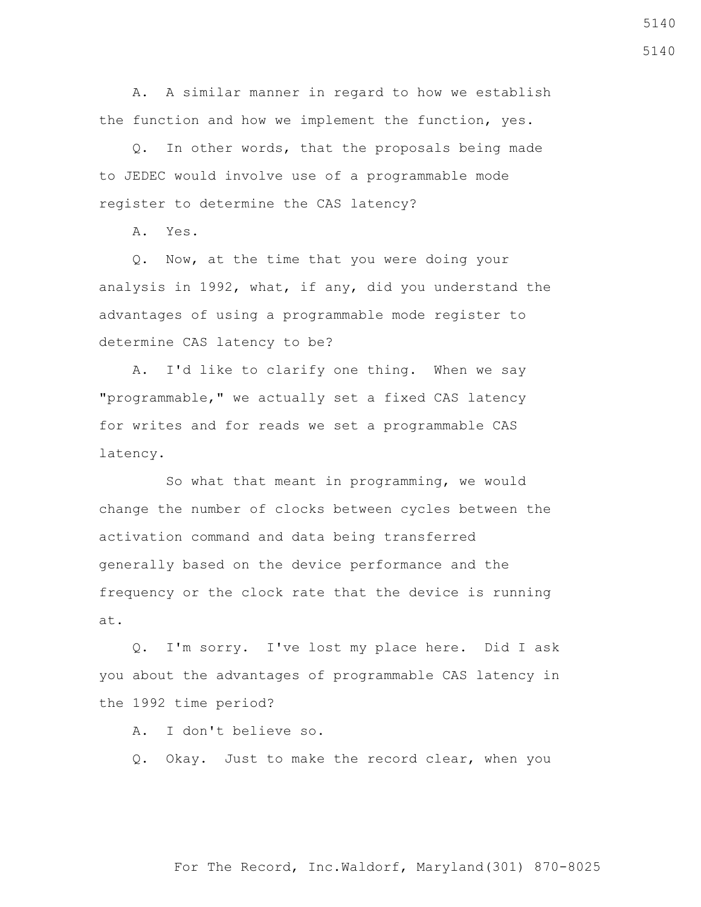A. A similar manner in regard to how we establish the function and how we implement the function, yes.

Q. In other words, that the proposals being made to JEDEC would involve use of a programmable mode register to determine the CAS latency?

A. Yes.

Q. Now, at the time that you were doing your analysis in 1992, what, if any, did you understand the advantages of using a programmable mode register to determine CAS latency to be?

A. I'd like to clarify one thing. When we say "programmable," we actually set a fixed CAS latency for writes and for reads we set a programmable CAS latency.

So what that meant in programming, we would change the number of clocks between cycles between the activation command and data being transferred generally based on the device performance and the frequency or the clock rate that the device is running at.

Q. I'm sorry. I've lost my place here. Did I ask you about the advantages of programmable CAS latency in the 1992 time period?

A. I don't believe so.

Q. Okay. Just to make the record clear, when you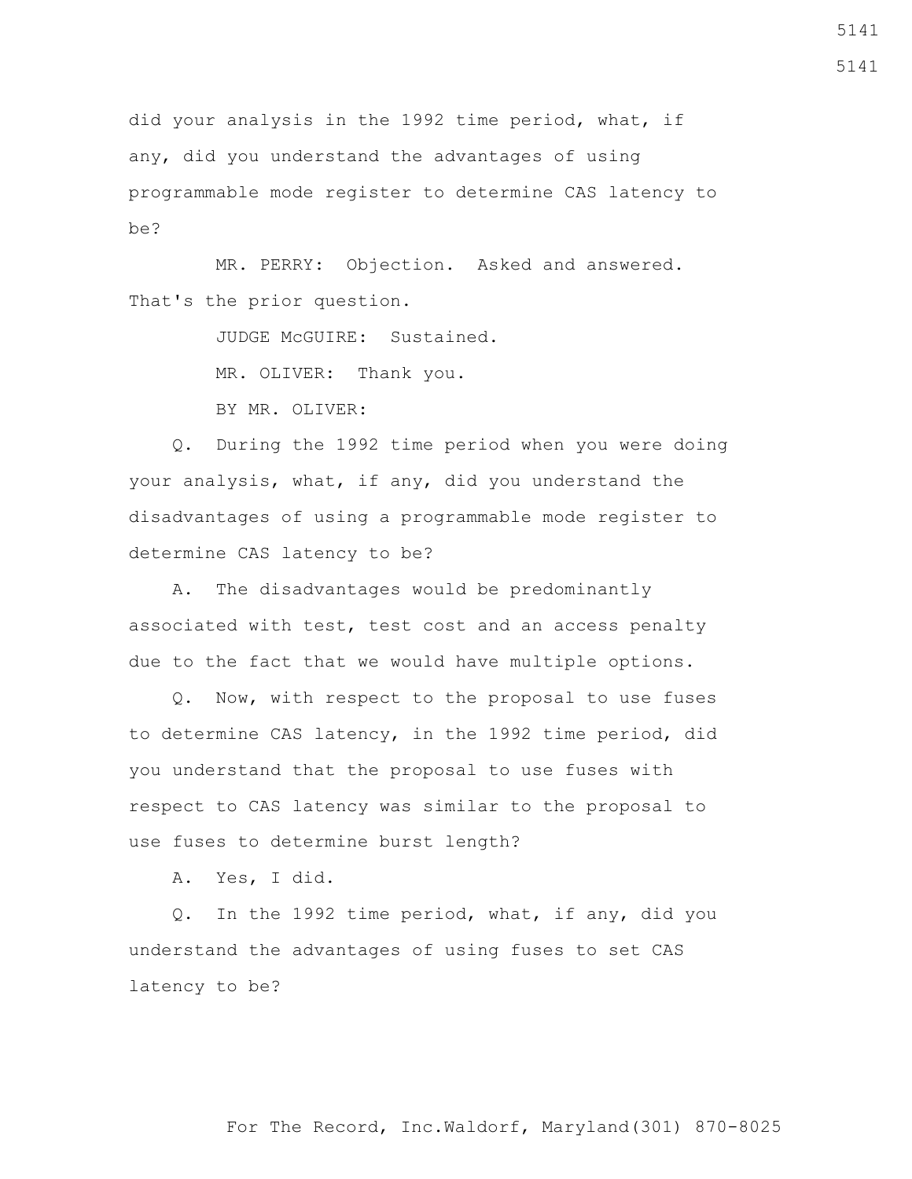did your analysis in the 1992 time period, what, if any, did you understand the advantages of using programmable mode register to determine CAS latency to be?

MR. PERRY: Objection. Asked and answered. That's the prior question.

JUDGE McGUIRE: Sustained.

MR. OLIVER: Thank you.

BY MR. OLIVER:

Q. During the 1992 time period when you were doing your analysis, what, if any, did you understand the disadvantages of using a programmable mode register to determine CAS latency to be?

A. The disadvantages would be predominantly associated with test, test cost and an access penalty due to the fact that we would have multiple options.

Q. Now, with respect to the proposal to use fuses to determine CAS latency, in the 1992 time period, did you understand that the proposal to use fuses with respect to CAS latency was similar to the proposal to use fuses to determine burst length?

A. Yes, I did.

Q. In the 1992 time period, what, if any, did you understand the advantages of using fuses to set CAS latency to be?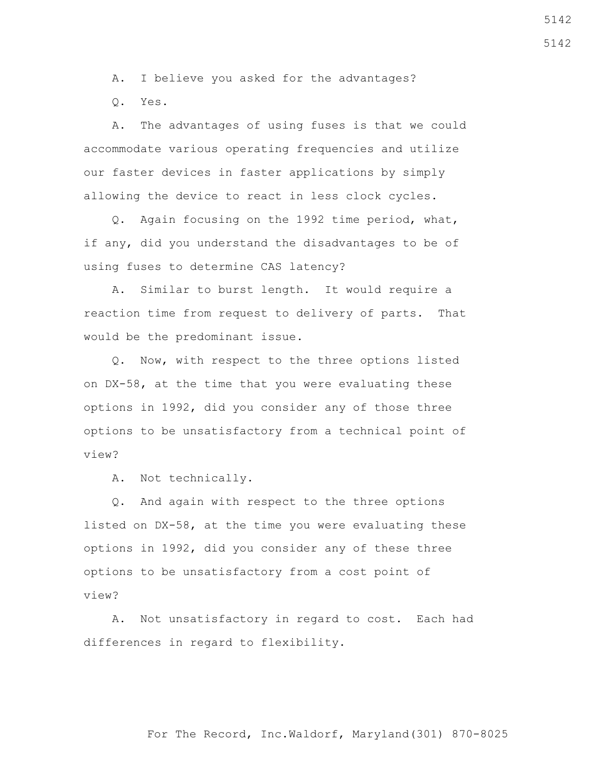A. I believe you asked for the advantages?

Q. Yes.

A. The advantages of using fuses is that we could accommodate various operating frequencies and utilize our faster devices in faster applications by simply allowing the device to react in less clock cycles.

Q. Again focusing on the 1992 time period, what, if any, did you understand the disadvantages to be of using fuses to determine CAS latency?

A. Similar to burst length. It would require a reaction time from request to delivery of parts. That would be the predominant issue.

Q. Now, with respect to the three options listed on DX-58, at the time that you were evaluating these options in 1992, did you consider any of those three options to be unsatisfactory from a technical point of view?

A. Not technically.

Q. And again with respect to the three options listed on DX-58, at the time you were evaluating these options in 1992, did you consider any of these three options to be unsatisfactory from a cost point of view?

A. Not unsatisfactory in regard to cost. Each had differences in regard to flexibility.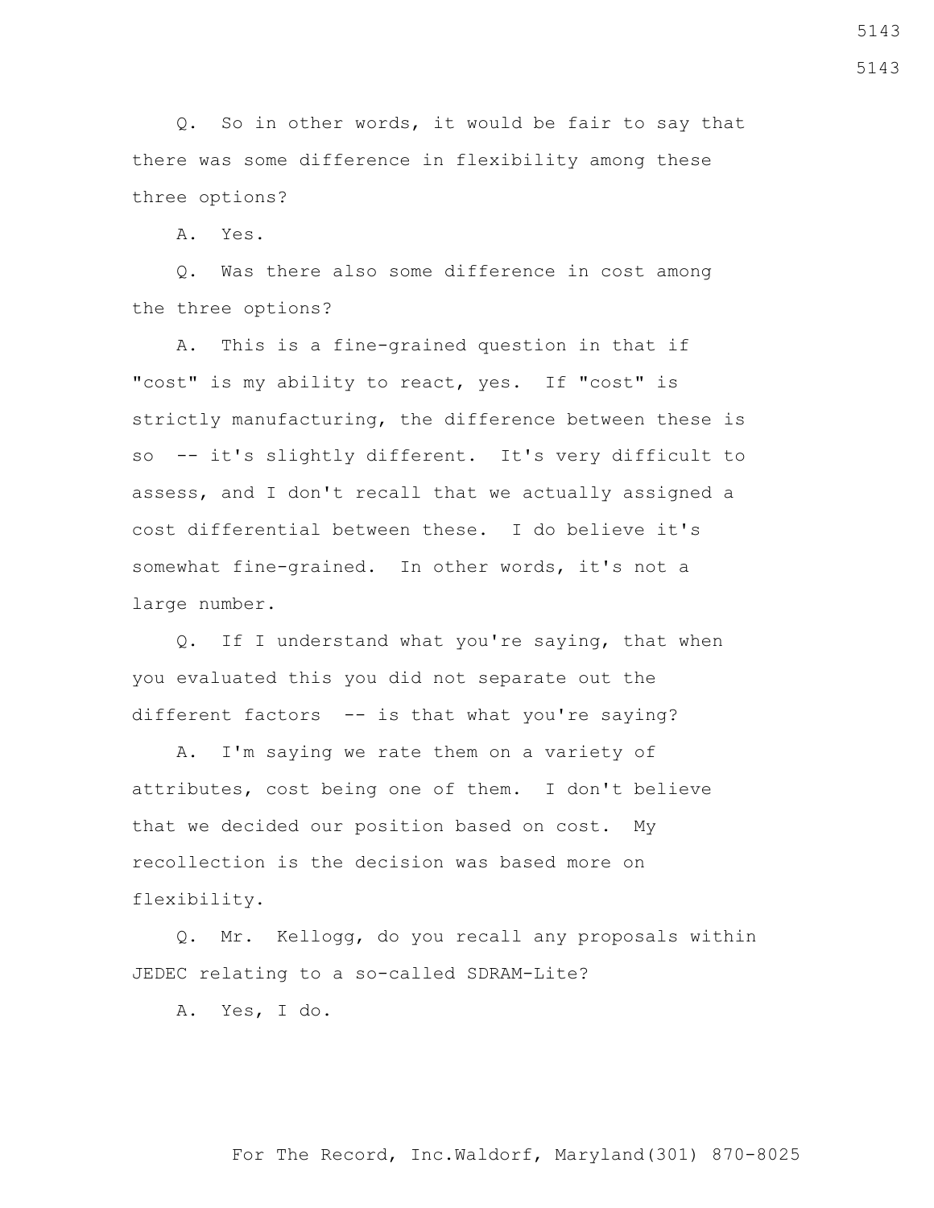Q. So in other words, it would be fair to say that there was some difference in flexibility among these three options?

A. Yes.

Q. Was there also some difference in cost among the three options?

A. This is a fine-grained question in that if "cost" is my ability to react, yes. If "cost" is strictly manufacturing, the difference between these is so -- it's slightly different. It's very difficult to assess, and I don't recall that we actually assigned a cost differential between these. I do believe it's somewhat fine-grained. In other words, it's not a large number.

Q. If I understand what you're saying, that when you evaluated this you did not separate out the different factors -- is that what you're saying?

A. I'm saying we rate them on a variety of attributes, cost being one of them. I don't believe that we decided our position based on cost. My recollection is the decision was based more on flexibility.

Q. Mr. Kellogg, do you recall any proposals within JEDEC relating to a so-called SDRAM-Lite?

A. Yes, I do.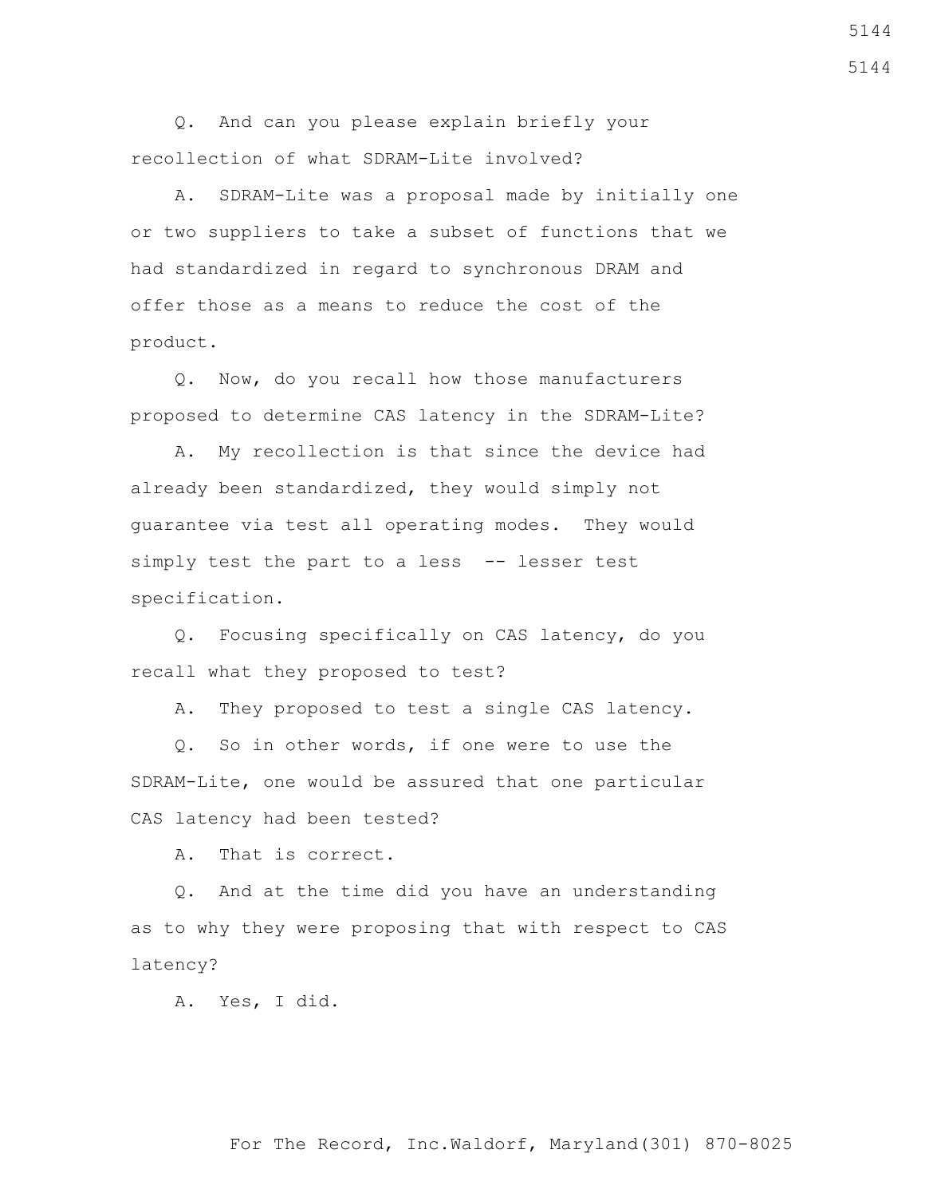Q. And can you please explain briefly your recollection of what SDRAM-Lite involved?

A. SDRAM-Lite was a proposal made by initially one or two suppliers to take a subset of functions that we had standardized in regard to synchronous DRAM and offer those as a means to reduce the cost of the product.

Q. Now, do you recall how those manufacturers proposed to determine CAS latency in the SDRAM-Lite?

A. My recollection is that since the device had already been standardized, they would simply not guarantee via test all operating modes. They would simply test the part to a less -- lesser test specification.

Q. Focusing specifically on CAS latency, do you recall what they proposed to test?

A. They proposed to test a single CAS latency.

Q. So in other words, if one were to use the SDRAM-Lite, one would be assured that one particular CAS latency had been tested?

A. That is correct.

Q. And at the time did you have an understanding as to why they were proposing that with respect to CAS latency?

A. Yes, I did.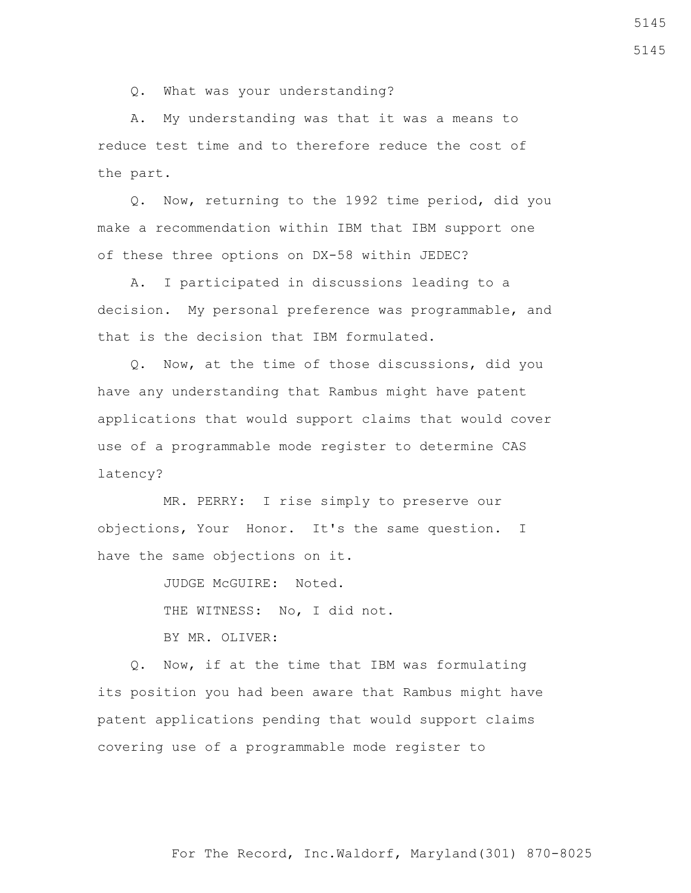Q. What was your understanding?

A. My understanding was that it was a means to reduce test time and to therefore reduce the cost of the part.

Q. Now, returning to the 1992 time period, did you make a recommendation within IBM that IBM support one of these three options on DX-58 within JEDEC?

A. I participated in discussions leading to a decision. My personal preference was programmable, and that is the decision that IBM formulated.

Q. Now, at the time of those discussions, did you have any understanding that Rambus might have patent applications that would support claims that would cover use of a programmable mode register to determine CAS latency?

MR. PERRY: I rise simply to preserve our objections, Your Honor. It's the same question. I have the same objections on it.

JUDGE McGUIRE: Noted.

THE WITNESS: No, I did not.

BY MR. OLIVER:

Q. Now, if at the time that IBM was formulating its position you had been aware that Rambus might have patent applications pending that would support claims covering use of a programmable mode register to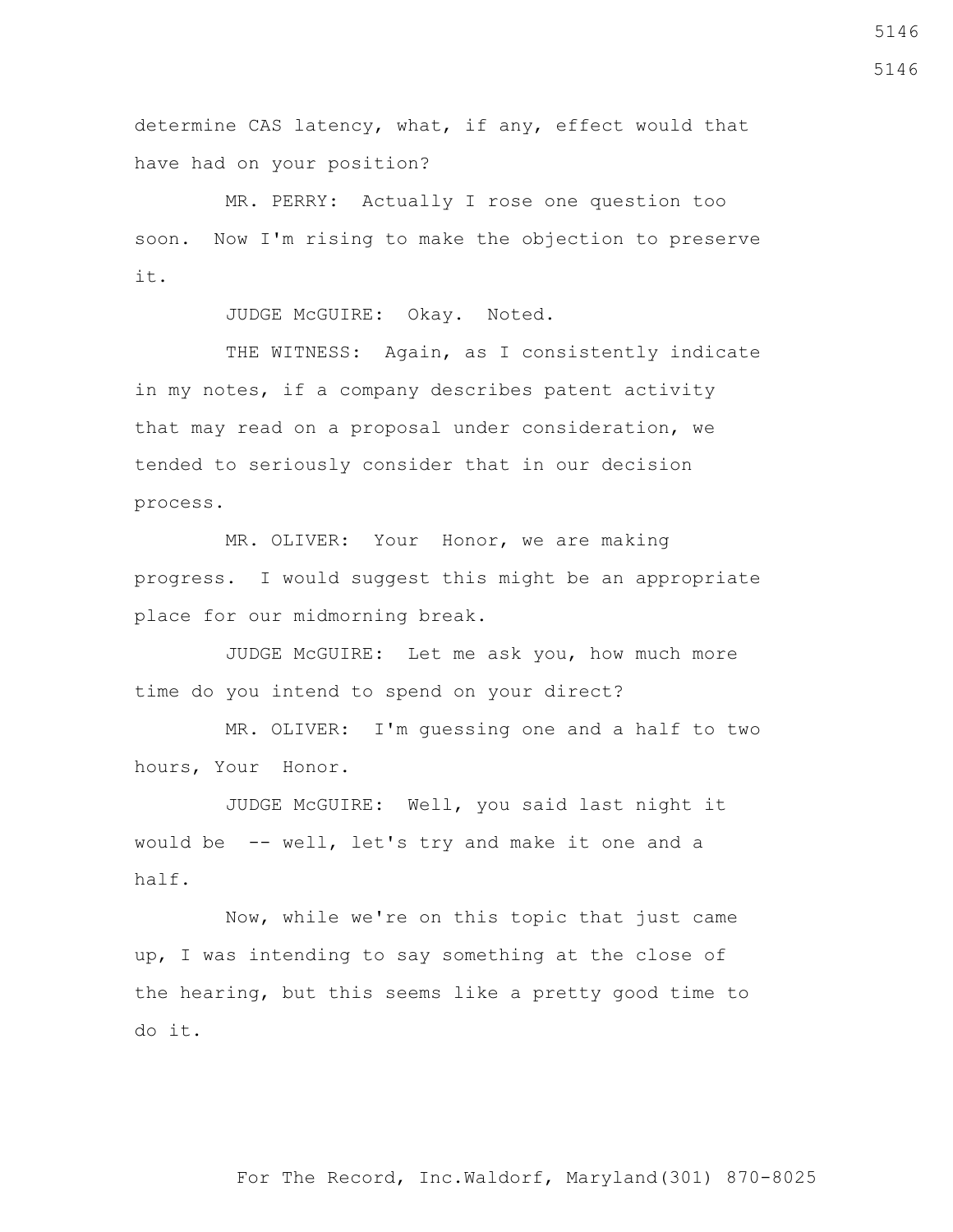determine CAS latency, what, if any, effect would that have had on your position?

MR. PERRY: Actually I rose one question too soon. Now I'm rising to make the objection to preserve it.

JUDGE McGUIRE: Okay. Noted.

THE WITNESS: Again, as I consistently indicate in my notes, if a company describes patent activity that may read on a proposal under consideration, we tended to seriously consider that in our decision process.

MR. OLIVER: Your Honor, we are making progress. I would suggest this might be an appropriate place for our midmorning break.

JUDGE McGUIRE: Let me ask you, how much more time do you intend to spend on your direct?

MR. OLIVER: I'm guessing one and a half to two hours, Your Honor.

JUDGE McGUIRE: Well, you said last night it would be -- well, let's try and make it one and a half.

Now, while we're on this topic that just came up, I was intending to say something at the close of the hearing, but this seems like a pretty good time to do it.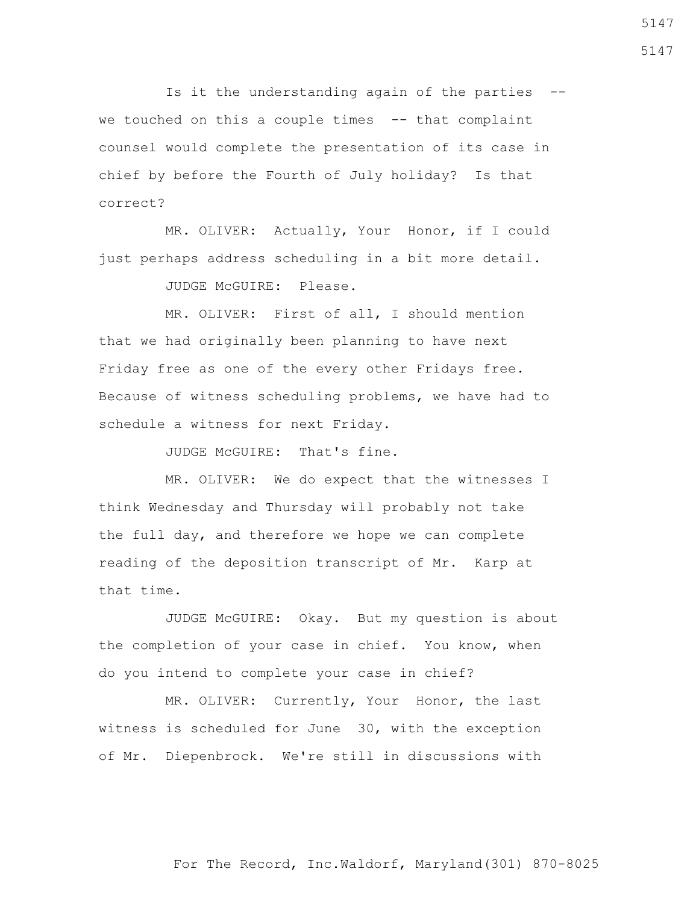Is it the understanding again of the parties -- we touched on this a couple times -- that complaint counsel would complete the presentation of its case in chief by before the Fourth of July holiday? Is that correct?

MR. OLIVER: Actually, Your Honor, if I could just perhaps address scheduling in a bit more detail.

JUDGE McGUIRE: Please.

MR. OLIVER: First of all, I should mention that we had originally been planning to have next Friday free as one of the every other Fridays free. Because of witness scheduling problems, we have had to schedule a witness for next Friday.

JUDGE McGUIRE: That's fine.

MR. OLIVER: We do expect that the witnesses I think Wednesday and Thursday will probably not take the full day, and therefore we hope we can complete reading of the deposition transcript of Mr. Karp at that time.

JUDGE McGUIRE: Okay. But my question is about the completion of your case in chief. You know, when do you intend to complete your case in chief?

MR. OLIVER: Currently, Your Honor, the last witness is scheduled for June 30, with the exception of Mr. Diepenbrock. We're still in discussions with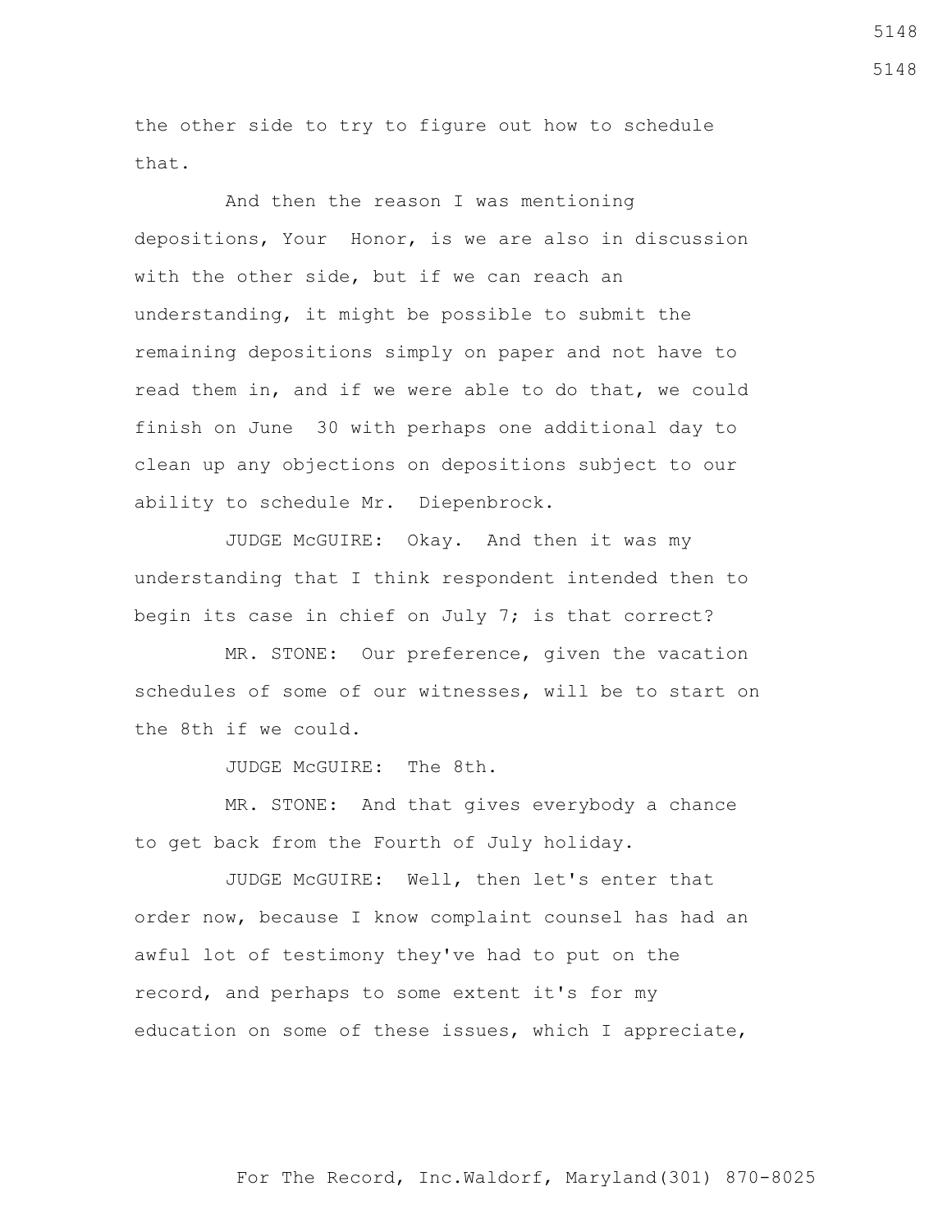the other side to try to figure out how to schedule that.

And then the reason I was mentioning depositions, Your Honor, is we are also in discussion with the other side, but if we can reach an understanding, it might be possible to submit the remaining depositions simply on paper and not have to read them in, and if we were able to do that, we could finish on June 30 with perhaps one additional day to clean up any objections on depositions subject to our ability to schedule Mr. Diepenbrock.

JUDGE McGUIRE: Okay. And then it was my understanding that I think respondent intended then to begin its case in chief on July 7; is that correct?

MR. STONE: Our preference, given the vacation schedules of some of our witnesses, will be to start on the 8th if we could.

JUDGE McGUIRE: The 8th.

MR. STONE: And that gives everybody a chance to get back from the Fourth of July holiday.

JUDGE McGUIRE: Well, then let's enter that order now, because I know complaint counsel has had an awful lot of testimony they've had to put on the record, and perhaps to some extent it's for my education on some of these issues, which I appreciate,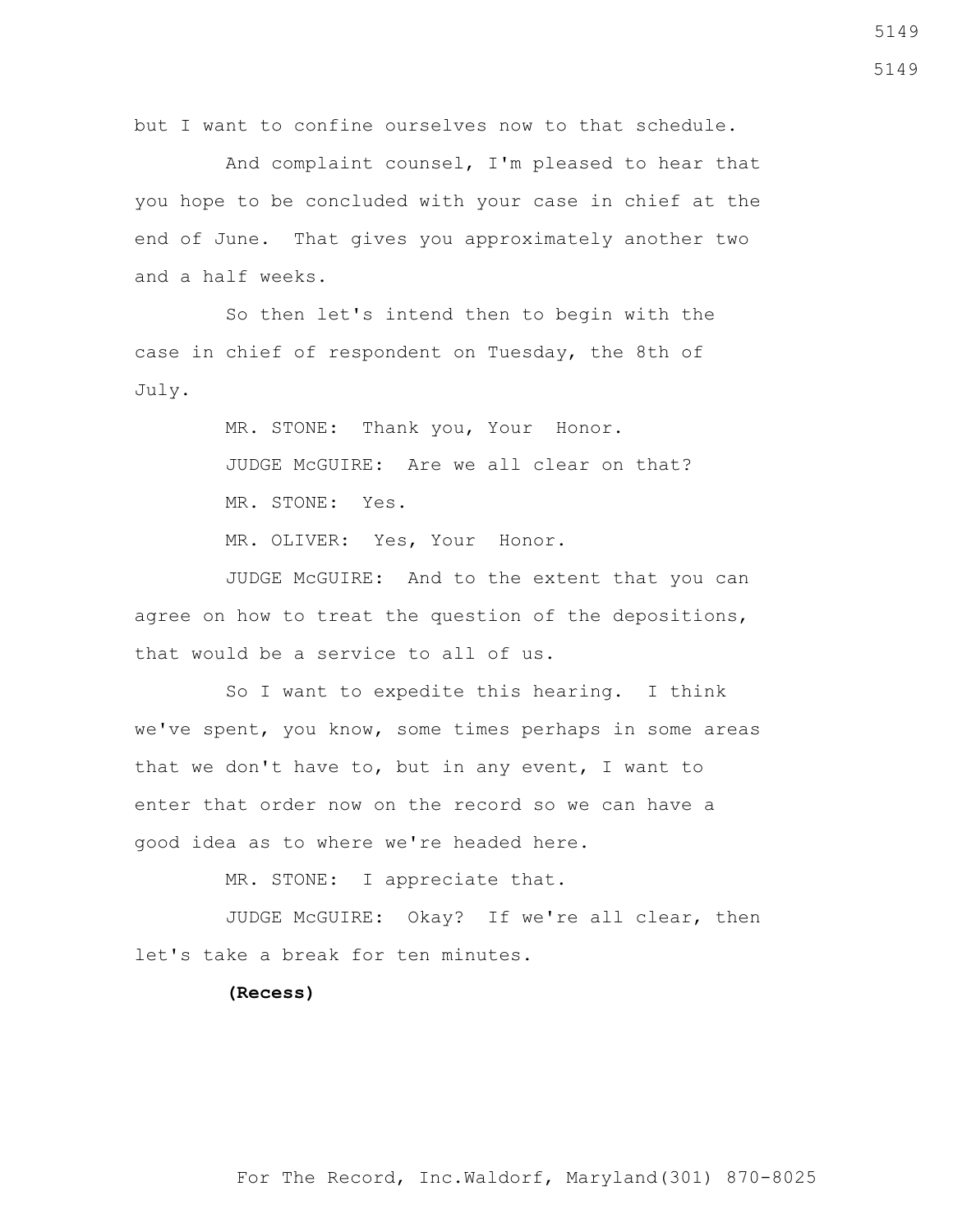but I want to confine ourselves now to that schedule.

And complaint counsel, I'm pleased to hear that you hope to be concluded with your case in chief at the end of June. That gives you approximately another two and a half weeks.

So then let's intend then to begin with the case in chief of respondent on Tuesday, the 8th of July.

MR. STONE: Thank you, Your Honor.

JUDGE McGUIRE: Are we all clear on that?

MR. STONE: Yes.

MR. OLIVER: Yes, Your Honor.

JUDGE McGUIRE: And to the extent that you can agree on how to treat the question of the depositions, that would be a service to all of us.

So I want to expedite this hearing. I think we've spent, you know, some times perhaps in some areas that we don't have to, but in any event, I want to enter that order now on the record so we can have a good idea as to where we're headed here.

MR. STONE: I appreciate that.

JUDGE McGUIRE: Okay? If we're all clear, then let's take a break for ten minutes.

**(Recess)**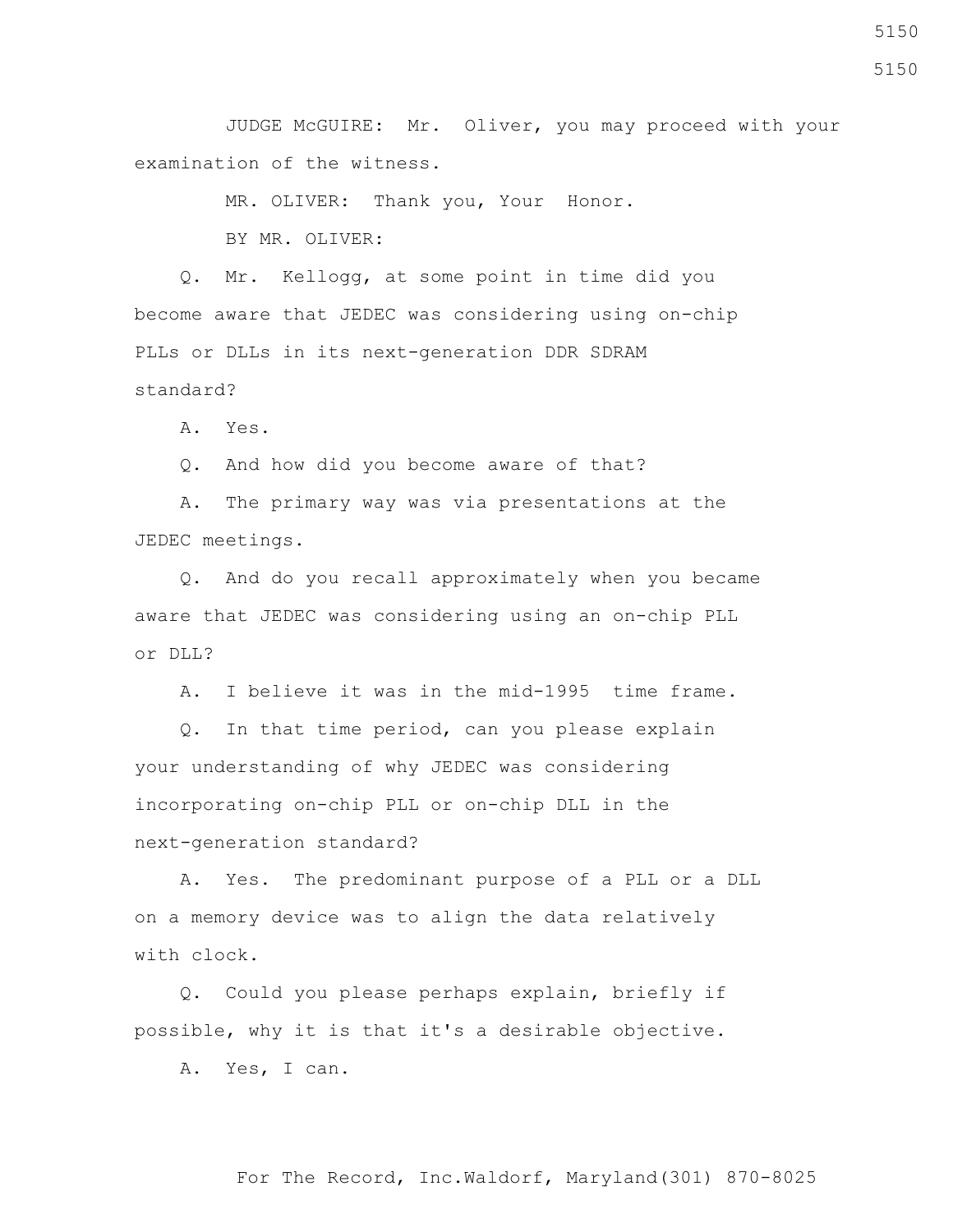JUDGE McGUIRE: Mr. Oliver, you may proceed with your examination of the witness.

MR. OLIVER: Thank you, Your Honor.

BY MR. OLIVER:

Q. Mr. Kellogg, at some point in time did you become aware that JEDEC was considering using on-chip PLLs or DLLs in its next-generation DDR SDRAM standard?

A. Yes.

Q. And how did you become aware of that?

A. The primary way was via presentations at the JEDEC meetings.

Q. And do you recall approximately when you became aware that JEDEC was considering using an on-chip PLL or DLL?

A. I believe it was in the mid-1995 time frame.

Q. In that time period, can you please explain your understanding of why JEDEC was considering incorporating on-chip PLL or on-chip DLL in the next-generation standard?

A. Yes. The predominant purpose of a PLL or a DLL on a memory device was to align the data relatively with clock.

Q. Could you please perhaps explain, briefly if possible, why it is that it's a desirable objective.

A. Yes, I can.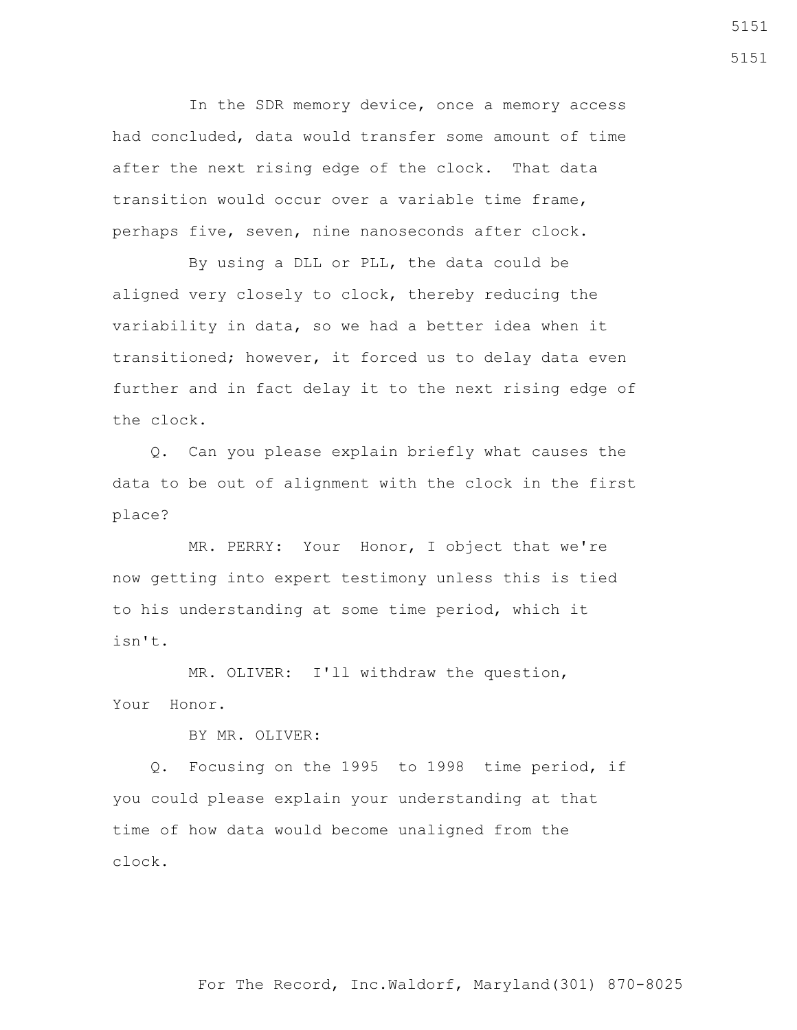In the SDR memory device, once a memory access had concluded, data would transfer some amount of time after the next rising edge of the clock. That data transition would occur over a variable time frame, perhaps five, seven, nine nanoseconds after clock.

By using a DLL or PLL, the data could be aligned very closely to clock, thereby reducing the variability in data, so we had a better idea when it transitioned; however, it forced us to delay data even further and in fact delay it to the next rising edge of the clock.

Q. Can you please explain briefly what causes the data to be out of alignment with the clock in the first place?

MR. PERRY: Your Honor, I object that we're now getting into expert testimony unless this is tied to his understanding at some time period, which it isn't.

MR. OLIVER: I'll withdraw the question, Your Honor.

BY MR. OLIVER:

Q. Focusing on the 1995 to 1998 time period, if you could please explain your understanding at that time of how data would become unaligned from the clock.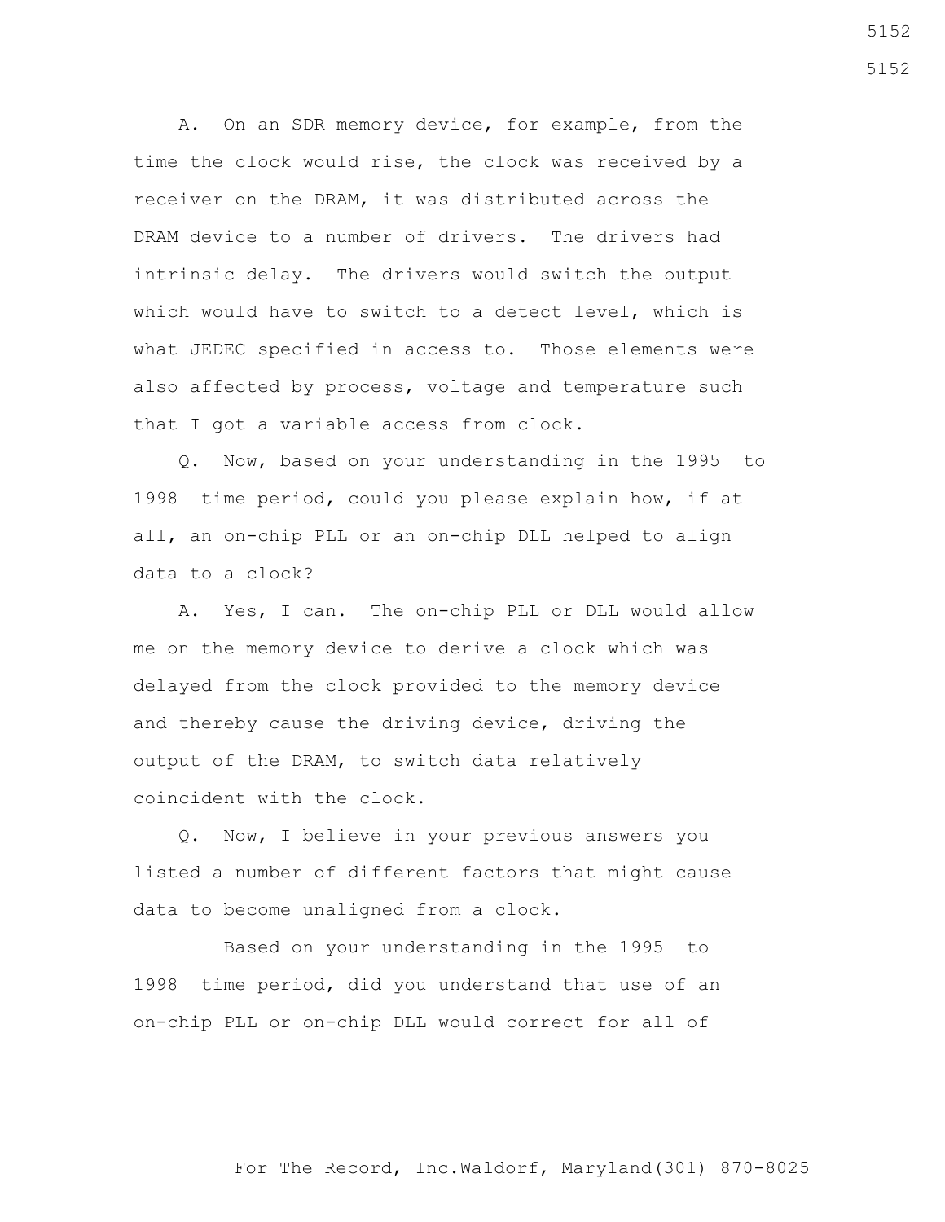A. On an SDR memory device, for example, from the time the clock would rise, the clock was received by a receiver on the DRAM, it was distributed across the DRAM device to a number of drivers. The drivers had intrinsic delay. The drivers would switch the output which would have to switch to a detect level, which is what JEDEC specified in access to. Those elements were also affected by process, voltage and temperature such that I got a variable access from clock.

Q. Now, based on your understanding in the 1995 to 1998 time period, could you please explain how, if at all, an on-chip PLL or an on-chip DLL helped to align data to a clock?

A. Yes, I can. The on-chip PLL or DLL would allow me on the memory device to derive a clock which was delayed from the clock provided to the memory device and thereby cause the driving device, driving the output of the DRAM, to switch data relatively coincident with the clock.

Q. Now, I believe in your previous answers you listed a number of different factors that might cause data to become unaligned from a clock.

Based on your understanding in the 1995 to 1998 time period, did you understand that use of an on-chip PLL or on-chip DLL would correct for all of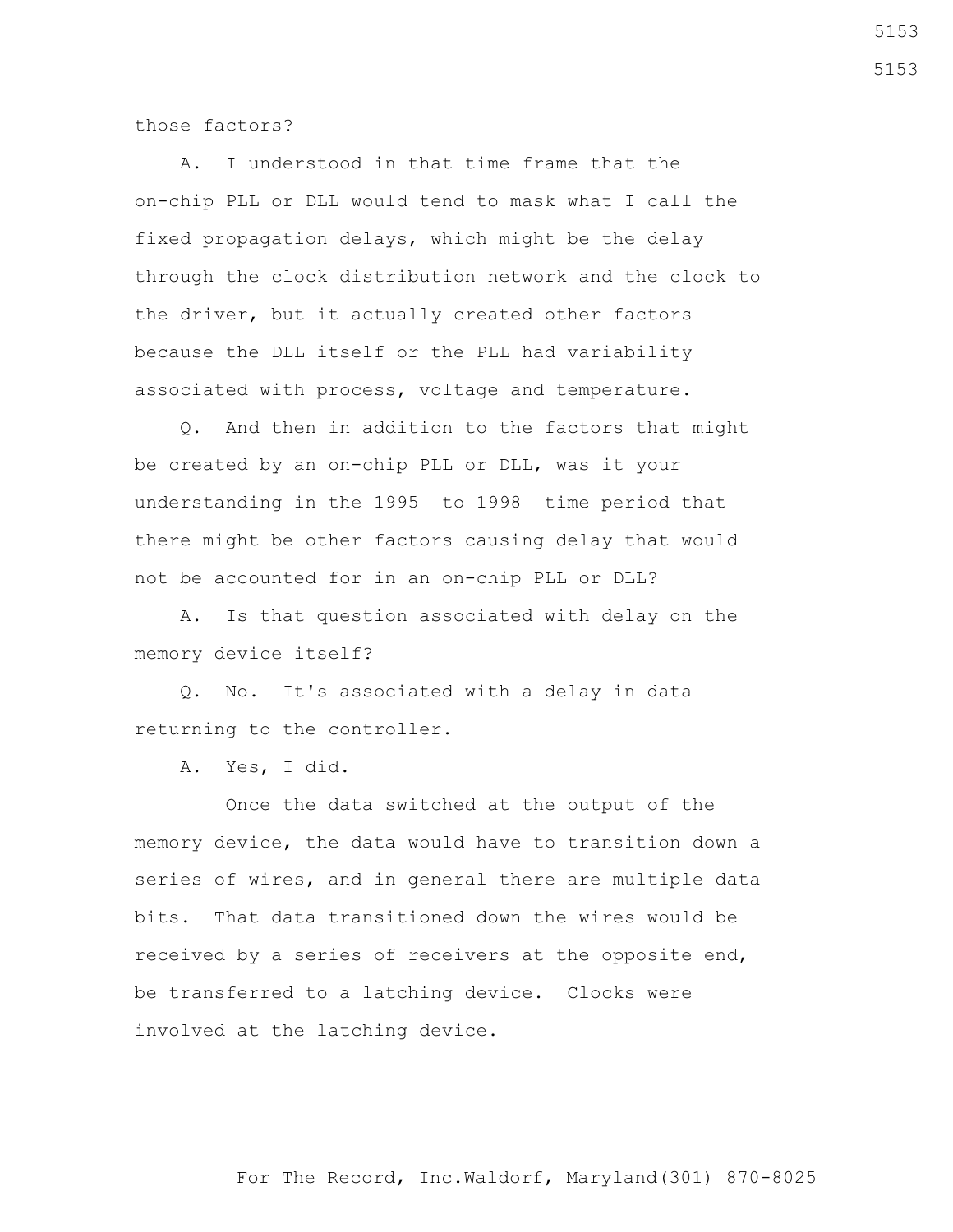those factors?

A. I understood in that time frame that the on-chip PLL or DLL would tend to mask what I call the fixed propagation delays, which might be the delay through the clock distribution network and the clock to the driver, but it actually created other factors because the DLL itself or the PLL had variability associated with process, voltage and temperature.

Q. And then in addition to the factors that might be created by an on-chip PLL or DLL, was it your understanding in the 1995 to 1998 time period that there might be other factors causing delay that would not be accounted for in an on-chip PLL or DLL?

A. Is that question associated with delay on the memory device itself?

Q. No. It's associated with a delay in data returning to the controller.

A. Yes, I did.

Once the data switched at the output of the memory device, the data would have to transition down a series of wires, and in general there are multiple data bits. That data transitioned down the wires would be received by a series of receivers at the opposite end, be transferred to a latching device. Clocks were involved at the latching device.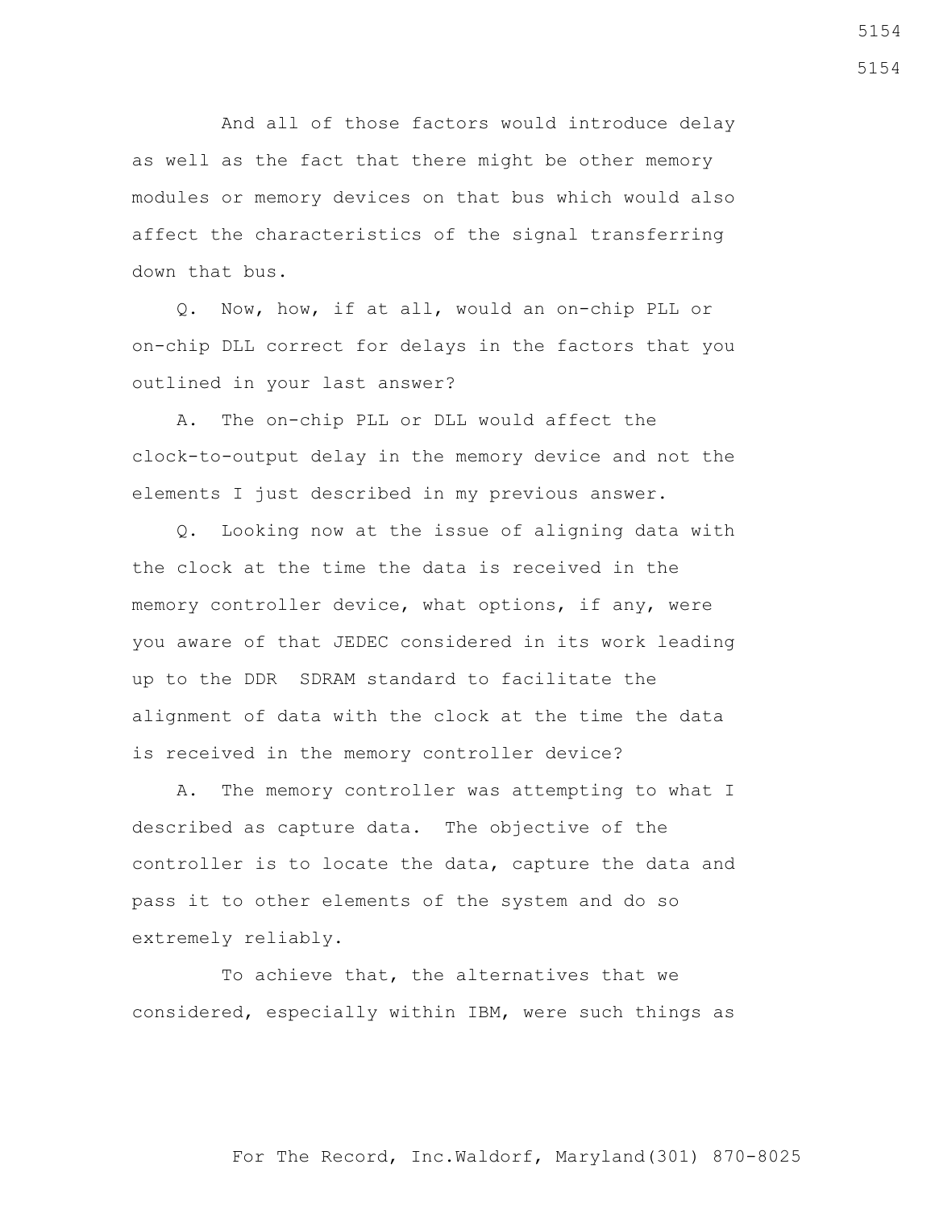And all of those factors would introduce delay as well as the fact that there might be other memory modules or memory devices on that bus which would also affect the characteristics of the signal transferring down that bus.

Q. Now, how, if at all, would an on-chip PLL or on-chip DLL correct for delays in the factors that you outlined in your last answer?

A. The on-chip PLL or DLL would affect the clock-to-output delay in the memory device and not the elements I just described in my previous answer.

Q. Looking now at the issue of aligning data with the clock at the time the data is received in the memory controller device, what options, if any, were you aware of that JEDEC considered in its work leading up to the DDR SDRAM standard to facilitate the alignment of data with the clock at the time the data is received in the memory controller device?

A. The memory controller was attempting to what I described as capture data. The objective of the controller is to locate the data, capture the data and pass it to other elements of the system and do so extremely reliably.

To achieve that, the alternatives that we considered, especially within IBM, were such things as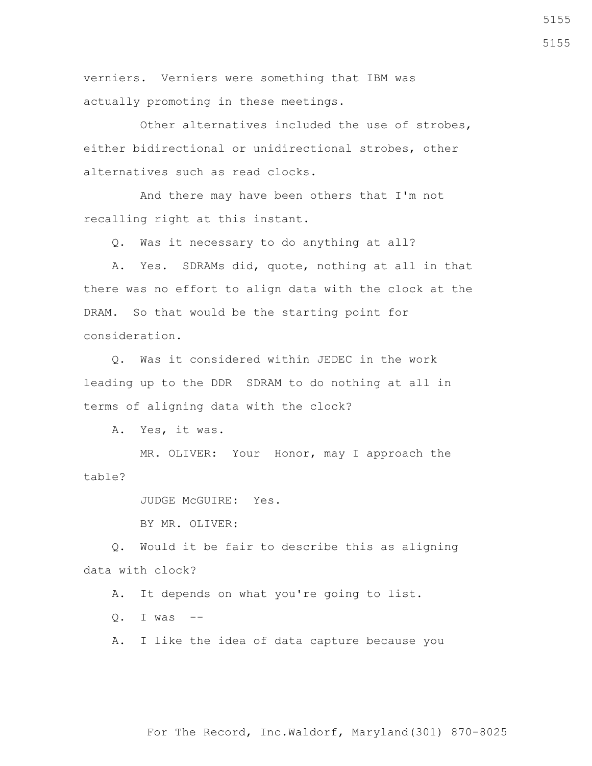verniers. Verniers were something that IBM was actually promoting in these meetings.

Other alternatives included the use of strobes, either bidirectional or unidirectional strobes, other alternatives such as read clocks.

And there may have been others that I'm not recalling right at this instant.

Q. Was it necessary to do anything at all?

A. Yes. SDRAMs did, quote, nothing at all in that there was no effort to align data with the clock at the DRAM. So that would be the starting point for consideration.

Q. Was it considered within JEDEC in the work leading up to the DDR SDRAM to do nothing at all in terms of aligning data with the clock?

A. Yes, it was.

MR. OLIVER: Your Honor, may I approach the table?

JUDGE McGUIRE: Yes.

BY MR. OLIVER:

Q. Would it be fair to describe this as aligning data with clock?

A. It depends on what you're going to list.

Q. I was --

A. I like the idea of data capture because you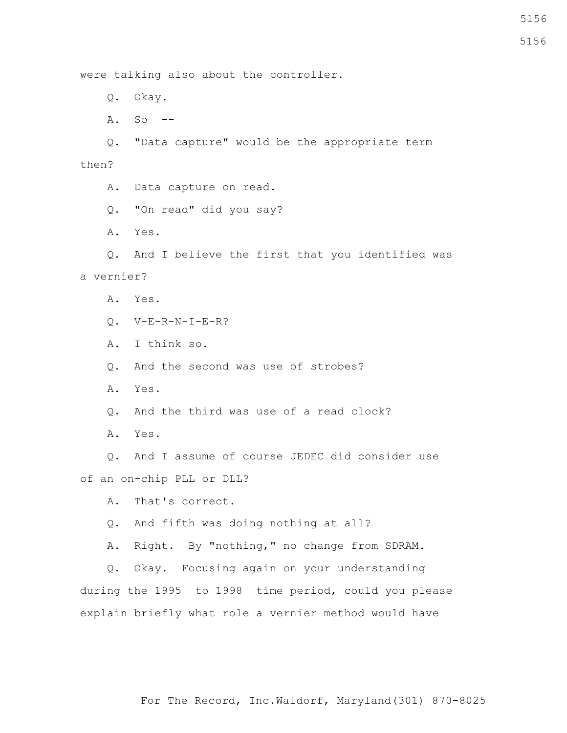were talking also about the controller.

Q. Okay.

A. So --

Q. "Data capture" would be the appropriate term then?

A. Data capture on read.

Q. "On read" did you say?

A. Yes.

Q. And I believe the first that you identified was a vernier?

A. Yes.

Q. V-E-R-N-I-E-R?

A. I think so.

Q. And the second was use of strobes?

A. Yes.

Q. And the third was use of a read clock?

A. Yes.

Q. And I assume of course JEDEC did consider use of an on-chip PLL or DLL?

A. That's correct.

Q. And fifth was doing nothing at all?

A. Right. By "nothing," no change from SDRAM.

Q. Okay. Focusing again on your understanding during the 1995 to 1998 time period, could you please explain briefly what role a vernier method would have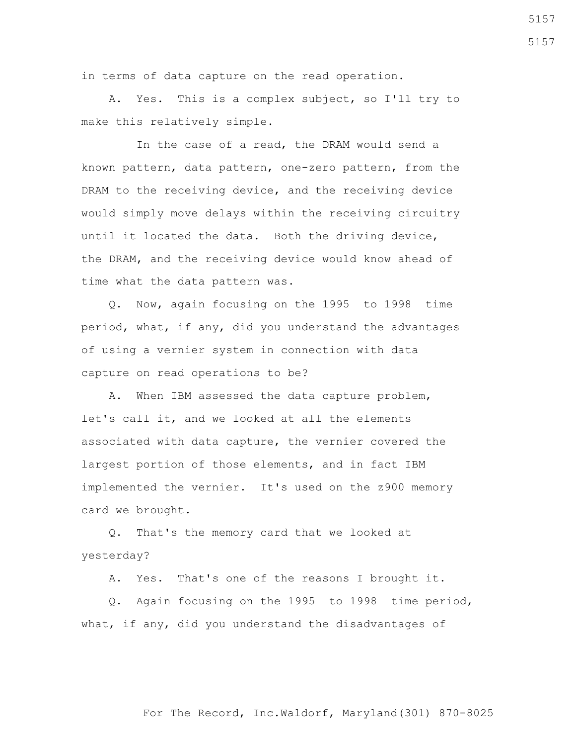in terms of data capture on the read operation.

A. Yes. This is a complex subject, so I'll try to make this relatively simple.

In the case of a read, the DRAM would send a known pattern, data pattern, one-zero pattern, from the DRAM to the receiving device, and the receiving device would simply move delays within the receiving circuitry until it located the data. Both the driving device, the DRAM, and the receiving device would know ahead of time what the data pattern was.

Q. Now, again focusing on the 1995 to 1998 time period, what, if any, did you understand the advantages of using a vernier system in connection with data capture on read operations to be?

A. When IBM assessed the data capture problem, let's call it, and we looked at all the elements associated with data capture, the vernier covered the largest portion of those elements, and in fact IBM implemented the vernier. It's used on the z900 memory card we brought.

Q. That's the memory card that we looked at yesterday?

A. Yes. That's one of the reasons I brought it.

Q. Again focusing on the 1995 to 1998 time period, what, if any, did you understand the disadvantages of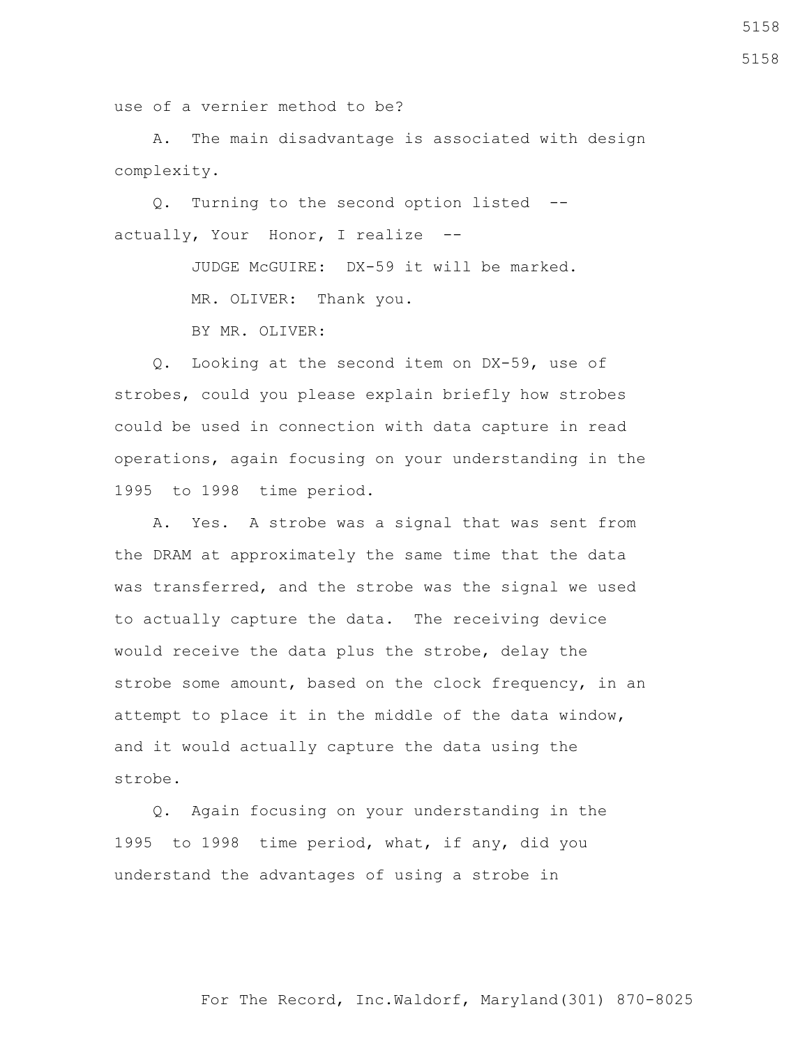use of a vernier method to be?

A. The main disadvantage is associated with design complexity.

Q. Turning to the second option listed -- actually, Your Honor, I realize --

JUDGE McGUIRE: DX-59 it will be marked.

MR. OLIVER: Thank you.

BY MR. OLIVER:

Q. Looking at the second item on DX-59, use of strobes, could you please explain briefly how strobes could be used in connection with data capture in read operations, again focusing on your understanding in the 1995 to 1998 time period.

A. Yes. A strobe was a signal that was sent from the DRAM at approximately the same time that the data was transferred, and the strobe was the signal we used to actually capture the data. The receiving device would receive the data plus the strobe, delay the strobe some amount, based on the clock frequency, in an attempt to place it in the middle of the data window, and it would actually capture the data using the strobe.

Q. Again focusing on your understanding in the 1995 to 1998 time period, what, if any, did you understand the advantages of using a strobe in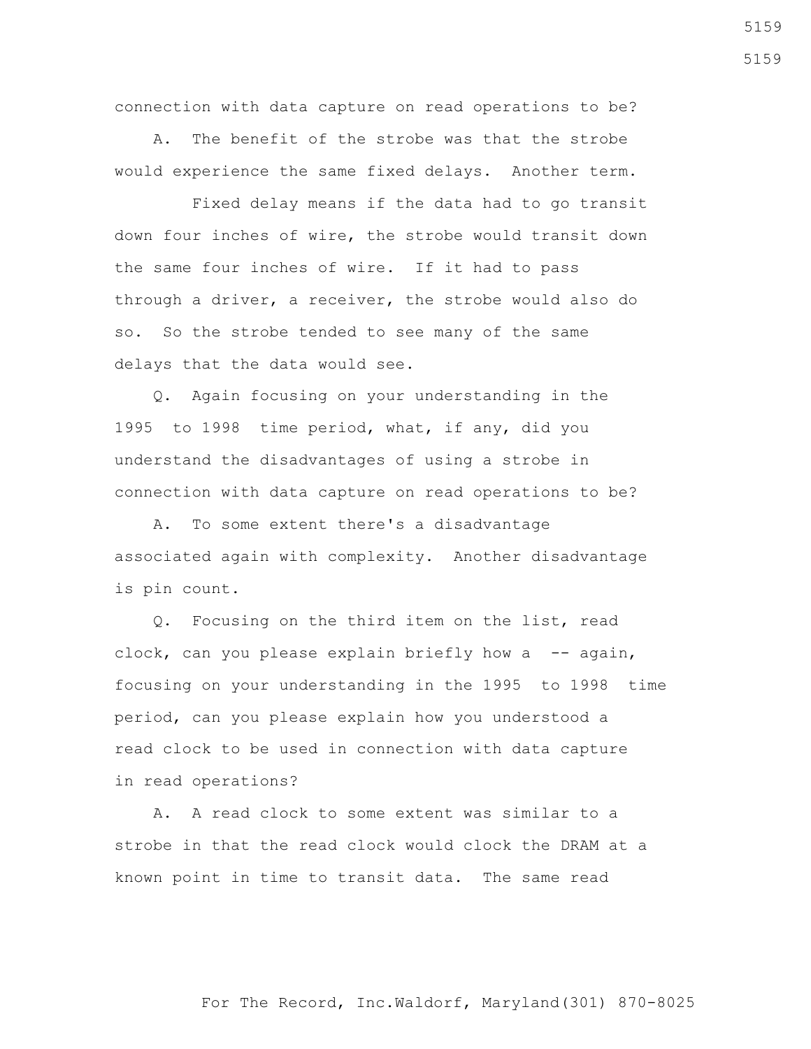connection with data capture on read operations to be?

A. The benefit of the strobe was that the strobe would experience the same fixed delays. Another term.

Fixed delay means if the data had to go transit down four inches of wire, the strobe would transit down the same four inches of wire. If it had to pass through a driver, a receiver, the strobe would also do so. So the strobe tended to see many of the same delays that the data would see.

Q. Again focusing on your understanding in the 1995 to 1998 time period, what, if any, did you understand the disadvantages of using a strobe in connection with data capture on read operations to be?

A. To some extent there's a disadvantage associated again with complexity. Another disadvantage is pin count.

Q. Focusing on the third item on the list, read clock, can you please explain briefly how a -- again, focusing on your understanding in the 1995 to 1998 time period, can you please explain how you understood a read clock to be used in connection with data capture in read operations?

A. A read clock to some extent was similar to a strobe in that the read clock would clock the DRAM at a known point in time to transit data. The same read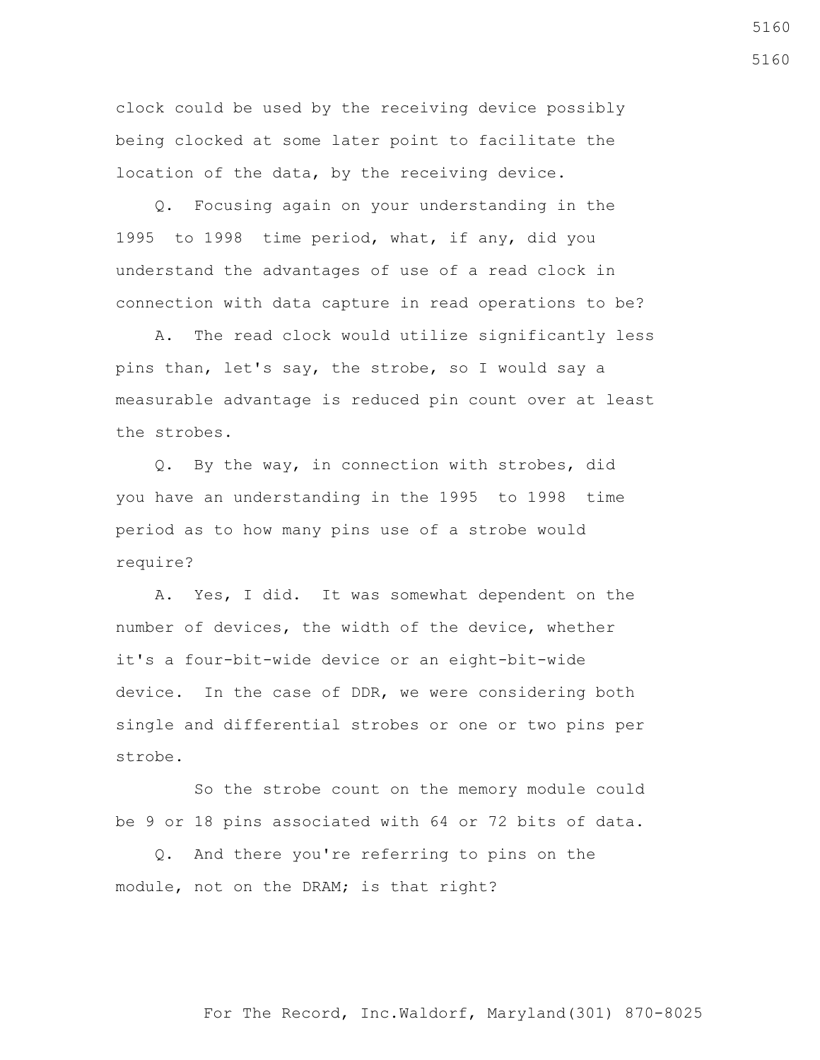clock could be used by the receiving device possibly being clocked at some later point to facilitate the location of the data, by the receiving device.

Q. Focusing again on your understanding in the 1995 to 1998 time period, what, if any, did you understand the advantages of use of a read clock in connection with data capture in read operations to be?

A. The read clock would utilize significantly less pins than, let's say, the strobe, so I would say a measurable advantage is reduced pin count over at least the strobes.

Q. By the way, in connection with strobes, did you have an understanding in the 1995 to 1998 time period as to how many pins use of a strobe would require?

A. Yes, I did. It was somewhat dependent on the number of devices, the width of the device, whether it's a four-bit-wide device or an eight-bit-wide device. In the case of DDR, we were considering both single and differential strobes or one or two pins per strobe.

So the strobe count on the memory module could be 9 or 18 pins associated with 64 or 72 bits of data.

Q. And there you're referring to pins on the module, not on the DRAM; is that right?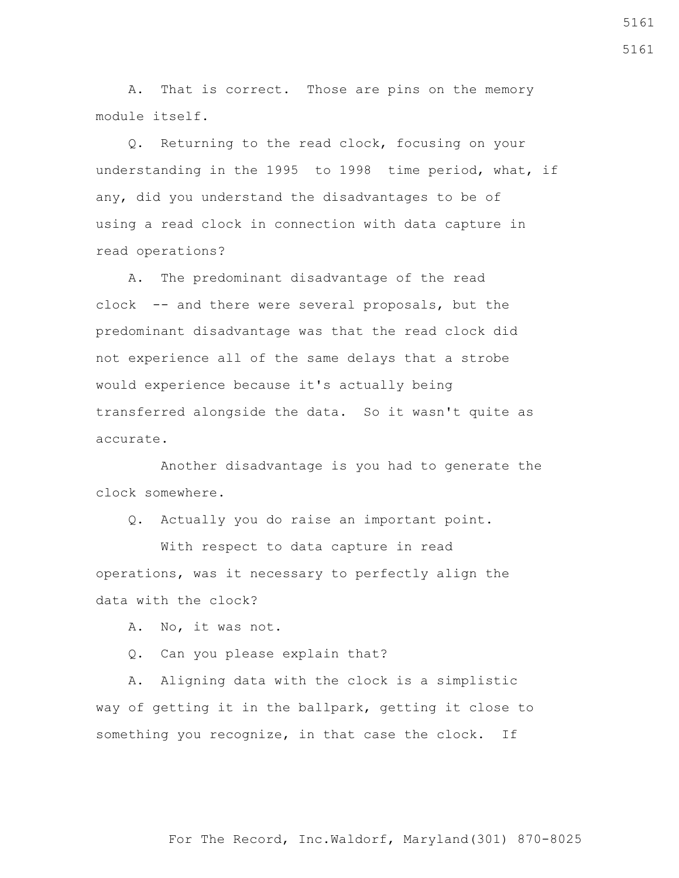A. That is correct. Those are pins on the memory module itself.

Q. Returning to the read clock, focusing on your understanding in the 1995 to 1998 time period, what, if any, did you understand the disadvantages to be of using a read clock in connection with data capture in read operations?

A. The predominant disadvantage of the read clock -- and there were several proposals, but the predominant disadvantage was that the read clock did not experience all of the same delays that a strobe would experience because it's actually being transferred alongside the data. So it wasn't quite as accurate.

Another disadvantage is you had to generate the clock somewhere.

Q. Actually you do raise an important point.

With respect to data capture in read operations, was it necessary to perfectly align the data with the clock?

A. No, it was not.

Q. Can you please explain that?

A. Aligning data with the clock is a simplistic way of getting it in the ballpark, getting it close to something you recognize, in that case the clock. If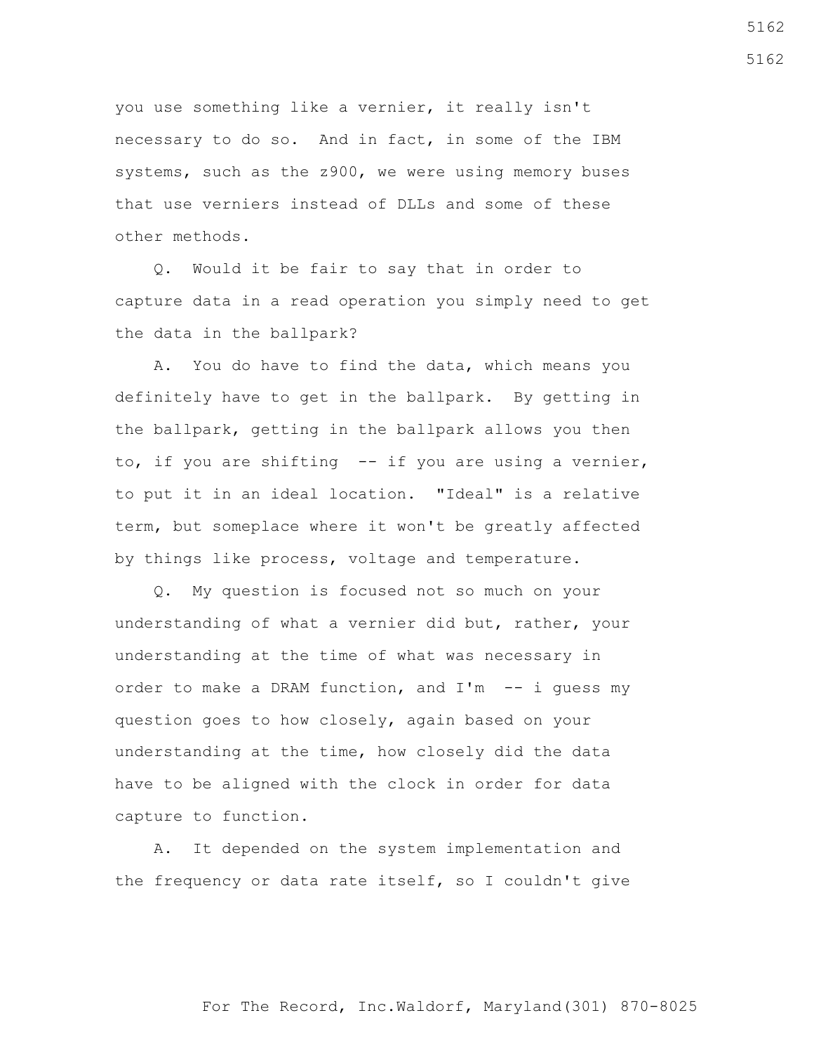you use something like a vernier, it really isn't necessary to do so. And in fact, in some of the IBM systems, such as the z900, we were using memory buses that use verniers instead of DLLs and some of these other methods.

Q. Would it be fair to say that in order to capture data in a read operation you simply need to get the data in the ballpark?

A. You do have to find the data, which means you definitely have to get in the ballpark. By getting in the ballpark, getting in the ballpark allows you then to, if you are shifting -- if you are using a vernier, to put it in an ideal location. "Ideal" is a relative term, but someplace where it won't be greatly affected by things like process, voltage and temperature.

Q. My question is focused not so much on your understanding of what a vernier did but, rather, your understanding at the time of what was necessary in order to make a DRAM function, and I'm -- i guess my question goes to how closely, again based on your understanding at the time, how closely did the data have to be aligned with the clock in order for data capture to function.

A. It depended on the system implementation and the frequency or data rate itself, so I couldn't give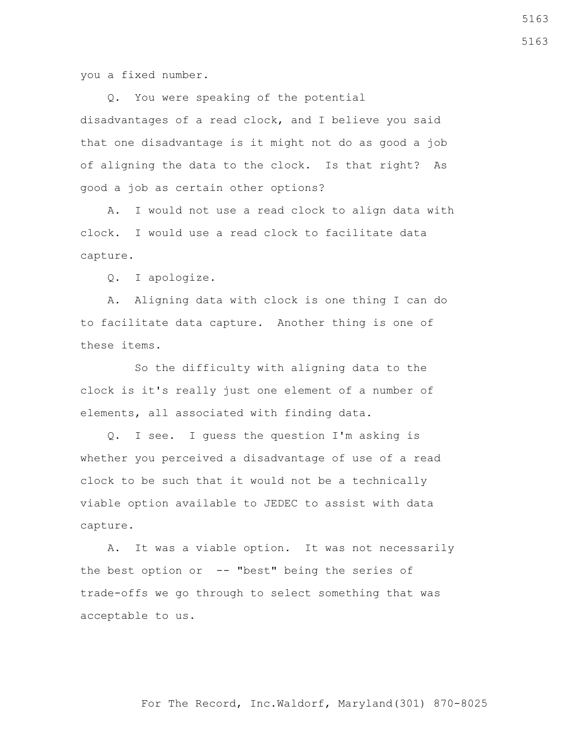you a fixed number.

Q. You were speaking of the potential disadvantages of a read clock, and I believe you said that one disadvantage is it might not do as good a job of aligning the data to the clock. Is that right? As good a job as certain other options?

A. I would not use a read clock to align data with clock. I would use a read clock to facilitate data capture.

Q. I apologize.

A. Aligning data with clock is one thing I can do to facilitate data capture. Another thing is one of these items.

So the difficulty with aligning data to the clock is it's really just one element of a number of elements, all associated with finding data.

Q. I see. I guess the question I'm asking is whether you perceived a disadvantage of use of a read clock to be such that it would not be a technically viable option available to JEDEC to assist with data capture.

A. It was a viable option. It was not necessarily the best option or -- "best" being the series of trade-offs we go through to select something that was acceptable to us.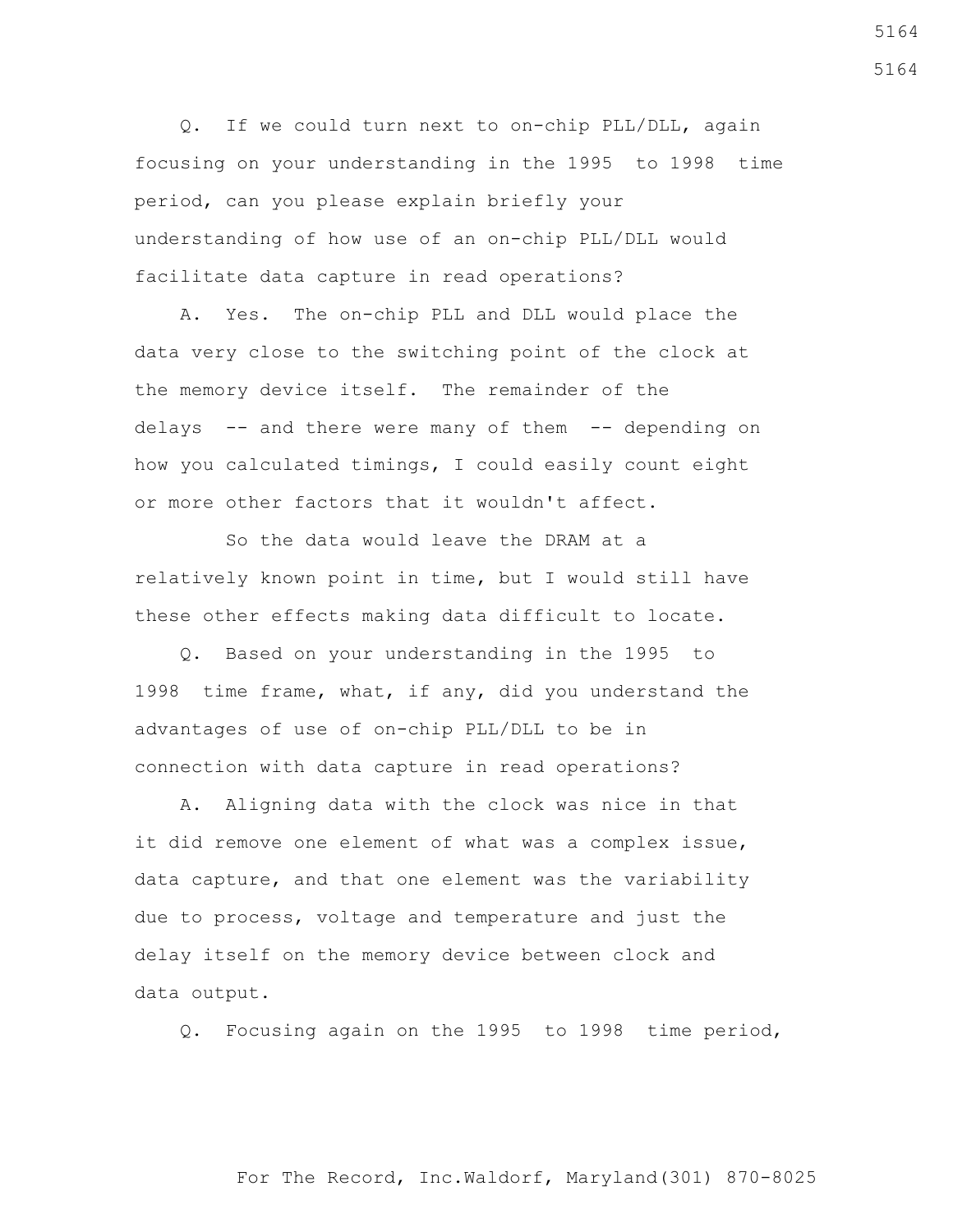Q. If we could turn next to on-chip PLL/DLL, again focusing on your understanding in the 1995 to 1998 time period, can you please explain briefly your understanding of how use of an on-chip PLL/DLL would facilitate data capture in read operations?

A. Yes. The on-chip PLL and DLL would place the data very close to the switching point of the clock at the memory device itself. The remainder of the delays -- and there were many of them -- depending on how you calculated timings, I could easily count eight or more other factors that it wouldn't affect.

So the data would leave the DRAM at a relatively known point in time, but I would still have these other effects making data difficult to locate.

Q. Based on your understanding in the 1995 to 1998 time frame, what, if any, did you understand the advantages of use of on-chip PLL/DLL to be in connection with data capture in read operations?

A. Aligning data with the clock was nice in that it did remove one element of what was a complex issue, data capture, and that one element was the variability due to process, voltage and temperature and just the delay itself on the memory device between clock and data output.

Q. Focusing again on the 1995 to 1998 time period,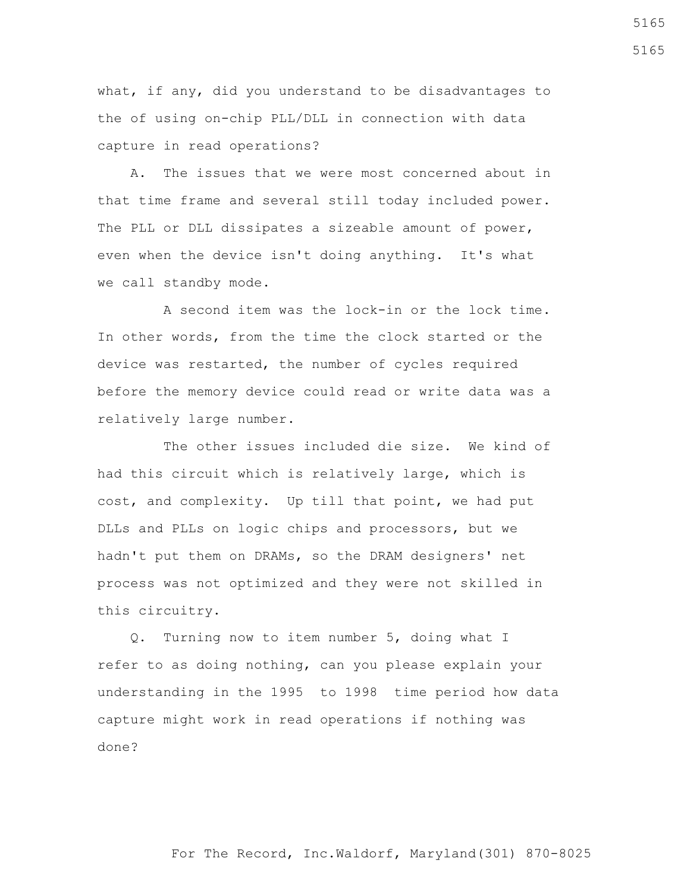what, if any, did you understand to be disadvantages to the of using on-chip PLL/DLL in connection with data capture in read operations?

A. The issues that we were most concerned about in that time frame and several still today included power. The PLL or DLL dissipates a sizeable amount of power, even when the device isn't doing anything. It's what we call standby mode.

A second item was the lock-in or the lock time. In other words, from the time the clock started or the device was restarted, the number of cycles required before the memory device could read or write data was a relatively large number.

The other issues included die size. We kind of had this circuit which is relatively large, which is cost, and complexity. Up till that point, we had put DLLs and PLLs on logic chips and processors, but we hadn't put them on DRAMs, so the DRAM designers' net process was not optimized and they were not skilled in this circuitry.

Q. Turning now to item number 5, doing what I refer to as doing nothing, can you please explain your understanding in the 1995 to 1998 time period how data capture might work in read operations if nothing was done?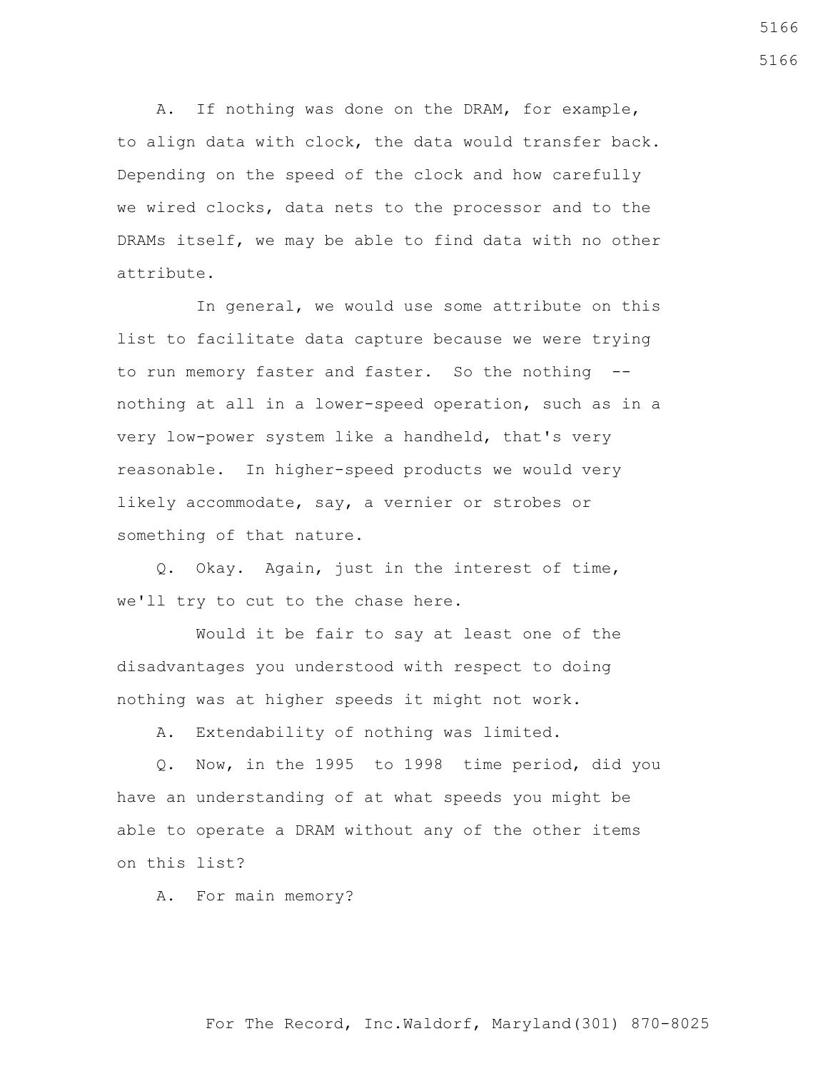A. If nothing was done on the DRAM, for example, to align data with clock, the data would transfer back. Depending on the speed of the clock and how carefully we wired clocks, data nets to the processor and to the DRAMs itself, we may be able to find data with no other attribute.

In general, we would use some attribute on this list to facilitate data capture because we were trying to run memory faster and faster. So the nothing -- nothing at all in a lower-speed operation, such as in a very low-power system like a handheld, that's very reasonable. In higher-speed products we would very likely accommodate, say, a vernier or strobes or something of that nature.

Q. Okay. Again, just in the interest of time, we'll try to cut to the chase here.

Would it be fair to say at least one of the disadvantages you understood with respect to doing nothing was at higher speeds it might not work.

A. Extendability of nothing was limited.

Q. Now, in the 1995 to 1998 time period, did you have an understanding of at what speeds you might be able to operate a DRAM without any of the other items on this list?

A. For main memory?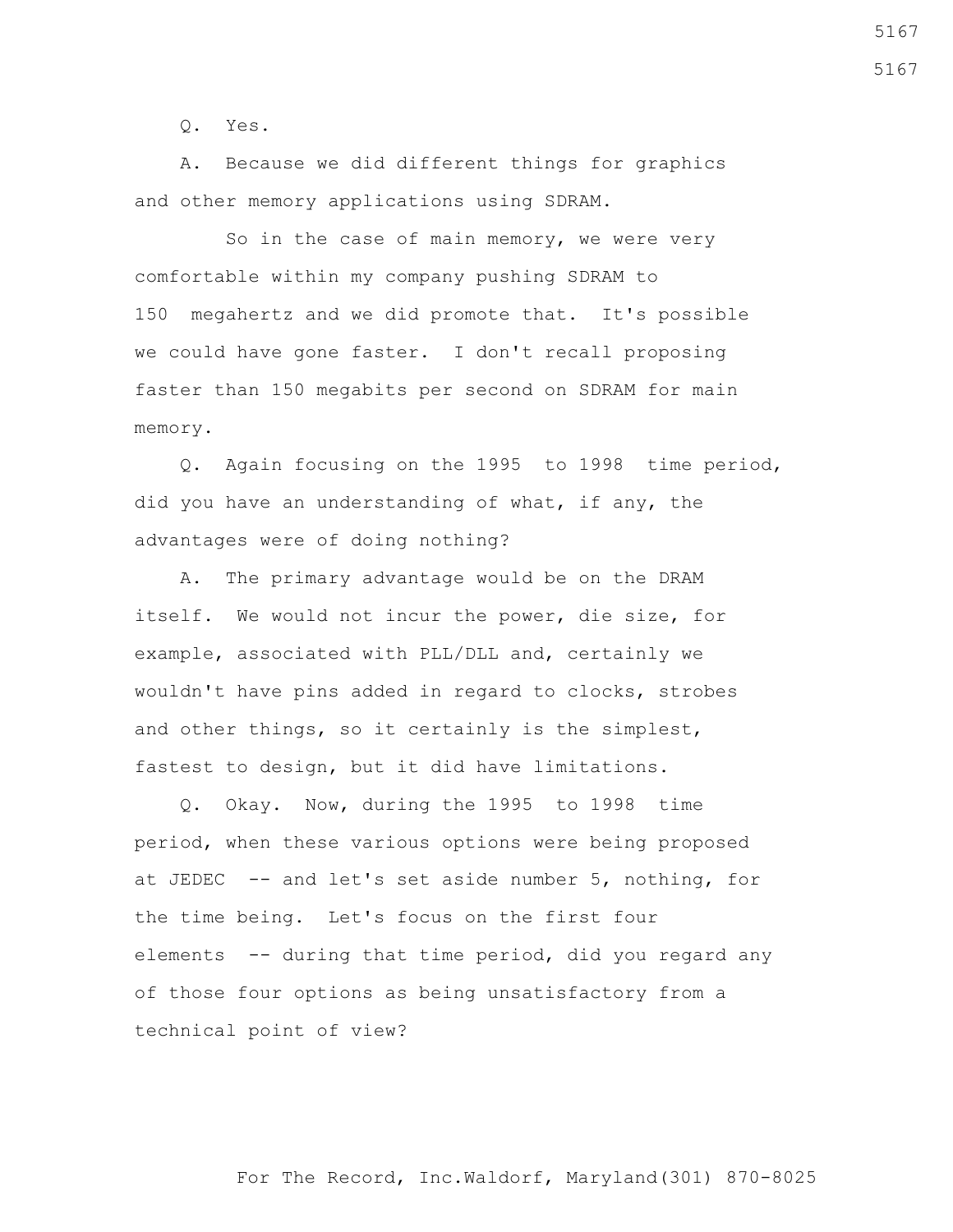Q. Yes.

A. Because we did different things for graphics and other memory applications using SDRAM.

So in the case of main memory, we were very comfortable within my company pushing SDRAM to 150 megahertz and we did promote that. It's possible we could have gone faster. I don't recall proposing faster than 150 megabits per second on SDRAM for main memory.

Q. Again focusing on the 1995 to 1998 time period, did you have an understanding of what, if any, the advantages were of doing nothing?

A. The primary advantage would be on the DRAM itself. We would not incur the power, die size, for example, associated with PLL/DLL and, certainly we wouldn't have pins added in regard to clocks, strobes and other things, so it certainly is the simplest, fastest to design, but it did have limitations.

Q. Okay. Now, during the 1995 to 1998 time period, when these various options were being proposed at JEDEC -- and let's set aside number 5, nothing, for the time being. Let's focus on the first four elements -- during that time period, did you regard any of those four options as being unsatisfactory from a technical point of view?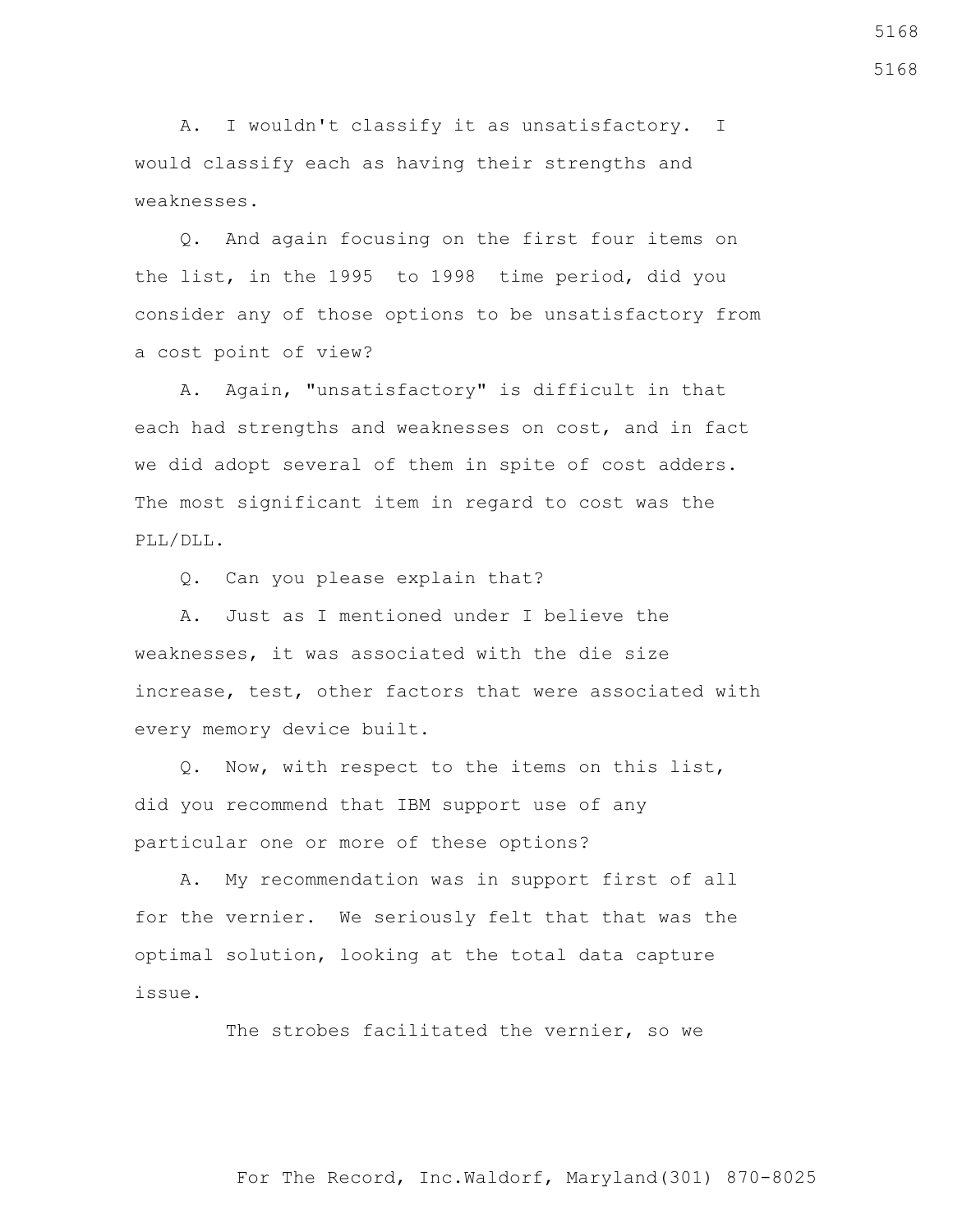A. I wouldn't classify it as unsatisfactory. I would classify each as having their strengths and weaknesses.

Q. And again focusing on the first four items on the list, in the 1995 to 1998 time period, did you consider any of those options to be unsatisfactory from a cost point of view?

A. Again, "unsatisfactory" is difficult in that each had strengths and weaknesses on cost, and in fact we did adopt several of them in spite of cost adders. The most significant item in regard to cost was the PLL/DLL.

Q. Can you please explain that?

A. Just as I mentioned under I believe the weaknesses, it was associated with the die size increase, test, other factors that were associated with every memory device built.

Q. Now, with respect to the items on this list, did you recommend that IBM support use of any particular one or more of these options?

A. My recommendation was in support first of all for the vernier. We seriously felt that that was the optimal solution, looking at the total data capture issue.

The strobes facilitated the vernier, so we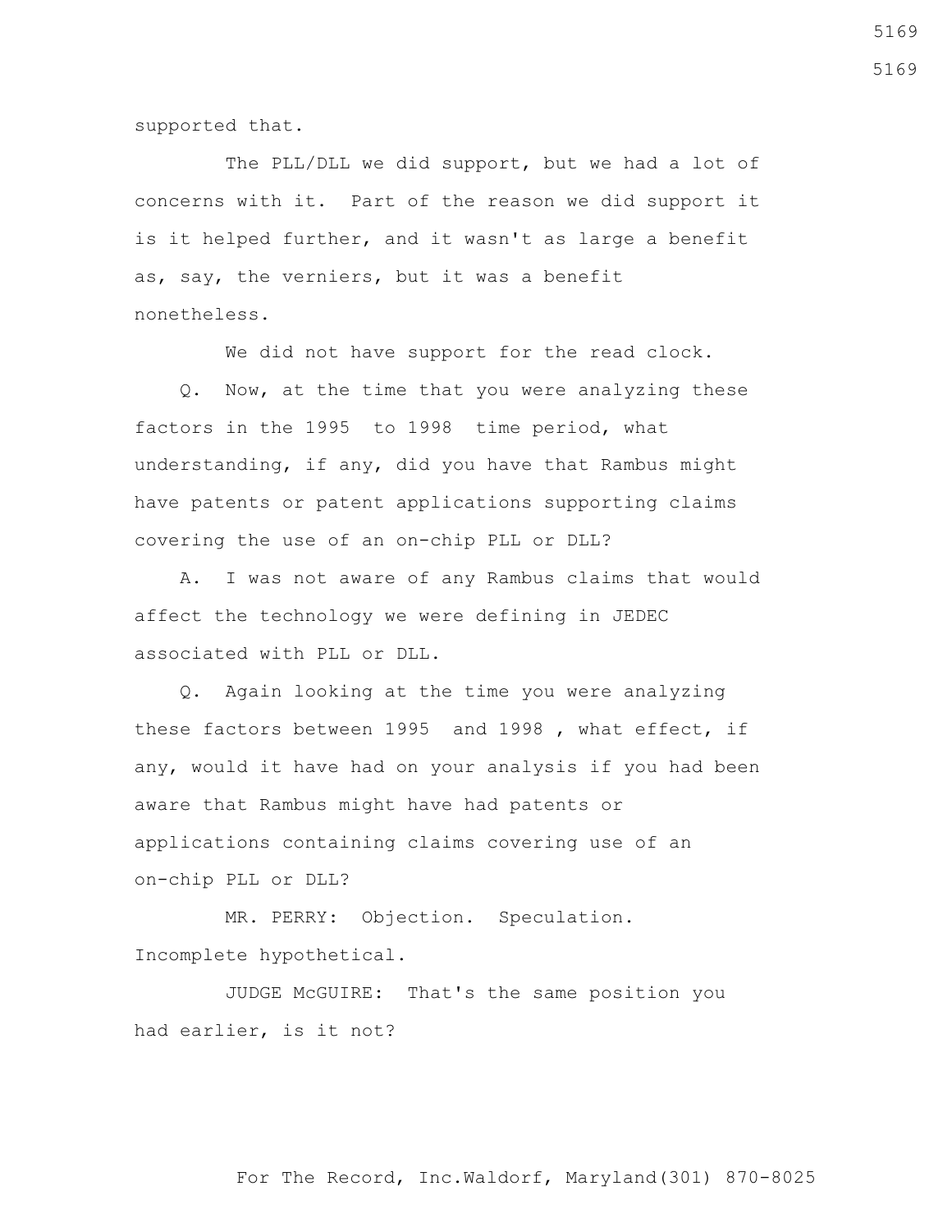supported that.

The PLL/DLL we did support, but we had a lot of concerns with it. Part of the reason we did support it is it helped further, and it wasn't as large a benefit as, say, the verniers, but it was a benefit nonetheless.

We did not have support for the read clock.

Q. Now, at the time that you were analyzing these factors in the 1995 to 1998 time period, what understanding, if any, did you have that Rambus might have patents or patent applications supporting claims covering the use of an on-chip PLL or DLL?

A. I was not aware of any Rambus claims that would affect the technology we were defining in JEDEC associated with PLL or DLL.

Q. Again looking at the time you were analyzing these factors between 1995 and 1998, what effect, if any, would it have had on your analysis if you had been aware that Rambus might have had patents or applications containing claims covering use of an on-chip PLL or DLL?

MR. PERRY: Objection. Speculation. Incomplete hypothetical.

JUDGE McGUIRE: That's the same position you had earlier, is it not?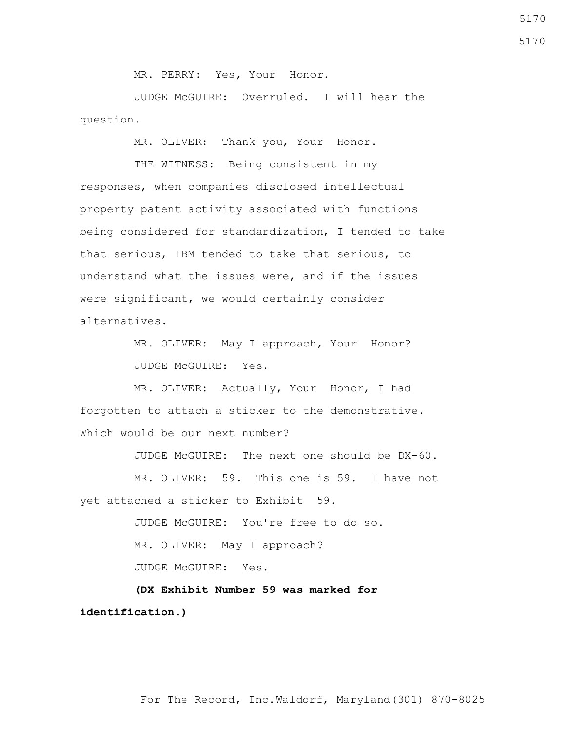MR. PERRY: Yes, Your Honor.

JUDGE McGUIRE: Overruled. I will hear the question.

MR. OLIVER: Thank you, Your Honor.

THE WITNESS: Being consistent in my responses, when companies disclosed intellectual property patent activity associated with functions being considered for standardization, I tended to take that serious, IBM tended to take that serious, to understand what the issues were, and if the issues were significant, we would certainly consider alternatives.

MR. OLIVER: May I approach, Your Honor?

JUDGE McGUIRE: Yes.

MR. OLIVER: Actually, Your Honor, I had forgotten to attach a sticker to the demonstrative. Which would be our next number?

JUDGE McGUIRE: The next one should be DX-60.

MR. OLIVER: 59. This one is 59. I have not yet attached a sticker to Exhibit 59.

JUDGE McGUIRE: You're free to do so.

MR. OLIVER: May I approach?

JUDGE McGUIRE: Yes.

**(DX Exhibit Number 59 was marked for identification.)**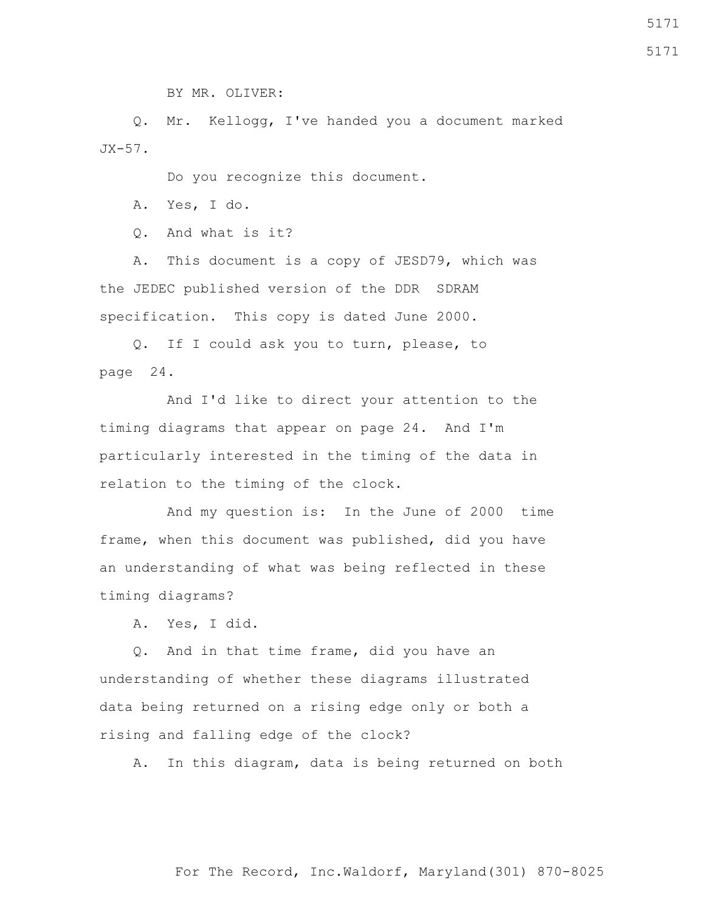BY MR. OLIVER:

Q. Mr. Kellogg, I've handed you a document marked JX-57.

Do you recognize this document.

A. Yes, I do.

Q. And what is it?

A. This document is a copy of JESD79, which was the JEDEC published version of the DDR SDRAM specification. This copy is dated June 2000.

Q. If I could ask you to turn, please, to page 24.

And I'd like to direct your attention to the timing diagrams that appear on page 24. And I'm particularly interested in the timing of the data in relation to the timing of the clock.

And my question is: In the June of 2000 time frame, when this document was published, did you have an understanding of what was being reflected in these timing diagrams?

A. Yes, I did.

Q. And in that time frame, did you have an understanding of whether these diagrams illustrated data being returned on a rising edge only or both a rising and falling edge of the clock?

A. In this diagram, data is being returned on both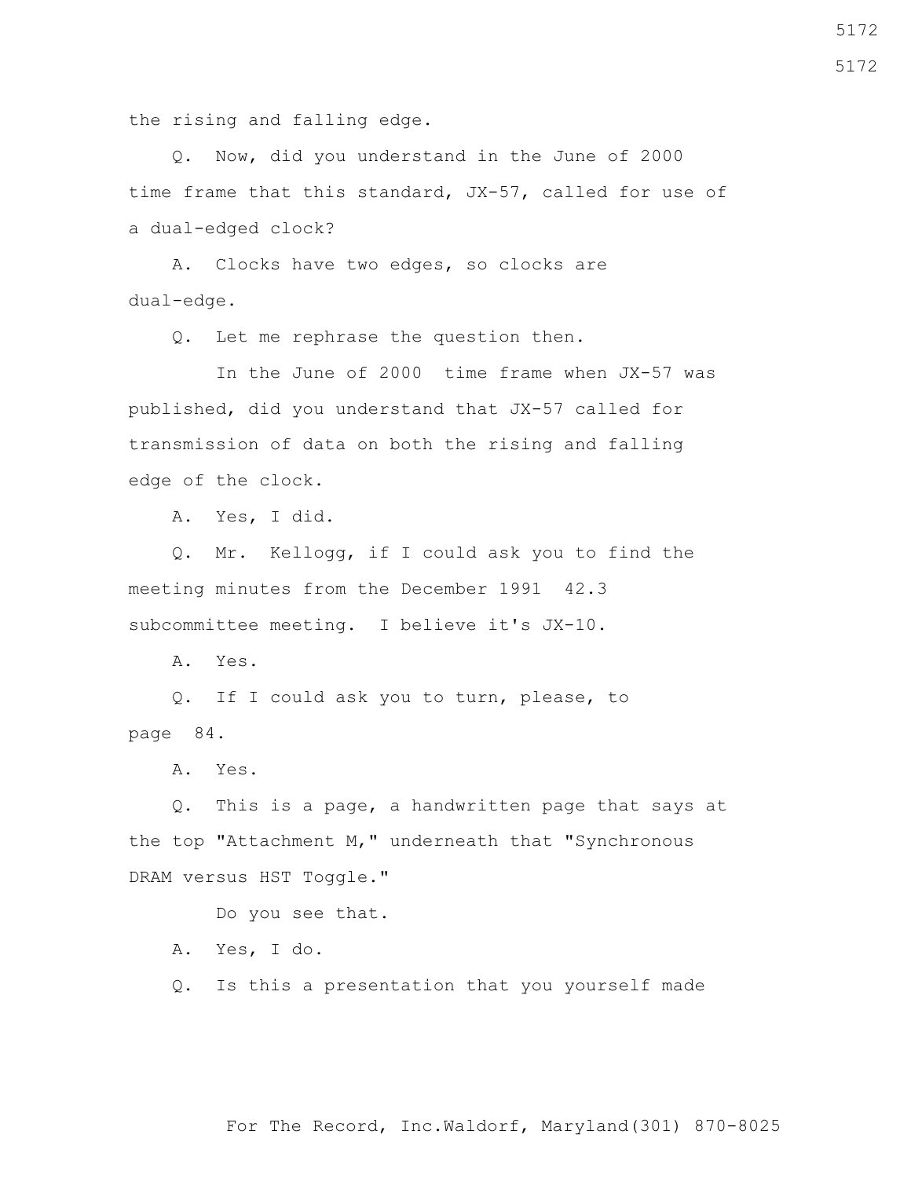the rising and falling edge.

Q. Now, did you understand in the June of 2000 time frame that this standard, JX-57, called for use of a dual-edged clock?

A. Clocks have two edges, so clocks are dual-edge.

Q. Let me rephrase the question then.

In the June of 2000 time frame when JX-57 was published, did you understand that JX-57 called for transmission of data on both the rising and falling edge of the clock.

A. Yes, I did.

Q. Mr. Kellogg, if I could ask you to find the meeting minutes from the December 1991 42.3 subcommittee meeting. I believe it's JX-10.

A. Yes.

Q. If I could ask you to turn, please, to page 84.

A. Yes.

Q. This is a page, a handwritten page that says at the top "Attachment M," underneath that "Synchronous DRAM versus HST Toggle."

Do you see that.

A. Yes, I do.

Q. Is this a presentation that you yourself made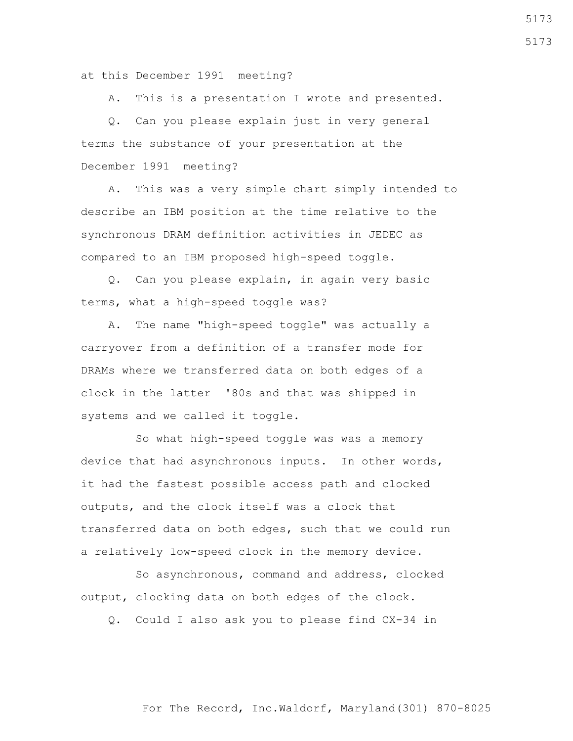at this December 1991 meeting?

A. This is a presentation I wrote and presented.

Q. Can you please explain just in very general terms the substance of your presentation at the December 1991 meeting?

A. This was a very simple chart simply intended to describe an IBM position at the time relative to the synchronous DRAM definition activities in JEDEC as compared to an IBM proposed high-speed toggle.

Q. Can you please explain, in again very basic terms, what a high-speed toggle was?

A. The name "high-speed toggle" was actually a carryover from a definition of a transfer mode for DRAMs where we transferred data on both edges of a clock in the latter '80s and that was shipped in systems and we called it toggle.

So what high-speed toggle was was a memory device that had asynchronous inputs. In other words, it had the fastest possible access path and clocked outputs, and the clock itself was a clock that transferred data on both edges, such that we could run a relatively low-speed clock in the memory device.

So asynchronous, command and address, clocked output, clocking data on both edges of the clock.

Q. Could I also ask you to please find CX-34 in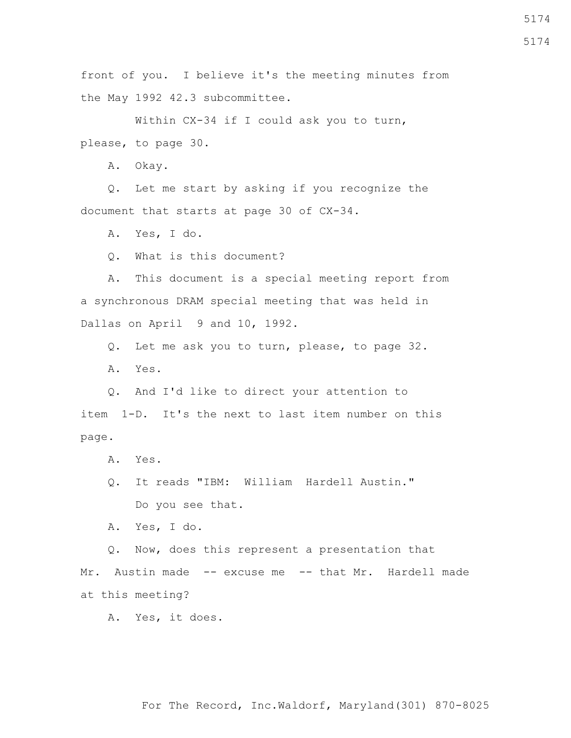front of you. I believe it's the meeting minutes from the May 1992 42.3 subcommittee.

Within CX-34 if I could ask you to turn, please, to page 30.

A. Okay.

Q. Let me start by asking if you recognize the document that starts at page 30 of CX-34.

A. Yes, I do.

Q. What is this document?

A. This document is a special meeting report from a synchronous DRAM special meeting that was held in Dallas on April 9 and 10, 1992.

Q. Let me ask you to turn, please, to page 32.

A. Yes.

Q. And I'd like to direct your attention to item 1-D. It's the next to last item number on this page.

A. Yes.

Q. It reads "IBM: William Hardell Austin."

Do you see that.

A. Yes, I do.

Q. Now, does this represent a presentation that Mr. Austin made -- excuse me -- that Mr. Hardell made at this meeting?

A. Yes, it does.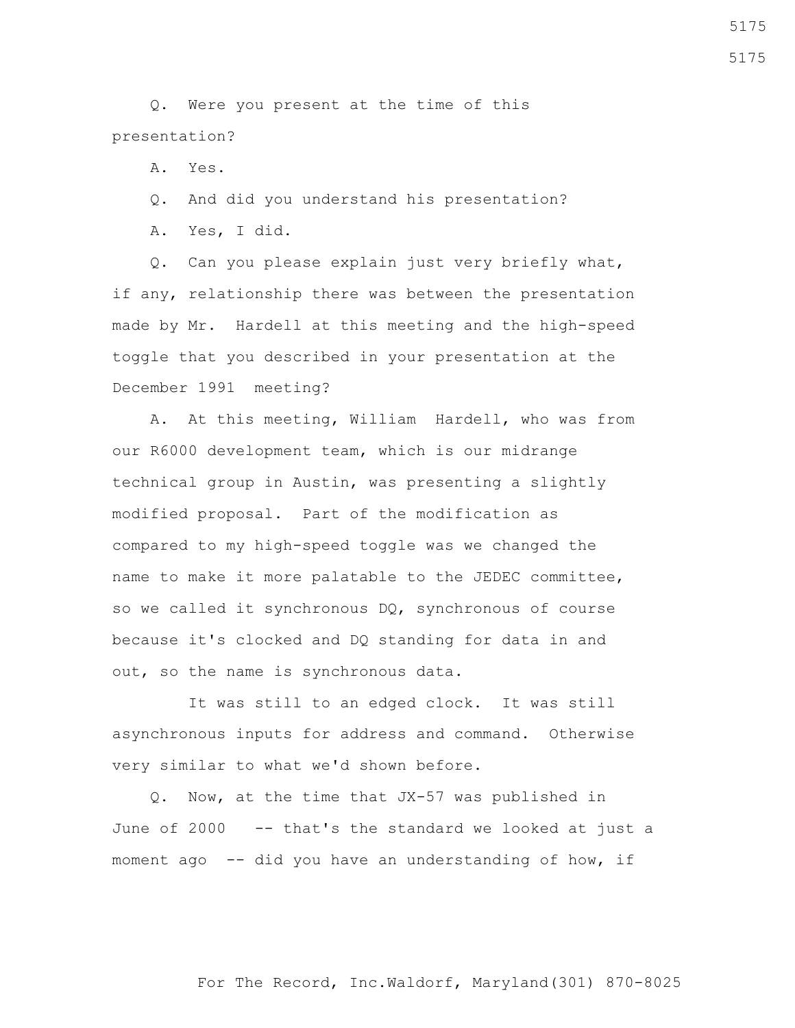Q. Were you present at the time of this presentation?

A. Yes.

Q. And did you understand his presentation?

A. Yes, I did.

Q. Can you please explain just very briefly what, if any, relationship there was between the presentation made by Mr. Hardell at this meeting and the high-speed toggle that you described in your presentation at the December 1991 meeting?

A. At this meeting, William Hardell, who was from our R6000 development team, which is our midrange technical group in Austin, was presenting a slightly modified proposal. Part of the modification as compared to my high-speed toggle was we changed the name to make it more palatable to the JEDEC committee, so we called it synchronous DQ, synchronous of course because it's clocked and DQ standing for data in and out, so the name is synchronous data.

It was still to an edged clock. It was still asynchronous inputs for address and command. Otherwise very similar to what we'd shown before.

Q. Now, at the time that JX-57 was published in June of 2000 -- that's the standard we looked at just a moment ago -- did you have an understanding of how, if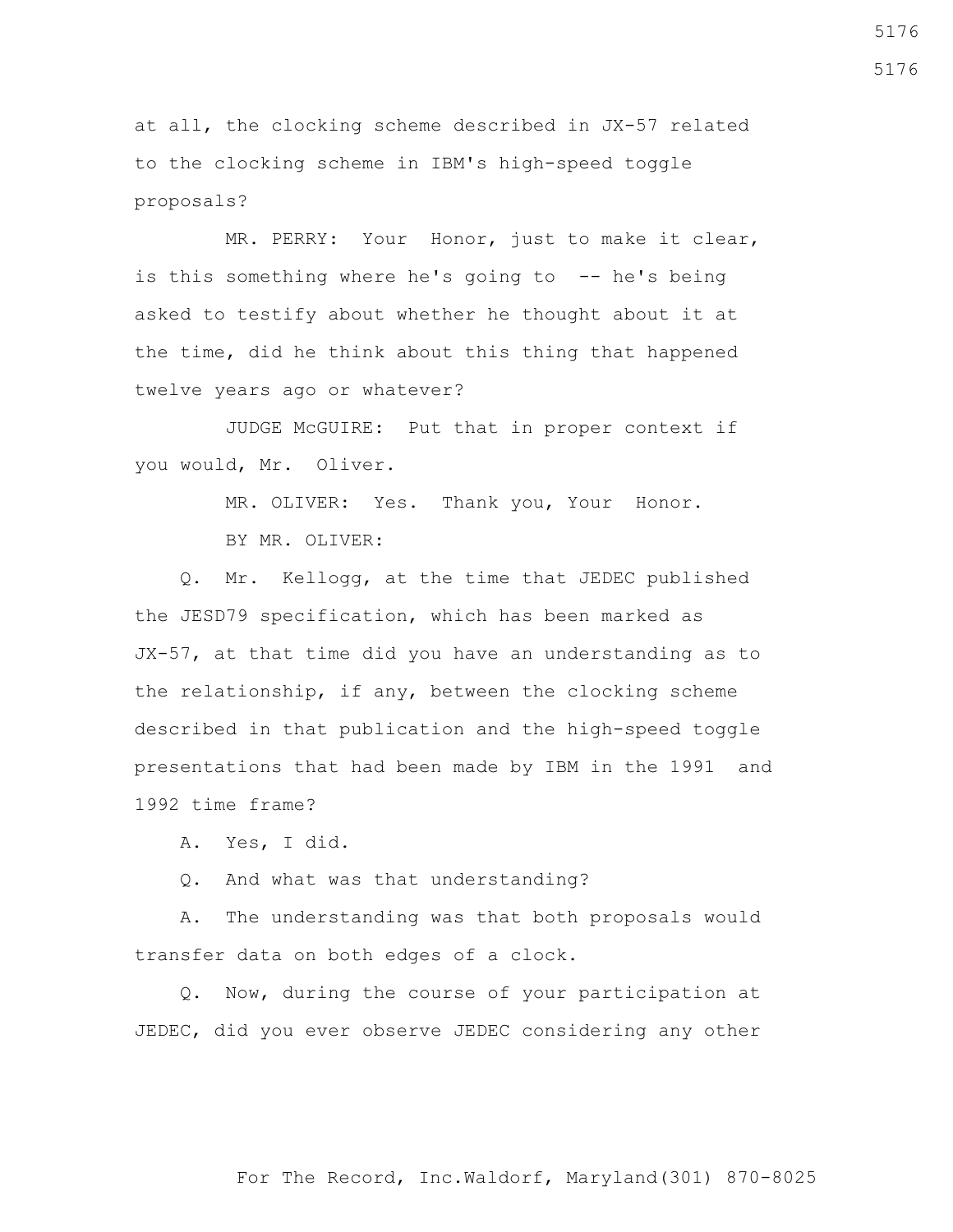at all, the clocking scheme described in JX-57 related to the clocking scheme in IBM's high-speed toggle proposals?

MR. PERRY: Your Honor, just to make it clear, is this something where he's going to -- he's being asked to testify about whether he thought about it at the time, did he think about this thing that happened twelve years ago or whatever?

JUDGE McGUIRE: Put that in proper context if you would, Mr. Oliver.

MR. OLIVER: Yes. Thank you, Your Honor.

BY MR. OLIVER:

Q. Mr. Kellogg, at the time that JEDEC published the JESD79 specification, which has been marked as JX-57, at that time did you have an understanding as to the relationship, if any, between the clocking scheme described in that publication and the high-speed toggle presentations that had been made by IBM in the 1991 and 1992 time frame?

A. Yes, I did.

Q. And what was that understanding?

A. The understanding was that both proposals would transfer data on both edges of a clock.

Q. Now, during the course of your participation at JEDEC, did you ever observe JEDEC considering any other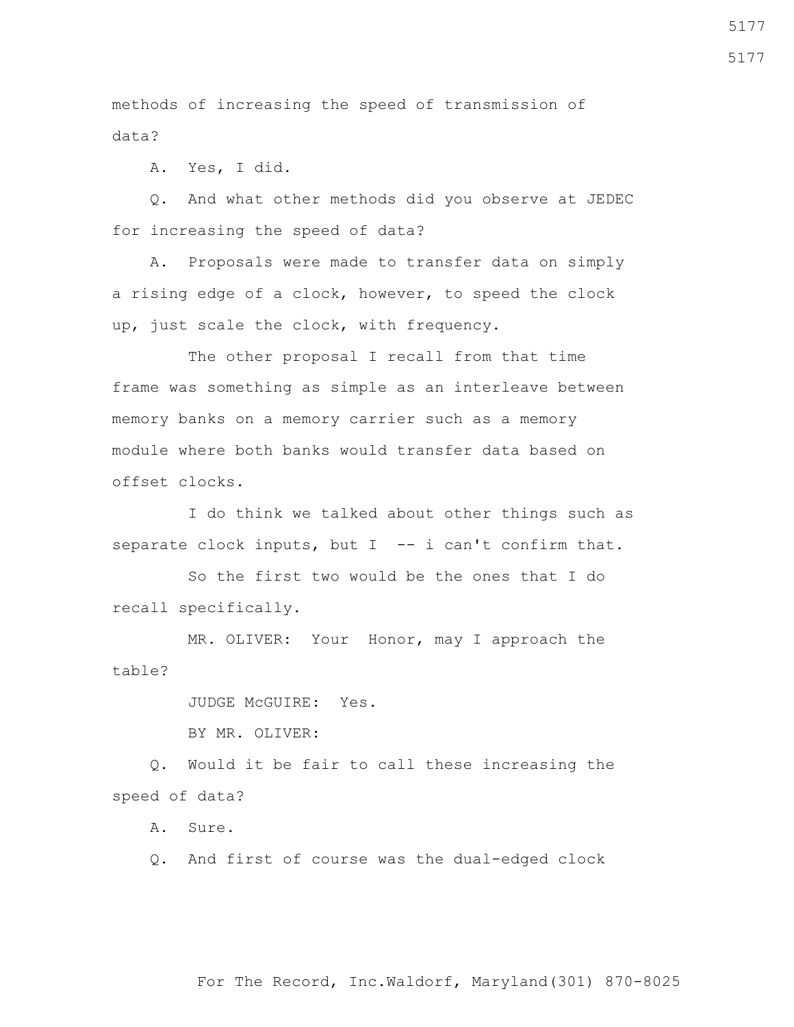methods of increasing the speed of transmission of data?

A. Yes, I did.

Q. And what other methods did you observe at JEDEC for increasing the speed of data?

A. Proposals were made to transfer data on simply a rising edge of a clock, however, to speed the clock up, just scale the clock, with frequency.

The other proposal I recall from that time frame was something as simple as an interleave between memory banks on a memory carrier such as a memory module where both banks would transfer data based on offset clocks.

I do think we talked about other things such as separate clock inputs, but I -- i can't confirm that.

So the first two would be the ones that I do recall specifically.

MR. OLIVER: Your Honor, may I approach the table?

JUDGE McGUIRE: Yes.

BY MR. OLIVER:

Q. Would it be fair to call these increasing the speed of data?

A. Sure.

Q. And first of course was the dual-edged clock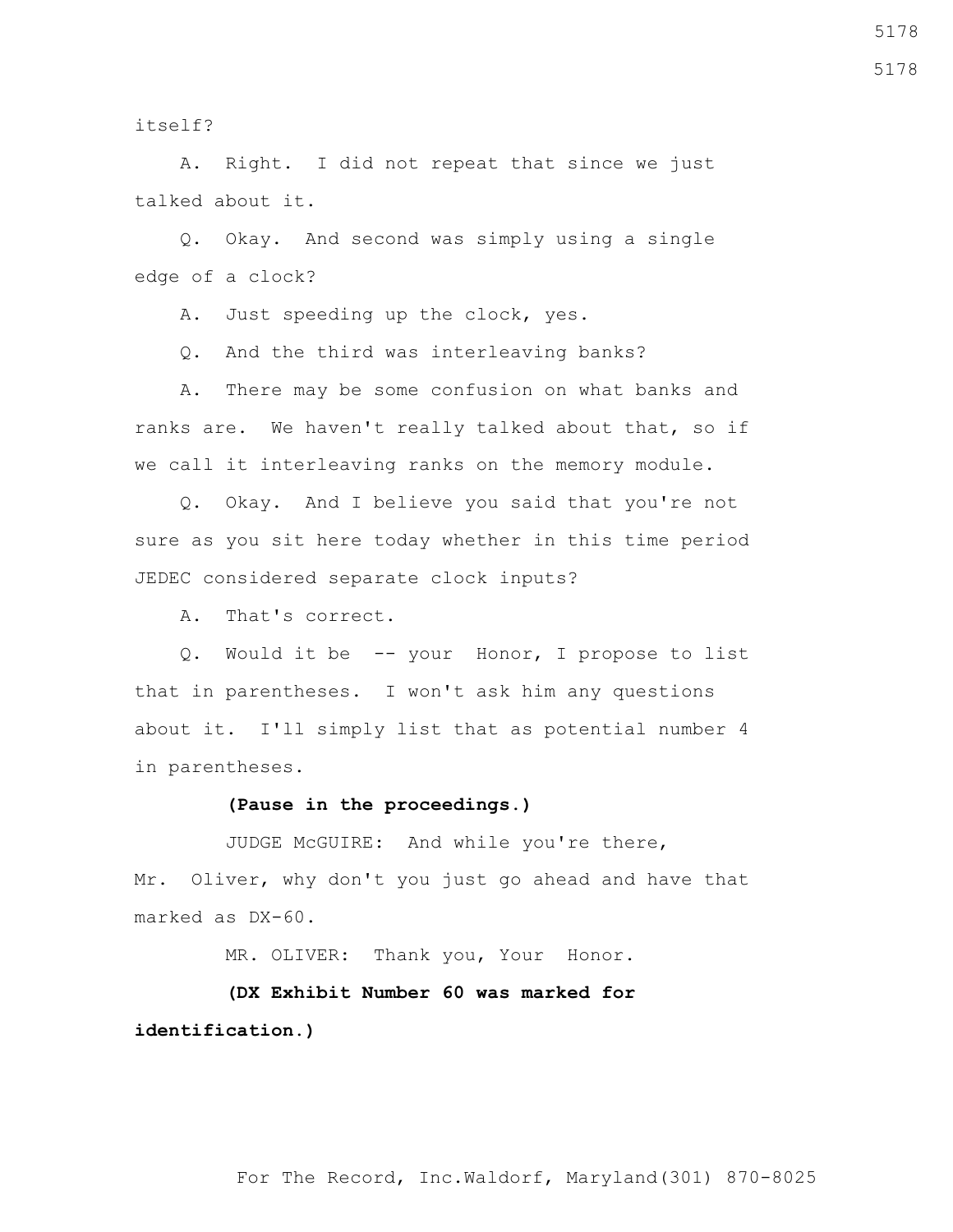itself?

A. Right. I did not repeat that since we just talked about it.

Q. Okay. And second was simply using a single edge of a clock?

A. Just speeding up the clock, yes.

Q. And the third was interleaving banks?

A. There may be some confusion on what banks and ranks are. We haven't really talked about that, so if we call it interleaving ranks on the memory module.

Q. Okay. And I believe you said that you're not sure as you sit here today whether in this time period JEDEC considered separate clock inputs?

A. That's correct.

Q. Would it be -- your Honor, I propose to list that in parentheses. I won't ask him any questions about it. I'll simply list that as potential number 4 in parentheses.

**(Pause in the proceedings.)**

JUDGE McGUIRE: And while you're there, Mr. Oliver, why don't you just go ahead and have that marked as DX-60.

MR. OLIVER: Thank you, Your Honor.

**(DX Exhibit Number 60 was marked for identification.)**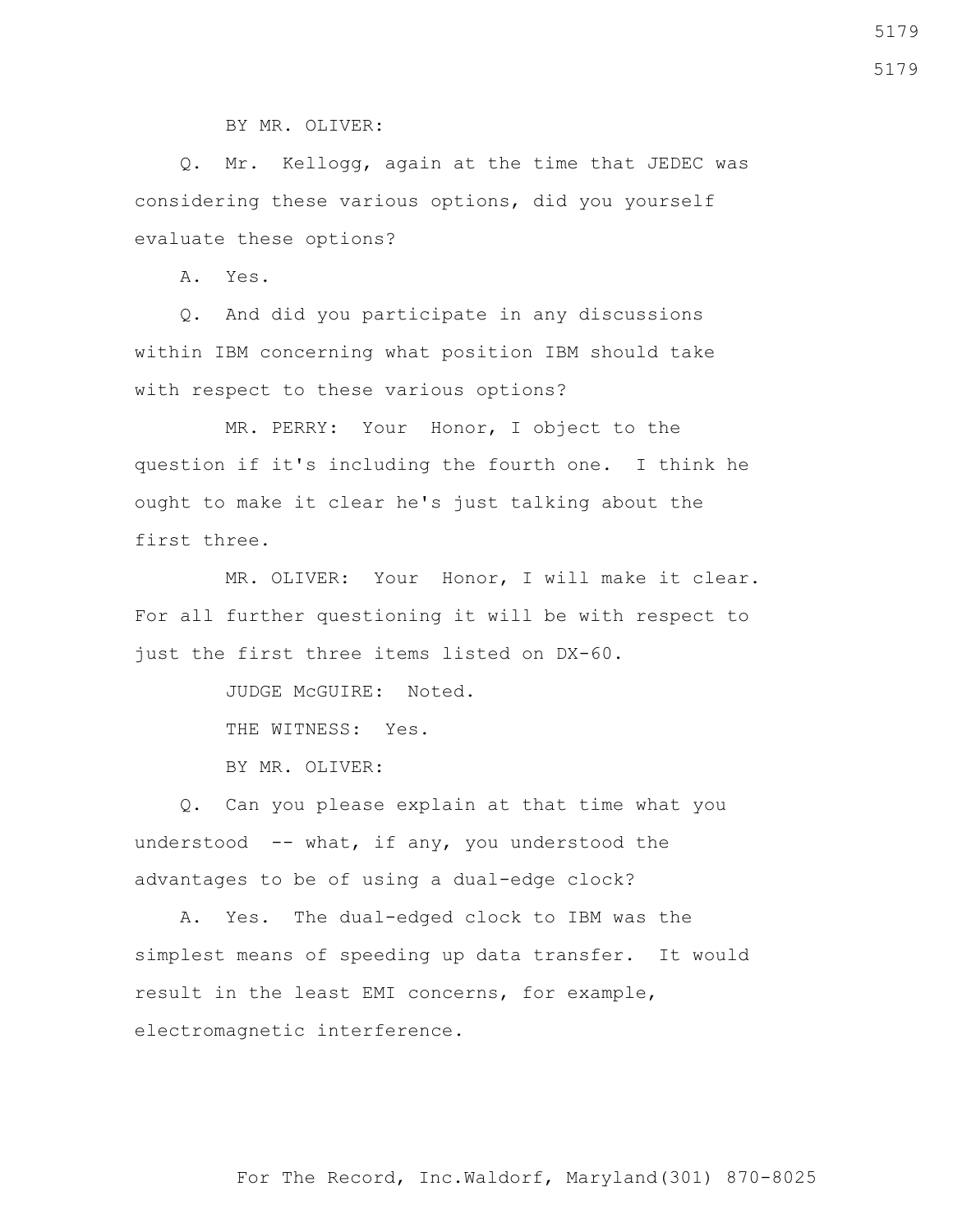BY MR. OLIVER:

Q. Mr. Kellogg, again at the time that JEDEC was considering these various options, did you yourself evaluate these options?

A. Yes.

Q. And did you participate in any discussions within IBM concerning what position IBM should take with respect to these various options?

MR. PERRY: Your Honor, I object to the question if it's including the fourth one. I think he ought to make it clear he's just talking about the first three.

MR. OLIVER: Your Honor, I will make it clear. For all further questioning it will be with respect to just the first three items listed on DX-60.

JUDGE McGUIRE: Noted.

THE WITNESS: Yes.

BY MR. OLIVER:

Q. Can you please explain at that time what you understood -- what, if any, you understood the advantages to be of using a dual-edge clock?

A. Yes. The dual-edged clock to IBM was the simplest means of speeding up data transfer. It would result in the least EMI concerns, for example, electromagnetic interference.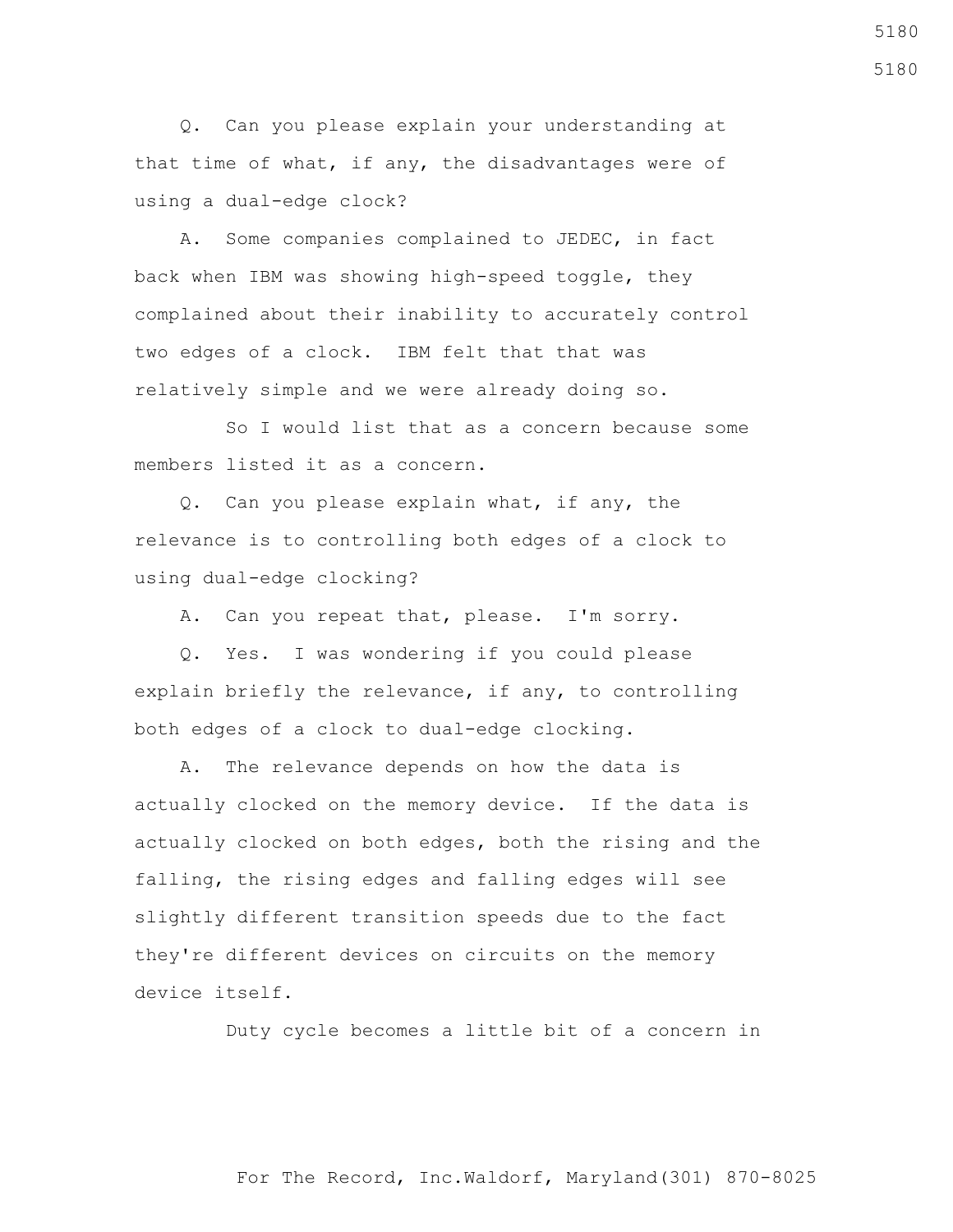Q. Can you please explain your understanding at that time of what, if any, the disadvantages were of using a dual-edge clock?

A. Some companies complained to JEDEC, in fact back when IBM was showing high-speed toggle, they complained about their inability to accurately control two edges of a clock. IBM felt that that was relatively simple and we were already doing so.

So I would list that as a concern because some members listed it as a concern.

Q. Can you please explain what, if any, the relevance is to controlling both edges of a clock to using dual-edge clocking?

A. Can you repeat that, please. I'm sorry.

Q. Yes. I was wondering if you could please explain briefly the relevance, if any, to controlling both edges of a clock to dual-edge clocking.

A. The relevance depends on how the data is actually clocked on the memory device. If the data is actually clocked on both edges, both the rising and the falling, the rising edges and falling edges will see slightly different transition speeds due to the fact they're different devices on circuits on the memory device itself.

Duty cycle becomes a little bit of a concern in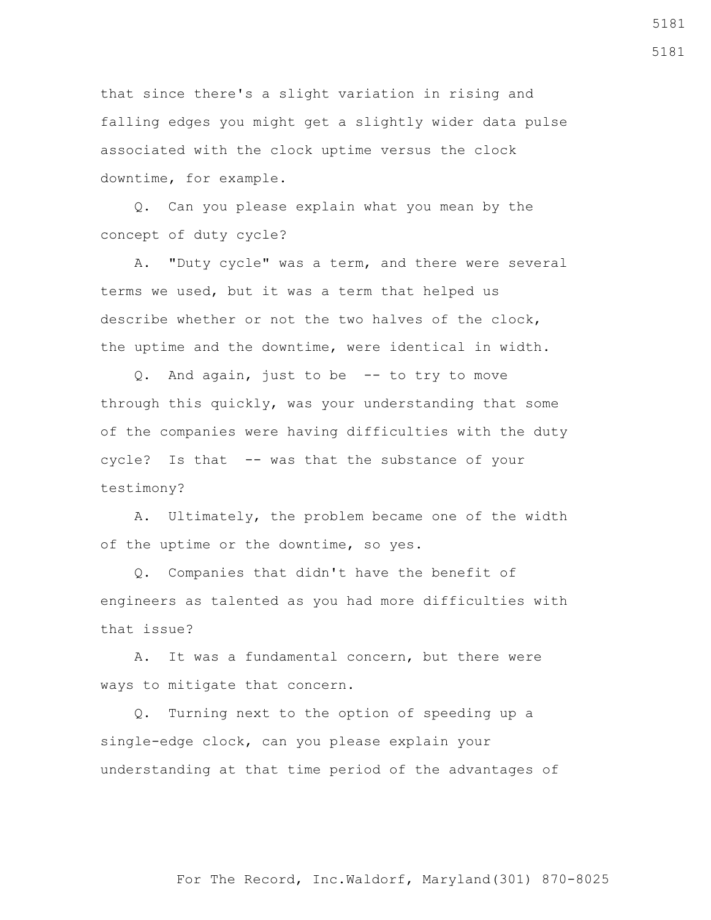that since there's a slight variation in rising and falling edges you might get a slightly wider data pulse associated with the clock uptime versus the clock downtime, for example.

Q. Can you please explain what you mean by the concept of duty cycle?

A. "Duty cycle" was a term, and there were several terms we used, but it was a term that helped us describe whether or not the two halves of the clock, the uptime and the downtime, were identical in width.

Q. And again, just to be -- to try to move through this quickly, was your understanding that some of the companies were having difficulties with the duty cycle? Is that -- was that the substance of your testimony?

A. Ultimately, the problem became one of the width of the uptime or the downtime, so yes.

Q. Companies that didn't have the benefit of engineers as talented as you had more difficulties with that issue?

A. It was a fundamental concern, but there were ways to mitigate that concern.

Q. Turning next to the option of speeding up a single-edge clock, can you please explain your understanding at that time period of the advantages of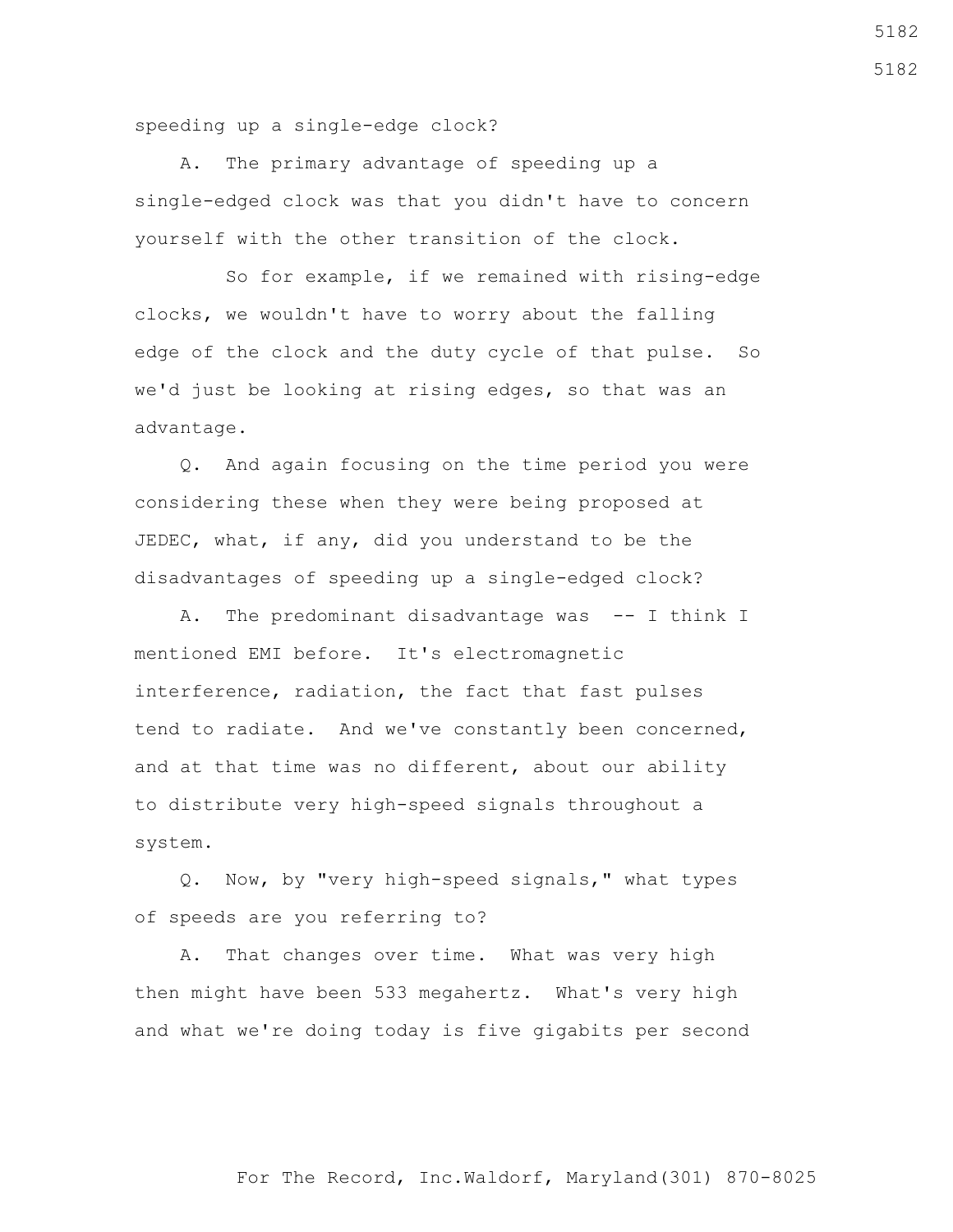speeding up a single-edge clock?

A. The primary advantage of speeding up a single-edged clock was that you didn't have to concern yourself with the other transition of the clock.

So for example, if we remained with rising-edge clocks, we wouldn't have to worry about the falling edge of the clock and the duty cycle of that pulse. So we'd just be looking at rising edges, so that was an advantage.

Q. And again focusing on the time period you were considering these when they were being proposed at JEDEC, what, if any, did you understand to be the disadvantages of speeding up a single-edged clock?

A. The predominant disadvantage was -- I think I mentioned EMI before. It's electromagnetic interference, radiation, the fact that fast pulses tend to radiate. And we've constantly been concerned, and at that time was no different, about our ability to distribute very high-speed signals throughout a system.

Q. Now, by "very high-speed signals," what types of speeds are you referring to?

A. That changes over time. What was very high then might have been 533 megahertz. What's very high and what we're doing today is five gigabits per second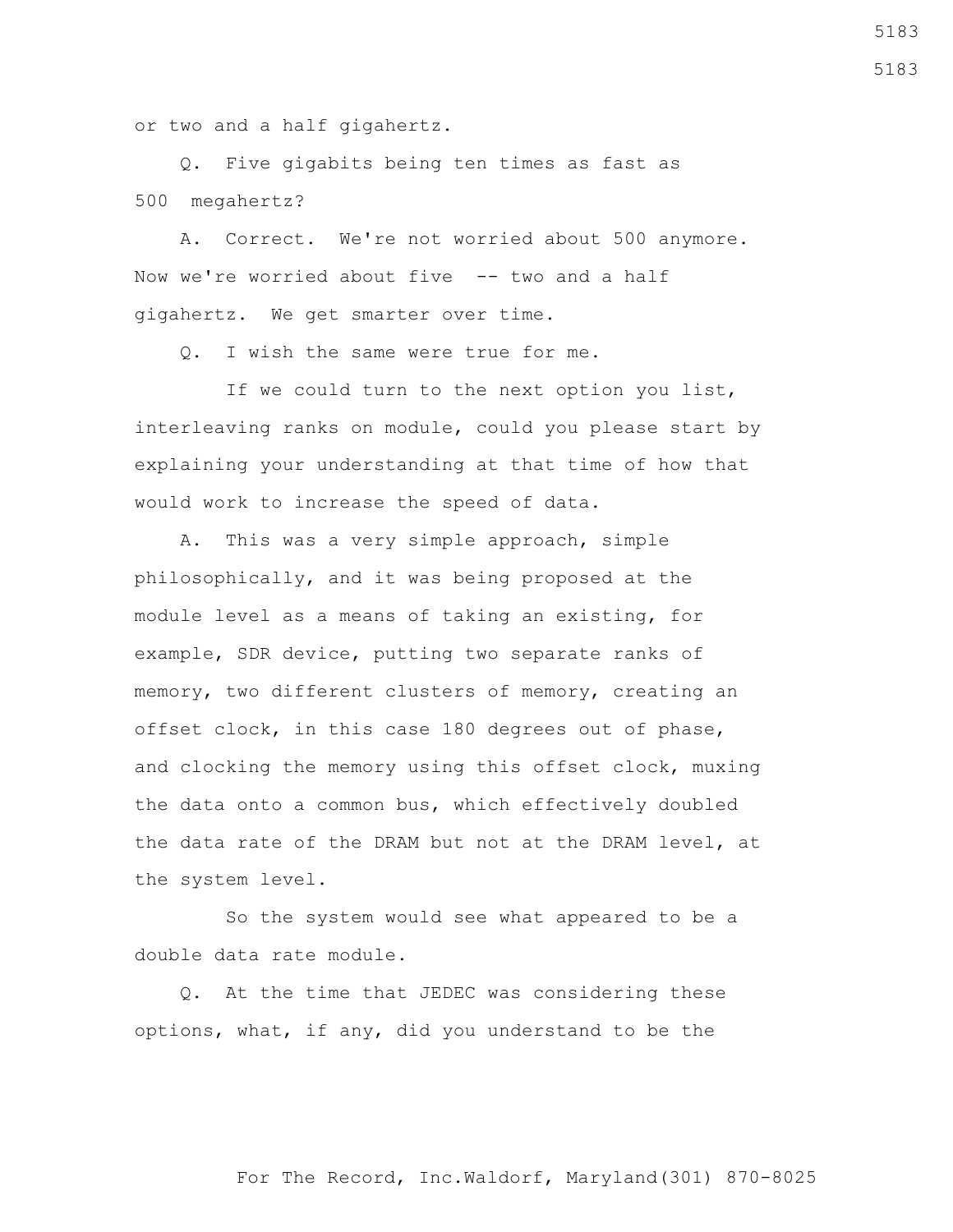or two and a half gigahertz.

Q. Five gigabits being ten times as fast as 500 megahertz?

A. Correct. We're not worried about 500 anymore. Now we're worried about five -- two and a half gigahertz. We get smarter over time.

Q. I wish the same were true for me.

If we could turn to the next option you list, interleaving ranks on module, could you please start by explaining your understanding at that time of how that would work to increase the speed of data.

A. This was a very simple approach, simple philosophically, and it was being proposed at the module level as a means of taking an existing, for example, SDR device, putting two separate ranks of memory, two different clusters of memory, creating an offset clock, in this case 180 degrees out of phase, and clocking the memory using this offset clock, muxing the data onto a common bus, which effectively doubled the data rate of the DRAM but not at the DRAM level, at the system level.

So the system would see what appeared to be a double data rate module.

Q. At the time that JEDEC was considering these options, what, if any, did you understand to be the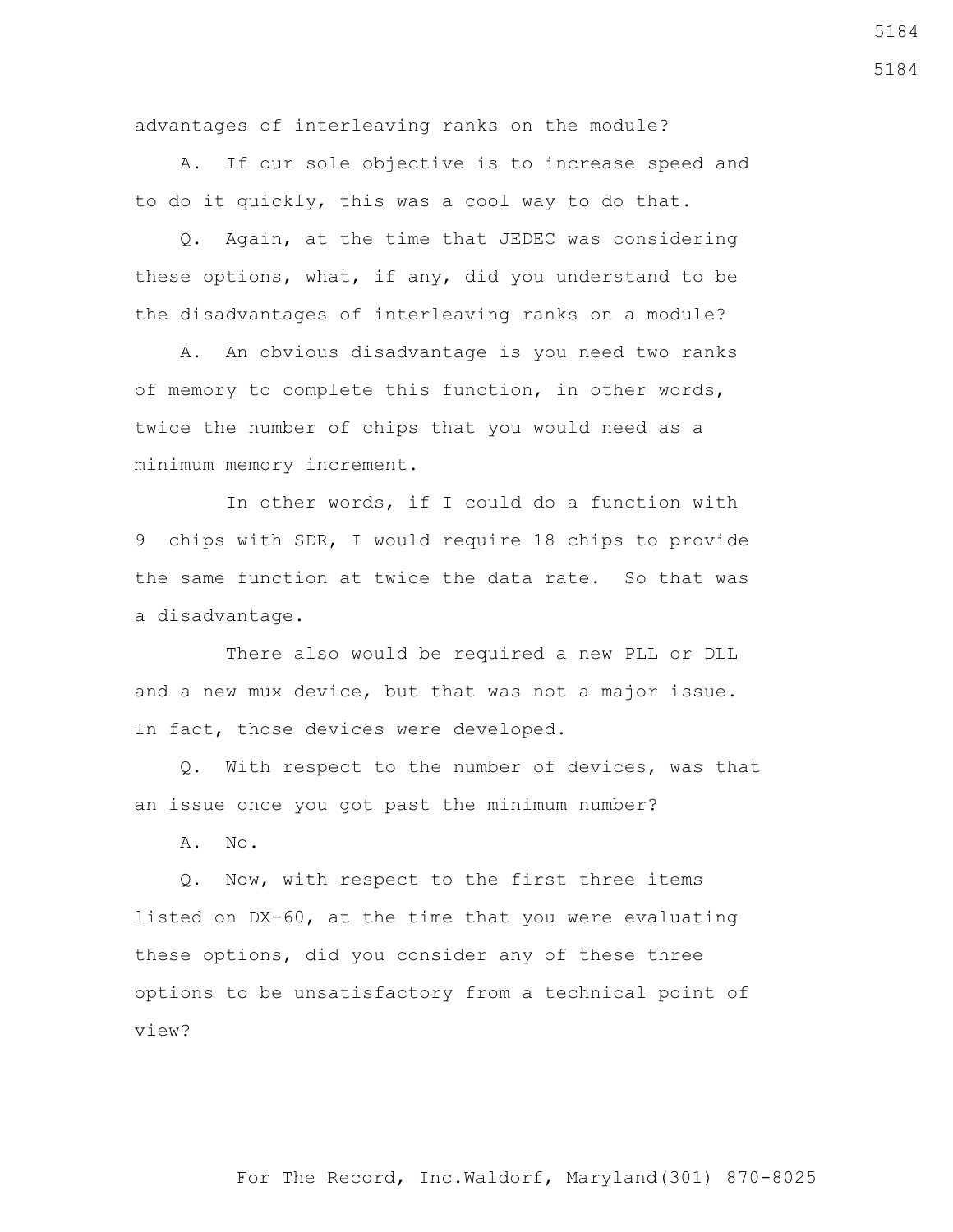advantages of interleaving ranks on the module?

A. If our sole objective is to increase speed and to do it quickly, this was a cool way to do that.

Q. Again, at the time that JEDEC was considering these options, what, if any, did you understand to be the disadvantages of interleaving ranks on a module?

A. An obvious disadvantage is you need two ranks of memory to complete this function, in other words, twice the number of chips that you would need as a minimum memory increment.

In other words, if I could do a function with 9 chips with SDR, I would require 18 chips to provide the same function at twice the data rate. So that was a disadvantage.

There also would be required a new PLL or DLL and a new mux device, but that was not a major issue. In fact, those devices were developed.

Q. With respect to the number of devices, was that an issue once you got past the minimum number?

A. No.

Q. Now, with respect to the first three items listed on DX-60, at the time that you were evaluating these options, did you consider any of these three options to be unsatisfactory from a technical point of view?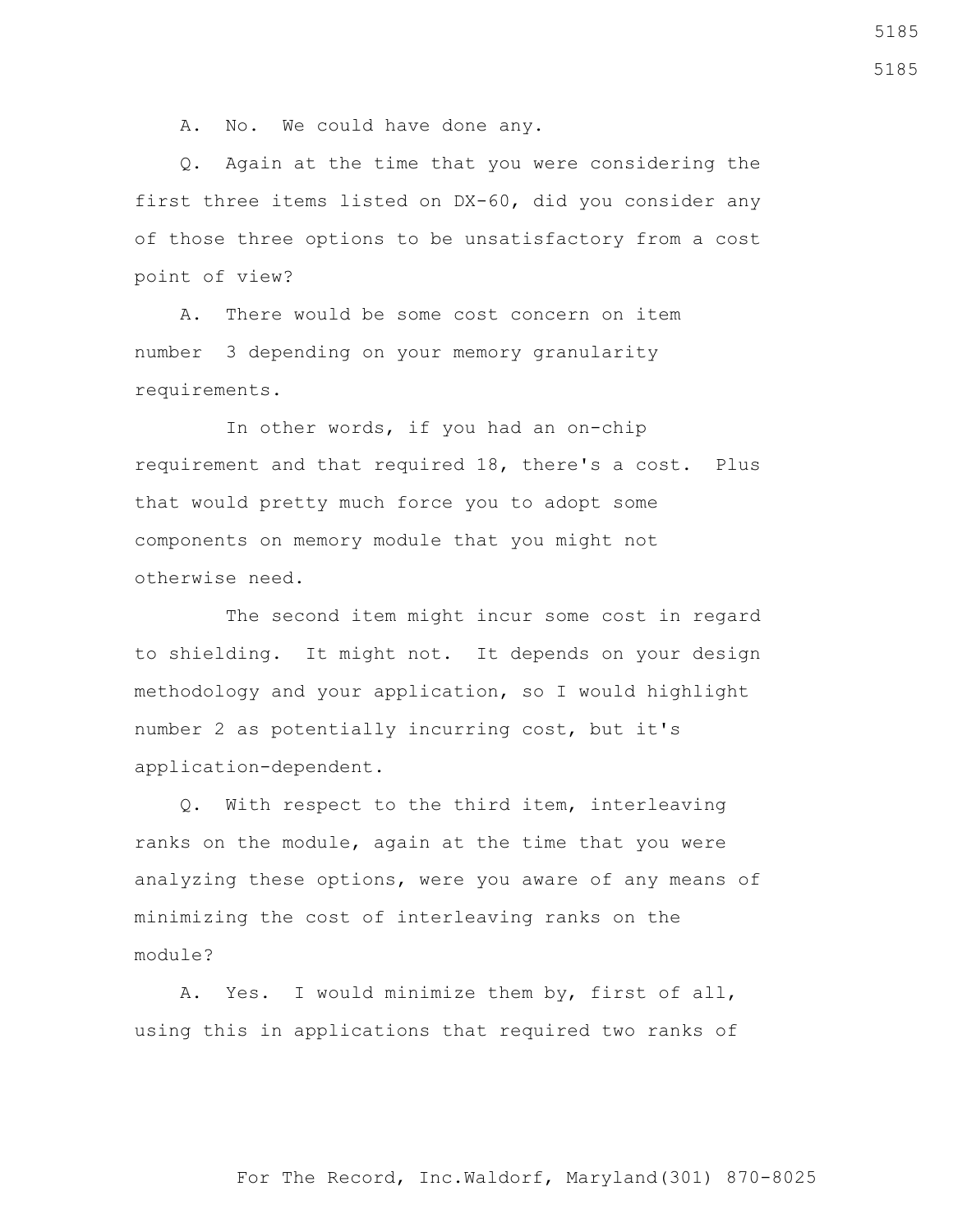A. No. We could have done any.

Q. Again at the time that you were considering the first three items listed on DX-60, did you consider any of those three options to be unsatisfactory from a cost point of view?

A. There would be some cost concern on item number 3 depending on your memory granularity requirements.

In other words, if you had an on-chip requirement and that required 18, there's a cost. Plus that would pretty much force you to adopt some components on memory module that you might not otherwise need.

The second item might incur some cost in regard to shielding. It might not. It depends on your design methodology and your application, so I would highlight number 2 as potentially incurring cost, but it's application-dependent.

Q. With respect to the third item, interleaving ranks on the module, again at the time that you were analyzing these options, were you aware of any means of minimizing the cost of interleaving ranks on the module?

A. Yes. I would minimize them by, first of all, using this in applications that required two ranks of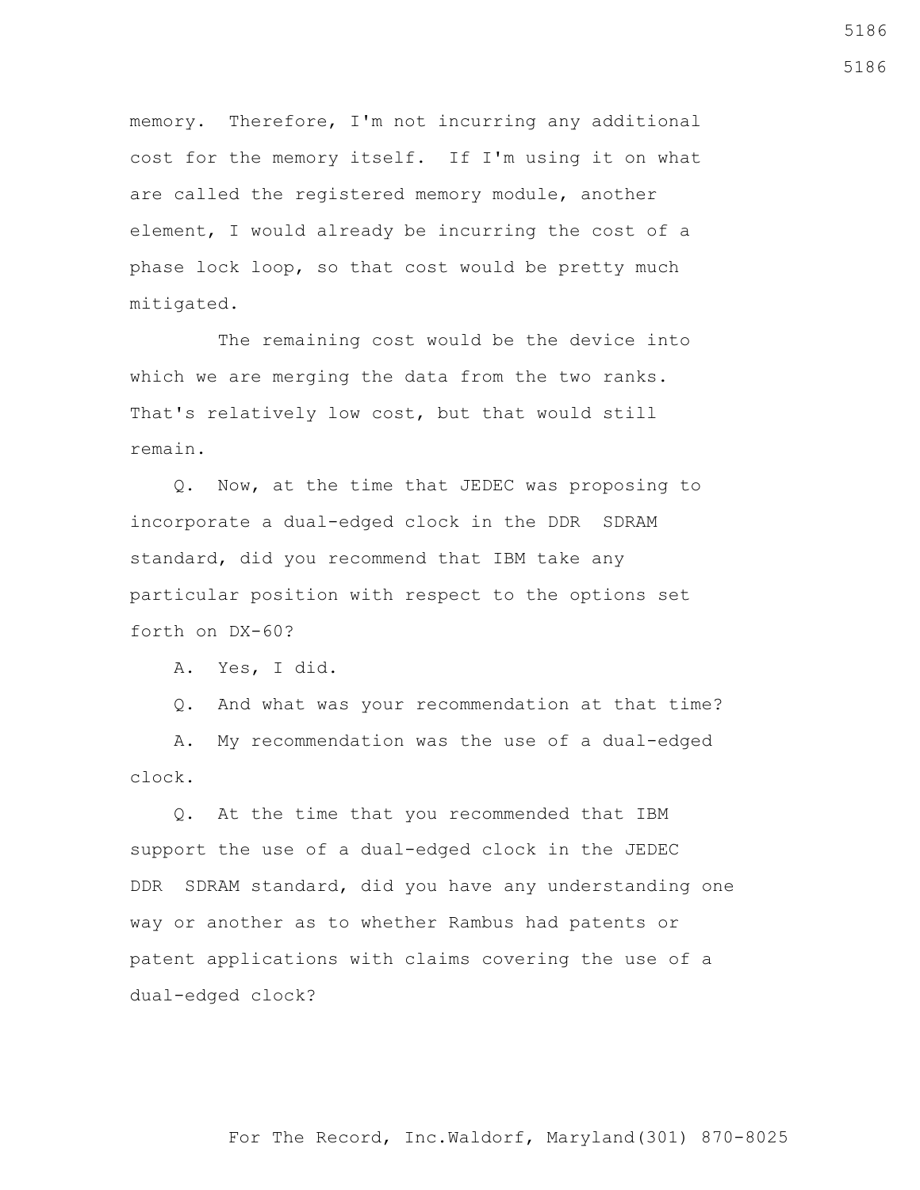memory. Therefore, I'm not incurring any additional cost for the memory itself. If I'm using it on what are called the registered memory module, another element, I would already be incurring the cost of a phase lock loop, so that cost would be pretty much mitigated.

The remaining cost would be the device into which we are merging the data from the two ranks. That's relatively low cost, but that would still remain.

Q. Now, at the time that JEDEC was proposing to incorporate a dual-edged clock in the DDR SDRAM standard, did you recommend that IBM take any particular position with respect to the options set forth on DX-60?

A. Yes, I did.

Q. And what was your recommendation at that time?

A. My recommendation was the use of a dual-edged clock.

Q. At the time that you recommended that IBM support the use of a dual-edged clock in the JEDEC DDR SDRAM standard, did you have any understanding one way or another as to whether Rambus had patents or patent applications with claims covering the use of a dual-edged clock?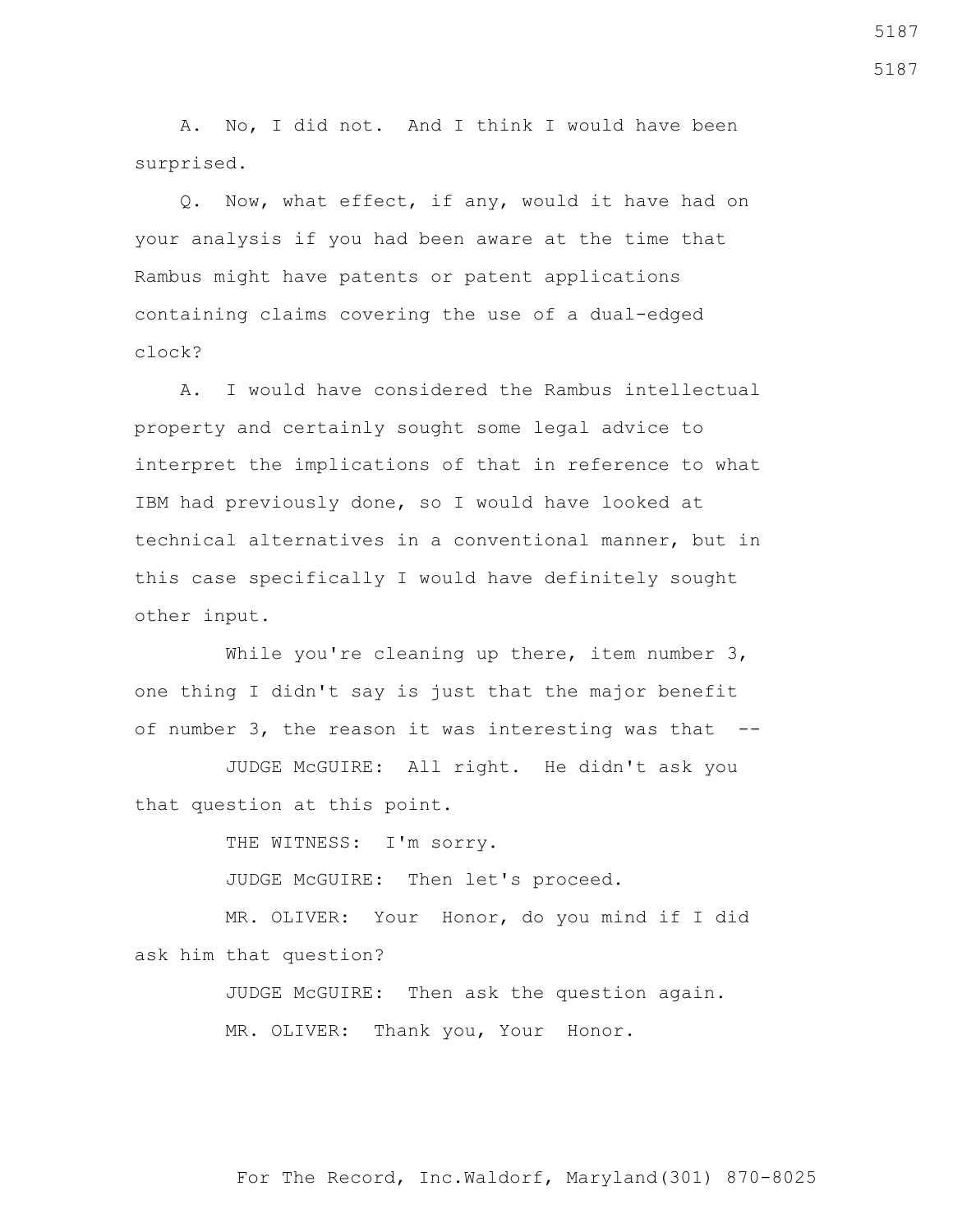A. No, I did not. And I think I would have been surprised.

Q. Now, what effect, if any, would it have had on your analysis if you had been aware at the time that Rambus might have patents or patent applications containing claims covering the use of a dual-edged clock?

A. I would have considered the Rambus intellectual property and certainly sought some legal advice to interpret the implications of that in reference to what IBM had previously done, so I would have looked at technical alternatives in a conventional manner, but in this case specifically I would have definitely sought other input.

While you're cleaning up there, item number 3, one thing I didn't say is just that the major benefit of number 3, the reason it was interesting was that --

JUDGE McGUIRE: All right. He didn't ask you that question at this point.

THE WITNESS: I'm sorry.

JUDGE McGUIRE: Then let's proceed.

MR. OLIVER: Your Honor, do you mind if I did ask him that question?

JUDGE McGUIRE: Then ask the question again.

MR. OLIVER: Thank you, Your Honor.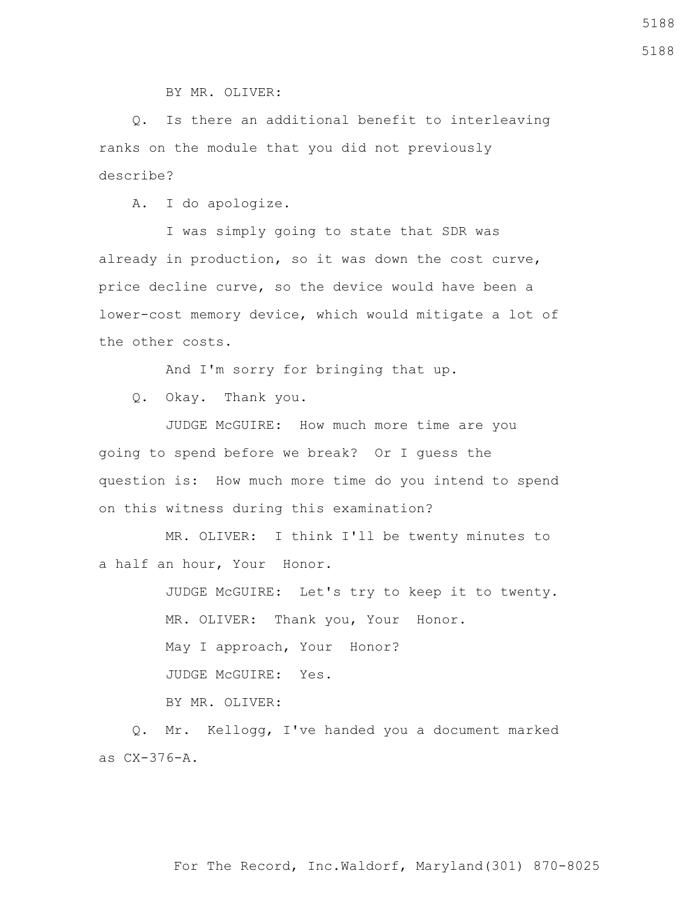BY MR. OLIVER:

Q. Is there an additional benefit to interleaving ranks on the module that you did not previously describe?

A. I do apologize.

I was simply going to state that SDR was already in production, so it was down the cost curve, price decline curve, so the device would have been a lower-cost memory device, which would mitigate a lot of the other costs.

And I'm sorry for bringing that up.

Q. Okay. Thank you.

JUDGE McGUIRE: How much more time are you going to spend before we break? Or I guess the question is: How much more time do you intend to spend on this witness during this examination?

MR. OLIVER: I think I'll be twenty minutes to a half an hour, Your Honor.

JUDGE McGUIRE: Let's try to keep it to twenty.

MR. OLIVER: Thank you, Your Honor.

May I approach, Your Honor?

JUDGE McGUIRE: Yes.

BY MR. OLIVER:

Q. Mr. Kellogg, I've handed you a document marked as CX-376-A.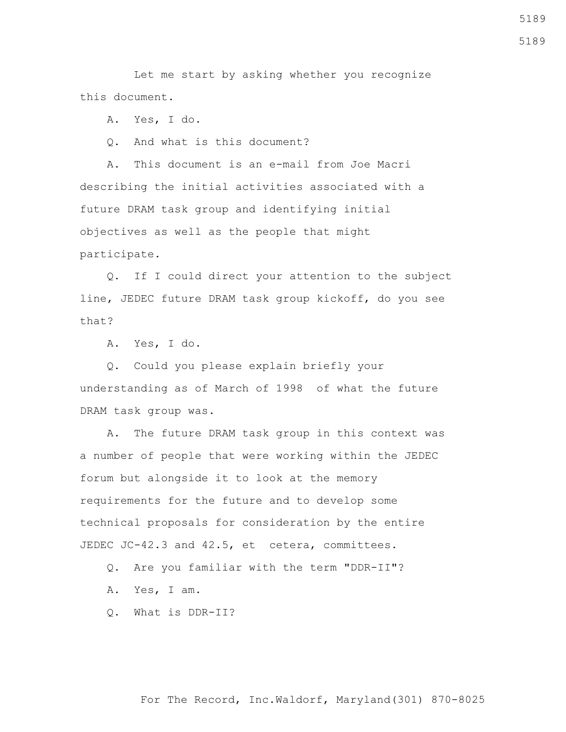Let me start by asking whether you recognize this document.

A. Yes, I do.

Q. And what is this document?

A. This document is an e-mail from Joe Macri describing the initial activities associated with a future DRAM task group and identifying initial objectives as well as the people that might participate.

Q. If I could direct your attention to the subject line, JEDEC future DRAM task group kickoff, do you see that?

A. Yes, I do.

Q. Could you please explain briefly your understanding as of March of 1998 of what the future DRAM task group was.

A. The future DRAM task group in this context was a number of people that were working within the JEDEC forum but alongside it to look at the memory requirements for the future and to develop some technical proposals for consideration by the entire JEDEC JC-42.3 and 42.5, et cetera, committees.

Q. Are you familiar with the term "DDR-II"?

A. Yes, I am.

Q. What is DDR-II?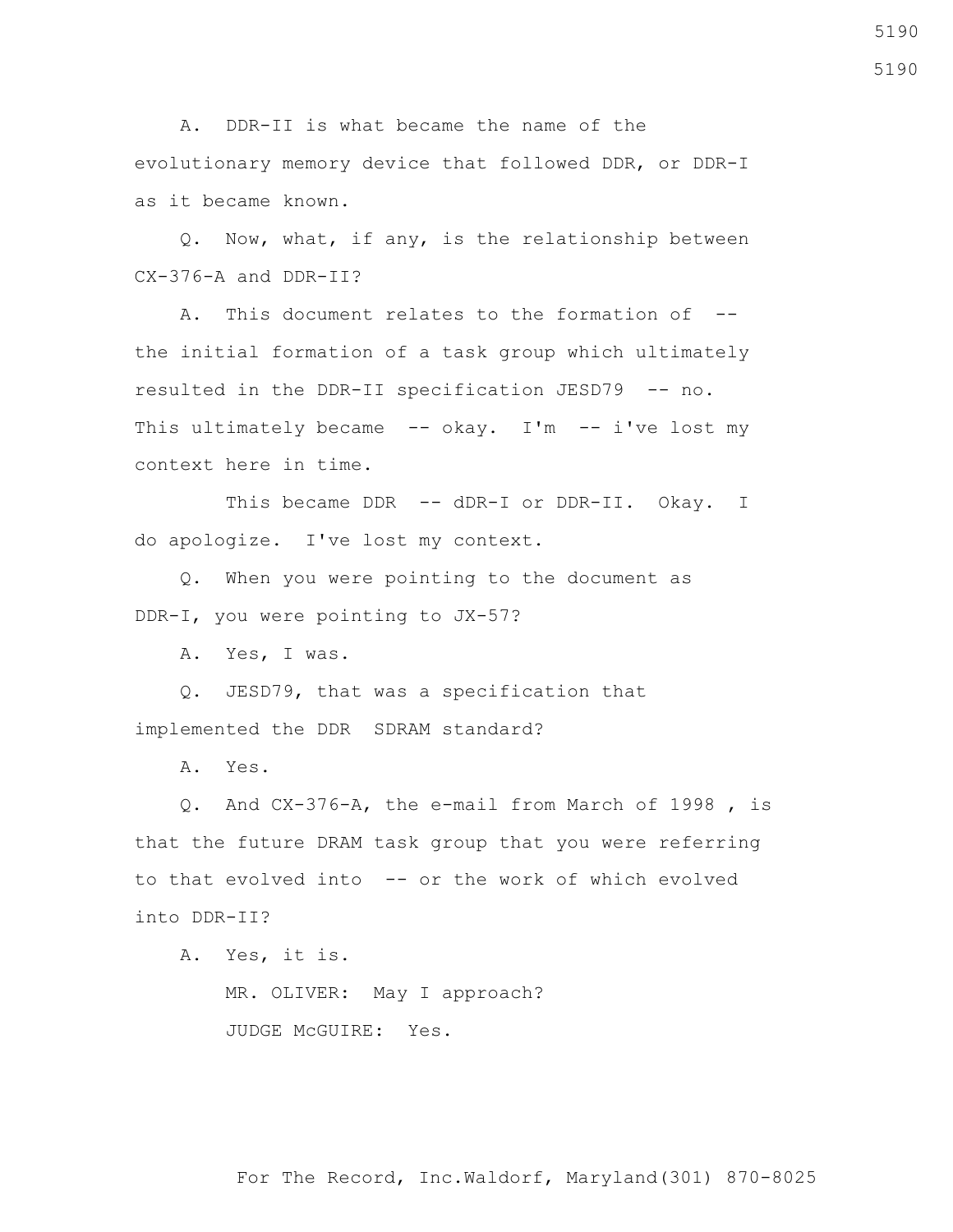A. DDR-II is what became the name of the evolutionary memory device that followed DDR, or DDR-I as it became known.

Q. Now, what, if any, is the relationship between CX-376-A and DDR-II?

A. This document relates to the formation of -- the initial formation of a task group which ultimately resulted in the DDR-II specification JESD79 -- no. This ultimately became -- okay. I'm -- i've lost my context here in time.

This became DDR -- dDR-I or DDR-II. Okay. I do apologize. I've lost my context.

Q. When you were pointing to the document as DDR-I, you were pointing to JX-57?

A. Yes, I was.

Q. JESD79, that was a specification that implemented the DDR SDRAM standard?

A. Yes.

Q. And CX-376-A, the e-mail from March of 1998 , is that the future DRAM task group that you were referring to that evolved into -- or the work of which evolved into DDR-II?

A. Yes, it is.

MR. OLIVER: May I approach?

JUDGE McGUIRE: Yes.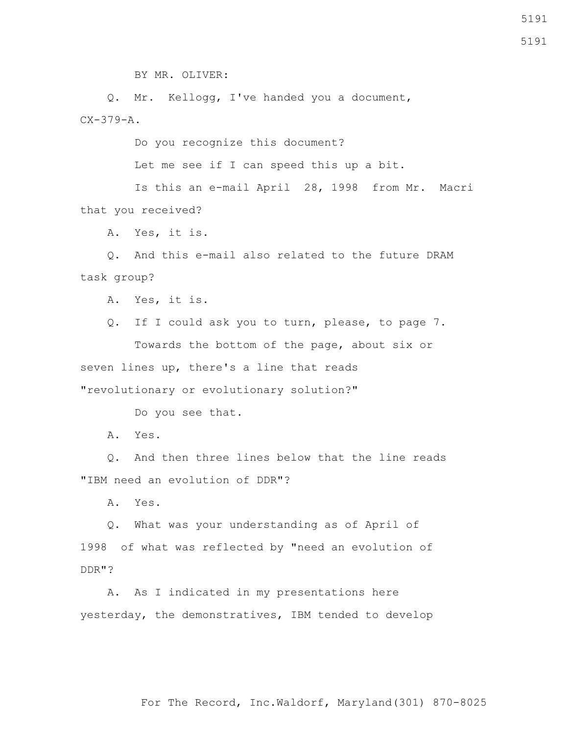BY MR. OLIVER:

Q. Mr. Kellogg, I've handed you a document, CX-379-A.

Do you recognize this document?

Let me see if I can speed this up a bit.

Is this an e-mail April 28, 1998 from Mr. Macri that you received?

A. Yes, it is.

Q. And this e-mail also related to the future DRAM task group?

A. Yes, it is.

Q. If I could ask you to turn, please, to page 7.

Towards the bottom of the page, about six or seven lines up, there's a line that reads "revolutionary or evolutionary solution?"

Do you see that.

A. Yes.

Q. And then three lines below that the line reads "IBM need an evolution of DDR"?

A. Yes.

Q. What was your understanding as of April of 1998 of what was reflected by "need an evolution of DDR"?

A. As I indicated in my presentations here yesterday, the demonstratives, IBM tended to develop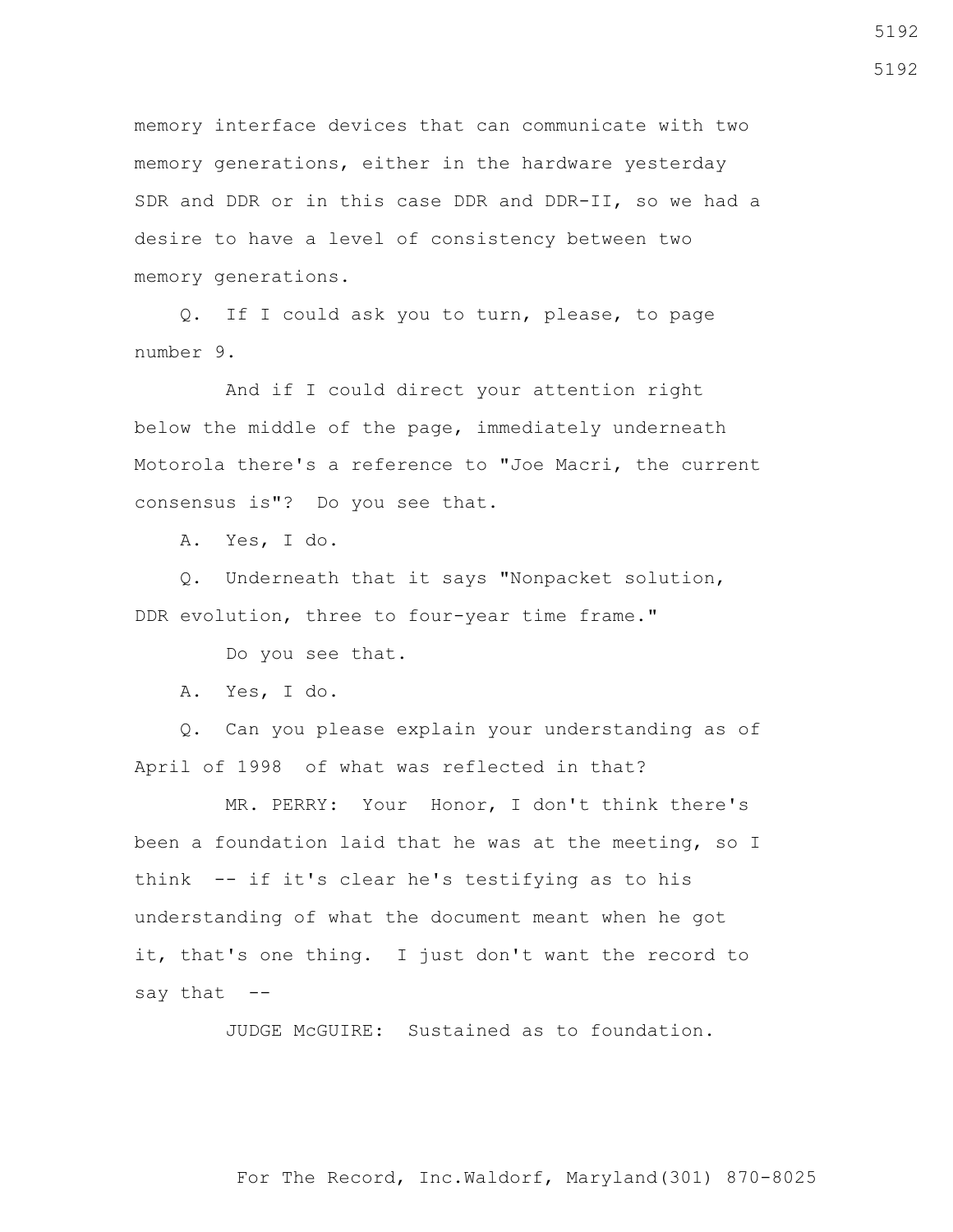memory interface devices that can communicate with two memory generations, either in the hardware yesterday SDR and DDR or in this case DDR and DDR-II, so we had a desire to have a level of consistency between two memory generations.

Q. If I could ask you to turn, please, to page number 9.

And if I could direct your attention right below the middle of the page, immediately underneath Motorola there's a reference to "Joe Macri, the current consensus is"? Do you see that.

A. Yes, I do.

Q. Underneath that it says "Nonpacket solution, DDR evolution, three to four-year time frame."

Do you see that.

A. Yes, I do.

Q. Can you please explain your understanding as of April of 1998 of what was reflected in that?

MR. PERRY: Your Honor, I don't think there's been a foundation laid that he was at the meeting, so I think -- if it's clear he's testifying as to his understanding of what the document meant when he got it, that's one thing. I just don't want the record to say that --

JUDGE McGUIRE: Sustained as to foundation.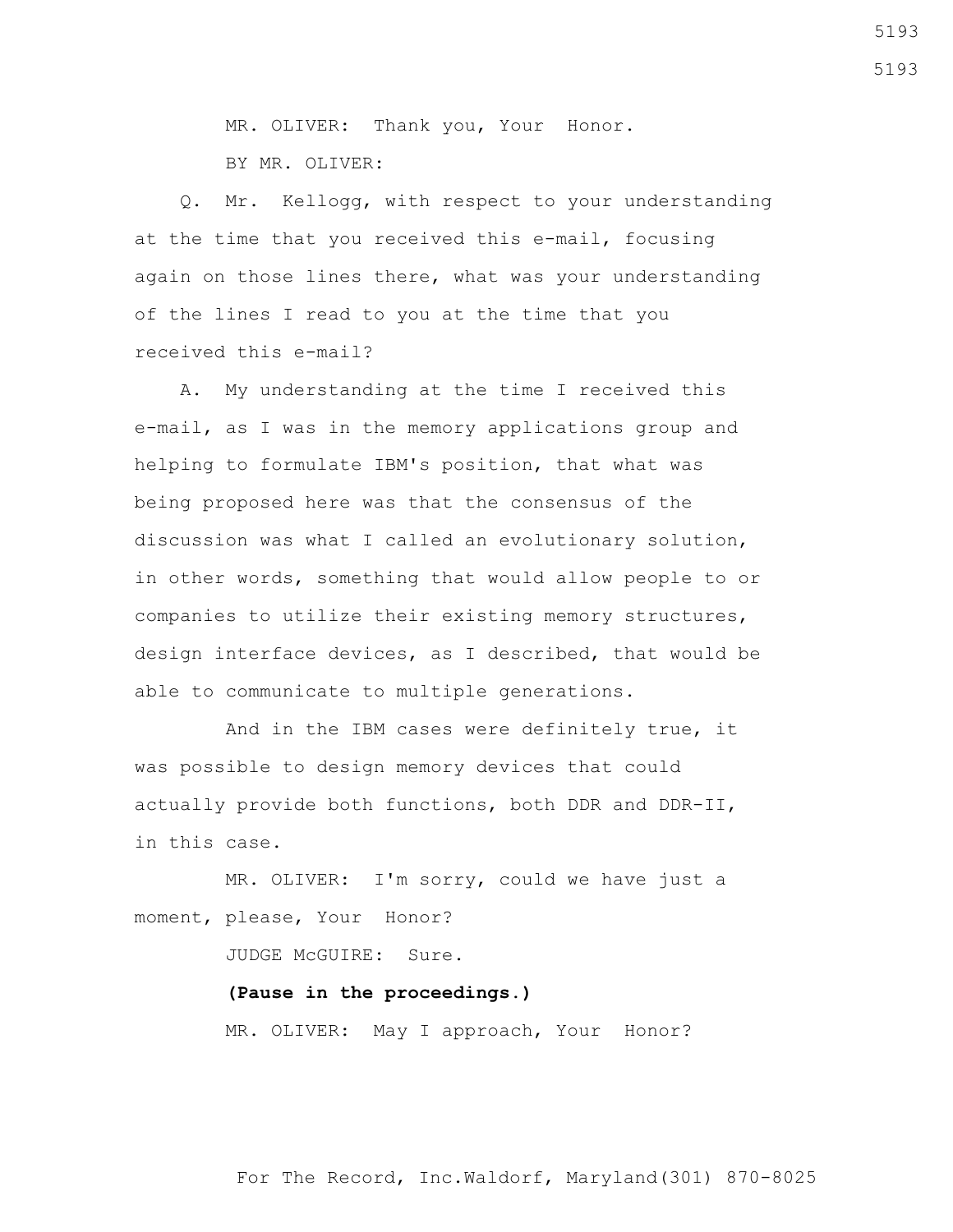MR. OLIVER: Thank you, Your Honor.

BY MR. OLIVER:

Q. Mr. Kellogg, with respect to your understanding at the time that you received this e-mail, focusing again on those lines there, what was your understanding of the lines I read to you at the time that you received this e-mail?

A. My understanding at the time I received this e-mail, as I was in the memory applications group and helping to formulate IBM's position, that what was being proposed here was that the consensus of the discussion was what I called an evolutionary solution, in other words, something that would allow people to or companies to utilize their existing memory structures, design interface devices, as I described, that would be able to communicate to multiple generations.

And in the IBM cases were definitely true, it was possible to design memory devices that could actually provide both functions, both DDR and DDR-II, in this case.

MR. OLIVER: I'm sorry, could we have just a moment, please, Your Honor?

JUDGE McGUIRE: Sure.

**(Pause in the proceedings.)**

MR. OLIVER: May I approach, Your Honor?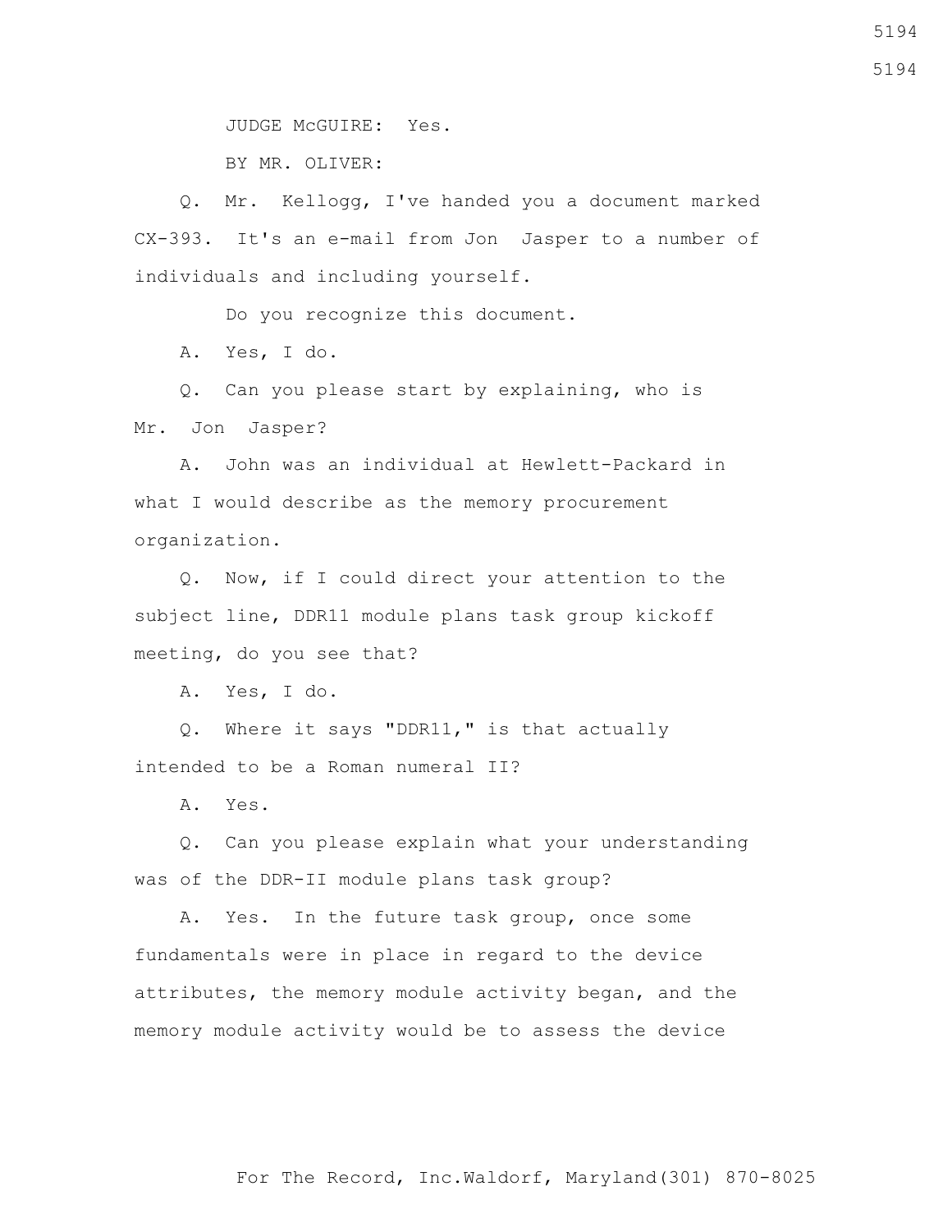JUDGE McGUIRE: Yes.

BY MR. OLIVER:

Q. Mr. Kellogg, I've handed you a document marked CX-393. It's an e-mail from Jon Jasper to a number of individuals and including yourself.

Do you recognize this document.

A. Yes, I do.

Q. Can you please start by explaining, who is Mr. Jon Jasper?

A. John was an individual at Hewlett-Packard in what I would describe as the memory procurement organization.

Q. Now, if I could direct your attention to the subject line, DDR11 module plans task group kickoff meeting, do you see that?

A. Yes, I do.

Q. Where it says "DDR11," is that actually intended to be a Roman numeral II?

A. Yes.

Q. Can you please explain what your understanding was of the DDR-II module plans task group?

A. Yes. In the future task group, once some fundamentals were in place in regard to the device attributes, the memory module activity began, and the memory module activity would be to assess the device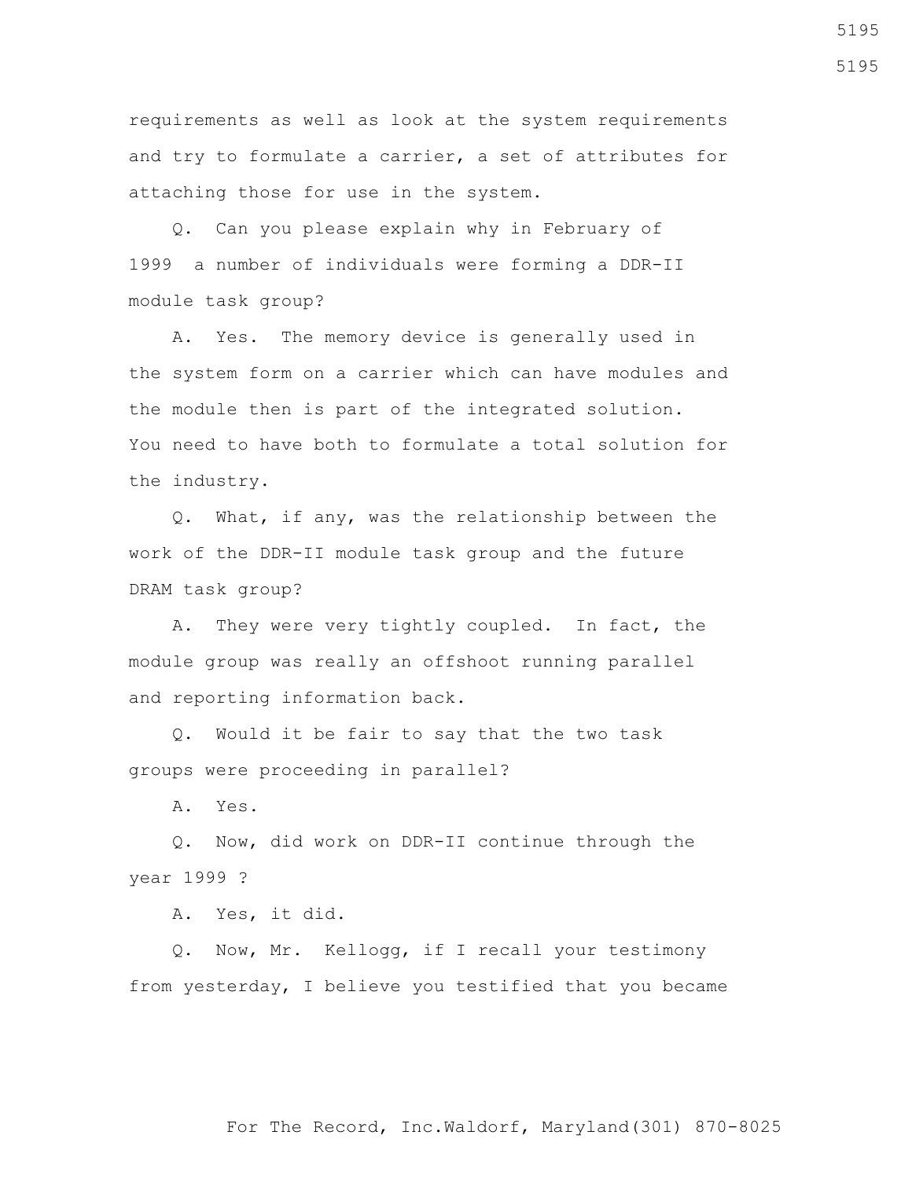requirements as well as look at the system requirements and try to formulate a carrier, a set of attributes for attaching those for use in the system.

Q. Can you please explain why in February of 1999 a number of individuals were forming a DDR-II module task group?

A. Yes. The memory device is generally used in the system form on a carrier which can have modules and the module then is part of the integrated solution. You need to have both to formulate a total solution for the industry.

Q. What, if any, was the relationship between the work of the DDR-II module task group and the future DRAM task group?

A. They were very tightly coupled. In fact, the module group was really an offshoot running parallel and reporting information back.

Q. Would it be fair to say that the two task groups were proceeding in parallel?

A. Yes.

Q. Now, did work on DDR-II continue through the year 1999 ?

A. Yes, it did.

Q. Now, Mr. Kellogg, if I recall your testimony from yesterday, I believe you testified that you became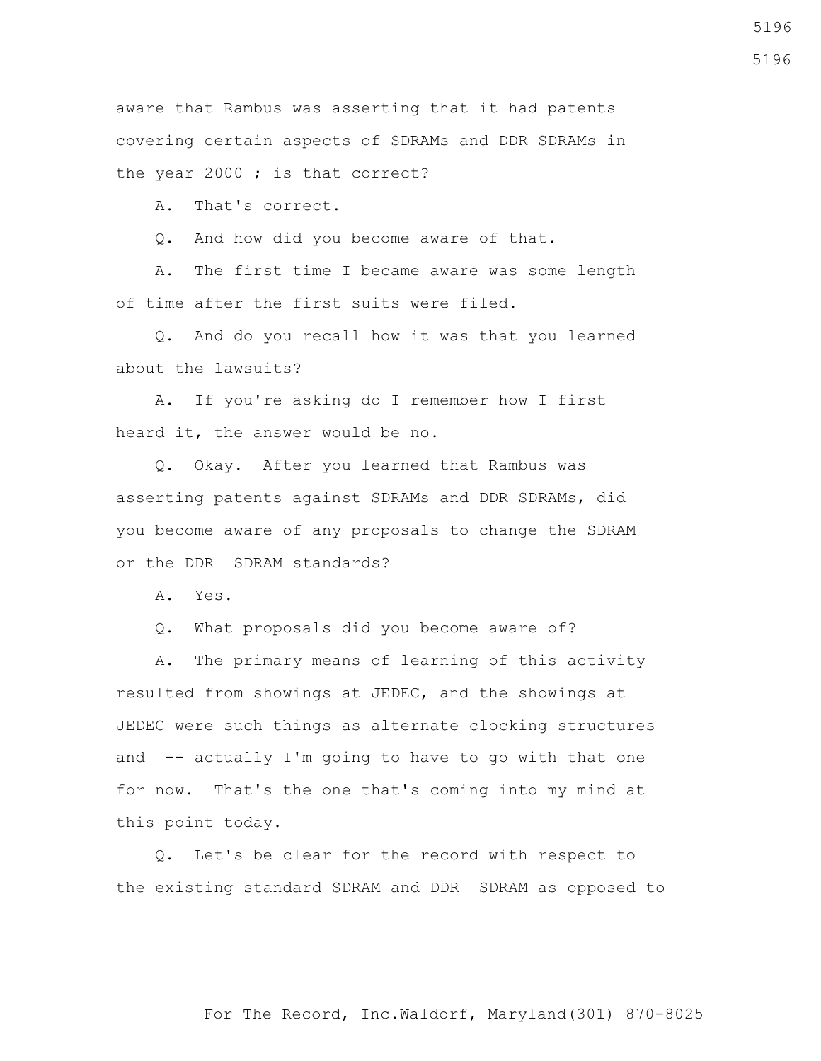aware that Rambus was asserting that it had patents covering certain aspects of SDRAMs and DDR SDRAMs in the year 2000 ; is that correct?

A. That's correct.

Q. And how did you become aware of that.

A. The first time I became aware was some length of time after the first suits were filed.

Q. And do you recall how it was that you learned about the lawsuits?

A. If you're asking do I remember how I first heard it, the answer would be no.

Q. Okay. After you learned that Rambus was asserting patents against SDRAMs and DDR SDRAMs, did you become aware of any proposals to change the SDRAM or the DDR SDRAM standards?

A. Yes.

Q. What proposals did you become aware of?

A. The primary means of learning of this activity resulted from showings at JEDEC, and the showings at JEDEC were such things as alternate clocking structures and -- actually I'm going to have to go with that one for now. That's the one that's coming into my mind at this point today.

Q. Let's be clear for the record with respect to the existing standard SDRAM and DDR SDRAM as opposed to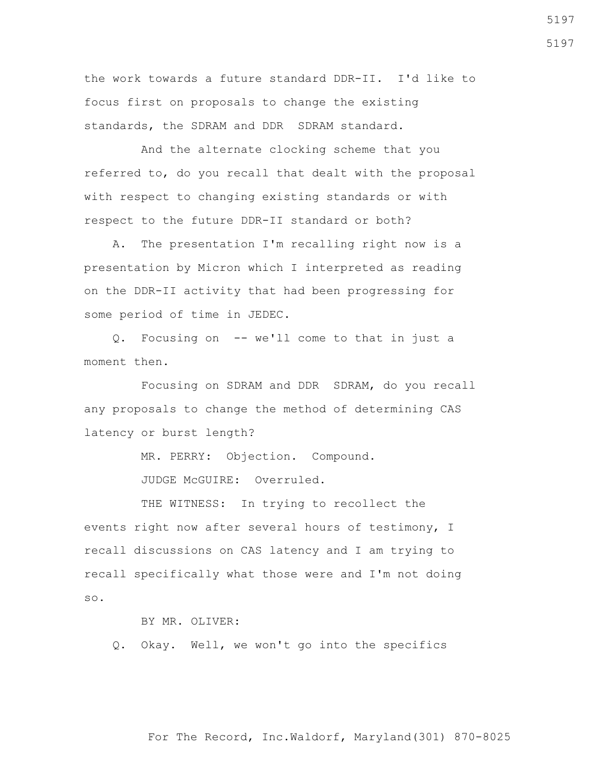the work towards a future standard DDR-II. I'd like to focus first on proposals to change the existing standards, the SDRAM and DDR SDRAM standard.

And the alternate clocking scheme that you referred to, do you recall that dealt with the proposal with respect to changing existing standards or with respect to the future DDR-II standard or both?

A. The presentation I'm recalling right now is a presentation by Micron which I interpreted as reading on the DDR-II activity that had been progressing for some period of time in JEDEC.

Q. Focusing on -- we'll come to that in just a moment then.

Focusing on SDRAM and DDR SDRAM, do you recall any proposals to change the method of determining CAS latency or burst length?

MR. PERRY: Objection. Compound.

JUDGE McGUIRE: Overruled.

THE WITNESS: In trying to recollect the events right now after several hours of testimony, I recall discussions on CAS latency and I am trying to recall specifically what those were and I'm not doing so.

BY MR. OLIVER:

Q. Okay. Well, we won't go into the specifics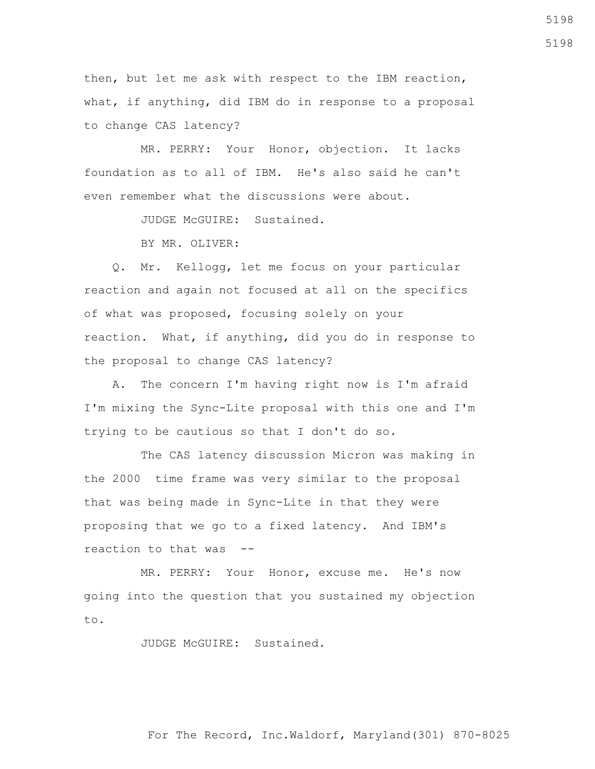then, but let me ask with respect to the IBM reaction, what, if anything, did IBM do in response to a proposal to change CAS latency?

MR. PERRY: Your Honor, objection. It lacks foundation as to all of IBM. He's also said he can't even remember what the discussions were about.

JUDGE McGUIRE: Sustained.

BY MR. OLIVER:

Q. Mr. Kellogg, let me focus on your particular reaction and again not focused at all on the specifics of what was proposed, focusing solely on your reaction. What, if anything, did you do in response to the proposal to change CAS latency?

A. The concern I'm having right now is I'm afraid I'm mixing the Sync-Lite proposal with this one and I'm trying to be cautious so that I don't do so.

The CAS latency discussion Micron was making in the 2000 time frame was very similar to the proposal that was being made in Sync-Lite in that they were proposing that we go to a fixed latency. And IBM's reaction to that was --

MR. PERRY: Your Honor, excuse me. He's now going into the question that you sustained my objection to.

JUDGE McGUIRE: Sustained.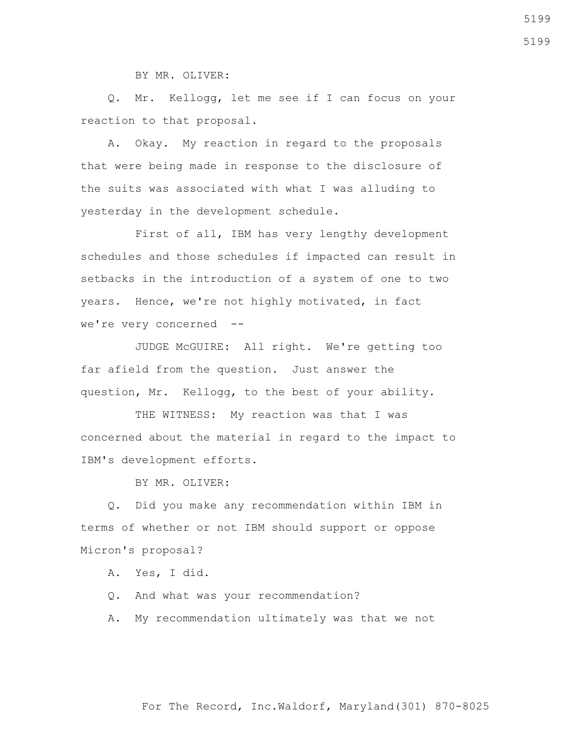BY MR. OLIVER:

Q. Mr. Kellogg, let me see if I can focus on your reaction to that proposal.

A. Okay. My reaction in regard to the proposals that were being made in response to the disclosure of the suits was associated with what I was alluding to yesterday in the development schedule.

First of all, IBM has very lengthy development schedules and those schedules if impacted can result in setbacks in the introduction of a system of one to two years. Hence, we're not highly motivated, in fact we're very concerned --

JUDGE McGUIRE: All right. We're getting too far afield from the question. Just answer the question, Mr. Kellogg, to the best of your ability.

THE WITNESS: My reaction was that I was concerned about the material in regard to the impact to IBM's development efforts.

BY MR. OLIVER:

Q. Did you make any recommendation within IBM in terms of whether or not IBM should support or oppose Micron's proposal?

A. Yes, I did.

Q. And what was your recommendation?

A. My recommendation ultimately was that we not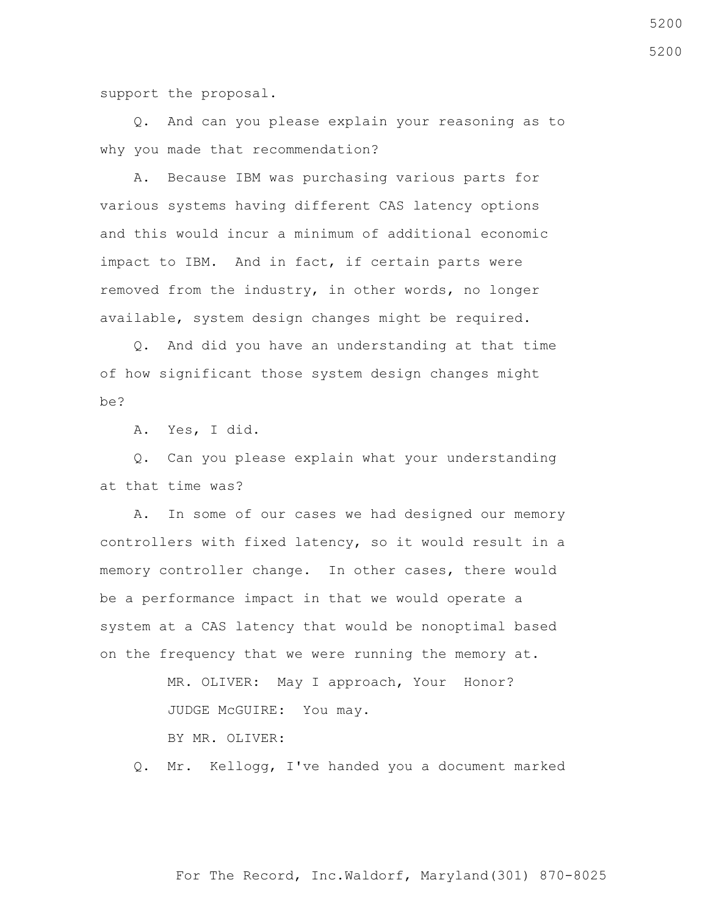support the proposal.

Q. And can you please explain your reasoning as to why you made that recommendation?

A. Because IBM was purchasing various parts for various systems having different CAS latency options and this would incur a minimum of additional economic impact to IBM. And in fact, if certain parts were removed from the industry, in other words, no longer available, system design changes might be required.

Q. And did you have an understanding at that time of how significant those system design changes might be?

A. Yes, I did.

Q. Can you please explain what your understanding at that time was?

A. In some of our cases we had designed our memory controllers with fixed latency, so it would result in a memory controller change. In other cases, there would be a performance impact in that we would operate a system at a CAS latency that would be nonoptimal based on the frequency that we were running the memory at.

MR. OLIVER: May I approach, Your Honor?

JUDGE McGUIRE: You may.

BY MR. OLIVER:

Q. Mr. Kellogg, I've handed you a document marked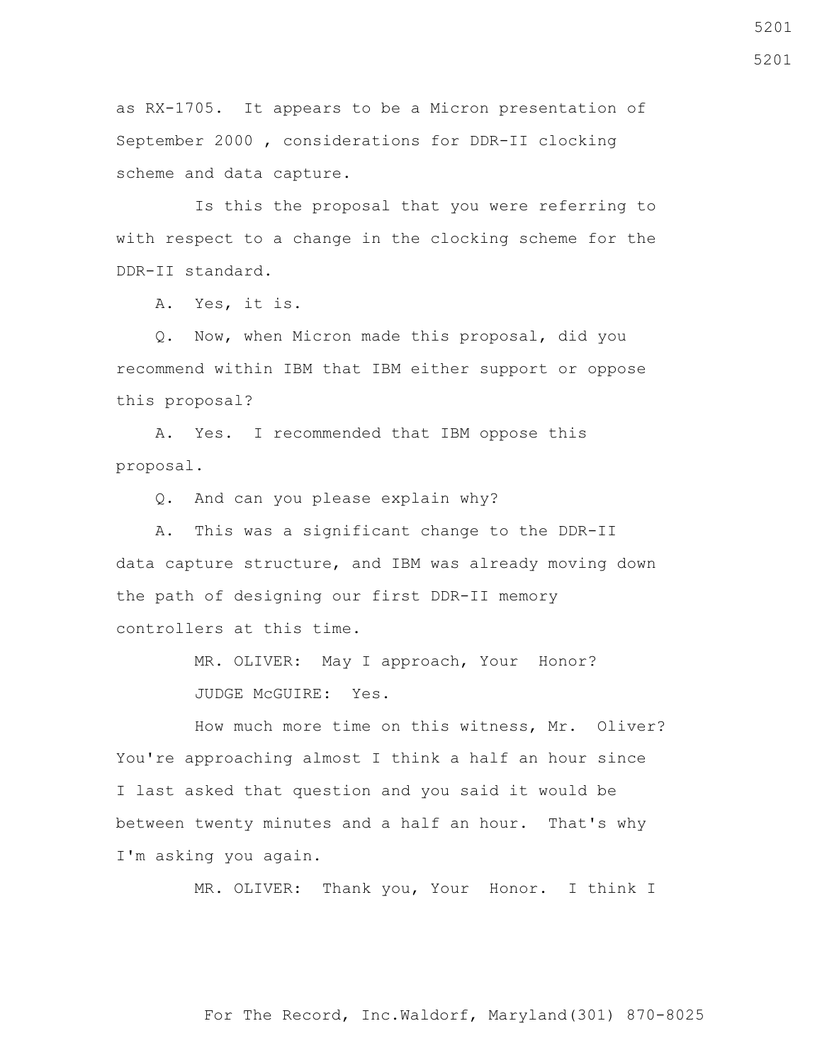as RX-1705. It appears to be a Micron presentation of September 2000 , considerations for DDR-II clocking scheme and data capture.

Is this the proposal that you were referring to with respect to a change in the clocking scheme for the DDR-II standard.

A. Yes, it is.

Q. Now, when Micron made this proposal, did you recommend within IBM that IBM either support or oppose this proposal?

A. Yes. I recommended that IBM oppose this proposal.

Q. And can you please explain why?

A. This was a significant change to the DDR-II data capture structure, and IBM was already moving down the path of designing our first DDR-II memory controllers at this time.

MR. OLIVER: May I approach, Your Honor?

JUDGE McGUIRE: Yes.

How much more time on this witness, Mr. Oliver? You're approaching almost I think a half an hour since I last asked that question and you said it would be between twenty minutes and a half an hour. That's why I'm asking you again.

MR. OLIVER: Thank you, Your Honor. I think I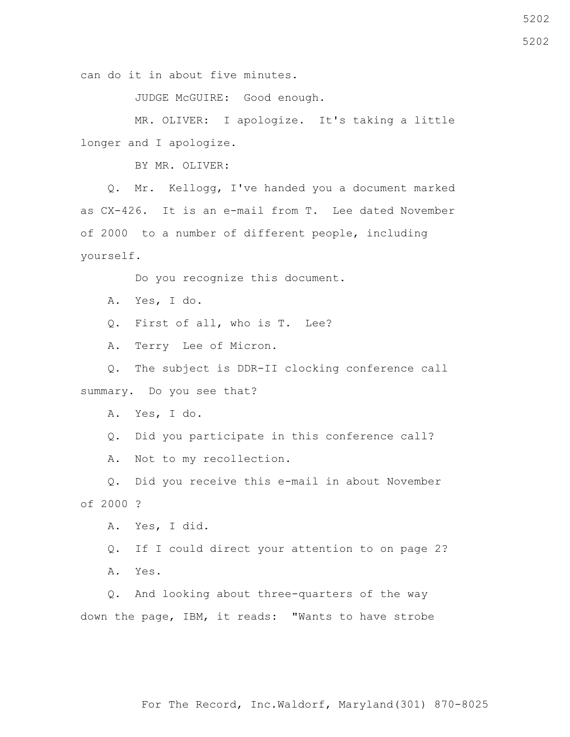can do it in about five minutes.

JUDGE McGUIRE: Good enough.

MR. OLIVER: I apologize. It's taking a little longer and I apologize.

BY MR. OLIVER:

Q. Mr. Kellogg, I've handed you a document marked as CX-426. It is an e-mail from T. Lee dated November of 2000 to a number of different people, including yourself.

Do you recognize this document.

A. Yes, I do.

Q. First of all, who is T. Lee?

A. Terry Lee of Micron.

Q. The subject is DDR-II clocking conference call summary. Do you see that?

A. Yes, I do.

Q. Did you participate in this conference call?

A. Not to my recollection.

Q. Did you receive this e-mail in about November of 2000 ?

A. Yes, I did.

Q. If I could direct your attention to on page 2?

A. Yes.

Q. And looking about three-quarters of the way down the page, IBM, it reads: "Wants to have strobe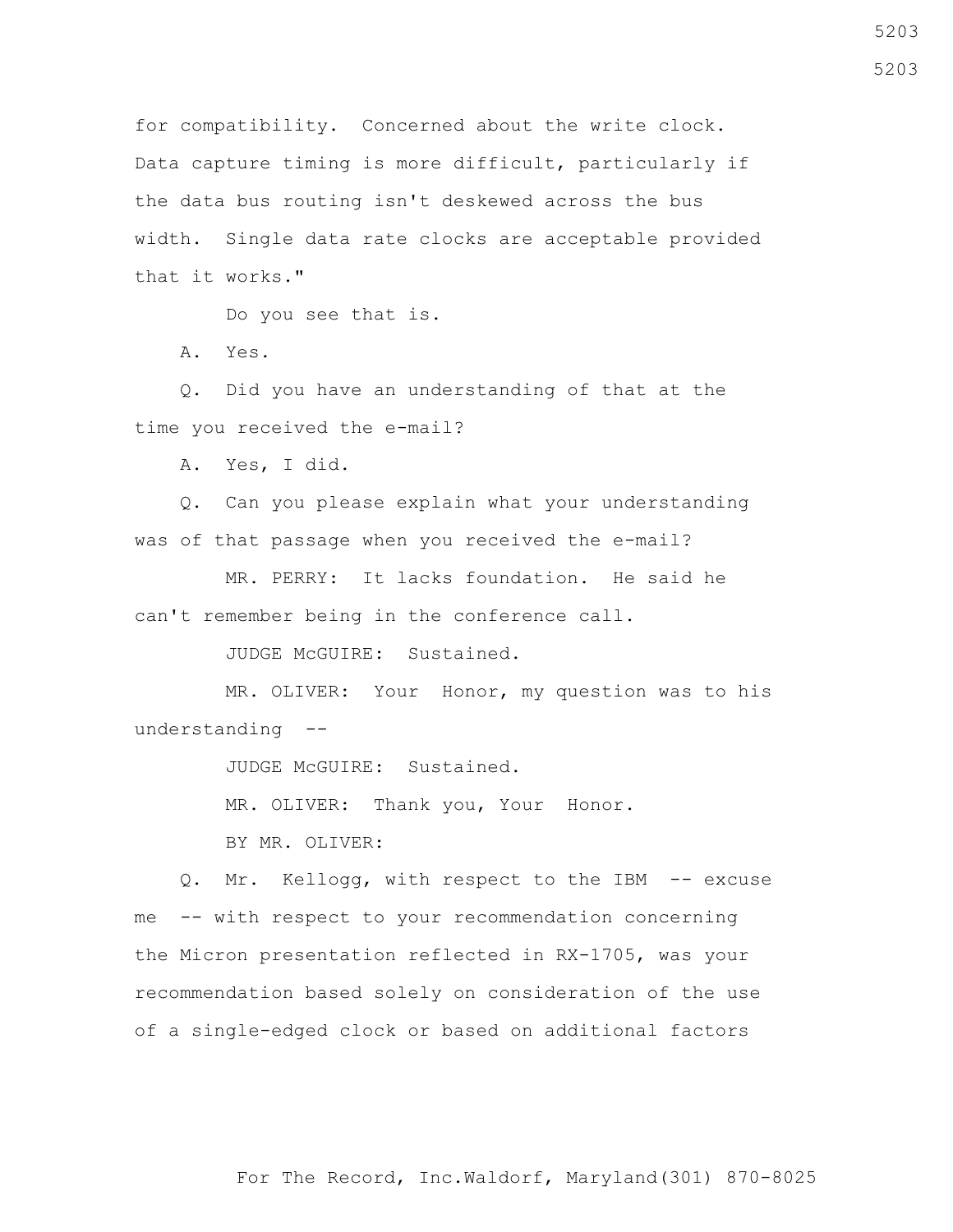for compatibility. Concerned about the write clock. Data capture timing is more difficult, particularly if the data bus routing isn't deskewed across the bus width. Single data rate clocks are acceptable provided that it works."

Do you see that is.

A. Yes.

Q. Did you have an understanding of that at the time you received the e-mail?

A. Yes, I did.

Q. Can you please explain what your understanding was of that passage when you received the e-mail?

MR. PERRY: It lacks foundation. He said he can't remember being in the conference call.

JUDGE McGUIRE: Sustained.

MR. OLIVER: Your Honor, my question was to his understanding --

JUDGE McGUIRE: Sustained.

MR. OLIVER: Thank you, Your Honor.

BY MR. OLIVER:

Q. Mr. Kellogg, with respect to the IBM -- excuse me -- with respect to your recommendation concerning the Micron presentation reflected in RX-1705, was your recommendation based solely on consideration of the use of a single-edged clock or based on additional factors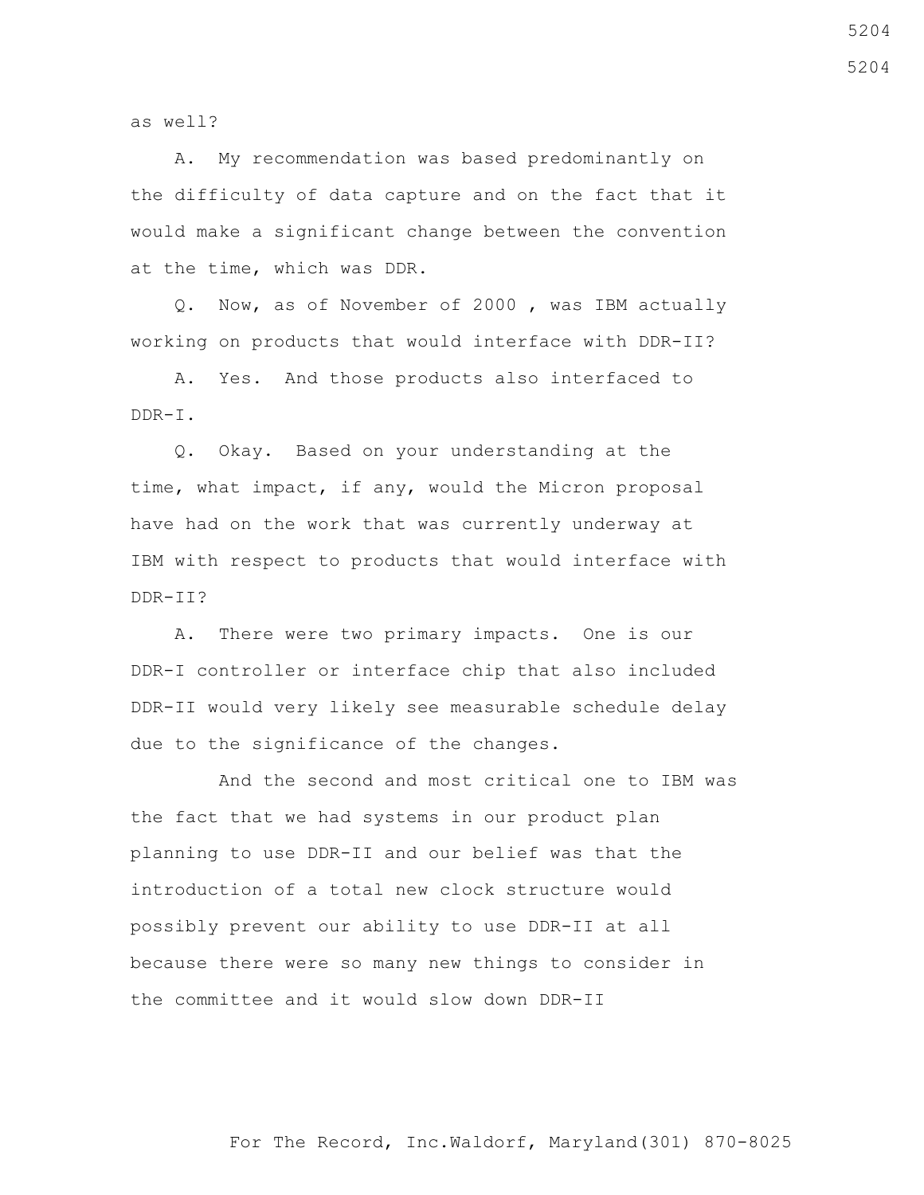as well?

A. My recommendation was based predominantly on the difficulty of data capture and on the fact that it would make a significant change between the convention at the time, which was DDR.

Q. Now, as of November of 2000 , was IBM actually working on products that would interface with DDR-II?

A. Yes. And those products also interfaced to DDR-I.

Q. Okay. Based on your understanding at the time, what impact, if any, would the Micron proposal have had on the work that was currently underway at IBM with respect to products that would interface with DDR-II?

A. There were two primary impacts. One is our DDR-I controller or interface chip that also included DDR-II would very likely see measurable schedule delay due to the significance of the changes.

And the second and most critical one to IBM was the fact that we had systems in our product plan planning to use DDR-II and our belief was that the introduction of a total new clock structure would possibly prevent our ability to use DDR-II at all because there were so many new things to consider in the committee and it would slow down DDR-II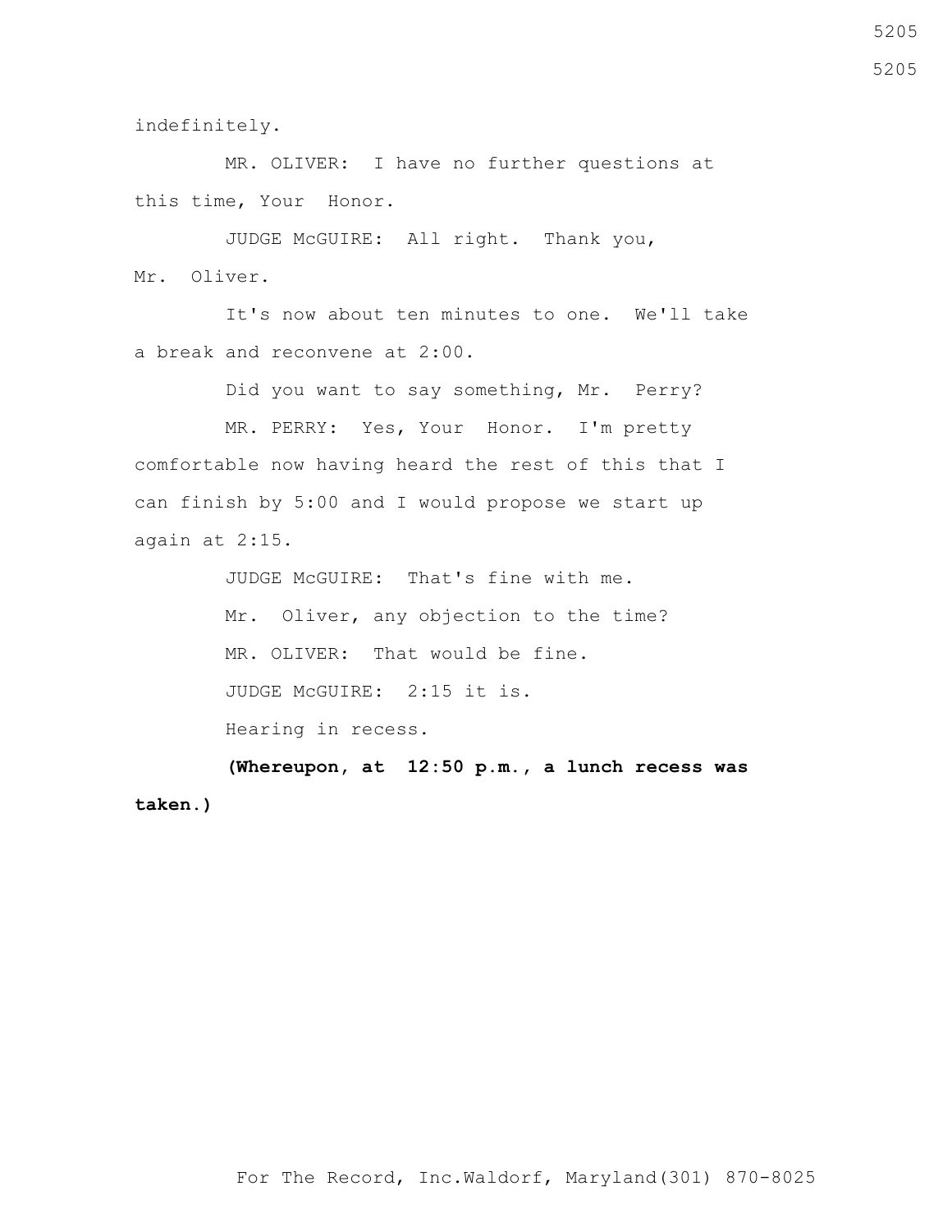indefinitely.

MR. OLIVER: I have no further questions at this time, Your Honor.

JUDGE McGUIRE: All right. Thank you, Mr. Oliver.

It's now about ten minutes to one. We'll take a break and reconvene at 2:00.

Did you want to say something, Mr. Perry?

MR. PERRY: Yes, Your Honor. I'm pretty comfortable now having heard the rest of this that I can finish by 5:00 and I would propose we start up again at 2:15.

JUDGE McGUIRE: That's fine with me.

Mr. Oliver, any objection to the time?

MR. OLIVER: That would be fine.

JUDGE McGUIRE: 2:15 it is.

Hearing in recess.

**(Whereupon, at 12:50 p.m., a lunch recess was taken.)**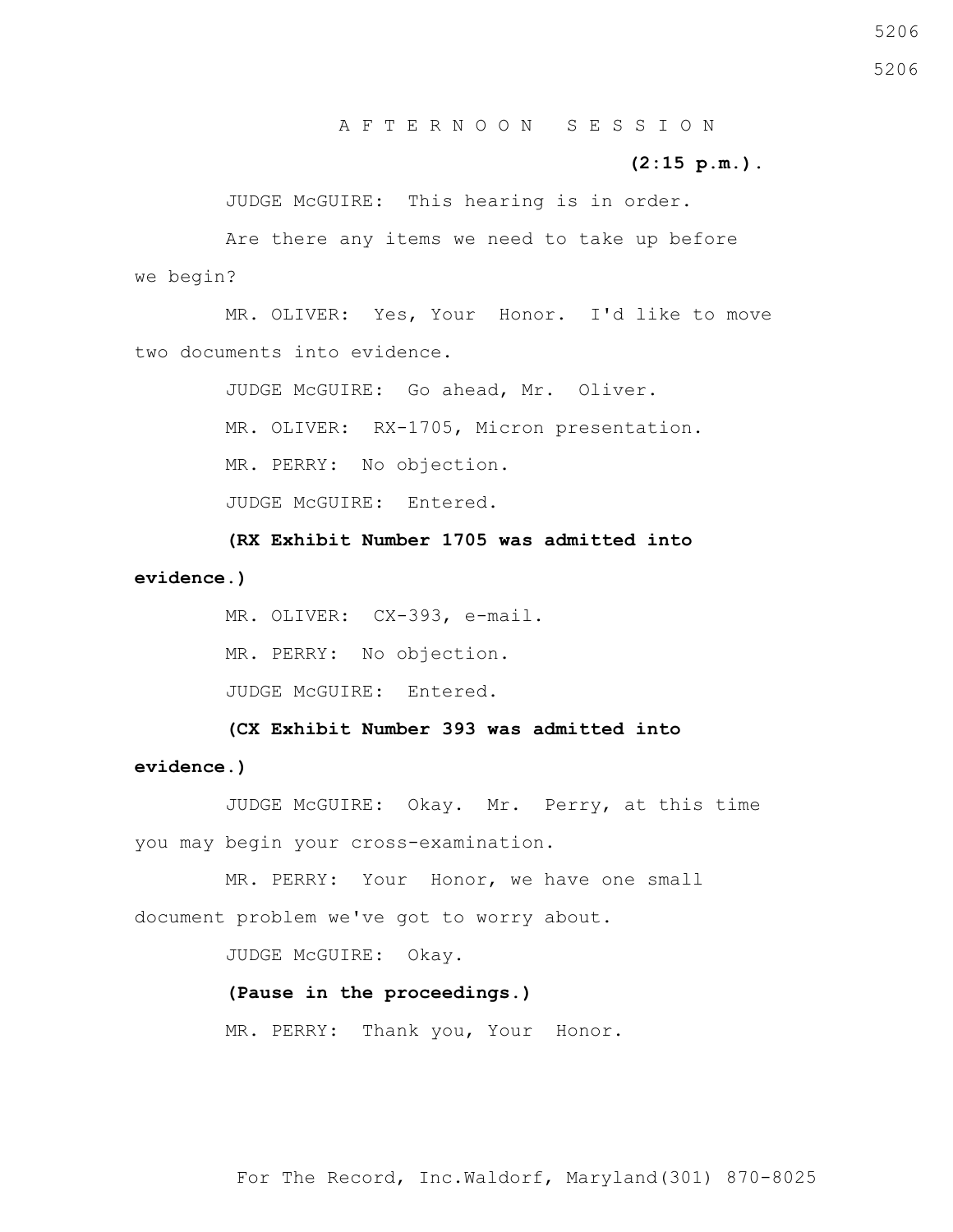A F T E R N O O N   S E S S I O N

**(2:15 p.m.).**

JUDGE McGUIRE: This hearing is in order.

Are there any items we need to take up before we begin?

MR. OLIVER: Yes, Your Honor. I'd like to move two documents into evidence.

JUDGE McGUIRE: Go ahead, Mr. Oliver.

MR. OLIVER: RX-1705, Micron presentation.

MR. PERRY: No objection.

JUDGE McGUIRE: Entered.

**(RX Exhibit Number 1705 was admitted into evidence.)**

MR. OLIVER: CX-393, e-mail.

MR. PERRY: No objection.

JUDGE McGUIRE: Entered.

**(CX Exhibit Number 393 was admitted into evidence.)**

JUDGE McGUIRE: Okay. Mr. Perry, at this time you may begin your cross-examination.

MR. PERRY: Your Honor, we have one small document problem we've got to worry about.

JUDGE McGUIRE: Okay.

**(Pause in the proceedings.)**

MR. PERRY: Thank you, Your Honor.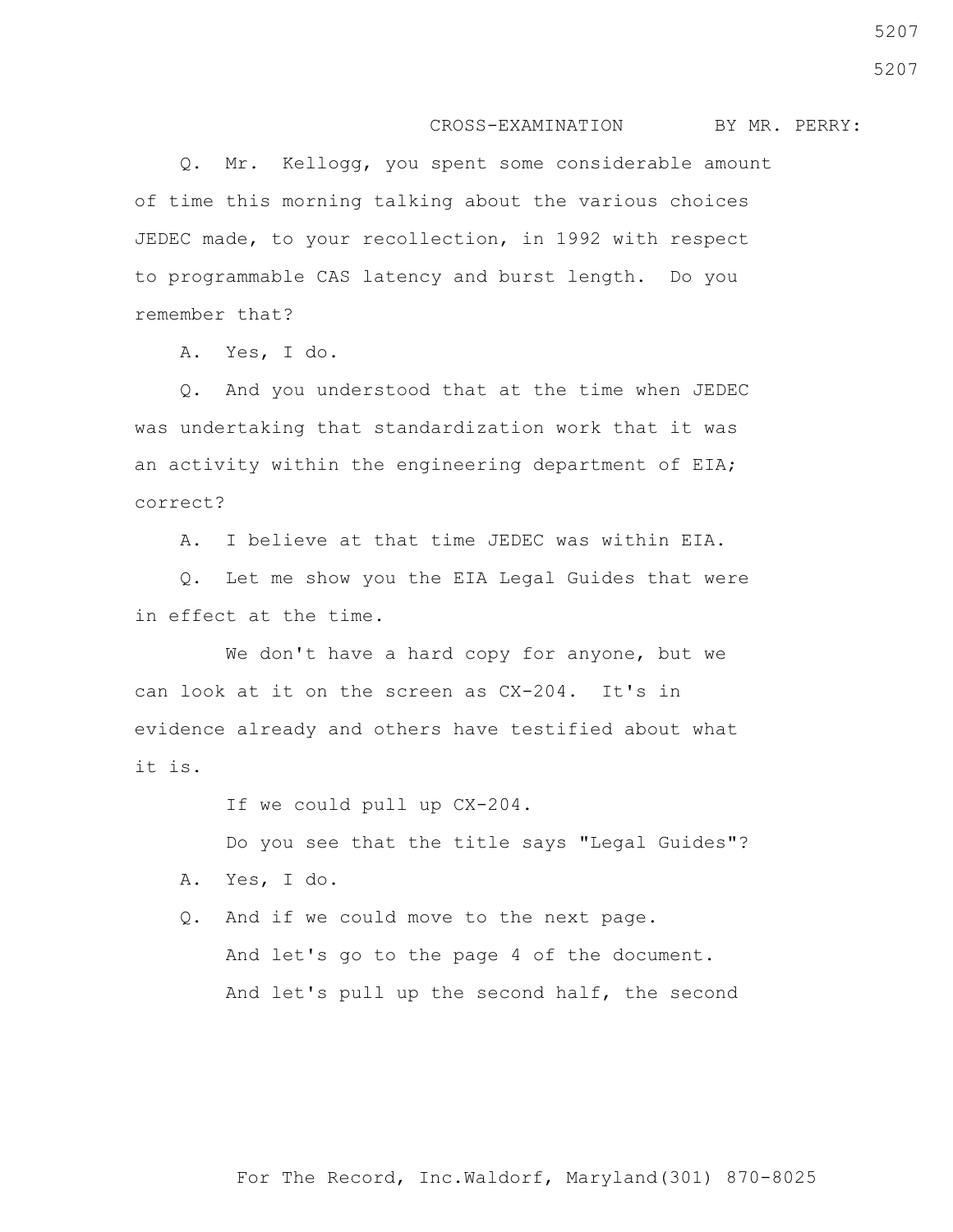CROSS-EXAMINATION BY MR. PERRY:

Q. Mr. Kellogg, you spent some considerable amount of time this morning talking about the various choices JEDEC made, to your recollection, in 1992 with respect to programmable CAS latency and burst length. Do you remember that?

A. Yes, I do.

Q. And you understood that at the time when JEDEC was undertaking that standardization work that it was an activity within the engineering department of EIA; correct?

A. I believe at that time JEDEC was within EIA.

Q. Let me show you the EIA Legal Guides that were in effect at the time.

We don't have a hard copy for anyone, but we can look at it on the screen as CX-204. It's in evidence already and others have testified about what it is.

If we could pull up CX-204.

Do you see that the title says "Legal Guides"?

A. Yes, I do.

Q. And if we could move to the next page.

And let's go to the page 4 of the document.

And let's pull up the second half, the second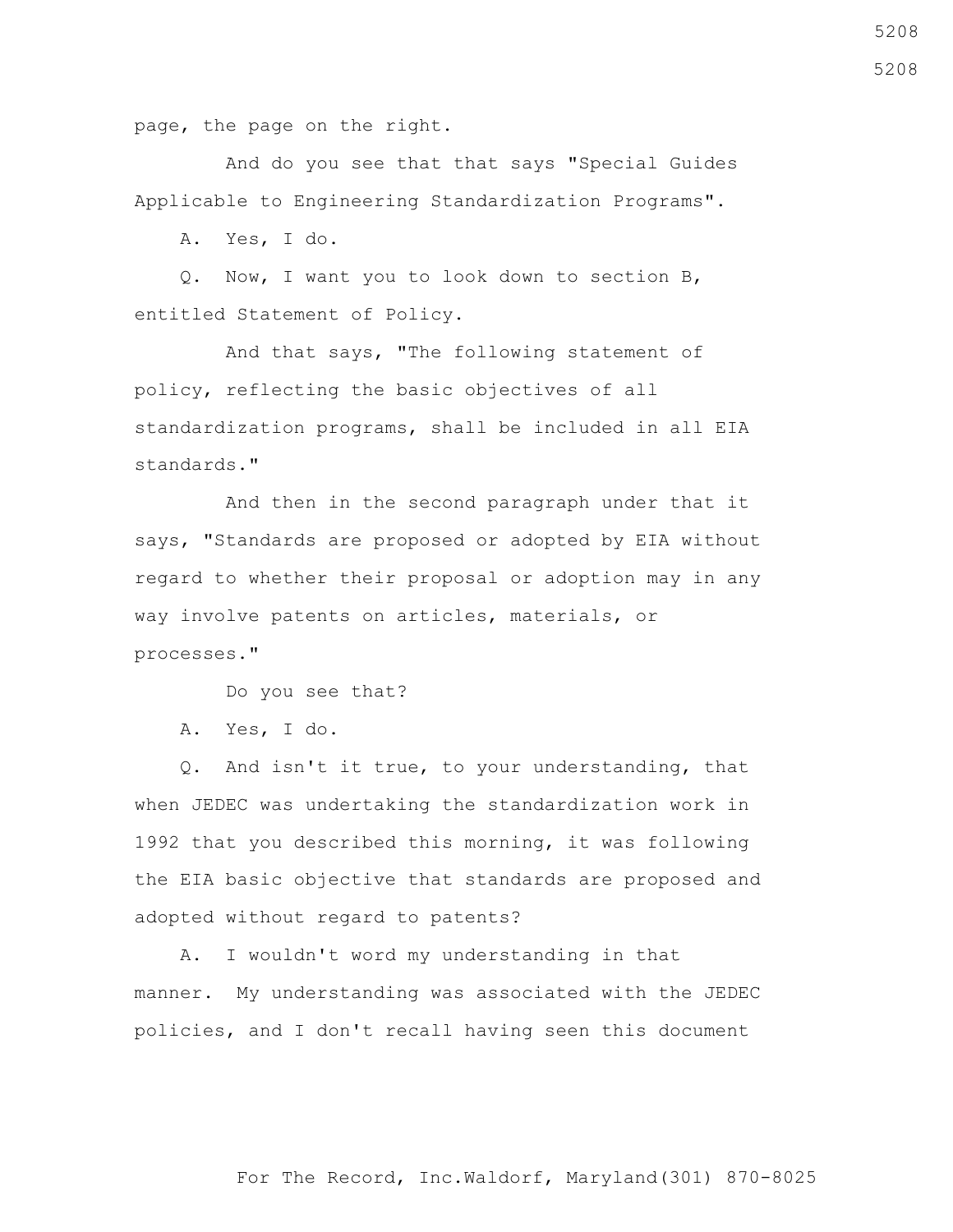page, the page on the right.

And do you see that that says "Special Guides Applicable to Engineering Standardization Programs".

A. Yes, I do.

Q. Now, I want you to look down to section B, entitled Statement of Policy.

And that says, "The following statement of policy, reflecting the basic objectives of all standardization programs, shall be included in all EIA standards."

And then in the second paragraph under that it says, "Standards are proposed or adopted by EIA without regard to whether their proposal or adoption may in any way involve patents on articles, materials, or processes."

Do you see that?

A. Yes, I do.

Q. And isn't it true, to your understanding, that when JEDEC was undertaking the standardization work in 1992 that you described this morning, it was following the EIA basic objective that standards are proposed and adopted without regard to patents?

A. I wouldn't word my understanding in that manner. My understanding was associated with the JEDEC policies, and I don't recall having seen this document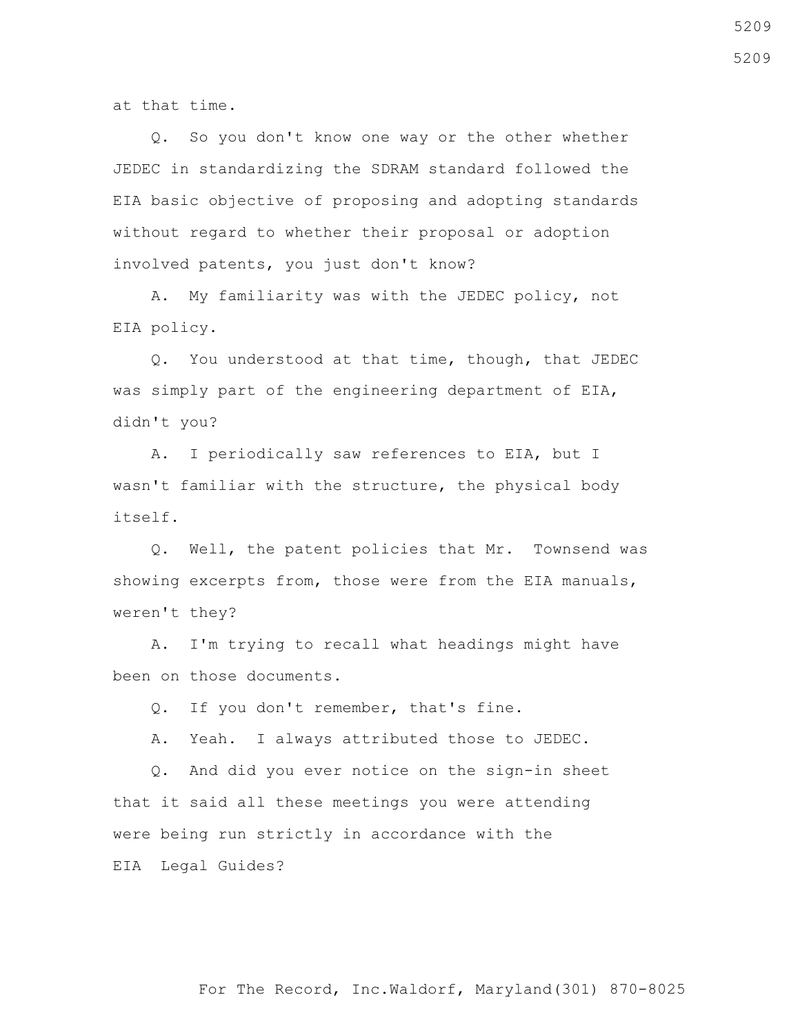at that time.

Q. So you don't know one way or the other whether JEDEC in standardizing the SDRAM standard followed the EIA basic objective of proposing and adopting standards without regard to whether their proposal or adoption involved patents, you just don't know?

A. My familiarity was with the JEDEC policy, not EIA policy.

Q. You understood at that time, though, that JEDEC was simply part of the engineering department of EIA, didn't you?

A. I periodically saw references to EIA, but I wasn't familiar with the structure, the physical body itself.

Q. Well, the patent policies that Mr. Townsend was showing excerpts from, those were from the EIA manuals, weren't they?

A. I'm trying to recall what headings might have been on those documents.

Q. If you don't remember, that's fine.

A. Yeah. I always attributed those to JEDEC.

Q. And did you ever notice on the sign-in sheet that it said all these meetings you were attending were being run strictly in accordance with the EIA Legal Guides?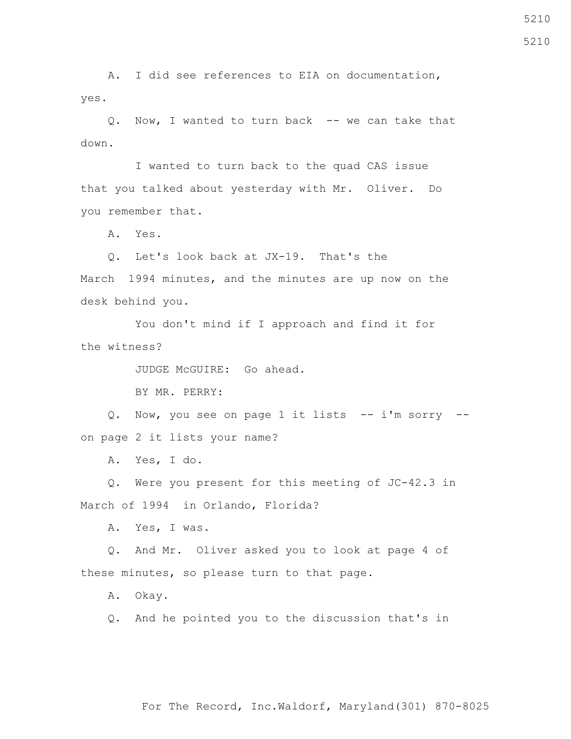A. I did see references to EIA on documentation, yes.

Q. Now, I wanted to turn back -- we can take that down.

I wanted to turn back to the quad CAS issue that you talked about yesterday with Mr. Oliver. Do you remember that.

A. Yes.

Q. Let's look back at JX-19. That's the March 1994 minutes, and the minutes are up now on the desk behind you.

You don't mind if I approach and find it for the witness?

JUDGE McGUIRE: Go ahead.

BY MR. PERRY:

Q. Now, you see on page 1 it lists -- i'm sorry -- on page 2 it lists your name?

A. Yes, I do.

Q. Were you present for this meeting of JC-42.3 in March of 1994 in Orlando, Florida?

A. Yes, I was.

Q. And Mr. Oliver asked you to look at page 4 of these minutes, so please turn to that page.

A. Okay.

Q. And he pointed you to the discussion that's in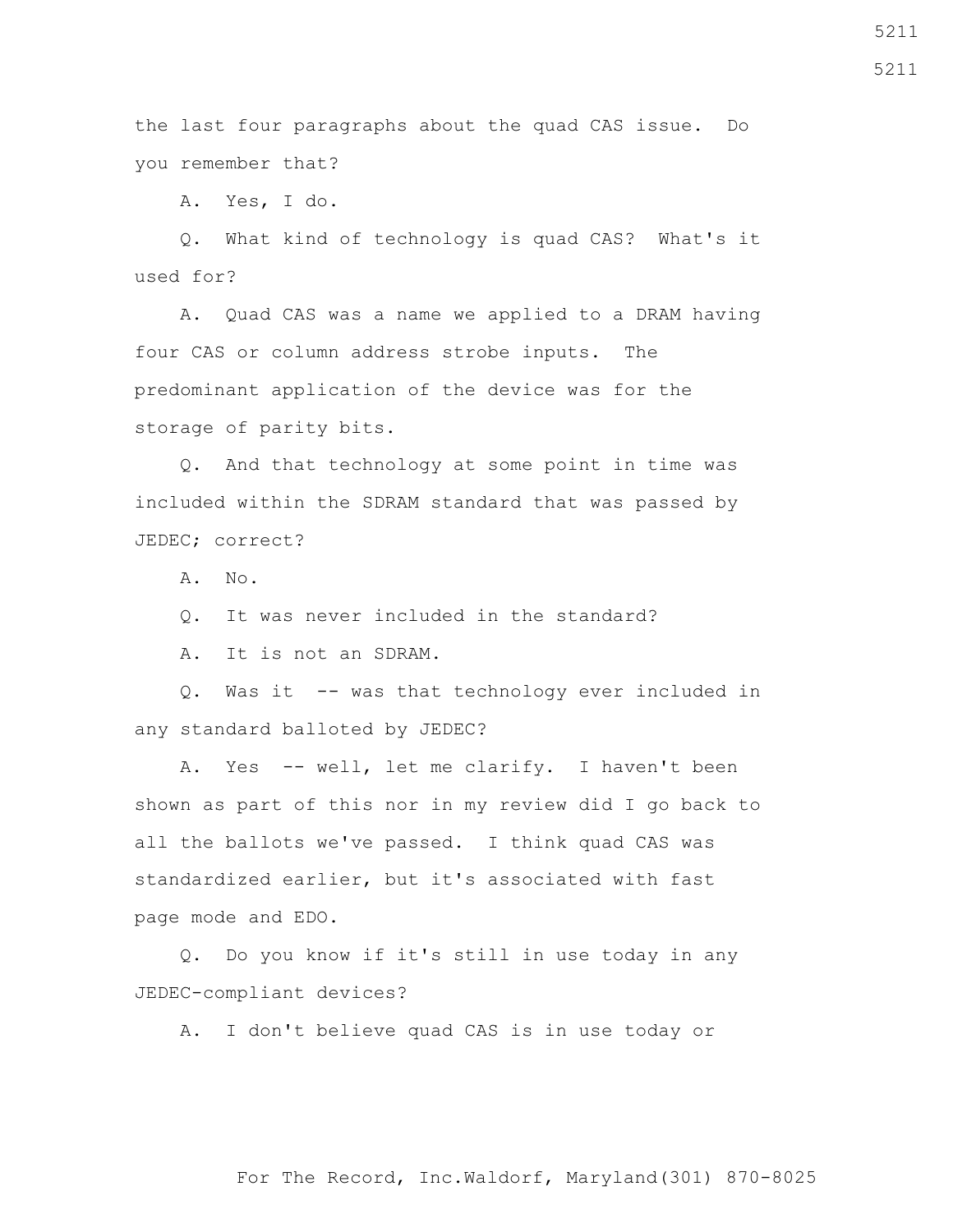the last four paragraphs about the quad CAS issue. Do you remember that?

A. Yes, I do.

Q. What kind of technology is quad CAS? What's it used for?

A. Quad CAS was a name we applied to a DRAM having four CAS or column address strobe inputs. The predominant application of the device was for the storage of parity bits.

Q. And that technology at some point in time was included within the SDRAM standard that was passed by JEDEC; correct?

A. No.

Q. It was never included in the standard?

A. It is not an SDRAM.

Q. Was it -- was that technology ever included in any standard balloted by JEDEC?

A. Yes -- well, let me clarify. I haven't been shown as part of this nor in my review did I go back to all the ballots we've passed. I think quad CAS was standardized earlier, but it's associated with fast page mode and EDO.

Q. Do you know if it's still in use today in any JEDEC-compliant devices?

A. I don't believe quad CAS is in use today or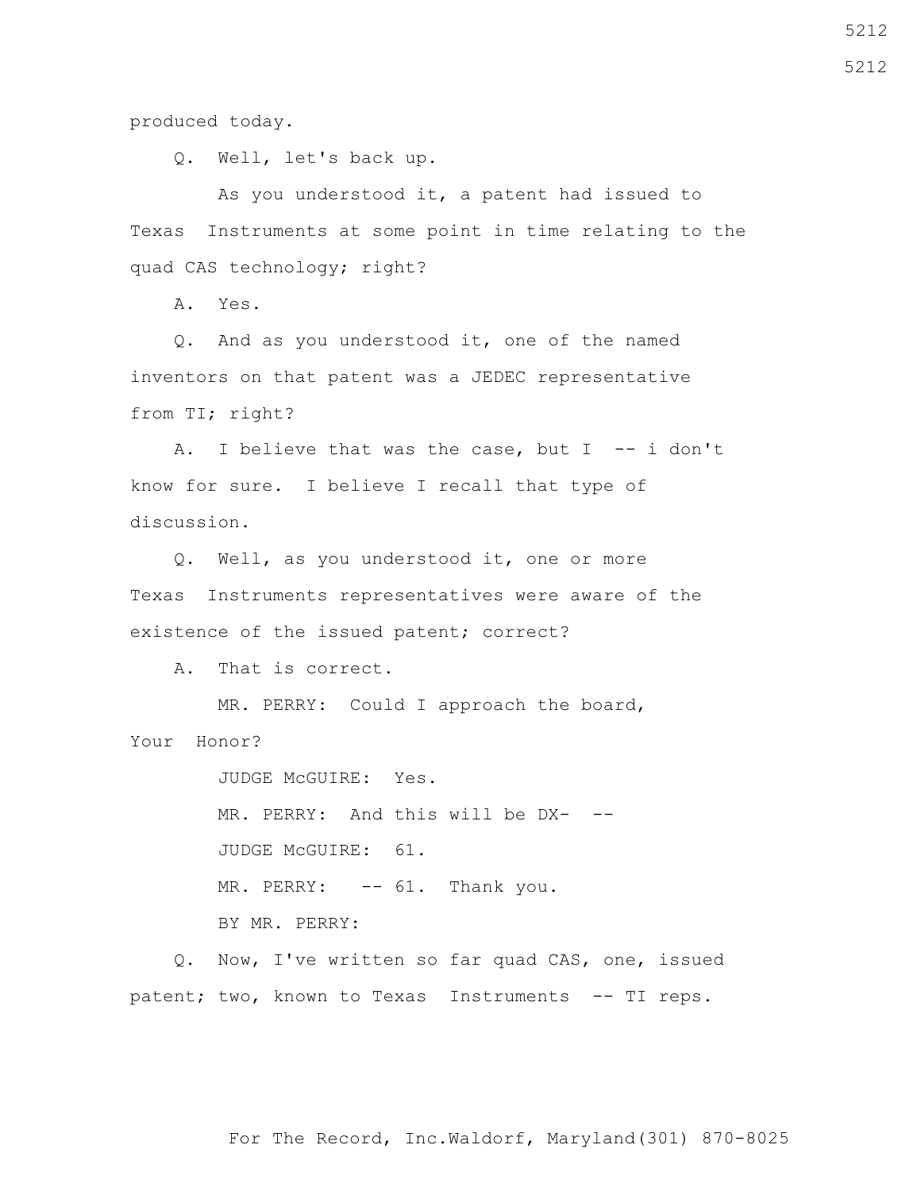produced today.

Q. Well, let's back up.

As you understood it, a patent had issued to Texas Instruments at some point in time relating to the quad CAS technology; right?

A. Yes.

Q. And as you understood it, one of the named inventors on that patent was a JEDEC representative from TI; right?

A. I believe that was the case, but I -- i don't know for sure. I believe I recall that type of discussion.

Q. Well, as you understood it, one or more Texas Instruments representatives were aware of the existence of the issued patent; correct?

A. That is correct.

MR. PERRY: Could I approach the board, Your Honor?

JUDGE McGUIRE: Yes.

MR. PERRY: And this will be DX- --

JUDGE McGUIRE: 61.

MR. PERRY: -- 61. Thank you.

BY MR. PERRY:

Q. Now, I've written so far quad CAS, one, issued patent; two, known to Texas Instruments -- TI reps.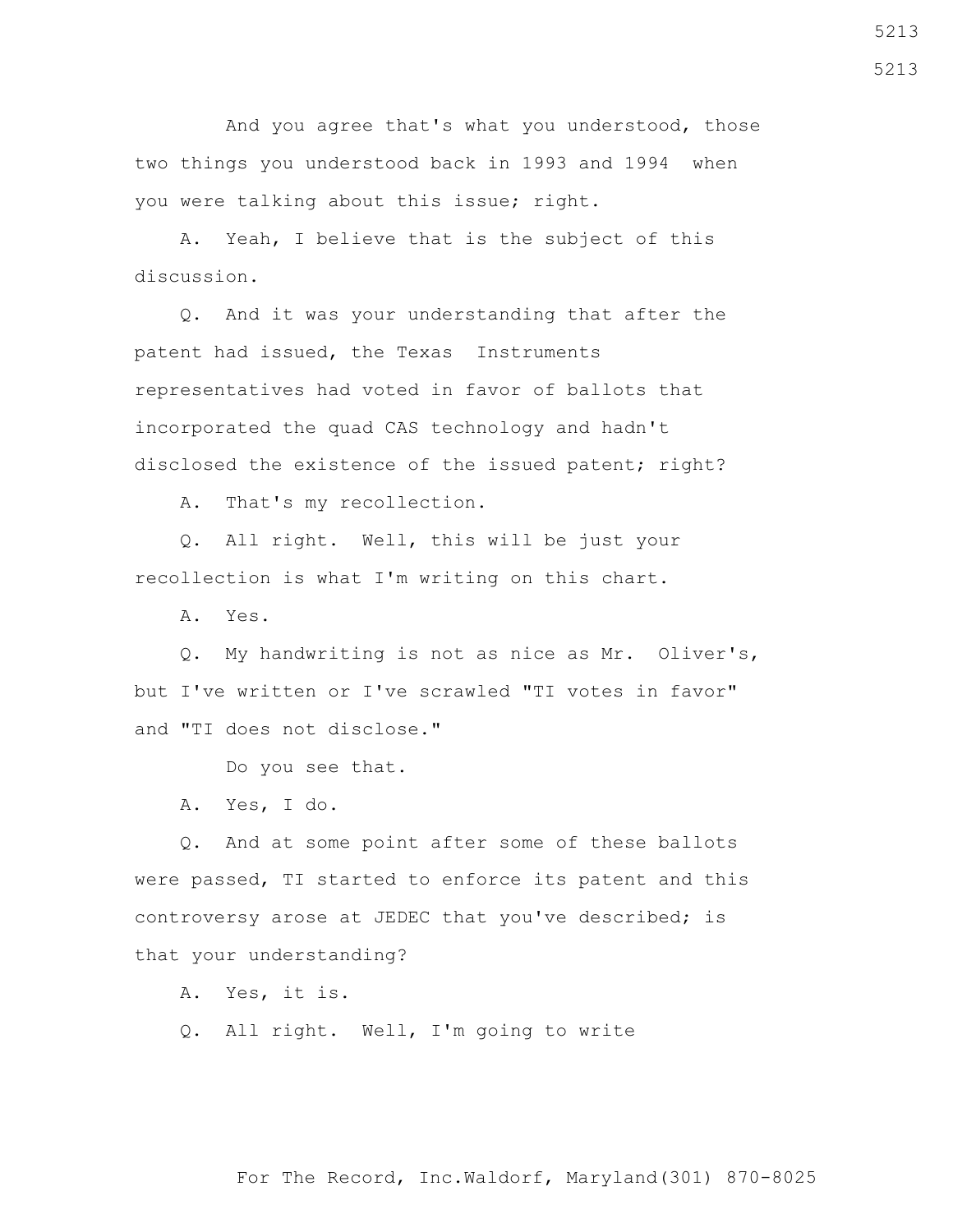And you agree that's what you understood, those two things you understood back in 1993 and 1994 when you were talking about this issue; right.

A. Yeah, I believe that is the subject of this discussion.

Q. And it was your understanding that after the patent had issued, the Texas Instruments representatives had voted in favor of ballots that incorporated the quad CAS technology and hadn't disclosed the existence of the issued patent; right?

A. That's my recollection.

Q. All right. Well, this will be just your recollection is what I'm writing on this chart.

A. Yes.

Q. My handwriting is not as nice as Mr. Oliver's, but I've written or I've scrawled "TI votes in favor" and "TI does not disclose."

Do you see that.

A. Yes, I do.

Q. And at some point after some of these ballots were passed, TI started to enforce its patent and this controversy arose at JEDEC that you've described; is that your understanding?

A. Yes, it is.

Q. All right. Well, I'm going to write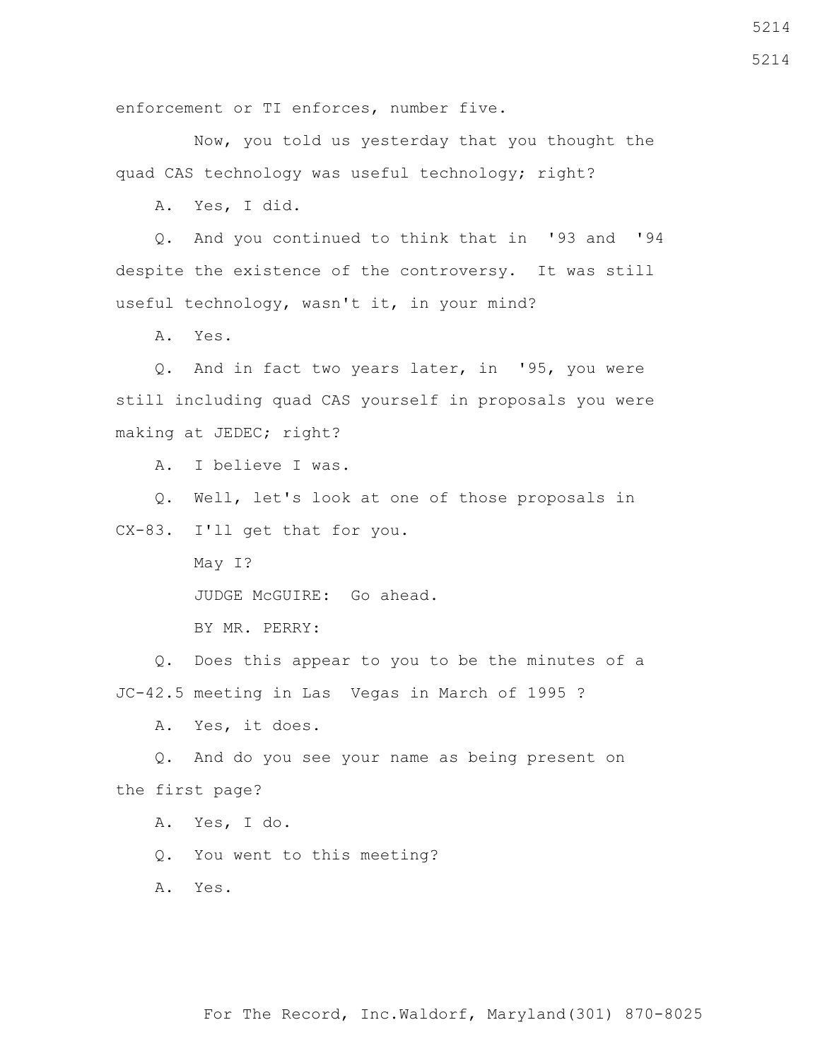enforcement or TI enforces, number five.

Now, you told us yesterday that you thought the quad CAS technology was useful technology; right?

A. Yes, I did.

Q. And you continued to think that in '93 and '94 despite the existence of the controversy. It was still useful technology, wasn't it, in your mind?

A. Yes.

Q. And in fact two years later, in '95, you were still including quad CAS yourself in proposals you were making at JEDEC; right?

A. I believe I was.

Q. Well, let's look at one of those proposals in CX-83. I'll get that for you.

May I?

JUDGE McGUIRE: Go ahead.

BY MR. PERRY:

Q. Does this appear to you to be the minutes of a JC-42.5 meeting in Las Vegas in March of 1995 ?

A. Yes, it does.

Q. And do you see your name as being present on the first page?

A. Yes, I do.

Q. You went to this meeting?

A. Yes.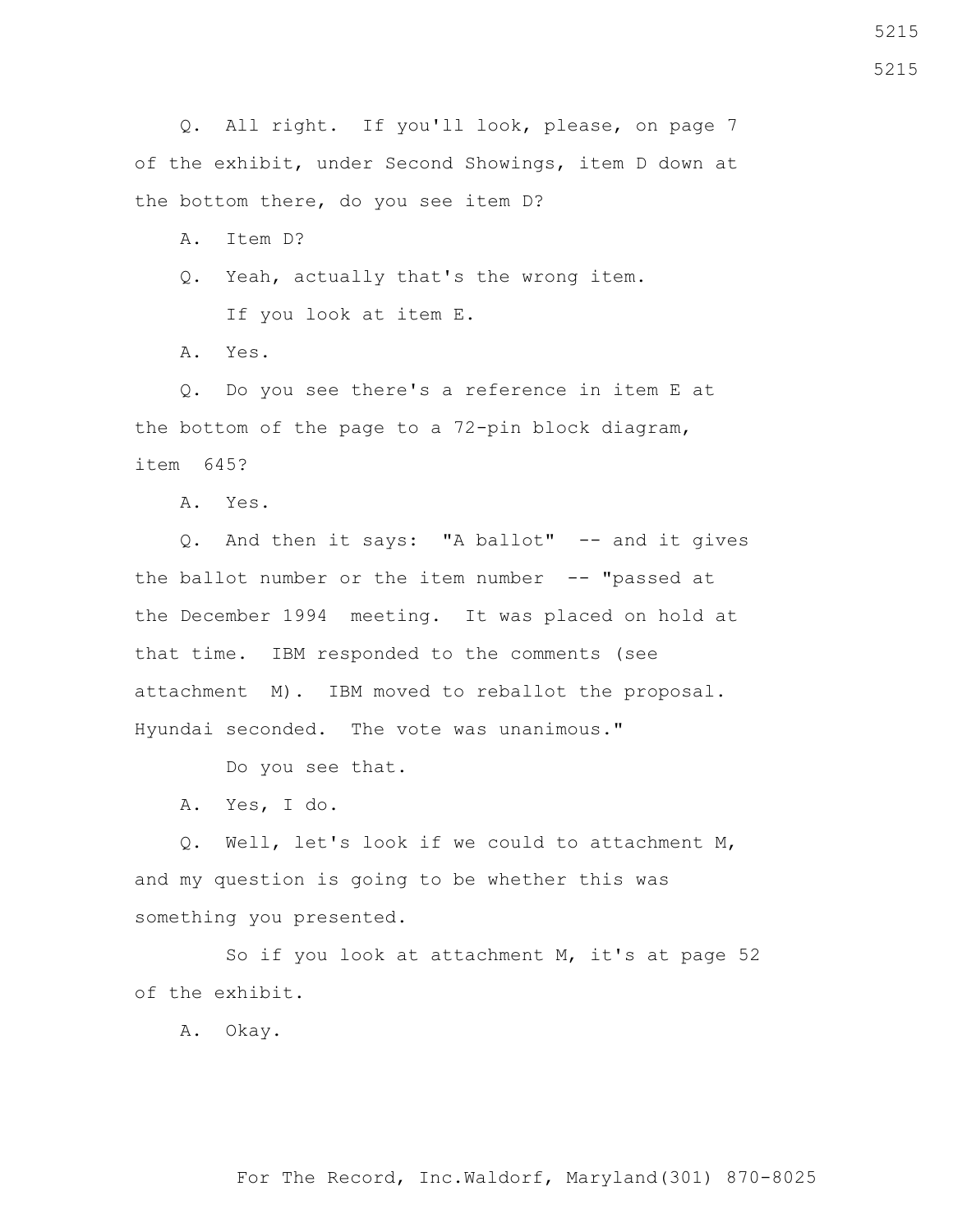Q. All right. If you'll look, please, on page 7 of the exhibit, under Second Showings, item D down at the bottom there, do you see item D?

A. Item D?

Q. Yeah, actually that's the wrong item.

If you look at item E.

A. Yes.

Q. Do you see there's a reference in item E at the bottom of the page to a 72-pin block diagram, item 645?

A. Yes.

Q. And then it says: "A ballot" -- and it gives the ballot number or the item number -- "passed at the December 1994 meeting. It was placed on hold at that time. IBM responded to the comments (see attachment M). IBM moved to reballot the proposal. Hyundai seconded. The vote was unanimous."

Do you see that.

A. Yes, I do.

Q. Well, let's look if we could to attachment M, and my question is going to be whether this was something you presented.

So if you look at attachment M, it's at page 52 of the exhibit.

A. Okay.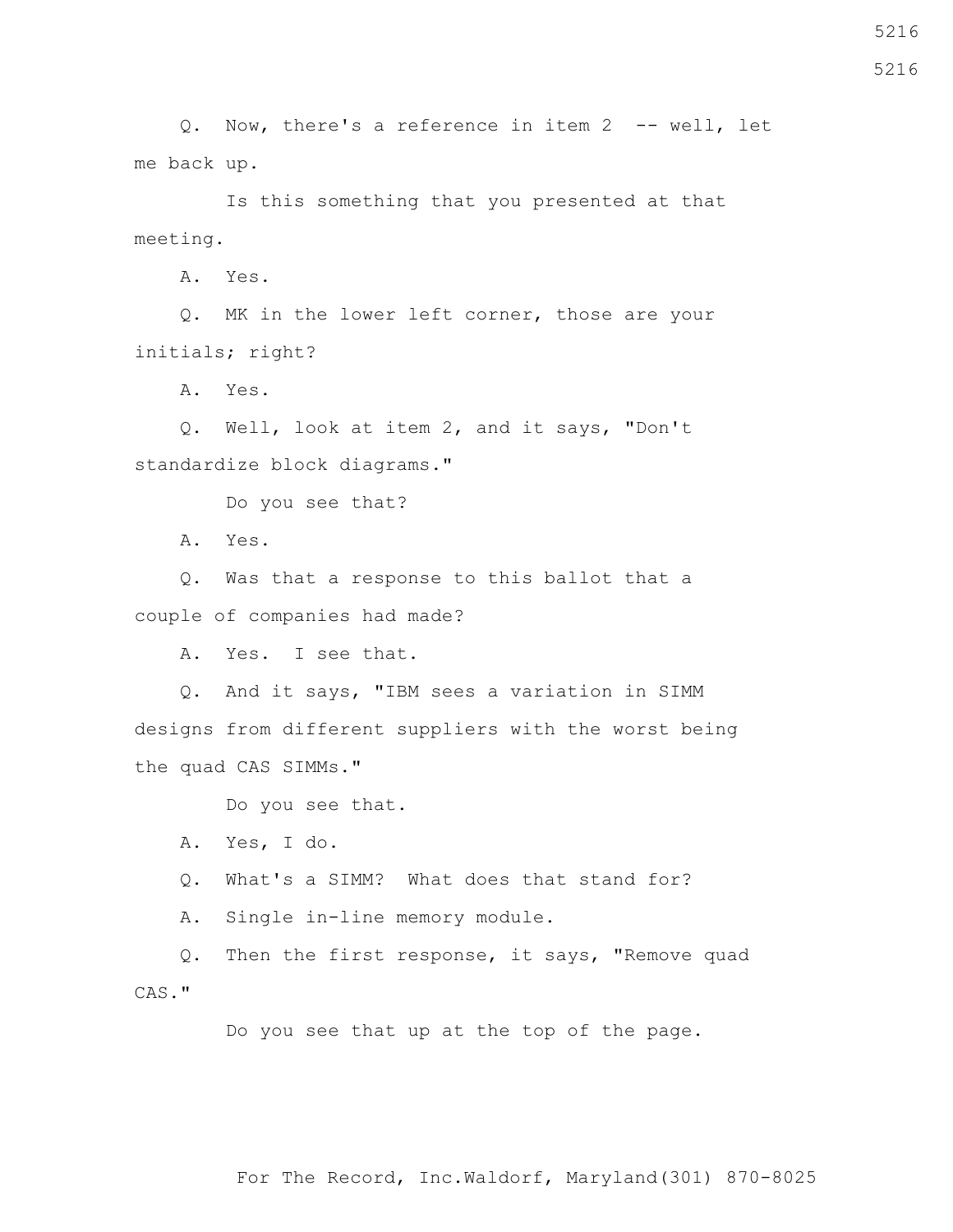Q. Now, there's a reference in item 2 -- well, let me back up.

Is this something that you presented at that meeting.

A. Yes.

Q. MK in the lower left corner, those are your initials; right?

A. Yes.

Q. Well, look at item 2, and it says, "Don't standardize block diagrams."

Do you see that?

A. Yes.

Q. Was that a response to this ballot that a couple of companies had made?

A. Yes. I see that.

Q. And it says, "IBM sees a variation in SIMM designs from different suppliers with the worst being the quad CAS SIMMs."

Do you see that.

A. Yes, I do.

Q. What's a SIMM? What does that stand for?

A. Single in-line memory module.

Q. Then the first response, it says, "Remove quad CAS."

Do you see that up at the top of the page.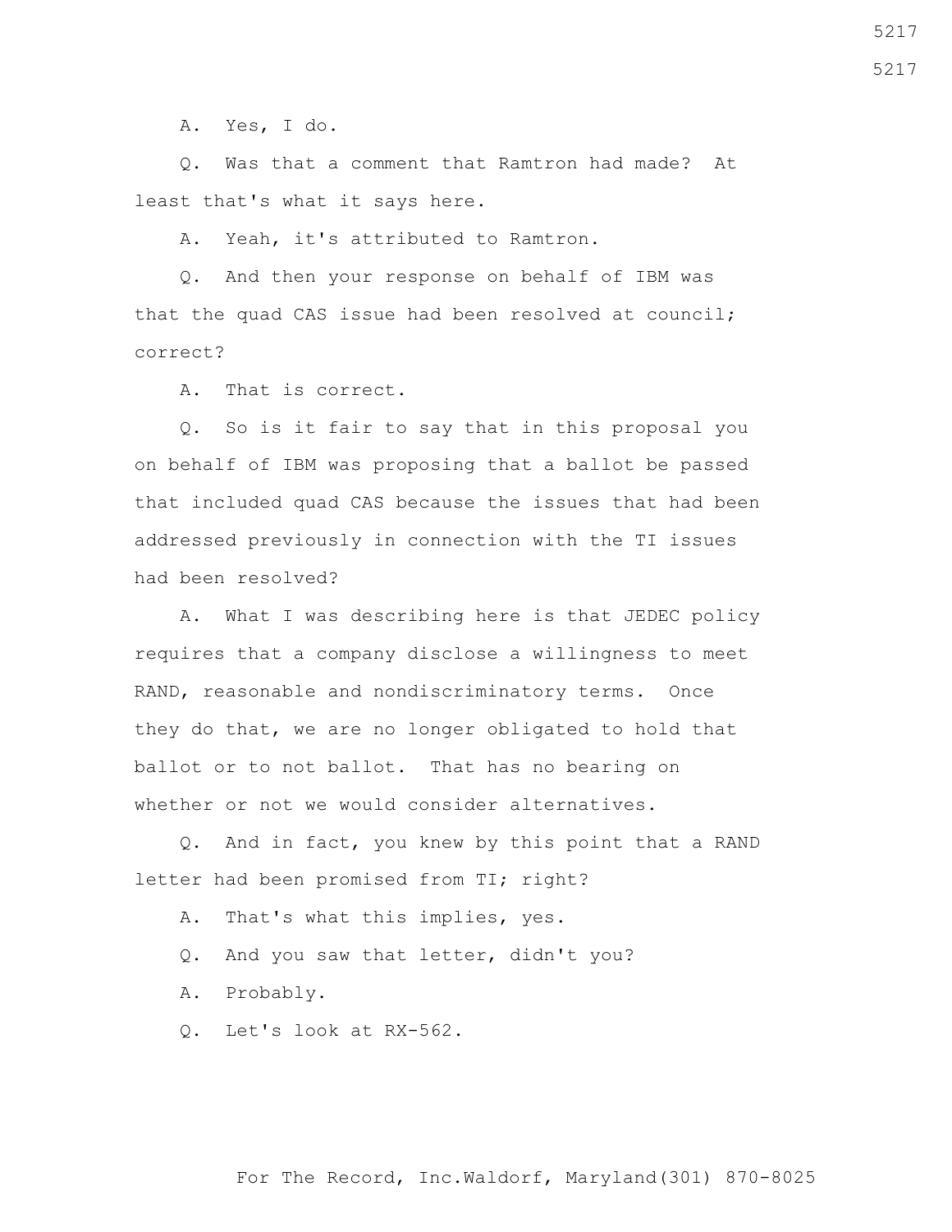A. Yes, I do.

Q. Was that a comment that Ramtron had made? At least that's what it says here.

A. Yeah, it's attributed to Ramtron.

Q. And then your response on behalf of IBM was that the quad CAS issue had been resolved at council; correct?

A. That is correct.

Q. So is it fair to say that in this proposal you on behalf of IBM was proposing that a ballot be passed that included quad CAS because the issues that had been addressed previously in connection with the TI issues had been resolved?

A. What I was describing here is that JEDEC policy requires that a company disclose a willingness to meet RAND, reasonable and nondiscriminatory terms. Once they do that, we are no longer obligated to hold that ballot or to not ballot. That has no bearing on whether or not we would consider alternatives.

Q. And in fact, you knew by this point that a RAND letter had been promised from TI; right?

A. That's what this implies, yes.

Q. And you saw that letter, didn't you?

A. Probably.

Q. Let's look at RX-562.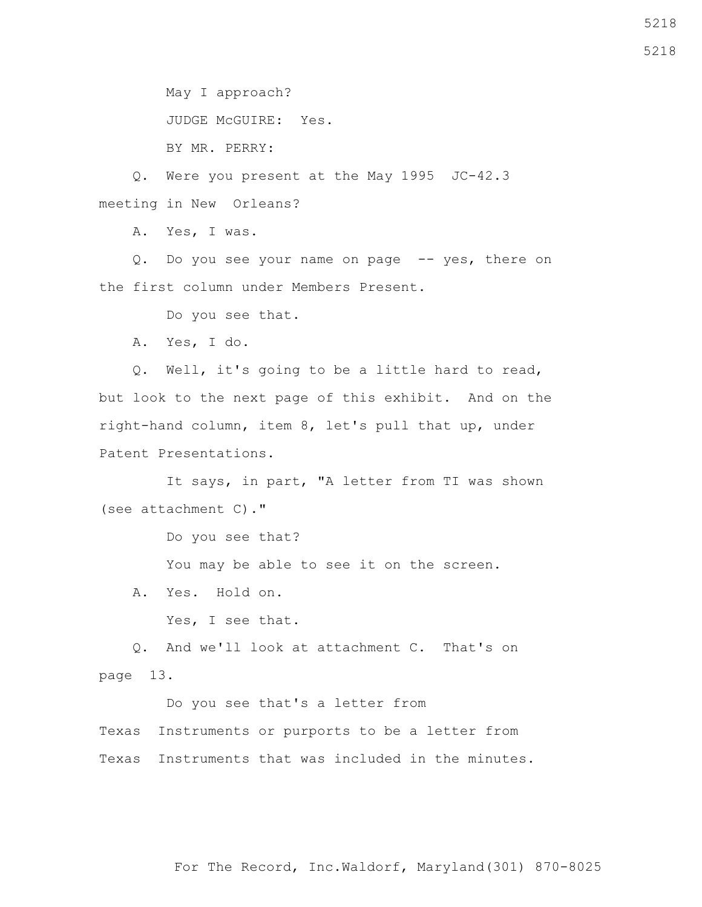May I approach?

JUDGE McGUIRE: Yes.

BY MR. PERRY:

Q. Were you present at the May 1995 JC-42.3 meeting in New Orleans?

A. Yes, I was.

Q. Do you see your name on page -- yes, there on the first column under Members Present.

Do you see that.

A. Yes, I do.

Q. Well, it's going to be a little hard to read, but look to the next page of this exhibit. And on the right-hand column, item 8, let's pull that up, under Patent Presentations.

It says, in part, "A letter from TI was shown (see attachment C)."

Do you see that?

You may be able to see it on the screen.

A. Yes. Hold on.

Yes, I see that.

Q. And we'll look at attachment C. That's on page 13.

Do you see that's a letter from Texas Instruments or purports to be a letter from Texas Instruments that was included in the minutes.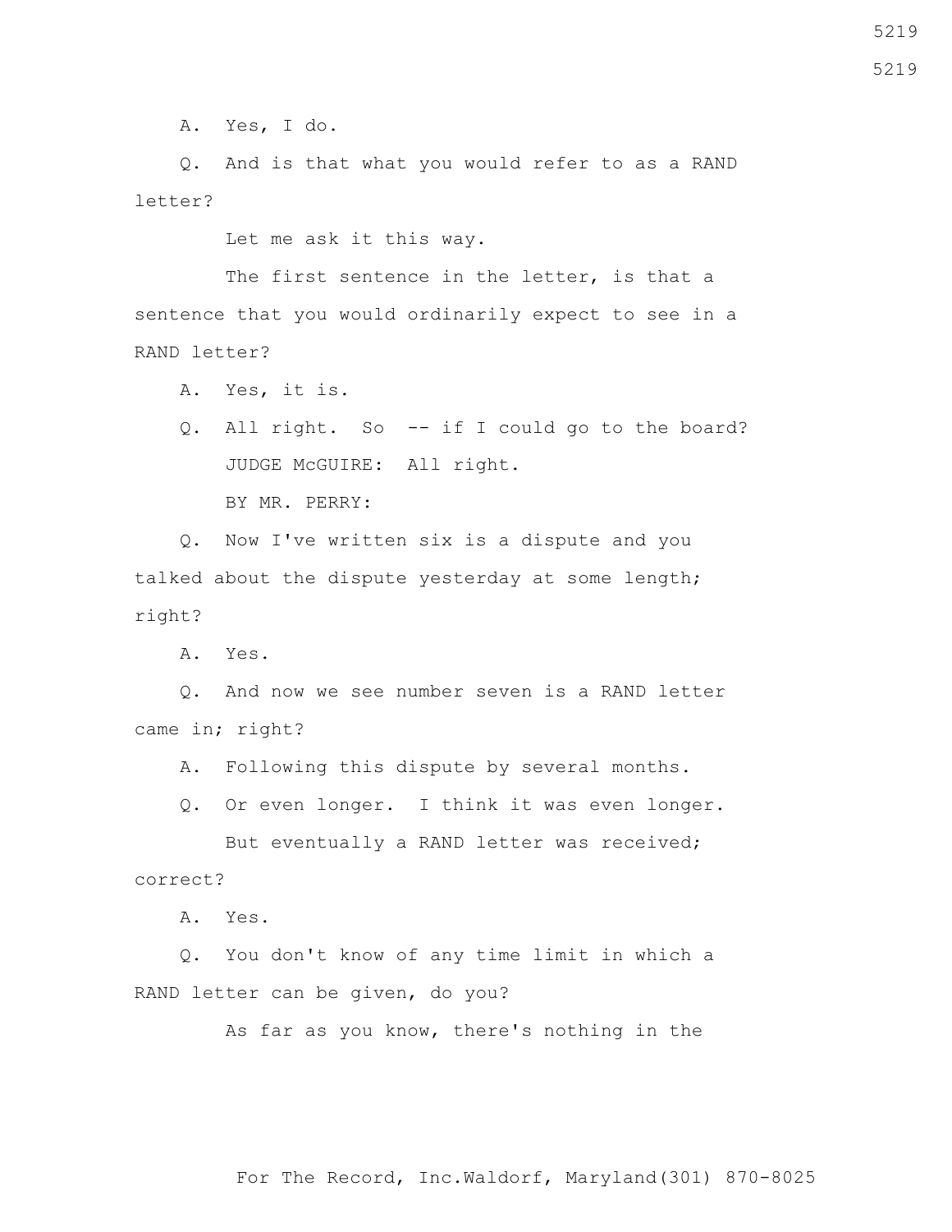A. Yes, I do.

Q. And is that what you would refer to as a RAND letter?

Let me ask it this way.

The first sentence in the letter, is that a sentence that you would ordinarily expect to see in a RAND letter?

A. Yes, it is.

Q. All right. So -- if I could go to the board?

JUDGE McGUIRE: All right.

BY MR. PERRY:

Q. Now I've written six is a dispute and you talked about the dispute yesterday at some length; right?

A. Yes.

Q. And now we see number seven is a RAND letter came in; right?

A. Following this dispute by several months.

Q. Or even longer. I think it was even longer.

But eventually a RAND letter was received; correct?

A. Yes.

Q. You don't know of any time limit in which a RAND letter can be given, do you?

As far as you know, there's nothing in the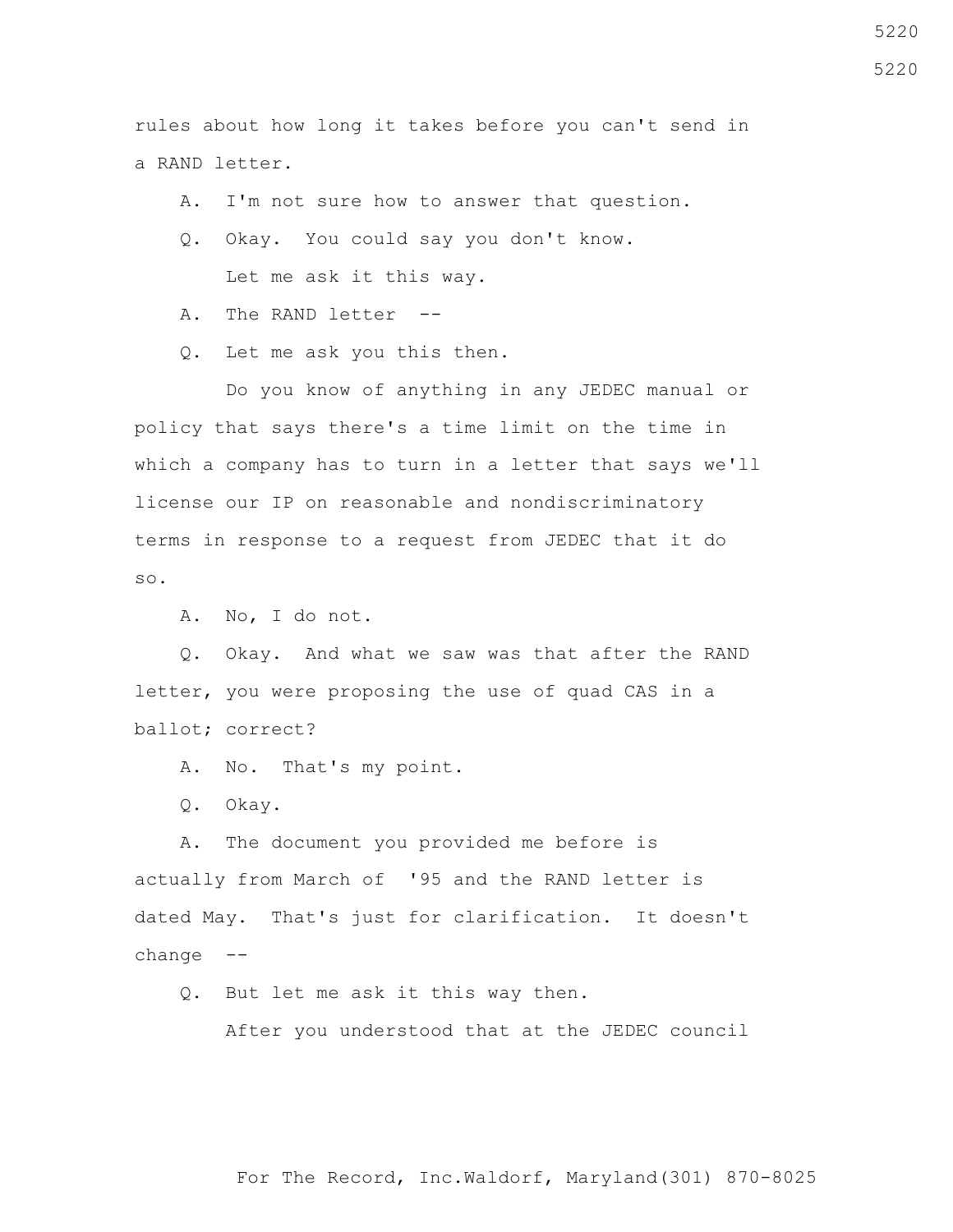rules about how long it takes before you can't send in a RAND letter.

A. I'm not sure how to answer that question.

Q. Okay. You could say you don't know.

Let me ask it this way.

A. The RAND letter --

Q. Let me ask you this then.

Do you know of anything in any JEDEC manual or policy that says there's a time limit on the time in which a company has to turn in a letter that says we'll license our IP on reasonable and nondiscriminatory terms in response to a request from JEDEC that it do so.

A. No, I do not.

Q. Okay. And what we saw was that after the RAND letter, you were proposing the use of quad CAS in a ballot; correct?

A. No. That's my point.

Q. Okay.

A. The document you provided me before is actually from March of '95 and the RAND letter is dated May. That's just for clarification. It doesn't change --

Q. But let me ask it this way then.

After you understood that at the JEDEC council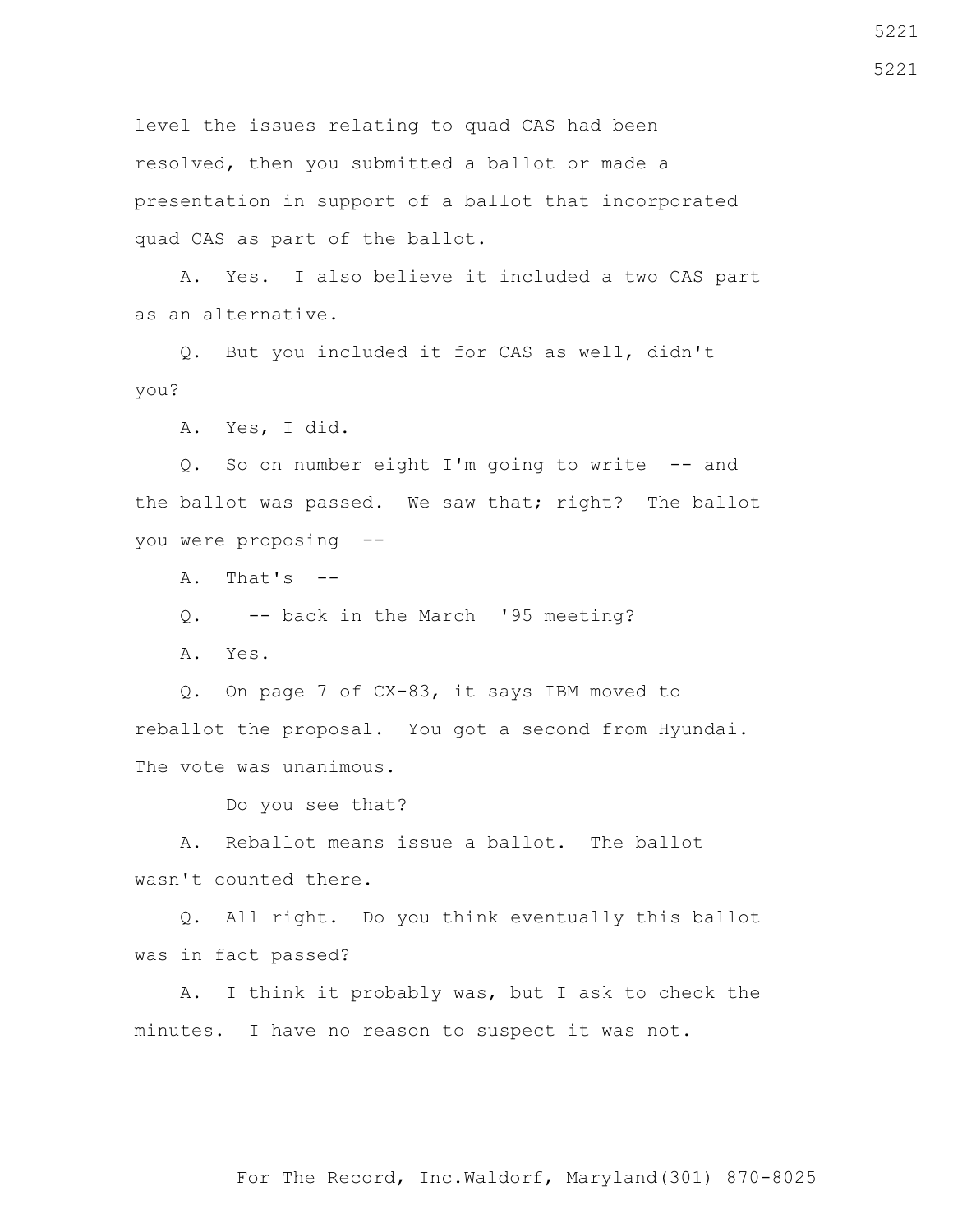level the issues relating to quad CAS had been resolved, then you submitted a ballot or made a presentation in support of a ballot that incorporated quad CAS as part of the ballot.

A. Yes. I also believe it included a two CAS part as an alternative.

Q. But you included it for CAS as well, didn't you?

A. Yes, I did.

Q. So on number eight I'm going to write -- and the ballot was passed. We saw that; right? The ballot you were proposing --

A. That's --

Q. -- back in the March '95 meeting?

A. Yes.

Q. On page 7 of CX-83, it says IBM moved to reballot the proposal. You got a second from Hyundai. The vote was unanimous.

Do you see that?

A. Reballot means issue a ballot. The ballot wasn't counted there.

Q. All right. Do you think eventually this ballot was in fact passed?

A. I think it probably was, but I ask to check the minutes. I have no reason to suspect it was not.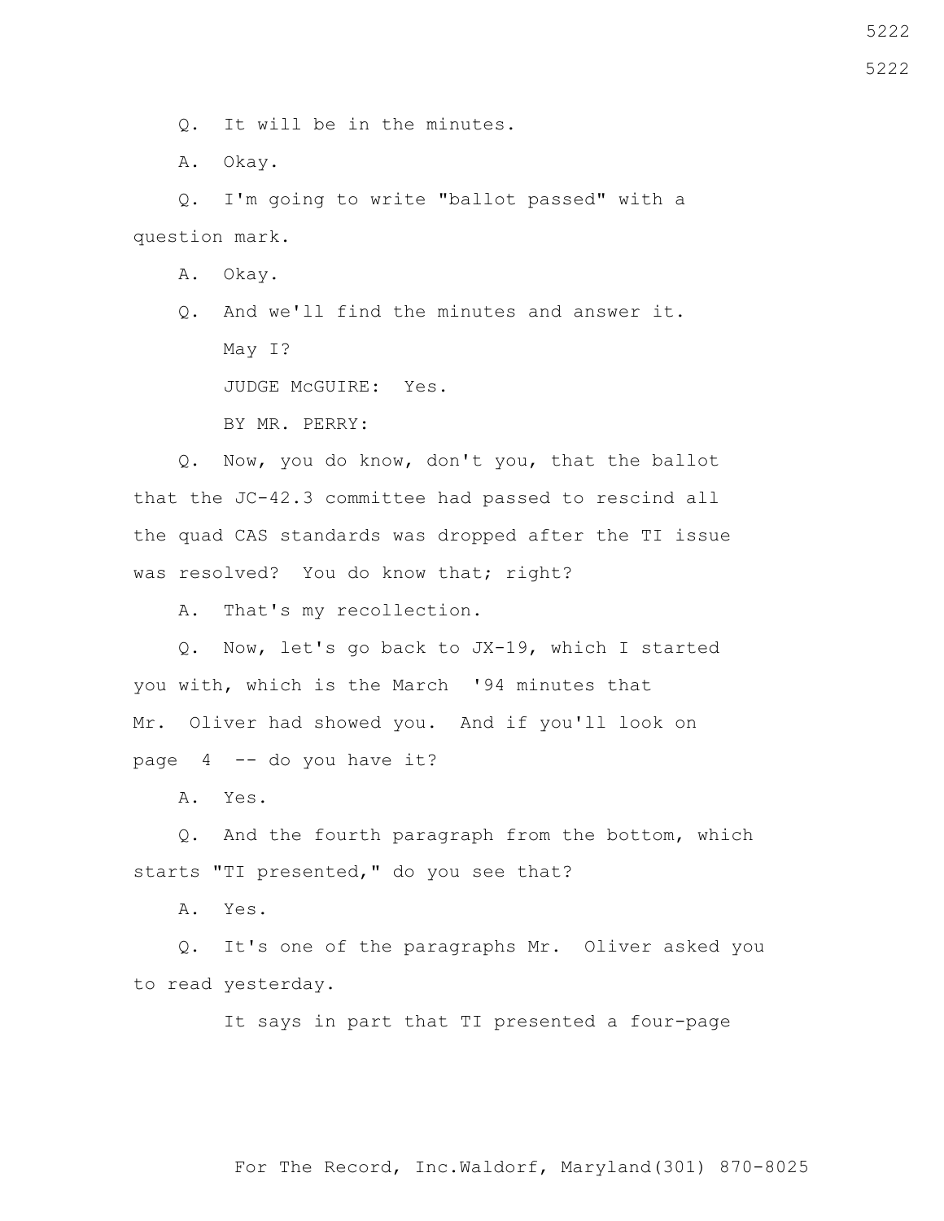Q. It will be in the minutes.

A. Okay.

Q. I'm going to write "ballot passed" with a question mark.

A. Okay.

Q. And we'll find the minutes and answer it.

May I?

JUDGE McGUIRE: Yes.

BY MR. PERRY:

Q. Now, you do know, don't you, that the ballot that the JC-42.3 committee had passed to rescind all the quad CAS standards was dropped after the TI issue was resolved? You do know that; right?

A. That's my recollection.

Q. Now, let's go back to JX-19, which I started you with, which is the March '94 minutes that Mr. Oliver had showed you. And if you'll look on page 4 -- do you have it?

A. Yes.

Q. And the fourth paragraph from the bottom, which starts "TI presented," do you see that?

A. Yes.

Q. It's one of the paragraphs Mr. Oliver asked you to read yesterday.

It says in part that TI presented a four-page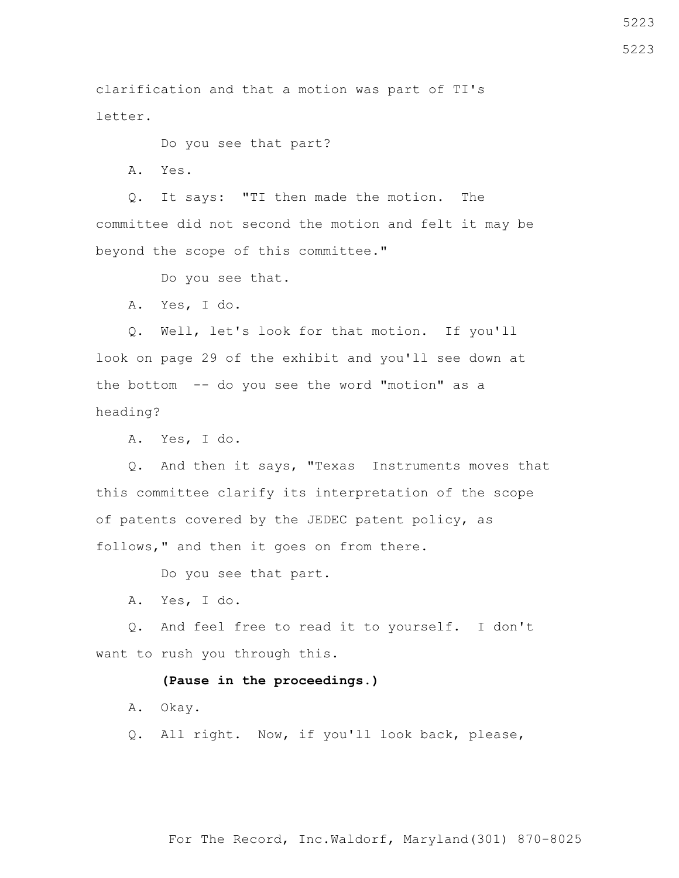clarification and that a motion was part of TI's letter.

Do you see that part?

A. Yes.

Q. It says: "TI then made the motion. The committee did not second the motion and felt it may be beyond the scope of this committee."

Do you see that.

A. Yes, I do.

Q. Well, let's look for that motion. If you'll look on page 29 of the exhibit and you'll see down at the bottom -- do you see the word "motion" as a heading?

A. Yes, I do.

Q. And then it says, "Texas Instruments moves that this committee clarify its interpretation of the scope of patents covered by the JEDEC patent policy, as follows," and then it goes on from there.

Do you see that part.

A. Yes, I do.

Q. And feel free to read it to yourself. I don't want to rush you through this.

**(Pause in the proceedings.)**

A. Okay.

Q. All right. Now, if you'll look back, please,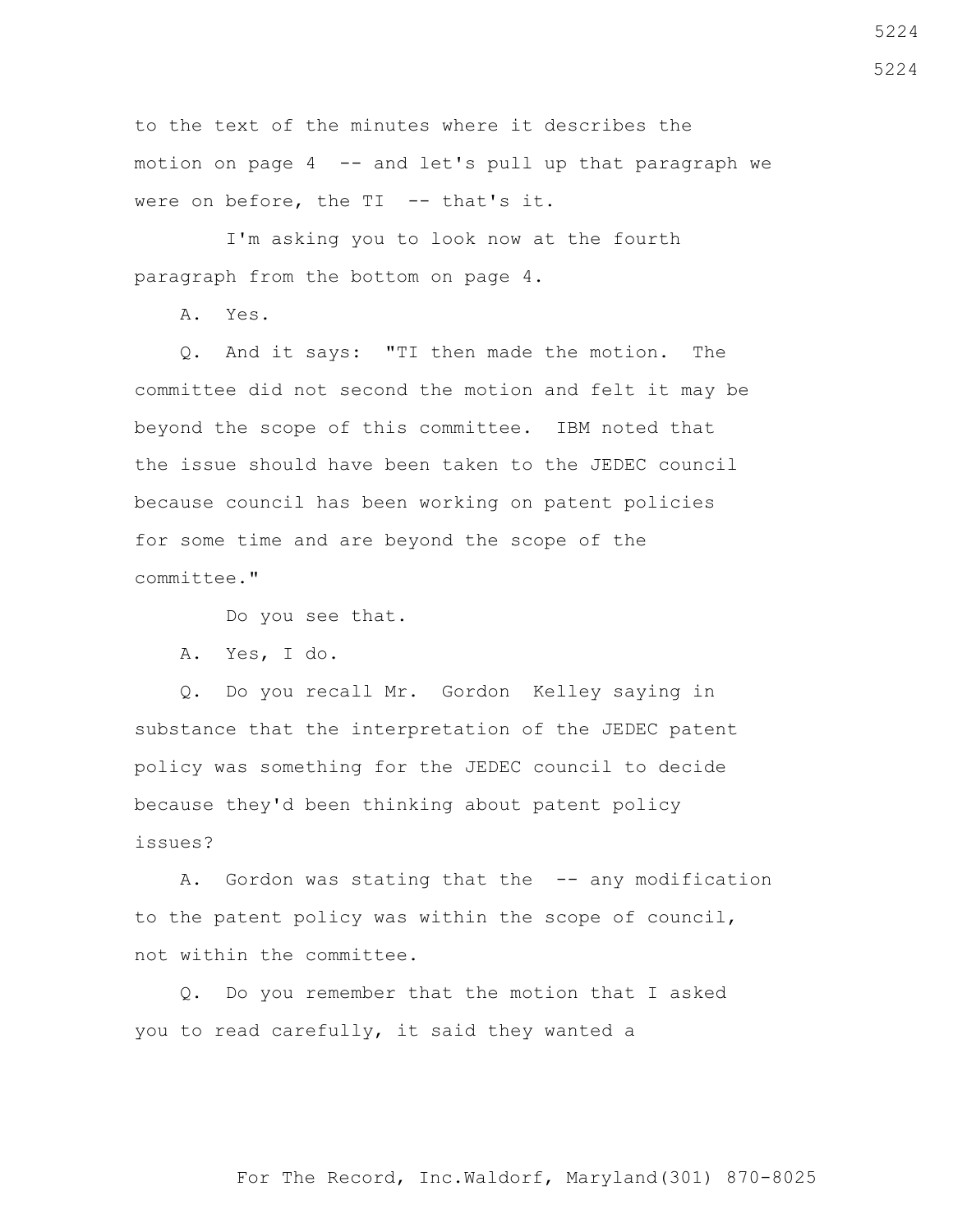to the text of the minutes where it describes the motion on page 4 -- and let's pull up that paragraph we were on before, the TI -- that's it.

I'm asking you to look now at the fourth paragraph from the bottom on page 4.

A. Yes.

Q. And it says: "TI then made the motion. The committee did not second the motion and felt it may be beyond the scope of this committee. IBM noted that the issue should have been taken to the JEDEC council because council has been working on patent policies for some time and are beyond the scope of the committee."

Do you see that.

A. Yes, I do.

Q. Do you recall Mr. Gordon Kelley saying in substance that the interpretation of the JEDEC patent policy was something for the JEDEC council to decide because they'd been thinking about patent policy issues?

A. Gordon was stating that the -- any modification to the patent policy was within the scope of council, not within the committee.

Q. Do you remember that the motion that I asked you to read carefully, it said they wanted a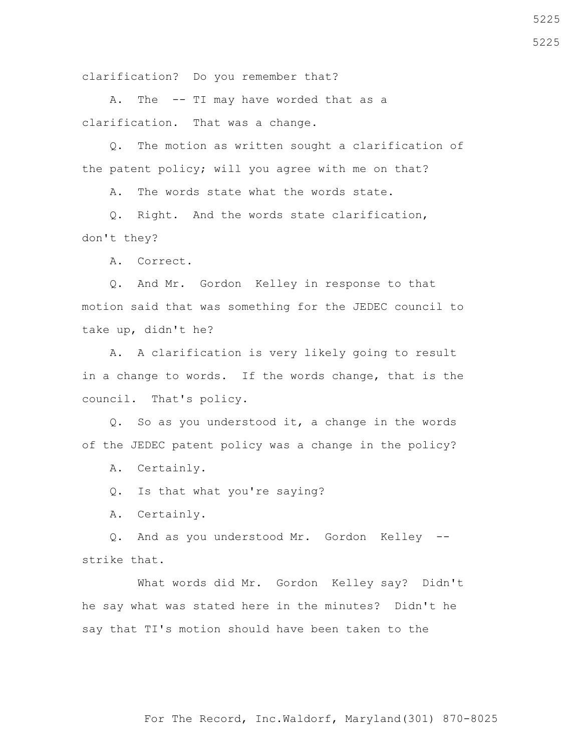clarification? Do you remember that?

A. The -- TI may have worded that as a clarification. That was a change.

Q. The motion as written sought a clarification of the patent policy; will you agree with me on that?

A. The words state what the words state.

Q. Right. And the words state clarification, don't they?

A. Correct.

Q. And Mr. Gordon Kelley in response to that motion said that was something for the JEDEC council to take up, didn't he?

A. A clarification is very likely going to result in a change to words. If the words change, that is the council. That's policy.

Q. So as you understood it, a change in the words of the JEDEC patent policy was a change in the policy?

A. Certainly.

Q. Is that what you're saying?

A. Certainly.

Q. And as you understood Mr. Gordon Kelley -- strike that.

What words did Mr. Gordon Kelley say? Didn't he say what was stated here in the minutes? Didn't he say that TI's motion should have been taken to the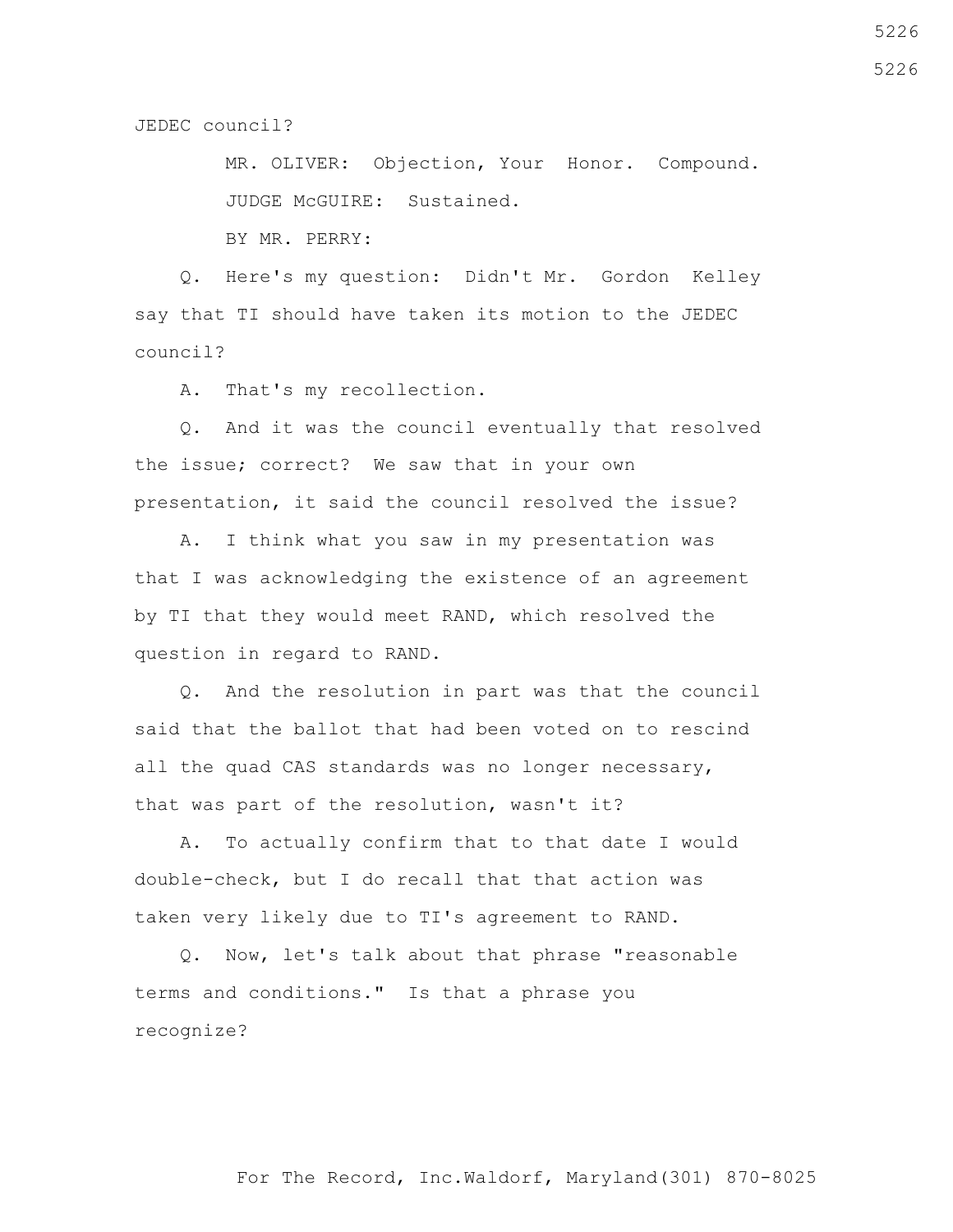JEDEC council?

MR. OLIVER: Objection, Your Honor. Compound.

JUDGE McGUIRE: Sustained.

BY MR. PERRY:

Q. Here's my question: Didn't Mr. Gordon Kelley say that TI should have taken its motion to the JEDEC council?

A. That's my recollection.

Q. And it was the council eventually that resolved the issue; correct? We saw that in your own presentation, it said the council resolved the issue?

A. I think what you saw in my presentation was that I was acknowledging the existence of an agreement by TI that they would meet RAND, which resolved the question in regard to RAND.

Q. And the resolution in part was that the council said that the ballot that had been voted on to rescind all the quad CAS standards was no longer necessary, that was part of the resolution, wasn't it?

A. To actually confirm that to that date I would double-check, but I do recall that that action was taken very likely due to TI's agreement to RAND.

Q. Now, let's talk about that phrase "reasonable terms and conditions." Is that a phrase you recognize?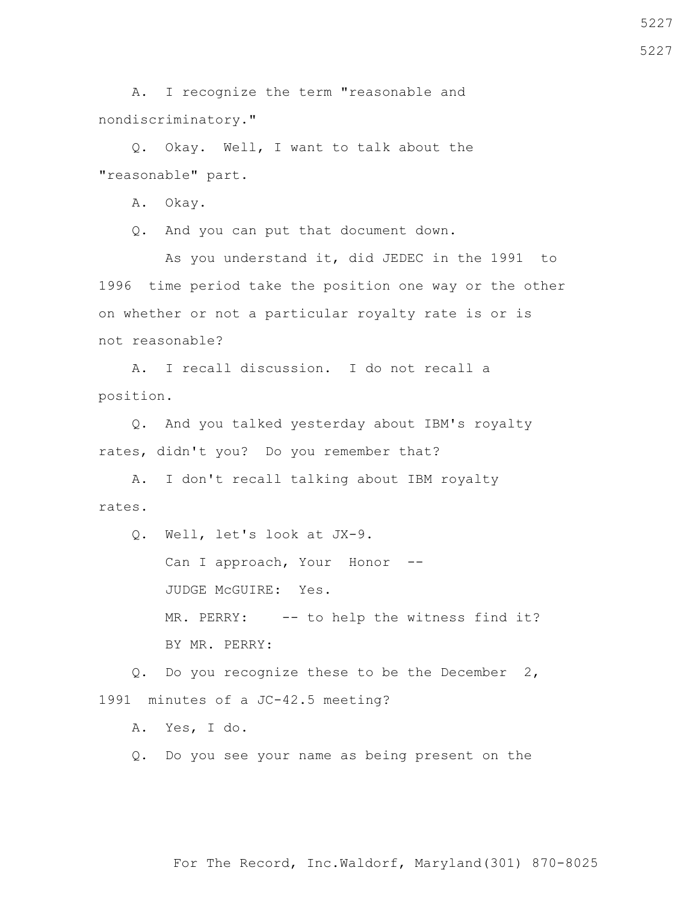A. I recognize the term "reasonable and nondiscriminatory."

Q. Okay. Well, I want to talk about the "reasonable" part.

A. Okay.

Q. And you can put that document down.

As you understand it, did JEDEC in the 1991 to 1996 time period take the position one way or the other on whether or not a particular royalty rate is or is not reasonable?

A. I recall discussion. I do not recall a position.

Q. And you talked yesterday about IBM's royalty rates, didn't you? Do you remember that?

A. I don't recall talking about IBM royalty rates.

Q. Well, let's look at JX-9.

Can I approach, Your Honor --

JUDGE McGUIRE: Yes.

MR. PERRY: -- to help the witness find it?

BY MR. PERRY:

Q. Do you recognize these to be the December 2, 1991 minutes of a JC-42.5 meeting?

A. Yes, I do.

Q. Do you see your name as being present on the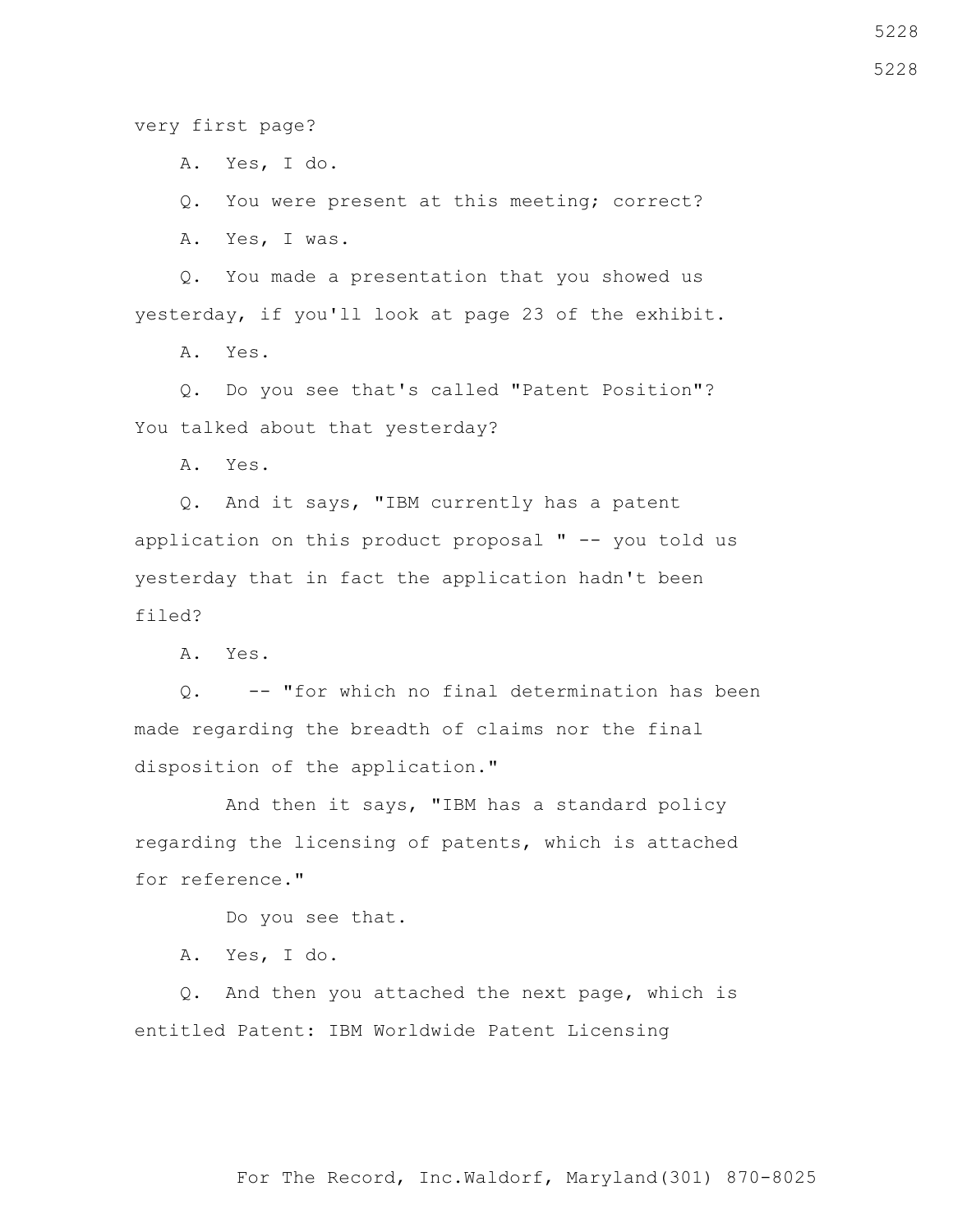very first page?

A. Yes, I do.

Q. You were present at this meeting; correct?

A. Yes, I was.

Q. You made a presentation that you showed us yesterday, if you'll look at page 23 of the exhibit.

A. Yes.

Q. Do you see that's called "Patent Position"? You talked about that yesterday?

A. Yes.

Q. And it says, "IBM currently has a patent application on this product proposal " -- you told us yesterday that in fact the application hadn't been filed?

A. Yes.

Q. -- "for which no final determination has been made regarding the breadth of claims nor the final disposition of the application."

And then it says, "IBM has a standard policy regarding the licensing of patents, which is attached for reference."

Do you see that.

A. Yes, I do.

Q. And then you attached the next page, which is entitled Patent: IBM Worldwide Patent Licensing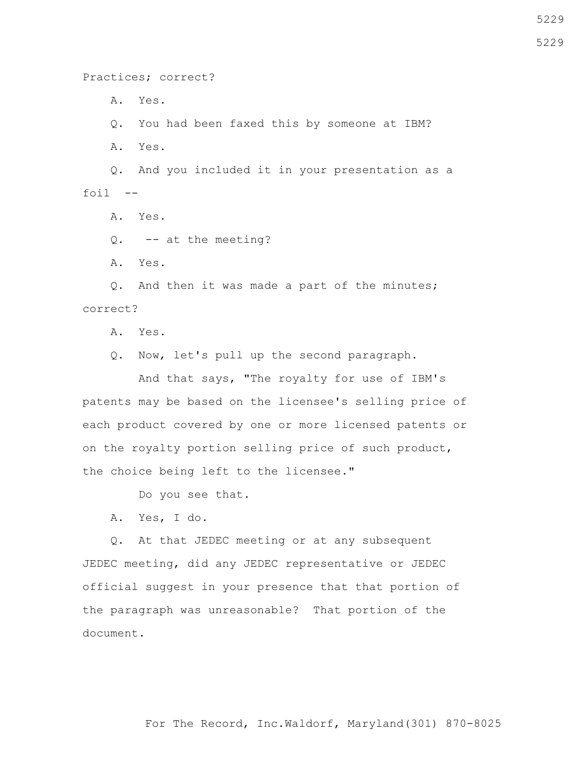Practices; correct?

A. Yes.

Q. You had been faxed this by someone at IBM?

A. Yes.

Q. And you included it in your presentation as a foil --

A. Yes.

Q. -- at the meeting?

A. Yes.

Q. And then it was made a part of the minutes; correct?

A. Yes.

Q. Now, let's pull up the second paragraph.

And that says, "The royalty for use of IBM's patents may be based on the licensee's selling price of each product covered by one or more licensed patents or on the royalty portion selling price of such product, the choice being left to the licensee."

Do you see that.

A. Yes, I do.

Q. At that JEDEC meeting or at any subsequent JEDEC meeting, did any JEDEC representative or JEDEC official suggest in your presence that that portion of the paragraph was unreasonable? That portion of the document.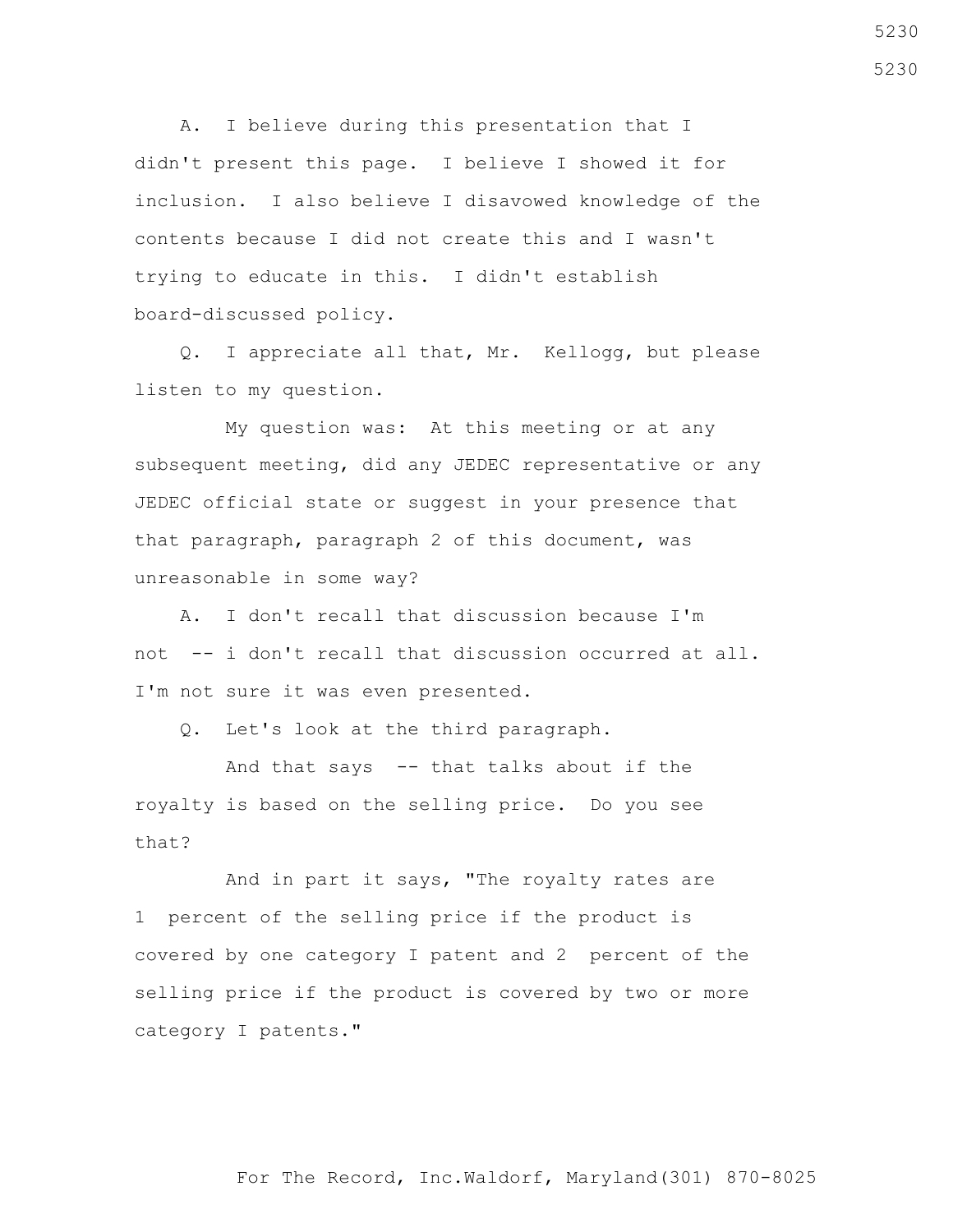A. I believe during this presentation that I didn't present this page. I believe I showed it for inclusion. I also believe I disavowed knowledge of the contents because I did not create this and I wasn't trying to educate in this. I didn't establish board-discussed policy.

Q. I appreciate all that, Mr. Kellogg, but please listen to my question.

My question was: At this meeting or at any subsequent meeting, did any JEDEC representative or any JEDEC official state or suggest in your presence that that paragraph, paragraph 2 of this document, was unreasonable in some way?

A. I don't recall that discussion because I'm not -- i don't recall that discussion occurred at all. I'm not sure it was even presented.

Q. Let's look at the third paragraph.

And that says -- that talks about if the royalty is based on the selling price. Do you see that?

And in part it says, "The royalty rates are 1 percent of the selling price if the product is covered by one category I patent and 2 percent of the selling price if the product is covered by two or more category I patents."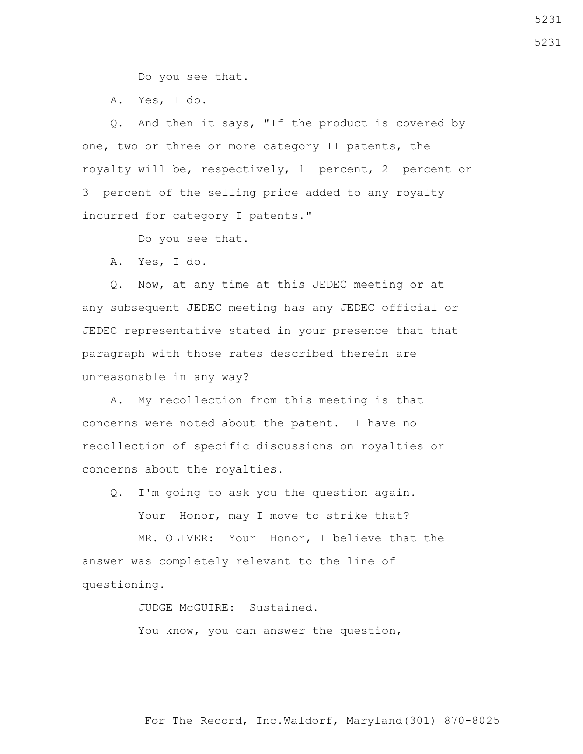Do you see that.

A. Yes, I do.

Q. And then it says, "If the product is covered by one, two or three or more category II patents, the royalty will be, respectively, 1 percent, 2 percent or 3 percent of the selling price added to any royalty incurred for category I patents."

Do you see that.

A. Yes, I do.

Q. Now, at any time at this JEDEC meeting or at any subsequent JEDEC meeting has any JEDEC official or JEDEC representative stated in your presence that that paragraph with those rates described therein are unreasonable in any way?

A. My recollection from this meeting is that concerns were noted about the patent. I have no recollection of specific discussions on royalties or concerns about the royalties.

Q. I'm going to ask you the question again.

Your Honor, may I move to strike that?

MR. OLIVER: Your Honor, I believe that the answer was completely relevant to the line of questioning.

JUDGE McGUIRE: Sustained.

You know, you can answer the question,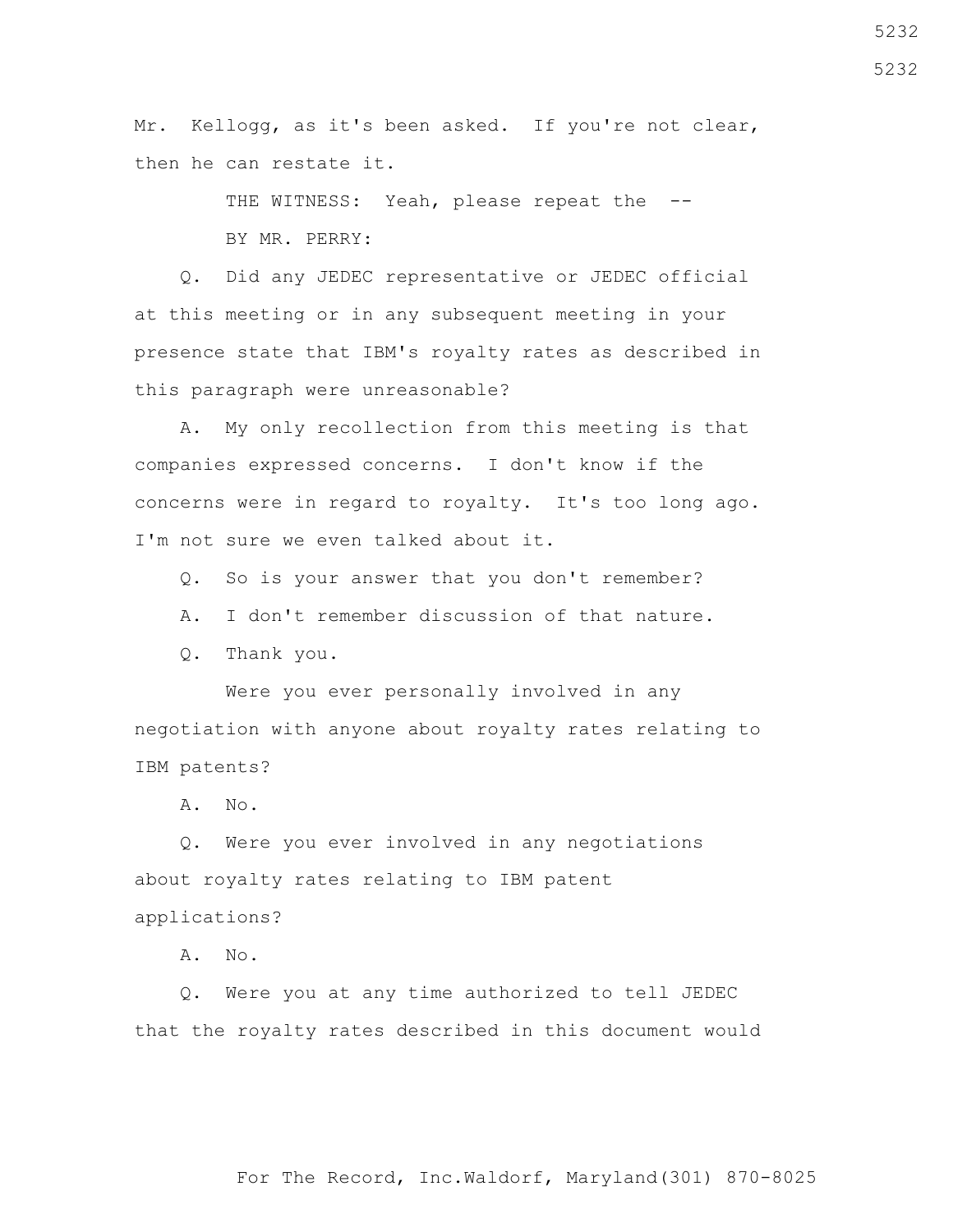Mr. Kellogg, as it's been asked. If you're not clear, then he can restate it.

THE WITNESS: Yeah, please repeat the --

BY MR. PERRY:

Q. Did any JEDEC representative or JEDEC official at this meeting or in any subsequent meeting in your presence state that IBM's royalty rates as described in this paragraph were unreasonable?

A. My only recollection from this meeting is that companies expressed concerns. I don't know if the concerns were in regard to royalty. It's too long ago. I'm not sure we even talked about it.

Q. So is your answer that you don't remember?

A. I don't remember discussion of that nature.

Q. Thank you.

Were you ever personally involved in any negotiation with anyone about royalty rates relating to IBM patents?

A. No.

Q. Were you ever involved in any negotiations about royalty rates relating to IBM patent applications?

A. No.

Q. Were you at any time authorized to tell JEDEC that the royalty rates described in this document would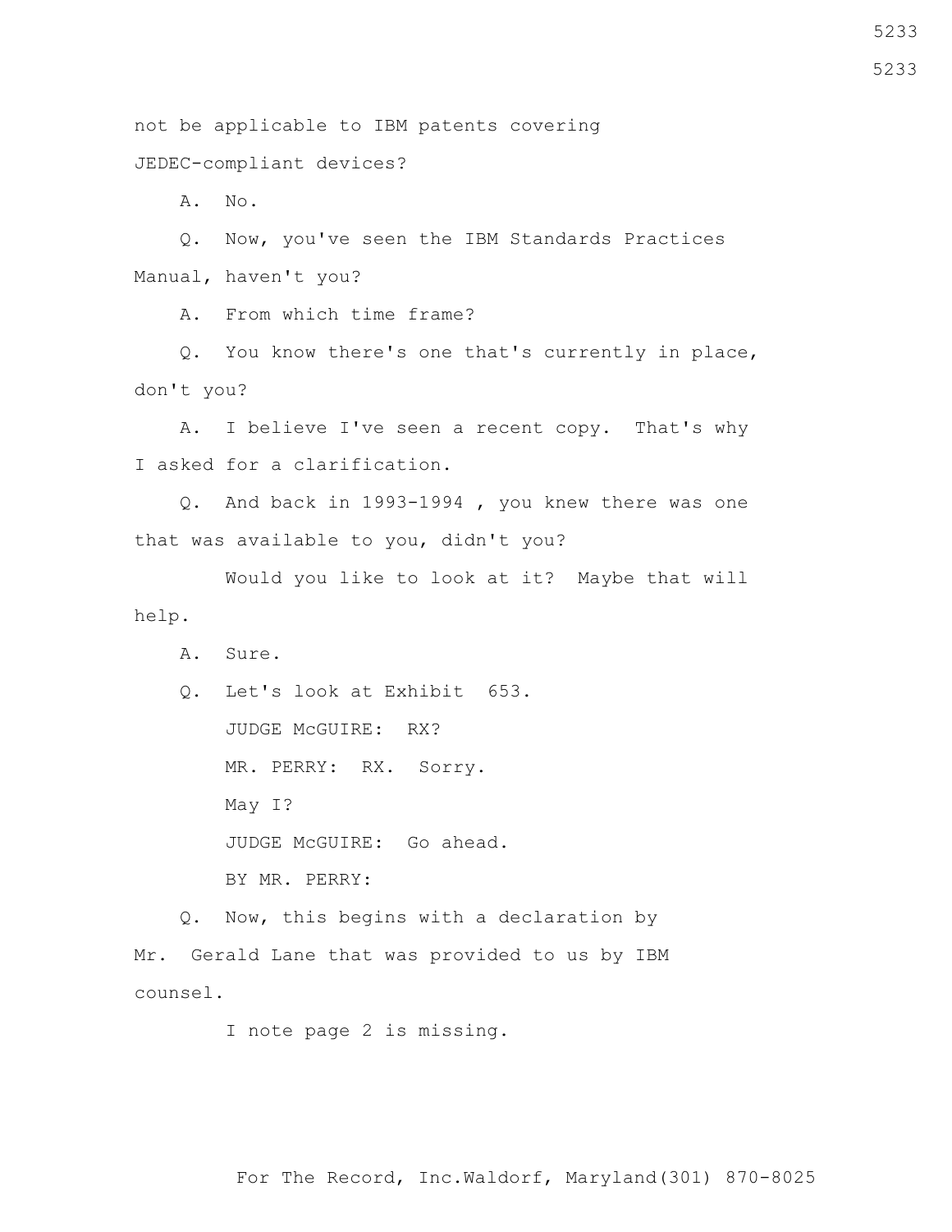not be applicable to IBM patents covering JEDEC-compliant devices?

A. No.

Q. Now, you've seen the IBM Standards Practices Manual, haven't you?

A. From which time frame?

Q. You know there's one that's currently in place, don't you?

A. I believe I've seen a recent copy. That's why I asked for a clarification.

Q. And back in 1993-1994 , you knew there was one that was available to you, didn't you?

Would you like to look at it? Maybe that will help.

A. Sure.

Q. Let's look at Exhibit 653.

JUDGE McGUIRE: RX?

MR. PERRY: RX. Sorry.

May I?

JUDGE McGUIRE: Go ahead.

BY MR. PERRY:

Q. Now, this begins with a declaration by Mr. Gerald Lane that was provided to us by IBM counsel.

I note page 2 is missing.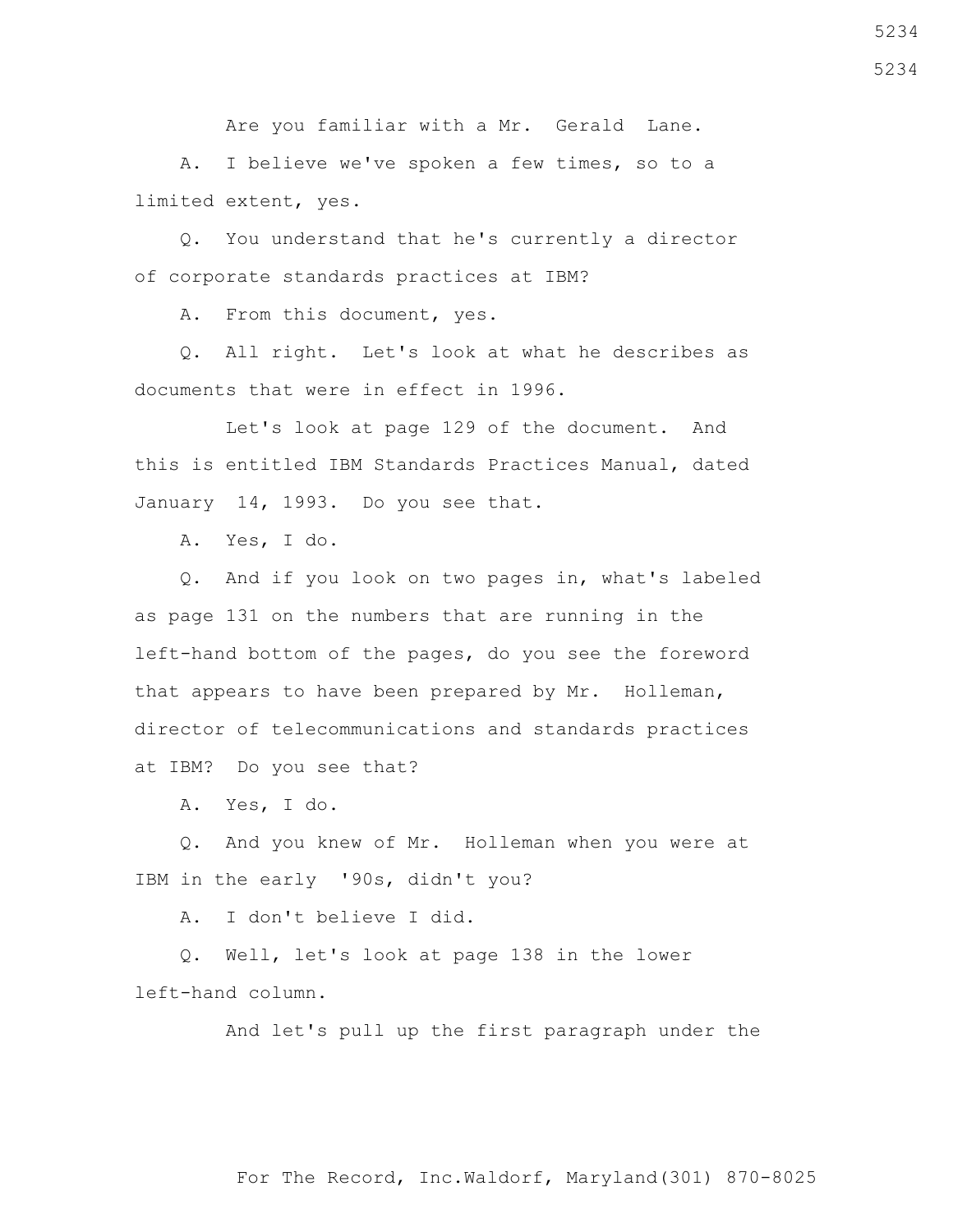Are you familiar with a Mr. Gerald Lane.

A. I believe we've spoken a few times, so to a limited extent, yes.

Q. You understand that he's currently a director of corporate standards practices at IBM?

A. From this document, yes.

Q. All right. Let's look at what he describes as documents that were in effect in 1996.

Let's look at page 129 of the document. And this is entitled IBM Standards Practices Manual, dated January 14, 1993. Do you see that.

A. Yes, I do.

Q. And if you look on two pages in, what's labeled as page 131 on the numbers that are running in the left-hand bottom of the pages, do you see the foreword that appears to have been prepared by Mr. Holleman, director of telecommunications and standards practices at IBM? Do you see that?

A. Yes, I do.

Q. And you knew of Mr. Holleman when you were at IBM in the early '90s, didn't you?

A. I don't believe I did.

Q. Well, let's look at page 138 in the lower left-hand column.

And let's pull up the first paragraph under the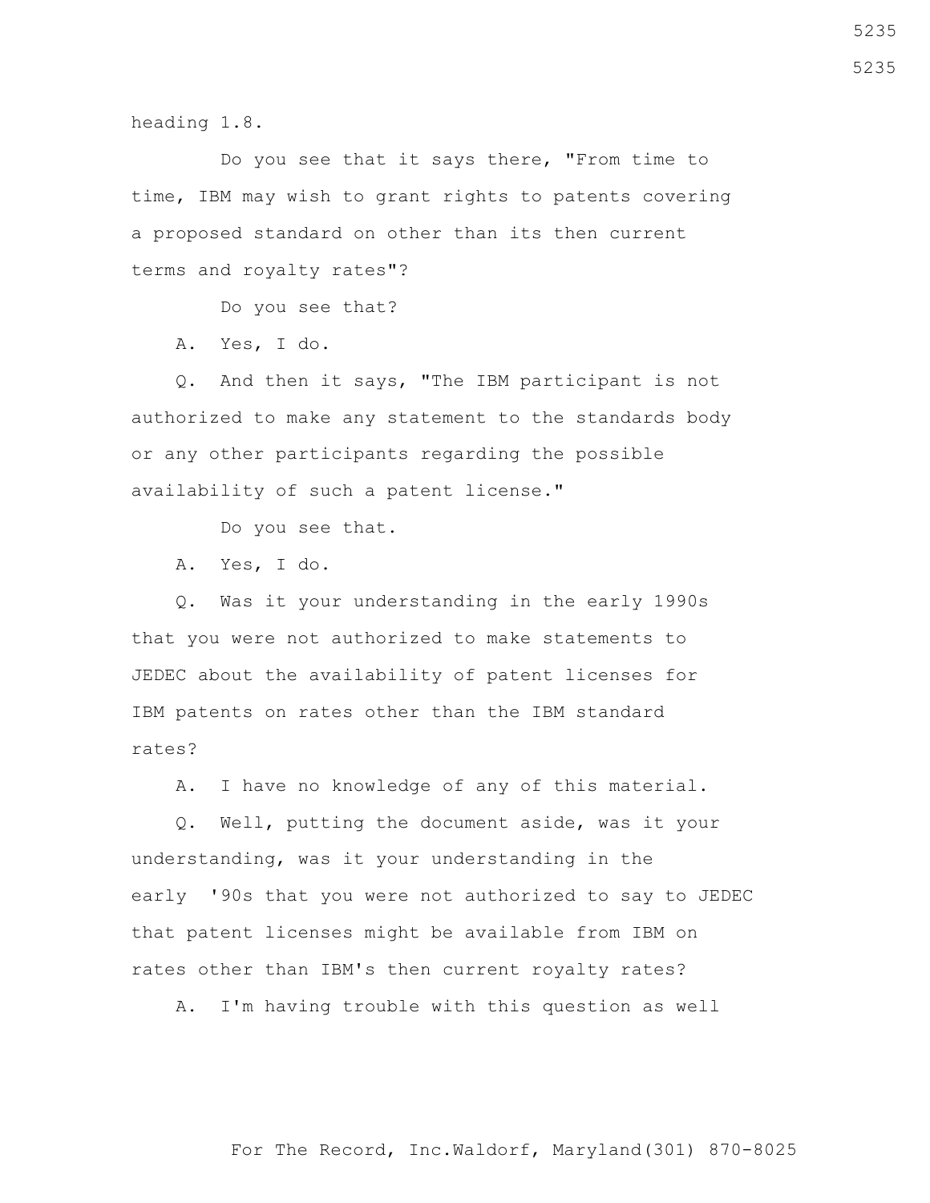heading 1.8.

Do you see that it says there, "From time to time, IBM may wish to grant rights to patents covering a proposed standard on other than its then current terms and royalty rates"?

Do you see that?

A. Yes, I do.

Q. And then it says, "The IBM participant is not authorized to make any statement to the standards body or any other participants regarding the possible availability of such a patent license."

Do you see that.

A. Yes, I do.

Q. Was it your understanding in the early 1990s that you were not authorized to make statements to JEDEC about the availability of patent licenses for IBM patents on rates other than the IBM standard rates?

A. I have no knowledge of any of this material.

Q. Well, putting the document aside, was it your understanding, was it your understanding in the early '90s that you were not authorized to say to JEDEC that patent licenses might be available from IBM on rates other than IBM's then current royalty rates?

A. I'm having trouble with this question as well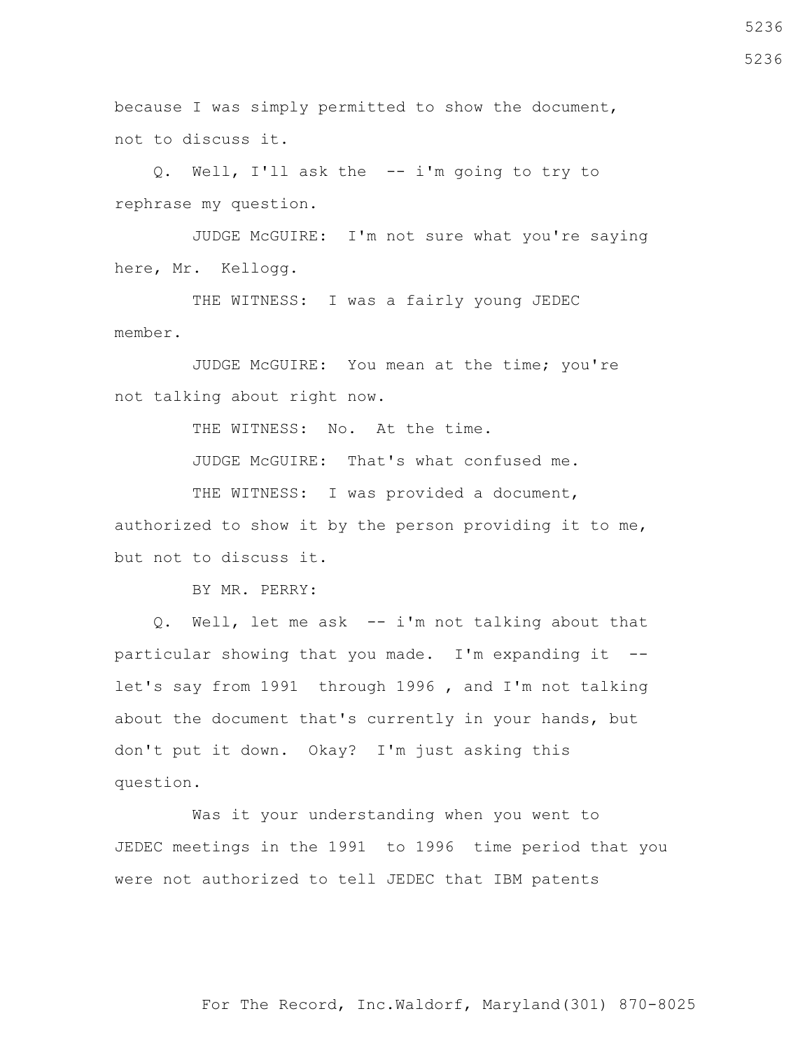because I was simply permitted to show the document, not to discuss it.

Q. Well, I'll ask the -- i'm going to try to rephrase my question.

JUDGE McGUIRE: I'm not sure what you're saying here, Mr. Kellogg.

THE WITNESS: I was a fairly young JEDEC member.

JUDGE McGUIRE: You mean at the time; you're not talking about right now.

THE WITNESS: No. At the time.

JUDGE McGUIRE: That's what confused me.

THE WITNESS: I was provided a document, authorized to show it by the person providing it to me, but not to discuss it.

BY MR. PERRY:

Q. Well, let me ask -- i'm not talking about that particular showing that you made. I'm expanding it -- let's say from 1991 through 1996 , and I'm not talking about the document that's currently in your hands, but don't put it down. Okay? I'm just asking this question.

Was it your understanding when you went to JEDEC meetings in the 1991 to 1996 time period that you were not authorized to tell JEDEC that IBM patents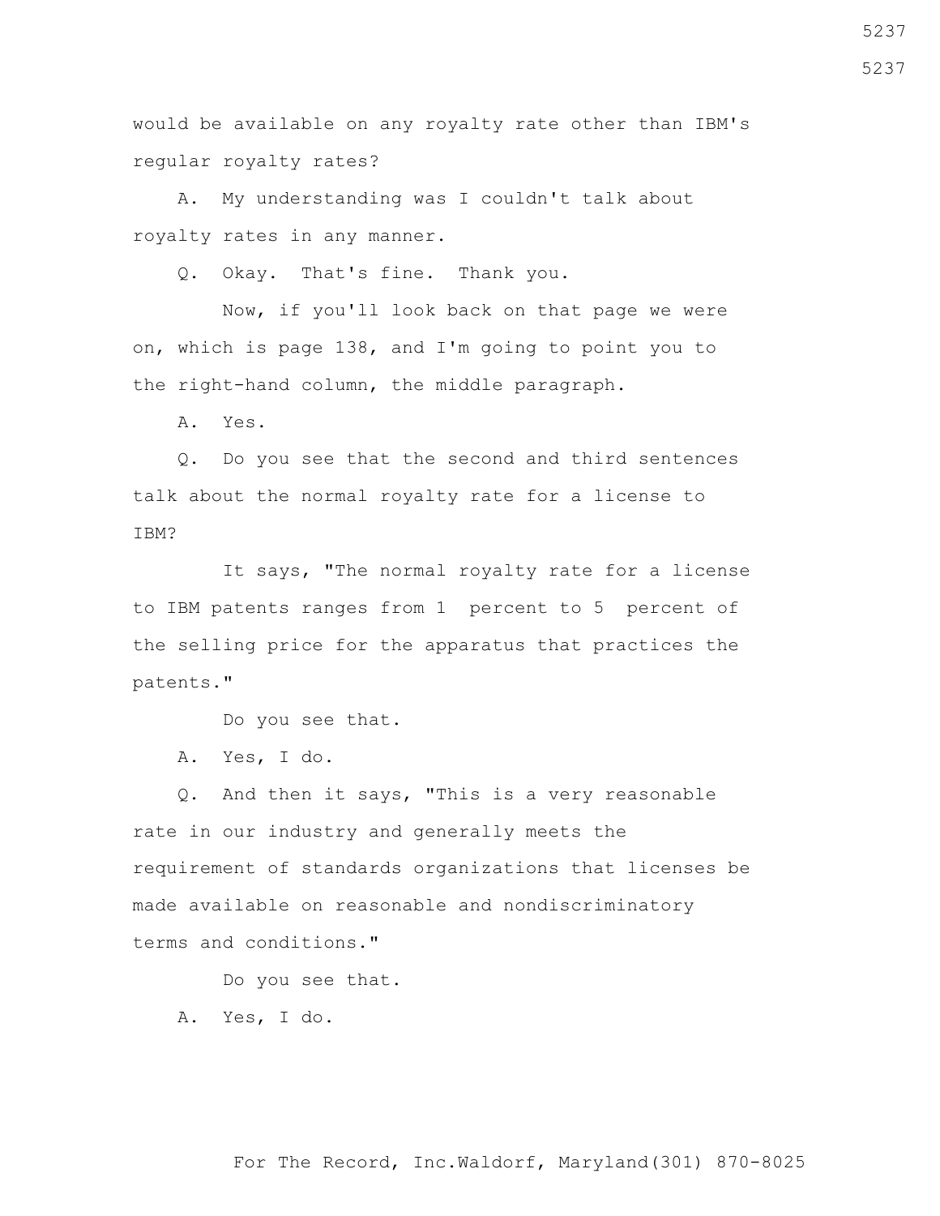would be available on any royalty rate other than IBM's regular royalty rates?

A. My understanding was I couldn't talk about royalty rates in any manner.

Q. Okay. That's fine. Thank you.

Now, if you'll look back on that page we were on, which is page 138, and I'm going to point you to the right-hand column, the middle paragraph.

A. Yes.

Q. Do you see that the second and third sentences talk about the normal royalty rate for a license to IBM?

It says, "The normal royalty rate for a license to IBM patents ranges from 1 percent to 5 percent of the selling price for the apparatus that practices the patents."

Do you see that.

A. Yes, I do.

Q. And then it says, "This is a very reasonable rate in our industry and generally meets the requirement of standards organizations that licenses be made available on reasonable and nondiscriminatory terms and conditions."

Do you see that.

A. Yes, I do.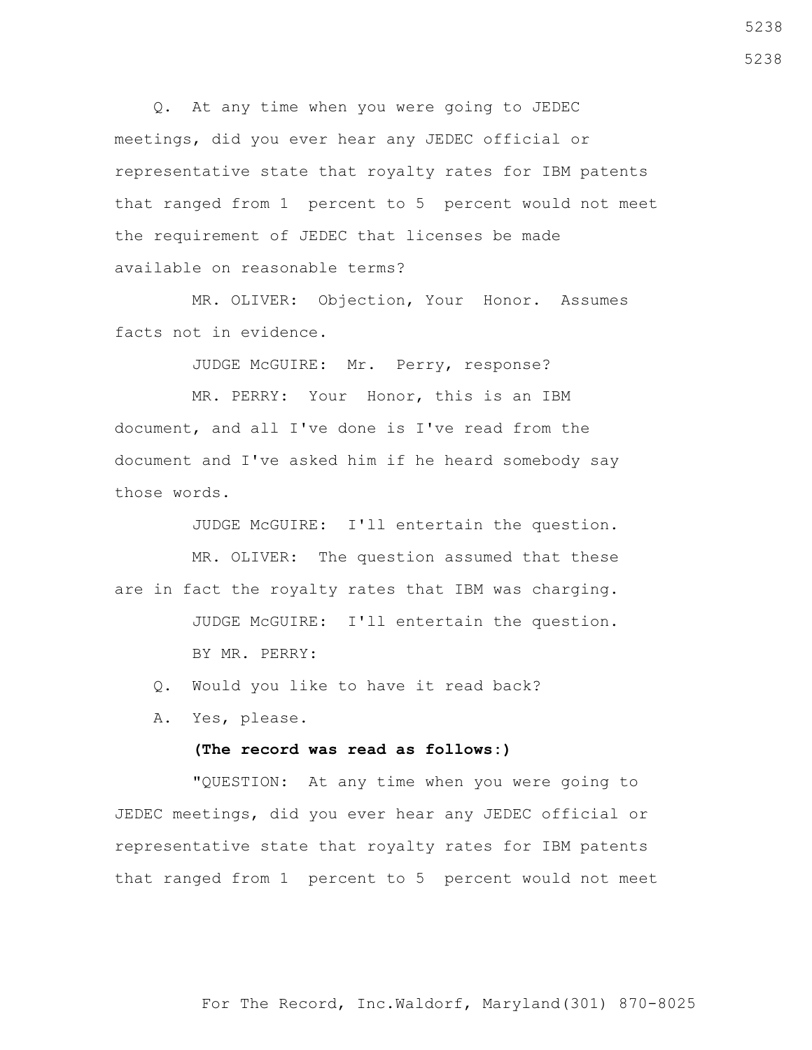Q. At any time when you were going to JEDEC meetings, did you ever hear any JEDEC official or representative state that royalty rates for IBM patents that ranged from 1 percent to 5 percent would not meet the requirement of JEDEC that licenses be made available on reasonable terms?

MR. OLIVER: Objection, Your Honor. Assumes facts not in evidence.

JUDGE McGUIRE: Mr. Perry, response?

MR. PERRY: Your Honor, this is an IBM document, and all I've done is I've read from the document and I've asked him if he heard somebody say those words.

JUDGE McGUIRE: I'll entertain the question.

MR. OLIVER: The question assumed that these are in fact the royalty rates that IBM was charging.

JUDGE McGUIRE: I'll entertain the question.

BY MR. PERRY:

Q. Would you like to have it read back?

A. Yes, please.

**(The record was read as follows:)**

"QUESTION: At any time when you were going to JEDEC meetings, did you ever hear any JEDEC official or representative state that royalty rates for IBM patents that ranged from 1 percent to 5 percent would not meet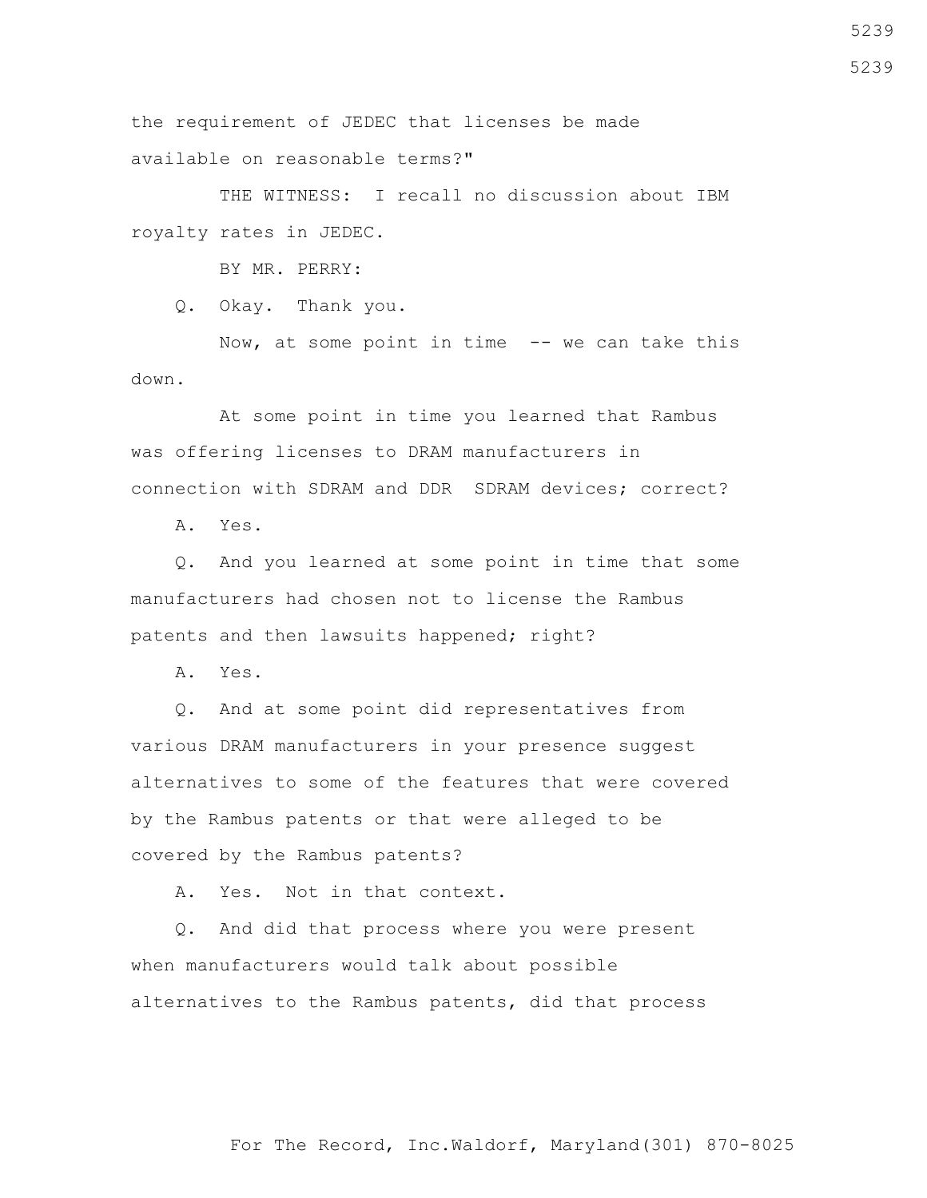the requirement of JEDEC that licenses be made available on reasonable terms?"

THE WITNESS: I recall no discussion about IBM royalty rates in JEDEC.

BY MR. PERRY:

Q. Okay. Thank you.

Now, at some point in time -- we can take this down.

At some point in time you learned that Rambus was offering licenses to DRAM manufacturers in connection with SDRAM and DDR SDRAM devices; correct?

A. Yes.

Q. And you learned at some point in time that some manufacturers had chosen not to license the Rambus patents and then lawsuits happened; right?

A. Yes.

Q. And at some point did representatives from various DRAM manufacturers in your presence suggest alternatives to some of the features that were covered by the Rambus patents or that were alleged to be covered by the Rambus patents?

A. Yes. Not in that context.

Q. And did that process where you were present when manufacturers would talk about possible alternatives to the Rambus patents, did that process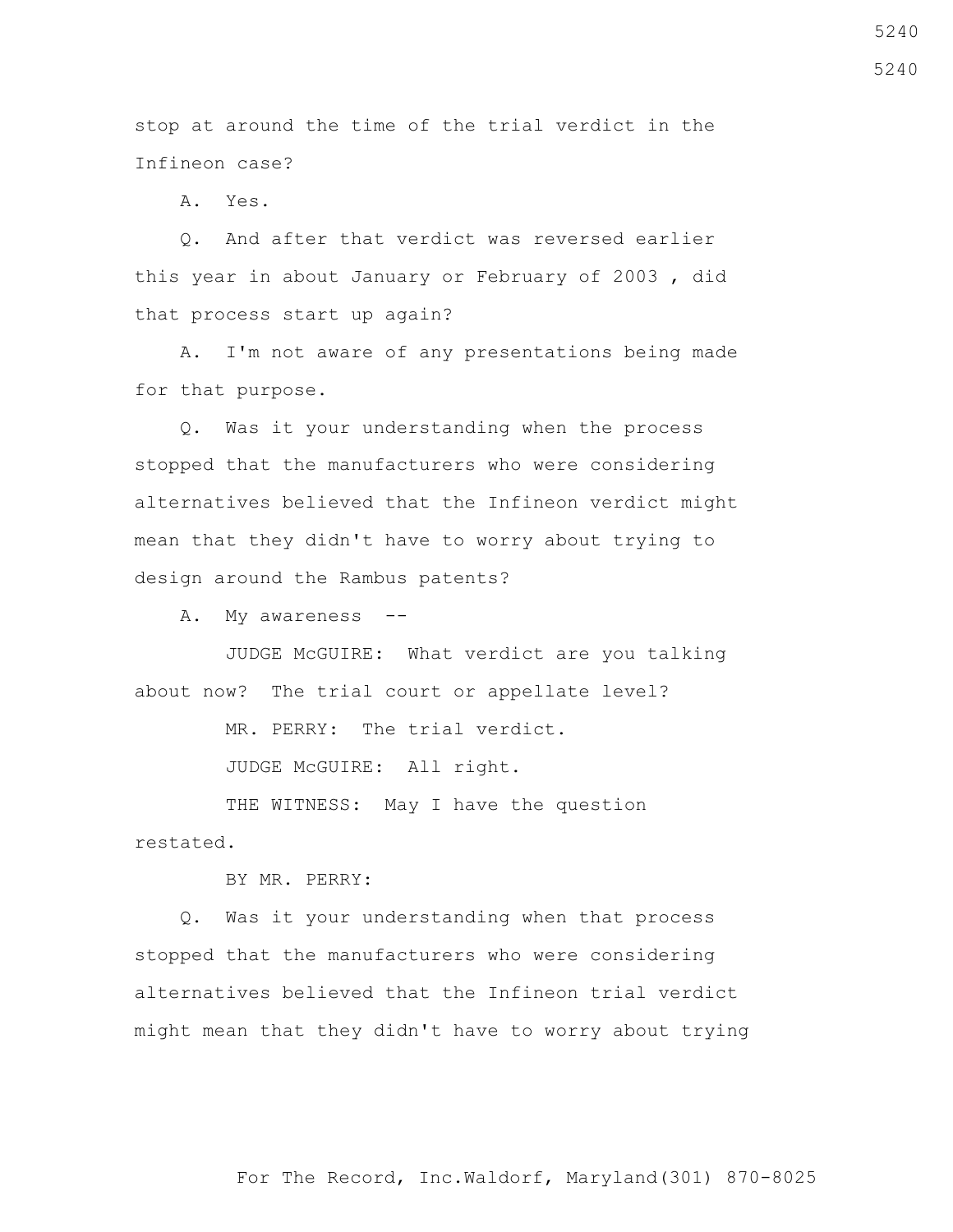stop at around the time of the trial verdict in the Infineon case?

A. Yes.

Q. And after that verdict was reversed earlier this year in about January or February of 2003 , did that process start up again?

A. I'm not aware of any presentations being made for that purpose.

Q. Was it your understanding when the process stopped that the manufacturers who were considering alternatives believed that the Infineon verdict might mean that they didn't have to worry about trying to design around the Rambus patents?

A. My awareness --

JUDGE McGUIRE: What verdict are you talking about now? The trial court or appellate level?

MR. PERRY: The trial verdict.

JUDGE McGUIRE: All right.

THE WITNESS: May I have the question restated.

BY MR. PERRY:

Q. Was it your understanding when that process stopped that the manufacturers who were considering alternatives believed that the Infineon trial verdict might mean that they didn't have to worry about trying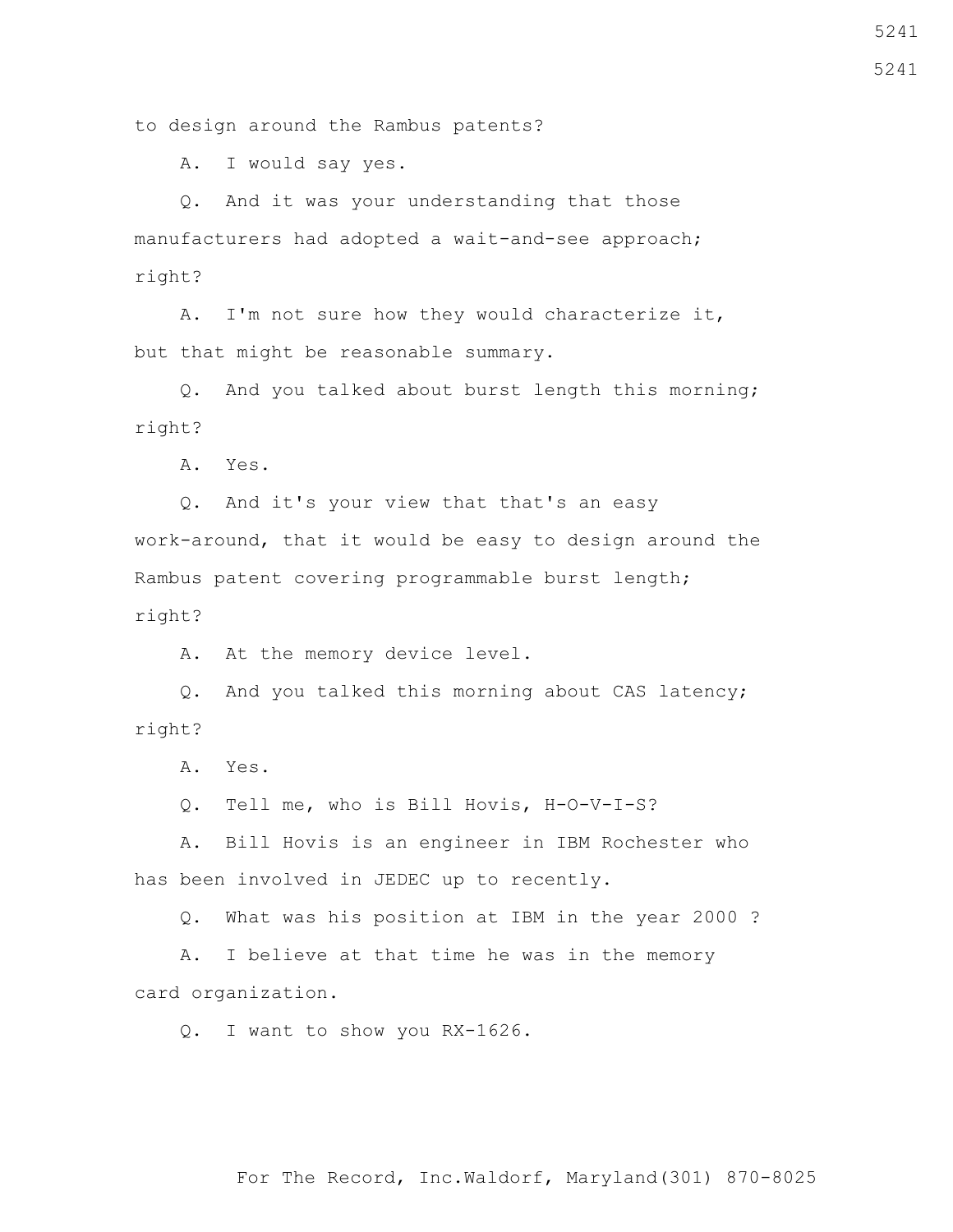to design around the Rambus patents?

A. I would say yes.

Q. And it was your understanding that those manufacturers had adopted a wait-and-see approach; right?

A. I'm not sure how they would characterize it, but that might be reasonable summary.

Q. And you talked about burst length this morning; right?

A. Yes.

Q. And it's your view that that's an easy work-around, that it would be easy to design around the Rambus patent covering programmable burst length; right?

A. At the memory device level.

Q. And you talked this morning about CAS latency; right?

A. Yes.

Q. Tell me, who is Bill Hovis, H-O-V-I-S?

A. Bill Hovis is an engineer in IBM Rochester who has been involved in JEDEC up to recently.

Q. What was his position at IBM in the year 2000 ?

A. I believe at that time he was in the memory card organization.

Q. I want to show you RX-1626.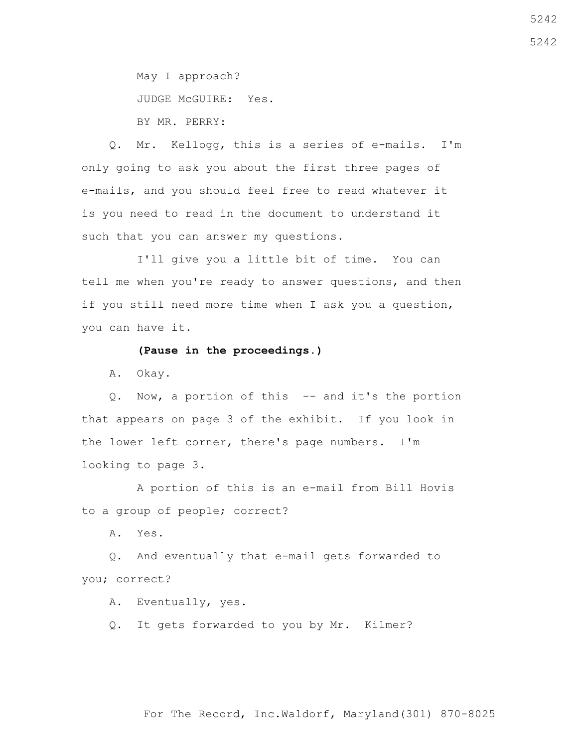May I approach?

JUDGE McGUIRE: Yes.

BY MR. PERRY:

Q. Mr. Kellogg, this is a series of e-mails. I'm only going to ask you about the first three pages of e-mails, and you should feel free to read whatever it is you need to read in the document to understand it such that you can answer my questions.

I'll give you a little bit of time. You can tell me when you're ready to answer questions, and then if you still need more time when I ask you a question, you can have it.

**(Pause in the proceedings.)**

A. Okay.

Q. Now, a portion of this -- and it's the portion that appears on page 3 of the exhibit. If you look in the lower left corner, there's page numbers. I'm looking to page 3.

A portion of this is an e-mail from Bill Hovis to a group of people; correct?

A. Yes.

Q. And eventually that e-mail gets forwarded to you; correct?

A. Eventually, yes.

Q. It gets forwarded to you by Mr. Kilmer?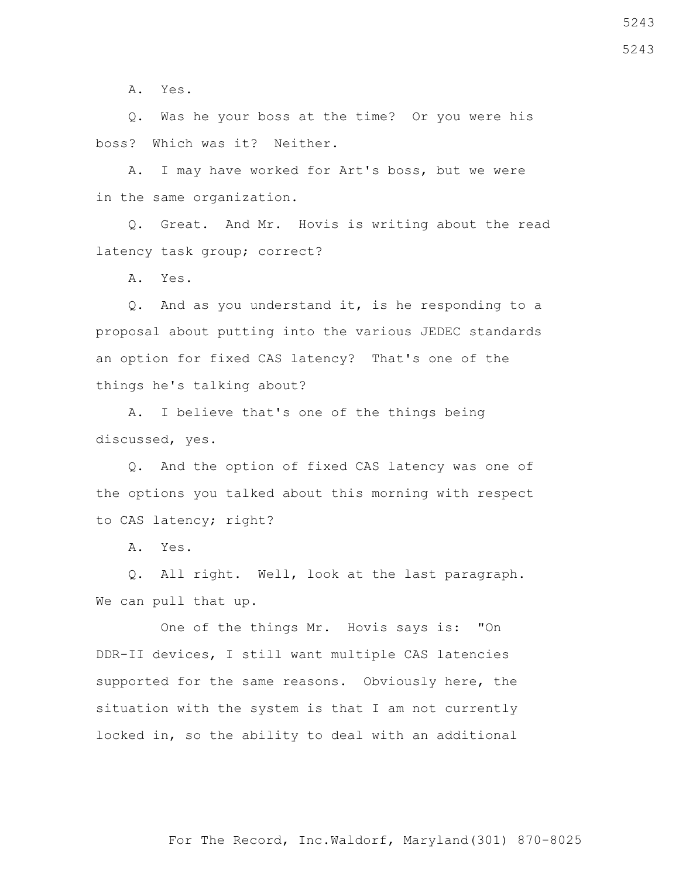A. Yes.

Q. Was he your boss at the time? Or you were his boss? Which was it? Neither.

A. I may have worked for Art's boss, but we were in the same organization.

Q. Great. And Mr. Hovis is writing about the read latency task group; correct?

A. Yes.

Q. And as you understand it, is he responding to a proposal about putting into the various JEDEC standards an option for fixed CAS latency? That's one of the things he's talking about?

A. I believe that's one of the things being discussed, yes.

Q. And the option of fixed CAS latency was one of the options you talked about this morning with respect to CAS latency; right?

A. Yes.

Q. All right. Well, look at the last paragraph. We can pull that up.

One of the things Mr. Hovis says is: "On DDR-II devices, I still want multiple CAS latencies supported for the same reasons. Obviously here, the situation with the system is that I am not currently locked in, so the ability to deal with an additional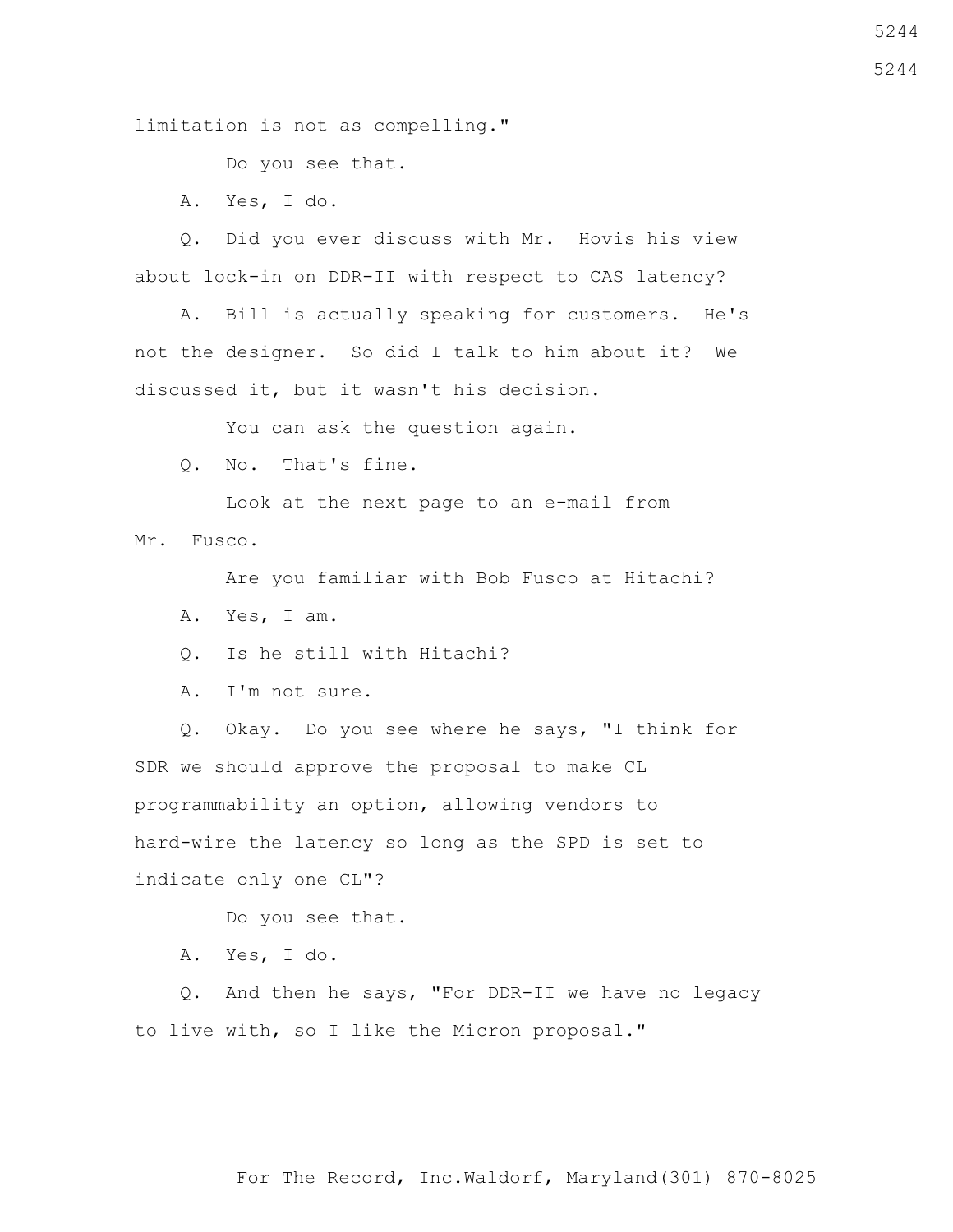limitation is not as compelling."

Do you see that.

A. Yes, I do.

Q. Did you ever discuss with Mr. Hovis his view about lock-in on DDR-II with respect to CAS latency?

A. Bill is actually speaking for customers. He's not the designer. So did I talk to him about it? We discussed it, but it wasn't his decision.

You can ask the question again.

Q. No. That's fine.

Look at the next page to an e-mail from Mr. Fusco.

Are you familiar with Bob Fusco at Hitachi?

A. Yes, I am.

Q. Is he still with Hitachi?

A. I'm not sure.

Q. Okay. Do you see where he says, "I think for SDR we should approve the proposal to make CL programmability an option, allowing vendors to hard-wire the latency so long as the SPD is set to indicate only one CL"?

Do you see that.

A. Yes, I do.

Q. And then he says, "For DDR-II we have no legacy to live with, so I like the Micron proposal."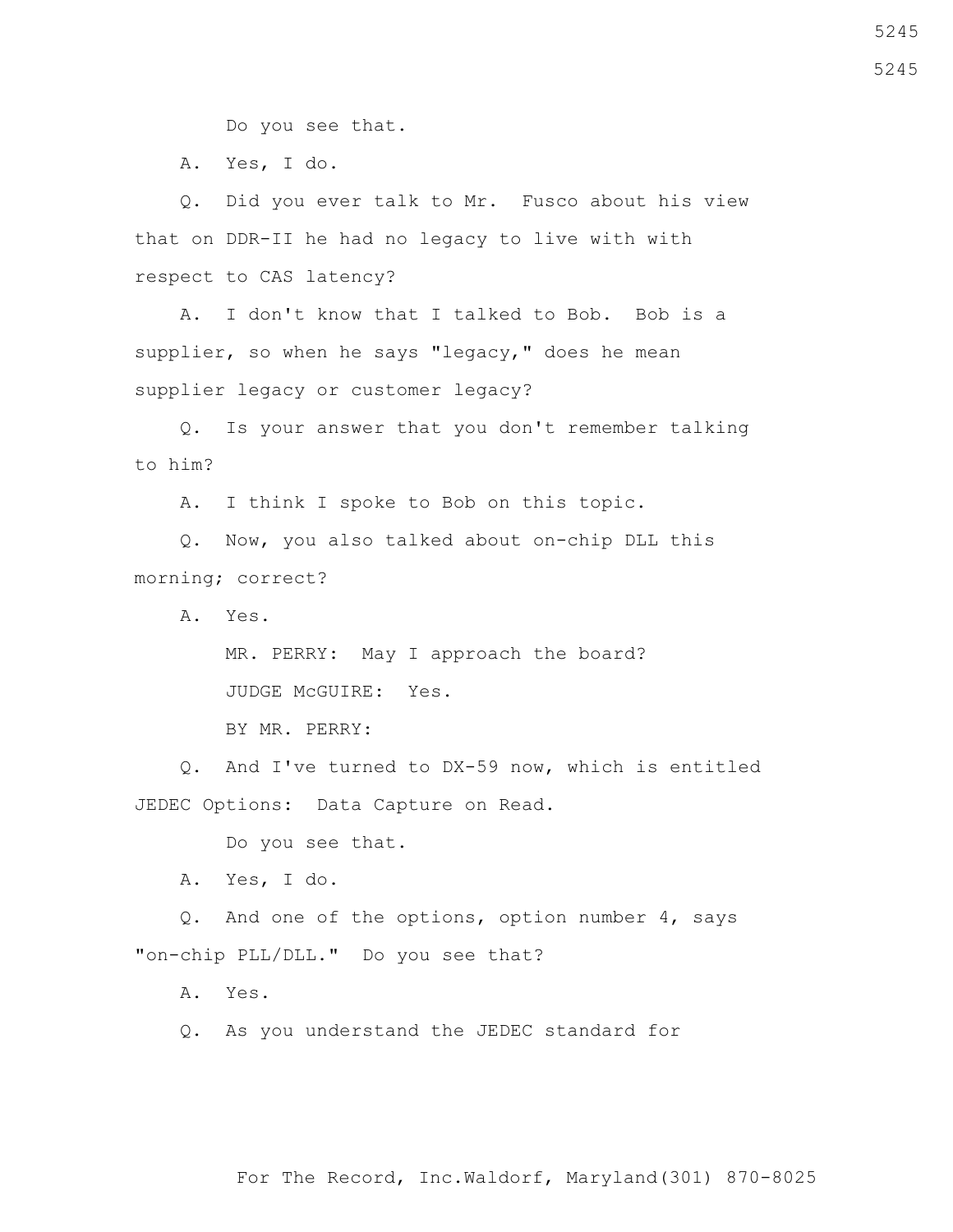Do you see that.

A. Yes, I do.

Q. Did you ever talk to Mr. Fusco about his view that on DDR-II he had no legacy to live with with respect to CAS latency?

A. I don't know that I talked to Bob. Bob is a supplier, so when he says "legacy," does he mean supplier legacy or customer legacy?

Q. Is your answer that you don't remember talking to him?

A. I think I spoke to Bob on this topic.

Q. Now, you also talked about on-chip DLL this morning; correct?

A. Yes.

MR. PERRY: May I approach the board?

JUDGE McGUIRE: Yes.

BY MR. PERRY:

Q. And I've turned to DX-59 now, which is entitled JEDEC Options: Data Capture on Read.

Do you see that.

A. Yes, I do.

Q. And one of the options, option number 4, says "on-chip PLL/DLL." Do you see that?

A. Yes.

Q. As you understand the JEDEC standard for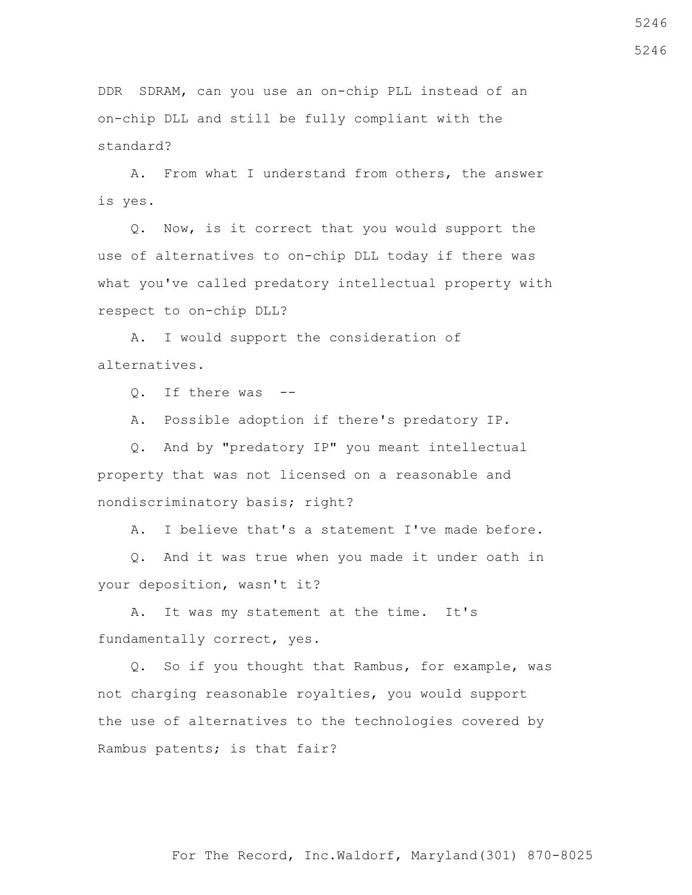DDR SDRAM, can you use an on-chip PLL instead of an on-chip DLL and still be fully compliant with the standard?

A. From what I understand from others, the answer is yes.

Q. Now, is it correct that you would support the use of alternatives to on-chip DLL today if there was what you've called predatory intellectual property with respect to on-chip DLL?

A. I would support the consideration of alternatives.

Q. If there was --

A. Possible adoption if there's predatory IP.

Q. And by "predatory IP" you meant intellectual property that was not licensed on a reasonable and nondiscriminatory basis; right?

A. I believe that's a statement I've made before.

Q. And it was true when you made it under oath in your deposition, wasn't it?

A. It was my statement at the time. It's fundamentally correct, yes.

Q. So if you thought that Rambus, for example, was not charging reasonable royalties, you would support the use of alternatives to the technologies covered by Rambus patents; is that fair?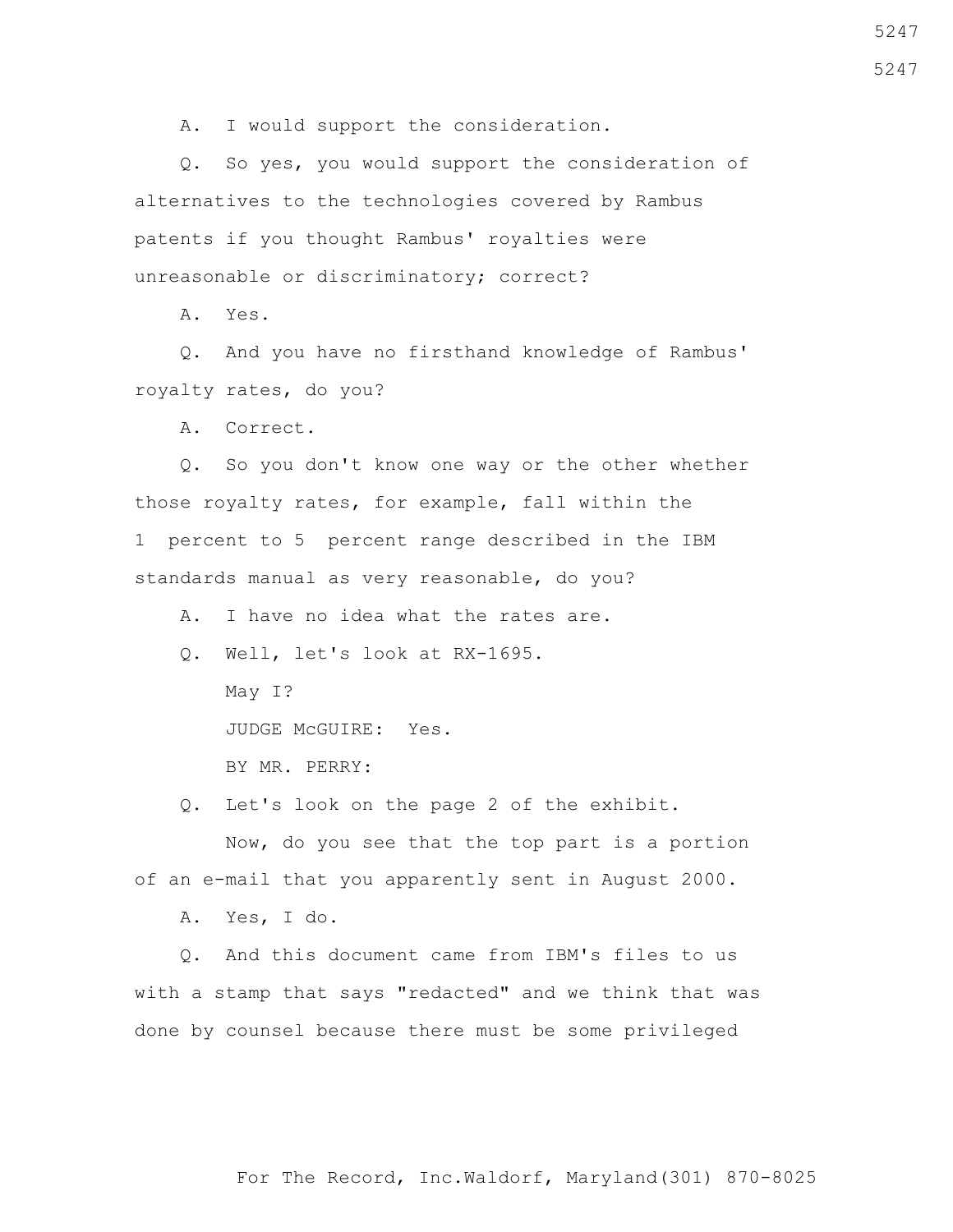A. I would support the consideration.

Q. So yes, you would support the consideration of alternatives to the technologies covered by Rambus patents if you thought Rambus' royalties were unreasonable or discriminatory; correct?

A. Yes.

Q. And you have no firsthand knowledge of Rambus' royalty rates, do you?

A. Correct.

Q. So you don't know one way or the other whether those royalty rates, for example, fall within the 1 percent to 5 percent range described in the IBM standards manual as very reasonable, do you?

A. I have no idea what the rates are.

Q. Well, let's look at RX-1695.

May I?

JUDGE McGUIRE: Yes.

BY MR. PERRY:

Q. Let's look on the page 2 of the exhibit.

Now, do you see that the top part is a portion of an e-mail that you apparently sent in August 2000.

A. Yes, I do.

Q. And this document came from IBM's files to us with a stamp that says "redacted" and we think that was done by counsel because there must be some privileged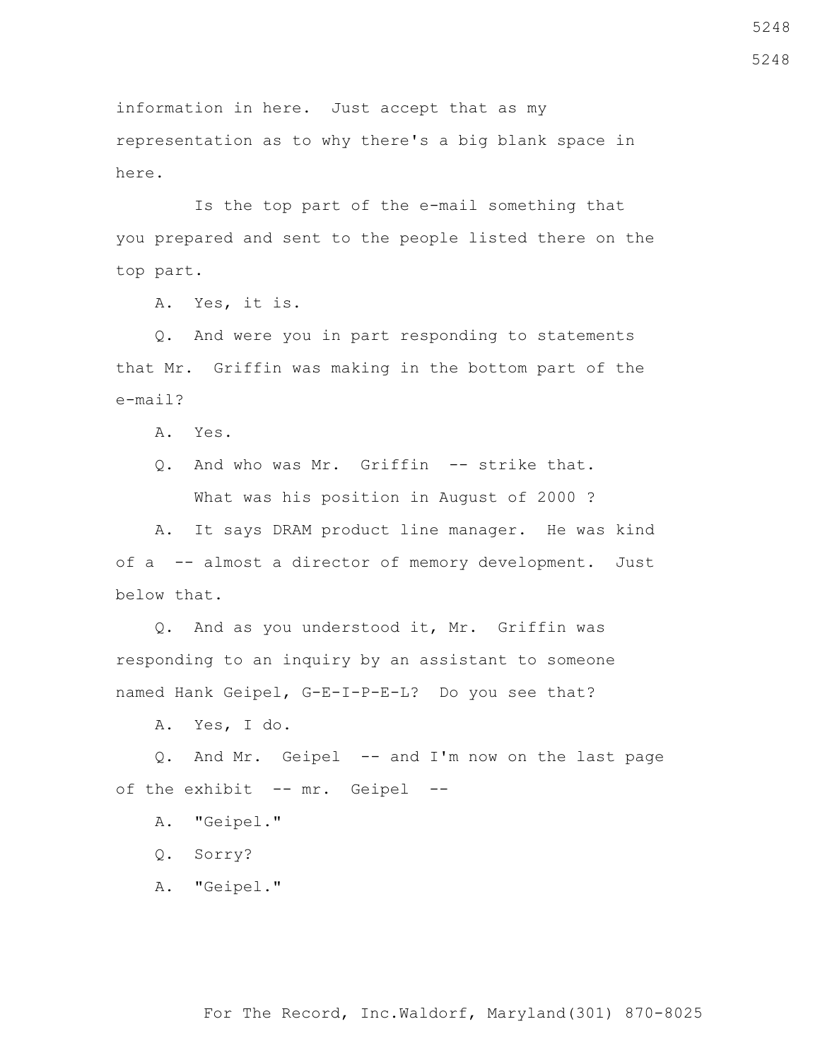information in here. Just accept that as my representation as to why there's a big blank space in here.

Is the top part of the e-mail something that you prepared and sent to the people listed there on the top part.

A. Yes, it is.

Q. And were you in part responding to statements that Mr. Griffin was making in the bottom part of the e-mail?

A. Yes.

Q. And who was Mr. Griffin -- strike that.

What was his position in August of 2000 ?

A. It says DRAM product line manager. He was kind of a -- almost a director of memory development. Just below that.

Q. And as you understood it, Mr. Griffin was responding to an inquiry by an assistant to someone named Hank Geipel, G-E-I-P-E-L? Do you see that?

A. Yes, I do.

Q. And Mr. Geipel -- and I'm now on the last page of the exhibit -- mr. Geipel --

A. "Geipel."

Q. Sorry?

A. "Geipel."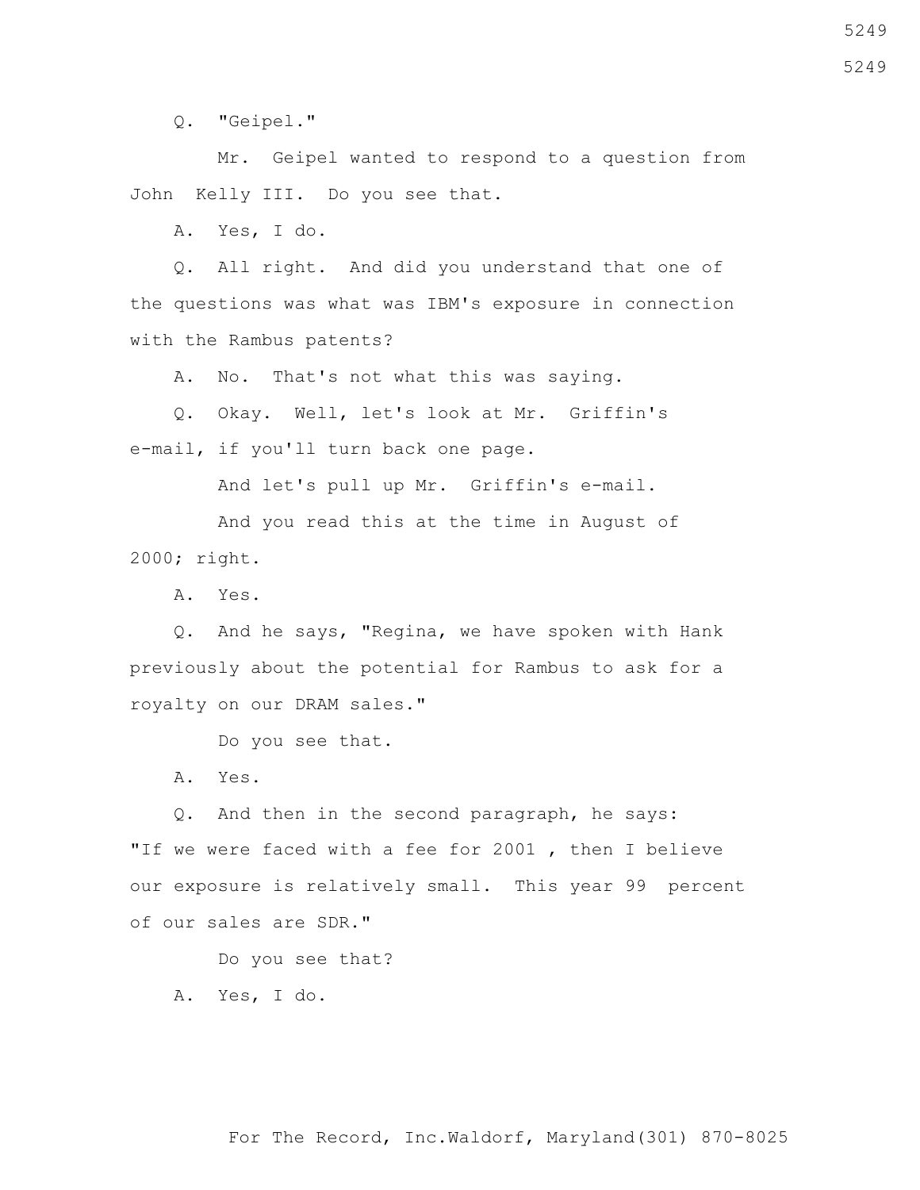Q. "Geipel."

Mr. Geipel wanted to respond to a question from John Kelly III. Do you see that.

A. Yes, I do.

Q. All right. And did you understand that one of the questions was what was IBM's exposure in connection with the Rambus patents?

A. No. That's not what this was saying.

Q. Okay. Well, let's look at Mr. Griffin's e-mail, if you'll turn back one page.

And let's pull up Mr. Griffin's e-mail.

And you read this at the time in August of 2000; right.

A. Yes.

Q. And he says, "Regina, we have spoken with Hank previously about the potential for Rambus to ask for a royalty on our DRAM sales."

Do you see that.

A. Yes.

Q. And then in the second paragraph, he says: "If we were faced with a fee for 2001 , then I believe our exposure is relatively small. This year 99 percent of our sales are SDR."

Do you see that?

A. Yes, I do.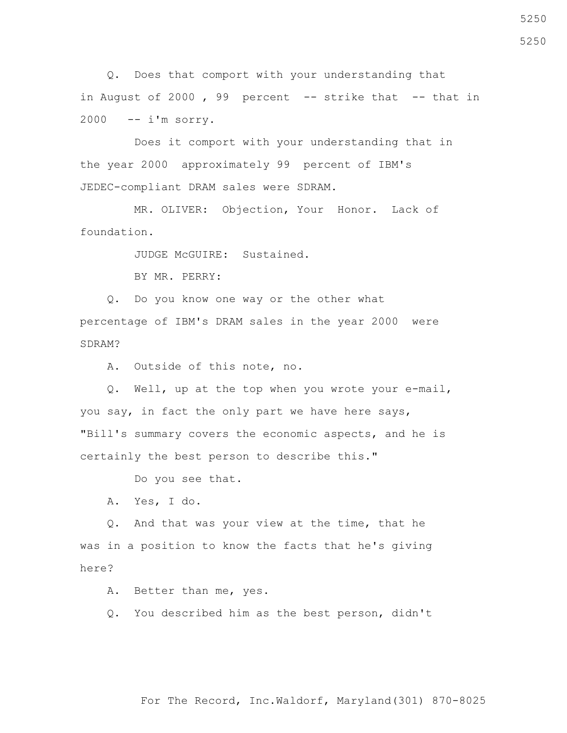Q. Does that comport with your understanding that in August of 2000 , 99 percent -- strike that -- that in 2000 -- i'm sorry.

Does it comport with your understanding that in the year 2000 approximately 99 percent of IBM's JEDEC-compliant DRAM sales were SDRAM.

MR. OLIVER: Objection, Your Honor. Lack of foundation.

JUDGE McGUIRE: Sustained.

BY MR. PERRY:

Q. Do you know one way or the other what percentage of IBM's DRAM sales in the year 2000 were SDRAM?

A. Outside of this note, no.

Q. Well, up at the top when you wrote your e-mail, you say, in fact the only part we have here says, "Bill's summary covers the economic aspects, and he is certainly the best person to describe this."

Do you see that.

A. Yes, I do.

Q. And that was your view at the time, that he was in a position to know the facts that he's giving here?

A. Better than me, yes.

Q. You described him as the best person, didn't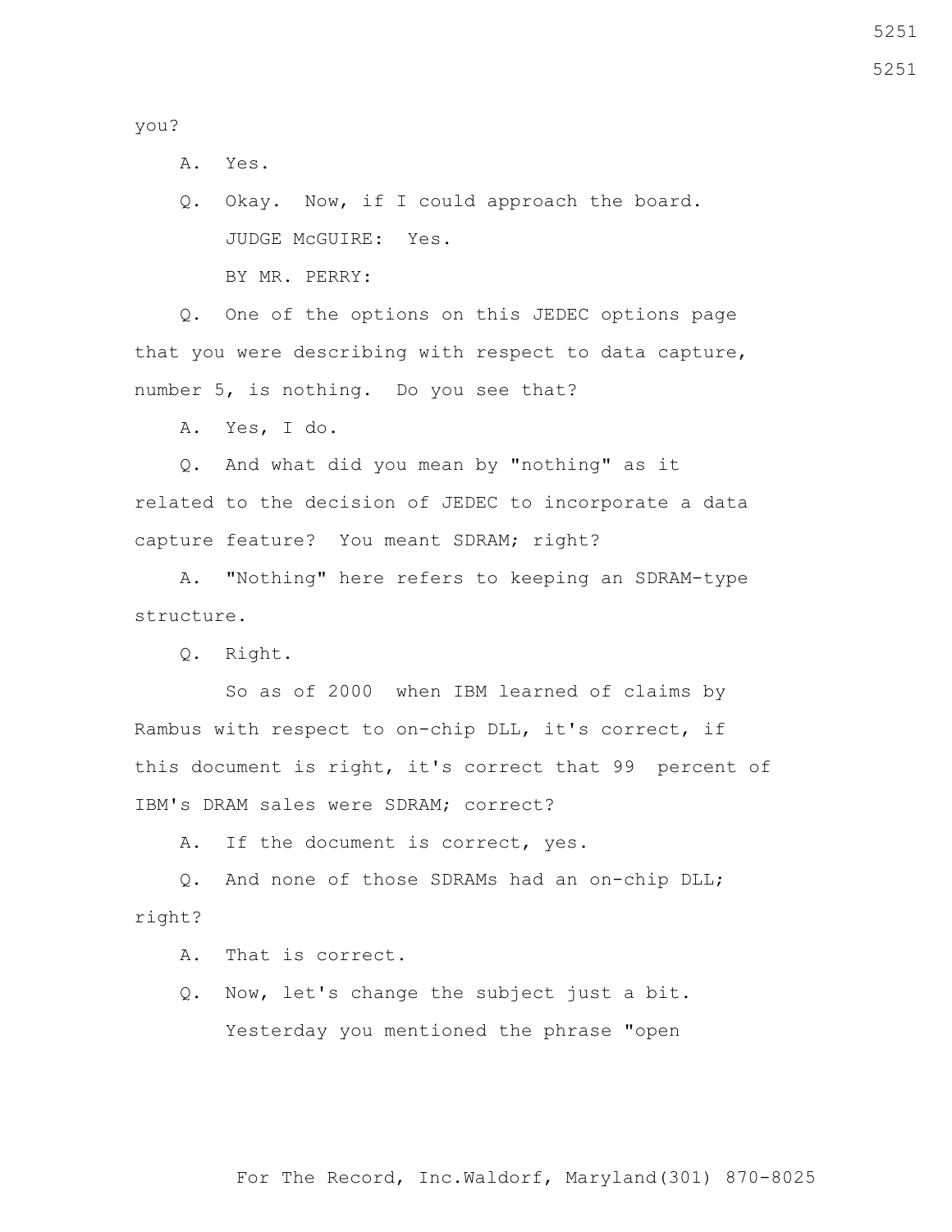you?

A. Yes.

Q. Okay. Now, if I could approach the board.

JUDGE McGUIRE: Yes.

BY MR. PERRY:

Q. One of the options on this JEDEC options page that you were describing with respect to data capture, number 5, is nothing. Do you see that?

A. Yes, I do.

Q. And what did you mean by "nothing" as it related to the decision of JEDEC to incorporate a data capture feature? You meant SDRAM; right?

A. "Nothing" here refers to keeping an SDRAM-type structure.

Q. Right.

So as of 2000 when IBM learned of claims by Rambus with respect to on-chip DLL, it's correct, if this document is right, it's correct that 99 percent of IBM's DRAM sales were SDRAM; correct?

A. If the document is correct, yes.

Q. And none of those SDRAMs had an on-chip DLL; right?

A. That is correct.

Q. Now, let's change the subject just a bit.

Yesterday you mentioned the phrase "open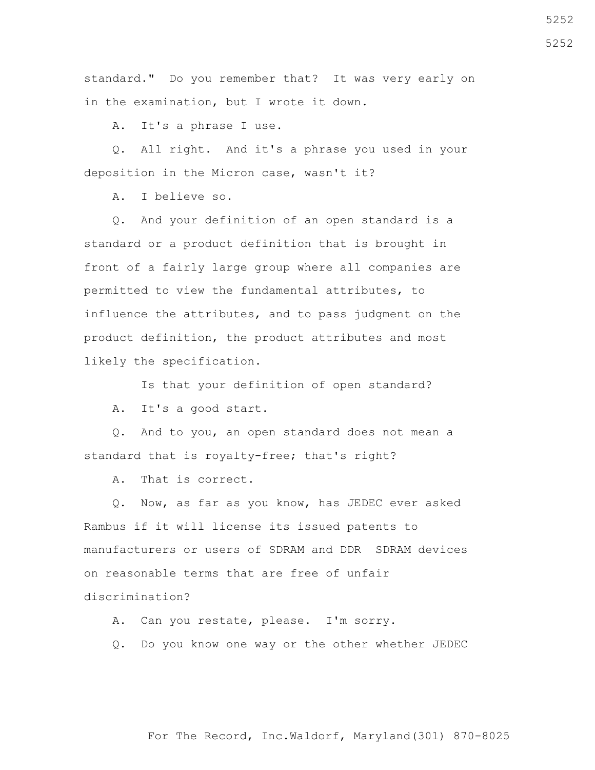standard." Do you remember that? It was very early on in the examination, but I wrote it down.

A. It's a phrase I use.

Q. All right. And it's a phrase you used in your deposition in the Micron case, wasn't it?

A. I believe so.

Q. And your definition of an open standard is a standard or a product definition that is brought in front of a fairly large group where all companies are permitted to view the fundamental attributes, to influence the attributes, and to pass judgment on the product definition, the product attributes and most likely the specification.

Is that your definition of open standard?

A. It's a good start.

Q. And to you, an open standard does not mean a standard that is royalty-free; that's right?

A. That is correct.

Q. Now, as far as you know, has JEDEC ever asked Rambus if it will license its issued patents to manufacturers or users of SDRAM and DDR SDRAM devices on reasonable terms that are free of unfair discrimination?

A. Can you restate, please. I'm sorry.

Q. Do you know one way or the other whether JEDEC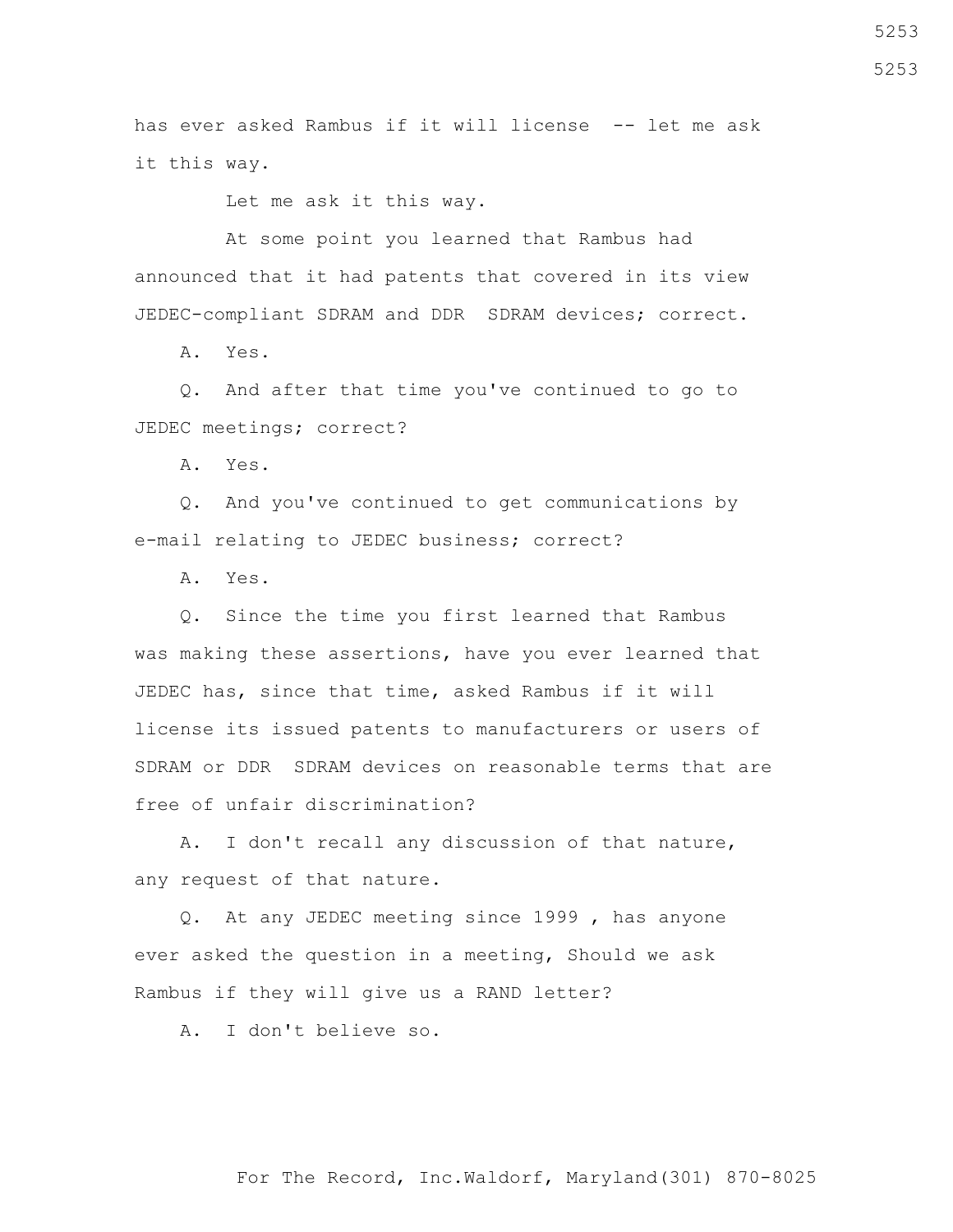has ever asked Rambus if it will license -- let me ask it this way.

Let me ask it this way.

At some point you learned that Rambus had announced that it had patents that covered in its view JEDEC-compliant SDRAM and DDR SDRAM devices; correct.

A. Yes.

Q. And after that time you've continued to go to JEDEC meetings; correct?

A. Yes.

Q. And you've continued to get communications by e-mail relating to JEDEC business; correct?

A. Yes.

Q. Since the time you first learned that Rambus was making these assertions, have you ever learned that JEDEC has, since that time, asked Rambus if it will license its issued patents to manufacturers or users of SDRAM or DDR SDRAM devices on reasonable terms that are free of unfair discrimination?

A. I don't recall any discussion of that nature, any request of that nature.

Q. At any JEDEC meeting since 1999 , has anyone ever asked the question in a meeting, Should we ask Rambus if they will give us a RAND letter?

A. I don't believe so.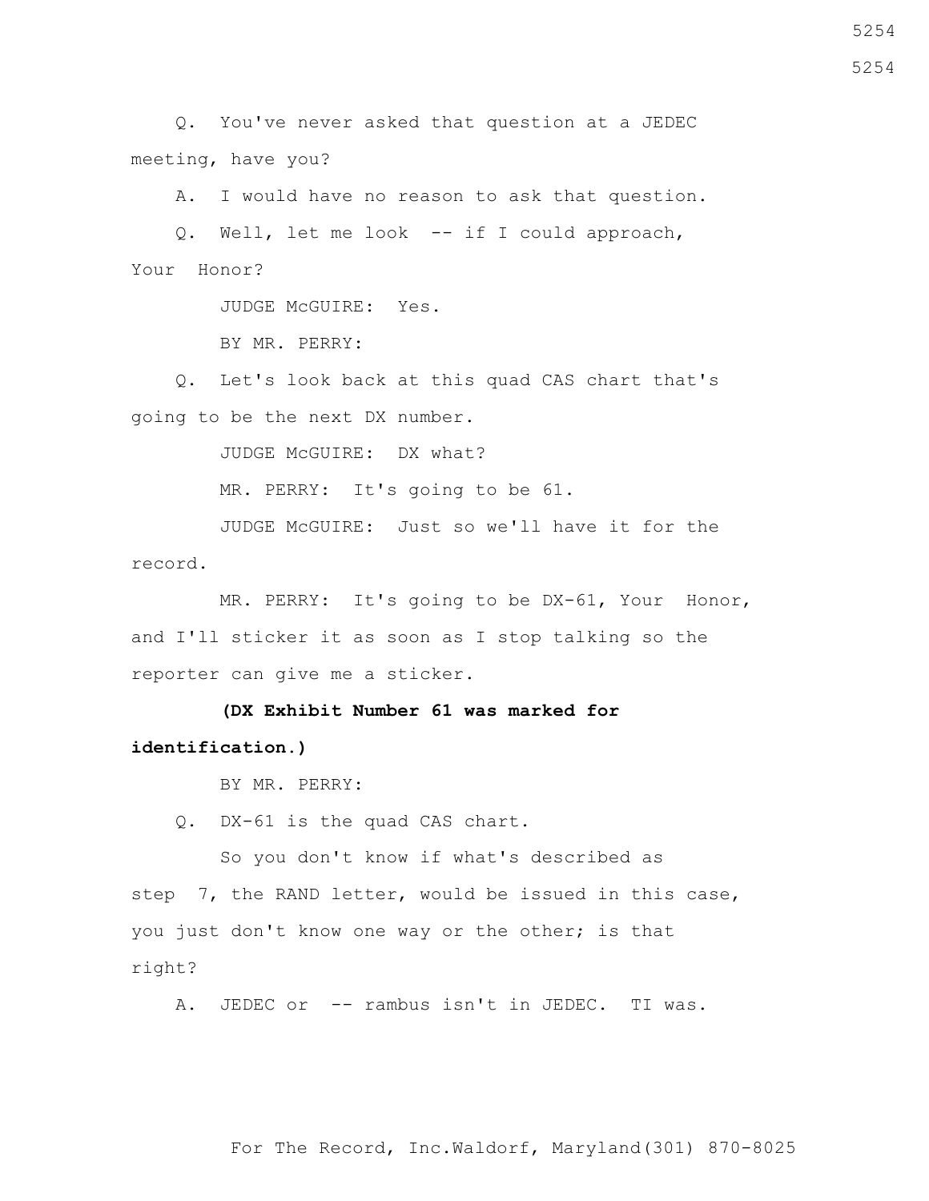Q. You've never asked that question at a JEDEC meeting, have you?

A. I would have no reason to ask that question.

Q. Well, let me look -- if I could approach, Your Honor?

JUDGE McGUIRE: Yes.

BY MR. PERRY:

Q. Let's look back at this quad CAS chart that's going to be the next DX number.

JUDGE McGUIRE: DX what?

MR. PERRY: It's going to be 61.

JUDGE McGUIRE: Just so we'll have it for the record.

MR. PERRY: It's going to be DX-61, Your Honor, and I'll sticker it as soon as I stop talking so the reporter can give me a sticker.

**(DX Exhibit Number 61 was marked for identification.)**

BY MR. PERRY:

Q. DX-61 is the quad CAS chart.

So you don't know if what's described as step 7, the RAND letter, would be issued in this case, you just don't know one way or the other; is that right?

A. JEDEC or -- rambus isn't in JEDEC. TI was.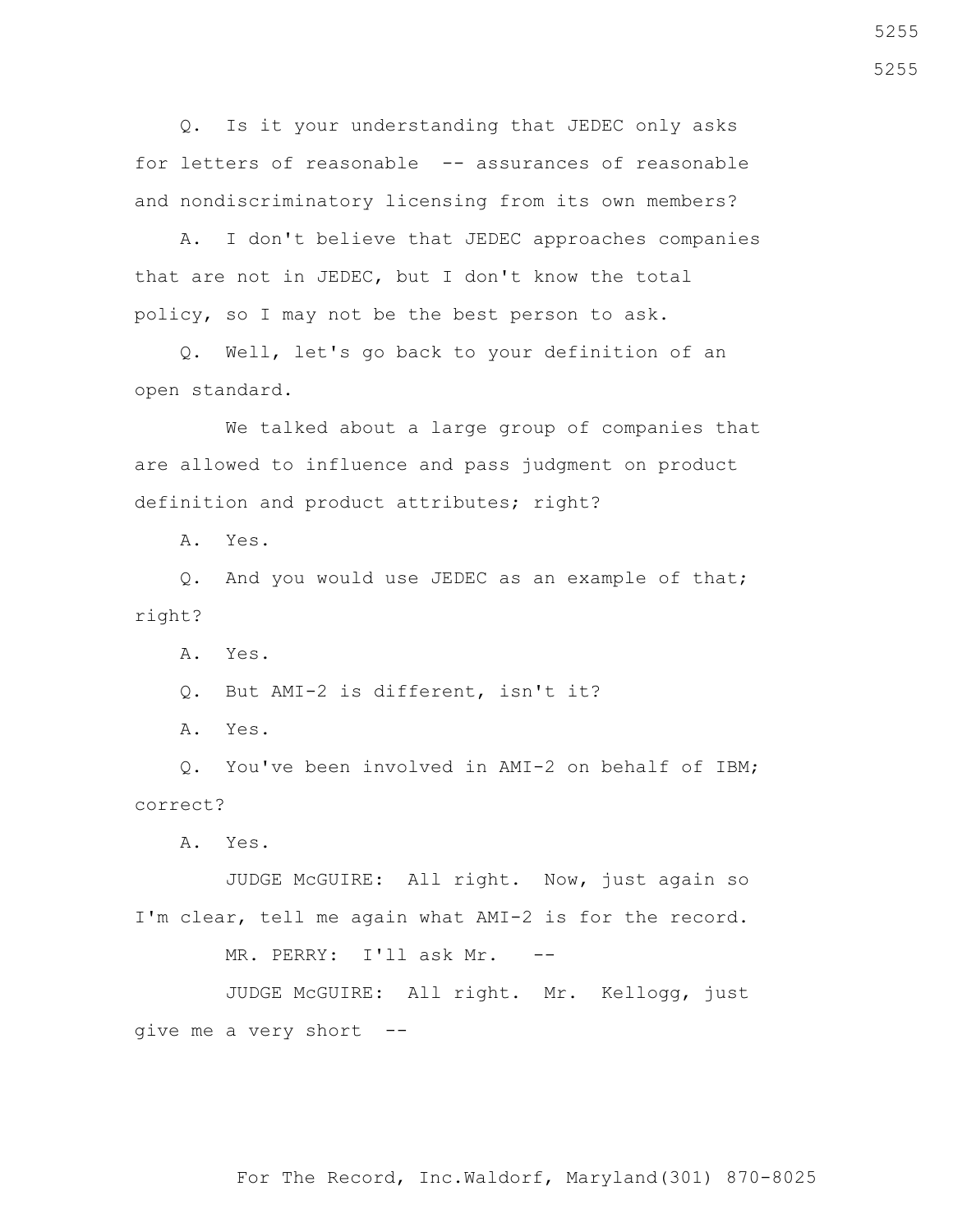Q. Is it your understanding that JEDEC only asks for letters of reasonable -- assurances of reasonable and nondiscriminatory licensing from its own members?

A. I don't believe that JEDEC approaches companies that are not in JEDEC, but I don't know the total policy, so I may not be the best person to ask.

Q. Well, let's go back to your definition of an open standard.

We talked about a large group of companies that are allowed to influence and pass judgment on product definition and product attributes; right?

A. Yes.

Q. And you would use JEDEC as an example of that; right?

A. Yes.

Q. But AMI-2 is different, isn't it?

A. Yes.

Q. You've been involved in AMI-2 on behalf of IBM; correct?

A. Yes.

JUDGE McGUIRE: All right. Now, just again so I'm clear, tell me again what AMI-2 is for the record.

MR. PERRY: I'll ask Mr. --

JUDGE McGUIRE: All right. Mr. Kellogg, just give me a very short --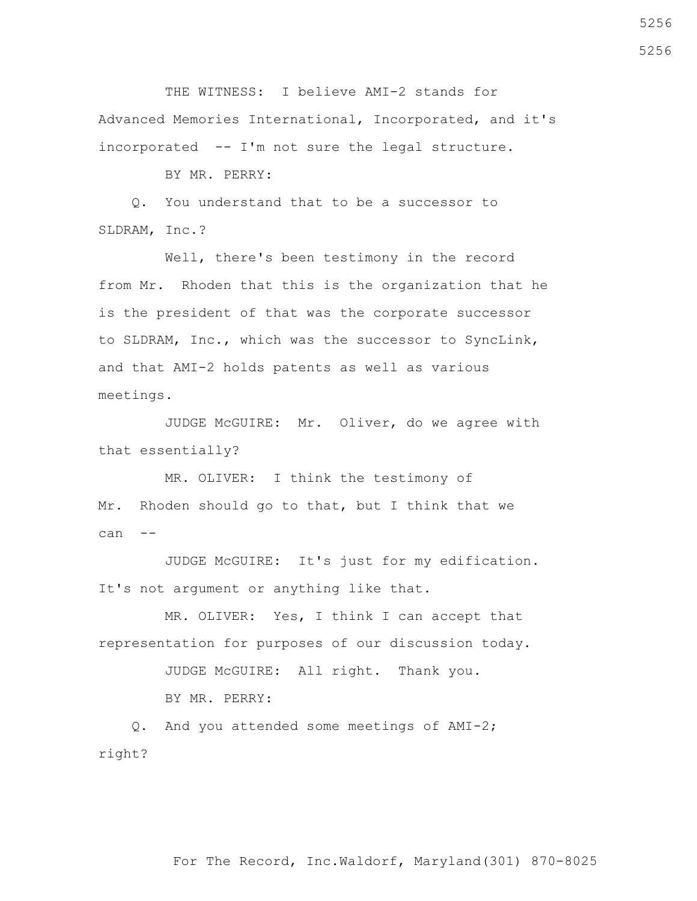THE WITNESS: I believe AMI-2 stands for Advanced Memories International, Incorporated, and it's incorporated -- I'm not sure the legal structure.

BY MR. PERRY:

Q. You understand that to be a successor to SLDRAM, Inc.?

Well, there's been testimony in the record from Mr. Rhoden that this is the organization that he is the president of that was the corporate successor to SLDRAM, Inc., which was the successor to SyncLink, and that AMI-2 holds patents as well as various meetings.

JUDGE McGUIRE: Mr. Oliver, do we agree with that essentially?

MR. OLIVER: I think the testimony of Mr. Rhoden should go to that, but I think that we can --

JUDGE McGUIRE: It's just for my edification. It's not argument or anything like that.

MR. OLIVER: Yes, I think I can accept that representation for purposes of our discussion today.

JUDGE McGUIRE: All right. Thank you.

BY MR. PERRY:

Q. And you attended some meetings of AMI-2; right?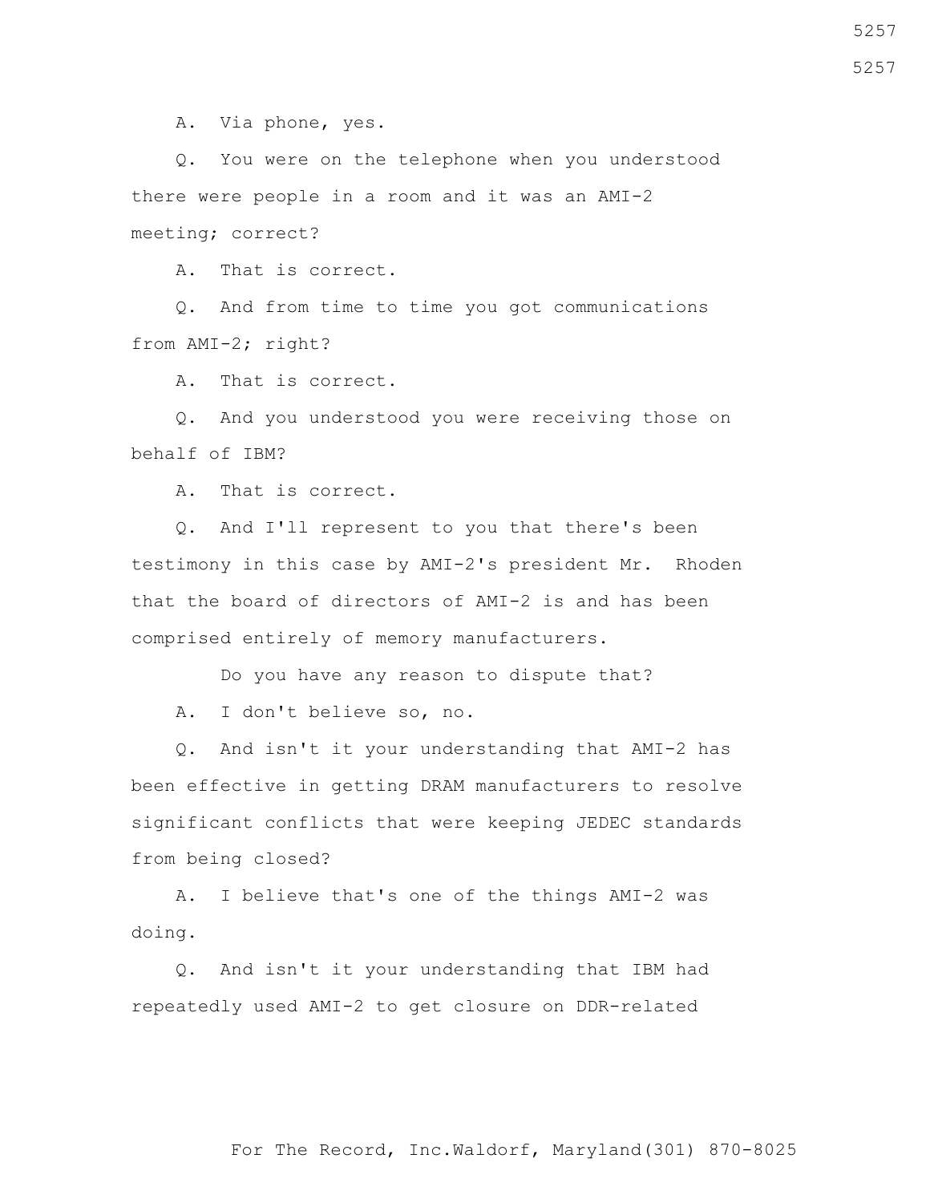A. Via phone, yes.

Q. You were on the telephone when you understood there were people in a room and it was an AMI-2 meeting; correct?

A. That is correct.

Q. And from time to time you got communications from AMI-2; right?

A. That is correct.

Q. And you understood you were receiving those on behalf of IBM?

A. That is correct.

Q. And I'll represent to you that there's been testimony in this case by AMI-2's president Mr. Rhoden that the board of directors of AMI-2 is and has been comprised entirely of memory manufacturers.

Do you have any reason to dispute that?

A. I don't believe so, no.

Q. And isn't it your understanding that AMI-2 has been effective in getting DRAM manufacturers to resolve significant conflicts that were keeping JEDEC standards from being closed?

A. I believe that's one of the things AMI-2 was doing.

Q. And isn't it your understanding that IBM had repeatedly used AMI-2 to get closure on DDR-related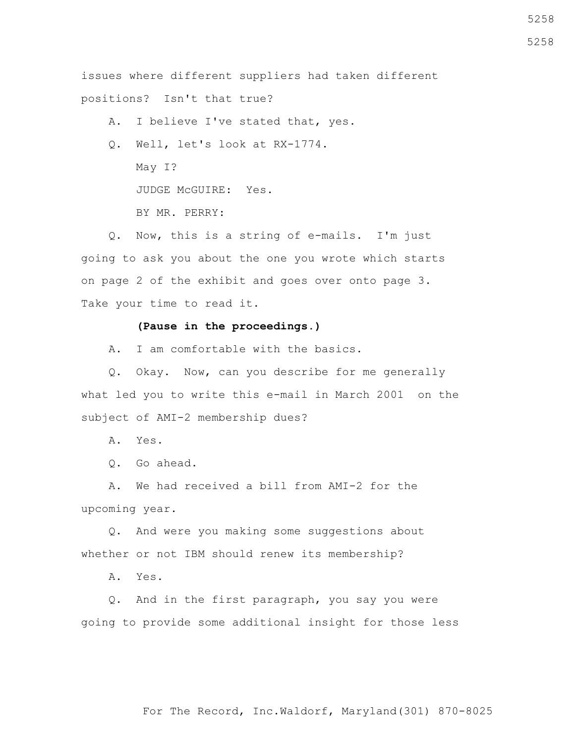issues where different suppliers had taken different positions? Isn't that true?

A. I believe I've stated that, yes.

Q. Well, let's look at RX-1774.

May I?

JUDGE McGUIRE: Yes.

BY MR. PERRY:

Q. Now, this is a string of e-mails. I'm just going to ask you about the one you wrote which starts on page 2 of the exhibit and goes over onto page 3. Take your time to read it.

**(Pause in the proceedings.)**

A. I am comfortable with the basics.

Q. Okay. Now, can you describe for me generally what led you to write this e-mail in March 2001 on the subject of AMI-2 membership dues?

A. Yes.

Q. Go ahead.

A. We had received a bill from AMI-2 for the upcoming year.

Q. And were you making some suggestions about whether or not IBM should renew its membership?

A. Yes.

Q. And in the first paragraph, you say you were going to provide some additional insight for those less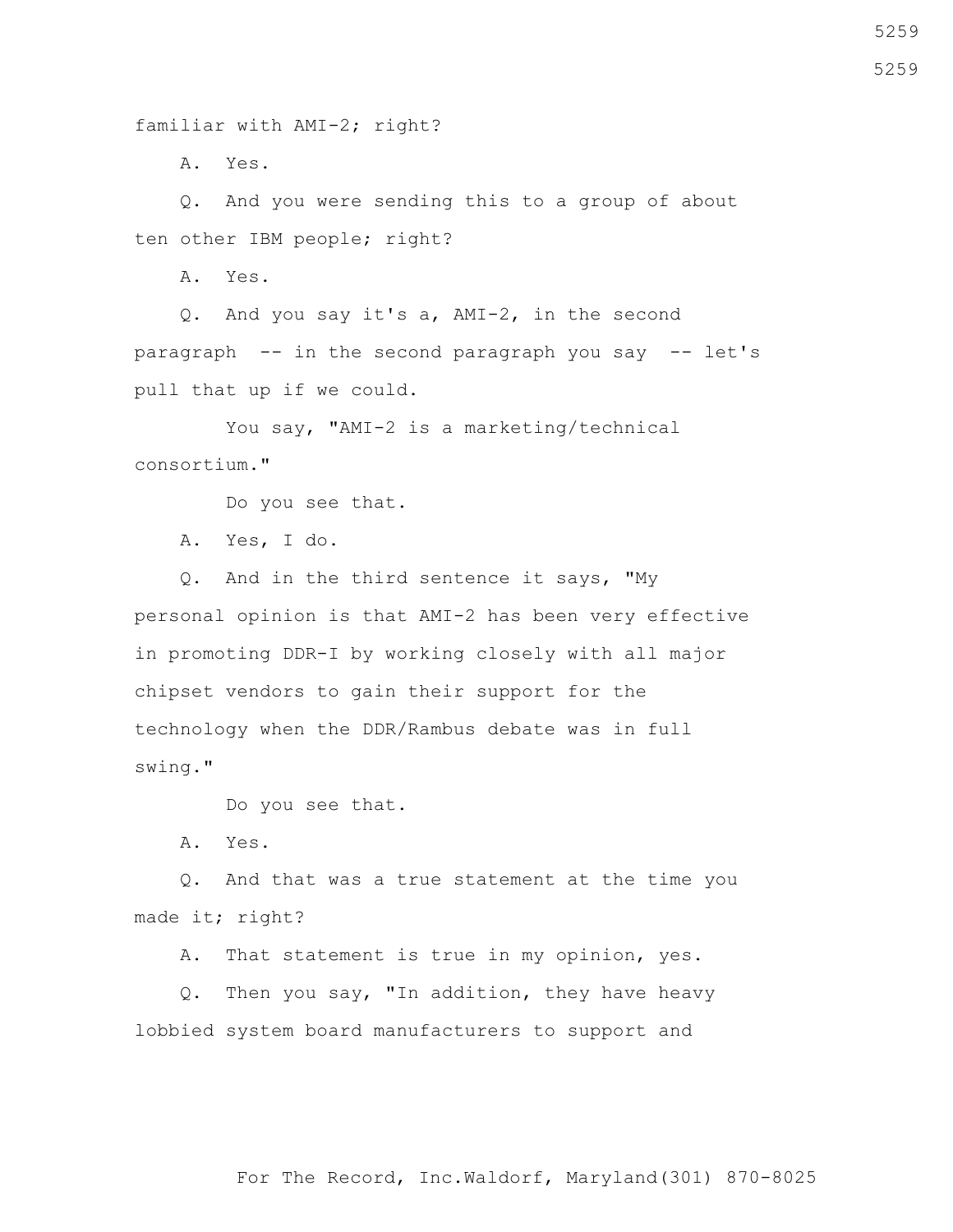familiar with AMI-2; right?

A. Yes.

Q. And you were sending this to a group of about ten other IBM people; right?

A. Yes.

Q. And you say it's a, AMI-2, in the second paragraph -- in the second paragraph you say -- let's pull that up if we could.

You say, "AMI-2 is a marketing/technical consortium."

Do you see that.

A. Yes, I do.

Q. And in the third sentence it says, "My personal opinion is that AMI-2 has been very effective in promoting DDR-I by working closely with all major chipset vendors to gain their support for the technology when the DDR/Rambus debate was in full swing."

Do you see that.

A. Yes.

Q. And that was a true statement at the time you made it; right?

A. That statement is true in my opinion, yes.

Q. Then you say, "In addition, they have heavy lobbied system board manufacturers to support and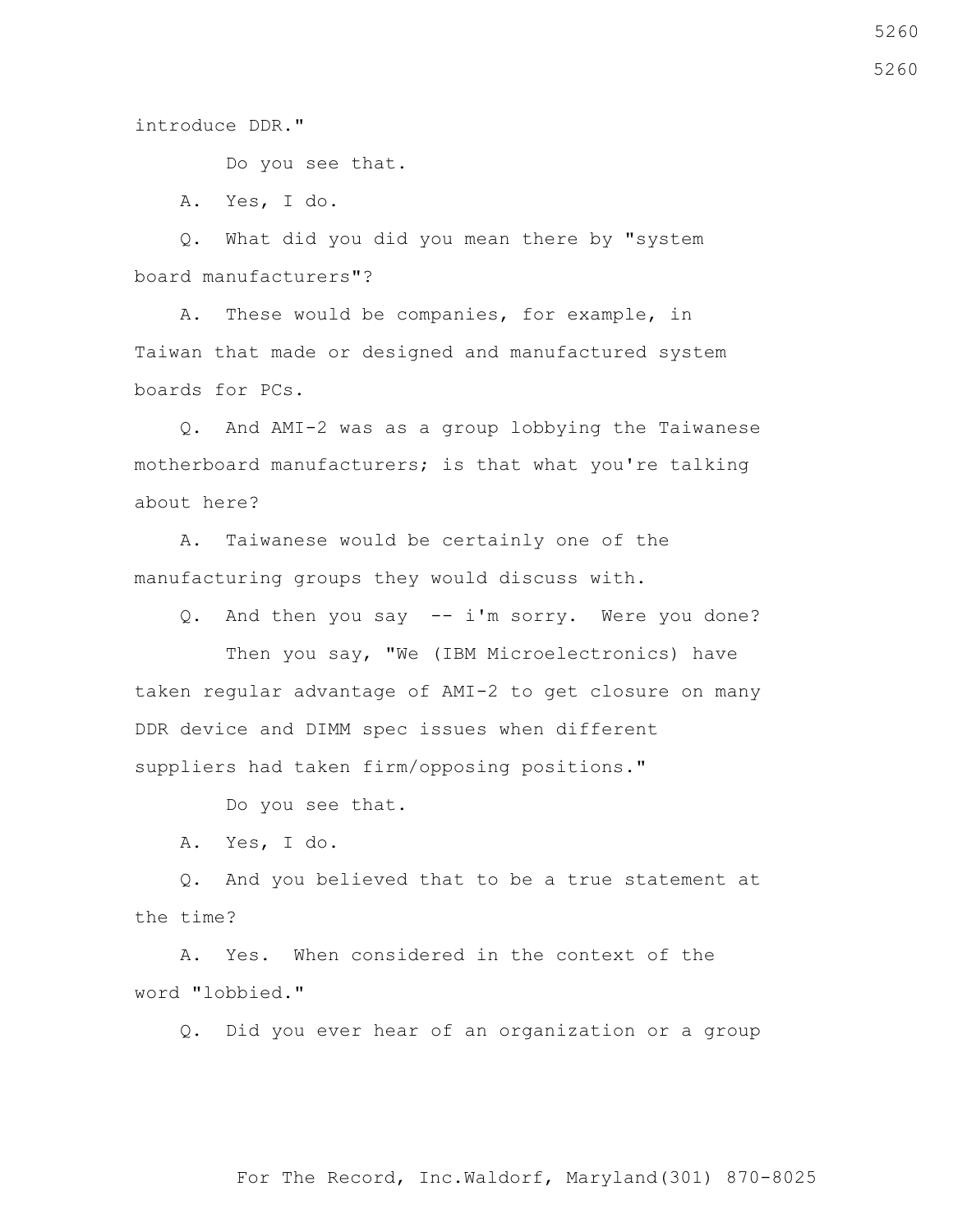introduce DDR."

Do you see that.

A. Yes, I do.

Q. What did you did you mean there by "system board manufacturers"?

A. These would be companies, for example, in Taiwan that made or designed and manufactured system boards for PCs.

Q. And AMI-2 was as a group lobbying the Taiwanese motherboard manufacturers; is that what you're talking about here?

A. Taiwanese would be certainly one of the manufacturing groups they would discuss with.

Q. And then you say -- i'm sorry. Were you done?

Then you say, "We (IBM Microelectronics) have taken regular advantage of AMI-2 to get closure on many DDR device and DIMM spec issues when different suppliers had taken firm/opposing positions."

Do you see that.

A. Yes, I do.

Q. And you believed that to be a true statement at the time?

A. Yes. When considered in the context of the word "lobbied."

Q. Did you ever hear of an organization or a group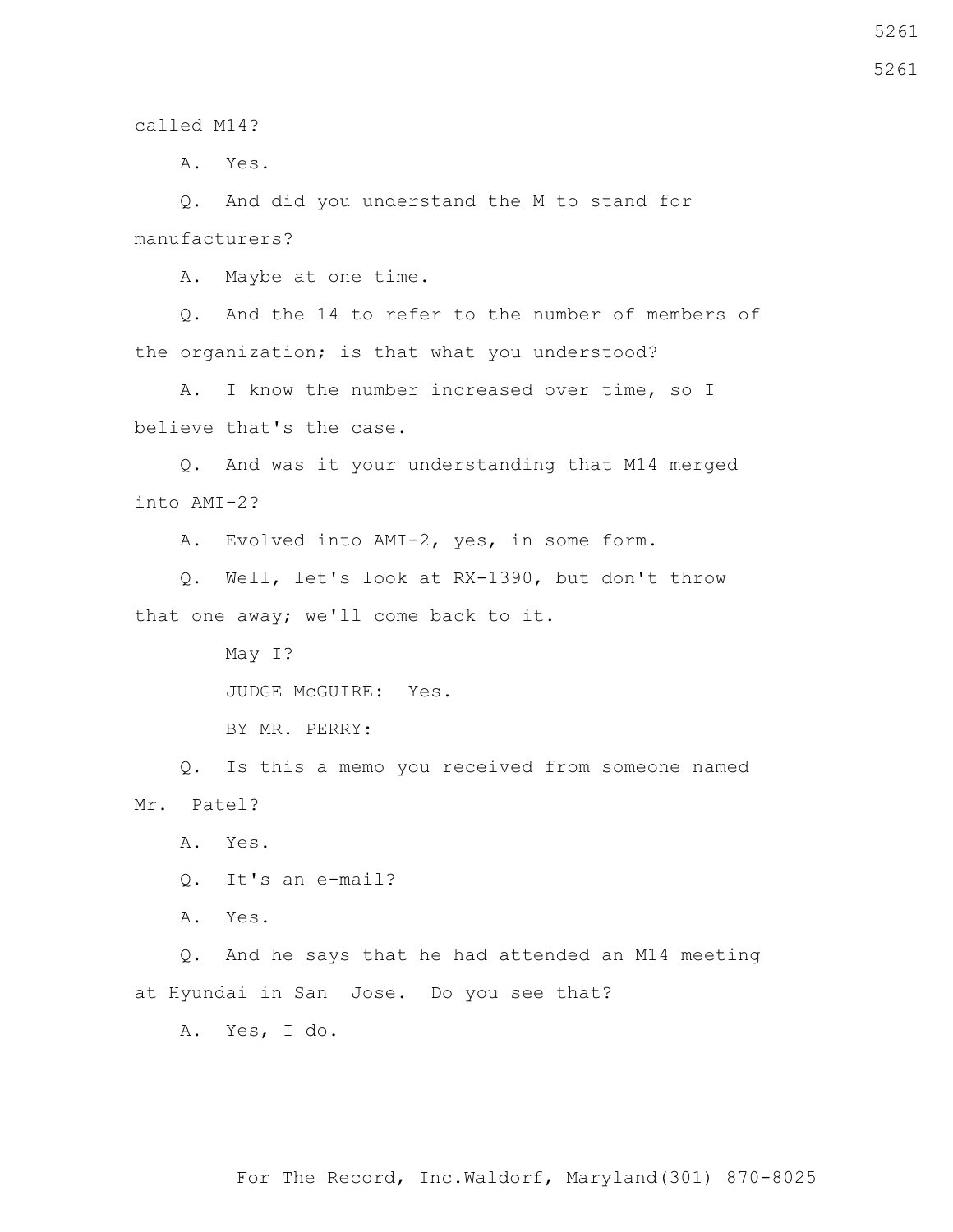called M14?

A. Yes.

Q. And did you understand the M to stand for manufacturers?

A. Maybe at one time.

Q. And the 14 to refer to the number of members of the organization; is that what you understood?

A. I know the number increased over time, so I believe that's the case.

Q. And was it your understanding that M14 merged into AMI-2?

A. Evolved into AMI-2, yes, in some form.

Q. Well, let's look at RX-1390, but don't throw that one away; we'll come back to it.

May I?

JUDGE McGUIRE: Yes.

BY MR. PERRY:

Q. Is this a memo you received from someone named Mr. Patel?

A. Yes.

Q. It's an e-mail?

A. Yes.

Q. And he says that he had attended an M14 meeting at Hyundai in San Jose. Do you see that?

A. Yes, I do.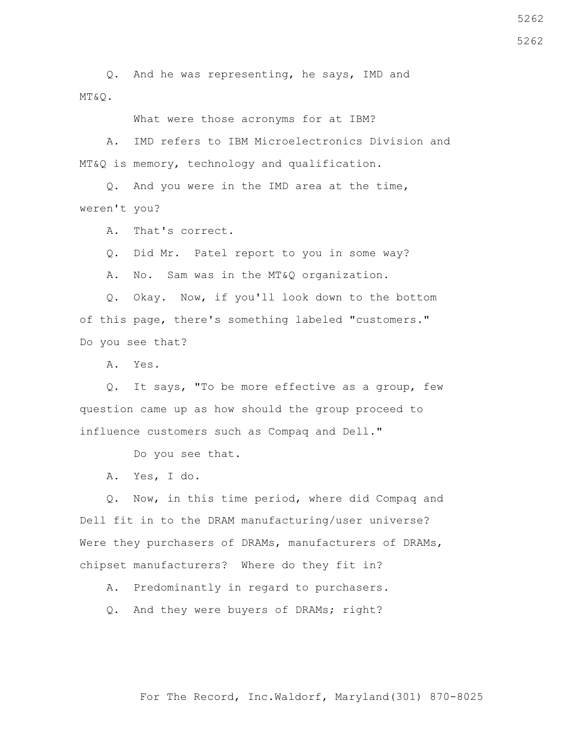Q. And he was representing, he says, IMD and MT&Q.

What were those acronyms for at IBM?

A. IMD refers to IBM Microelectronics Division and MT&Q is memory, technology and qualification.

Q. And you were in the IMD area at the time, weren't you?

A. That's correct.

Q. Did Mr. Patel report to you in some way?

A. No. Sam was in the MT&Q organization.

Q. Okay. Now, if you'll look down to the bottom of this page, there's something labeled "customers." Do you see that?

A. Yes.

Q. It says, "To be more effective as a group, few question came up as how should the group proceed to influence customers such as Compaq and Dell."

Do you see that.

A. Yes, I do.

Q. Now, in this time period, where did Compaq and Dell fit in to the DRAM manufacturing/user universe? Were they purchasers of DRAMs, manufacturers of DRAMs, chipset manufacturers? Where do they fit in?

A. Predominantly in regard to purchasers.

Q. And they were buyers of DRAMs; right?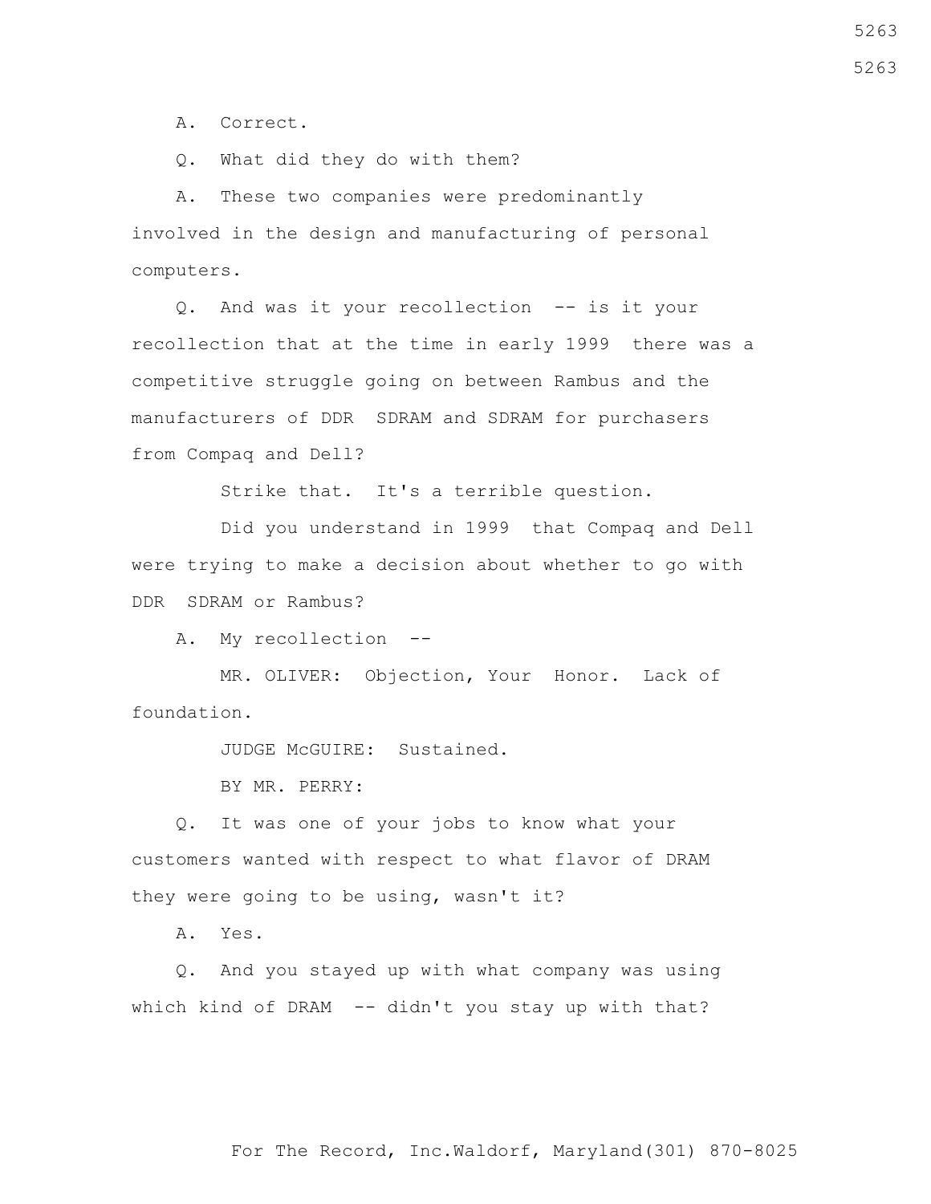A. Correct.

Q. What did they do with them?

A. These two companies were predominantly involved in the design and manufacturing of personal computers.

Q. And was it your recollection -- is it your recollection that at the time in early 1999 there was a competitive struggle going on between Rambus and the manufacturers of DDR SDRAM and SDRAM for purchasers from Compaq and Dell?

Strike that. It's a terrible question.

Did you understand in 1999 that Compaq and Dell were trying to make a decision about whether to go with DDR SDRAM or Rambus?

A. My recollection --

MR. OLIVER: Objection, Your Honor. Lack of foundation.

JUDGE McGUIRE: Sustained.

BY MR. PERRY:

Q. It was one of your jobs to know what your customers wanted with respect to what flavor of DRAM they were going to be using, wasn't it?

A. Yes.

Q. And you stayed up with what company was using which kind of DRAM -- didn't you stay up with that?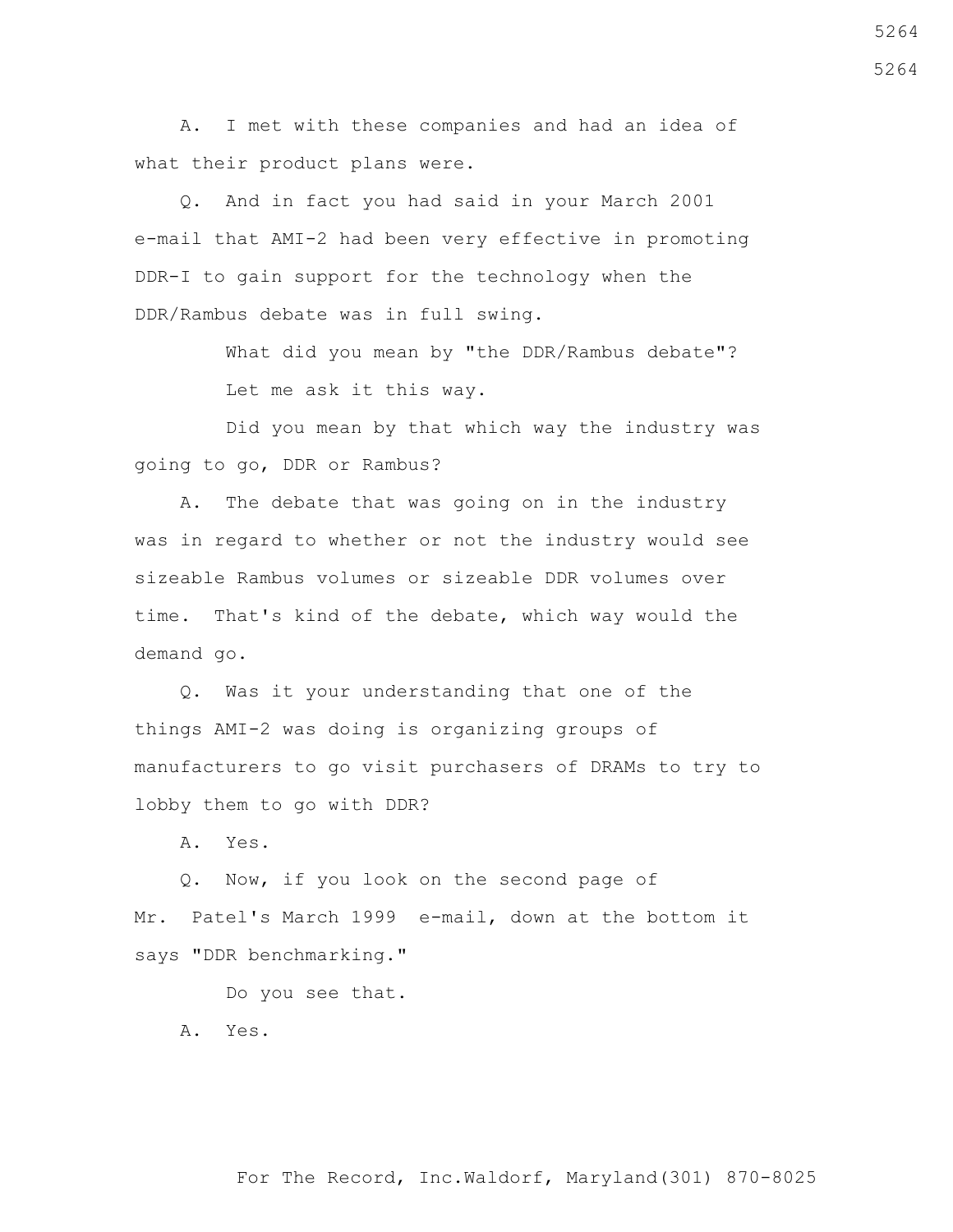A. I met with these companies and had an idea of what their product plans were.

Q. And in fact you had said in your March 2001 e-mail that AMI-2 had been very effective in promoting DDR-I to gain support for the technology when the DDR/Rambus debate was in full swing.

What did you mean by "the DDR/Rambus debate"?

Let me ask it this way.

Did you mean by that which way the industry was going to go, DDR or Rambus?

A. The debate that was going on in the industry was in regard to whether or not the industry would see sizeable Rambus volumes or sizeable DDR volumes over time. That's kind of the debate, which way would the demand go.

Q. Was it your understanding that one of the things AMI-2 was doing is organizing groups of manufacturers to go visit purchasers of DRAMs to try to lobby them to go with DDR?

A. Yes.

Q. Now, if you look on the second page of Mr. Patel's March 1999 e-mail, down at the bottom it says "DDR benchmarking."

Do you see that.

A. Yes.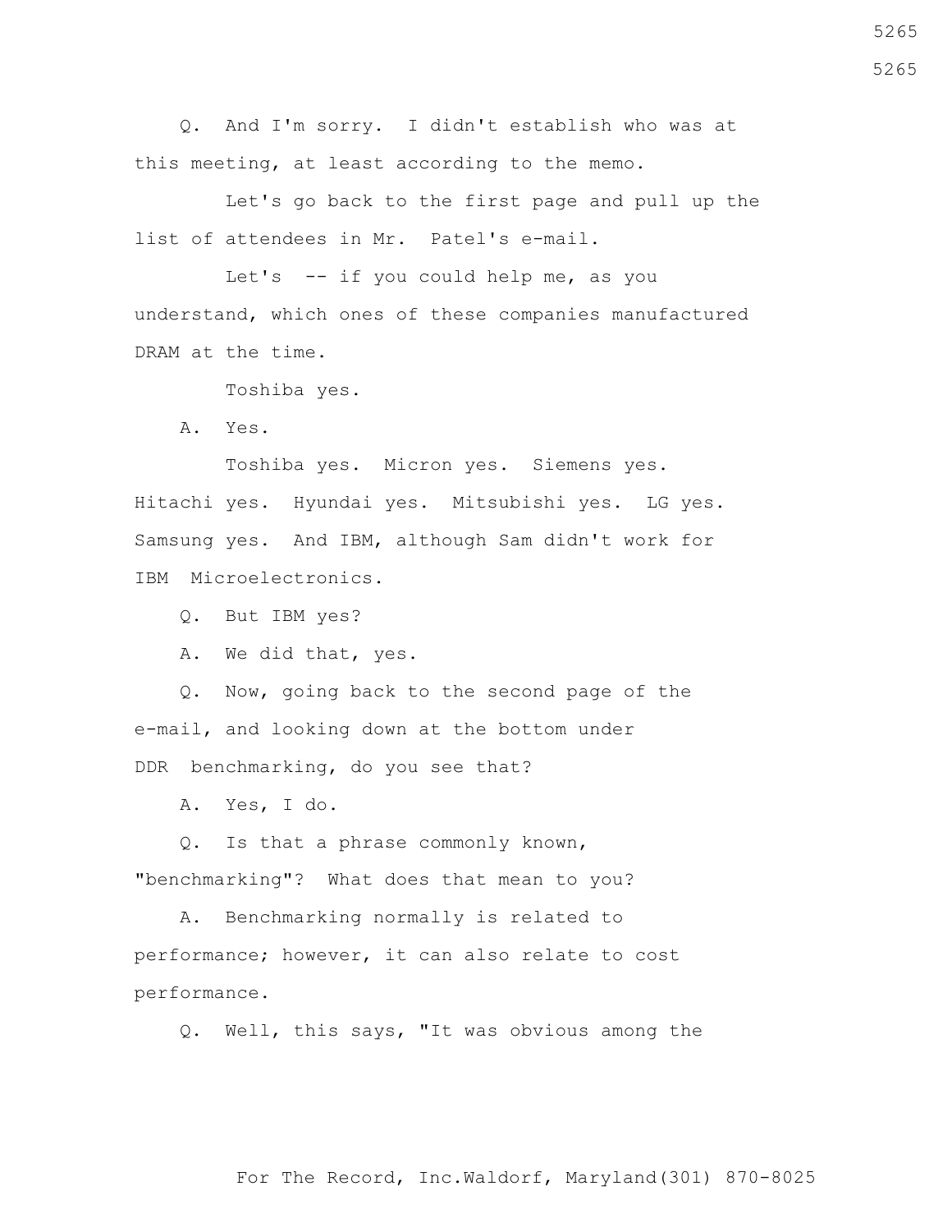Q. And I'm sorry. I didn't establish who was at this meeting, at least according to the memo.

Let's go back to the first page and pull up the list of attendees in Mr. Patel's e-mail.

Let's -- if you could help me, as you understand, which ones of these companies manufactured DRAM at the time.

Toshiba yes.

A. Yes.

Toshiba yes. Micron yes. Siemens yes. Hitachi yes. Hyundai yes. Mitsubishi yes. LG yes. Samsung yes. And IBM, although Sam didn't work for IBM Microelectronics.

Q. But IBM yes?

A. We did that, yes.

Q. Now, going back to the second page of the e-mail, and looking down at the bottom under DDR benchmarking, do you see that?

A. Yes, I do.

Q. Is that a phrase commonly known, "benchmarking"? What does that mean to you?

A. Benchmarking normally is related to performance; however, it can also relate to cost performance.

Q. Well, this says, "It was obvious among the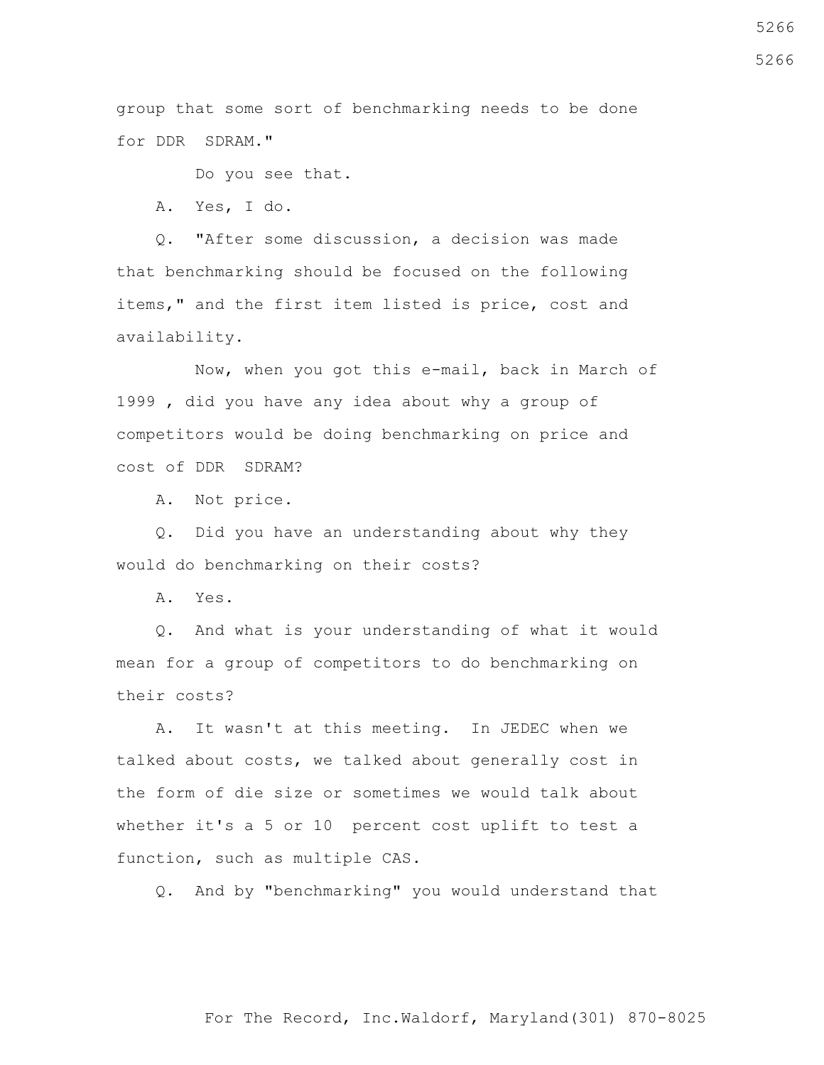group that some sort of benchmarking needs to be done for DDR SDRAM."

Do you see that.

A. Yes, I do.

Q. "After some discussion, a decision was made that benchmarking should be focused on the following items," and the first item listed is price, cost and availability.

Now, when you got this e-mail, back in March of 1999 , did you have any idea about why a group of competitors would be doing benchmarking on price and cost of DDR SDRAM?

A. Not price.

Q. Did you have an understanding about why they would do benchmarking on their costs?

A. Yes.

Q. And what is your understanding of what it would mean for a group of competitors to do benchmarking on their costs?

A. It wasn't at this meeting. In JEDEC when we talked about costs, we talked about generally cost in the form of die size or sometimes we would talk about whether it's a 5 or 10 percent cost uplift to test a function, such as multiple CAS.

Q. And by "benchmarking" you would understand that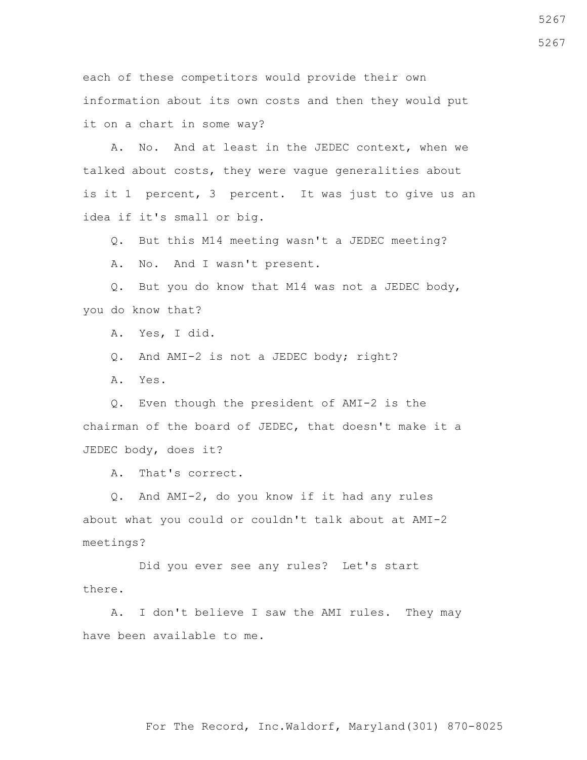each of these competitors would provide their own information about its own costs and then they would put it on a chart in some way?

A. No. And at least in the JEDEC context, when we talked about costs, they were vague generalities about is it 1 percent, 3 percent. It was just to give us an idea if it's small or big.

Q. But this M14 meeting wasn't a JEDEC meeting?

A. No. And I wasn't present.

Q. But you do know that M14 was not a JEDEC body, you do know that?

A. Yes, I did.

Q. And AMI-2 is not a JEDEC body; right?

A. Yes.

Q. Even though the president of AMI-2 is the chairman of the board of JEDEC, that doesn't make it a JEDEC body, does it?

A. That's correct.

Q. And AMI-2, do you know if it had any rules about what you could or couldn't talk about at AMI-2 meetings?

Did you ever see any rules? Let's start there.

A. I don't believe I saw the AMI rules. They may have been available to me.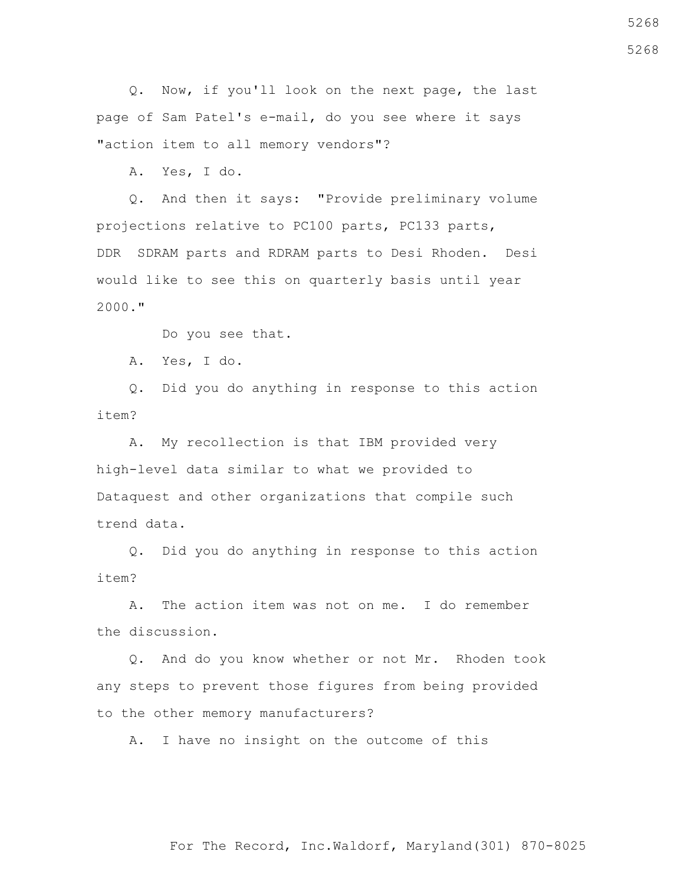Q. Now, if you'll look on the next page, the last page of Sam Patel's e-mail, do you see where it says "action item to all memory vendors"?

A. Yes, I do.

Q. And then it says: "Provide preliminary volume projections relative to PC100 parts, PC133 parts, DDR SDRAM parts and RDRAM parts to Desi Rhoden. Desi would like to see this on quarterly basis until year 2000."

Do you see that.

A. Yes, I do.

Q. Did you do anything in response to this action item?

A. My recollection is that IBM provided very high-level data similar to what we provided to Dataquest and other organizations that compile such trend data.

Q. Did you do anything in response to this action item?

A. The action item was not on me. I do remember the discussion.

Q. And do you know whether or not Mr. Rhoden took any steps to prevent those figures from being provided to the other memory manufacturers?

A. I have no insight on the outcome of this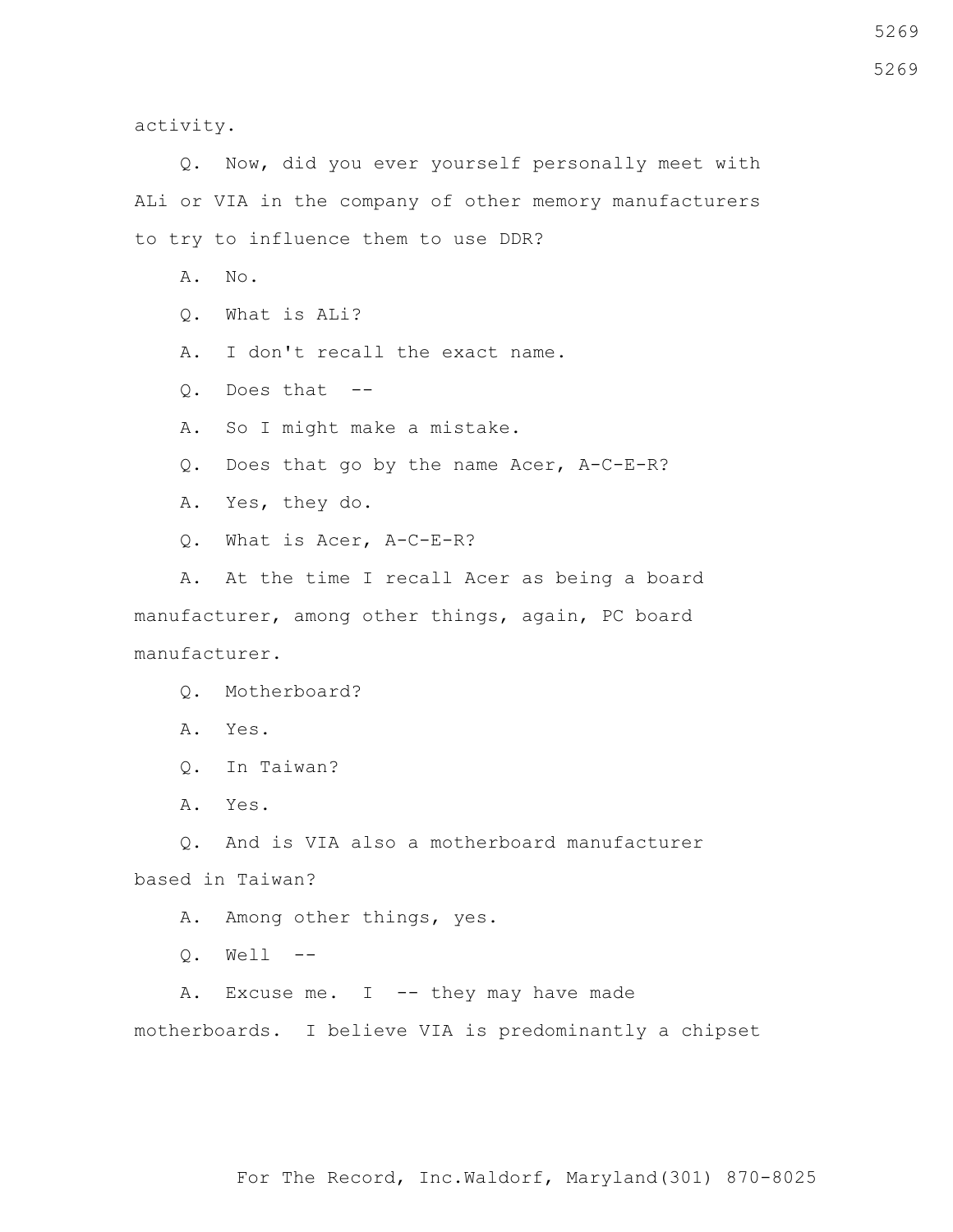activity.

Q. Now, did you ever yourself personally meet with ALi or VIA in the company of other memory manufacturers to try to influence them to use DDR?

A. No.

Q. What is ALi?

A. I don't recall the exact name.

Q. Does that --

A. So I might make a mistake.

Q. Does that go by the name Acer, A-C-E-R?

A. Yes, they do.

Q. What is Acer, A-C-E-R?

A. At the time I recall Acer as being a board manufacturer, among other things, again, PC board manufacturer.

Q. Motherboard?

A. Yes.

Q. In Taiwan?

A. Yes.

Q. And is VIA also a motherboard manufacturer based in Taiwan?

A. Among other things, yes.

Q. Well --

A. Excuse me. I -- they may have made motherboards. I believe VIA is predominantly a chipset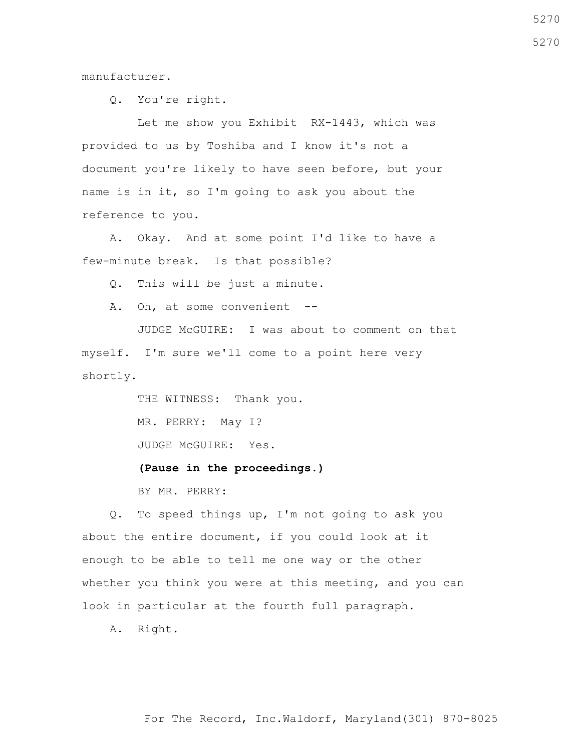manufacturer.

Q. You're right.

Let me show you Exhibit RX-1443, which was provided to us by Toshiba and I know it's not a document you're likely to have seen before, but your name is in it, so I'm going to ask you about the reference to you.

A. Okay. And at some point I'd like to have a few-minute break. Is that possible?

Q. This will be just a minute.

A. Oh, at some convenient --

JUDGE McGUIRE: I was about to comment on that myself. I'm sure we'll come to a point here very shortly.

THE WITNESS: Thank you.

MR. PERRY: May I?

JUDGE McGUIRE: Yes.

**(Pause in the proceedings.)**

BY MR. PERRY:

Q. To speed things up, I'm not going to ask you about the entire document, if you could look at it enough to be able to tell me one way or the other whether you think you were at this meeting, and you can look in particular at the fourth full paragraph.

A. Right.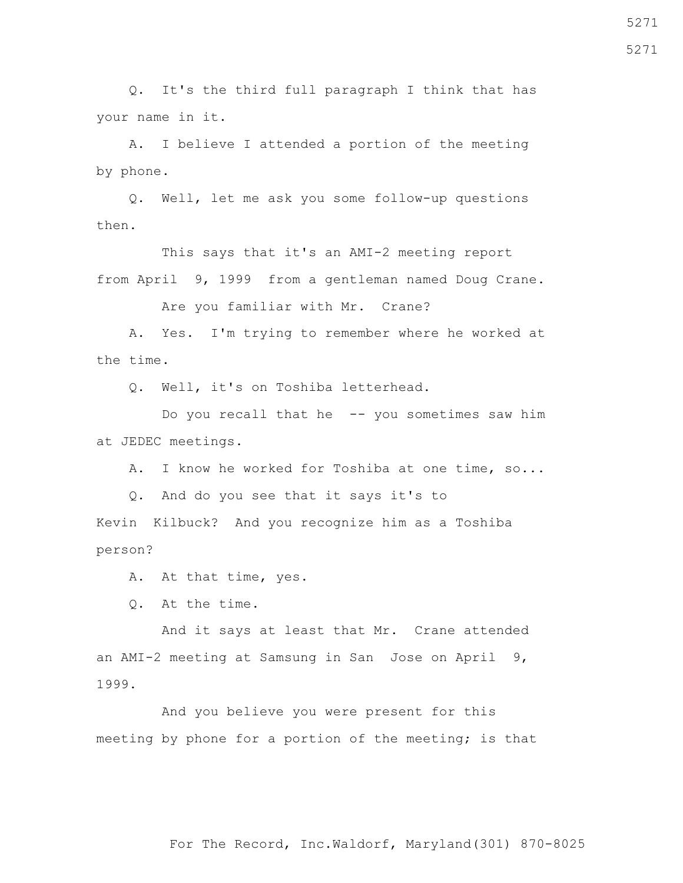Q. It's the third full paragraph I think that has your name in it.

A. I believe I attended a portion of the meeting by phone.

Q. Well, let me ask you some follow-up questions then.

This says that it's an AMI-2 meeting report from April 9, 1999 from a gentleman named Doug Crane.

Are you familiar with Mr. Crane?

A. Yes. I'm trying to remember where he worked at the time.

Q. Well, it's on Toshiba letterhead.

Do you recall that he -- you sometimes saw him at JEDEC meetings.

A. I know he worked for Toshiba at one time, so...

Q. And do you see that it says it's to Kevin Kilbuck? And you recognize him as a Toshiba person?

A. At that time, yes.

Q. At the time.

And it says at least that Mr. Crane attended an AMI-2 meeting at Samsung in San Jose on April 9, 1999.

And you believe you were present for this meeting by phone for a portion of the meeting; is that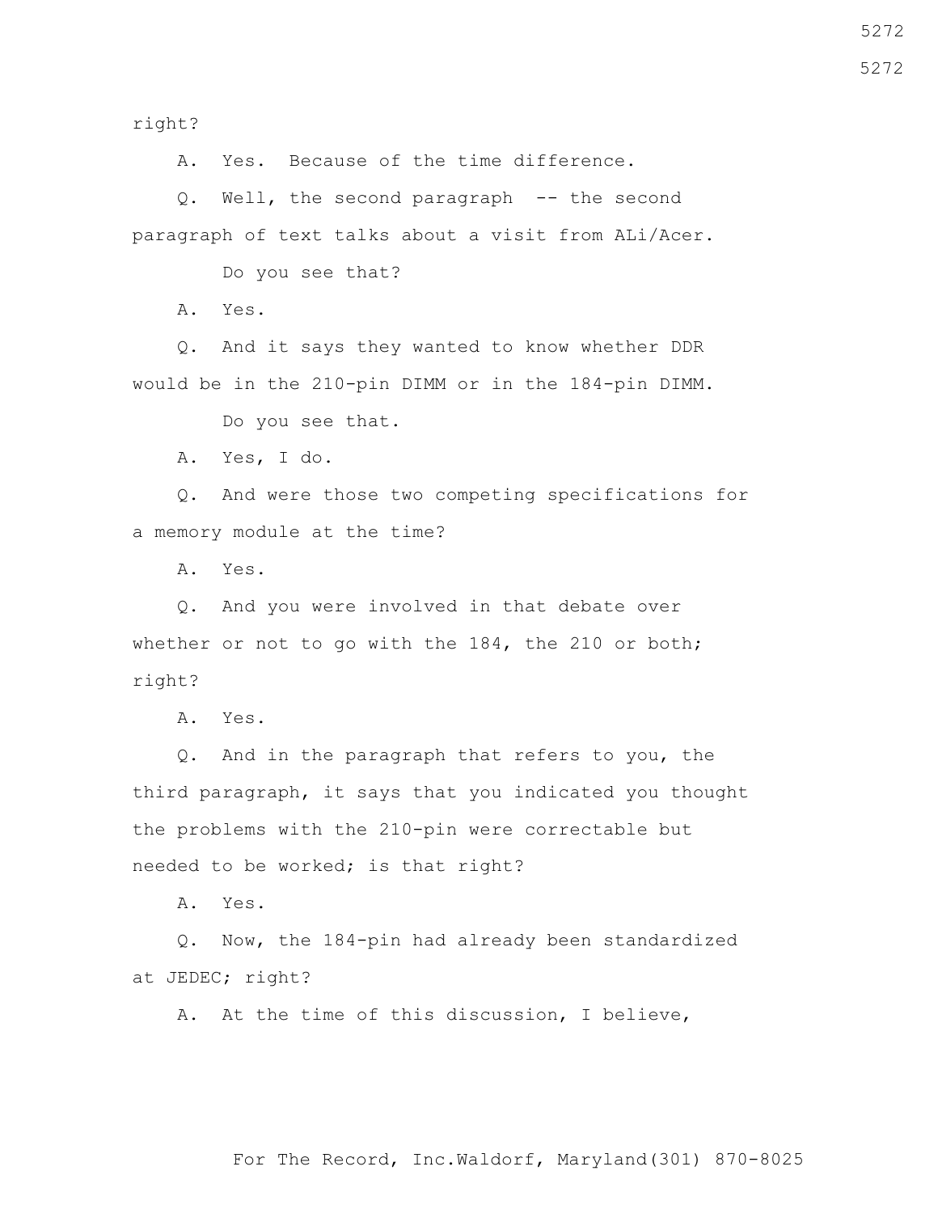right?

A. Yes. Because of the time difference.

Q. Well, the second paragraph -- the second paragraph of text talks about a visit from ALi/Acer.

Do you see that?

A. Yes.

Q. And it says they wanted to know whether DDR would be in the 210-pin DIMM or in the 184-pin DIMM.

Do you see that.

A. Yes, I do.

Q. And were those two competing specifications for a memory module at the time?

A. Yes.

Q. And you were involved in that debate over whether or not to go with the 184, the 210 or both; right?

A. Yes.

Q. And in the paragraph that refers to you, the third paragraph, it says that you indicated you thought the problems with the 210-pin were correctable but needed to be worked; is that right?

A. Yes.

Q. Now, the 184-pin had already been standardized at JEDEC; right?

A. At the time of this discussion, I believe,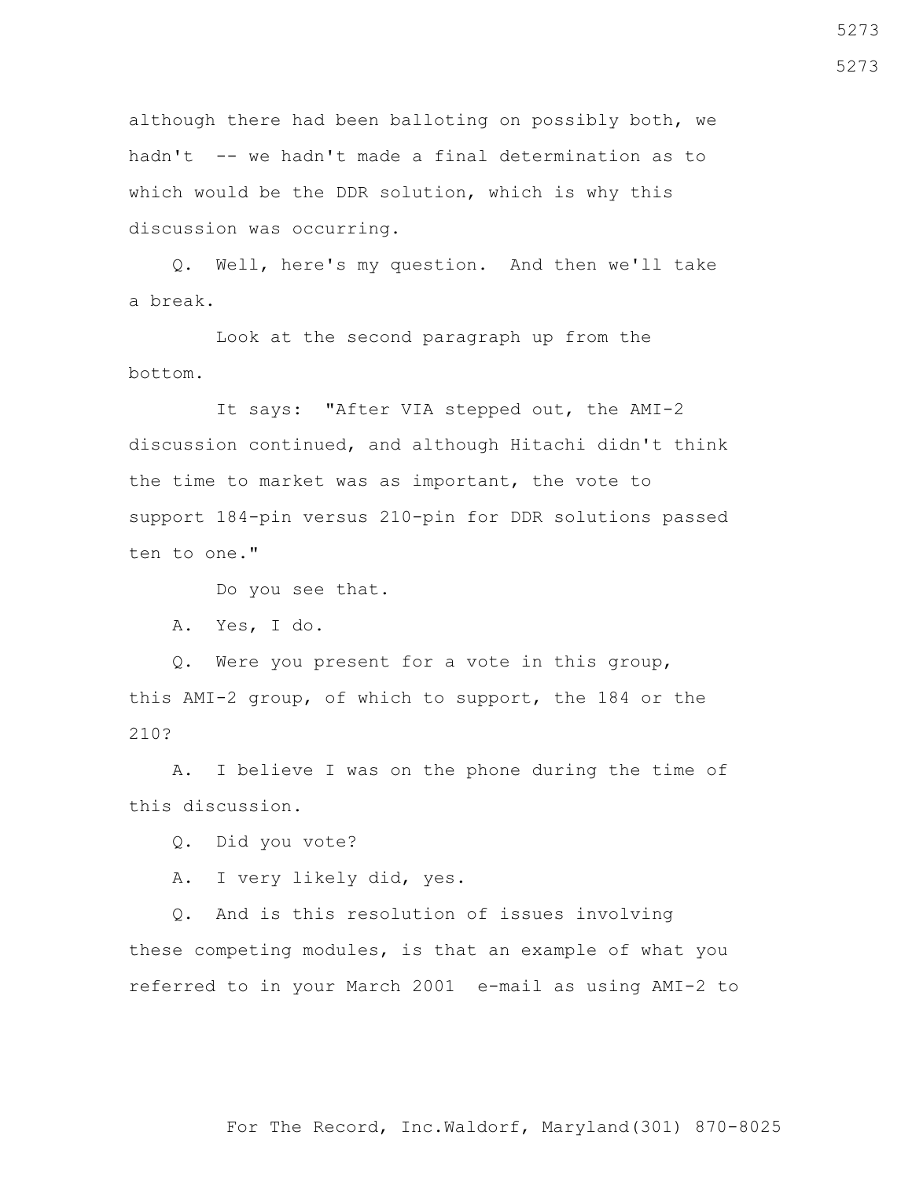although there had been balloting on possibly both, we hadn't -- we hadn't made a final determination as to which would be the DDR solution, which is why this discussion was occurring.

Q. Well, here's my question. And then we'll take a break.

Look at the second paragraph up from the bottom.

It says: "After VIA stepped out, the AMI-2 discussion continued, and although Hitachi didn't think the time to market was as important, the vote to support 184-pin versus 210-pin for DDR solutions passed ten to one."

Do you see that.

A. Yes, I do.

Q. Were you present for a vote in this group, this AMI-2 group, of which to support, the 184 or the 210?

A. I believe I was on the phone during the time of this discussion.

Q. Did you vote?

A. I very likely did, yes.

Q. And is this resolution of issues involving these competing modules, is that an example of what you referred to in your March 2001 e-mail as using AMI-2 to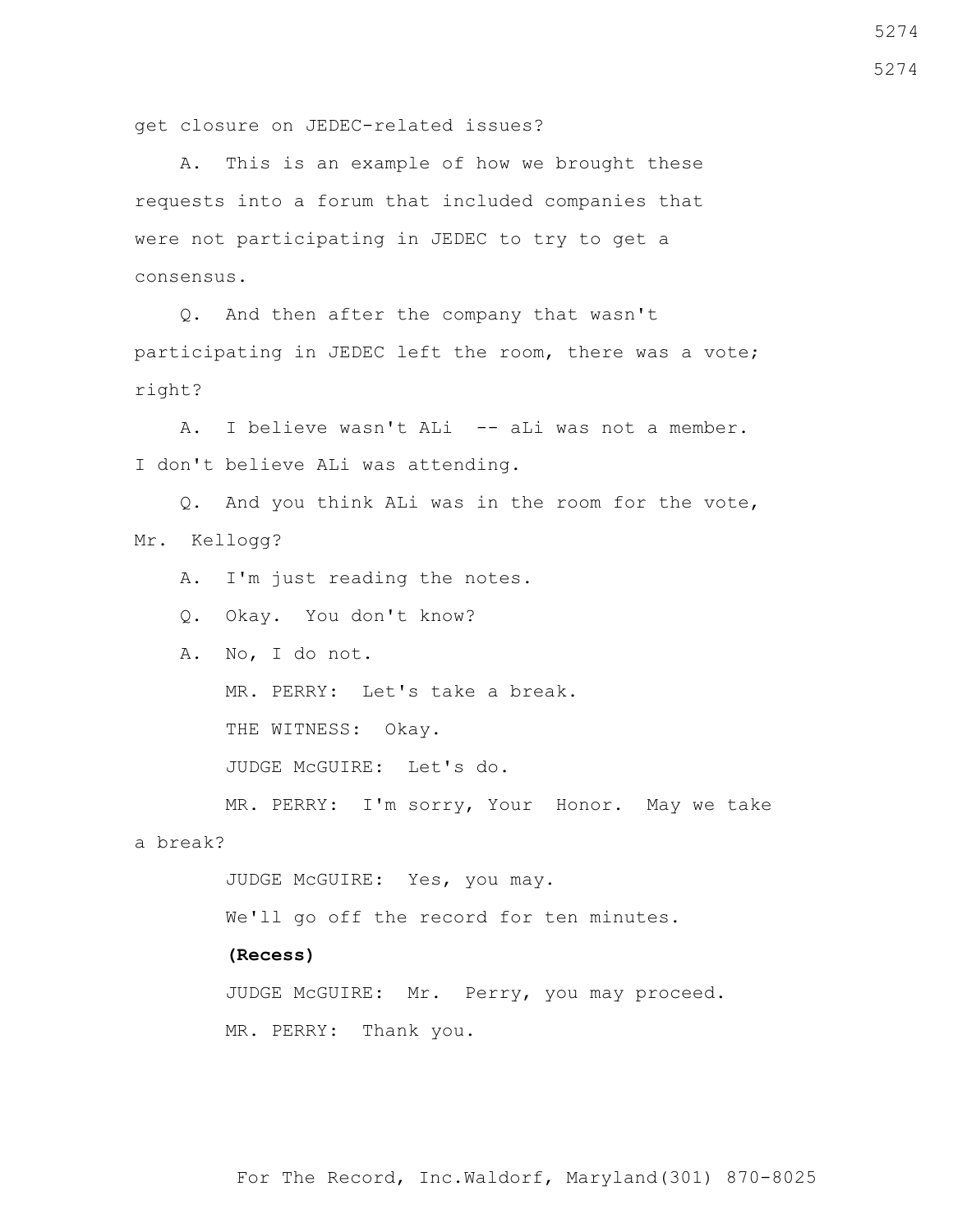get closure on JEDEC-related issues?

A. This is an example of how we brought these requests into a forum that included companies that were not participating in JEDEC to try to get a consensus.

Q. And then after the company that wasn't participating in JEDEC left the room, there was a vote; right?

A. I believe wasn't ALi -- aLi was not a member. I don't believe ALi was attending.

Q. And you think ALi was in the room for the vote, Mr. Kellogg?

A. I'm just reading the notes.

Q. Okay. You don't know?

A. No, I do not.

MR. PERRY: Let's take a break.

THE WITNESS: Okay.

JUDGE McGUIRE: Let's do.

MR. PERRY: I'm sorry, Your Honor. May we take a break?

JUDGE McGUIRE: Yes, you may.

We'll go off the record for ten minutes.

**(Recess)**

JUDGE McGUIRE: Mr. Perry, you may proceed.

MR. PERRY: Thank you.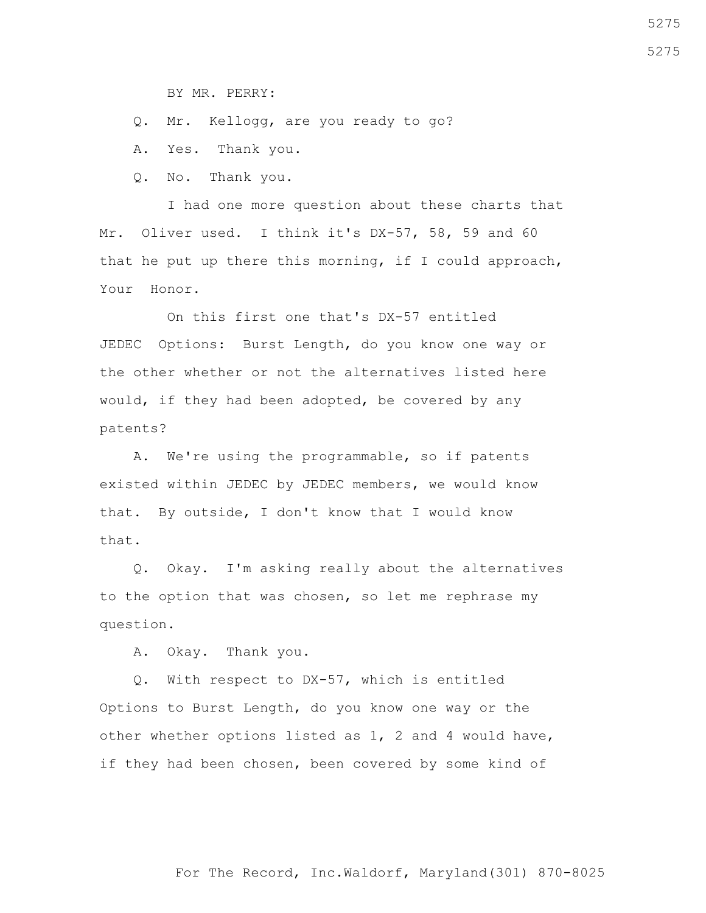BY MR. PERRY:

Q. Mr. Kellogg, are you ready to go?

A. Yes. Thank you.

Q. No. Thank you.

I had one more question about these charts that Mr. Oliver used. I think it's DX-57, 58, 59 and 60 that he put up there this morning, if I could approach, Your Honor.

On this first one that's DX-57 entitled JEDEC Options: Burst Length, do you know one way or the other whether or not the alternatives listed here would, if they had been adopted, be covered by any patents?

A. We're using the programmable, so if patents existed within JEDEC by JEDEC members, we would know that. By outside, I don't know that I would know that.

Q. Okay. I'm asking really about the alternatives to the option that was chosen, so let me rephrase my question.

A. Okay. Thank you.

Q. With respect to DX-57, which is entitled Options to Burst Length, do you know one way or the other whether options listed as 1, 2 and 4 would have, if they had been chosen, been covered by some kind of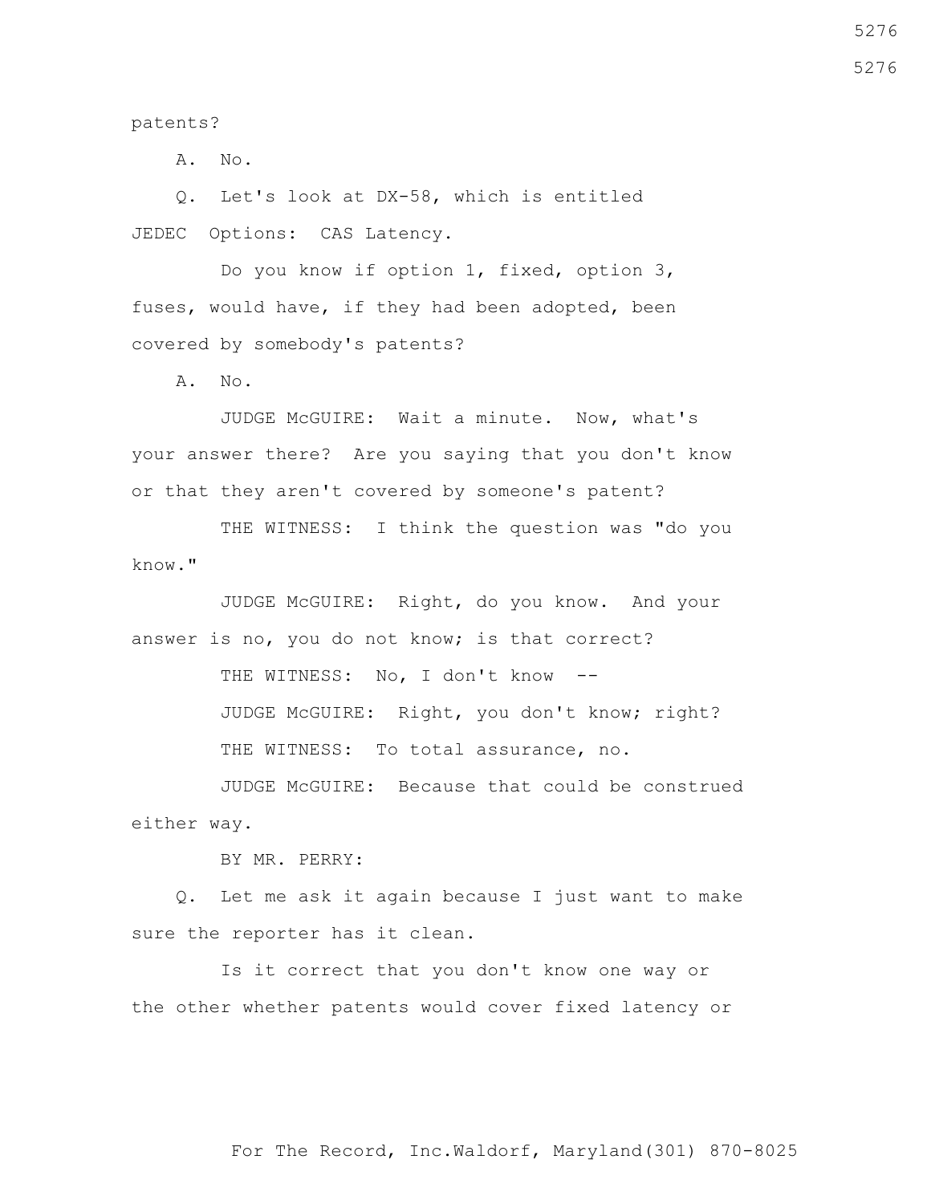patents?

A. No.

Q. Let's look at DX-58, which is entitled JEDEC Options: CAS Latency.

Do you know if option 1, fixed, option 3, fuses, would have, if they had been adopted, been covered by somebody's patents?

A. No.

JUDGE McGUIRE: Wait a minute. Now, what's your answer there? Are you saying that you don't know or that they aren't covered by someone's patent?

THE WITNESS: I think the question was "do you know."

JUDGE McGUIRE: Right, do you know. And your answer is no, you do not know; is that correct?

THE WITNESS: No, I don't know --

JUDGE McGUIRE: Right, you don't know; right?

THE WITNESS: To total assurance, no.

JUDGE McGUIRE: Because that could be construed either way.

BY MR. PERRY:

Q. Let me ask it again because I just want to make sure the reporter has it clean.

Is it correct that you don't know one way or the other whether patents would cover fixed latency or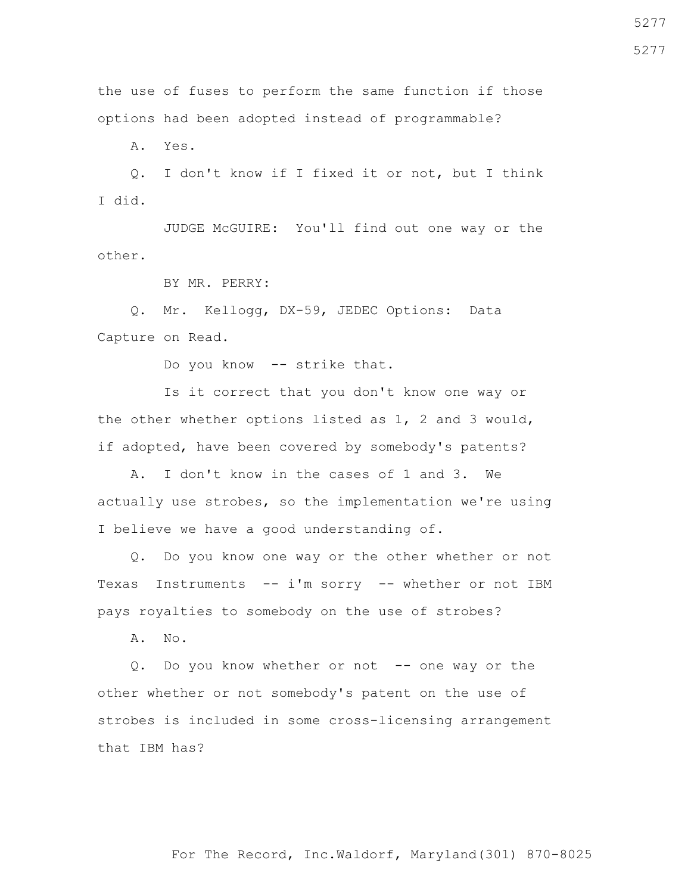the use of fuses to perform the same function if those options had been adopted instead of programmable?

A. Yes.

Q. I don't know if I fixed it or not, but I think I did.

JUDGE McGUIRE: You'll find out one way or the other.

BY MR. PERRY:

Q. Mr. Kellogg, DX-59, JEDEC Options: Data Capture on Read.

Do you know -- strike that.

Is it correct that you don't know one way or the other whether options listed as 1, 2 and 3 would, if adopted, have been covered by somebody's patents?

A. I don't know in the cases of 1 and 3. We actually use strobes, so the implementation we're using I believe we have a good understanding of.

Q. Do you know one way or the other whether or not Texas Instruments -- i'm sorry -- whether or not IBM pays royalties to somebody on the use of strobes?

A. No.

Q. Do you know whether or not -- one way or the other whether or not somebody's patent on the use of strobes is included in some cross-licensing arrangement that IBM has?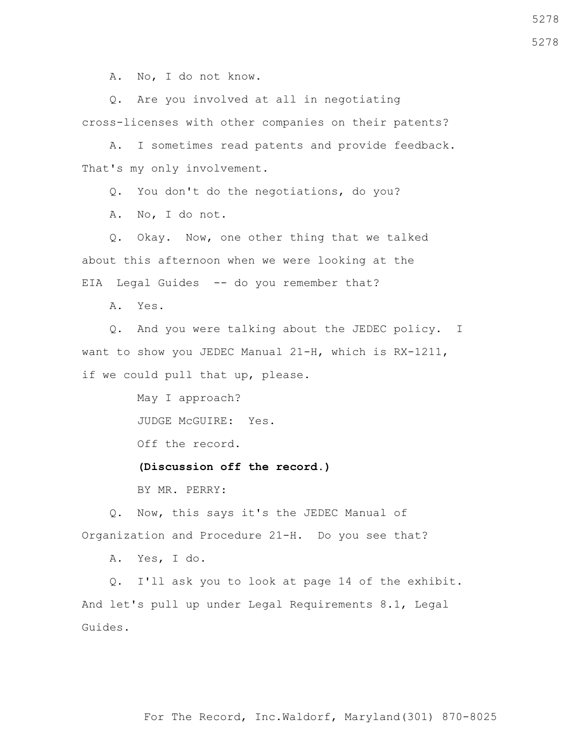A. No, I do not know.

Q. Are you involved at all in negotiating cross-licenses with other companies on their patents?

A. I sometimes read patents and provide feedback. That's my only involvement.

Q. You don't do the negotiations, do you?

A. No, I do not.

Q. Okay. Now, one other thing that we talked about this afternoon when we were looking at the EIA Legal Guides -- do you remember that?

A. Yes.

Q. And you were talking about the JEDEC policy. I want to show you JEDEC Manual 21-H, which is RX-1211, if we could pull that up, please.

May I approach?

JUDGE McGUIRE: Yes.

Off the record.

**(Discussion off the record.)**

BY MR. PERRY:

Q. Now, this says it's the JEDEC Manual of Organization and Procedure 21-H. Do you see that?

A. Yes, I do.

Q. I'll ask you to look at page 14 of the exhibit. And let's pull up under Legal Requirements 8.1, Legal Guides.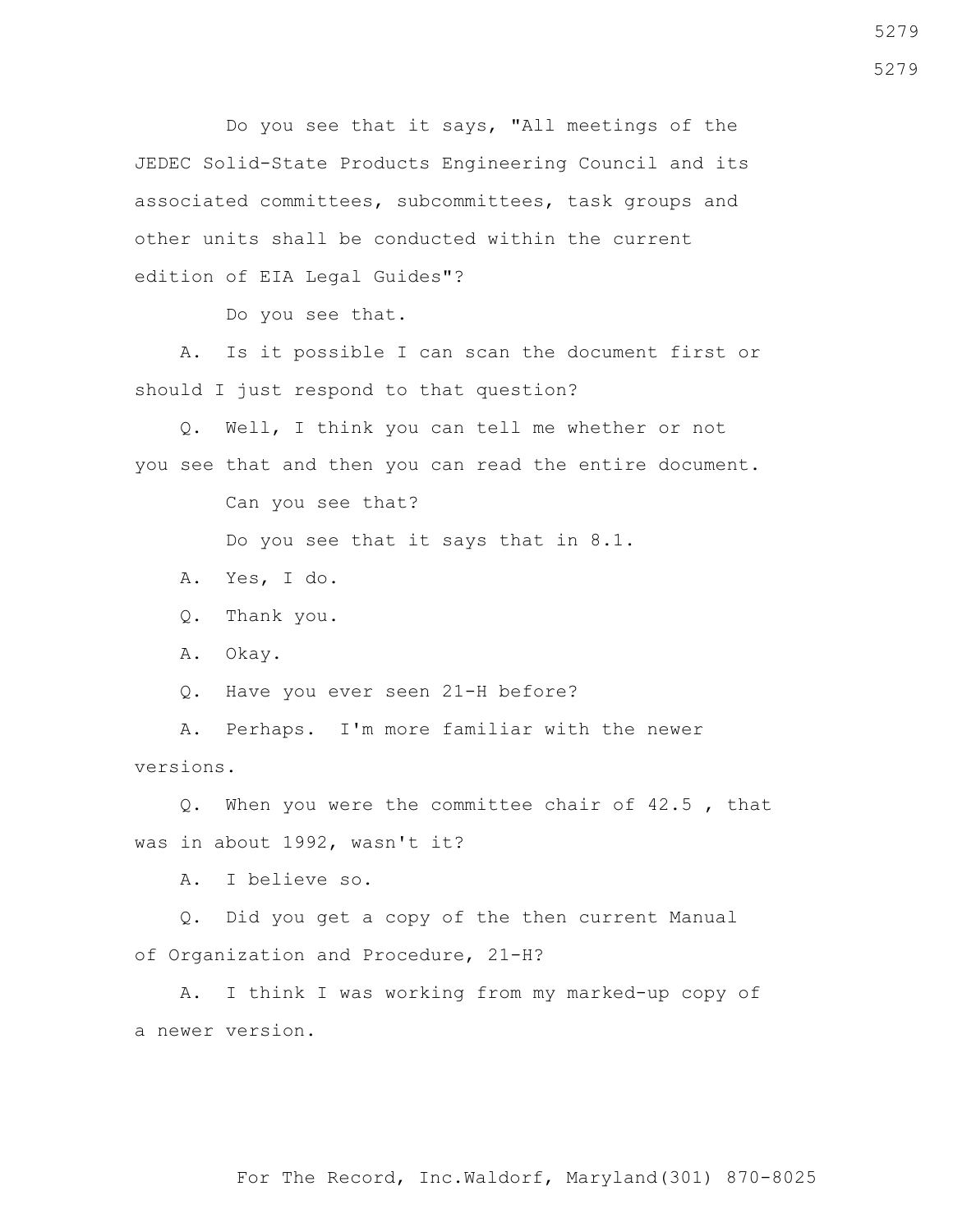Do you see that it says, "All meetings of the JEDEC Solid-State Products Engineering Council and its associated committees, subcommittees, task groups and other units shall be conducted within the current edition of EIA Legal Guides"?

Do you see that.

A. Is it possible I can scan the document first or should I just respond to that question?

Q. Well, I think you can tell me whether or not you see that and then you can read the entire document.

Can you see that?

Do you see that it says that in 8.1.

A. Yes, I do.

Q. Thank you.

A. Okay.

Q. Have you ever seen 21-H before?

A. Perhaps. I'm more familiar with the newer versions.

Q. When you were the committee chair of 42.5 , that was in about 1992, wasn't it?

A. I believe so.

Q. Did you get a copy of the then current Manual of Organization and Procedure, 21-H?

A. I think I was working from my marked-up copy of a newer version.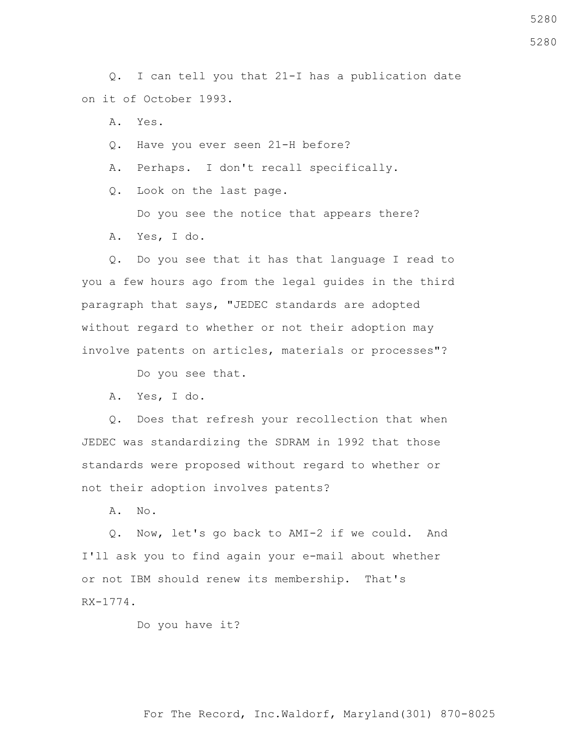Q. I can tell you that 21-I has a publication date on it of October 1993.

A. Yes.

Q. Have you ever seen 21-H before?

A. Perhaps. I don't recall specifically.

Q. Look on the last page.

Do you see the notice that appears there?

A. Yes, I do.

Q. Do you see that it has that language I read to you a few hours ago from the legal guides in the third paragraph that says, "JEDEC standards are adopted without regard to whether or not their adoption may involve patents on articles, materials or processes"?

Do you see that.

A. Yes, I do.

Q. Does that refresh your recollection that when JEDEC was standardizing the SDRAM in 1992 that those standards were proposed without regard to whether or not their adoption involves patents?

A. No.

Q. Now, let's go back to AMI-2 if we could. And I'll ask you to find again your e-mail about whether or not IBM should renew its membership. That's RX-1774.

Do you have it?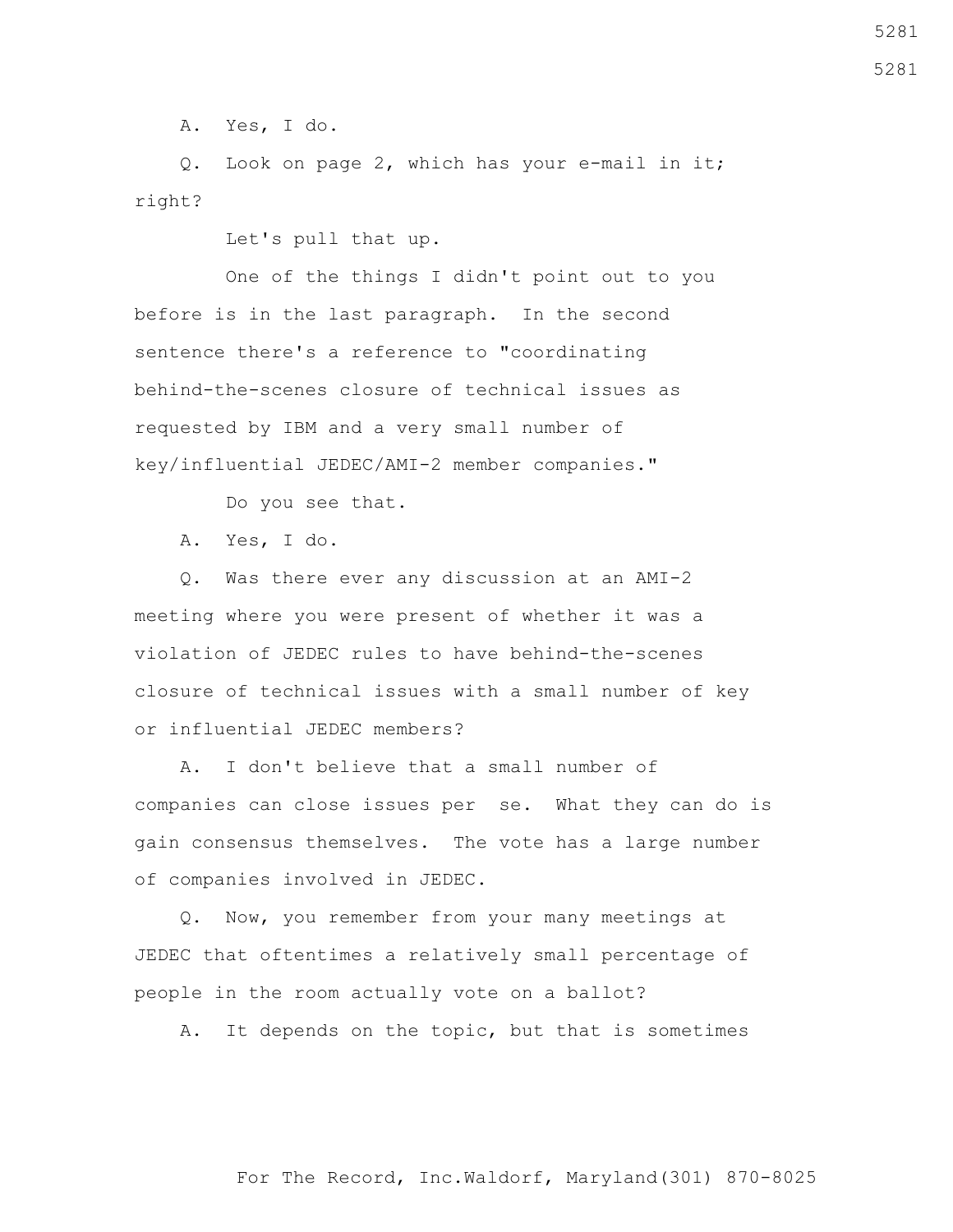A. Yes, I do.

Q. Look on page 2, which has your e-mail in it; right?

Let's pull that up.

One of the things I didn't point out to you before is in the last paragraph. In the second sentence there's a reference to "coordinating behind-the-scenes closure of technical issues as requested by IBM and a very small number of key/influential JEDEC/AMI-2 member companies."

Do you see that.

A. Yes, I do.

Q. Was there ever any discussion at an AMI-2 meeting where you were present of whether it was a violation of JEDEC rules to have behind-the-scenes closure of technical issues with a small number of key or influential JEDEC members?

A. I don't believe that a small number of companies can close issues per se. What they can do is gain consensus themselves. The vote has a large number of companies involved in JEDEC.

Q. Now, you remember from your many meetings at JEDEC that oftentimes a relatively small percentage of people in the room actually vote on a ballot?

A. It depends on the topic, but that is sometimes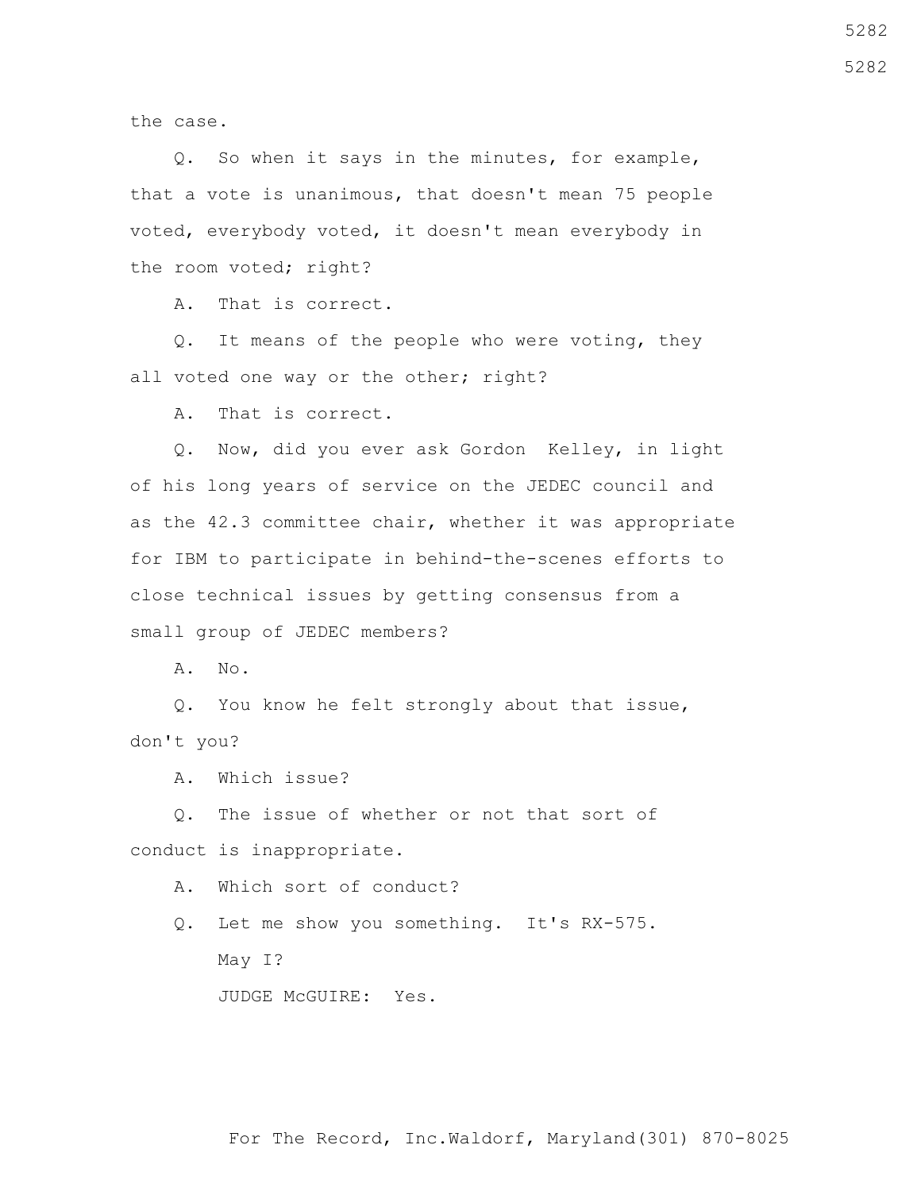the case.

Q. So when it says in the minutes, for example, that a vote is unanimous, that doesn't mean 75 people voted, everybody voted, it doesn't mean everybody in the room voted; right?

A. That is correct.

Q. It means of the people who were voting, they all voted one way or the other; right?

A. That is correct.

Q. Now, did you ever ask Gordon Kelley, in light of his long years of service on the JEDEC council and as the 42.3 committee chair, whether it was appropriate for IBM to participate in behind-the-scenes efforts to close technical issues by getting consensus from a small group of JEDEC members?

A. No.

Q. You know he felt strongly about that issue, don't you?

A. Which issue?

Q. The issue of whether or not that sort of conduct is inappropriate.

A. Which sort of conduct?

Q. Let me show you something. It's RX-575.

May I?

JUDGE McGUIRE: Yes.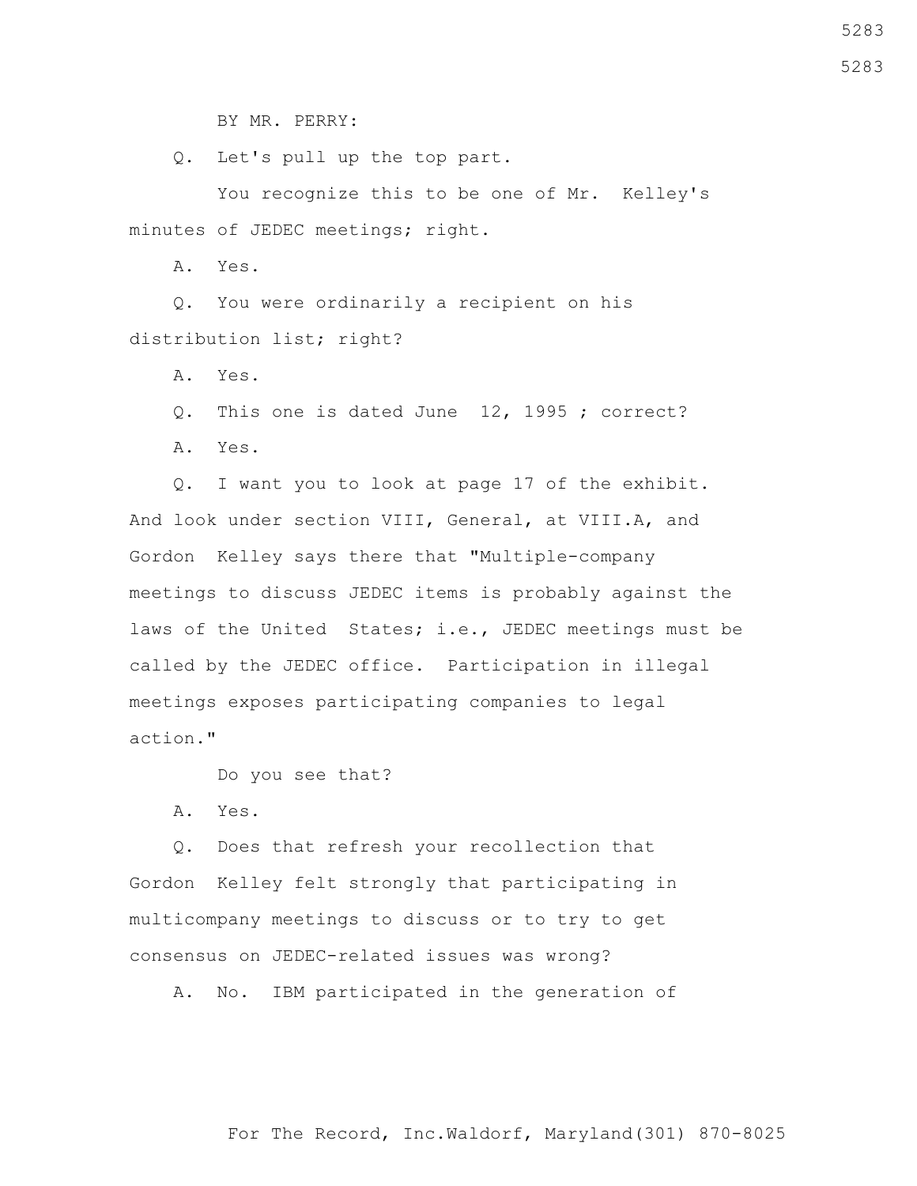BY MR. PERRY:

Q. Let's pull up the top part.

You recognize this to be one of Mr. Kelley's minutes of JEDEC meetings; right.

A. Yes.

Q. You were ordinarily a recipient on his distribution list; right?

A. Yes.

Q. This one is dated June 12, 1995 ; correct?

A. Yes.

Q. I want you to look at page 17 of the exhibit. And look under section VIII, General, at VIII.A, and Gordon Kelley says there that "Multiple-company meetings to discuss JEDEC items is probably against the laws of the United States; i.e., JEDEC meetings must be called by the JEDEC office. Participation in illegal meetings exposes participating companies to legal action."

Do you see that?

A. Yes.

Q. Does that refresh your recollection that Gordon Kelley felt strongly that participating in multicompany meetings to discuss or to try to get consensus on JEDEC-related issues was wrong?

A. No. IBM participated in the generation of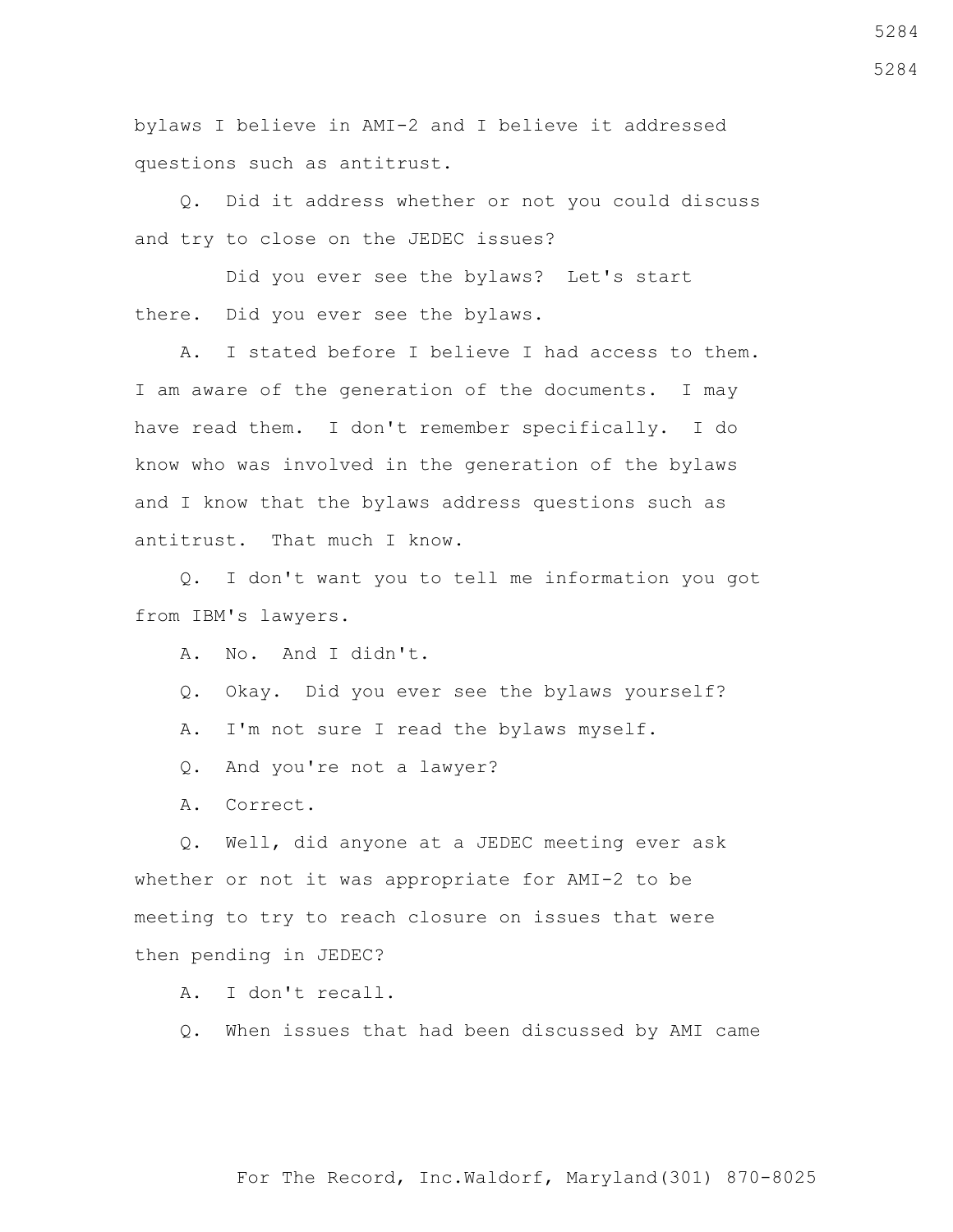bylaws I believe in AMI-2 and I believe it addressed questions such as antitrust.

Q. Did it address whether or not you could discuss and try to close on the JEDEC issues?

Did you ever see the bylaws? Let's start there. Did you ever see the bylaws.

A. I stated before I believe I had access to them. I am aware of the generation of the documents. I may have read them. I don't remember specifically. I do know who was involved in the generation of the bylaws and I know that the bylaws address questions such as antitrust. That much I know.

Q. I don't want you to tell me information you got from IBM's lawyers.

A. No. And I didn't.

Q. Okay. Did you ever see the bylaws yourself?

A. I'm not sure I read the bylaws myself.

Q. And you're not a lawyer?

A. Correct.

Q. Well, did anyone at a JEDEC meeting ever ask whether or not it was appropriate for AMI-2 to be meeting to try to reach closure on issues that were then pending in JEDEC?

A. I don't recall.

Q. When issues that had been discussed by AMI came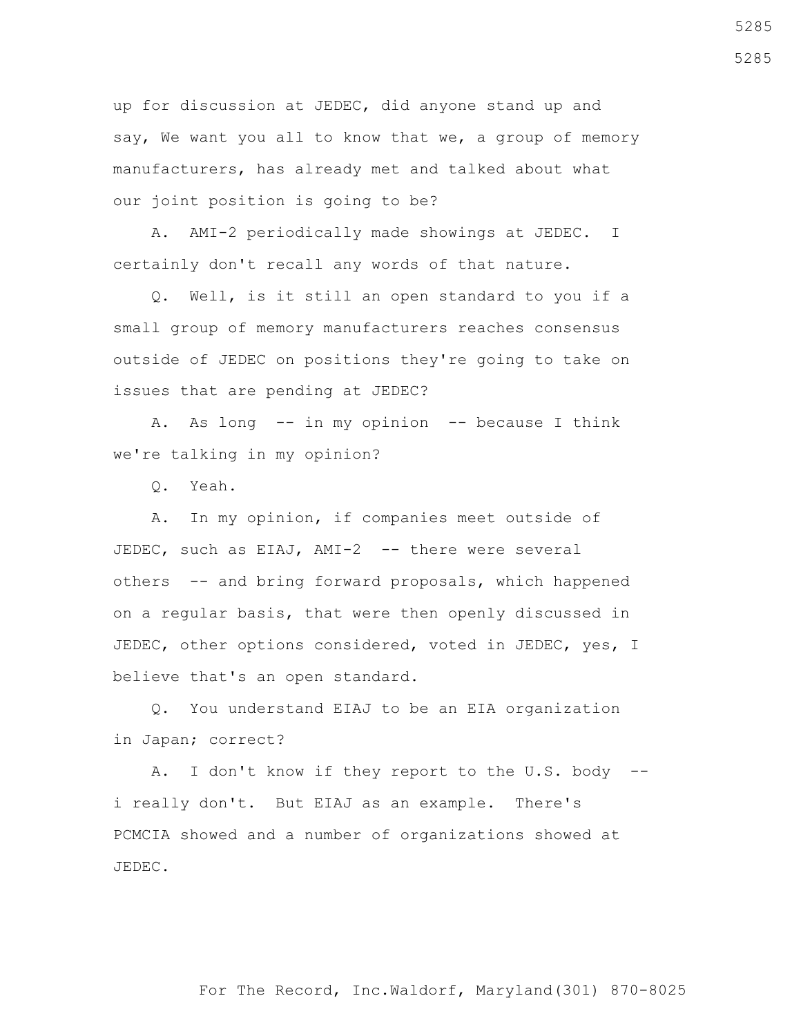up for discussion at JEDEC, did anyone stand up and say, We want you all to know that we, a group of memory manufacturers, has already met and talked about what our joint position is going to be?

A. AMI-2 periodically made showings at JEDEC. I certainly don't recall any words of that nature.

Q. Well, is it still an open standard to you if a small group of memory manufacturers reaches consensus outside of JEDEC on positions they're going to take on issues that are pending at JEDEC?

A. As long -- in my opinion -- because I think we're talking in my opinion?

Q. Yeah.

A. In my opinion, if companies meet outside of JEDEC, such as EIAJ, AMI-2 -- there were several others -- and bring forward proposals, which happened on a regular basis, that were then openly discussed in JEDEC, other options considered, voted in JEDEC, yes, I believe that's an open standard.

Q. You understand EIAJ to be an EIA organization in Japan; correct?

A. I don't know if they report to the U.S. body -- i really don't. But EIAJ as an example. There's PCMCIA showed and a number of organizations showed at JEDEC.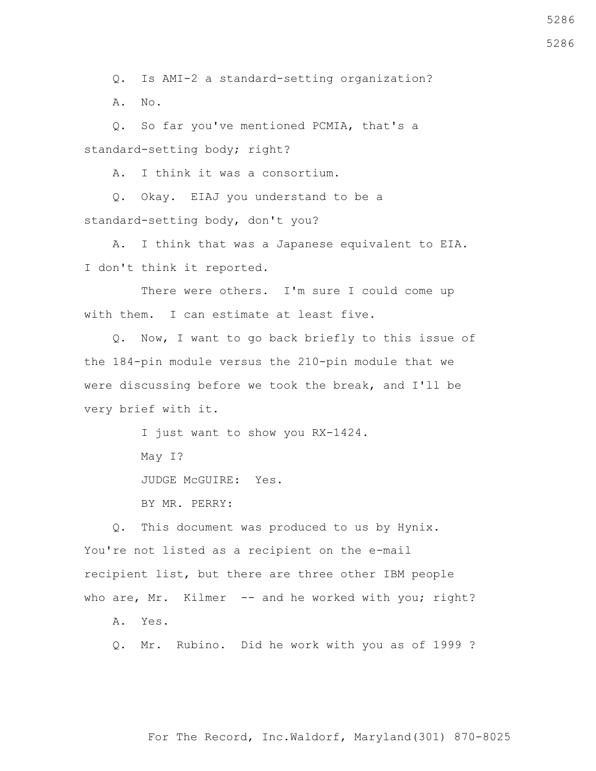Q. Is AMI-2 a standard-setting organization?

A. No.

Q. So far you've mentioned PCMIA, that's a standard-setting body; right?

A. I think it was a consortium.

Q. Okay. EIAJ you understand to be a standard-setting body, don't you?

A. I think that was a Japanese equivalent to EIA. I don't think it reported.

There were others. I'm sure I could come up with them. I can estimate at least five.

Q. Now, I want to go back briefly to this issue of the 184-pin module versus the 210-pin module that we were discussing before we took the break, and I'll be very brief with it.

I just want to show you RX-1424.

May I?

JUDGE McGUIRE: Yes.

BY MR. PERRY:

Q. This document was produced to us by Hynix. You're not listed as a recipient on the e-mail recipient list, but there are three other IBM people who are, Mr. Kilmer -- and he worked with you; right?

A. Yes.

Q. Mr. Rubino. Did he work with you as of 1999 ?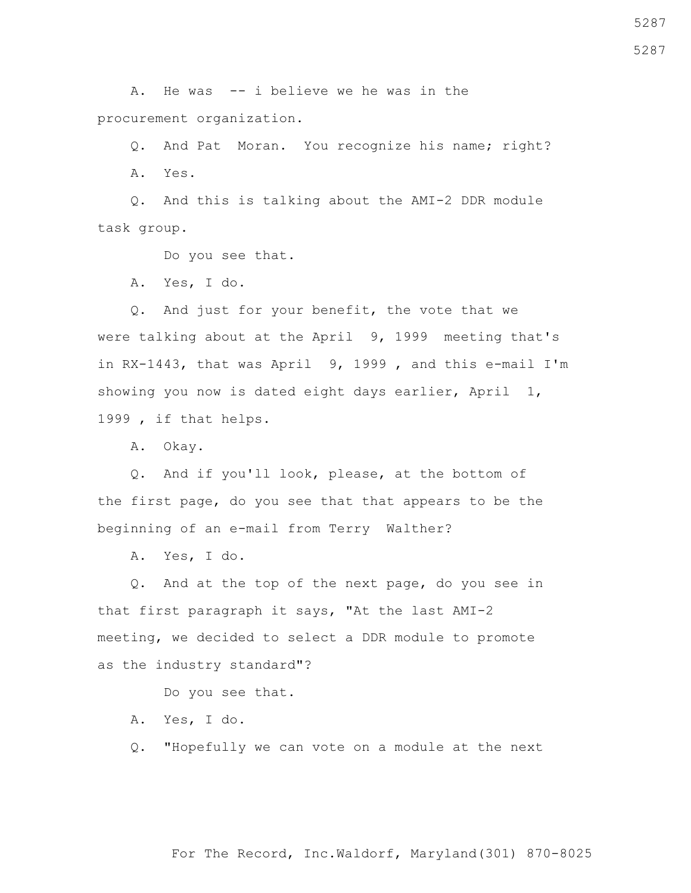A. He was -- i believe we he was in the procurement organization.

Q. And Pat Moran. You recognize his name; right?

A. Yes.

Q. And this is talking about the AMI-2 DDR module task group.

Do you see that.

A. Yes, I do.

Q. And just for your benefit, the vote that we were talking about at the April 9, 1999 meeting that's in RX-1443, that was April 9, 1999 , and this e-mail I'm showing you now is dated eight days earlier, April 1, 1999 , if that helps.

A. Okay.

Q. And if you'll look, please, at the bottom of the first page, do you see that that appears to be the beginning of an e-mail from Terry Walther?

A. Yes, I do.

Q. And at the top of the next page, do you see in that first paragraph it says, "At the last AMI-2 meeting, we decided to select a DDR module to promote as the industry standard"?

Do you see that.

A. Yes, I do.

Q. "Hopefully we can vote on a module at the next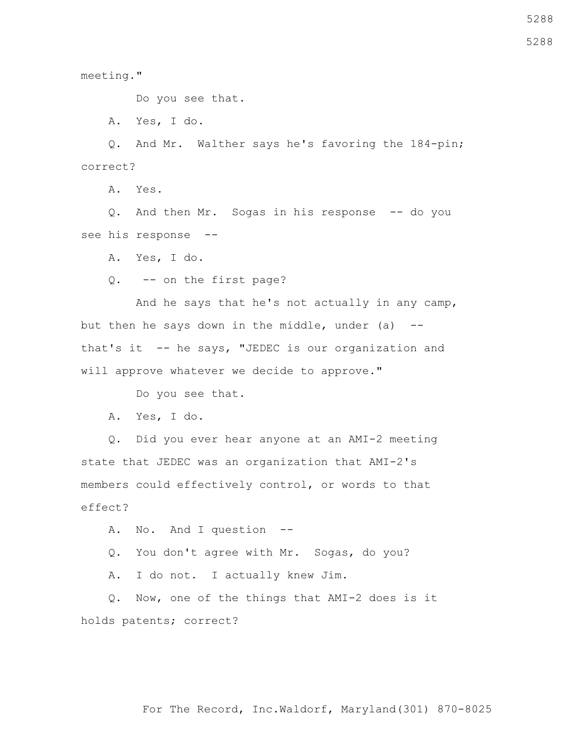meeting."

Do you see that.

A. Yes, I do.

Q. And Mr. Walther says he's favoring the 184-pin; correct?

A. Yes.

Q. And then Mr. Sogas in his response -- do you see his response --

A. Yes, I do.

Q. -- on the first page?

And he says that he's not actually in any camp, but then he says down in the middle, under (a) -- that's it -- he says, "JEDEC is our organization and will approve whatever we decide to approve."

Do you see that.

A. Yes, I do.

Q. Did you ever hear anyone at an AMI-2 meeting state that JEDEC was an organization that AMI-2's members could effectively control, or words to that effect?

A. No. And I question --

Q. You don't agree with Mr. Sogas, do you?

A. I do not. I actually knew Jim.

Q. Now, one of the things that AMI-2 does is it holds patents; correct?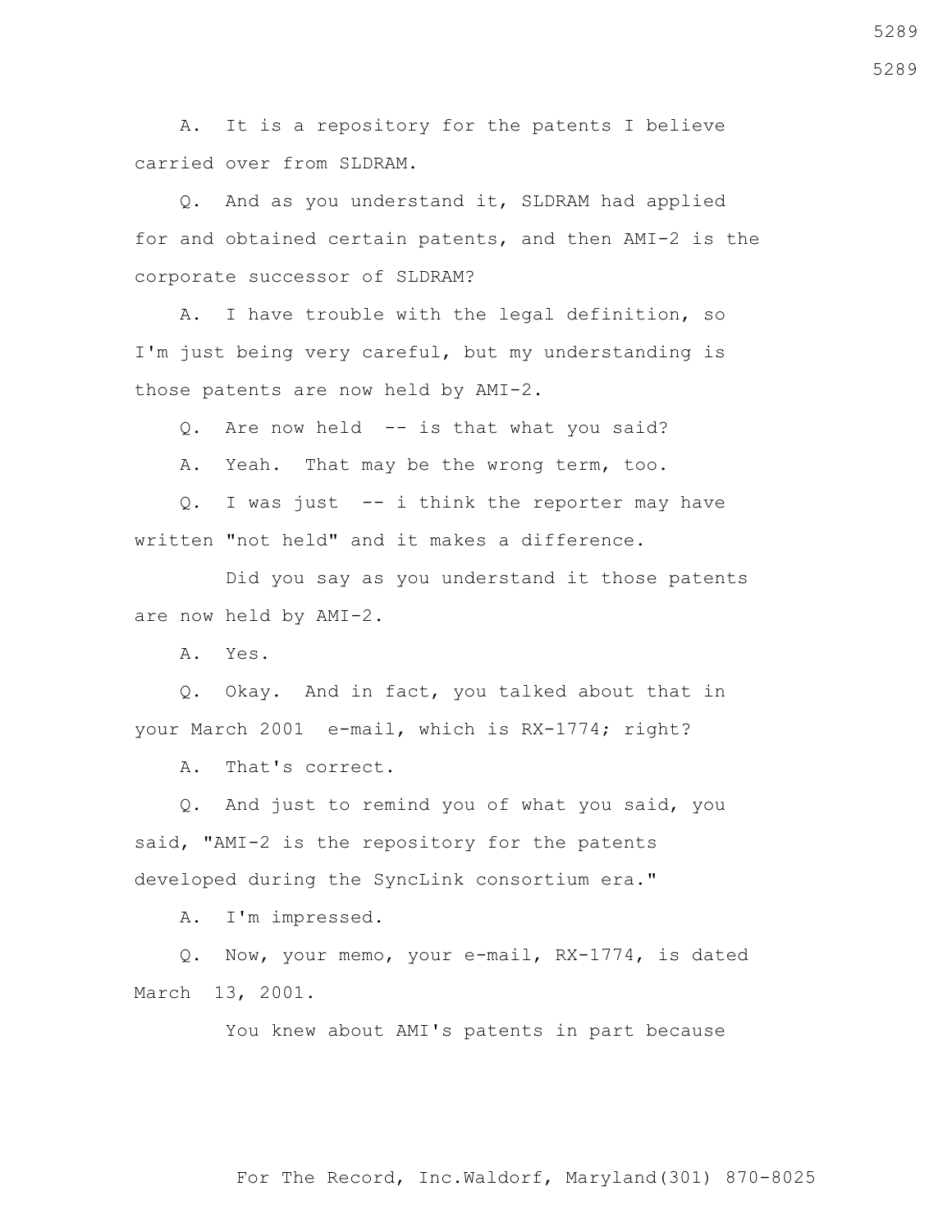A. It is a repository for the patents I believe carried over from SLDRAM.

Q. And as you understand it, SLDRAM had applied for and obtained certain patents, and then AMI-2 is the corporate successor of SLDRAM?

A. I have trouble with the legal definition, so I'm just being very careful, but my understanding is those patents are now held by AMI-2.

Q. Are now held -- is that what you said?

A. Yeah. That may be the wrong term, too.

Q. I was just -- i think the reporter may have written "not held" and it makes a difference.

Did you say as you understand it those patents are now held by AMI-2.

A. Yes.

Q. Okay. And in fact, you talked about that in your March 2001 e-mail, which is RX-1774; right?

A. That's correct.

Q. And just to remind you of what you said, you said, "AMI-2 is the repository for the patents developed during the SyncLink consortium era."

A. I'm impressed.

Q. Now, your memo, your e-mail, RX-1774, is dated March 13, 2001.

You knew about AMI's patents in part because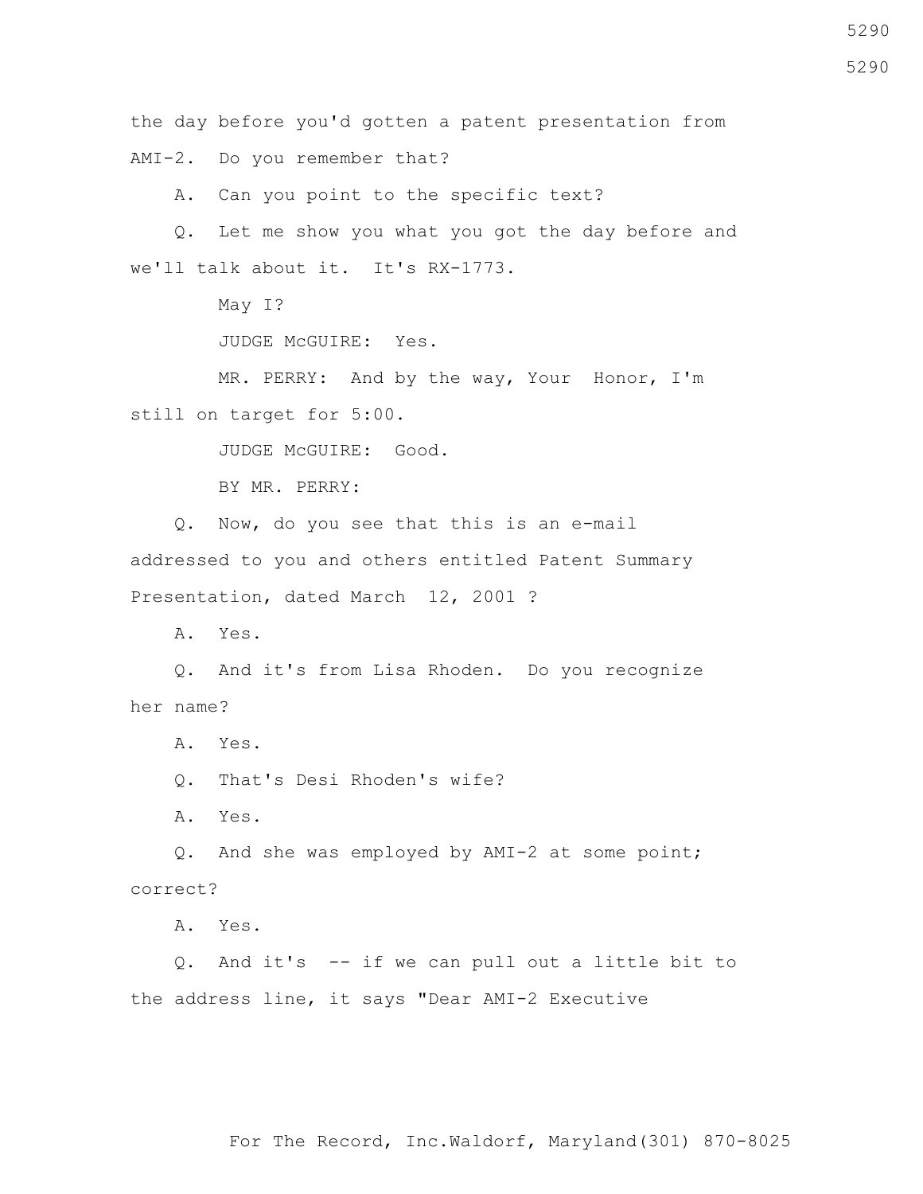the day before you'd gotten a patent presentation from AMI-2. Do you remember that?

A. Can you point to the specific text?

Q. Let me show you what you got the day before and we'll talk about it. It's RX-1773.

May I?

JUDGE McGUIRE: Yes.

MR. PERRY: And by the way, Your Honor, I'm still on target for 5:00.

JUDGE McGUIRE: Good.

BY MR. PERRY:

Q. Now, do you see that this is an e-mail addressed to you and others entitled Patent Summary Presentation, dated March 12, 2001 ?

A. Yes.

Q. And it's from Lisa Rhoden. Do you recognize her name?

A. Yes.

Q. That's Desi Rhoden's wife?

A. Yes.

Q. And she was employed by AMI-2 at some point; correct?

A. Yes.

Q. And it's -- if we can pull out a little bit to the address line, it says "Dear AMI-2 Executive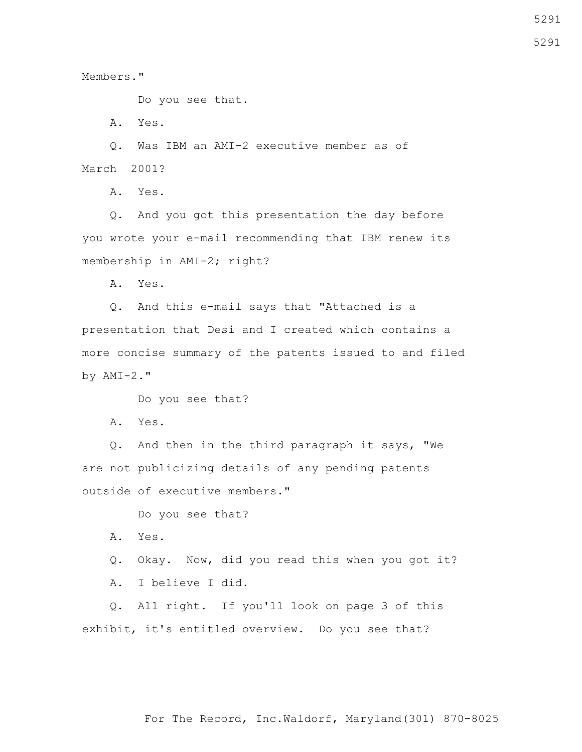Members."

Do you see that.

A. Yes.

Q. Was IBM an AMI-2 executive member as of March 2001?

A. Yes.

Q. And you got this presentation the day before you wrote your e-mail recommending that IBM renew its membership in AMI-2; right?

A. Yes.

Q. And this e-mail says that "Attached is a presentation that Desi and I created which contains a more concise summary of the patents issued to and filed by AMI-2."

Do you see that?

A. Yes.

Q. And then in the third paragraph it says, "We are not publicizing details of any pending patents outside of executive members."

Do you see that?

A. Yes.

Q. Okay. Now, did you read this when you got it?

A. I believe I did.

Q. All right. If you'll look on page 3 of this exhibit, it's entitled overview. Do you see that?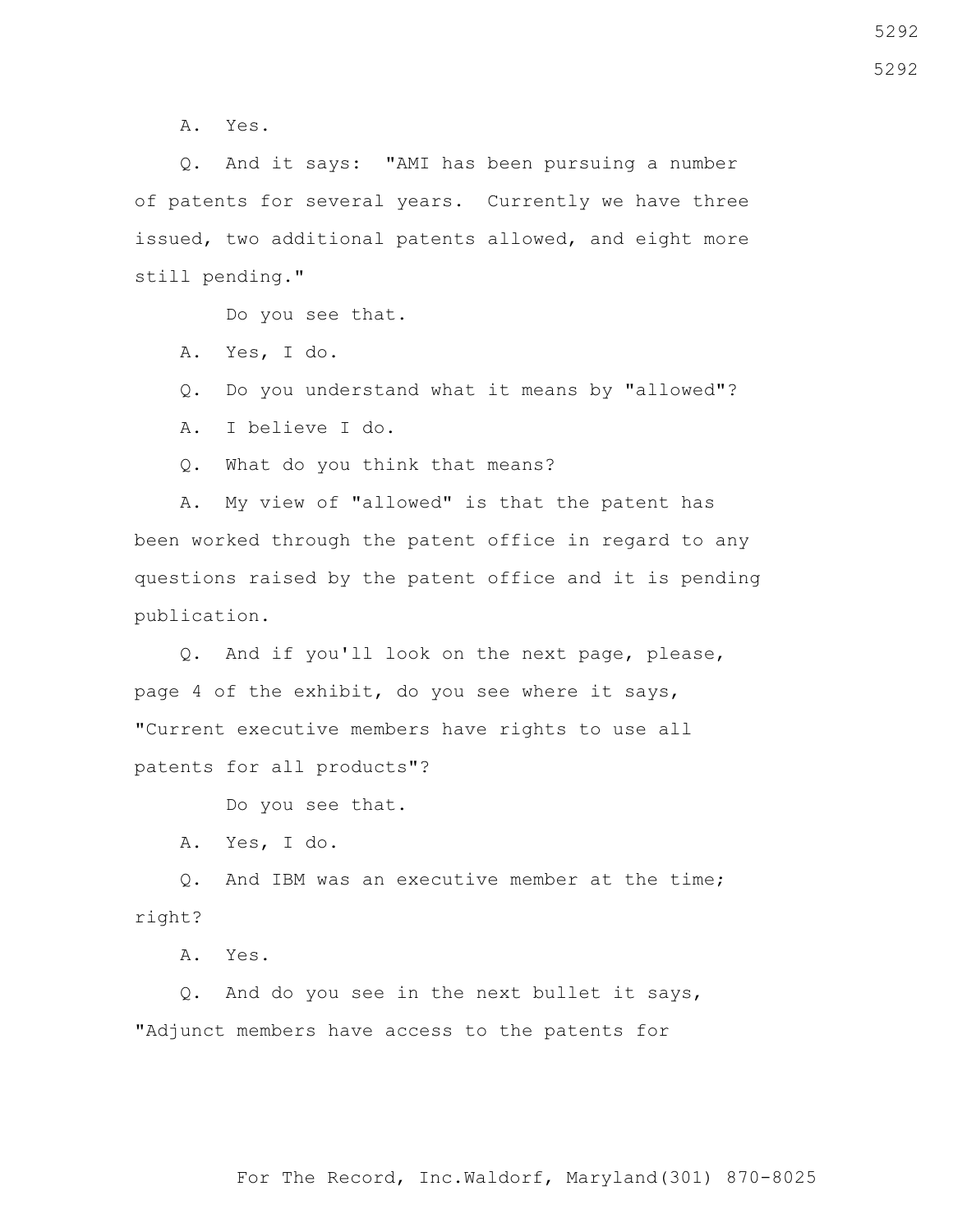A. Yes.

Q. And it says: "AMI has been pursuing a number of patents for several years. Currently we have three issued, two additional patents allowed, and eight more still pending."

Do you see that.

A. Yes, I do.

Q. Do you understand what it means by "allowed"?

A. I believe I do.

Q. What do you think that means?

A. My view of "allowed" is that the patent has been worked through the patent office in regard to any questions raised by the patent office and it is pending publication.

Q. And if you'll look on the next page, please, page 4 of the exhibit, do you see where it says, "Current executive members have rights to use all patents for all products"?

Do you see that.

A. Yes, I do.

Q. And IBM was an executive member at the time; right?

A. Yes.

Q. And do you see in the next bullet it says, "Adjunct members have access to the patents for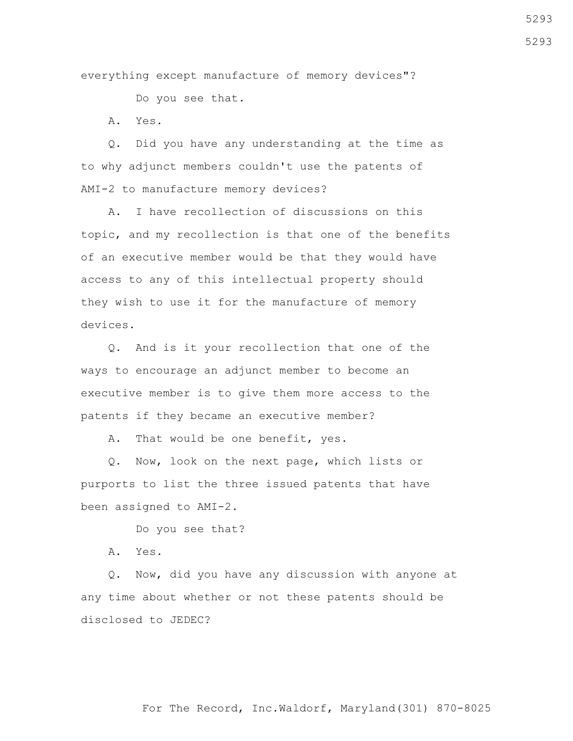everything except manufacture of memory devices"?

Do you see that.

A. Yes.

Q. Did you have any understanding at the time as to why adjunct members couldn't use the patents of AMI-2 to manufacture memory devices?

A. I have recollection of discussions on this topic, and my recollection is that one of the benefits of an executive member would be that they would have access to any of this intellectual property should they wish to use it for the manufacture of memory devices.

Q. And is it your recollection that one of the ways to encourage an adjunct member to become an executive member is to give them more access to the patents if they became an executive member?

A. That would be one benefit, yes.

Q. Now, look on the next page, which lists or purports to list the three issued patents that have been assigned to AMI-2.

Do you see that?

A. Yes.

Q. Now, did you have any discussion with anyone at any time about whether or not these patents should be disclosed to JEDEC?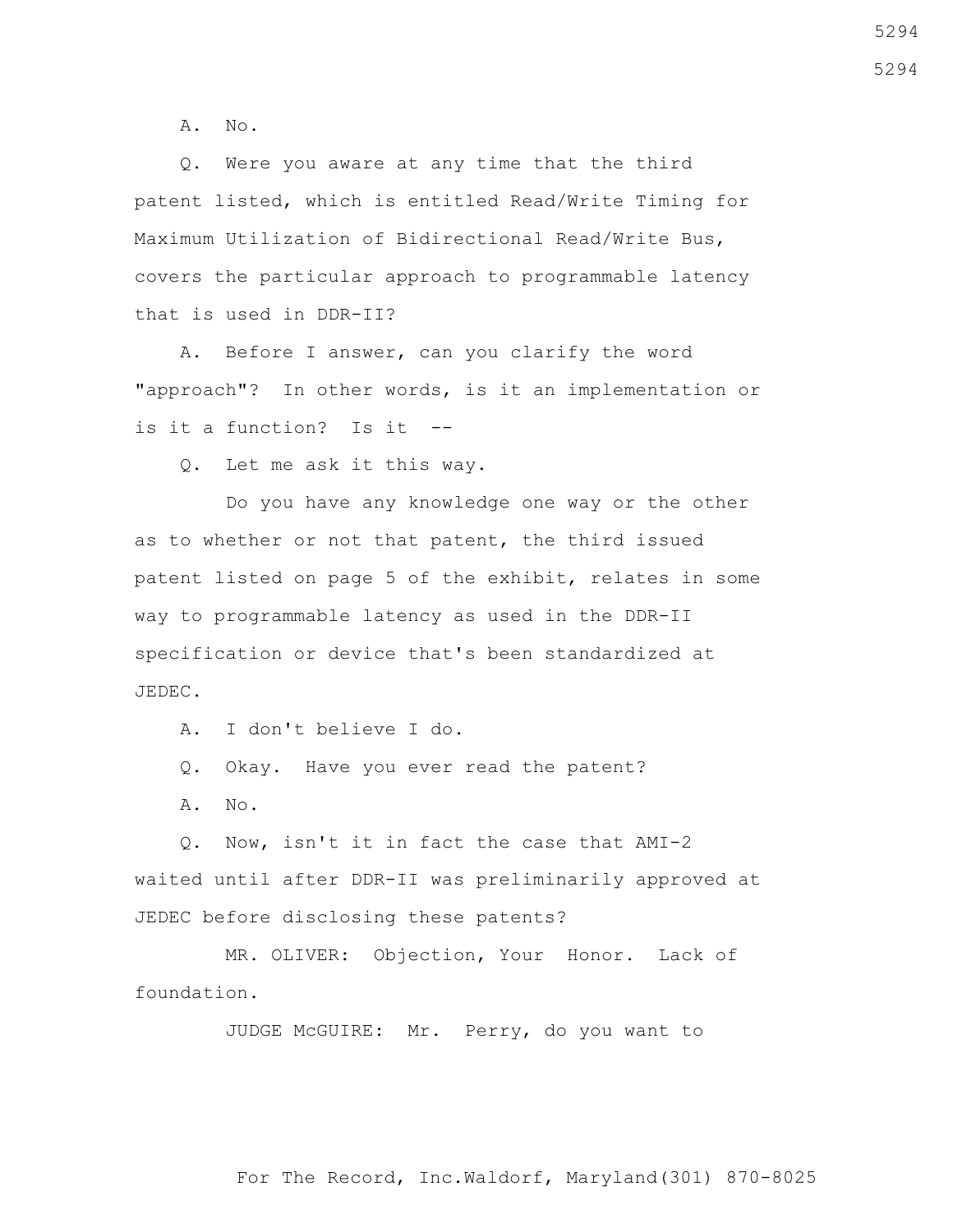A. No.

Q. Were you aware at any time that the third patent listed, which is entitled Read/Write Timing for Maximum Utilization of Bidirectional Read/Write Bus, covers the particular approach to programmable latency that is used in DDR-II?

A. Before I answer, can you clarify the word "approach"? In other words, is it an implementation or is it a function? Is it --

Q. Let me ask it this way.

Do you have any knowledge one way or the other as to whether or not that patent, the third issued patent listed on page 5 of the exhibit, relates in some way to programmable latency as used in the DDR-II specification or device that's been standardized at JEDEC.

A. I don't believe I do.

Q. Okay. Have you ever read the patent?

A. No.

Q. Now, isn't it in fact the case that AMI-2 waited until after DDR-II was preliminarily approved at JEDEC before disclosing these patents?

MR. OLIVER: Objection, Your Honor. Lack of foundation.

JUDGE McGUIRE: Mr. Perry, do you want to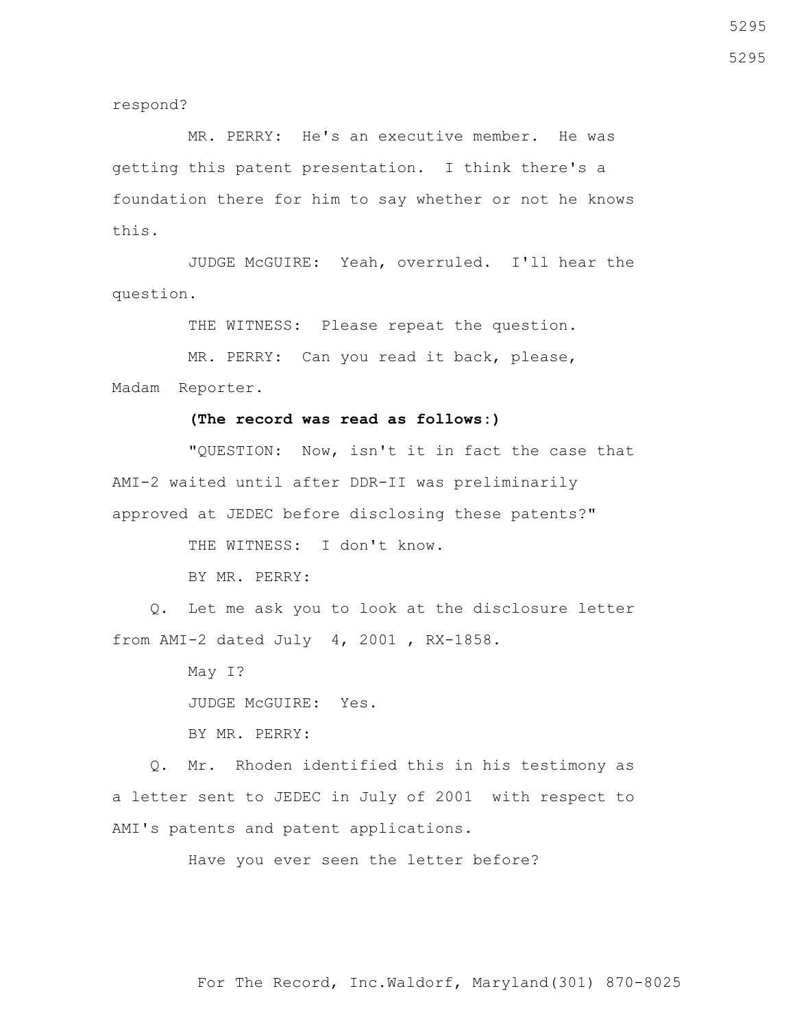respond?

MR. PERRY: He's an executive member. He was getting this patent presentation. I think there's a foundation there for him to say whether or not he knows this.

JUDGE McGUIRE: Yeah, overruled. I'll hear the question.

THE WITNESS: Please repeat the question.

MR. PERRY: Can you read it back, please, Madam Reporter.

**(The record was read as follows:)**

"QUESTION: Now, isn't it in fact the case that AMI-2 waited until after DDR-II was preliminarily approved at JEDEC before disclosing these patents?"

THE WITNESS: I don't know.

BY MR. PERRY:

Q. Let me ask you to look at the disclosure letter from AMI-2 dated July 4, 2001 , RX-1858.

May I?

JUDGE McGUIRE: Yes.

BY MR. PERRY:

Q. Mr. Rhoden identified this in his testimony as a letter sent to JEDEC in July of 2001 with respect to AMI's patents and patent applications.

Have you ever seen the letter before?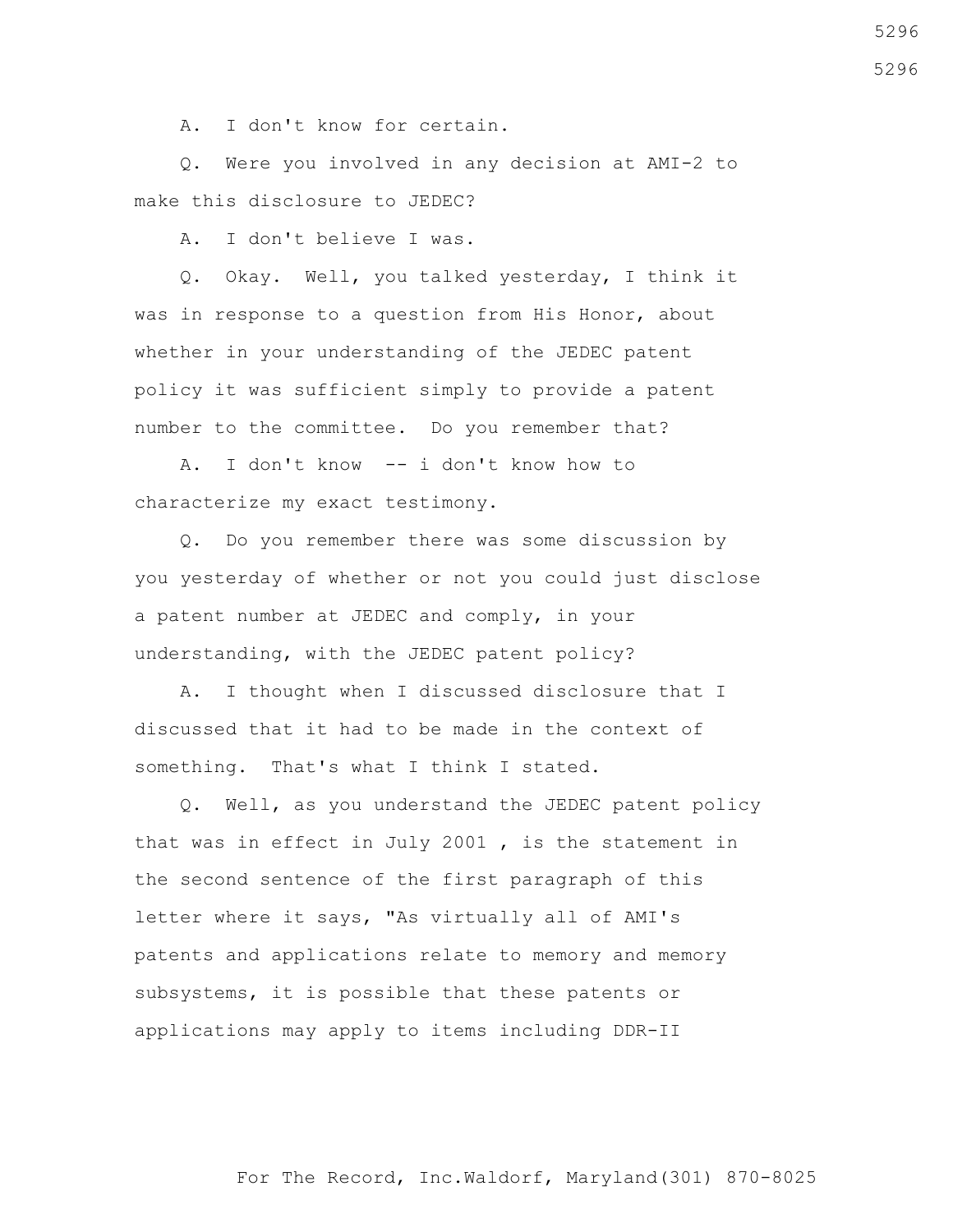A. I don't know for certain.

Q. Were you involved in any decision at AMI-2 to make this disclosure to JEDEC?

A. I don't believe I was.

Q. Okay. Well, you talked yesterday, I think it was in response to a question from His Honor, about whether in your understanding of the JEDEC patent policy it was sufficient simply to provide a patent number to the committee. Do you remember that?

A. I don't know -- i don't know how to characterize my exact testimony.

Q. Do you remember there was some discussion by you yesterday of whether or not you could just disclose a patent number at JEDEC and comply, in your understanding, with the JEDEC patent policy?

A. I thought when I discussed disclosure that I discussed that it had to be made in the context of something. That's what I think I stated.

Q. Well, as you understand the JEDEC patent policy that was in effect in July 2001 , is the statement in the second sentence of the first paragraph of this letter where it says, "As virtually all of AMI's patents and applications relate to memory and memory subsystems, it is possible that these patents or applications may apply to items including DDR-II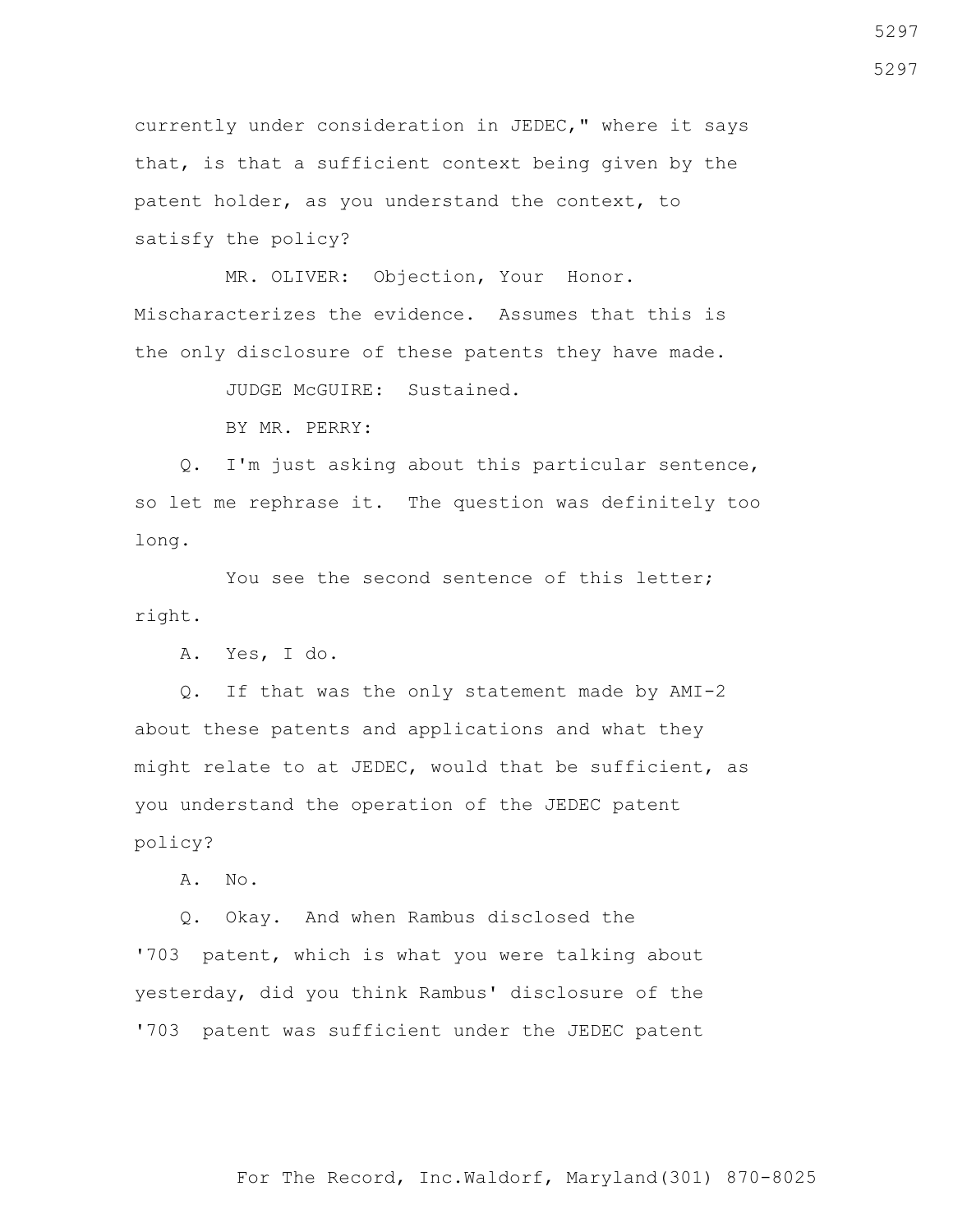currently under consideration in JEDEC," where it says that, is that a sufficient context being given by the patent holder, as you understand the context, to satisfy the policy?

MR. OLIVER: Objection, Your Honor. Mischaracterizes the evidence. Assumes that this is the only disclosure of these patents they have made.

JUDGE McGUIRE: Sustained.

BY MR. PERRY:

Q. I'm just asking about this particular sentence, so let me rephrase it. The question was definitely too long.

You see the second sentence of this letter; right.

A. Yes, I do.

Q. If that was the only statement made by AMI-2 about these patents and applications and what they might relate to at JEDEC, would that be sufficient, as you understand the operation of the JEDEC patent policy?

A. No.

Q. Okay. And when Rambus disclosed the '703 patent, which is what you were talking about yesterday, did you think Rambus' disclosure of the '703 patent was sufficient under the JEDEC patent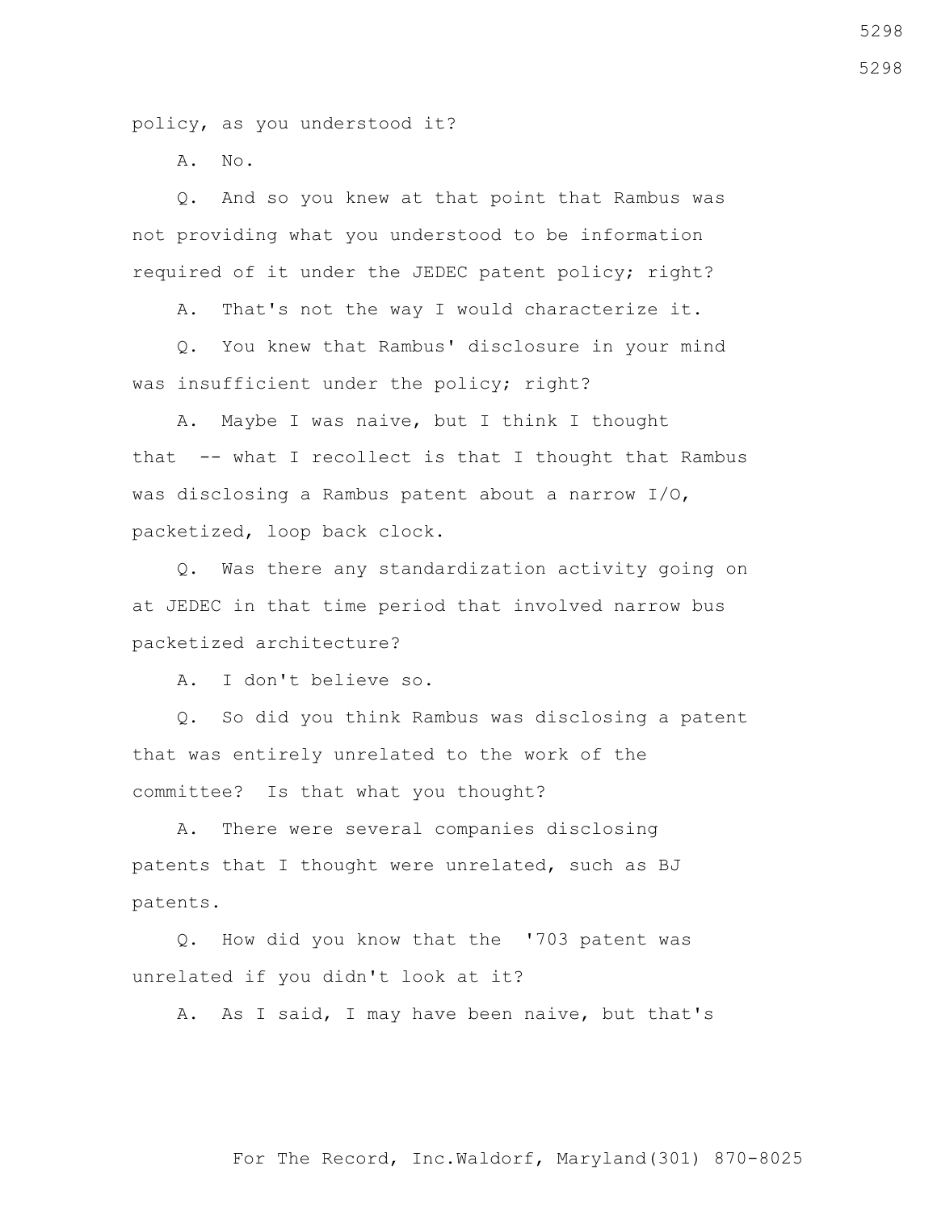policy, as you understood it?

A. No.

Q. And so you knew at that point that Rambus was not providing what you understood to be information required of it under the JEDEC patent policy; right?

A. That's not the way I would characterize it.

Q. You knew that Rambus' disclosure in your mind was insufficient under the policy; right?

A. Maybe I was naive, but I think I thought that -- what I recollect is that I thought that Rambus was disclosing a Rambus patent about a narrow I/O, packetized, loop back clock.

Q. Was there any standardization activity going on at JEDEC in that time period that involved narrow bus packetized architecture?

A. I don't believe so.

Q. So did you think Rambus was disclosing a patent that was entirely unrelated to the work of the committee? Is that what you thought?

A. There were several companies disclosing patents that I thought were unrelated, such as BJ patents.

Q. How did you know that the '703 patent was unrelated if you didn't look at it?

A. As I said, I may have been naive, but that's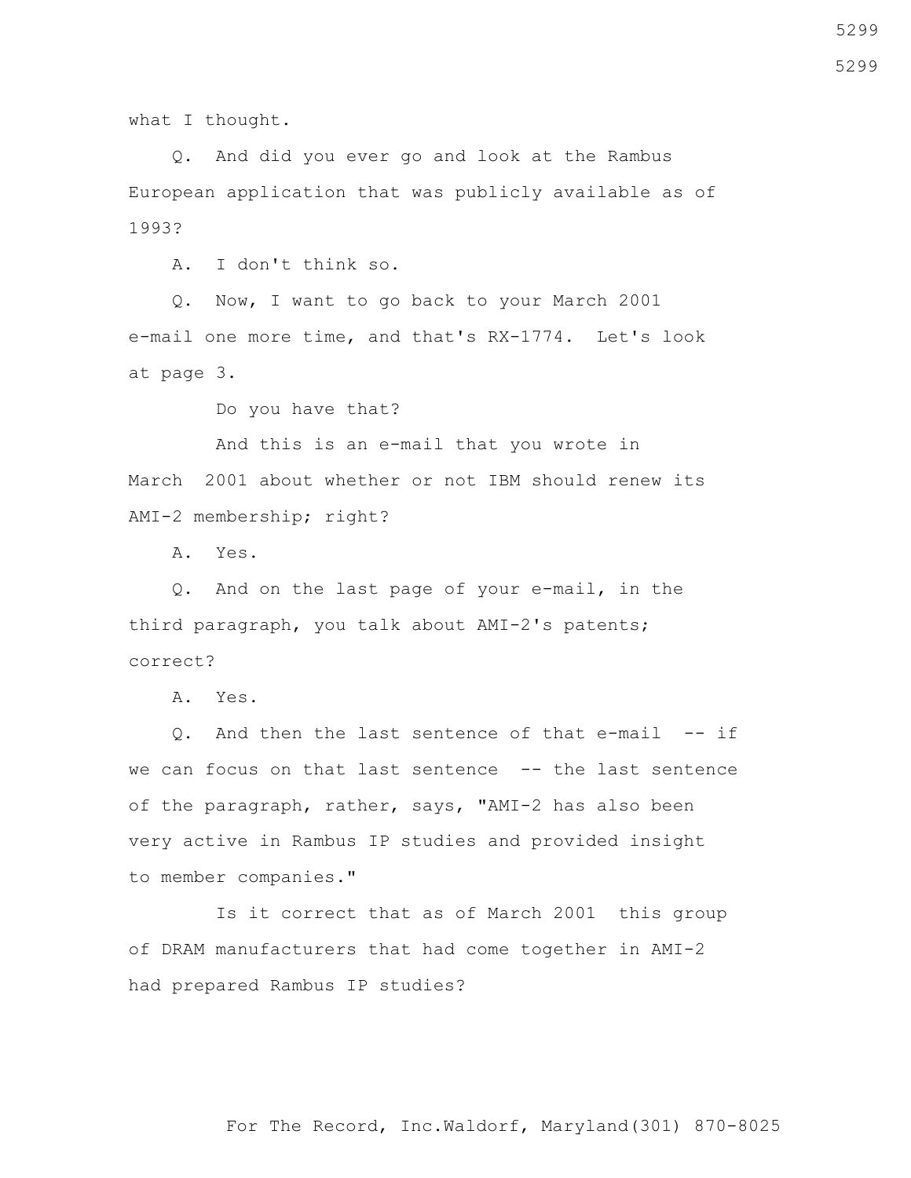what I thought.

Q. And did you ever go and look at the Rambus European application that was publicly available as of 1993?

A. I don't think so.

Q. Now, I want to go back to your March 2001 e-mail one more time, and that's RX-1774. Let's look at page 3.

Do you have that?

And this is an e-mail that you wrote in March 2001 about whether or not IBM should renew its AMI-2 membership; right?

A. Yes.

Q. And on the last page of your e-mail, in the third paragraph, you talk about AMI-2's patents; correct?

A. Yes.

Q. And then the last sentence of that e-mail -- if we can focus on that last sentence -- the last sentence of the paragraph, rather, says, "AMI-2 has also been very active in Rambus IP studies and provided insight to member companies."

Is it correct that as of March 2001 this group of DRAM manufacturers that had come together in AMI-2 had prepared Rambus IP studies?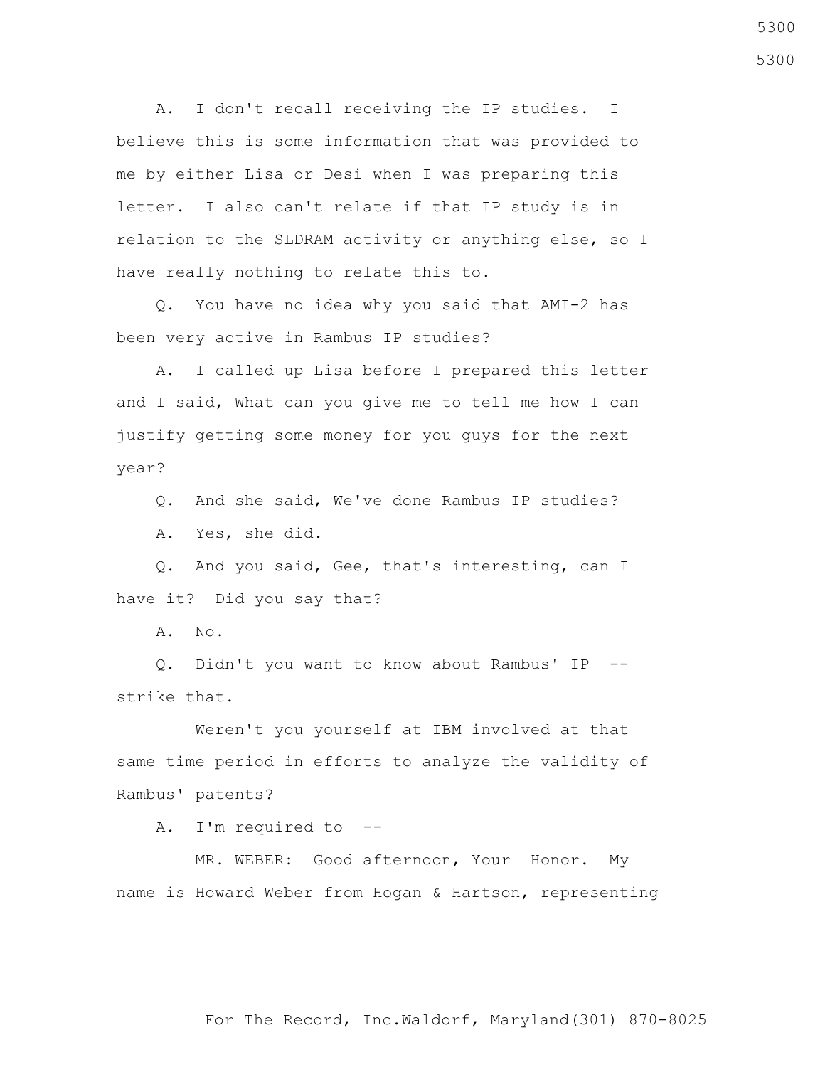A. I don't recall receiving the IP studies. I believe this is some information that was provided to me by either Lisa or Desi when I was preparing this letter. I also can't relate if that IP study is in relation to the SLDRAM activity or anything else, so I have really nothing to relate this to.

Q. You have no idea why you said that AMI-2 has been very active in Rambus IP studies?

A. I called up Lisa before I prepared this letter and I said, What can you give me to tell me how I can justify getting some money for you guys for the next year?

Q. And she said, We've done Rambus IP studies?

A. Yes, she did.

Q. And you said, Gee, that's interesting, can I have it? Did you say that?

A. No.

Q. Didn't you want to know about Rambus' IP -- strike that.

Weren't you yourself at IBM involved at that same time period in efforts to analyze the validity of Rambus' patents?

A. I'm required to --

MR. WEBER: Good afternoon, Your Honor. My name is Howard Weber from Hogan & Hartson, representing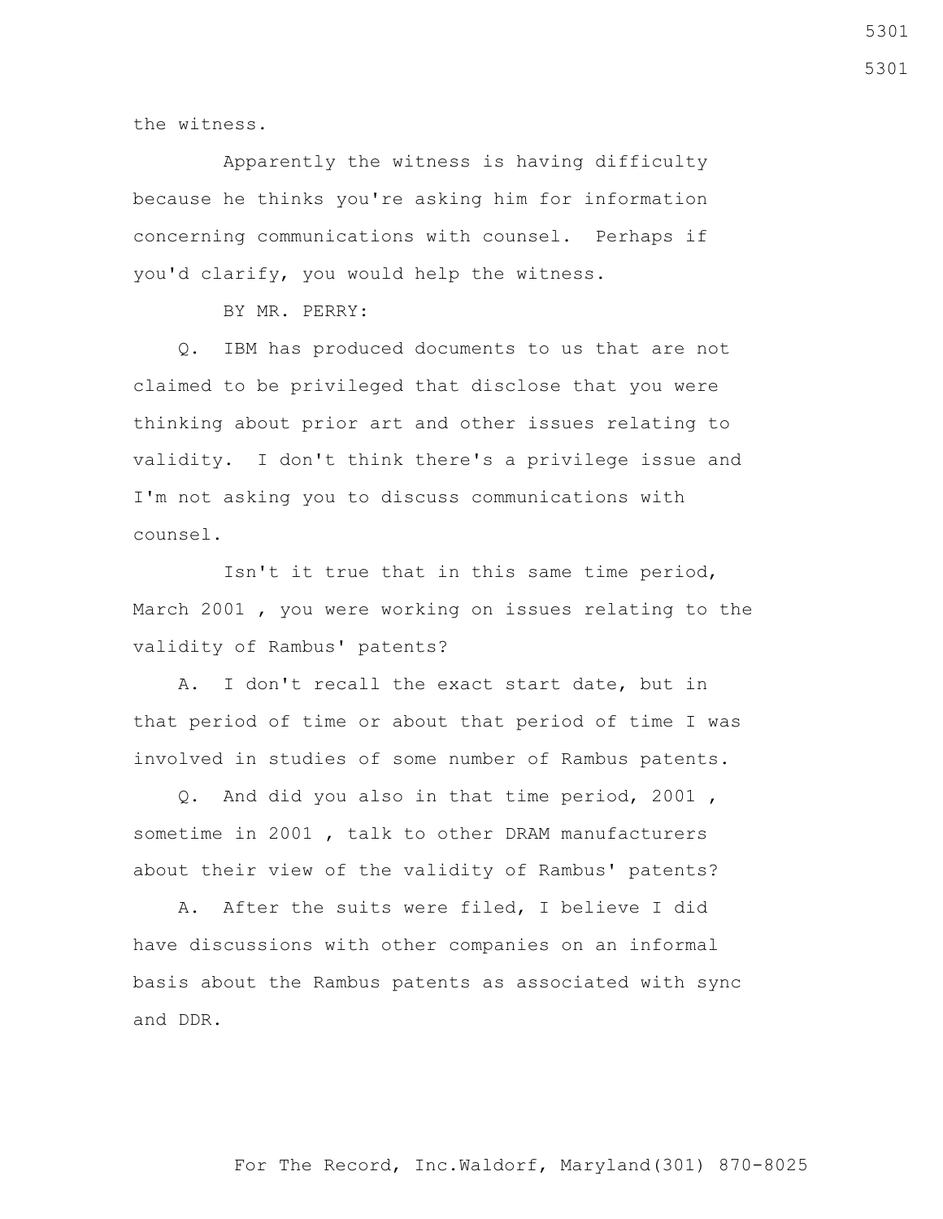the witness.

Apparently the witness is having difficulty because he thinks you're asking him for information concerning communications with counsel. Perhaps if you'd clarify, you would help the witness.

BY MR. PERRY:

Q. IBM has produced documents to us that are not claimed to be privileged that disclose that you were thinking about prior art and other issues relating to validity. I don't think there's a privilege issue and I'm not asking you to discuss communications with counsel.

Isn't it true that in this same time period, March 2001 , you were working on issues relating to the validity of Rambus' patents?

A. I don't recall the exact start date, but in that period of time or about that period of time I was involved in studies of some number of Rambus patents.

Q. And did you also in that time period, 2001 , sometime in 2001 , talk to other DRAM manufacturers about their view of the validity of Rambus' patents?

A. After the suits were filed, I believe I did have discussions with other companies on an informal basis about the Rambus patents as associated with sync and DDR.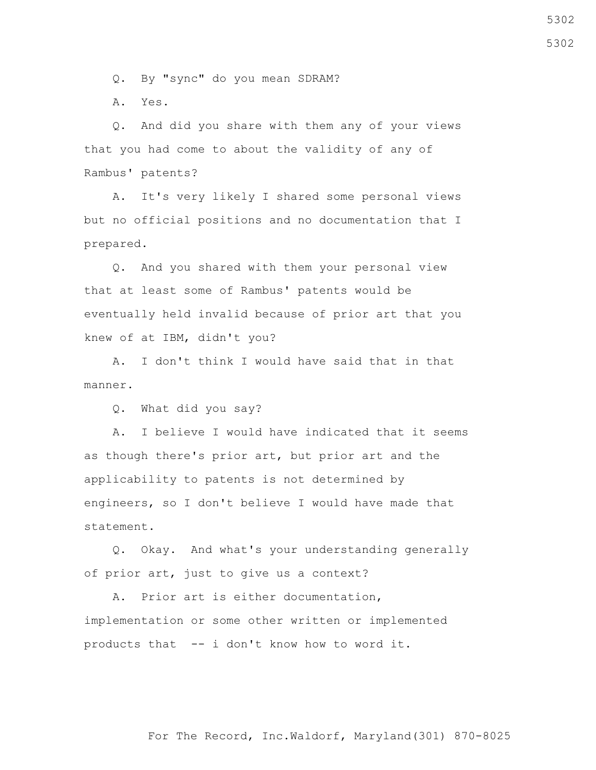Q. By "sync" do you mean SDRAM?

A. Yes.

Q. And did you share with them any of your views that you had come to about the validity of any of Rambus' patents?

A. It's very likely I shared some personal views but no official positions and no documentation that I prepared.

Q. And you shared with them your personal view that at least some of Rambus' patents would be eventually held invalid because of prior art that you knew of at IBM, didn't you?

A. I don't think I would have said that in that manner.

Q. What did you say?

A. I believe I would have indicated that it seems as though there's prior art, but prior art and the applicability to patents is not determined by engineers, so I don't believe I would have made that statement.

Q. Okay. And what's your understanding generally of prior art, just to give us a context?

A. Prior art is either documentation, implementation or some other written or implemented products that -- i don't know how to word it.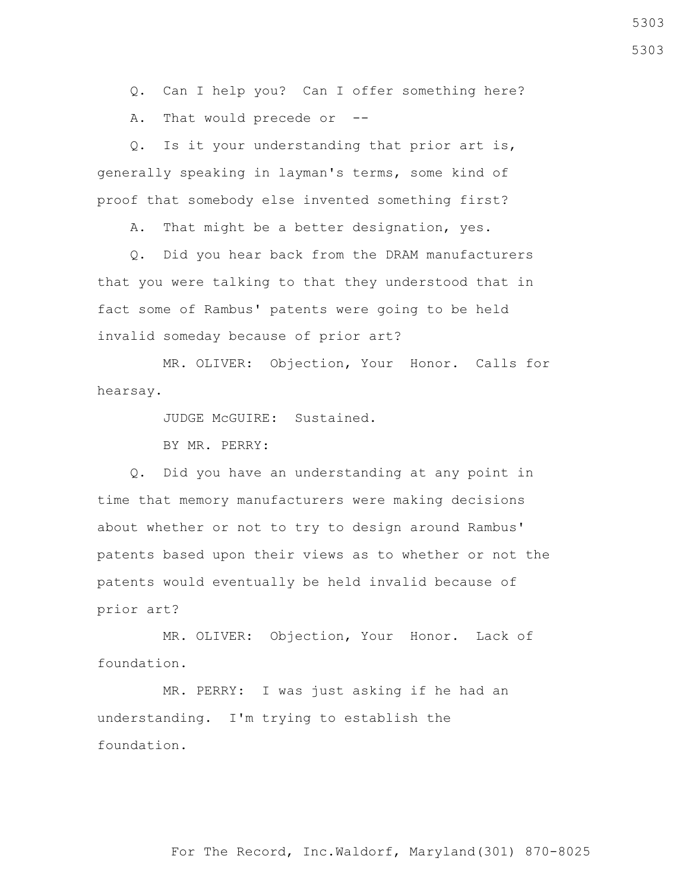Q. Can I help you? Can I offer something here?

A. That would precede or --

Q. Is it your understanding that prior art is, generally speaking in layman's terms, some kind of proof that somebody else invented something first?

A. That might be a better designation, yes.

Q. Did you hear back from the DRAM manufacturers that you were talking to that they understood that in fact some of Rambus' patents were going to be held invalid someday because of prior art?

MR. OLIVER: Objection, Your Honor. Calls for hearsay.

JUDGE McGUIRE: Sustained.

BY MR. PERRY:

Q. Did you have an understanding at any point in time that memory manufacturers were making decisions about whether or not to try to design around Rambus' patents based upon their views as to whether or not the patents would eventually be held invalid because of prior art?

MR. OLIVER: Objection, Your Honor. Lack of foundation.

MR. PERRY: I was just asking if he had an understanding. I'm trying to establish the foundation.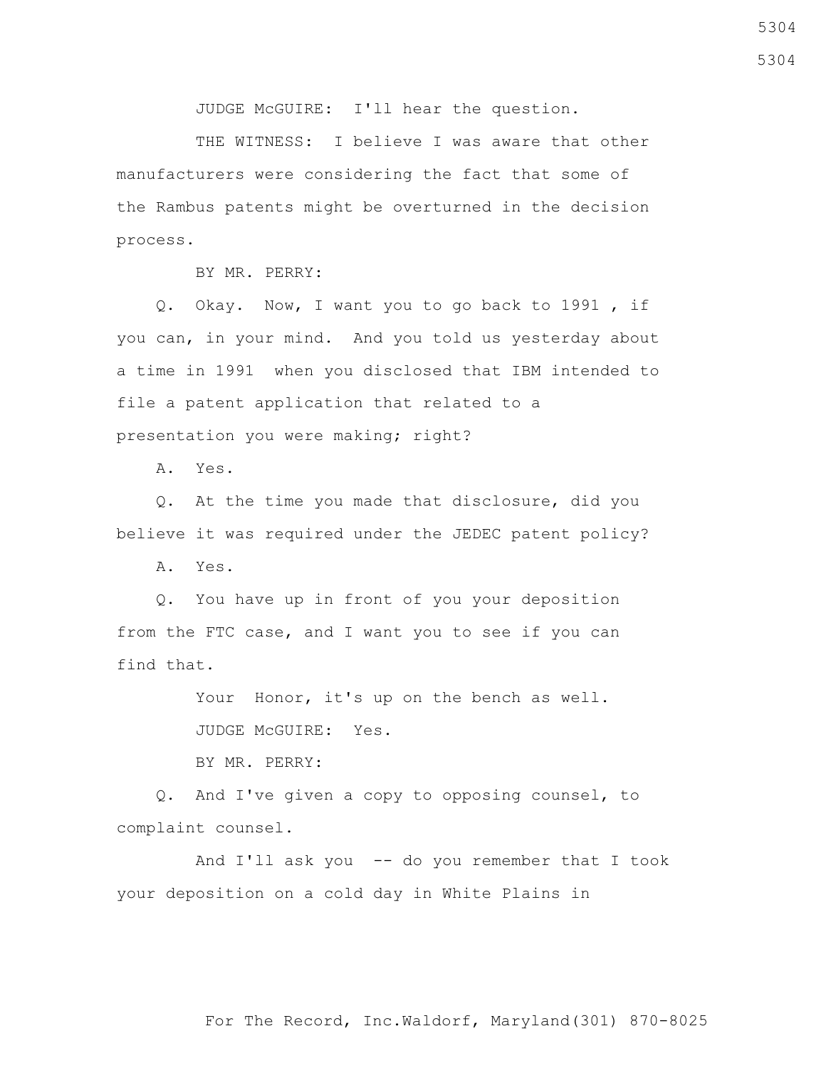JUDGE McGUIRE: I'll hear the question.

THE WITNESS: I believe I was aware that other manufacturers were considering the fact that some of the Rambus patents might be overturned in the decision process.

BY MR. PERRY:

Q. Okay. Now, I want you to go back to 1991 , if you can, in your mind. And you told us yesterday about a time in 1991 when you disclosed that IBM intended to file a patent application that related to a presentation you were making; right?

A. Yes.

Q. At the time you made that disclosure, did you believe it was required under the JEDEC patent policy?

A. Yes.

Q. You have up in front of you your deposition from the FTC case, and I want you to see if you can find that.

Your Honor, it's up on the bench as well.

JUDGE McGUIRE: Yes.

BY MR. PERRY:

Q. And I've given a copy to opposing counsel, to complaint counsel.

And I'll ask you -- do you remember that I took your deposition on a cold day in White Plains in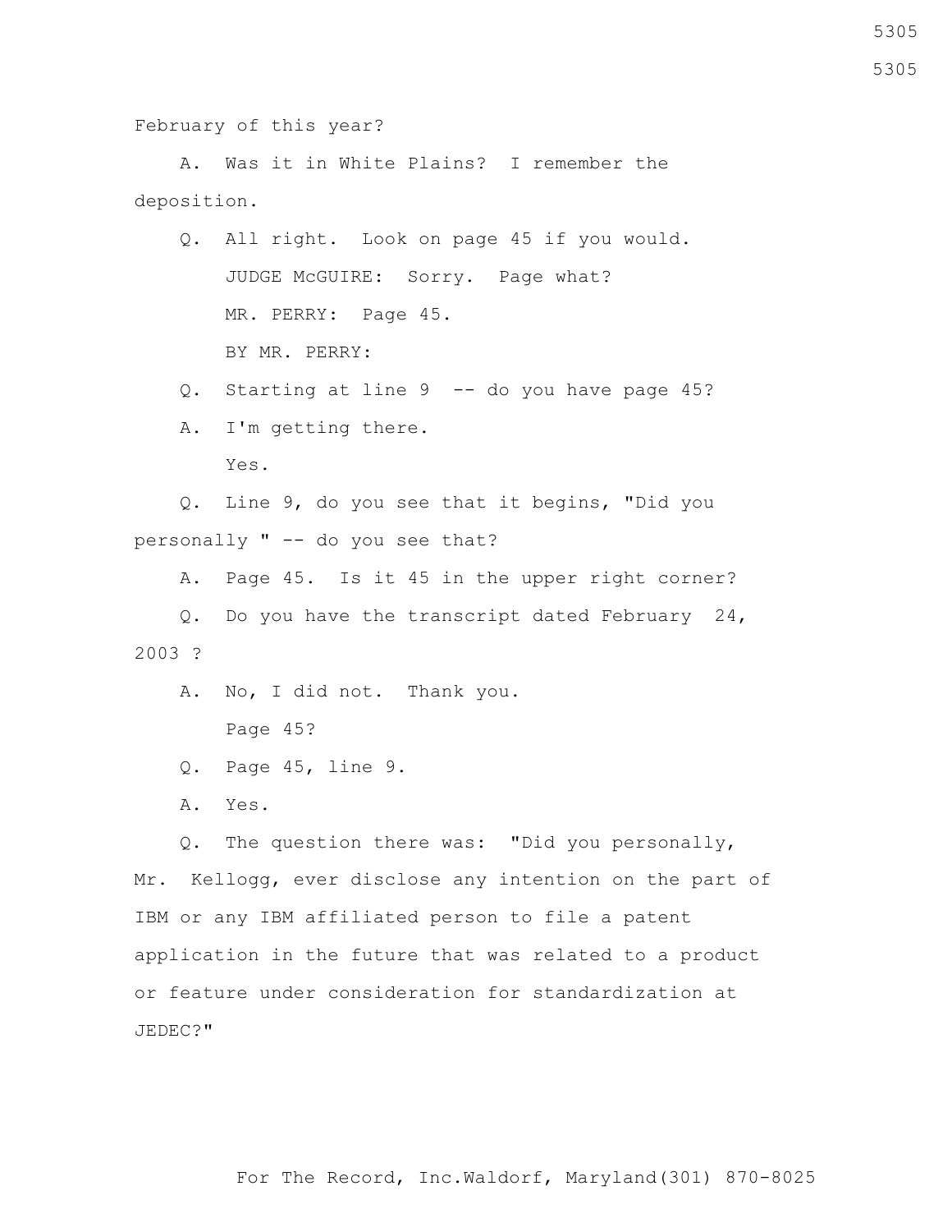February of this year?

A. Was it in White Plains? I remember the deposition.

Q. All right. Look on page 45 if you would.

JUDGE McGUIRE: Sorry. Page what?

MR. PERRY: Page 45.

BY MR. PERRY:

Q. Starting at line 9 -- do you have page 45?

A. I'm getting there.

Yes.

Q. Line 9, do you see that it begins, "Did you personally " -- do you see that?

A. Page 45. Is it 45 in the upper right corner?

Q. Do you have the transcript dated February 24, 2003 ?

A. No, I did not. Thank you.

Page 45?

Q. Page 45, line 9.

A. Yes.

Q. The question there was: "Did you personally, Mr. Kellogg, ever disclose any intention on the part of IBM or any IBM affiliated person to file a patent application in the future that was related to a product or feature under consideration for standardization at JEDEC?"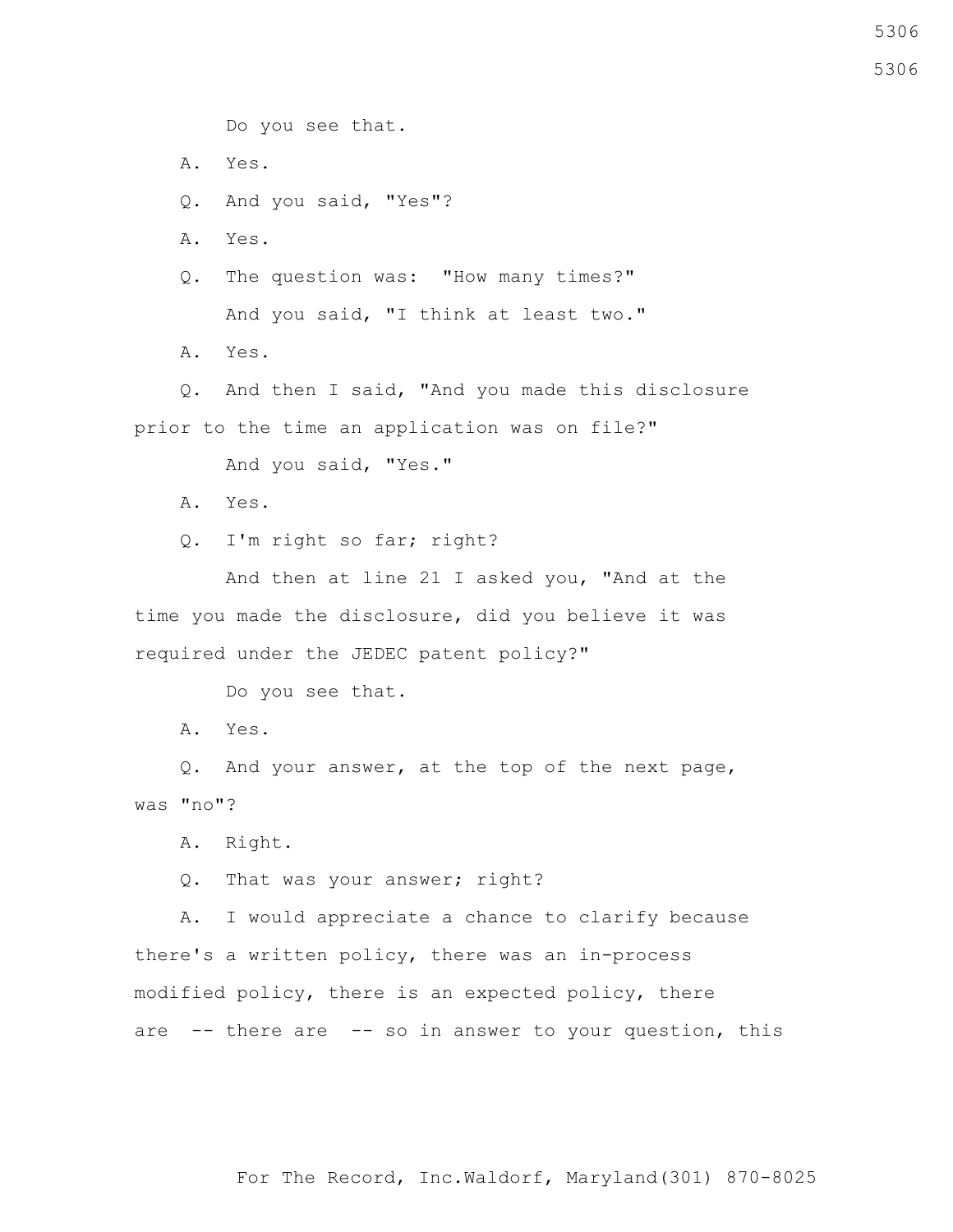Do you see that.

A. Yes.

Q. And you said, "Yes"?

A. Yes.

Q. The question was: "How many times?"

And you said, "I think at least two."

A. Yes.

Q. And then I said, "And you made this disclosure prior to the time an application was on file?"

And you said, "Yes."

A. Yes.

Q. I'm right so far; right?

And then at line 21 I asked you, "And at the time you made the disclosure, did you believe it was required under the JEDEC patent policy?"

Do you see that.

A. Yes.

Q. And your answer, at the top of the next page, was "no"?

A. Right.

Q. That was your answer; right?

A. I would appreciate a chance to clarify because there's a written policy, there was an in-process modified policy, there is an expected policy, there are -- there are -- so in answer to your question, this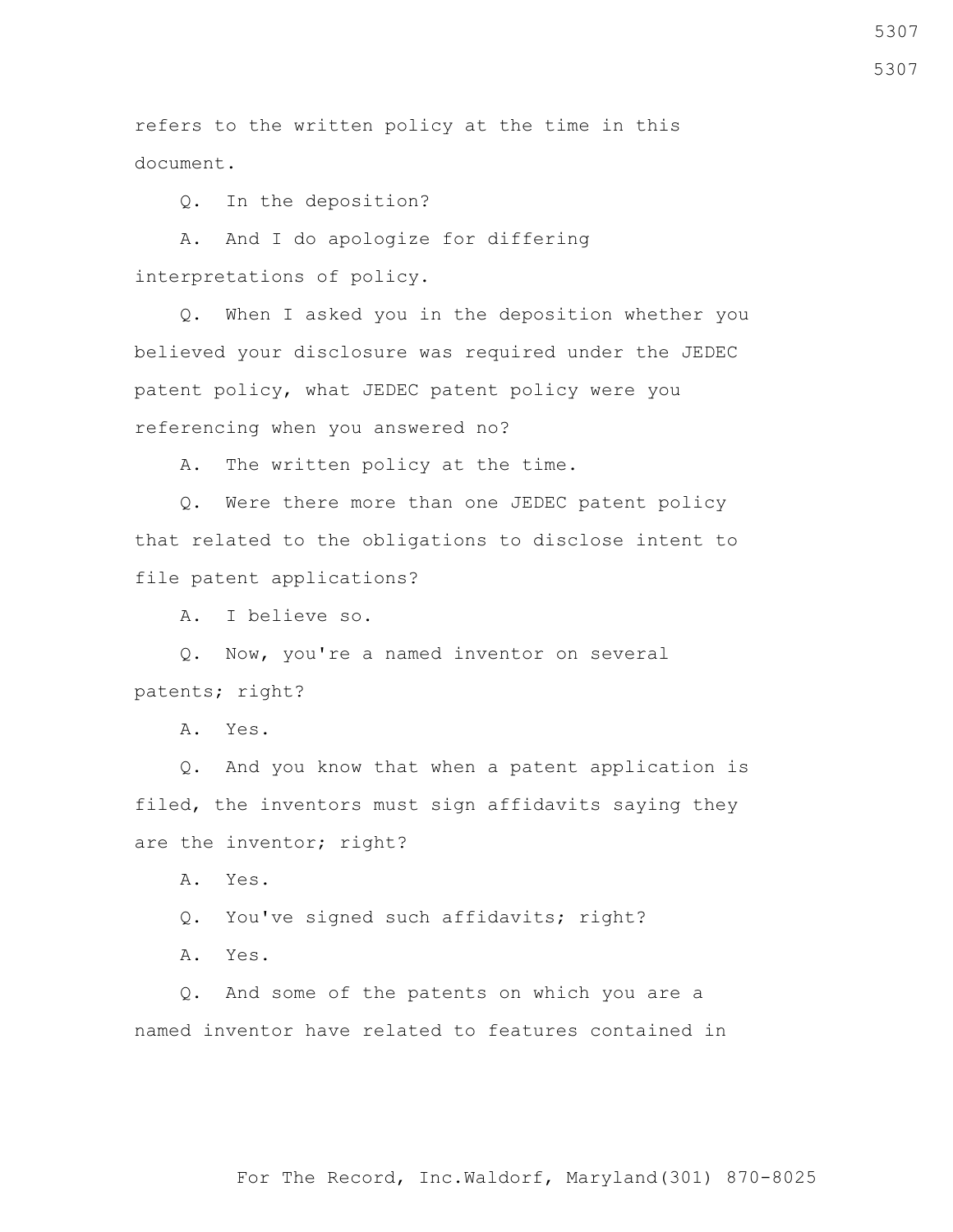refers to the written policy at the time in this document.

Q. In the deposition?

A. And I do apologize for differing interpretations of policy.

Q. When I asked you in the deposition whether you believed your disclosure was required under the JEDEC patent policy, what JEDEC patent policy were you referencing when you answered no?

A. The written policy at the time.

Q. Were there more than one JEDEC patent policy that related to the obligations to disclose intent to file patent applications?

A. I believe so.

Q. Now, you're a named inventor on several patents; right?

A. Yes.

Q. And you know that when a patent application is filed, the inventors must sign affidavits saying they are the inventor; right?

A. Yes.

Q. You've signed such affidavits; right?

A. Yes.

Q. And some of the patents on which you are a named inventor have related to features contained in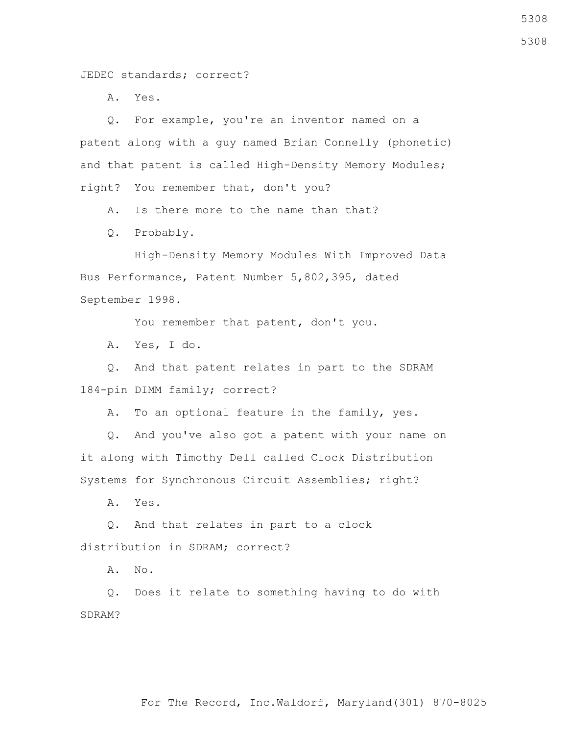JEDEC standards; correct?

A. Yes.

Q. For example, you're an inventor named on a patent along with a guy named Brian Connelly (phonetic) and that patent is called High-Density Memory Modules; right? You remember that, don't you?

A. Is there more to the name than that?

Q. Probably.

High-Density Memory Modules With Improved Data Bus Performance, Patent Number 5,802,395, dated September 1998.

You remember that patent, don't you.

A. Yes, I do.

Q. And that patent relates in part to the SDRAM 184-pin DIMM family; correct?

A. To an optional feature in the family, yes.

Q. And you've also got a patent with your name on it along with Timothy Dell called Clock Distribution Systems for Synchronous Circuit Assemblies; right?

A. Yes.

Q. And that relates in part to a clock distribution in SDRAM; correct?

A. No.

Q. Does it relate to something having to do with SDRAM?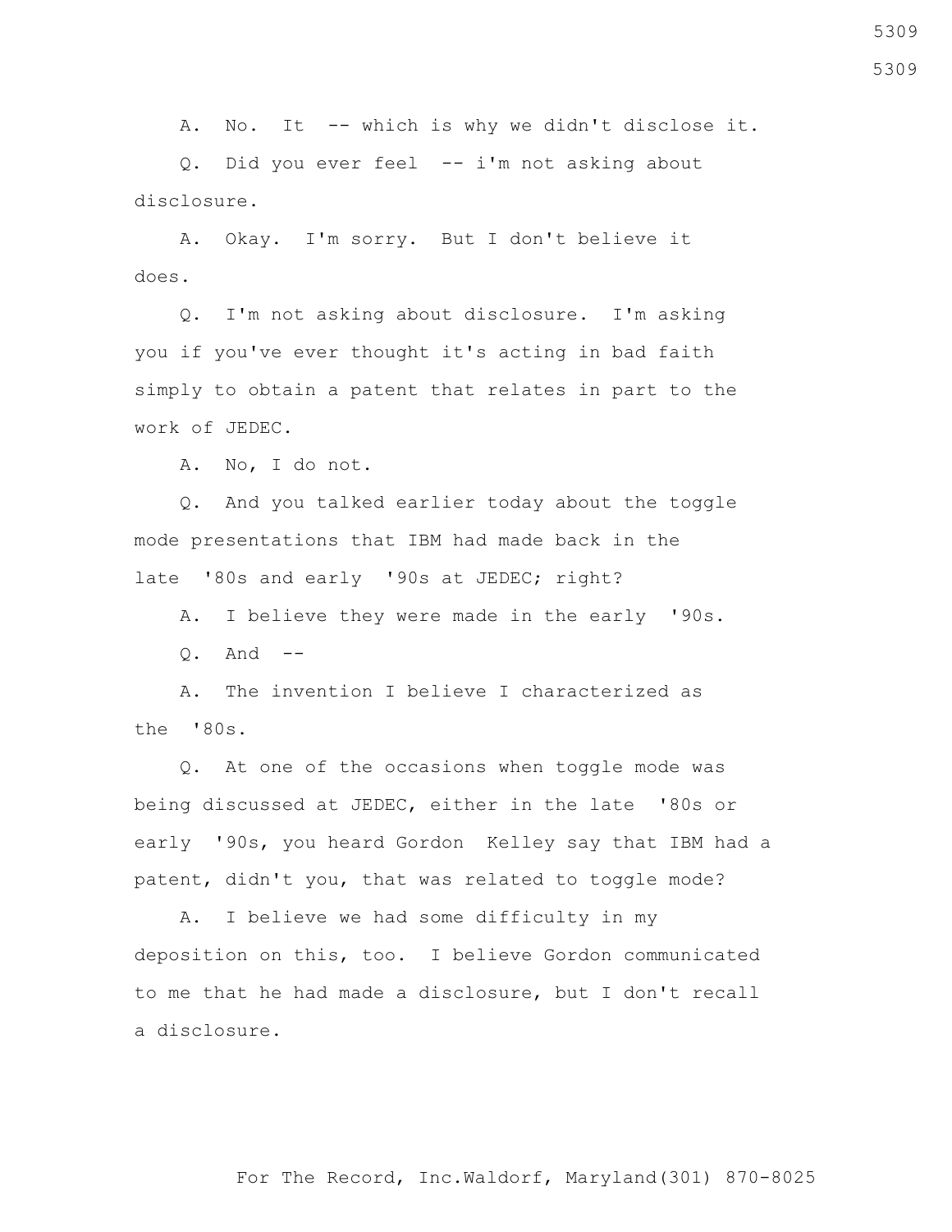A. No. It -- which is why we didn't disclose it.

Q. Did you ever feel -- i'm not asking about disclosure.

A. Okay. I'm sorry. But I don't believe it does.

Q. I'm not asking about disclosure. I'm asking you if you've ever thought it's acting in bad faith simply to obtain a patent that relates in part to the work of JEDEC.

A. No, I do not.

Q. And you talked earlier today about the toggle mode presentations that IBM had made back in the late '80s and early '90s at JEDEC; right?

A. I believe they were made in the early '90s.

Q. And --

A. The invention I believe I characterized as the '80s.

Q. At one of the occasions when toggle mode was being discussed at JEDEC, either in the late '80s or early '90s, you heard Gordon Kelley say that IBM had a patent, didn't you, that was related to toggle mode?

A. I believe we had some difficulty in my deposition on this, too. I believe Gordon communicated to me that he had made a disclosure, but I don't recall a disclosure.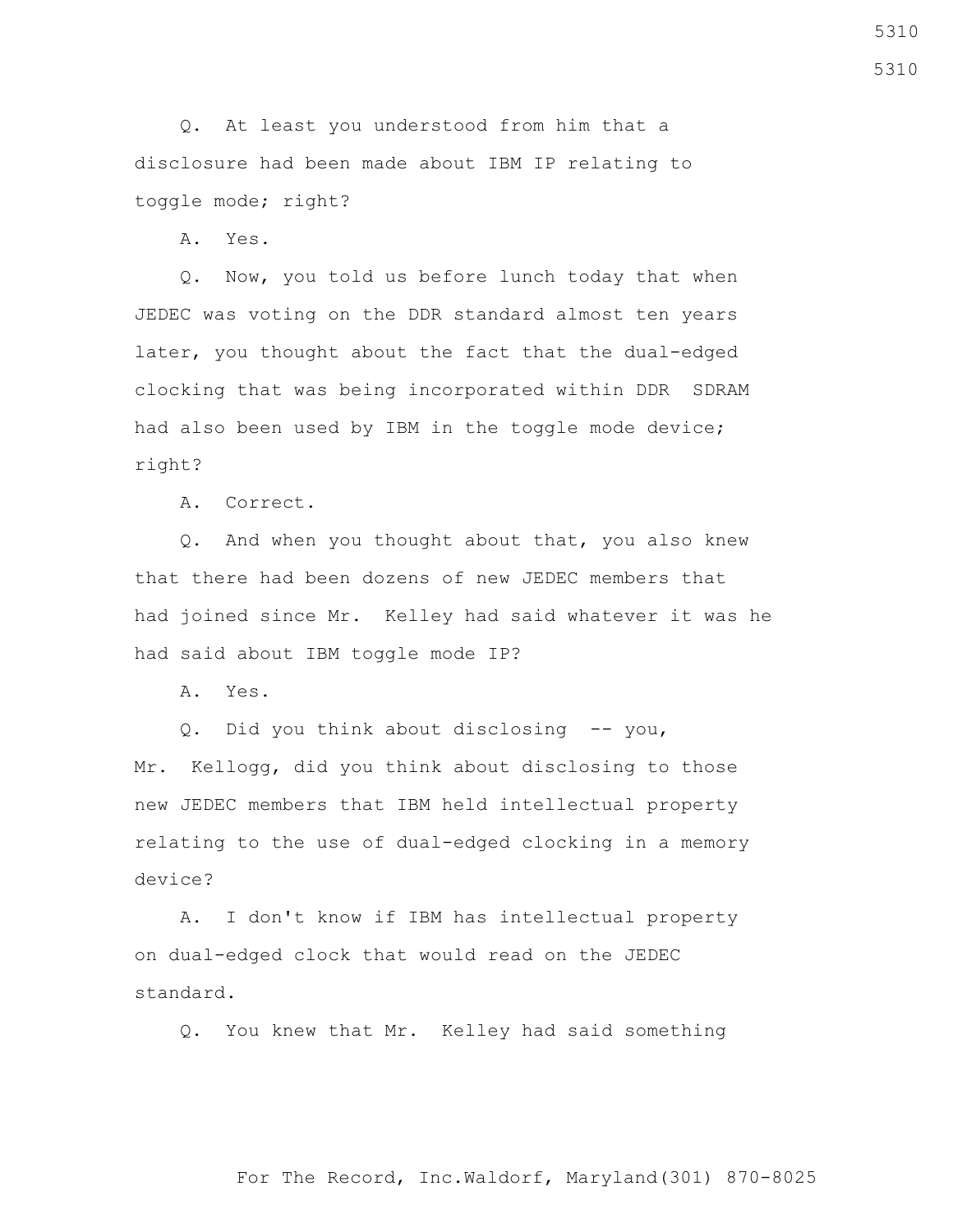Q. At least you understood from him that a disclosure had been made about IBM IP relating to toggle mode; right?

A. Yes.

Q. Now, you told us before lunch today that when JEDEC was voting on the DDR standard almost ten years later, you thought about the fact that the dual-edged clocking that was being incorporated within DDR SDRAM had also been used by IBM in the toggle mode device; right?

A. Correct.

Q. And when you thought about that, you also knew that there had been dozens of new JEDEC members that had joined since Mr. Kelley had said whatever it was he had said about IBM toggle mode IP?

A. Yes.

Q. Did you think about disclosing -- you, Mr. Kellogg, did you think about disclosing to those new JEDEC members that IBM held intellectual property relating to the use of dual-edged clocking in a memory device?

A. I don't know if IBM has intellectual property on dual-edged clock that would read on the JEDEC standard.

Q. You knew that Mr. Kelley had said something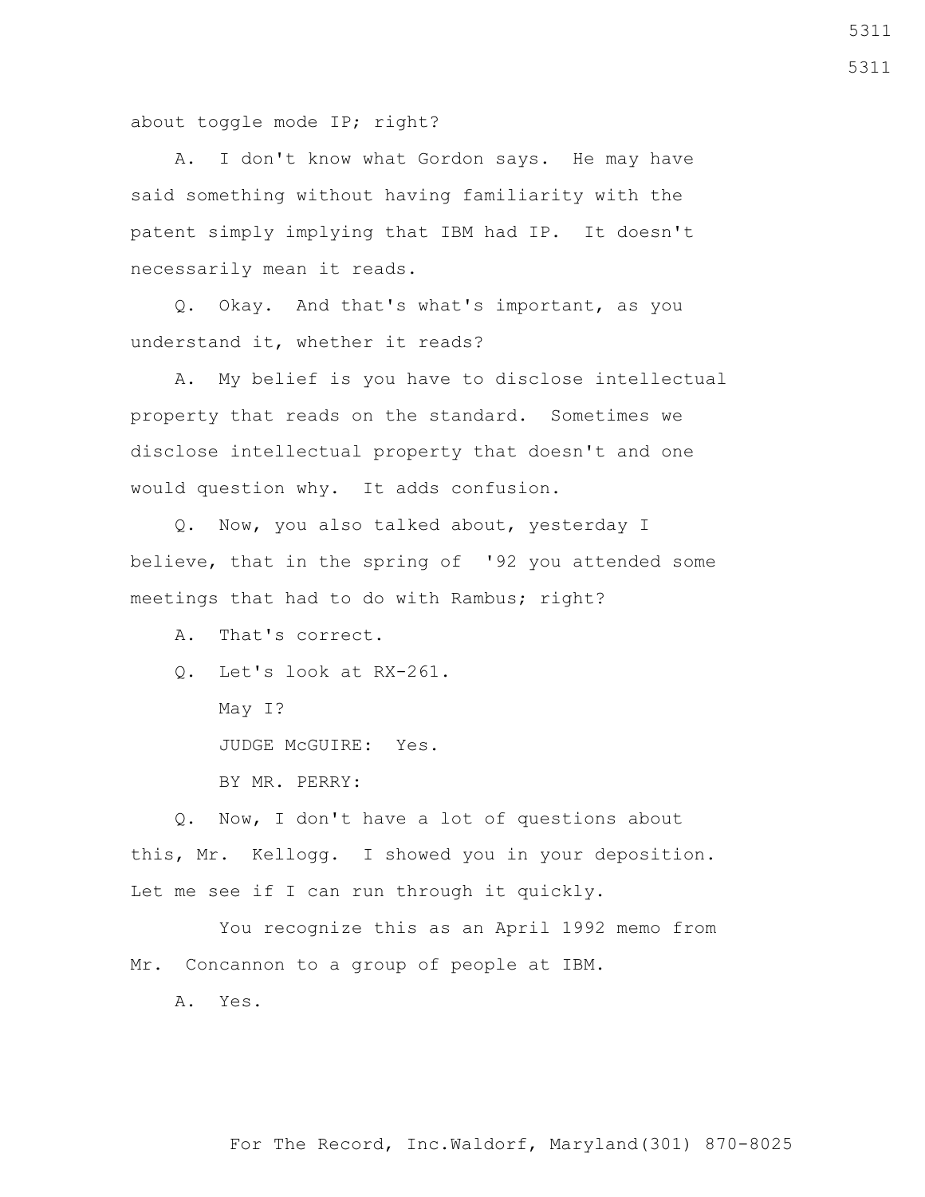about toggle mode IP; right?

A. I don't know what Gordon says. He may have said something without having familiarity with the patent simply implying that IBM had IP. It doesn't necessarily mean it reads.

Q. Okay. And that's what's important, as you understand it, whether it reads?

A. My belief is you have to disclose intellectual property that reads on the standard. Sometimes we disclose intellectual property that doesn't and one would question why. It adds confusion.

Q. Now, you also talked about, yesterday I believe, that in the spring of '92 you attended some meetings that had to do with Rambus; right?

A. That's correct.

Q. Let's look at RX-261.

May I?

JUDGE McGUIRE: Yes.

BY MR. PERRY:

Q. Now, I don't have a lot of questions about this, Mr. Kellogg. I showed you in your deposition. Let me see if I can run through it quickly.

You recognize this as an April 1992 memo from Mr. Concannon to a group of people at IBM.

A. Yes.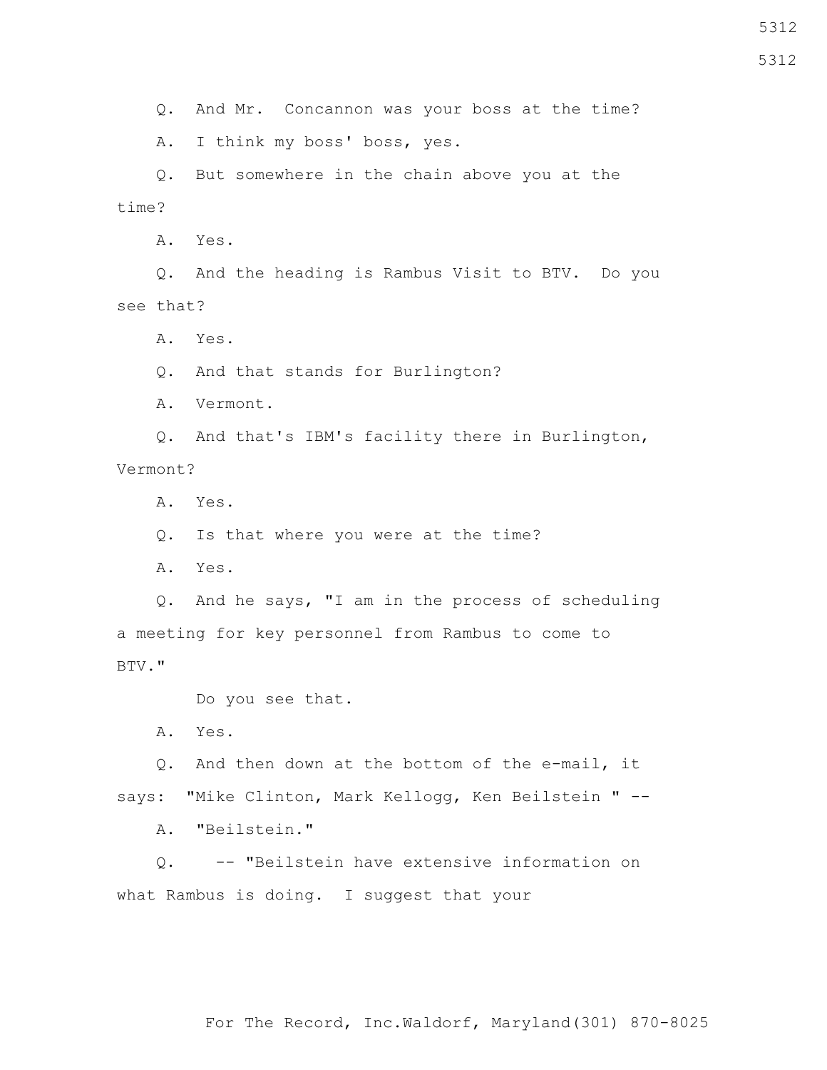Q. And Mr. Concannon was your boss at the time?

A. I think my boss' boss, yes.

Q. But somewhere in the chain above you at the time?

A. Yes.

Q. And the heading is Rambus Visit to BTV. Do you see that?

A. Yes.

Q. And that stands for Burlington?

A. Vermont.

Q. And that's IBM's facility there in Burlington, Vermont?

A. Yes.

Q. Is that where you were at the time?

A. Yes.

Q. And he says, "I am in the process of scheduling a meeting for key personnel from Rambus to come to BTV."

Do you see that.

A. Yes.

Q. And then down at the bottom of the e-mail, it says: "Mike Clinton, Mark Kellogg, Ken Beilstein " --

A. "Beilstein."

Q. -- "Beilstein have extensive information on what Rambus is doing. I suggest that your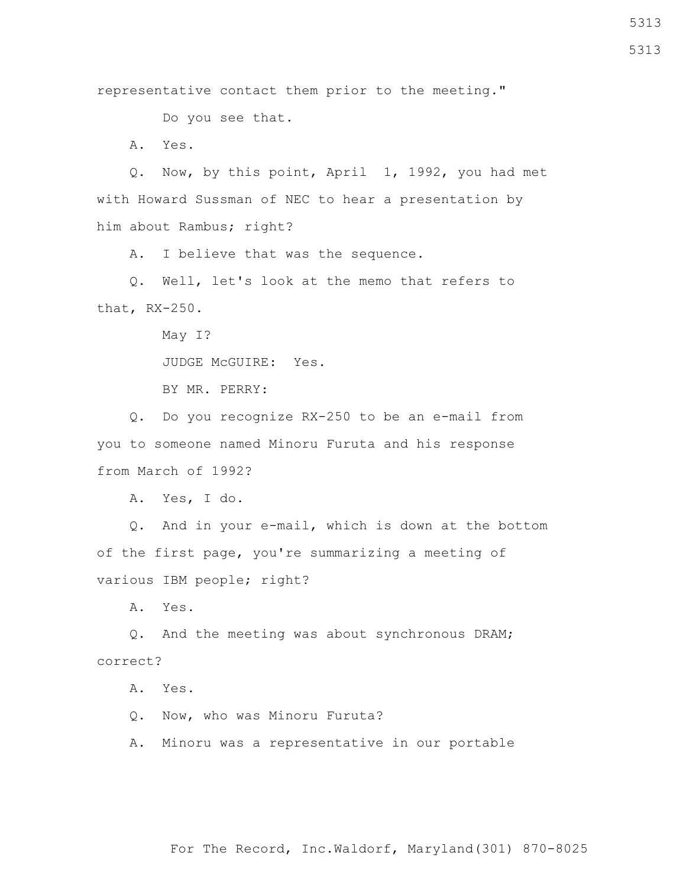representative contact them prior to the meeting."

Do you see that.

A. Yes.

Q. Now, by this point, April 1, 1992, you had met with Howard Sussman of NEC to hear a presentation by him about Rambus; right?

A. I believe that was the sequence.

Q. Well, let's look at the memo that refers to that, RX-250.

May I?

JUDGE McGUIRE: Yes.

BY MR. PERRY:

Q. Do you recognize RX-250 to be an e-mail from you to someone named Minoru Furuta and his response from March of 1992?

A. Yes, I do.

Q. And in your e-mail, which is down at the bottom of the first page, you're summarizing a meeting of various IBM people; right?

A. Yes.

Q. And the meeting was about synchronous DRAM; correct?

A. Yes.

Q. Now, who was Minoru Furuta?

A. Minoru was a representative in our portable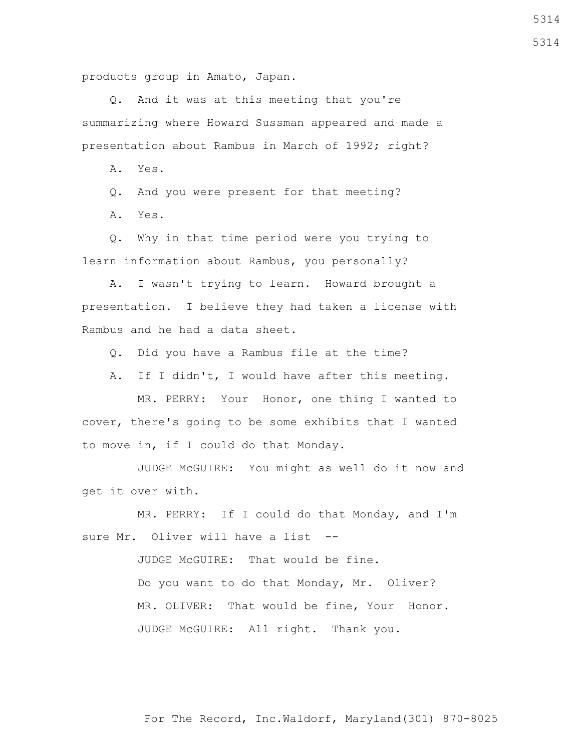products group in Amato, Japan.

Q. And it was at this meeting that you're summarizing where Howard Sussman appeared and made a presentation about Rambus in March of 1992; right?

A. Yes.

Q. And you were present for that meeting?

A. Yes.

Q. Why in that time period were you trying to learn information about Rambus, you personally?

A. I wasn't trying to learn. Howard brought a presentation. I believe they had taken a license with Rambus and he had a data sheet.

Q. Did you have a Rambus file at the time?

A. If I didn't, I would have after this meeting.

MR. PERRY: Your Honor, one thing I wanted to cover, there's going to be some exhibits that I wanted to move in, if I could do that Monday.

JUDGE McGUIRE: You might as well do it now and get it over with.

MR. PERRY: If I could do that Monday, and I'm sure Mr. Oliver will have a list --

JUDGE McGUIRE: That would be fine.

Do you want to do that Monday, Mr. Oliver?

MR. OLIVER: That would be fine, Your Honor.

JUDGE McGUIRE: All right. Thank you.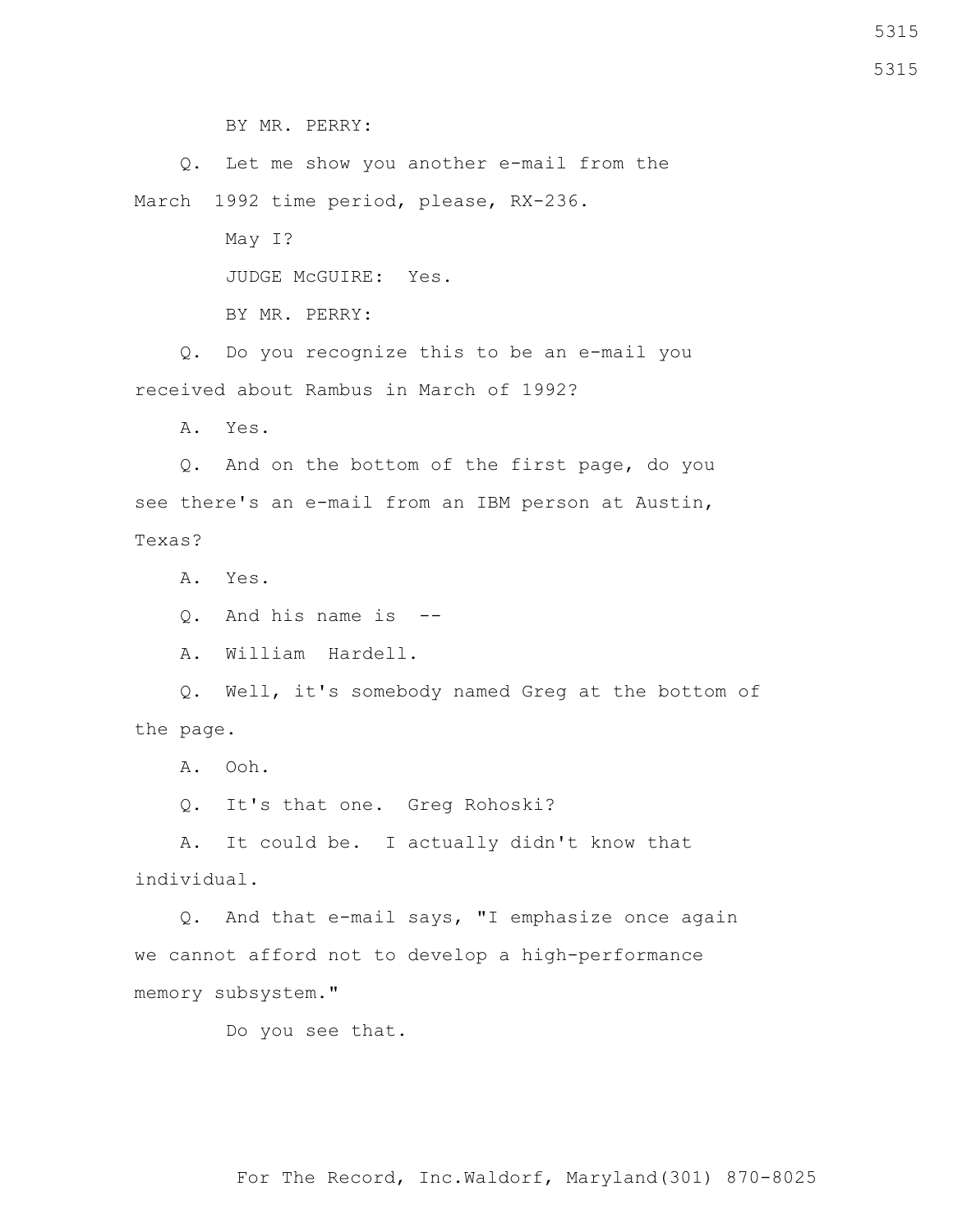BY MR. PERRY:

Q. Let me show you another e-mail from the March 1992 time period, please, RX-236.

May I?

JUDGE McGUIRE: Yes.

BY MR. PERRY:

Q. Do you recognize this to be an e-mail you received about Rambus in March of 1992?

A. Yes.

Q. And on the bottom of the first page, do you see there's an e-mail from an IBM person at Austin, Texas?

A. Yes.

Q. And his name is --

A. William Hardell.

Q. Well, it's somebody named Greg at the bottom of the page.

A. Ooh.

Q. It's that one. Greg Rohoski?

A. It could be. I actually didn't know that individual.

Q. And that e-mail says, "I emphasize once again we cannot afford not to develop a high-performance memory subsystem."

Do you see that.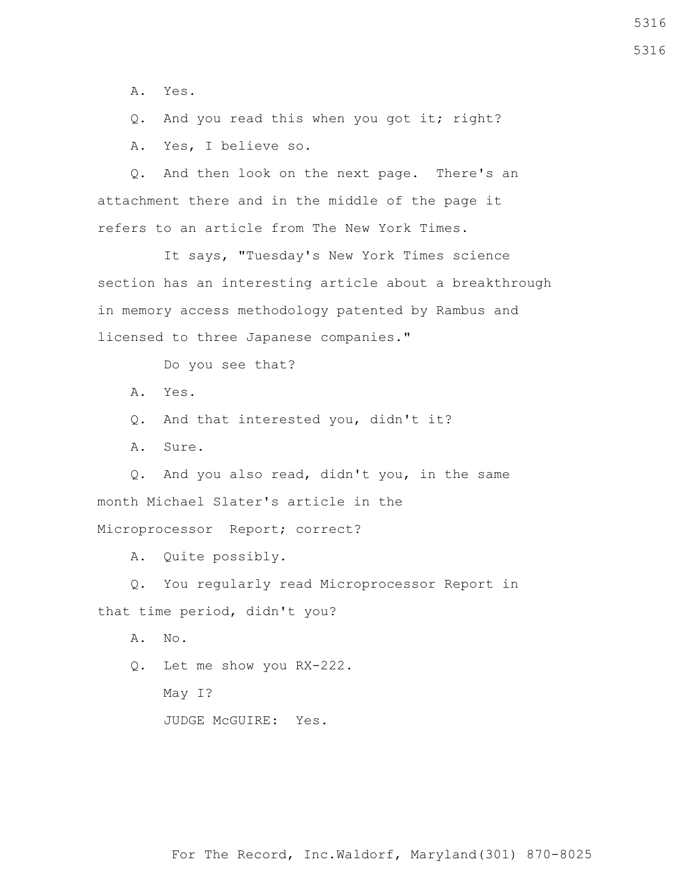A. Yes.

Q. And you read this when you got it; right?

A. Yes, I believe so.

Q. And then look on the next page. There's an attachment there and in the middle of the page it refers to an article from The New York Times.

It says, "Tuesday's New York Times science section has an interesting article about a breakthrough in memory access methodology patented by Rambus and licensed to three Japanese companies."

Do you see that?

A. Yes.

Q. And that interested you, didn't it?

A. Sure.

Q. And you also read, didn't you, in the same month Michael Slater's article in the Microprocessor Report; correct?

A. Quite possibly.

Q. You regularly read Microprocessor Report in that time period, didn't you?

A. No.

Q. Let me show you RX-222.

May I?

JUDGE McGUIRE: Yes.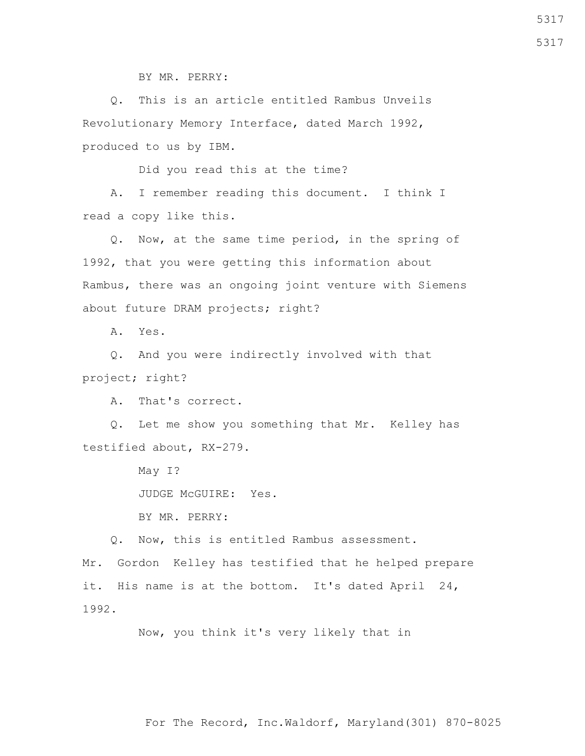BY MR. PERRY:

Q. This is an article entitled Rambus Unveils Revolutionary Memory Interface, dated March 1992, produced to us by IBM.

Did you read this at the time?

A. I remember reading this document. I think I read a copy like this.

Q. Now, at the same time period, in the spring of 1992, that you were getting this information about Rambus, there was an ongoing joint venture with Siemens about future DRAM projects; right?

A. Yes.

Q. And you were indirectly involved with that project; right?

A. That's correct.

Q. Let me show you something that Mr. Kelley has testified about, RX-279.

May I?

JUDGE McGUIRE: Yes.

BY MR. PERRY:

Q. Now, this is entitled Rambus assessment. Mr. Gordon Kelley has testified that he helped prepare it. His name is at the bottom. It's dated April 24, 1992.

Now, you think it's very likely that in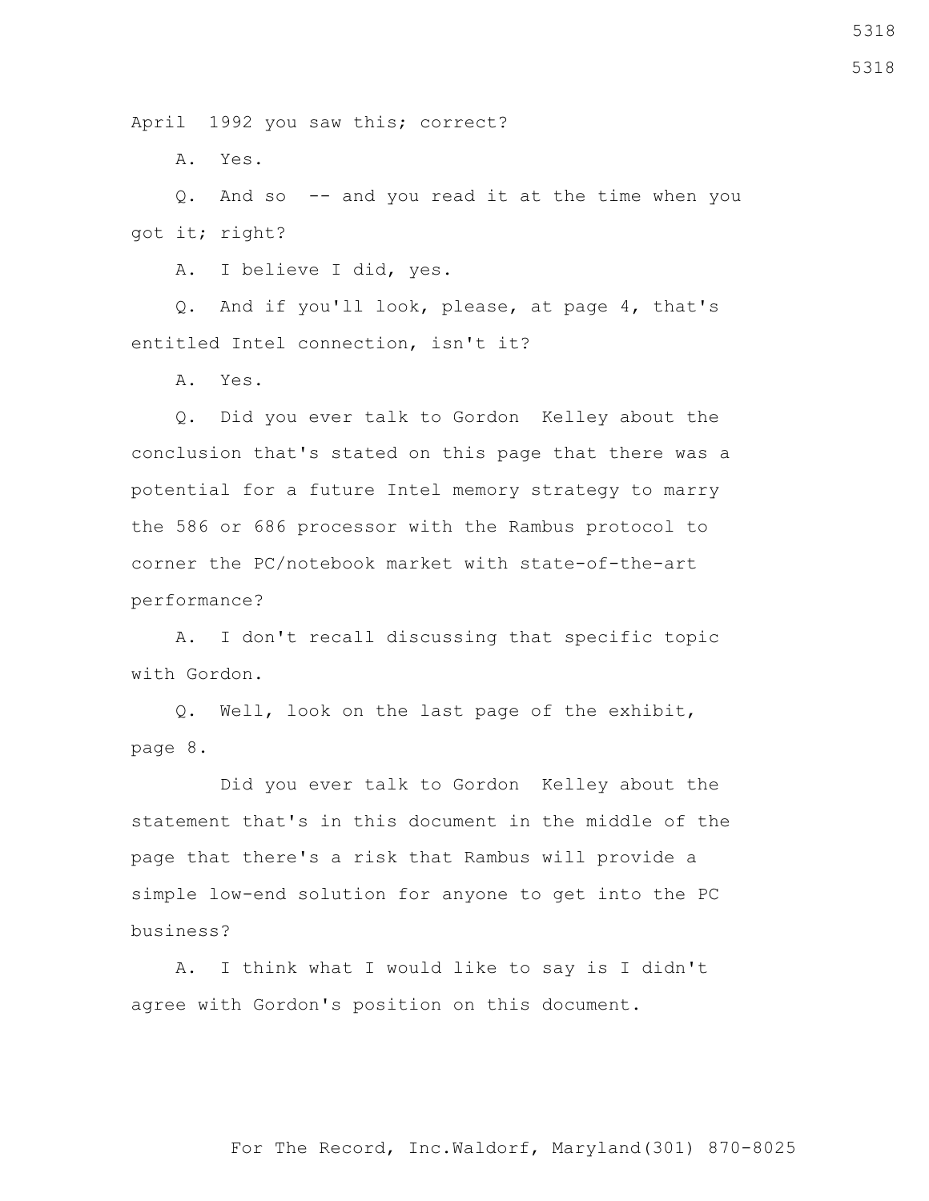April 1992 you saw this; correct?

A. Yes.

Q. And so -- and you read it at the time when you got it; right?

A. I believe I did, yes.

Q. And if you'll look, please, at page 4, that's entitled Intel connection, isn't it?

A. Yes.

Q. Did you ever talk to Gordon Kelley about the conclusion that's stated on this page that there was a potential for a future Intel memory strategy to marry the 586 or 686 processor with the Rambus protocol to corner the PC/notebook market with state-of-the-art performance?

A. I don't recall discussing that specific topic with Gordon.

Q. Well, look on the last page of the exhibit, page 8.

Did you ever talk to Gordon Kelley about the statement that's in this document in the middle of the page that there's a risk that Rambus will provide a simple low-end solution for anyone to get into the PC business?

A. I think what I would like to say is I didn't agree with Gordon's position on this document.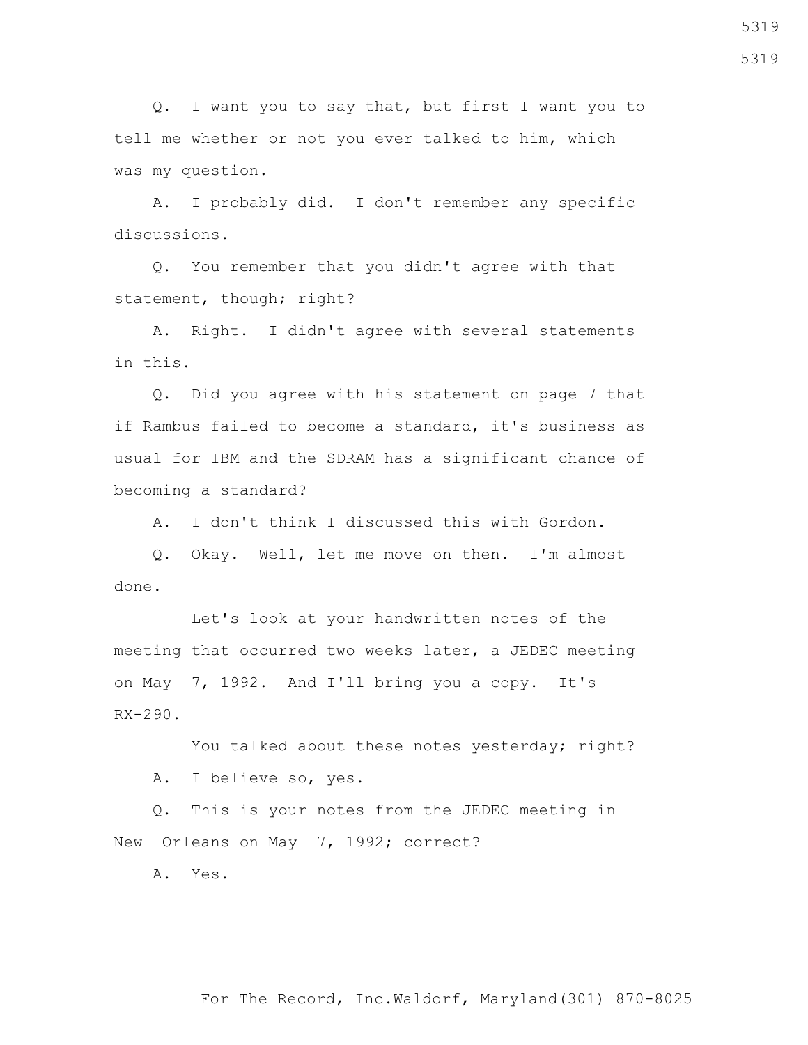Q. I want you to say that, but first I want you to tell me whether or not you ever talked to him, which was my question.

A. I probably did. I don't remember any specific discussions.

Q. You remember that you didn't agree with that statement, though; right?

A. Right. I didn't agree with several statements in this.

Q. Did you agree with his statement on page 7 that if Rambus failed to become a standard, it's business as usual for IBM and the SDRAM has a significant chance of becoming a standard?

A. I don't think I discussed this with Gordon.

Q. Okay. Well, let me move on then. I'm almost done.

Let's look at your handwritten notes of the meeting that occurred two weeks later, a JEDEC meeting on May 7, 1992. And I'll bring you a copy. It's RX-290.

You talked about these notes yesterday; right?

A. I believe so, yes.

Q. This is your notes from the JEDEC meeting in New Orleans on May 7, 1992; correct?

A. Yes.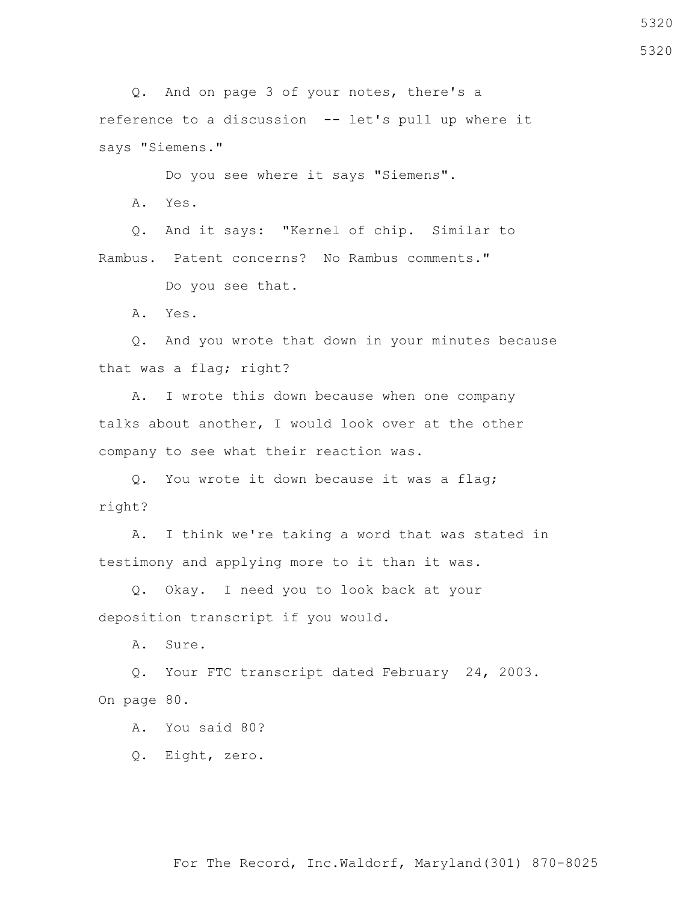Q. And on page 3 of your notes, there's a reference to a discussion -- let's pull up where it says "Siemens."

Do you see where it says "Siemens".

A. Yes.

Q. And it says: "Kernel of chip. Similar to Rambus. Patent concerns? No Rambus comments."

Do you see that.

A. Yes.

Q. And you wrote that down in your minutes because that was a flag; right?

A. I wrote this down because when one company talks about another, I would look over at the other company to see what their reaction was.

Q. You wrote it down because it was a flag; right?

A. I think we're taking a word that was stated in testimony and applying more to it than it was.

Q. Okay. I need you to look back at your deposition transcript if you would.

A. Sure.

Q. Your FTC transcript dated February 24, 2003. On page 80.

A. You said 80?

Q. Eight, zero.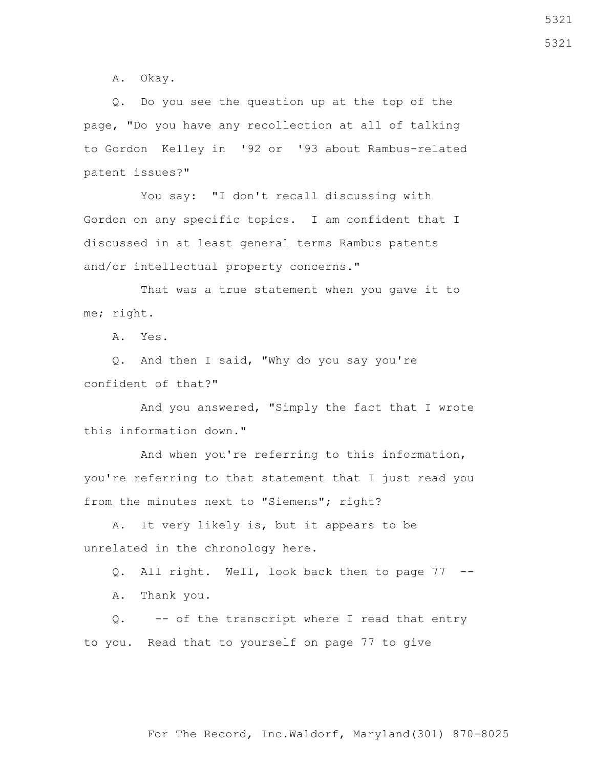A. Okay.

Q. Do you see the question up at the top of the page, "Do you have any recollection at all of talking to Gordon Kelley in '92 or '93 about Rambus-related patent issues?"

You say: "I don't recall discussing with Gordon on any specific topics. I am confident that I discussed in at least general terms Rambus patents and/or intellectual property concerns."

That was a true statement when you gave it to me; right.

A. Yes.

Q. And then I said, "Why do you say you're confident of that?"

And you answered, "Simply the fact that I wrote this information down."

And when you're referring to this information, you're referring to that statement that I just read you from the minutes next to "Siemens"; right?

A. It very likely is, but it appears to be unrelated in the chronology here.

Q. All right. Well, look back then to page 77 --

A. Thank you.

Q. -- of the transcript where I read that entry to you. Read that to yourself on page 77 to give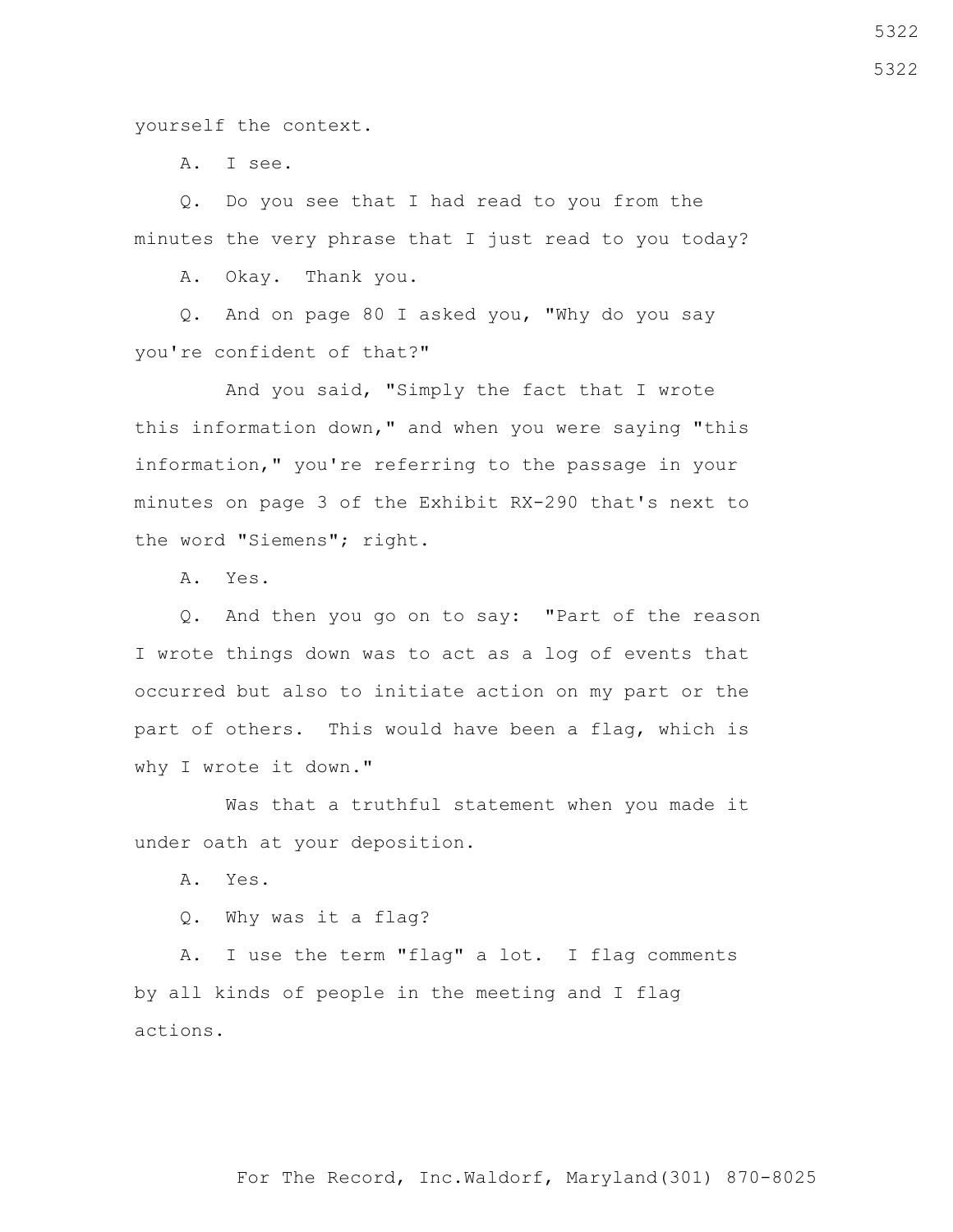yourself the context.

A. I see.

Q. Do you see that I had read to you from the minutes the very phrase that I just read to you today?

A. Okay. Thank you.

Q. And on page 80 I asked you, "Why do you say you're confident of that?"

And you said, "Simply the fact that I wrote this information down," and when you were saying "this information," you're referring to the passage in your minutes on page 3 of the Exhibit RX-290 that's next to the word "Siemens"; right.

A. Yes.

Q. And then you go on to say: "Part of the reason I wrote things down was to act as a log of events that occurred but also to initiate action on my part or the part of others. This would have been a flag, which is why I wrote it down."

Was that a truthful statement when you made it under oath at your deposition.

A. Yes.

Q. Why was it a flag?

A. I use the term "flag" a lot. I flag comments by all kinds of people in the meeting and I flag actions.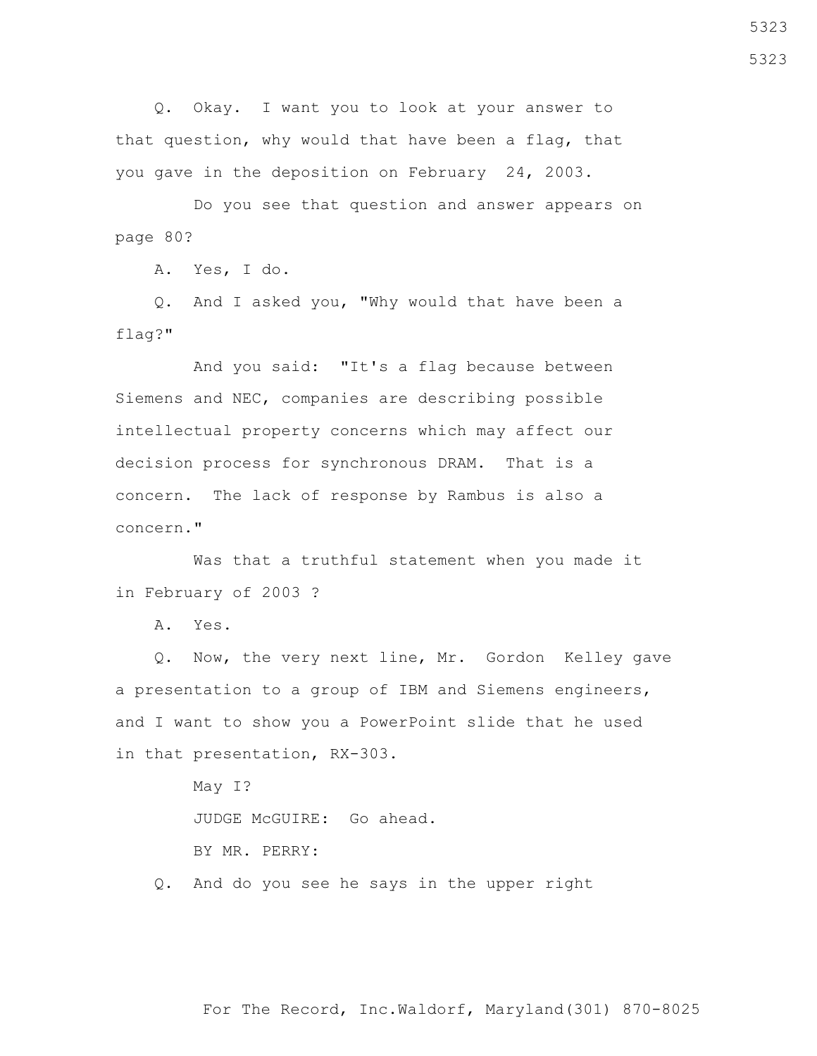Q. Okay. I want you to look at your answer to that question, why would that have been a flag, that you gave in the deposition on February 24, 2003.

Do you see that question and answer appears on page 80?

A. Yes, I do.

Q. And I asked you, "Why would that have been a flag?"

And you said: "It's a flag because between Siemens and NEC, companies are describing possible intellectual property concerns which may affect our decision process for synchronous DRAM. That is a concern. The lack of response by Rambus is also a concern."

Was that a truthful statement when you made it in February of 2003 ?

A. Yes.

Q. Now, the very next line, Mr. Gordon Kelley gave a presentation to a group of IBM and Siemens engineers, and I want to show you a PowerPoint slide that he used in that presentation, RX-303.

May I?

JUDGE McGUIRE: Go ahead.

BY MR. PERRY:

Q. And do you see he says in the upper right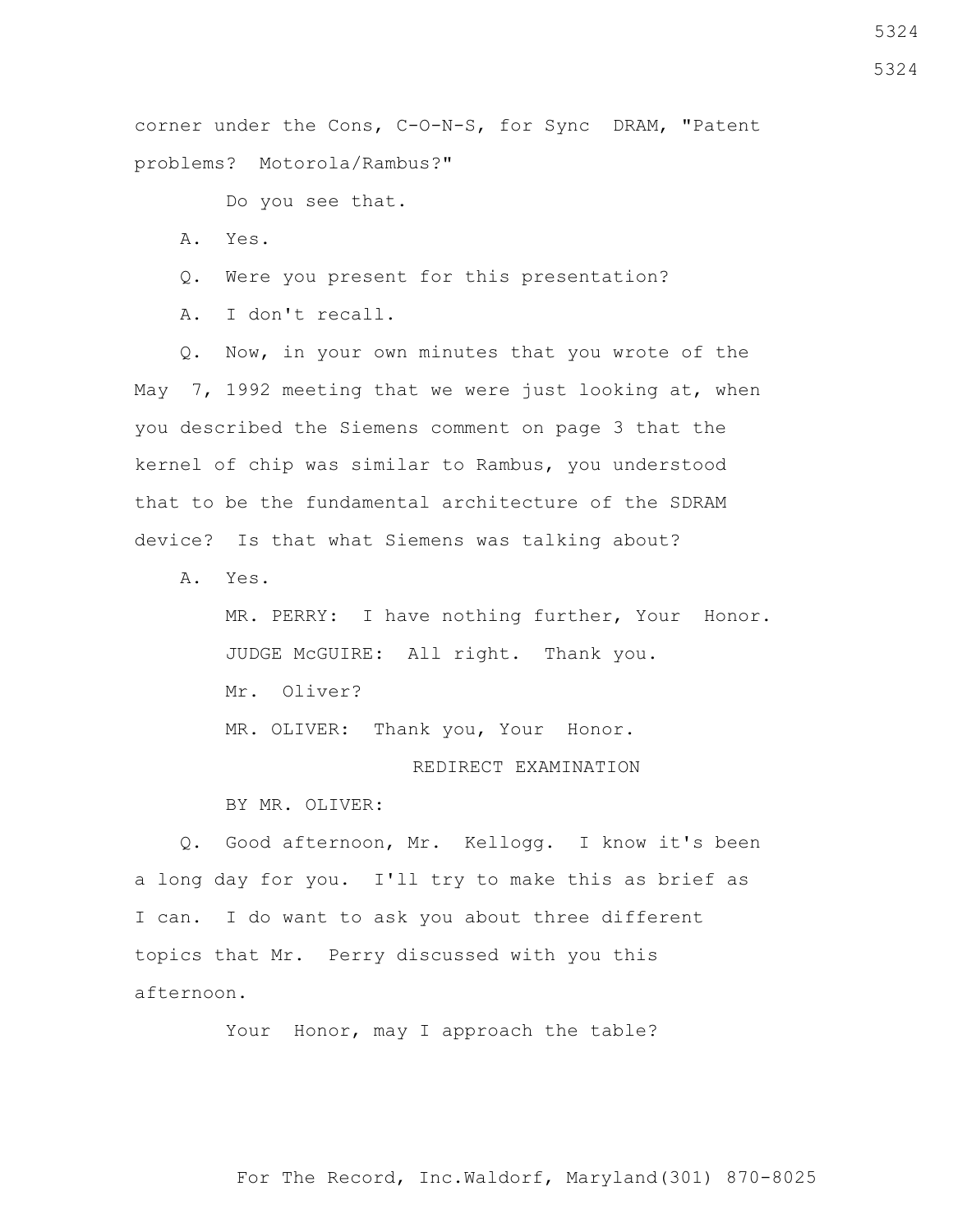corner under the Cons, C-O-N-S, for Sync DRAM, "Patent problems? Motorola/Rambus?"

Do you see that.

A. Yes.

Q. Were you present for this presentation?

A. I don't recall.

Q. Now, in your own minutes that you wrote of the May 7, 1992 meeting that we were just looking at, when you described the Siemens comment on page 3 that the kernel of chip was similar to Rambus, you understood that to be the fundamental architecture of the SDRAM device? Is that what Siemens was talking about?

A. Yes.

MR. PERRY: I have nothing further, Your Honor.

JUDGE McGUIRE: All right. Thank you.

Mr. Oliver?

MR. OLIVER: Thank you, Your Honor.

REDIRECT EXAMINATION

BY MR. OLIVER:

Q. Good afternoon, Mr. Kellogg. I know it's been a long day for you. I'll try to make this as brief as I can. I do want to ask you about three different topics that Mr. Perry discussed with you this afternoon.

Your Honor, may I approach the table?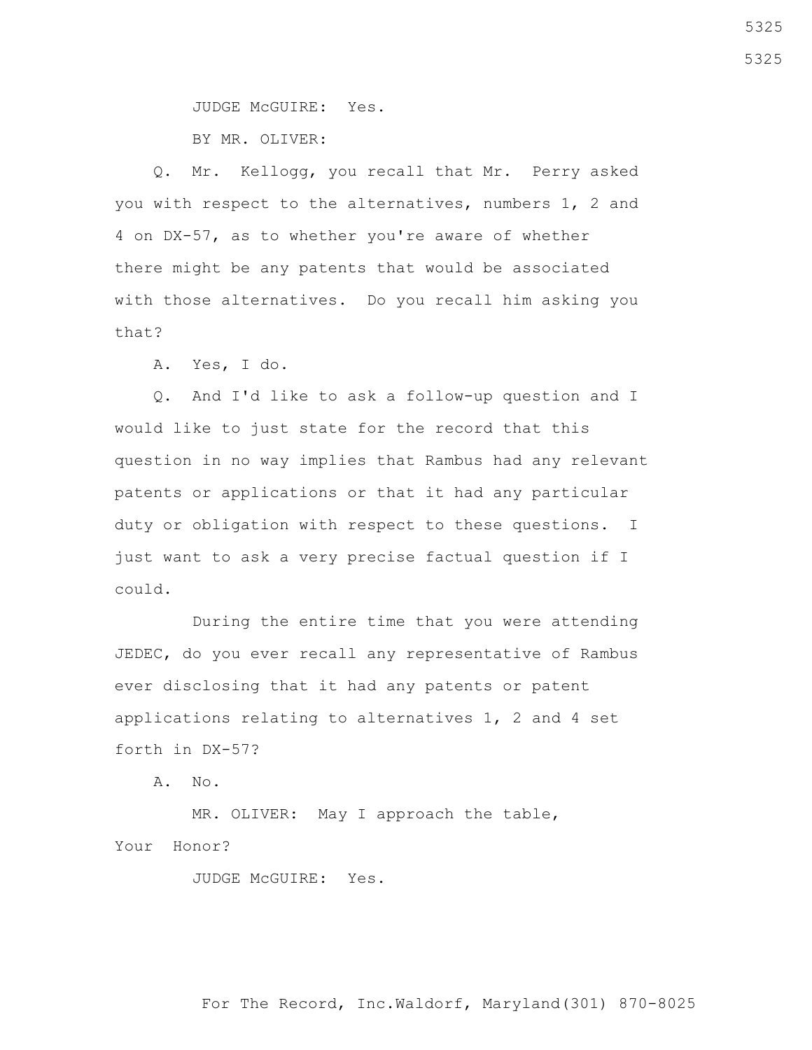JUDGE McGUIRE: Yes.

BY MR. OLIVER:

Q. Mr. Kellogg, you recall that Mr. Perry asked you with respect to the alternatives, numbers 1, 2 and 4 on DX-57, as to whether you're aware of whether there might be any patents that would be associated with those alternatives. Do you recall him asking you that?

A. Yes, I do.

Q. And I'd like to ask a follow-up question and I would like to just state for the record that this question in no way implies that Rambus had any relevant patents or applications or that it had any particular duty or obligation with respect to these questions. I just want to ask a very precise factual question if I could.

During the entire time that you were attending JEDEC, do you ever recall any representative of Rambus ever disclosing that it had any patents or patent applications relating to alternatives 1, 2 and 4 set forth in DX-57?

A. No.

MR. OLIVER: May I approach the table, Your Honor?

JUDGE McGUIRE: Yes.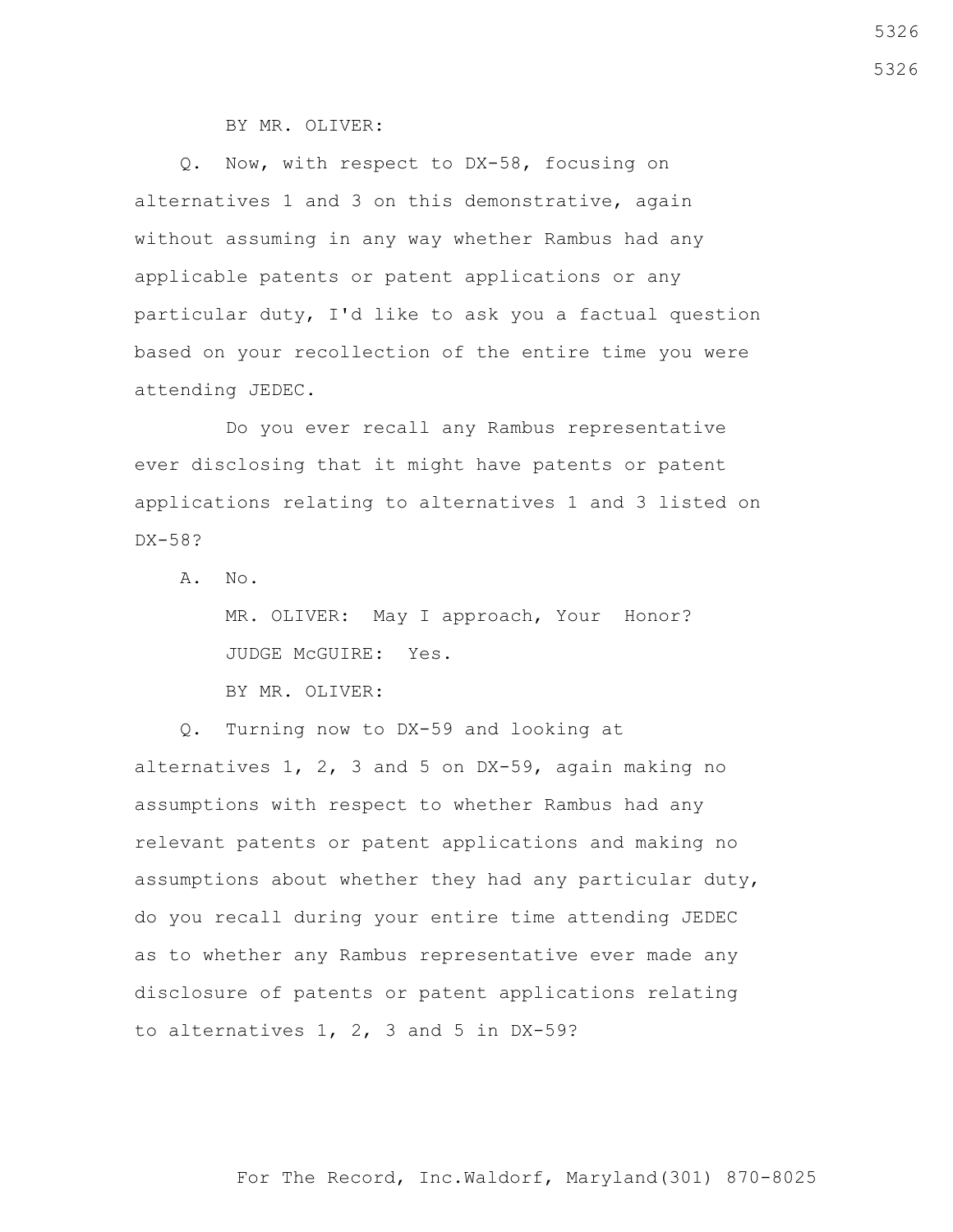BY MR. OLIVER:

Q. Now, with respect to DX-58, focusing on alternatives 1 and 3 on this demonstrative, again without assuming in any way whether Rambus had any applicable patents or patent applications or any particular duty, I'd like to ask you a factual question based on your recollection of the entire time you were attending JEDEC.

Do you ever recall any Rambus representative ever disclosing that it might have patents or patent applications relating to alternatives 1 and 3 listed on DX-58?

A. No.

MR. OLIVER: May I approach, Your Honor?

JUDGE McGUIRE: Yes.

BY MR. OLIVER:

Q. Turning now to DX-59 and looking at alternatives 1, 2, 3 and 5 on DX-59, again making no assumptions with respect to whether Rambus had any relevant patents or patent applications and making no assumptions about whether they had any particular duty, do you recall during your entire time attending JEDEC as to whether any Rambus representative ever made any disclosure of patents or patent applications relating to alternatives 1, 2, 3 and 5 in DX-59?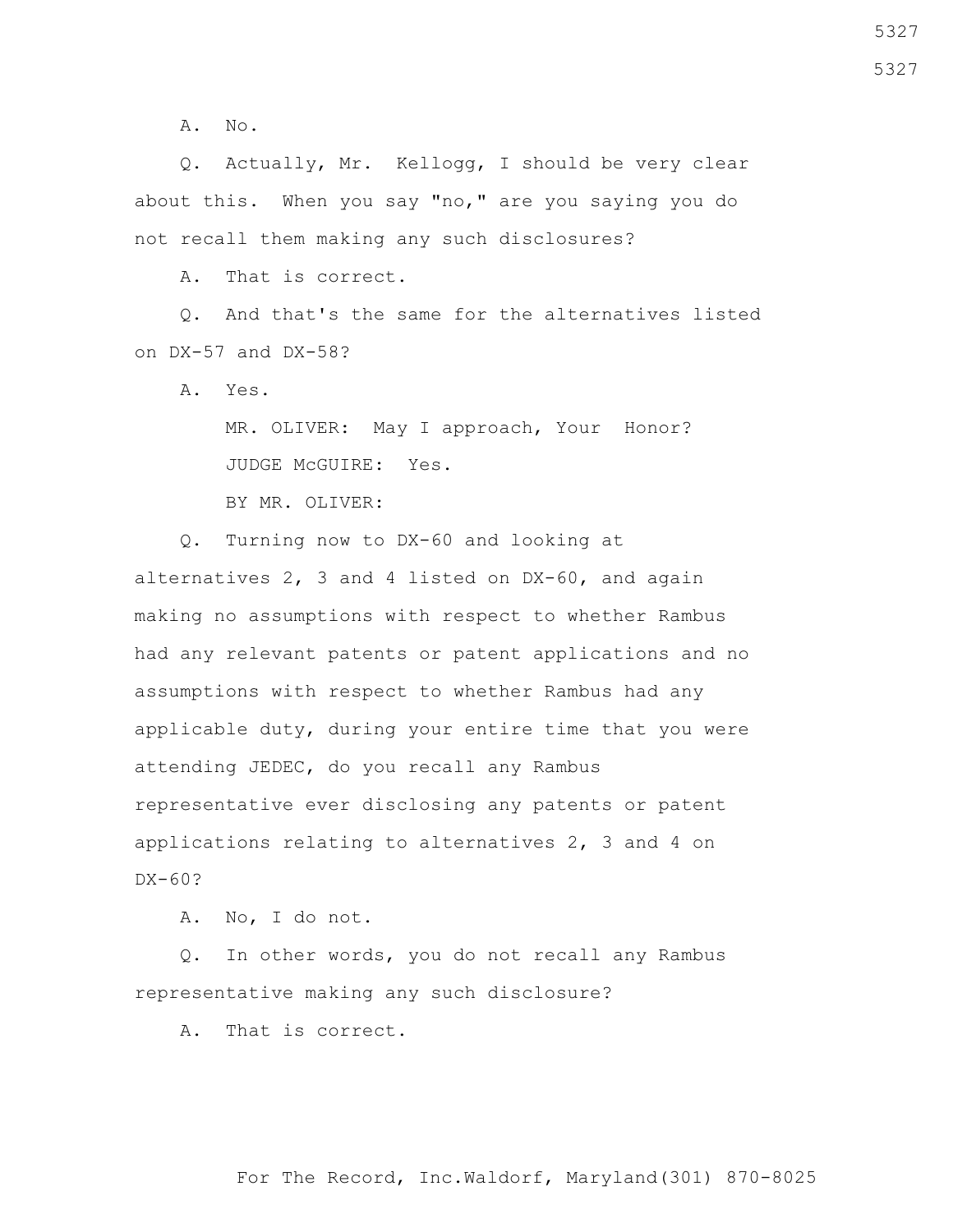A. No.

Q. Actually, Mr. Kellogg, I should be very clear about this. When you say "no," are you saying you do not recall them making any such disclosures?

A. That is correct.

Q. And that's the same for the alternatives listed on DX-57 and DX-58?

A. Yes.

MR. OLIVER: May I approach, Your Honor?

JUDGE McGUIRE: Yes.

BY MR. OLIVER:

Q. Turning now to DX-60 and looking at alternatives 2, 3 and 4 listed on DX-60, and again making no assumptions with respect to whether Rambus had any relevant patents or patent applications and no assumptions with respect to whether Rambus had any applicable duty, during your entire time that you were attending JEDEC, do you recall any Rambus representative ever disclosing any patents or patent applications relating to alternatives 2, 3 and 4 on DX-60?

A. No, I do not.

Q. In other words, you do not recall any Rambus representative making any such disclosure?

A. That is correct.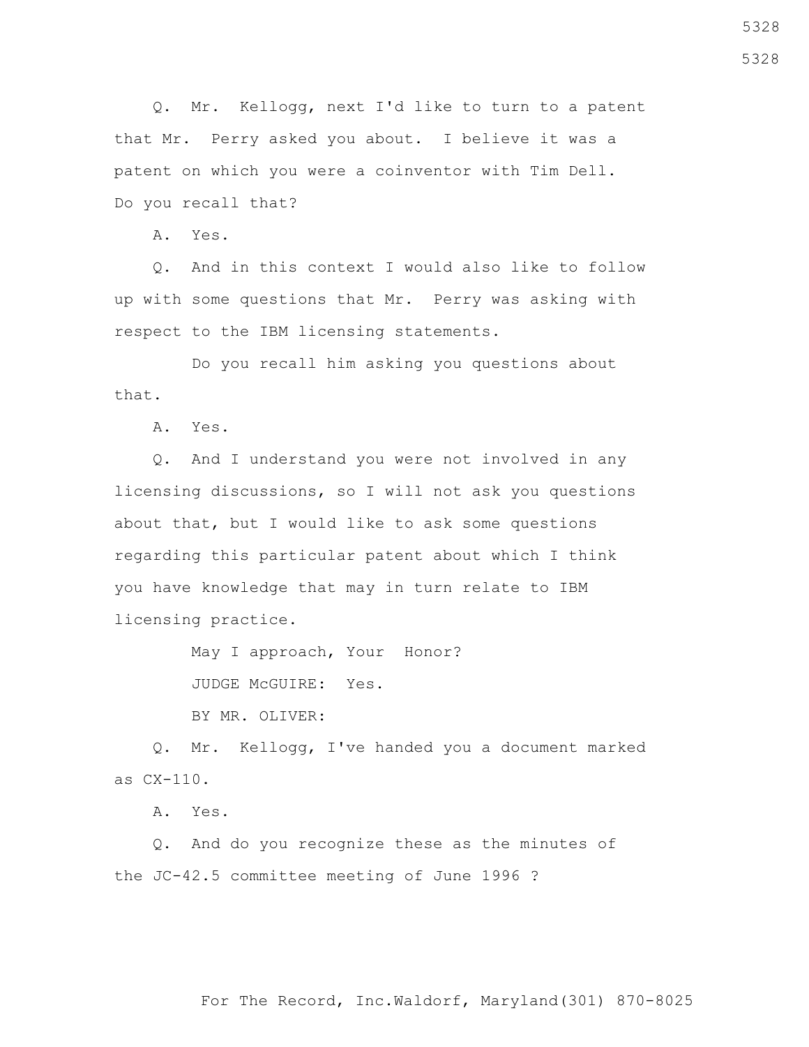Q. Mr. Kellogg, next I'd like to turn to a patent that Mr. Perry asked you about. I believe it was a patent on which you were a coinventor with Tim Dell. Do you recall that?

A. Yes.

Q. And in this context I would also like to follow up with some questions that Mr. Perry was asking with respect to the IBM licensing statements.

Do you recall him asking you questions about that.

A. Yes.

Q. And I understand you were not involved in any licensing discussions, so I will not ask you questions about that, but I would like to ask some questions regarding this particular patent about which I think you have knowledge that may in turn relate to IBM licensing practice.

May I approach, Your Honor?

JUDGE McGUIRE: Yes.

BY MR. OLIVER:

Q. Mr. Kellogg, I've handed you a document marked as CX-110.

A. Yes.

Q. And do you recognize these as the minutes of the JC-42.5 committee meeting of June 1996 ?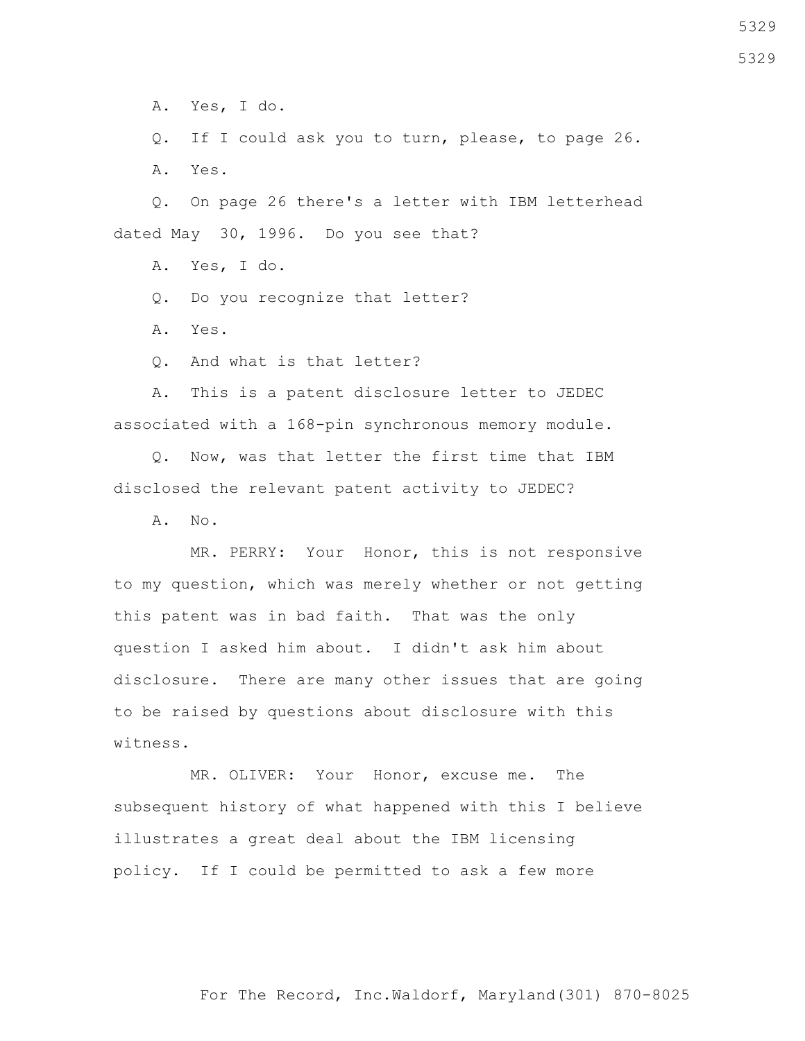A. Yes, I do.

Q. If I could ask you to turn, please, to page 26.

A. Yes.

Q. On page 26 there's a letter with IBM letterhead dated May 30, 1996. Do you see that?

A. Yes, I do.

Q. Do you recognize that letter?

A. Yes.

Q. And what is that letter?

A. This is a patent disclosure letter to JEDEC associated with a 168-pin synchronous memory module.

Q. Now, was that letter the first time that IBM disclosed the relevant patent activity to JEDEC?

A. No.

MR. PERRY: Your Honor, this is not responsive to my question, which was merely whether or not getting this patent was in bad faith. That was the only question I asked him about. I didn't ask him about disclosure. There are many other issues that are going to be raised by questions about disclosure with this witness.

MR. OLIVER: Your Honor, excuse me. The subsequent history of what happened with this I believe illustrates a great deal about the IBM licensing policy. If I could be permitted to ask a few more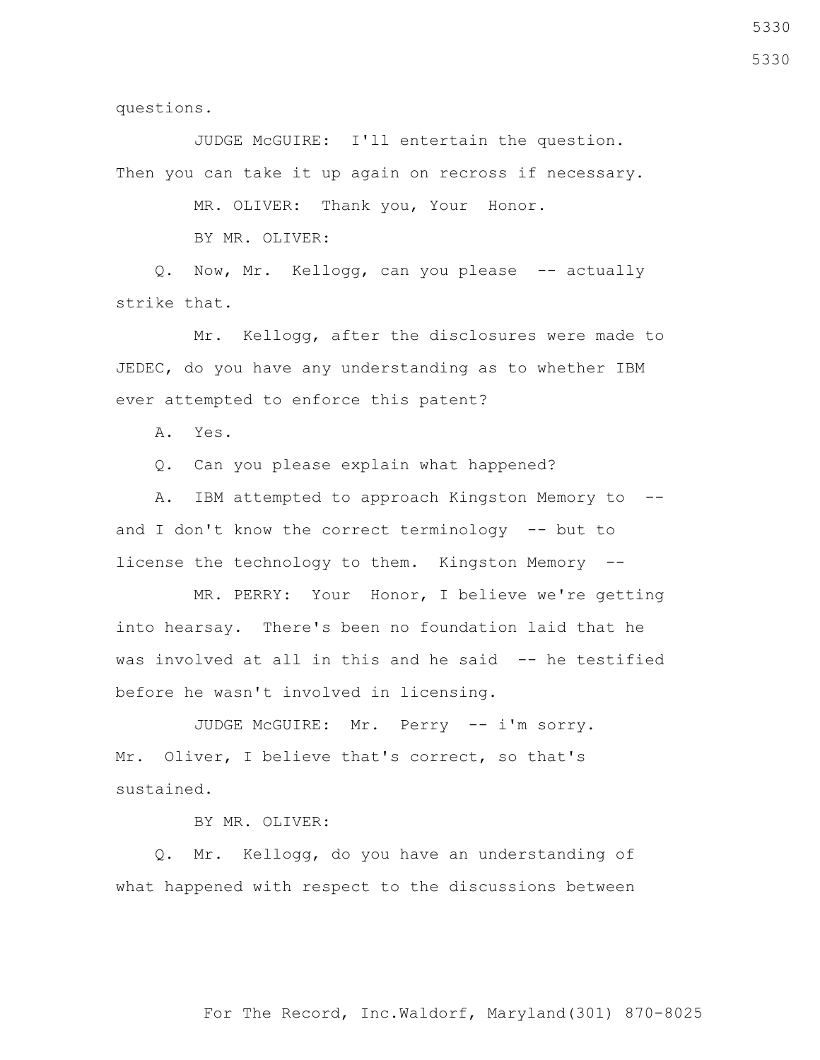questions.

JUDGE McGUIRE: I'll entertain the question. Then you can take it up again on recross if necessary.

MR. OLIVER: Thank you, Your Honor.

BY MR. OLIVER:

Q. Now, Mr. Kellogg, can you please -- actually strike that.

Mr. Kellogg, after the disclosures were made to JEDEC, do you have any understanding as to whether IBM ever attempted to enforce this patent?

A. Yes.

Q. Can you please explain what happened?

A. IBM attempted to approach Kingston Memory to -- and I don't know the correct terminology -- but to license the technology to them. Kingston Memory --

MR. PERRY: Your Honor, I believe we're getting into hearsay. There's been no foundation laid that he was involved at all in this and he said -- he testified before he wasn't involved in licensing.

JUDGE McGUIRE: Mr. Perry -- i'm sorry. Mr. Oliver, I believe that's correct, so that's sustained.

BY MR. OLIVER:

Q. Mr. Kellogg, do you have an understanding of what happened with respect to the discussions between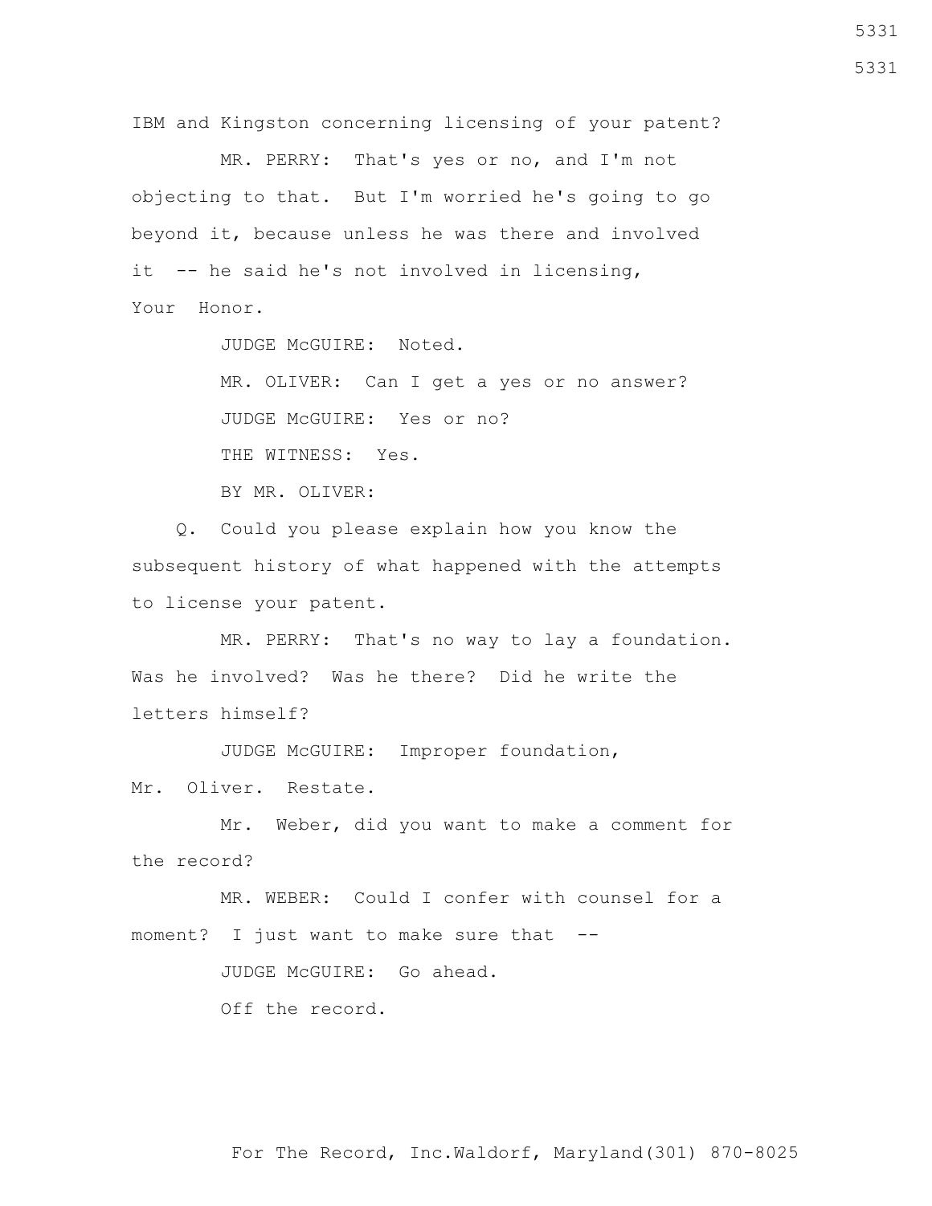IBM and Kingston concerning licensing of your patent?

MR. PERRY: That's yes or no, and I'm not objecting to that. But I'm worried he's going to go beyond it, because unless he was there and involved it -- he said he's not involved in licensing, Your Honor.

JUDGE McGUIRE: Noted.

MR. OLIVER: Can I get a yes or no answer?

JUDGE McGUIRE: Yes or no?

THE WITNESS: Yes.

BY MR. OLIVER:

Q. Could you please explain how you know the subsequent history of what happened with the attempts to license your patent.

MR. PERRY: That's no way to lay a foundation. Was he involved? Was he there? Did he write the letters himself?

JUDGE McGUIRE: Improper foundation, Mr. Oliver. Restate.

Mr. Weber, did you want to make a comment for the record?

MR. WEBER: Could I confer with counsel for a moment? I just want to make sure that --

JUDGE McGUIRE: Go ahead.

Off the record.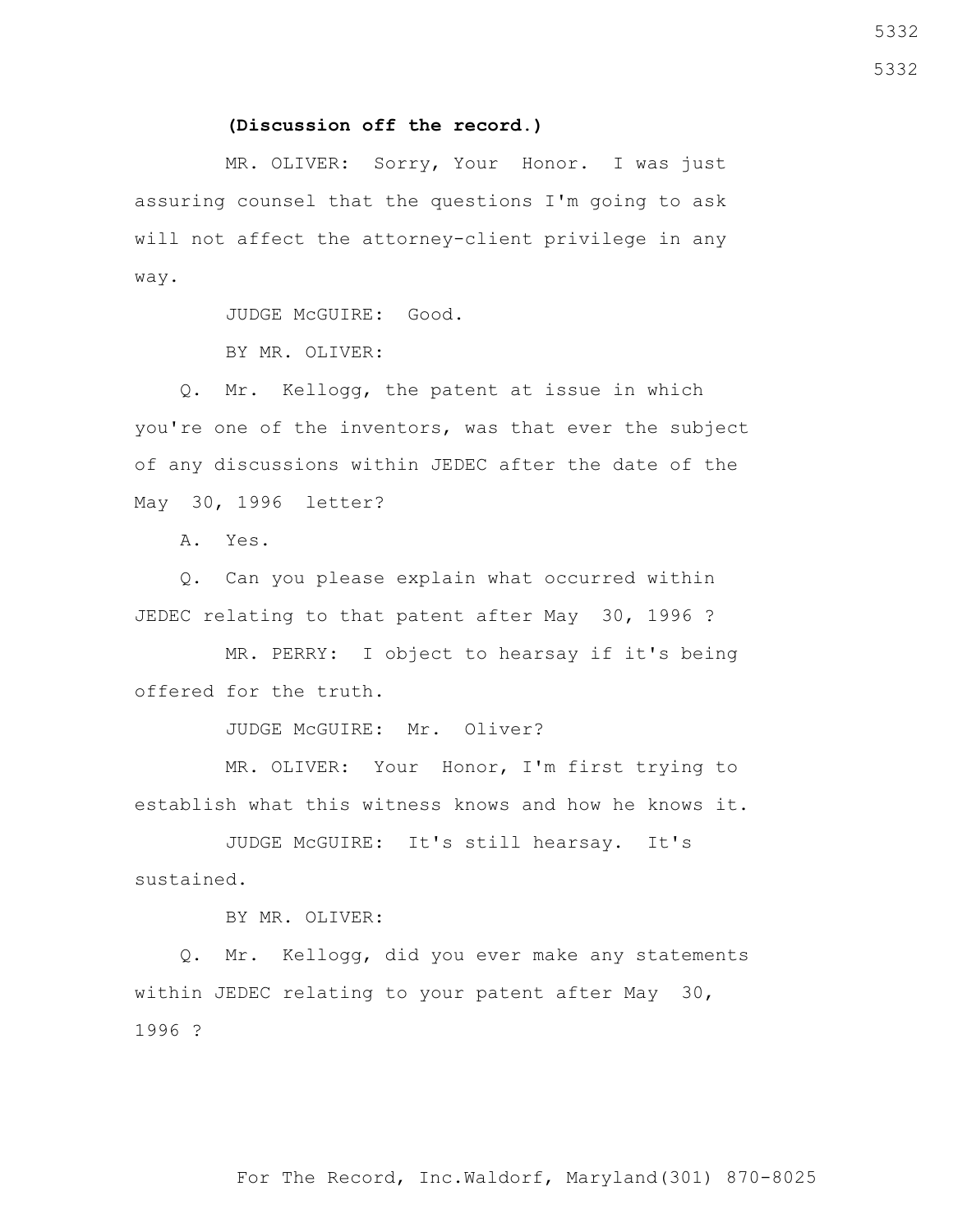**(Discussion off the record.)**

MR. OLIVER: Sorry, Your Honor. I was just assuring counsel that the questions I'm going to ask will not affect the attorney-client privilege in any way.

JUDGE McGUIRE: Good.

BY MR. OLIVER:

Q. Mr. Kellogg, the patent at issue in which you're one of the inventors, was that ever the subject of any discussions within JEDEC after the date of the May 30, 1996 letter?

A. Yes.

Q. Can you please explain what occurred within JEDEC relating to that patent after May 30, 1996 ?

MR. PERRY: I object to hearsay if it's being offered for the truth.

JUDGE McGUIRE: Mr. Oliver?

MR. OLIVER: Your Honor, I'm first trying to establish what this witness knows and how he knows it.

JUDGE McGUIRE: It's still hearsay. It's sustained.

BY MR. OLIVER:

Q. Mr. Kellogg, did you ever make any statements within JEDEC relating to your patent after May 30, 1996 ?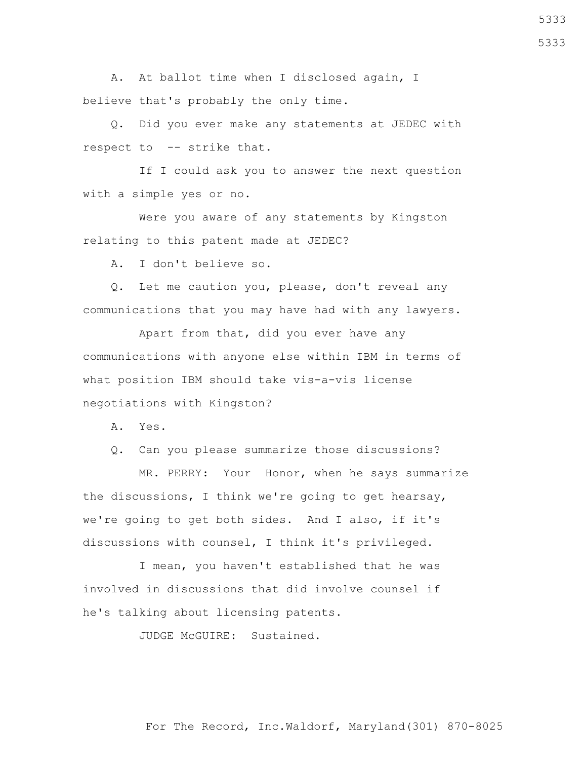A. At ballot time when I disclosed again, I believe that's probably the only time.

Q. Did you ever make any statements at JEDEC with respect to -- strike that.

If I could ask you to answer the next question with a simple yes or no.

Were you aware of any statements by Kingston relating to this patent made at JEDEC?

A. I don't believe so.

Q. Let me caution you, please, don't reveal any communications that you may have had with any lawyers.

Apart from that, did you ever have any communications with anyone else within IBM in terms of what position IBM should take vis-a-vis license negotiations with Kingston?

A. Yes.

Q. Can you please summarize those discussions?

MR. PERRY: Your Honor, when he says summarize the discussions, I think we're going to get hearsay, we're going to get both sides. And I also, if it's discussions with counsel, I think it's privileged.

I mean, you haven't established that he was involved in discussions that did involve counsel if he's talking about licensing patents.

JUDGE McGUIRE: Sustained.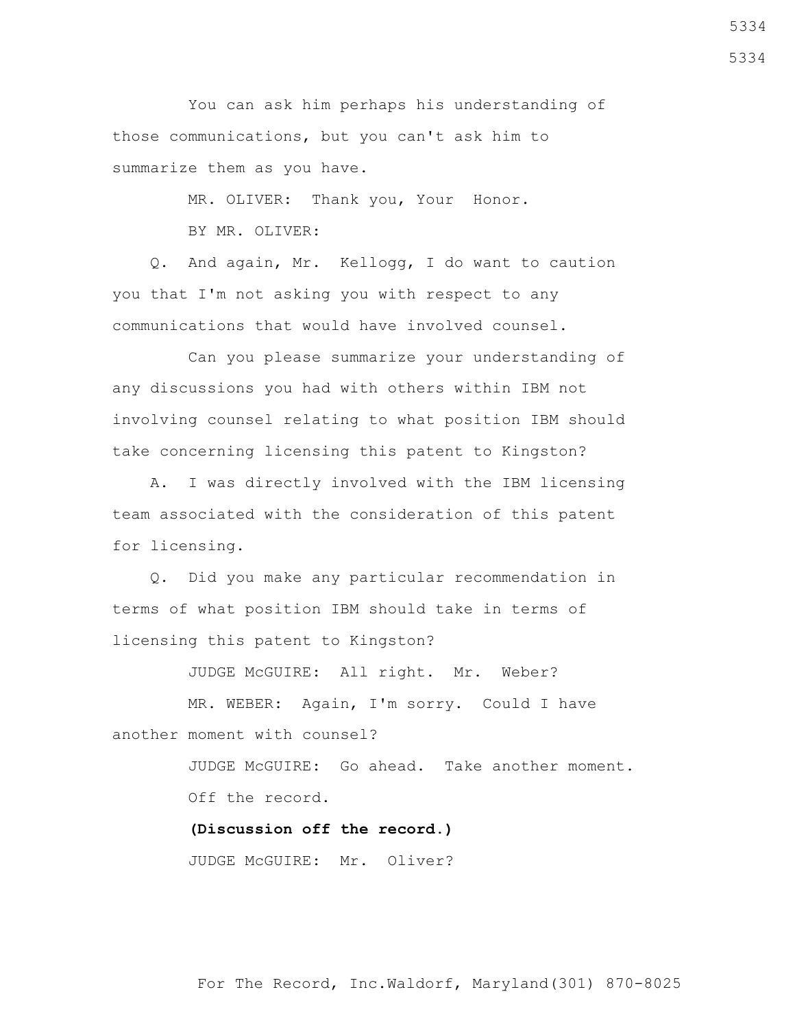You can ask him perhaps his understanding of those communications, but you can't ask him to summarize them as you have.

MR. OLIVER: Thank you, Your Honor.

BY MR. OLIVER:

Q. And again, Mr. Kellogg, I do want to caution you that I'm not asking you with respect to any communications that would have involved counsel.

Can you please summarize your understanding of any discussions you had with others within IBM not involving counsel relating to what position IBM should take concerning licensing this patent to Kingston?

A. I was directly involved with the IBM licensing team associated with the consideration of this patent for licensing.

Q. Did you make any particular recommendation in terms of what position IBM should take in terms of licensing this patent to Kingston?

JUDGE McGUIRE: All right. Mr. Weber?

MR. WEBER: Again, I'm sorry. Could I have another moment with counsel?

JUDGE McGUIRE: Go ahead. Take another moment.

Off the record.

**(Discussion off the record.)**

JUDGE McGUIRE: Mr. Oliver?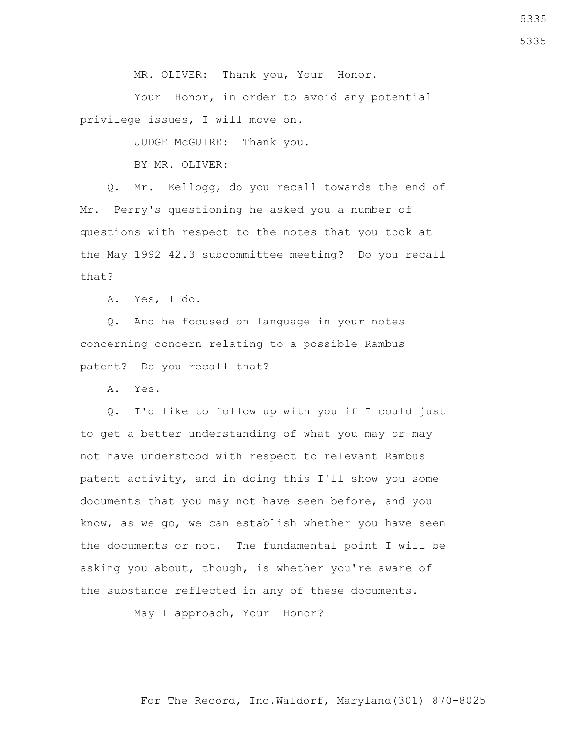MR. OLIVER: Thank you, Your Honor.

Your Honor, in order to avoid any potential privilege issues, I will move on.

JUDGE McGUIRE: Thank you.

BY MR. OLIVER:

Q. Mr. Kellogg, do you recall towards the end of Mr. Perry's questioning he asked you a number of questions with respect to the notes that you took at the May 1992 42.3 subcommittee meeting? Do you recall that?

A. Yes, I do.

Q. And he focused on language in your notes concerning concern relating to a possible Rambus patent? Do you recall that?

A. Yes.

Q. I'd like to follow up with you if I could just to get a better understanding of what you may or may not have understood with respect to relevant Rambus patent activity, and in doing this I'll show you some documents that you may not have seen before, and you know, as we go, we can establish whether you have seen the documents or not. The fundamental point I will be asking you about, though, is whether you're aware of the substance reflected in any of these documents.

May I approach, Your Honor?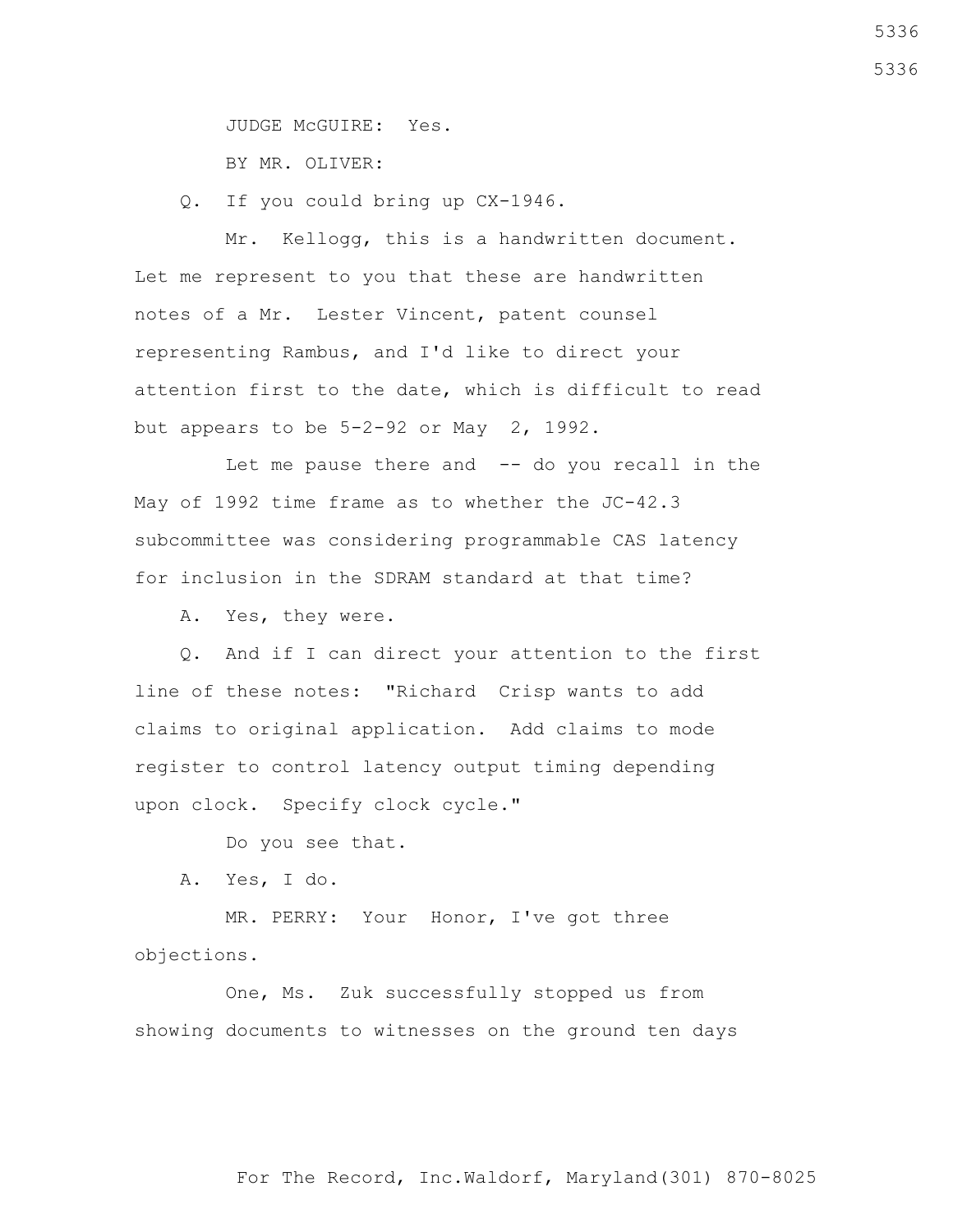JUDGE McGUIRE: Yes.

BY MR. OLIVER:

Q. If you could bring up CX-1946.

Mr. Kellogg, this is a handwritten document. Let me represent to you that these are handwritten notes of a Mr. Lester Vincent, patent counsel representing Rambus, and I'd like to direct your attention first to the date, which is difficult to read but appears to be 5-2-92 or May 2, 1992.

Let me pause there and -- do you recall in the May of 1992 time frame as to whether the JC-42.3 subcommittee was considering programmable CAS latency for inclusion in the SDRAM standard at that time?

A. Yes, they were.

Q. And if I can direct your attention to the first line of these notes: "Richard Crisp wants to add claims to original application. Add claims to mode register to control latency output timing depending upon clock. Specify clock cycle."

Do you see that.

A. Yes, I do.

MR. PERRY: Your Honor, I've got three objections.

One, Ms. Zuk successfully stopped us from showing documents to witnesses on the ground ten days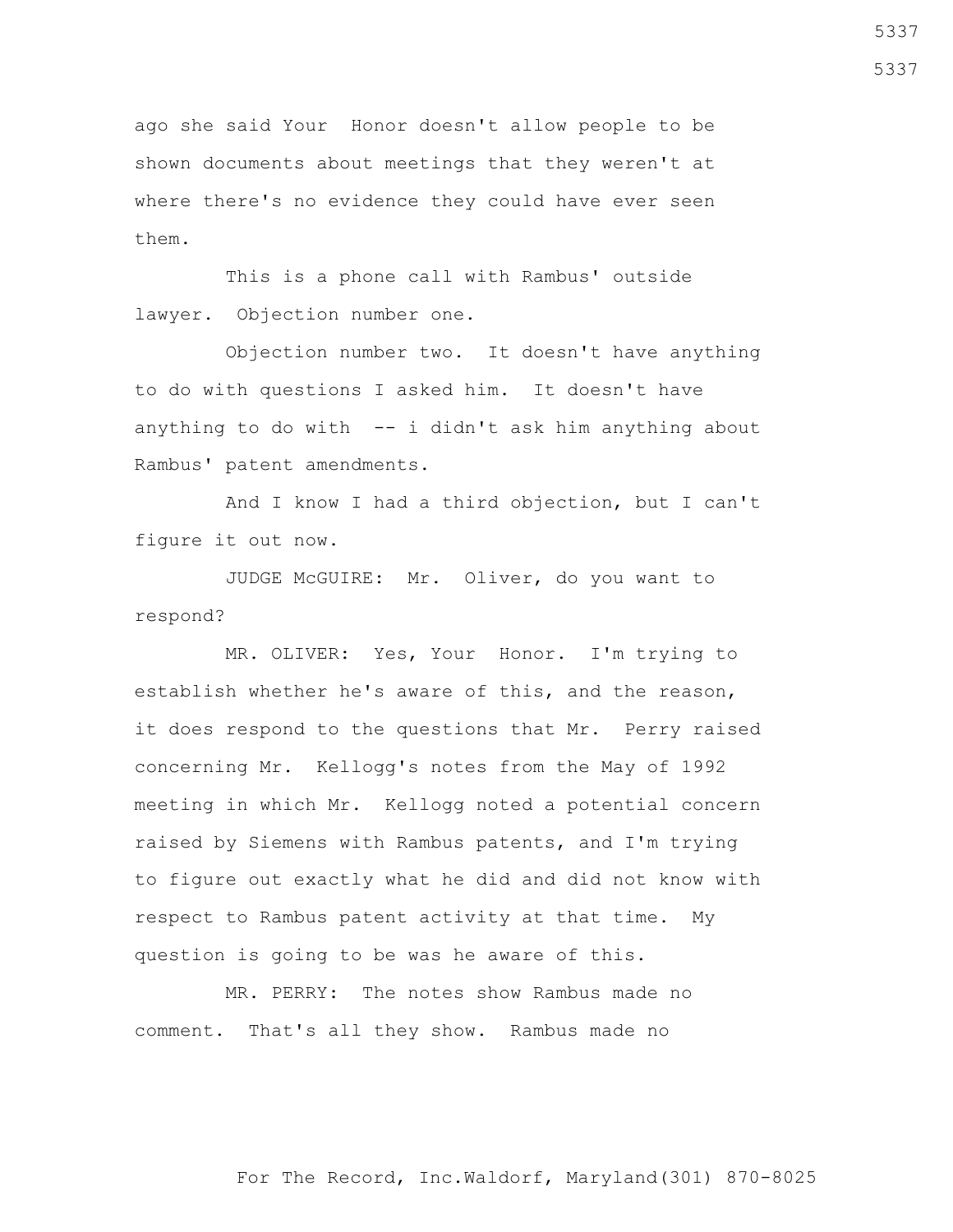ago she said Your Honor doesn't allow people to be shown documents about meetings that they weren't at where there's no evidence they could have ever seen them.

This is a phone call with Rambus' outside lawyer. Objection number one.

Objection number two. It doesn't have anything to do with questions I asked him. It doesn't have anything to do with -- i didn't ask him anything about Rambus' patent amendments.

And I know I had a third objection, but I can't figure it out now.

JUDGE McGUIRE: Mr. Oliver, do you want to respond?

MR. OLIVER: Yes, Your Honor. I'm trying to establish whether he's aware of this, and the reason, it does respond to the questions that Mr. Perry raised concerning Mr. Kellogg's notes from the May of 1992 meeting in which Mr. Kellogg noted a potential concern raised by Siemens with Rambus patents, and I'm trying to figure out exactly what he did and did not know with respect to Rambus patent activity at that time. My question is going to be was he aware of this.

MR. PERRY: The notes show Rambus made no comment. That's all they show. Rambus made no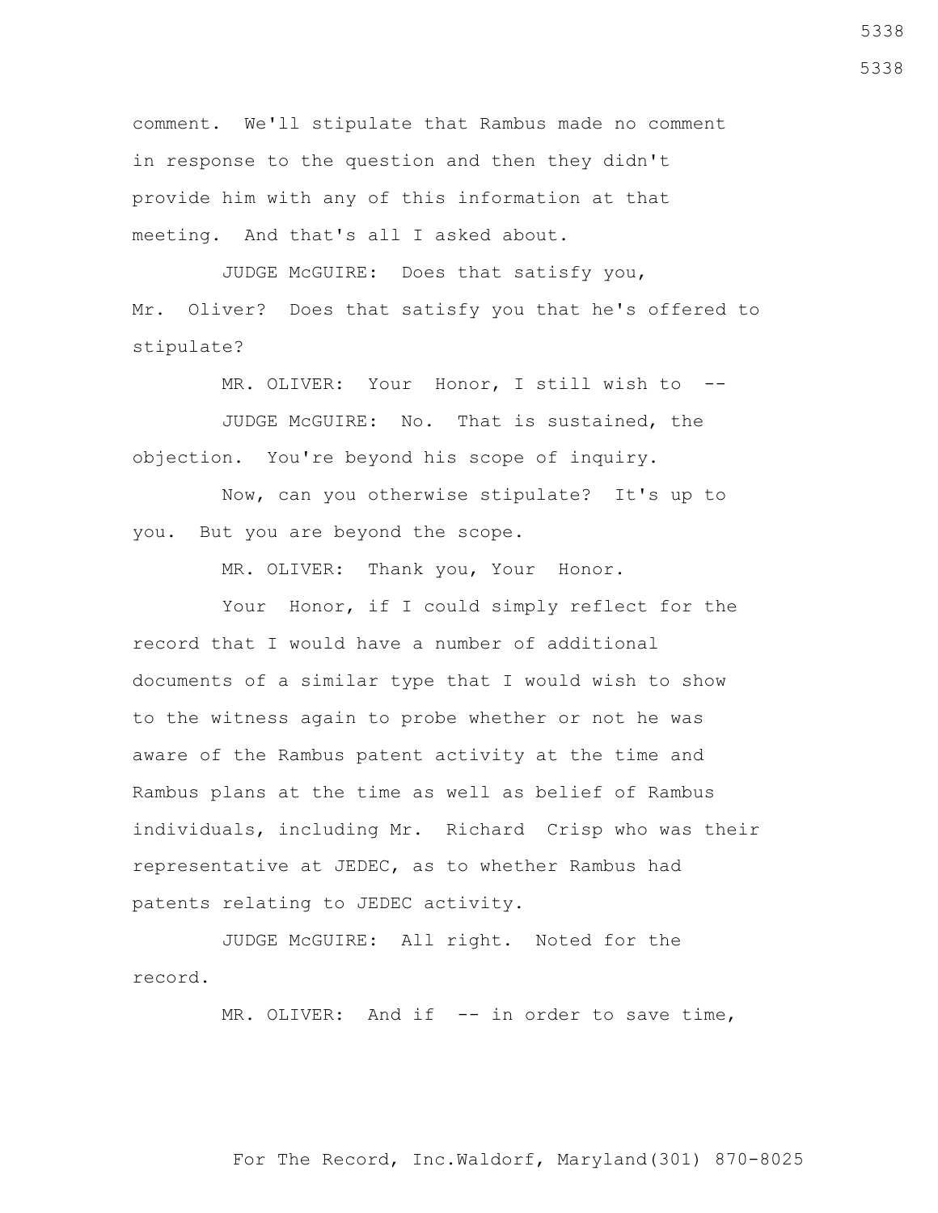comment. We'll stipulate that Rambus made no comment in response to the question and then they didn't provide him with any of this information at that meeting. And that's all I asked about.

JUDGE McGUIRE: Does that satisfy you, Mr. Oliver? Does that satisfy you that he's offered to stipulate?

MR. OLIVER: Your Honor, I still wish to --

JUDGE McGUIRE: No. That is sustained, the objection. You're beyond his scope of inquiry.

Now, can you otherwise stipulate? It's up to you. But you are beyond the scope.

MR. OLIVER: Thank you, Your Honor.

Your Honor, if I could simply reflect for the record that I would have a number of additional documents of a similar type that I would wish to show to the witness again to probe whether or not he was aware of the Rambus patent activity at the time and Rambus plans at the time as well as belief of Rambus individuals, including Mr. Richard Crisp who was their representative at JEDEC, as to whether Rambus had patents relating to JEDEC activity.

JUDGE McGUIRE: All right. Noted for the record.

MR. OLIVER: And if -- in order to save time,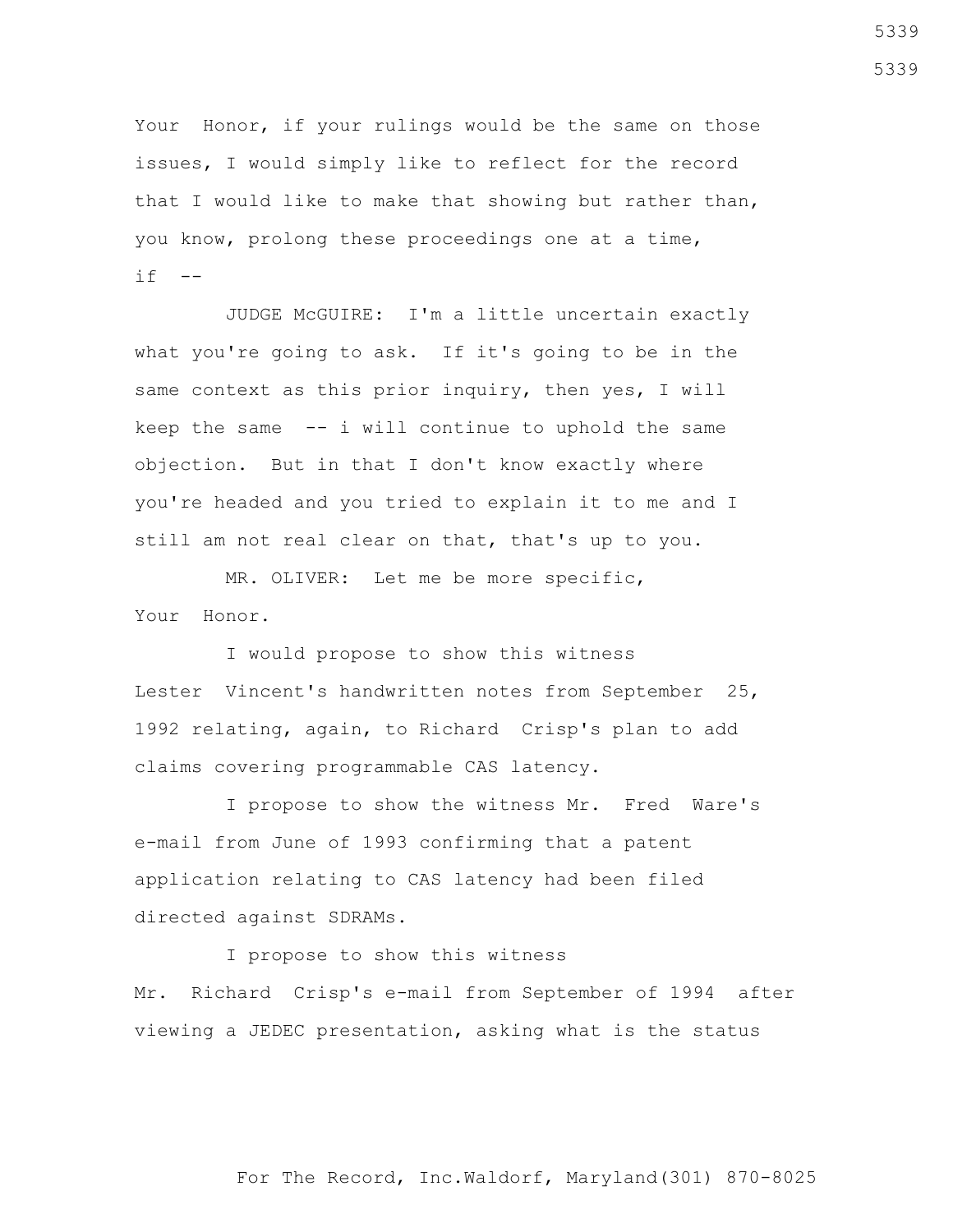Your Honor, if your rulings would be the same on those issues, I would simply like to reflect for the record that I would like to make that showing but rather than, you know, prolong these proceedings one at a time, if --

JUDGE McGUIRE: I'm a little uncertain exactly what you're going to ask. If it's going to be in the same context as this prior inquiry, then yes, I will keep the same -- i will continue to uphold the same objection. But in that I don't know exactly where you're headed and you tried to explain it to me and I still am not real clear on that, that's up to you.

MR. OLIVER: Let me be more specific, Your Honor.

I would propose to show this witness Lester Vincent's handwritten notes from September 25, 1992 relating, again, to Richard Crisp's plan to add claims covering programmable CAS latency.

I propose to show the witness Mr. Fred Ware's e-mail from June of 1993 confirming that a patent application relating to CAS latency had been filed directed against SDRAMs.

I propose to show this witness Mr. Richard Crisp's e-mail from September of 1994 after viewing a JEDEC presentation, asking what is the status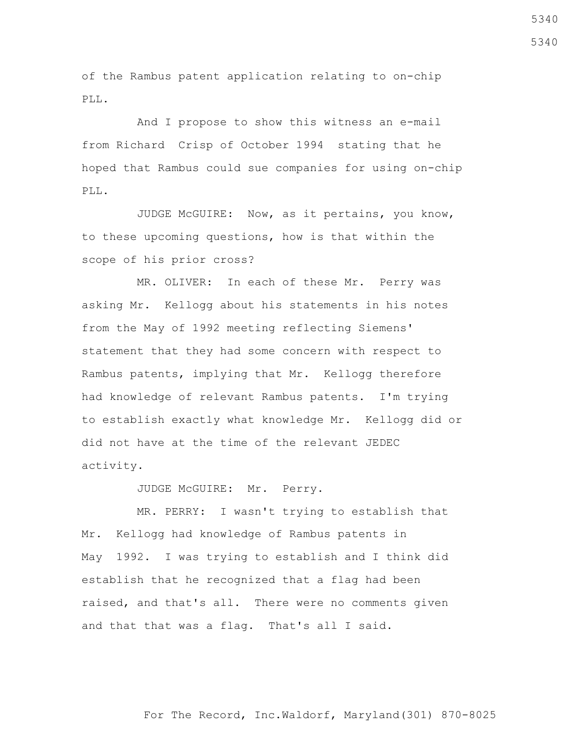of the Rambus patent application relating to on-chip PLL.

And I propose to show this witness an e-mail from Richard Crisp of October 1994 stating that he hoped that Rambus could sue companies for using on-chip PLL.

JUDGE McGUIRE: Now, as it pertains, you know, to these upcoming questions, how is that within the scope of his prior cross?

MR. OLIVER: In each of these Mr. Perry was asking Mr. Kellogg about his statements in his notes from the May of 1992 meeting reflecting Siemens' statement that they had some concern with respect to Rambus patents, implying that Mr. Kellogg therefore had knowledge of relevant Rambus patents. I'm trying to establish exactly what knowledge Mr. Kellogg did or did not have at the time of the relevant JEDEC activity.

JUDGE McGUIRE: Mr. Perry.

MR. PERRY: I wasn't trying to establish that Mr. Kellogg had knowledge of Rambus patents in May 1992. I was trying to establish and I think did establish that he recognized that a flag had been raised, and that's all. There were no comments given and that that was a flag. That's all I said.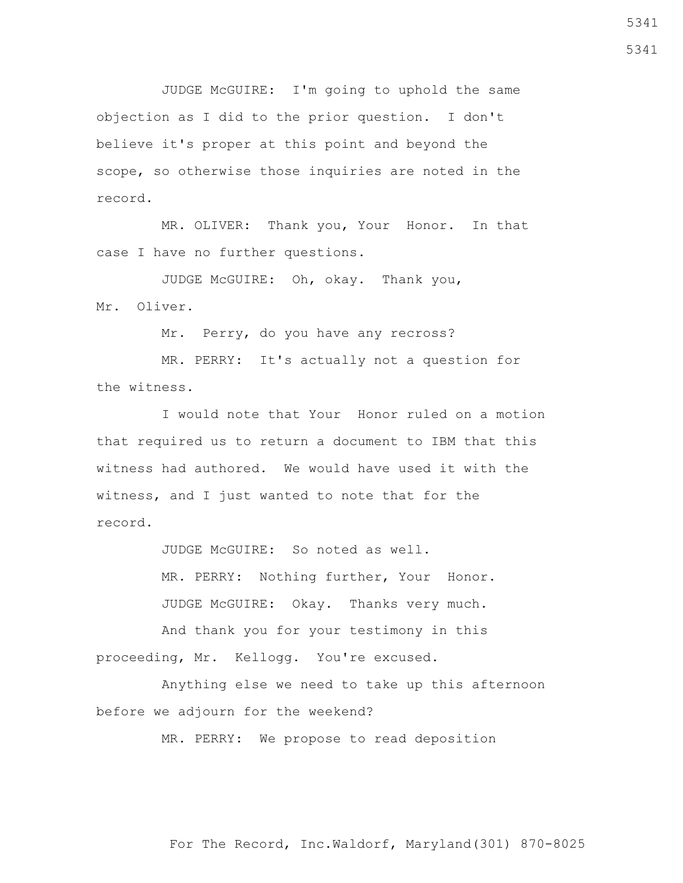JUDGE McGUIRE: I'm going to uphold the same objection as I did to the prior question. I don't believe it's proper at this point and beyond the scope, so otherwise those inquiries are noted in the record.

MR. OLIVER: Thank you, Your Honor. In that case I have no further questions.

JUDGE McGUIRE: Oh, okay. Thank you, Mr. Oliver.

Mr. Perry, do you have any recross?

MR. PERRY: It's actually not a question for the witness.

I would note that Your Honor ruled on a motion that required us to return a document to IBM that this witness had authored. We would have used it with the witness, and I just wanted to note that for the record.

JUDGE McGUIRE: So noted as well.

MR. PERRY: Nothing further, Your Honor.

JUDGE McGUIRE: Okay. Thanks very much.

And thank you for your testimony in this proceeding, Mr. Kellogg. You're excused.

Anything else we need to take up this afternoon before we adjourn for the weekend?

MR. PERRY: We propose to read deposition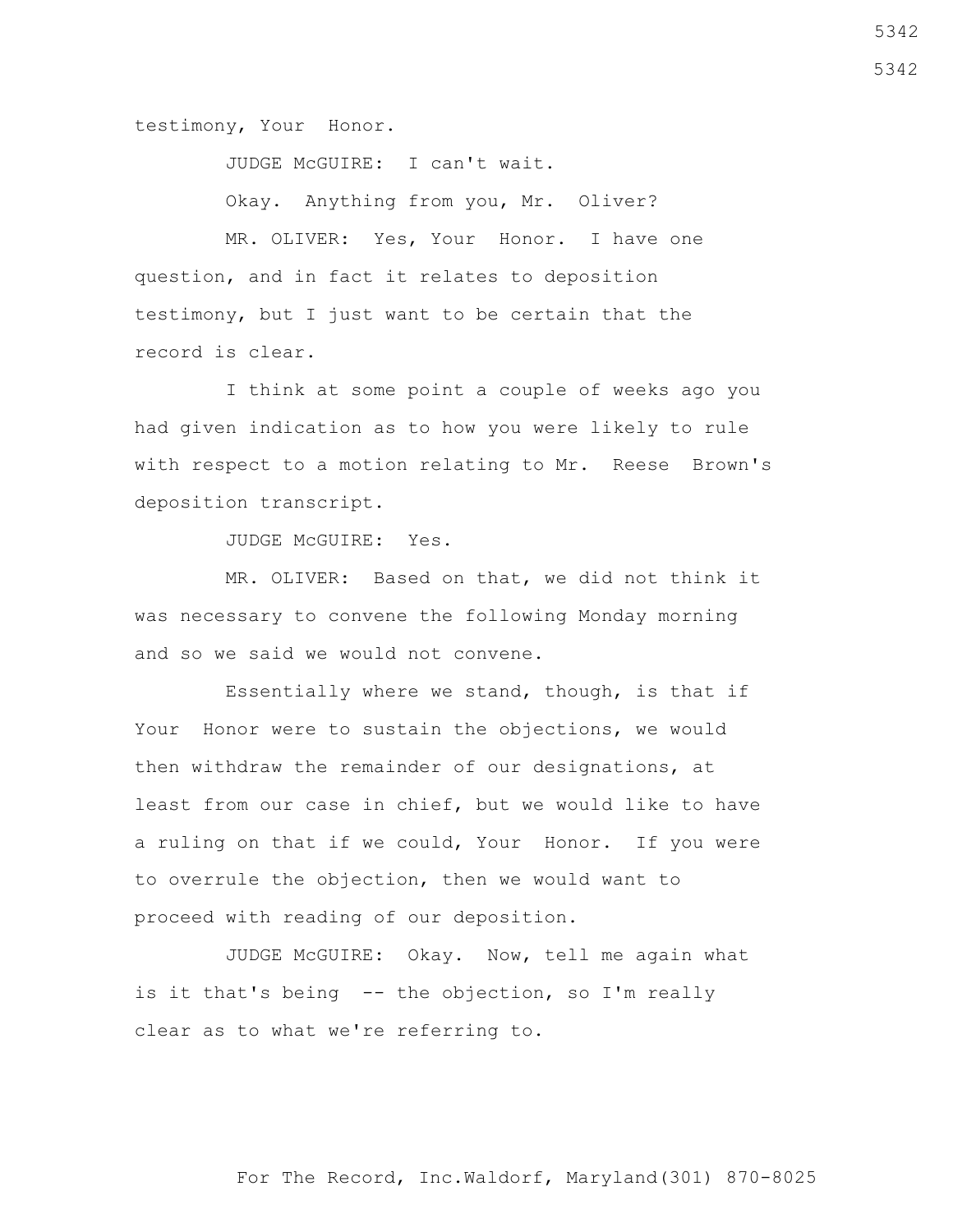testimony, Your Honor.

JUDGE McGUIRE: I can't wait.

Okay. Anything from you, Mr. Oliver?

MR. OLIVER: Yes, Your Honor. I have one question, and in fact it relates to deposition testimony, but I just want to be certain that the record is clear.

I think at some point a couple of weeks ago you had given indication as to how you were likely to rule with respect to a motion relating to Mr. Reese Brown's deposition transcript.

JUDGE McGUIRE: Yes.

MR. OLIVER: Based on that, we did not think it was necessary to convene the following Monday morning and so we said we would not convene.

Essentially where we stand, though, is that if Your Honor were to sustain the objections, we would then withdraw the remainder of our designations, at least from our case in chief, but we would like to have a ruling on that if we could, Your Honor. If you were to overrule the objection, then we would want to proceed with reading of our deposition.

JUDGE McGUIRE: Okay. Now, tell me again what is it that's being -- the objection, so I'm really clear as to what we're referring to.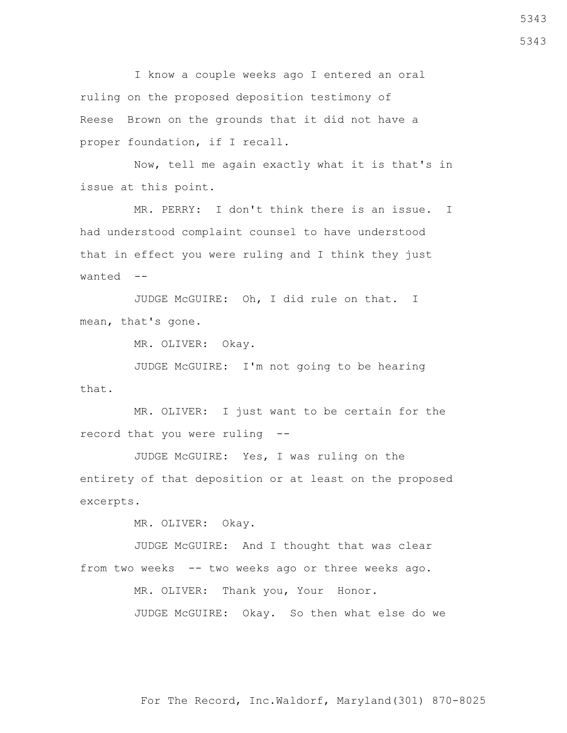I know a couple weeks ago I entered an oral ruling on the proposed deposition testimony of Reese Brown on the grounds that it did not have a proper foundation, if I recall.

Now, tell me again exactly what it is that's in issue at this point.

MR. PERRY: I don't think there is an issue. I had understood complaint counsel to have understood that in effect you were ruling and I think they just wanted --

JUDGE McGUIRE: Oh, I did rule on that. I mean, that's gone.

MR. OLIVER: Okay.

JUDGE McGUIRE: I'm not going to be hearing that.

MR. OLIVER: I just want to be certain for the record that you were ruling --

JUDGE McGUIRE: Yes, I was ruling on the entirety of that deposition or at least on the proposed excerpts.

MR. OLIVER: Okay.

JUDGE McGUIRE: And I thought that was clear from two weeks -- two weeks ago or three weeks ago.

MR. OLIVER: Thank you, Your Honor.

JUDGE McGUIRE: Okay. So then what else do we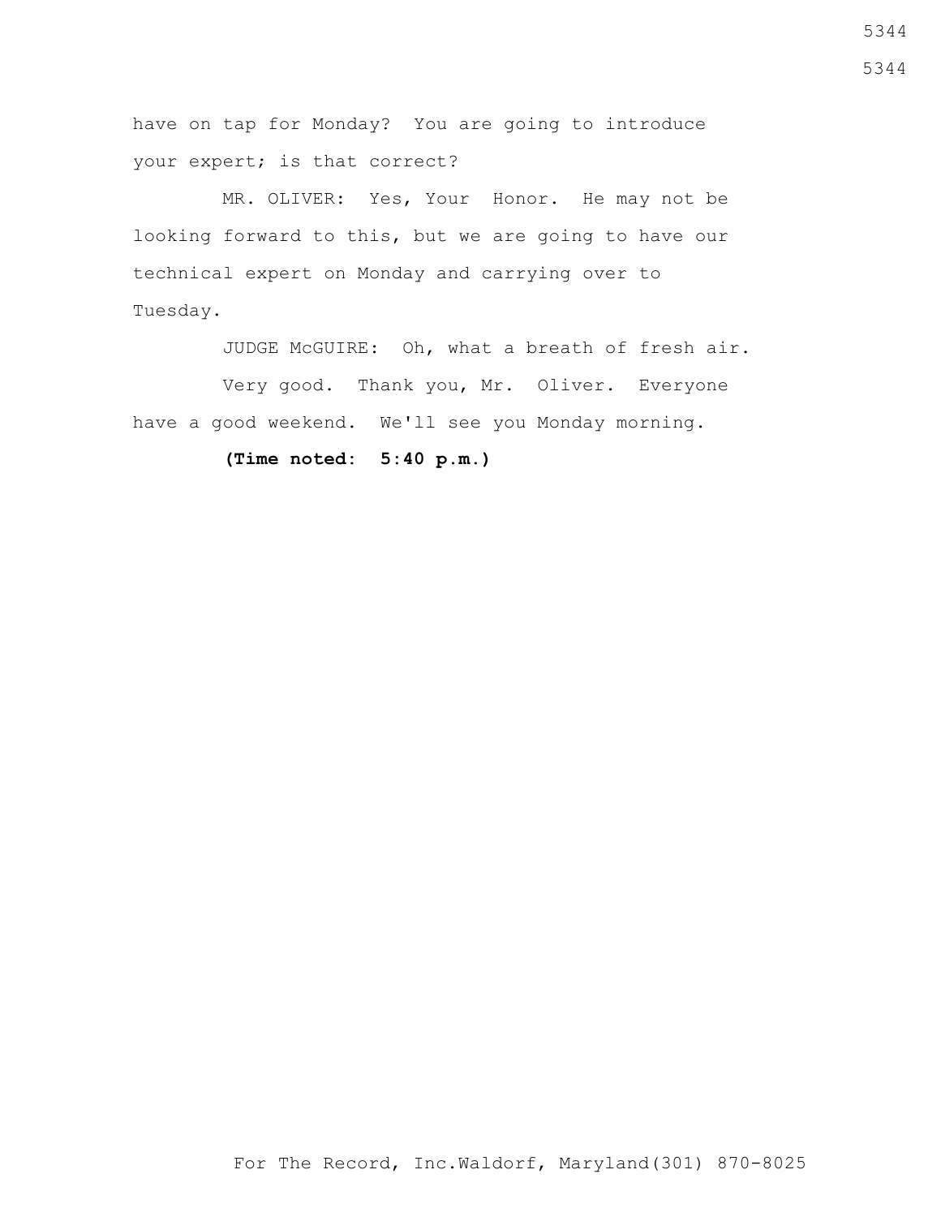have on tap for Monday? You are going to introduce your expert; is that correct?

MR. OLIVER: Yes, Your Honor. He may not be looking forward to this, but we are going to have our technical expert on Monday and carrying over to Tuesday.

JUDGE McGUIRE: Oh, what a breath of fresh air.

Very good. Thank you, Mr. Oliver. Everyone have a good weekend. We'll see you Monday morning.

**(Time noted: 5:40 p.m.)**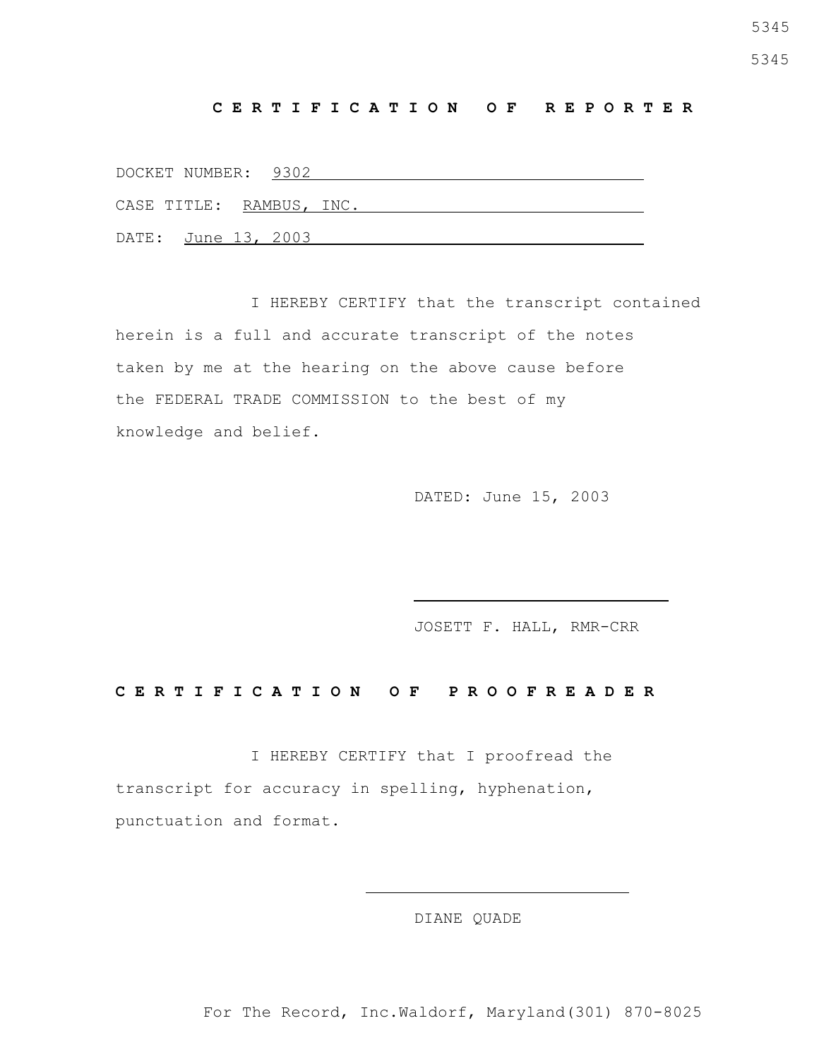# CERTIFICATION OF REPORTER

DOCKET NUMBER: 9302

CASE TITLE: RAMBUS, INC.

DATE: June 13, 2003

I HEREBY CERTIFY that the transcript contained herein is a full and accurate transcript of the notes taken by me at the hearing on the above cause before the FEDERAL TRADE COMMISSION to the best of my knowledge and belief.

DATED: June 15, 2003

JOSETT F. HALL, RMR-CRR

# CERTIFICATION OF PROOFREADER

I HEREBY CERTIFY that I proofread the transcript for accuracy in spelling, hyphenation, punctuation and format.

DIANE QUADE